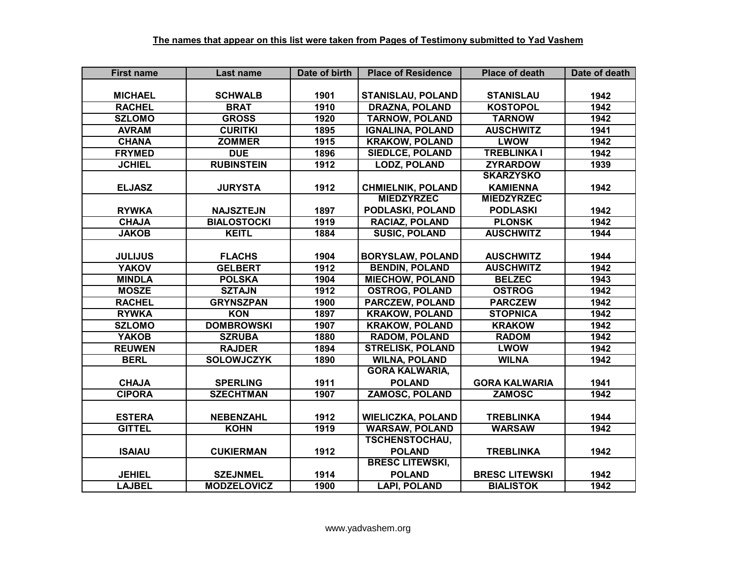**The names that appear on this list were taken from Pages of Testimony submitted to Yad Vashem**

| First name | Last name | Date of birth | Place of Residence | Place of death | Date of death |
|---|---|---|---|---|---|
| MICHAEL | SCHWALB | 1901 | STANISLAU, POLAND | STANISLAU | 1942 |
| RACHEL | BRAT | 1910 | DRAZNA, POLAND | KOSTOPOL | 1942 |
| SZLOMO | GROSS | 1920 | TARNOW, POLAND | TARNOW | 1942 |
| AVRAM | CURITKI | 1895 | IGNALINA, POLAND | AUSCHWITZ | 1941 |
| CHANA | ZOMMER | 1915 | KRAKOW, POLAND | LWOW | 1942 |
| FRYMED | DUE | 1896 | SIEDLCE, POLAND | TREBLINKA I | 1942 |
| JCHIEL | RUBINSTEIN | 1912 | LODZ, POLAND | ZYRARDOW | 1939 |
| ELJASZ | JURYSTA | 1912 | CHMIELNIK, POLAND | SKARZYSKO KAMIENNA | 1942 |
| RYWKA | NAJSZTEJN | 1897 | MIEDZYRZEC PODLASKI, POLAND | MIEDZYRZEC PODLASKI | 1942 |
| CHAJA | BIALOSTOCKI | 1919 | RACIAZ, POLAND | PLONSK | 1942 |
| JAKOB | KEITL | 1884 | SUSIC, POLAND | AUSCHWITZ | 1944 |
| JULIJUS | FLACHS | 1904 | BORYSLAW, POLAND | AUSCHWITZ | 1944 |
| YAKOV | GELBERT | 1912 | BENDIN, POLAND | AUSCHWITZ | 1942 |
| MINDLA | POLSKA | 1904 | MIECHOW, POLAND | BELZEC | 1943 |
| MOSZE | SZTAJN | 1912 | OSTROG, POLAND | OSTROG | 1942 |
| RACHEL | GRYNSZPAN | 1900 | PARCZEW, POLAND | PARCZEW | 1942 |
| RYWKA | KON | 1897 | KRAKOW, POLAND | STOPNICA | 1942 |
| SZLOMO | DOMBROWSKI | 1907 | KRAKOW, POLAND | KRAKOW | 1942 |
| YAKOB | SZRUBA | 1880 | RADOM, POLAND | RADOM | 1942 |
| REUWEN | RAJDER | 1894 | STRELISK, POLAND | LWOW | 1942 |
| BERL | SOLOWJCZYK | 1890 | WILNA, POLAND | WILNA | 1942 |
| CHAJA | SPERLING | 1911 | GORA KALWARIA, POLAND | GORA KALWARIA | 1941 |
| CIPORA | SZECHTMAN | 1907 | ZAMOSC, POLAND | ZAMOSC | 1942 |
| ESTERA | NEBENZAHL | 1912 | WIELICZKA, POLAND | TREBLINKA | 1944 |
| GITTEL | KOHN | 1919 | WARSAW, POLAND | WARSAW | 1942 |
| ISAIAU | CUKIERMAN | 1912 | TSCHENSTOCHAU, POLAND | TREBLINKA | 1942 |
| JEHIEL | SZEJNMEL | 1914 | BRESC LITEWSKI, POLAND | BRESC LITEWSKI | 1942 |
| LAJBEL | MODZELOVICZ | 1900 | LAPI, POLAND | BIALISTOK | 1942 |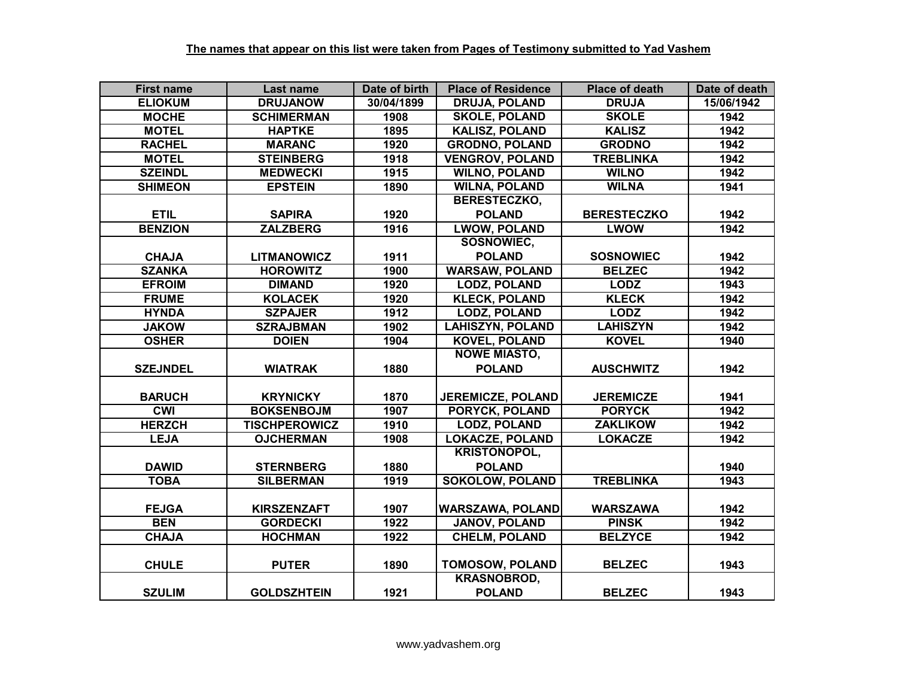**The names that appear on this list were taken from Pages of Testimony submitted to Yad Vashem**

| First name | Last name | Date of birth | Place of Residence | Place of death | Date of death |
|---|---|---|---|---|---|
| ELIOKUM | DRUJANOW | 30/04/1899 | DRUJA, POLAND | DRUJA | 15/06/1942 |
| MOCHE | SCHIMERMAN | 1908 | SKOLE, POLAND | SKOLE | 1942 |
| MOTEL | HAPTKE | 1895 | KALISZ, POLAND | KALISZ | 1942 |
| RACHEL | MARANC | 1920 | GRODNO, POLAND | GRODNO | 1942 |
| MOTEL | STEINBERG | 1918 | VENGROV, POLAND | TREBLINKA | 1942 |
| SZEINDL | MEDWECKI | 1915 | WILNO, POLAND | WILNO | 1942 |
| SHIMEON | EPSTEIN | 1890 | WILNA, POLAND | WILNA | 1941 |
| ETIL | SAPIRA | 1920 | BERESTECZKO, POLAND | BERESTECZKO | 1942 |
| BENZION | ZALZBERG | 1916 | LWOW, POLAND | LWOW | 1942 |
| CHAJA | LITMANOWICZ | 1911 | SOSNOWIEC, POLAND | SOSNOWIEC | 1942 |
| SZANKA | HOROWITZ | 1900 | WARSAW, POLAND | BELZEC | 1942 |
| EFROIM | DIMAND | 1920 | LODZ, POLAND | LODZ | 1943 |
| FRUME | KOLACEK | 1920 | KLECK, POLAND | KLECK | 1942 |
| HYNDA | SZPAJER | 1912 | LODZ, POLAND | LODZ | 1942 |
| JAKOW | SZRAJBMAN | 1902 | LAHISZYN, POLAND | LAHISZYN | 1942 |
| OSHER | DOIEN | 1904 | KOVEL, POLAND | KOVEL | 1940 |
| SZEJNDEL | WIATRAK | 1880 | NOWE MIASTO, POLAND | AUSCHWITZ | 1942 |
| BARUCH | KRYNICKY | 1870 | JEREMICZE, POLAND | JEREMICZE | 1941 |
| CWI | BOKSENBOJM | 1907 | PORYCK, POLAND | PORYCK | 1942 |
| HERZCH | TISCHPEROWICZ | 1910 | LODZ, POLAND | ZAKLIKOW | 1942 |
| LEJA | OJCHERMAN | 1908 | LOKACZE, POLAND | LOKACZE | 1942 |
| DAWID | STERNBERG | 1880 | KRISTONOPOL, POLAND | | 1940 |
| TOBA | SILBERMAN | 1919 | SOKOLOW, POLAND | TREBLINKA | 1943 |
| FEJGA | KIRSZENZAFT | 1907 | WARSZAWA, POLAND | WARSZAWA | 1942 |
| BEN | GORDECKI | 1922 | JANOV, POLAND | PINSK | 1942 |
| CHAJA | HOCHMAN | 1922 | CHELM, POLAND | BELZYCE | 1942 |
| CHULE | PUTER | 1890 | TOMOSOW, POLAND | BELZEC | 1943 |
| SZULIM | GOLDSZHTEIN | 1921 | KRASNOBROD, POLAND | BELZEC | 1943 |

www.yadvashem.org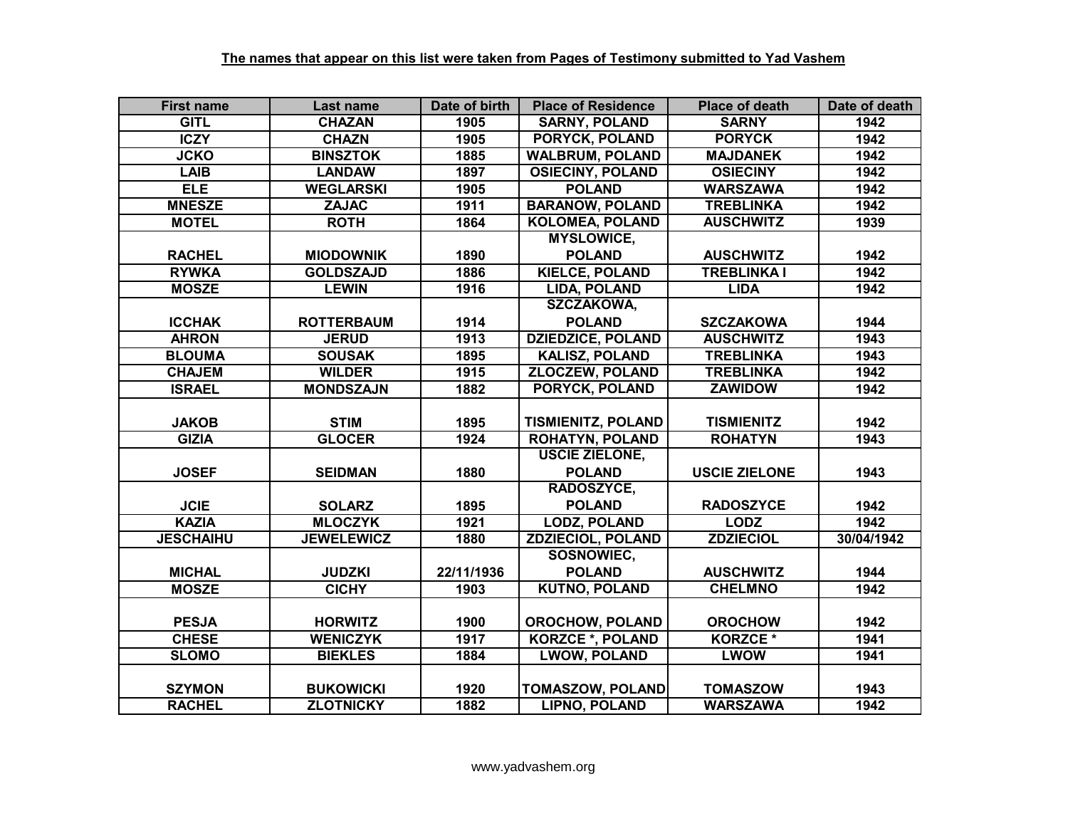**The names that appear on this list were taken from Pages of Testimony submitted to Yad Vashem**

| First name | Last name | Date of birth | Place of Residence | Place of death | Date of death |
|---|---|---|---|---|---|
| GITL | CHAZAN | 1905 | SARNY, POLAND | SARNY | 1942 |
| ICZY | CHAZN | 1905 | PORYCK, POLAND | PORYCK | 1942 |
| JCKO | BINSZTOK | 1885 | WALBRUM, POLAND | MAJDANEK | 1942 |
| LAIB | LANDAW | 1897 | OSIECINY, POLAND | OSIECINY | 1942 |
| ELE | WEGLARSKI | 1905 | POLAND | WARSZAWA | 1942 |
| MNESZE | ZAJAC | 1911 | BARANOW, POLAND | TREBLINKA | 1942 |
| MOTEL | ROTH | 1864 | KOLOMEA, POLAND | AUSCHWITZ | 1939 |
| RACHEL | MIODOWNIK | 1890 | MYSLOWICE, POLAND | AUSCHWITZ | 1942 |
| RYWKA | GOLDSZAJD | 1886 | KIELCE, POLAND | TREBLINKA I | 1942 |
| MOSZE | LEWIN | 1916 | LIDA, POLAND | LIDA | 1942 |
| ICCHAK | ROTTERBAUM | 1914 | SZCZAKOWA, POLAND | SZCZAKOWA | 1944 |
| AHRON | JERUD | 1913 | DZIEDZICE, POLAND | AUSCHWITZ | 1943 |
| BLOUMA | SOUSAK | 1895 | KALISZ, POLAND | TREBLINKA | 1943 |
| CHAJEM | WILDER | 1915 | ZLOCZEW, POLAND | TREBLINKA | 1942 |
| ISRAEL | MONDSZAJN | 1882 | PORYCK, POLAND | ZAWIDOW | 1942 |
| JAKOB | STIM | 1895 | TISMIENITZ, POLAND | TISMIENITZ | 1942 |
| GIZIA | GLOCER | 1924 | ROHATYN, POLAND | ROHATYN | 1943 |
| JOSEF | SEIDMAN | 1880 | USCIE ZIELONE, POLAND | USCIE ZIELONE | 1943 |
| JCIE | SOLARZ | 1895 | RADOSZYCE, POLAND | RADOSZYCE | 1942 |
| KAZIA | MLOCZYK | 1921 | LODZ, POLAND | LODZ | 1942 |
| JESCHAIHU | JEWELEWICZ | 1880 | ZDZIECIOL, POLAND | ZDZIECIOL | 30/04/1942 |
| MICHAL | JUDZKI | 22/11/1936 | SOSNOWIEC, POLAND | AUSCHWITZ | 1944 |
| MOSZE | CICHY | 1903 | KUTNO, POLAND | CHELMNO | 1942 |
| PESJA | HORWITZ | 1900 | OROCHOW, POLAND | OROCHOW | 1942 |
| CHESE | WENICZYK | 1917 | KORZCE *, POLAND | KORZCE * | 1941 |
| SLOMO | BIEKLES | 1884 | LWOW, POLAND | LWOW | 1941 |
| SZYMON | BUKOWICKI | 1920 | TOMASZOW, POLAND | TOMASZOW | 1943 |
| RACHEL | ZLOTNICKY | 1882 | LIPNO, POLAND | WARSZAWA | 1942 |

www.yadvashem.org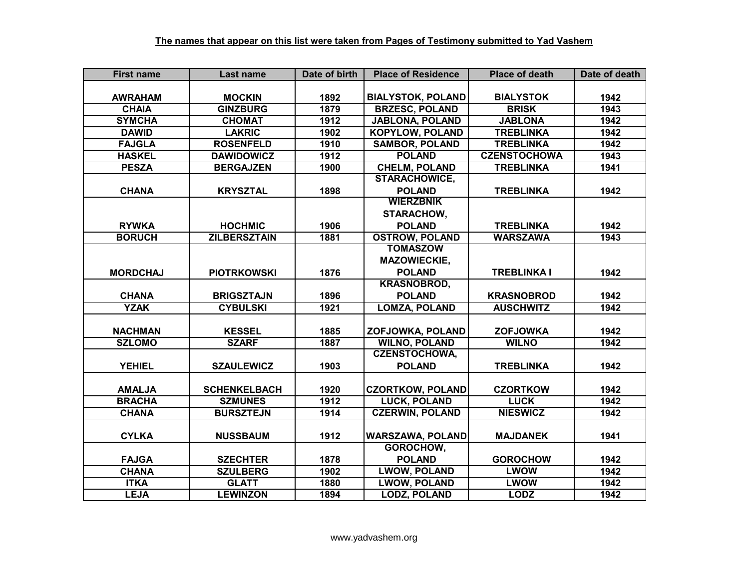**The names that appear on this list were taken from Pages of Testimony submitted to Yad Vashem**

| First name | Last name | Date of birth | Place of Residence | Place of death | Date of death |
|---|---|---|---|---|---|
| AWRAHAM | MOCKIN | 1892 | BIALYSTOK, POLAND | BIALYSTOK | 1942 |
| CHAIA | GINZBURG | 1879 | BRZESC, POLAND | BRISK | 1943 |
| SYMCHA | CHOMAT | 1912 | JABLONA, POLAND | JABLONA | 1942 |
| DAWID | LAKRIC | 1902 | KOPYLOW, POLAND | TREBLINKA | 1942 |
| FAJGLA | ROSENFELD | 1910 | SAMBOR, POLAND | TREBLINKA | 1942 |
| HASKEL | DAWIDOWICZ | 1912 | POLAND | CZENSTOCHOWA | 1943 |
| PESZA | BERGAJZEN | 1900 | CHELM, POLAND | TREBLINKA | 1941 |
| CHANA | KRYSZTAL | 1898 | STARACHOWICE, POLAND | TREBLINKA | 1942 |
| RYWKA | HOCHMIC | 1906 | WIERZBNIK STARACHOW, POLAND | TREBLINKA | 1942 |
| BORUCH | ZILBERSZTAIN | 1881 | OSTROW, POLAND | WARSZAWA | 1943 |
| MORDCHAJ | PIOTRKOWSKI | 1876 | TOMASZOW MAZOWIECKIE, POLAND | TREBLINKA I | 1942 |
| CHANA | BRIGSZTAJN | 1896 | KRASNOBROD, POLAND | KRASNOBROD | 1942 |
| YZAK | CYBULSKI | 1921 | LOMZA, POLAND | AUSCHWITZ | 1942 |
| NACHMAN | KESSEL | 1885 | ZOFJOWKA, POLAND | ZOFJOWKA | 1942 |
| SZLOMO | SZARF | 1887 | WILNO, POLAND | WILNO | 1942 |
| YEHIEL | SZAULEWICZ | 1903 | CZENSTOCHOWA, POLAND | TREBLINKA | 1942 |
| AMALJA | SCHENKELBACH | 1920 | CZORTKOW, POLAND | CZORTKOW | 1942 |
| BRACHA | SZMUNES | 1912 | LUCK, POLAND | LUCK | 1942 |
| CHANA | BURSZTEJN | 1914 | CZERWIN, POLAND | NIESWICZ | 1942 |
| CYLKA | NUSSBAUM | 1912 | WARSZAWA, POLAND | MAJDANEK | 1941 |
| FAJGA | SZECHTER | 1878 | GOROCHOW, POLAND | GOROCHOW | 1942 |
| CHANA | SZULBERG | 1902 | LWOW, POLAND | LWOW | 1942 |
| ITKA | GLATT | 1880 | LWOW, POLAND | LWOW | 1942 |
| LEJA | LEWINZON | 1894 | LODZ, POLAND | LODZ | 1942 |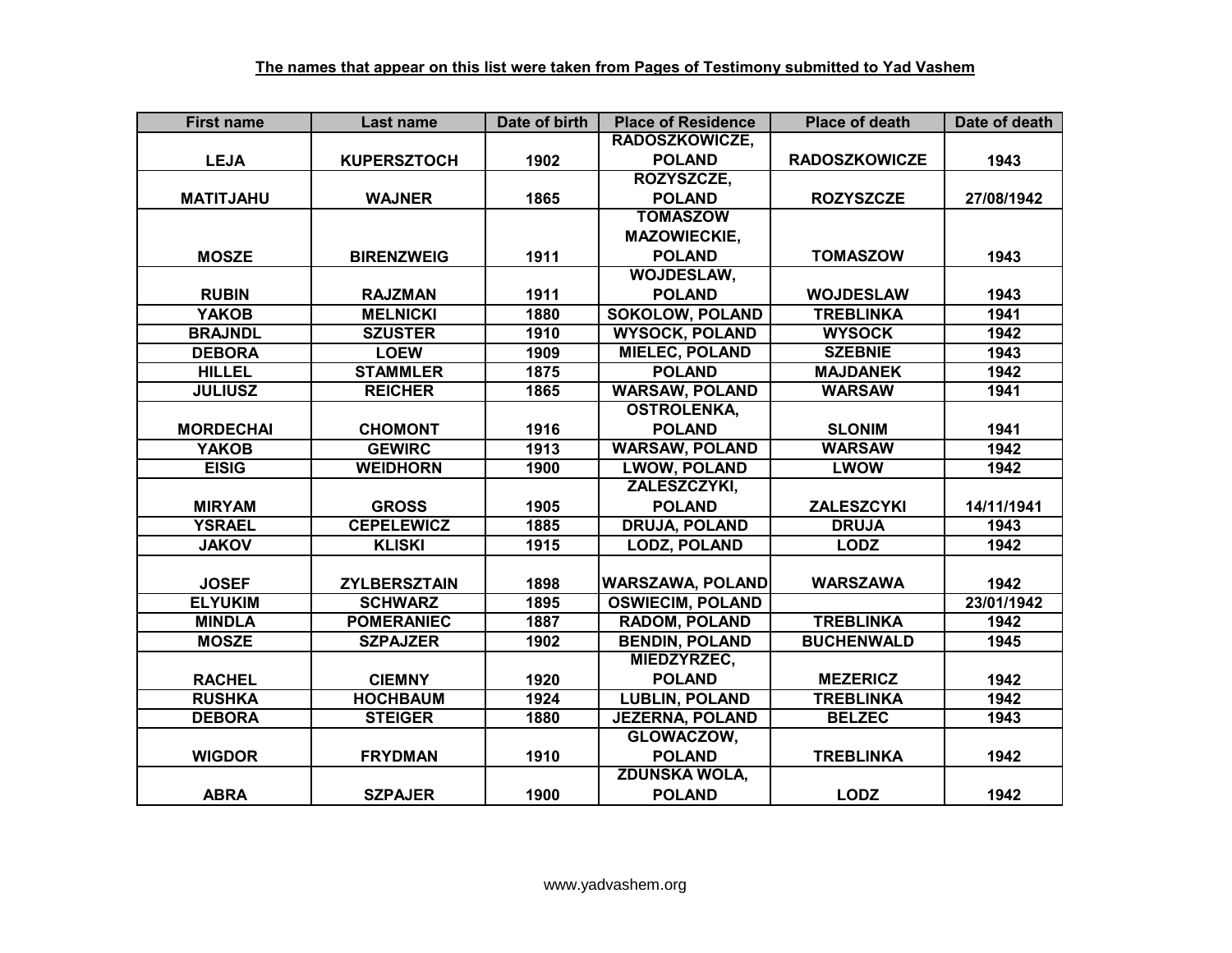**The names that appear on this list were taken from Pages of Testimony submitted to Yad Vashem**

| First name | Last name | Date of birth | Place of Residence | Place of death | Date of death |
|---|---|---|---|---|---|
| LEJA | KUPERSZTOCH | 1902 | RADOSZKOWICZE, POLAND | RADOSZKOWICZE | 1943 |
| MATITJAHU | WAJNER | 1865 | ROZYSZCZE, POLAND | ROZYSZCZE | 27/08/1942 |
| MOSZE | BIRENZWEIG | 1911 | TOMASZOW MAZOWIECKIE, POLAND | TOMASZOW | 1943 |
| RUBIN | RAJZMAN | 1911 | WOJDESLAW, POLAND | WOJDESLAW | 1943 |
| YAKOB | MELNICKI | 1880 | SOKOLOW, POLAND | TREBLINKA | 1941 |
| BRAJNDL | SZUSTER | 1910 | WYSOCK, POLAND | WYSOCK | 1942 |
| DEBORA | LOEW | 1909 | MIELEC, POLAND | SZEBNIE | 1943 |
| HILLEL | STAMMLER | 1875 | POLAND | MAJDANEK | 1942 |
| JULIUSZ | REICHER | 1865 | WARSAW, POLAND | WARSAW | 1941 |
| MORDECHAI | CHOMONT | 1916 | OSTROLENKA, POLAND | SLONIM | 1941 |
| YAKOB | GEWIRC | 1913 | WARSAW, POLAND | WARSAW | 1942 |
| EISIG | WEIDHORN | 1900 | LWOW, POLAND | LWOW | 1942 |
| MIRYAM | GROSS | 1905 | ZALESZCZYKI, POLAND | ZALESZCYKI | 14/11/1941 |
| YSRAEL | CEPELEWICZ | 1885 | DRUJA, POLAND | DRUJA | 1943 |
| JAKOV | KLISKI | 1915 | LODZ, POLAND | LODZ | 1942 |
| JOSEF | ZYLBERSZTAIN | 1898 | WARSZAWA, POLAND | WARSZAWA | 1942 |
| ELYUKIM | SCHWARZ | 1895 | OSWIECIM, POLAND | | 23/01/1942 |
| MINDLA | POMERANIEC | 1887 | RADOM, POLAND | TREBLINKA | 1942 |
| MOSZE | SZPAJZER | 1902 | BENDIN, POLAND | BUCHENWALD | 1945 |
| RACHEL | CIEMNY | 1920 | MIEDZYRZEC, POLAND | MEZERICZ | 1942 |
| RUSHKA | HOCHBAUM | 1924 | LUBLIN, POLAND | TREBLINKA | 1942 |
| DEBORA | STEIGER | 1880 | JEZERNA, POLAND | BELZEC | 1943 |
| WIGDOR | FRYDMAN | 1910 | GLOWACZOW, POLAND | TREBLINKA | 1942 |
| ABRA | SZPAJER | 1900 | ZDUNSKA WOLA, POLAND | LODZ | 1942 |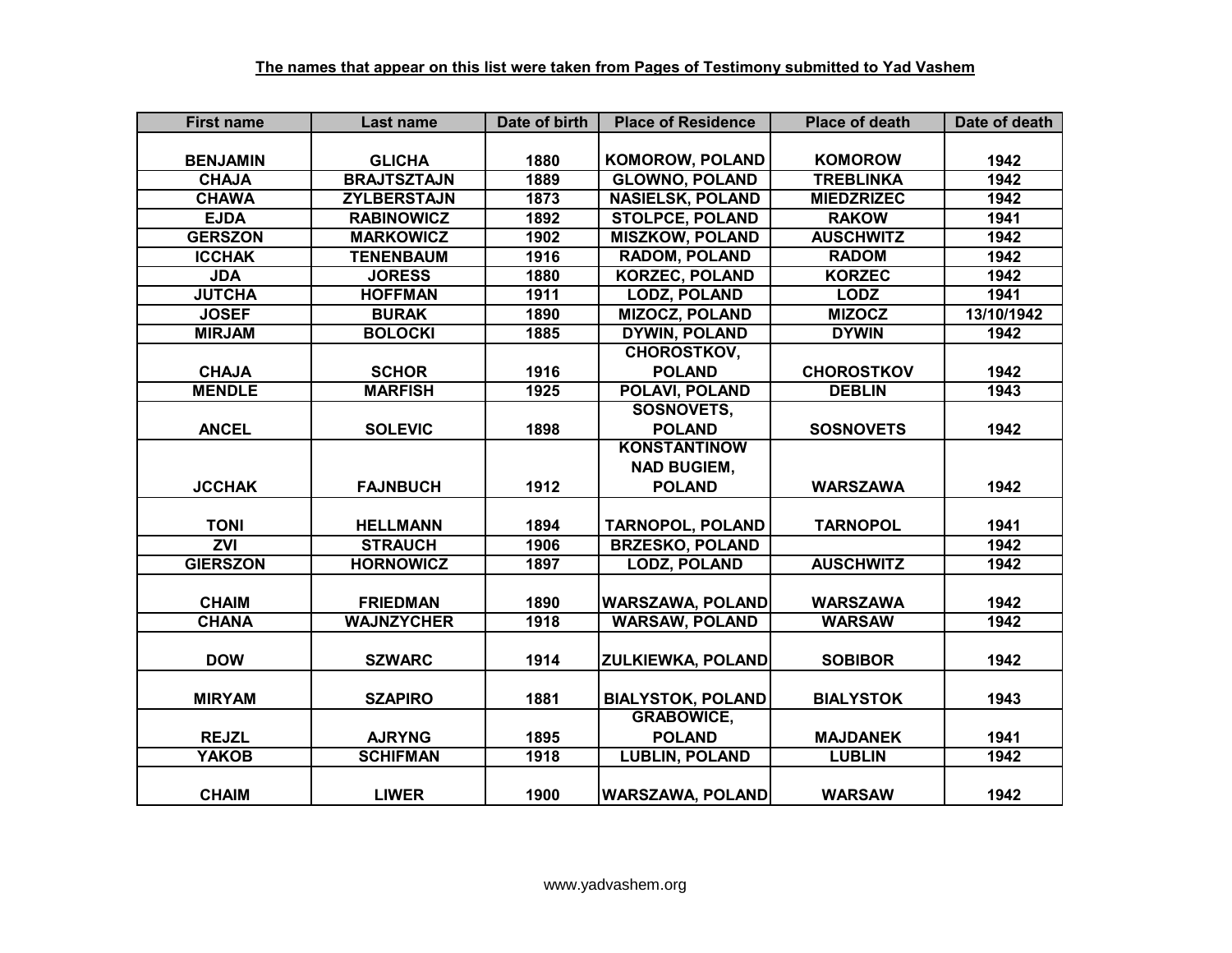**The names that appear on this list were taken from Pages of Testimony submitted to Yad Vashem**

| First name | Last name | Date of birth | Place of Residence | Place of death | Date of death |
|---|---|---|---|---|---|
| BENJAMIN | GLICHA | 1880 | KOMOROW, POLAND | KOMOROW | 1942 |
| CHAJA | BRAJTSZTAJN | 1889 | GLOWNO, POLAND | TREBLINKA | 1942 |
| CHAWA | ZYLBERSTAJN | 1873 | NASIELSK, POLAND | MIEDZRIZEC | 1942 |
| EJDA | RABINOWICZ | 1892 | STOLPCE, POLAND | RAKOW | 1941 |
| GERSZON | MARKOWICZ | 1902 | MISZKOW, POLAND | AUSCHWITZ | 1942 |
| ICCHAK | TENENBAUM | 1916 | RADOM, POLAND | RADOM | 1942 |
| JDA | JORESS | 1880 | KORZEC, POLAND | KORZEC | 1942 |
| JUTCHA | HOFFMAN | 1911 | LODZ, POLAND | LODZ | 1941 |
| JOSEF | BURAK | 1890 | MIZOCZ, POLAND | MIZOCZ | 13/10/1942 |
| MIRJAM | BOLOCKI | 1885 | DYWIN, POLAND | DYWIN | 1942 |
| CHAJA | SCHOR | 1916 | CHOROSTKOV, POLAND | CHOROSTKOV | 1942 |
| MENDLE | MARFISH | 1925 | POLAVI, POLAND | DEBLIN | 1943 |
| ANCEL | SOLEVIC | 1898 | SOSNOVETS, POLAND | SOSNOVETS | 1942 |
| JCCHAK | FAJNBUCH | 1912 | KONSTANTINOW NAD BUGIEM, POLAND | WARSZAWA | 1942 |
| TONI | HELLMANN | 1894 | TARNOPOL, POLAND | TARNOPOL | 1941 |
| ZVI | STRAUCH | 1906 | BRZESKO, POLAND | | 1942 |
| GIERSZON | HORNOWICZ | 1897 | LODZ, POLAND | AUSCHWITZ | 1942 |
| CHAIM | FRIEDMAN | 1890 | WARSZAWA, POLAND | WARSZAWA | 1942 |
| CHANA | WAJNZYCHER | 1918 | WARSAW, POLAND | WARSAW | 1942 |
| DOW | SZWARC | 1914 | ZULKIEWKA, POLAND | SOBIBOR | 1942 |
| MIRYAM | SZAPIRO | 1881 | BIALYSTOK, POLAND | BIALYSTOK | 1943 |
| REJZL | AJRYNG | 1895 | GRABOWICE, POLAND | MAJDANEK | 1941 |
| YAKOB | SCHIFMAN | 1918 | LUBLIN, POLAND | LUBLIN | 1942 |
| CHAIM | LIWER | 1900 | WARSZAWA, POLAND | WARSAW | 1942 |

www.yadvashem.org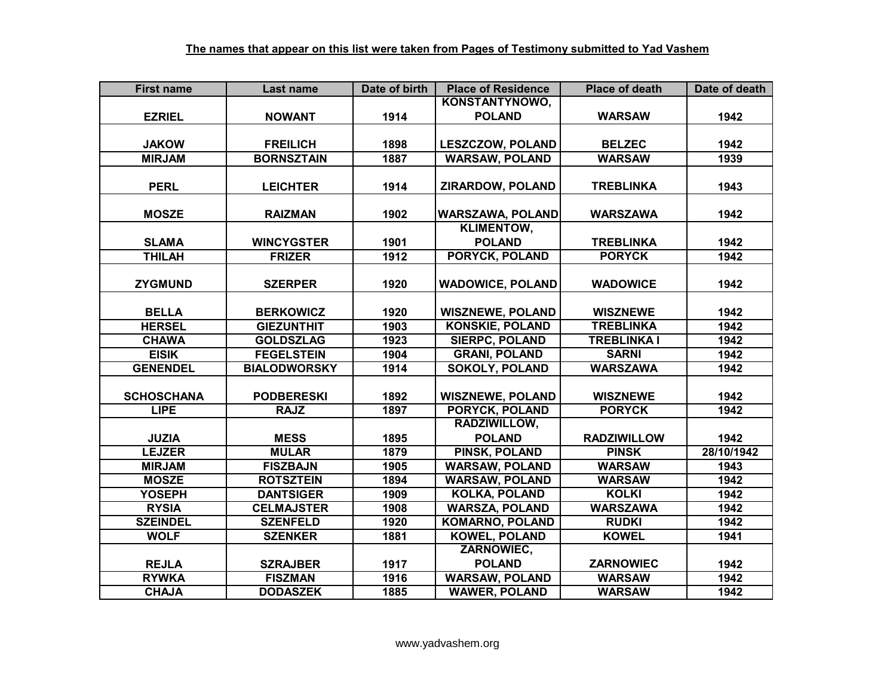**The names that appear on this list were taken from Pages of Testimony submitted to Yad Vashem**

| First name | Last name | Date of birth | Place of Residence | Place of death | Date of death |
|---|---|---|---|---|---|
| EZRIEL | NOWANT | 1914 | KONSTANTYNOWO, POLAND | WARSAW | 1942 |
| JAKOW | FREILICH | 1898 | LESZCZOW, POLAND | BELZEC | 1942 |
| MIRJAM | BORNSZTAIN | 1887 | WARSAW, POLAND | WARSAW | 1939 |
| PERL | LEICHTER | 1914 | ZIRARDOW, POLAND | TREBLINKA | 1943 |
| MOSZE | RAIZMAN | 1902 | WARSZAWA, POLAND | WARSZAWA | 1942 |
| SLAMA | WINCYGSTER | 1901 | KLIMENTOW, POLAND | TREBLINKA | 1942 |
| THILAH | FRIZER | 1912 | PORYCK, POLAND | PORYCK | 1942 |
| ZYGMUND | SZERPER | 1920 | WADOWICE, POLAND | WADOWICE | 1942 |
| BELLA | BERKOWICZ | 1920 | WISZNEWE, POLAND | WISZNEWE | 1942 |
| HERSEL | GIEZUNTHIT | 1903 | KONSKIE, POLAND | TREBLINKA | 1942 |
| CHAWA | GOLDSZLAG | 1923 | SIERPC, POLAND | TREBLINKA I | 1942 |
| EISIK | FEGELSTEIN | 1904 | GRANI, POLAND | SARNI | 1942 |
| GENENDEL | BIALODWORSKY | 1914 | SOKOLY, POLAND | WARSZAWA | 1942 |
| SCHOSCHANA | PODBERESKI | 1892 | WISZNEWE, POLAND | WISZNEWE | 1942 |
| LIPE | RAJZ | 1897 | PORYCK, POLAND | PORYCK | 1942 |
| JUZIA | MESS | 1895 | RADZIWILLOW, POLAND | RADZIWILLOW | 1942 |
| LEJZER | MULAR | 1879 | PINSK, POLAND | PINSK | 28/10/1942 |
| MIRJAM | FISZBAJN | 1905 | WARSAW, POLAND | WARSAW | 1943 |
| MOSZE | ROTSZTEIN | 1894 | WARSAW, POLAND | WARSAW | 1942 |
| YOSEPH | DANTSIGER | 1909 | KOLKA, POLAND | KOLKI | 1942 |
| RYSIA | CELMAJSTER | 1908 | WARSZA, POLAND | WARSZAWA | 1942 |
| SZEINDEL | SZENFELD | 1920 | KOMARNO, POLAND | RUDKI | 1942 |
| WOLF | SZENKER | 1881 | KOWEL, POLAND | KOWEL | 1941 |
| REJLA | SZRAJBER | 1917 | ZARNOWIEC, POLAND | ZARNOWIEC | 1942 |
| RYWKA | FISZMAN | 1916 | WARSAW, POLAND | WARSAW | 1942 |
| CHAJA | DODASZEK | 1885 | WAWER, POLAND | WARSAW | 1942 |

www.yadvashem.org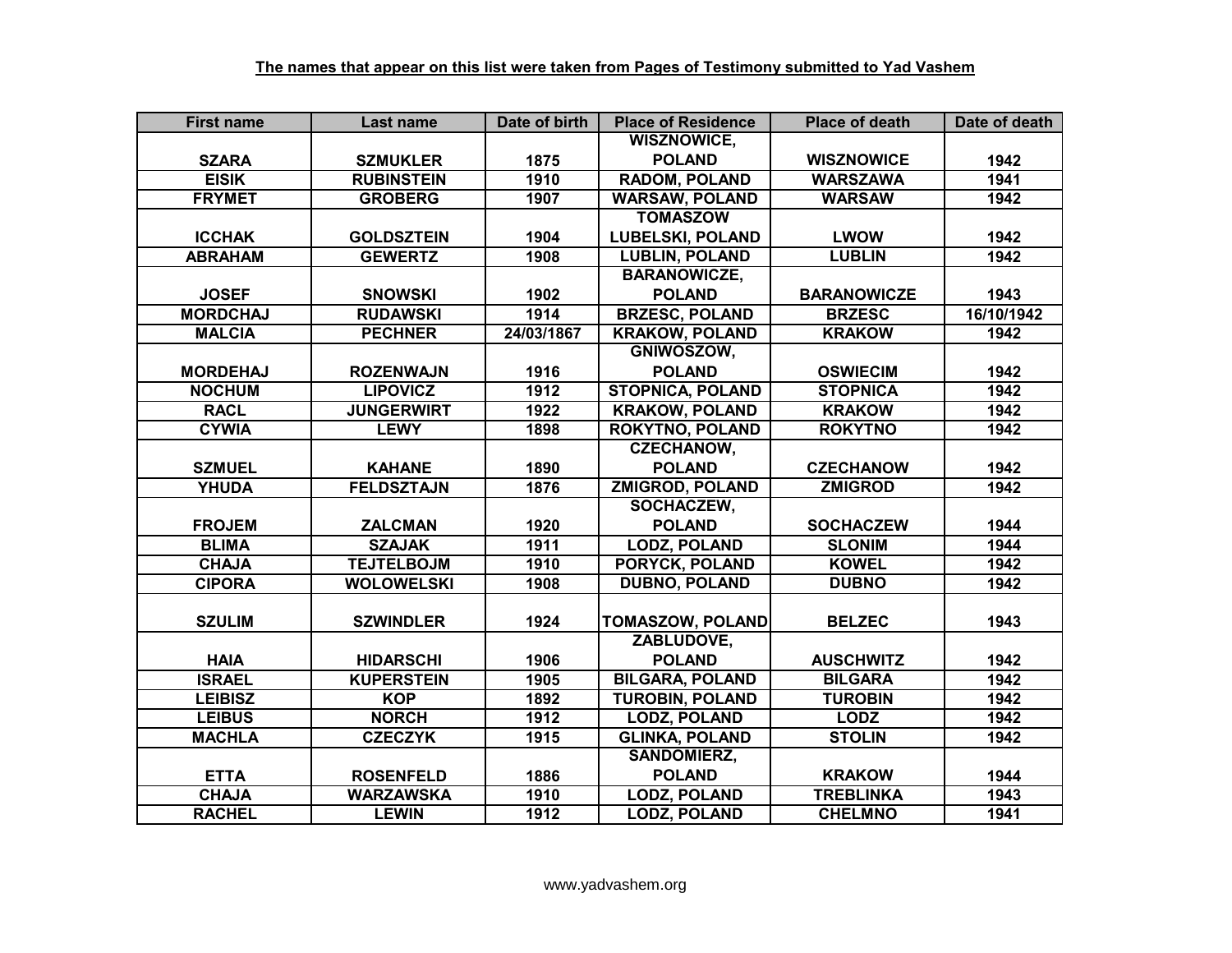**The names that appear on this list were taken from Pages of Testimony submitted to Yad Vashem**

| First name | Last name | Date of birth | Place of Residence | Place of death | Date of death |
| --- | --- | --- | --- | --- | --- |
| SZARA | SZMUKLER | 1875 | WISZNOWICE, POLAND | WISZNOWICE | 1942 |
| EISIK | RUBINSTEIN | 1910 | RADOM, POLAND | WARSZAWA | 1941 |
| FRYMET | GROBERG | 1907 | WARSAW, POLAND | WARSAW | 1942 |
| ICCHAK | GOLDSZTEIN | 1904 | TOMASZOW LUBELSKI, POLAND | LWOW | 1942 |
| ABRAHAM | GEWERTZ | 1908 | LUBLIN, POLAND | LUBLIN | 1942 |
| JOSEF | SNOWSKI | 1902 | BARANOWICZE, POLAND | BARANOWICZE | 1943 |
| MORDCHAJ | RUDAWSKI | 1914 | BRZESC, POLAND | BRZESC | 16/10/1942 |
| MALCIA | PECHNER | 24/03/1867 | KRAKOW, POLAND | KRAKOW | 1942 |
| MORDEHAJ | ROZENWAJN | 1916 | GNIWOSZOW, POLAND | OSWIECIM | 1942 |
| NOCHUM | LIPOVICZ | 1912 | STOPNICA, POLAND | STOPNICA | 1942 |
| RACL | JUNGERWIRT | 1922 | KRAKOW, POLAND | KRAKOW | 1942 |
| CYWIA | LEWY | 1898 | ROKYTNO, POLAND | ROKYTNO | 1942 |
| SZMUEL | KAHANE | 1890 | CZECHANOW, POLAND | CZECHANOW | 1942 |
| YHUDA | FELDSZTAJN | 1876 | ZMIGROD, POLAND | ZMIGROD | 1942 |
| FROJEM | ZALCMAN | 1920 | SOCHACZEW, POLAND | SOCHACZEW | 1944 |
| BLIMA | SZAJAK | 1911 | LODZ, POLAND | SLONIM | 1944 |
| CHAJA | TEJTELBOJM | 1910 | PORYCK, POLAND | KOWEL | 1942 |
| CIPORA | WOLOWELSKI | 1908 | DUBNO, POLAND | DUBNO | 1942 |
| SZULIM | SZWINDLER | 1924 | TOMASZOW, POLAND | BELZEC | 1943 |
| HAIA | HIDARSCHI | 1906 | ZABLUDOVE, POLAND | AUSCHWITZ | 1942 |
| ISRAEL | KUPERSTEIN | 1905 | BILGARA, POLAND | BILGARA | 1942 |
| LEIBISZ | KOP | 1892 | TUROBIN, POLAND | TUROBIN | 1942 |
| LEIBUS | NORCH | 1912 | LODZ, POLAND | LODZ | 1942 |
| MACHLA | CZECZYK | 1915 | GLINKA, POLAND | STOLIN | 1942 |
| ETTA | ROSENFELD | 1886 | SANDOMIERZ, POLAND | KRAKOW | 1944 |
| CHAJA | WARZAWSKA | 1910 | LODZ, POLAND | TREBLINKA | 1943 |
| RACHEL | LEWIN | 1912 | LODZ, POLAND | CHELMNO | 1941 |

www.yadvashem.org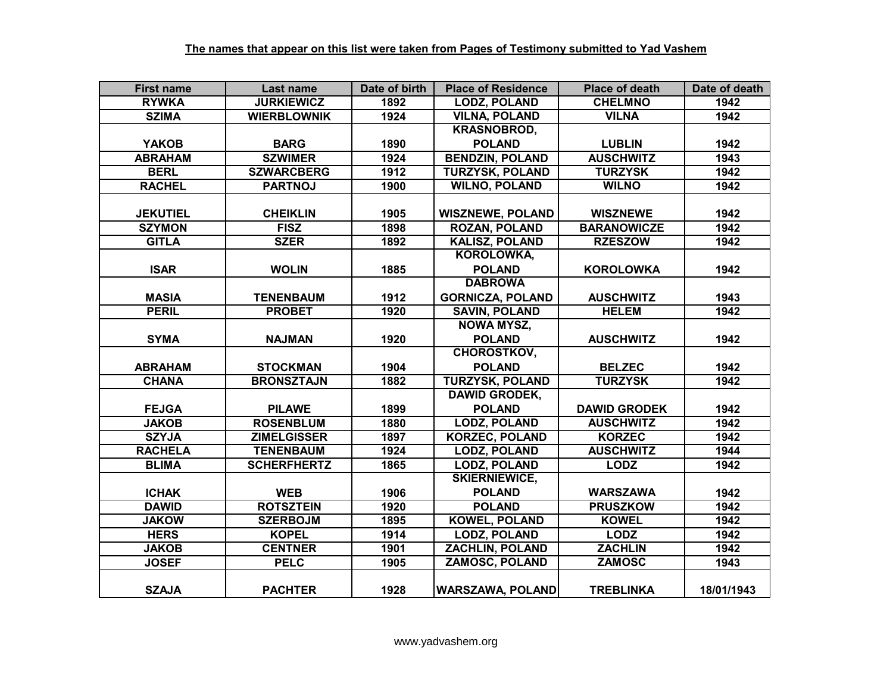**The names that appear on this list were taken from Pages of Testimony submitted to Yad Vashem**

| First name | Last name | Date of birth | Place of Residence | Place of death | Date of death |
|---|---|---|---|---|---|
| RYWKA | JURKIEWICZ | 1892 | LODZ, POLAND | CHELMNO | 1942 |
| SZIMA | WIERBLOWNIK | 1924 | VILNA, POLAND | VILNA | 1942 |
| YAKOB | BARG | 1890 | KRASNOBROD, POLAND | LUBLIN | 1942 |
| ABRAHAM | SZWIMER | 1924 | BENDZIN, POLAND | AUSCHWITZ | 1943 |
| BERL | SZWARCBERG | 1912 | TURZYSK, POLAND | TURZYSK | 1942 |
| RACHEL | PARTNOJ | 1900 | WILNO, POLAND | WILNO | 1942 |
| JEKUTIEL | CHEIKLIN | 1905 | WISZNEWE, POLAND | WISZNEWE | 1942 |
| SZYMON | FISZ | 1898 | ROZAN, POLAND | BARANOWICZE | 1942 |
| GITLA | SZER | 1892 | KALISZ, POLAND | RZESZOW | 1942 |
| ISAR | WOLIN | 1885 | KOROLOWKA, POLAND | KOROLOWKA | 1942 |
| MASIA | TENENBAUM | 1912 | DABROWA GORNICZA, POLAND | AUSCHWITZ | 1943 |
| PERIL | PROBET | 1920 | SAVIN, POLAND | HELEM | 1942 |
| SYMA | NAJMAN | 1920 | NOWA MYSZ, POLAND | AUSCHWITZ | 1942 |
| ABRAHAM | STOCKMAN | 1904 | CHOROSTKOV, POLAND | BELZEC | 1942 |
| CHANA | BRONSZTAJN | 1882 | TURZYSK, POLAND | TURZYSK | 1942 |
| FEJGA | PILAWE | 1899 | DAWID GRODEK, POLAND | DAWID GRODEK | 1942 |
| JAKOB | ROSENBLUM | 1880 | LODZ, POLAND | AUSCHWITZ | 1942 |
| SZYJA | ZIMELGISSER | 1897 | KORZEC, POLAND | KORZEC | 1942 |
| RACHELA | TENENBAUM | 1924 | LODZ, POLAND | AUSCHWITZ | 1944 |
| BLIMA | SCHERFHERTZ | 1865 | LODZ, POLAND | LODZ | 1942 |
| ICHAK | WEB | 1906 | SKIERNIEWICE, POLAND | WARSZAWA | 1942 |
| DAWID | ROTSZTEIN | 1920 | POLAND | PRUSZKOW | 1942 |
| JAKOW | SZERBOJM | 1895 | KOWEL, POLAND | KOWEL | 1942 |
| HERS | KOPEL | 1914 | LODZ, POLAND | LODZ | 1942 |
| JAKOB | CENTNER | 1901 | ZACHLIN, POLAND | ZACHLIN | 1942 |
| JOSEF | PELC | 1905 | ZAMOSC, POLAND | ZAMOSC | 1943 |
| SZAJA | PACHTER | 1928 | WARSZAWA, POLAND | TREBLINKA | 18/01/1943 |

www.yadvashem.org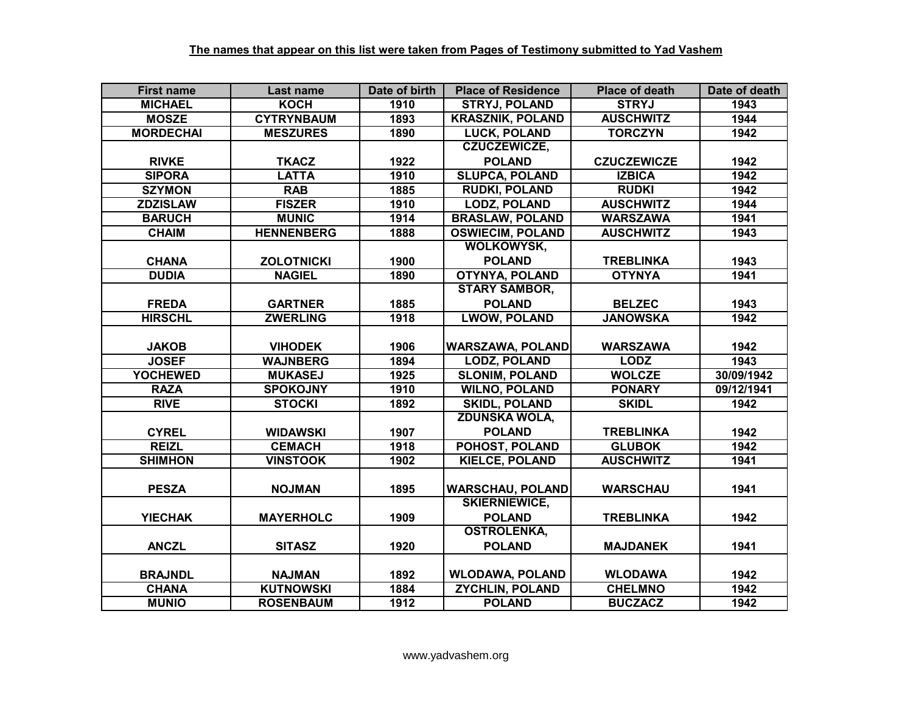**The names that appear on this list were taken from Pages of Testimony submitted to Yad Vashem**

| First name | Last name | Date of birth | Place of Residence | Place of death | Date of death |
|---|---|---|---|---|---|
| MICHAEL | KOCH | 1910 | STRYJ, POLAND | STRYJ | 1943 |
| MOSZE | CYTRYNBAUM | 1893 | KRASZNIK, POLAND | AUSCHWITZ | 1944 |
| MORDECHAI | MESZURES | 1890 | LUCK, POLAND | TORCZYN | 1942 |
| RIVKE | TKACZ | 1922 | CZUCZEWICZE, POLAND | CZUCZEWICZE | 1942 |
| SIPORA | LATTA | 1910 | SLUPCA, POLAND | IZBICA | 1942 |
| SZYMON | RAB | 1885 | RUDKI, POLAND | RUDKI | 1942 |
| ZDZISLAW | FISZER | 1910 | LODZ, POLAND | AUSCHWITZ | 1944 |
| BARUCH | MUNIC | 1914 | BRASLAW, POLAND | WARSZAWA | 1941 |
| CHAIM | HENNENBERG | 1888 | OSWIECIM, POLAND | AUSCHWITZ | 1943 |
| CHANA | ZOLOTNICKI | 1900 | WOLKOWYSK, POLAND | TREBLINKA | 1943 |
| DUDIA | NAGIEL | 1890 | OTYNYA, POLAND | OTYNYA | 1941 |
| FREDA | GARTNER | 1885 | STARY SAMBOR, POLAND | BELZEC | 1943 |
| HIRSCHL | ZWERLING | 1918 | LWOW, POLAND | JANOWSKA | 1942 |
| JAKOB | VIHODEK | 1906 | WARSZAWA, POLAND | WARSZAWA | 1942 |
| JOSEF | WAJNBERG | 1894 | LODZ, POLAND | LODZ | 1943 |
| YOCHEWED | MUKASEJ | 1925 | SLONIM, POLAND | WOLCZE | 30/09/1942 |
| RAZA | SPOKOJNY | 1910 | WILNO, POLAND | PONARY | 09/12/1941 |
| RIVE | STOCKI | 1892 | SKIDL, POLAND | SKIDL | 1942 |
| CYREL | WIDAWSKI | 1907 | ZDUNSKA WOLA, POLAND | TREBLINKA | 1942 |
| REIZL | CEMACH | 1918 | POHOST, POLAND | GLUBOK | 1942 |
| SHIMHON | VINSTOOK | 1902 | KIELCE, POLAND | AUSCHWITZ | 1941 |
| PESZA | NOJMAN | 1895 | WARSCHAU, POLAND | WARSCHAU | 1941 |
| YIECHAK | MAYERHOLC | 1909 | SKIERNIEWICE, POLAND | TREBLINKA | 1942 |
| ANCZL | SITASZ | 1920 | OSTROLENKA, POLAND | MAJDANEK | 1941 |
| BRAJNDL | NAJMAN | 1892 | WLODAWA, POLAND | WLODAWA | 1942 |
| CHANA | KUTNOWSKI | 1884 | ZYCHLIN, POLAND | CHELMNO | 1942 |
| MUNIO | ROSENBAUM | 1912 | POLAND | BUCZACZ | 1942 |

www.yadvashem.org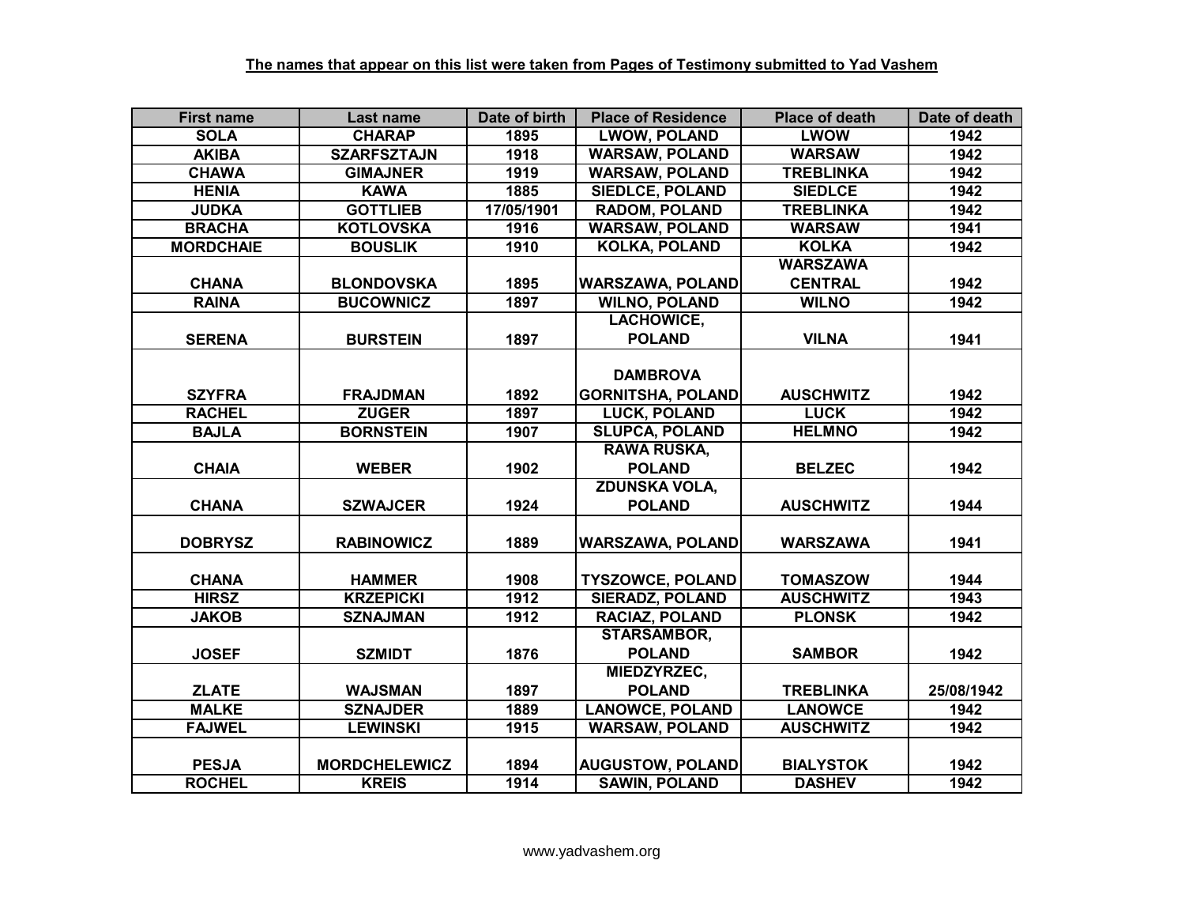**The names that appear on this list were taken from Pages of Testimony submitted to Yad Vashem**

| First name | Last name | Date of birth | Place of Residence | Place of death | Date of death |
|---|---|---|---|---|---|
| SOLA | CHARAP | 1895 | LWOW, POLAND | LWOW | 1942 |
| AKIBA | SZARFSZTAJN | 1918 | WARSAW, POLAND | WARSAW | 1942 |
| CHAWA | GIMAJNER | 1919 | WARSAW, POLAND | TREBLINKA | 1942 |
| HENIA | KAWA | 1885 | SIEDLCE, POLAND | SIEDLCE | 1942 |
| JUDKA | GOTTLIEB | 17/05/1901 | RADOM, POLAND | TREBLINKA | 1942 |
| BRACHA | KOTLOVSKA | 1916 | WARSAW, POLAND | WARSAW | 1941 |
| MORDCHAIE | BOUSLIK | 1910 | KOLKA, POLAND | KOLKA | 1942 |
| CHANA | BLONDOVSKA | 1895 | WARSZAWA, POLAND | WARSZAWA CENTRAL | 1942 |
| RAINA | BUCOWNICZ | 1897 | WILNO, POLAND | WILNO | 1942 |
| SERENA | BURSTEIN | 1897 | LACHOWICE, POLAND | VILNA | 1941 |
| SZYFRA | FRAJDMAN | 1892 | DAMBROVA GORNITSHA, POLAND | AUSCHWITZ | 1942 |
| RACHEL | ZUGER | 1897 | LUCK, POLAND | LUCK | 1942 |
| BAJLA | BORNSTEIN | 1907 | SLUPCA, POLAND | HELMNO | 1942 |
| CHAIA | WEBER | 1902 | RAWA RUSKA, POLAND | BELZEC | 1942 |
| CHANA | SZWAJCER | 1924 | ZDUNSKA VOLA, POLAND | AUSCHWITZ | 1944 |
| DOBRYSZ | RABINOWICZ | 1889 | WARSZAWA, POLAND | WARSZAWA | 1941 |
| CHANA | HAMMER | 1908 | TYSZOWCE, POLAND | TOMASZOW | 1944 |
| HIRSZ | KRZEPICKI | 1912 | SIERADZ, POLAND | AUSCHWITZ | 1943 |
| JAKOB | SZNAJMAN | 1912 | RACIAZ, POLAND | PLONSK | 1942 |
| JOSEF | SZMIDT | 1876 | STARSAMBOR, POLAND | SAMBOR | 1942 |
| ZLATE | WAJSMAN | 1897 | MIEDZYRZEC, POLAND | TREBLINKA | 25/08/1942 |
| MALKE | SZNAJDER | 1889 | LANOWCE, POLAND | LANOWCE | 1942 |
| FAJWEL | LEWINSKI | 1915 | WARSAW, POLAND | AUSCHWITZ | 1942 |
| PESJA | MORDCHELEWICZ | 1894 | AUGUSTOW, POLAND | BIALYSTOK | 1942 |
| ROCHEL | KREIS | 1914 | SAWIN, POLAND | DASHEV | 1942 |

www.yadvashem.org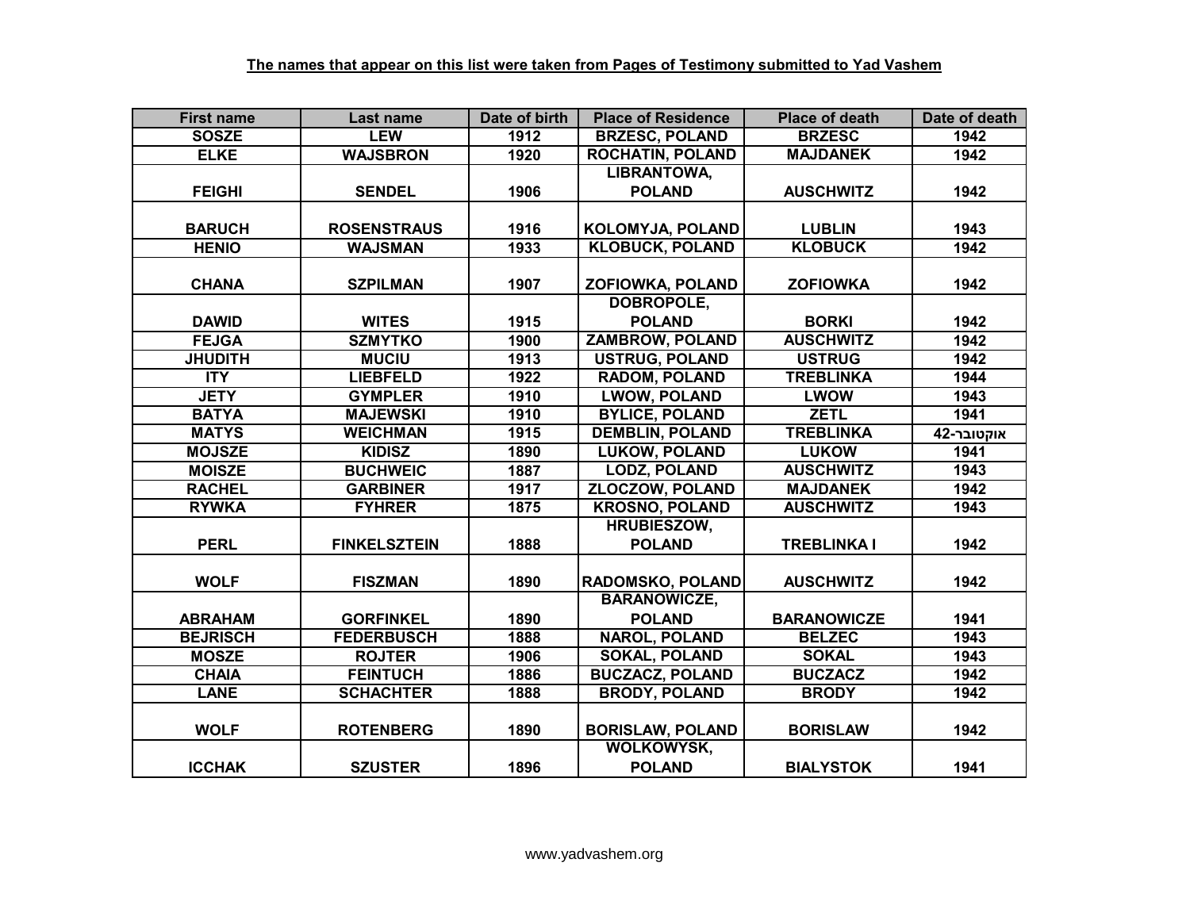**The names that appear on this list were taken from Pages of Testimony submitted to Yad Vashem**

| First name | Last name | Date of birth | Place of Residence | Place of death | Date of death |
|---|---|---|---|---|---|
| SOSZE | LEW | 1912 | BRZESC, POLAND | BRZESC | 1942 |
| ELKE | WAJSBRON | 1920 | ROCHATIN, POLAND | MAJDANEK | 1942 |
| FEIGHI | SENDEL | 1906 | LIBRANTOWA, POLAND | AUSCHWITZ | 1942 |
| BARUCH | ROSENSTRAUS | 1916 | KOLOMYJA, POLAND | LUBLIN | 1943 |
| HENIO | WAJSMAN | 1933 | KLOBUCK, POLAND | KLOBUCK | 1942 |
| CHANA | SZPILMAN | 1907 | ZOFIOWKA, POLAND | ZOFIOWKA | 1942 |
| DAWID | WITES | 1915 | DOBROPOLE, POLAND | BORKI | 1942 |
| FEJGA | SZMYTKO | 1900 | ZAMBROW, POLAND | AUSCHWITZ | 1942 |
| JHUDITH | MUCIU | 1913 | USTRUG, POLAND | USTRUG | 1942 |
| ITY | LIEBFELD | 1922 | RADOM, POLAND | TREBLINKA | 1944 |
| JETY | GYMPLER | 1910 | LWOW, POLAND | LWOW | 1943 |
| BATYA | MAJEWSKI | 1910 | BYLICE, POLAND | ZETL | 1941 |
| MATYS | WEICHMAN | 1915 | DEMBLIN, POLAND | TREBLINKA | אוקטובר-42 |
| MOJSZE | KIDISZ | 1890 | LUKOW, POLAND | LUKOW | 1941 |
| MOISZE | BUCHWEIC | 1887 | LODZ, POLAND | AUSCHWITZ | 1943 |
| RACHEL | GARBINER | 1917 | ZLOCZOW, POLAND | MAJDANEK | 1942 |
| RYWKA | FYHRER | 1875 | KROSNO, POLAND | AUSCHWITZ | 1943 |
| PERL | FINKELSZTEIN | 1888 | HRUBIESZOW, POLAND | TREBLINKA I | 1942 |
| WOLF | FISZMAN | 1890 | RADOMSKO, POLAND | AUSCHWITZ | 1942 |
| ABRAHAM | GORFINKEL | 1890 | BARANOWICZE, POLAND | BARANOWICZE | 1941 |
| BEJRISCH | FEDERBUSCH | 1888 | NAROL, POLAND | BELZEC | 1943 |
| MOSZE | ROJTER | 1906 | SOKAL, POLAND | SOKAL | 1943 |
| CHAIA | FEINTUCH | 1886 | BUCZACZ, POLAND | BUCZACZ | 1942 |
| LANE | SCHACHTER | 1888 | BRODY, POLAND | BRODY | 1942 |
| WOLF | ROTENBERG | 1890 | BORISLAW, POLAND | BORISLAW | 1942 |
| ICCHAK | SZUSTER | 1896 | WOLKOWYSK, POLAND | BIALYSTOK | 1941 |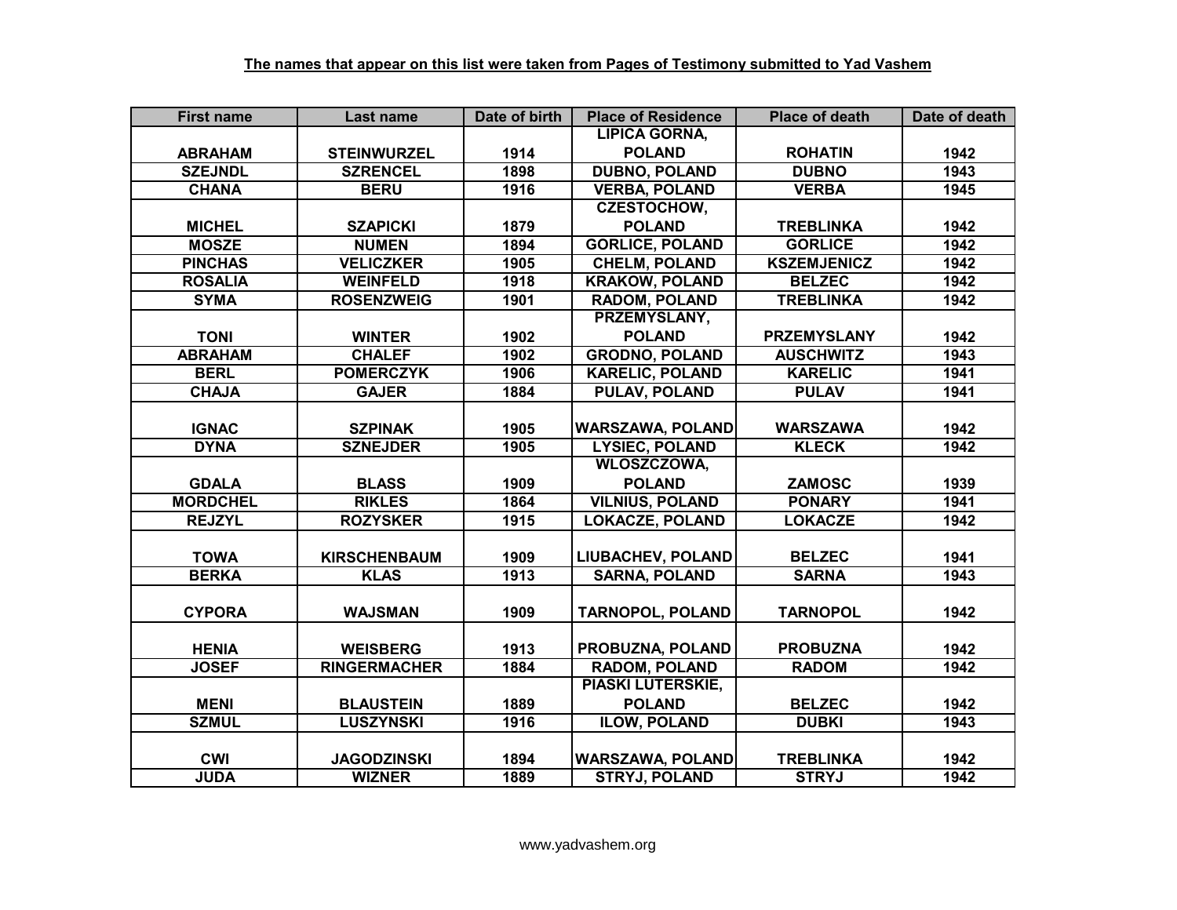**The names that appear on this list were taken from Pages of Testimony submitted to Yad Vashem**

| First name | Last name | Date of birth | Place of Residence | Place of death | Date of death |
|---|---|---|---|---|---|
| ABRAHAM | STEINWURZEL | 1914 | LIPICA GORNA, POLAND | ROHATIN | 1942 |
| SZEJNDL | SZRENCEL | 1898 | DUBNO, POLAND | DUBNO | 1943 |
| CHANA | BERU | 1916 | VERBA, POLAND | VERBA | 1945 |
| MICHEL | SZAPICKI | 1879 | CZESTOCHOW, POLAND | TREBLINKA | 1942 |
| MOSZE | NUMEN | 1894 | GORLICE, POLAND | GORLICE | 1942 |
| PINCHAS | VELICZKER | 1905 | CHELM, POLAND | KSZEMJENICZ | 1942 |
| ROSALIA | WEINFELD | 1918 | KRAKOW, POLAND | BELZEC | 1942 |
| SYMA | ROSENZWEIG | 1901 | RADOM, POLAND | TREBLINKA | 1942 |
| TONI | WINTER | 1902 | PRZEMYSLANY, POLAND | PRZEMYSLANY | 1942 |
| ABRAHAM | CHALEF | 1902 | GRODNO, POLAND | AUSCHWITZ | 1943 |
| BERL | POMERCZYK | 1906 | KARELIC, POLAND | KARELIC | 1941 |
| CHAJA | GAJER | 1884 | PULAV, POLAND | PULAV | 1941 |
| IGNAC | SZPINAK | 1905 | WARSZAWA, POLAND | WARSZAWA | 1942 |
| DYNA | SZNEJDER | 1905 | LYSIEC, POLAND | KLECK | 1942 |
| GDALA | BLASS | 1909 | WLOSZCZOWA, POLAND | ZAMOSC | 1939 |
| MORDCHEL | RIKLES | 1864 | VILNIUS, POLAND | PONARY | 1941 |
| REJZYL | ROZYSKER | 1915 | LOKACZE, POLAND | LOKACZE | 1942 |
| TOWA | KIRSCHENBAUM | 1909 | LIUBACHEV, POLAND | BELZEC | 1941 |
| BERKA | KLAS | 1913 | SARNA, POLAND | SARNA | 1943 |
| CYPORA | WAJSMAN | 1909 | TARNOPOL, POLAND | TARNOPOL | 1942 |
| HENIA | WEISBERG | 1913 | PROBUZNA, POLAND | PROBUZNA | 1942 |
| JOSEF | RINGERMACHER | 1884 | RADOM, POLAND | RADOM | 1942 |
| MENI | BLAUSTEIN | 1889 | PIASKI LUTERSKIE, POLAND | BELZEC | 1942 |
| SZMUL | LUSZYNSKI | 1916 | ILOW, POLAND | DUBKI | 1943 |
| CWI | JAGODZINSKI | 1894 | WARSZAWA, POLAND | TREBLINKA | 1942 |
| JUDA | WIZNER | 1889 | STRYJ, POLAND | STRYJ | 1942 |

www.yadvashem.org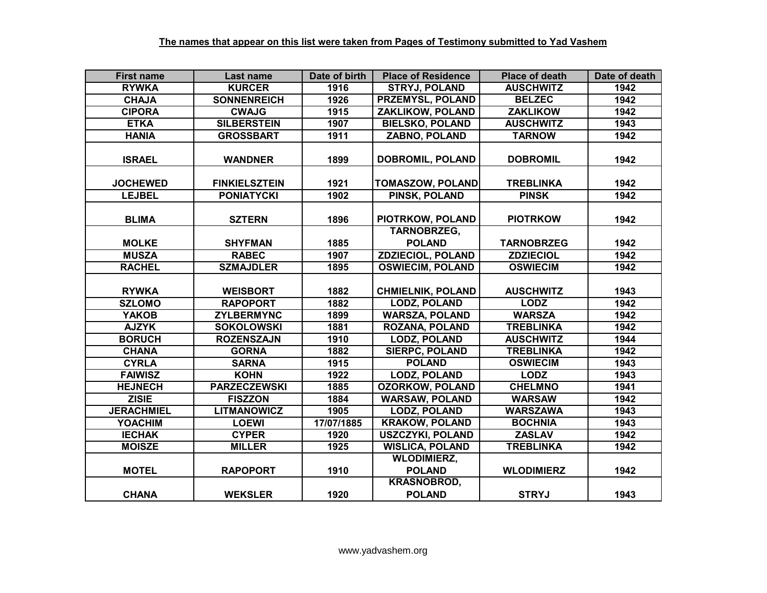**The names that appear on this list were taken from Pages of Testimony submitted to Yad Vashem**

| First name | Last name | Date of birth | Place of Residence | Place of death | Date of death |
|---|---|---|---|---|---|
| RYWKA | KURCER | 1916 | STRYJ, POLAND | AUSCHWITZ | 1942 |
| CHAJA | SONNENREICH | 1926 | PRZEMYSL, POLAND | BELZEC | 1942 |
| CIPORA | CWAJG | 1915 | ZAKLIKOW, POLAND | ZAKLIKOW | 1942 |
| ETKA | SILBERSTEIN | 1907 | BIELSKO, POLAND | AUSCHWITZ | 1943 |
| HANIA | GROSSBART | 1911 | ZABNO, POLAND | TARNOW | 1942 |
| ISRAEL | WANDNER | 1899 | DOBROMIL, POLAND | DOBROMIL | 1942 |
| JOCHEWED | FINKIELSZTEIN | 1921 | TOMASZOW, POLAND | TREBLINKA | 1942 |
| LEJBEL | PONIATYCKI | 1902 | PINSK, POLAND | PINSK | 1942 |
| BLIMA | SZTERN | 1896 | PIOTRKOW, POLAND | PIOTRKOW | 1942 |
| MOLKE | SHYFMAN | 1885 | TARNOBRZEG, POLAND | TARNOBRZEG | 1942 |
| MUSZA | RABEC | 1907 | ZDZIECIOL, POLAND | ZDZIECIOL | 1942 |
| RACHEL | SZMAJDLER | 1895 | OSWIECIM, POLAND | OSWIECIM | 1942 |
| RYWKA | WEISBORT | 1882 | CHMIELNIK, POLAND | AUSCHWITZ | 1943 |
| SZLOMO | RAPOPORT | 1882 | LODZ, POLAND | LODZ | 1942 |
| YAKOB | ZYLBERMYNC | 1899 | WARSZA, POLAND | WARSZA | 1942 |
| AJZYK | SOKOLOWSKI | 1881 | ROZANA, POLAND | TREBLINKA | 1942 |
| BORUCH | ROZENSZAJN | 1910 | LODZ, POLAND | AUSCHWITZ | 1944 |
| CHANA | GORNA | 1882 | SIERPC, POLAND | TREBLINKA | 1942 |
| CYRLA | SARNA | 1915 | POLAND | OSWIECIM | 1943 |
| FAIWISZ | KOHN | 1922 | LODZ, POLAND | LODZ | 1943 |
| HEJNECH | PARZECZEWSKI | 1885 | OZORKOW, POLAND | CHELMNO | 1941 |
| ZISIE | FISZZON | 1884 | WARSAW, POLAND | WARSAW | 1942 |
| JERACHMIEL | LITMANOWICZ | 1905 | LODZ, POLAND | WARSZAWA | 1943 |
| YOACHIM | LOEWI | 17/07/1885 | KRAKOW, POLAND | BOCHNIA | 1943 |
| IECHAK | CYPER | 1920 | USZCZYKI, POLAND | ZASLAV | 1942 |
| MOISZE | MILLER | 1925 | WISLICA, POLAND | TREBLINKA | 1942 |
| MOTEL | RAPOPORT | 1910 | WLODIMIERZ, POLAND | WLODIMIERZ | 1942 |
| CHANA | WEKSLER | 1920 | KRASNOBROD, POLAND | STRYJ | 1943 |

www.yadvashem.org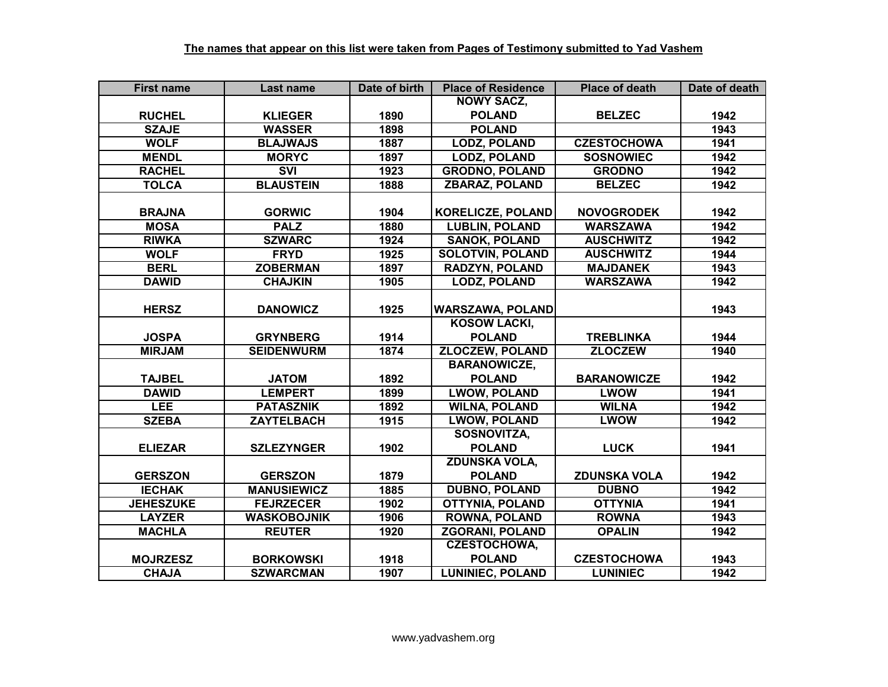**The names that appear on this list were taken from Pages of Testimony submitted to Yad Vashem**

| First name | Last name | Date of birth | Place of Residence | Place of death | Date of death |
|---|---|---|---|---|---|
| RUCHEL | KLIEGER | 1890 | NOWY SACZ, POLAND | BELZEC | 1942 |
| SZAJE | WASSER | 1898 | POLAND | | 1943 |
| WOLF | BLAJWAJS | 1887 | LODZ, POLAND | CZESTOCHOWA | 1941 |
| MENDL | MORYC | 1897 | LODZ, POLAND | SOSNOWIEC | 1942 |
| RACHEL | SVI | 1923 | GRODNO, POLAND | GRODNO | 1942 |
| TOLCA | BLAUSTEIN | 1888 | ZBARAZ, POLAND | BELZEC | 1942 |
| BRAJNA | GORWIC | 1904 | KORELICZE, POLAND | NOVOGRODEK | 1942 |
| MOSA | PALZ | 1880 | LUBLIN, POLAND | WARSZAWA | 1942 |
| RIWKA | SZWARC | 1924 | SANOK, POLAND | AUSCHWITZ | 1942 |
| WOLF | FRYD | 1925 | SOLOTVIN, POLAND | AUSCHWITZ | 1944 |
| BERL | ZOBERMAN | 1897 | RADZYN, POLAND | MAJDANEK | 1943 |
| DAWID | CHAJKIN | 1905 | LODZ, POLAND | WARSZAWA | 1942 |
| HERSZ | DANOWICZ | 1925 | WARSZAWA, POLAND | | 1943 |
| JOSPA | GRYNBERG | 1914 | KOSOW LACKI, POLAND | TREBLINKA | 1944 |
| MIRJAM | SEIDENWURM | 1874 | ZLOCZEW, POLAND | ZLOCZEW | 1940 |
| TAJBEL | JATOM | 1892 | BARANOWICZE, POLAND | BARANOWICZE | 1942 |
| DAWID | LEMPERT | 1899 | LWOW, POLAND | LWOW | 1941 |
| LEE | PATASZNIK | 1892 | WILNA, POLAND | WILNA | 1942 |
| SZEBA | ZAYTELBACH | 1915 | LWOW, POLAND | LWOW | 1942 |
| ELIEZAR | SZLEZYNGER | 1902 | SOSNOVITZA, POLAND | LUCK | 1941 |
| GERSZON | GERSZON | 1879 | ZDUNSKA VOLA, POLAND | ZDUNSKA VOLA | 1942 |
| IECHAK | MANUSIEWICZ | 1885 | DUBNO, POLAND | DUBNO | 1942 |
| JEHESZUKE | FEJRZECER | 1902 | OTTYNIA, POLAND | OTTYNIA | 1941 |
| LAYZER | WASKOBOJNIK | 1906 | ROWNA, POLAND | ROWNA | 1943 |
| MACHLA | REUTER | 1920 | ZGORANI, POLAND | OPALIN | 1942 |
| MOJRZESZ | BORKOWSKI | 1918 | CZESTOCHOWA, POLAND | CZESTOCHOWA | 1943 |
| CHAJA | SZWARCMAN | 1907 | LUNINIEC, POLAND | LUNINIEC | 1942 |

www.yadvashem.org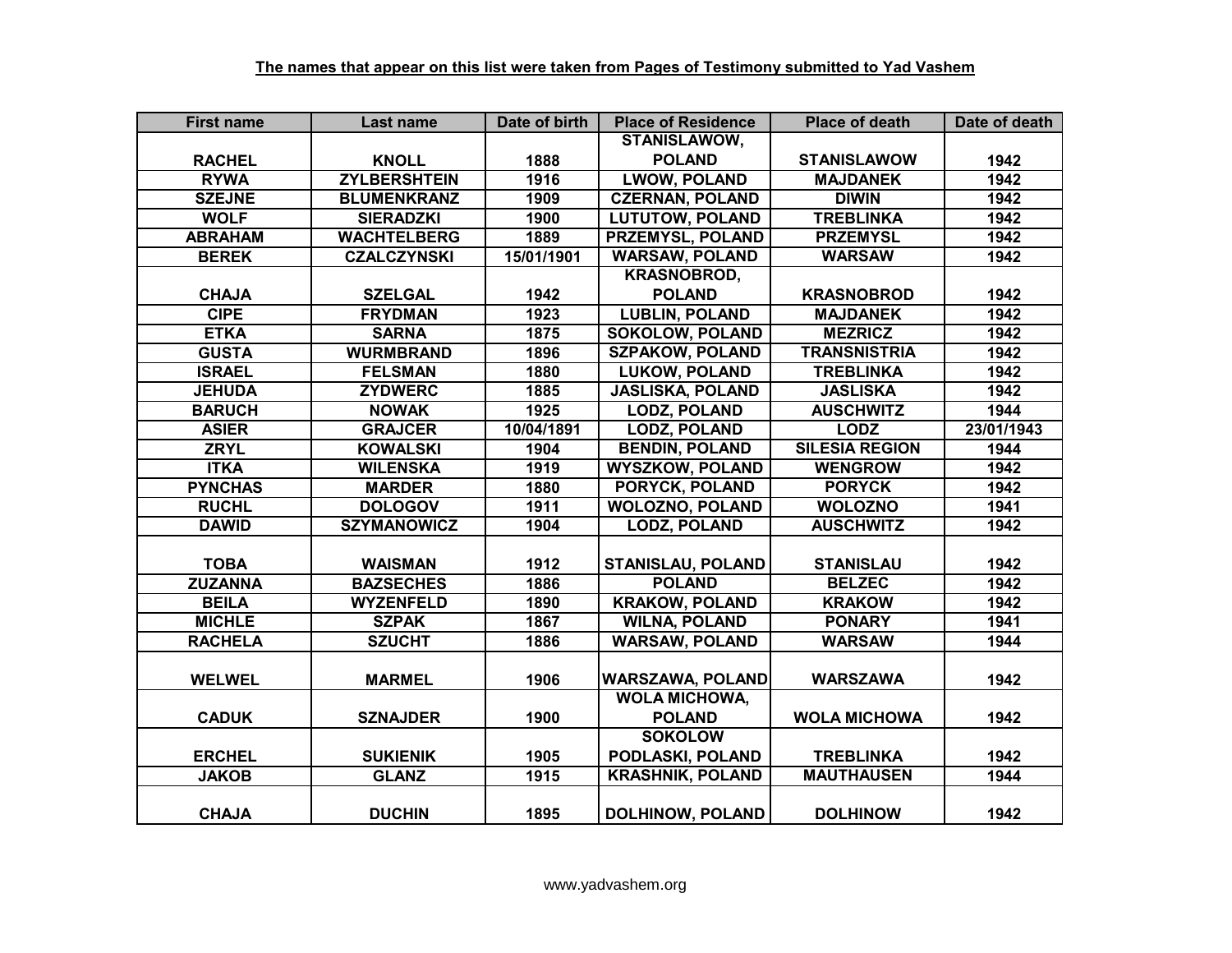**The names that appear on this list were taken from Pages of Testimony submitted to Yad Vashem**

| First name | Last name | Date of birth | Place of Residence | Place of death | Date of death |
|---|---|---|---|---|---|
| RACHEL | KNOLL | 1888 | STANISLAWOW, POLAND | STANISLAWOW | 1942 |
| RYWA | ZYLBERSHTEIN | 1916 | LWOW, POLAND | MAJDANEK | 1942 |
| SZEJNE | BLUMENKRANZ | 1909 | CZERNAN, POLAND | DIWIN | 1942 |
| WOLF | SIERADZKI | 1900 | LUTUTOW, POLAND | TREBLINKA | 1942 |
| ABRAHAM | WACHTELBERG | 1889 | PRZEMYSL, POLAND | PRZEMYSL | 1942 |
| BEREK | CZALCZYNSKI | 15/01/1901 | WARSAW, POLAND | WARSAW | 1942 |
| CHAJA | SZELGAL | 1942 | KRASNOBROD, POLAND | KRASNOBROD | 1942 |
| CIPE | FRYDMAN | 1923 | LUBLIN, POLAND | MAJDANEK | 1942 |
| ETKA | SARNA | 1875 | SOKOLOW, POLAND | MEZRICZ | 1942 |
| GUSTA | WURMBRAND | 1896 | SZPAKOW, POLAND | TRANSNISTRIA | 1942 |
| ISRAEL | FELSMAN | 1880 | LUKOW, POLAND | TREBLINKA | 1942 |
| JEHUDA | ZYDWERC | 1885 | JASLISKA, POLAND | JASLISKA | 1942 |
| BARUCH | NOWAK | 1925 | LODZ, POLAND | AUSCHWITZ | 1944 |
| ASIER | GRAJCER | 10/04/1891 | LODZ, POLAND | LODZ | 23/01/1943 |
| ZRYL | KOWALSKI | 1904 | BENDIN, POLAND | SILESIA REGION | 1944 |
| ITKA | WILENSKA | 1919 | WYSZKOW, POLAND | WENGROW | 1942 |
| PYNCHAS | MARDER | 1880 | PORYCK, POLAND | PORYCK | 1942 |
| RUCHL | DOLOGOV | 1911 | WOLOZNO, POLAND | WOLOZNO | 1941 |
| DAWID | SZYMANOWICZ | 1904 | LODZ, POLAND | AUSCHWITZ | 1942 |
| TOBA | WAISMAN | 1912 | STANISLAU, POLAND | STANISLAU | 1942 |
| ZUZANNA | BAZSECHES | 1886 | POLAND | BELZEC | 1942 |
| BEILA | WYZENFELD | 1890 | KRAKOW, POLAND | KRAKOW | 1942 |
| MICHLE | SZPAK | 1867 | WILNA, POLAND | PONARY | 1941 |
| RACHELA | SZUCHT | 1886 | WARSAW, POLAND | WARSAW | 1944 |
| WELWEL | MARMEL | 1906 | WARSZAWA, POLAND | WARSZAWA | 1942 |
| CADUK | SZNAJDER | 1900 | WOLA MICHOWA, POLAND | WOLA MICHOWA | 1942 |
| ERCHEL | SUKIENIK | 1905 | SOKOLOW PODLASKI, POLAND | TREBLINKA | 1942 |
| JAKOB | GLANZ | 1915 | KRASHNIK, POLAND | MAUTHAUSEN | 1944 |
| CHAJA | DUCHIN | 1895 | DOLHINOW, POLAND | DOLHINOW | 1942 |

www.yadvashem.org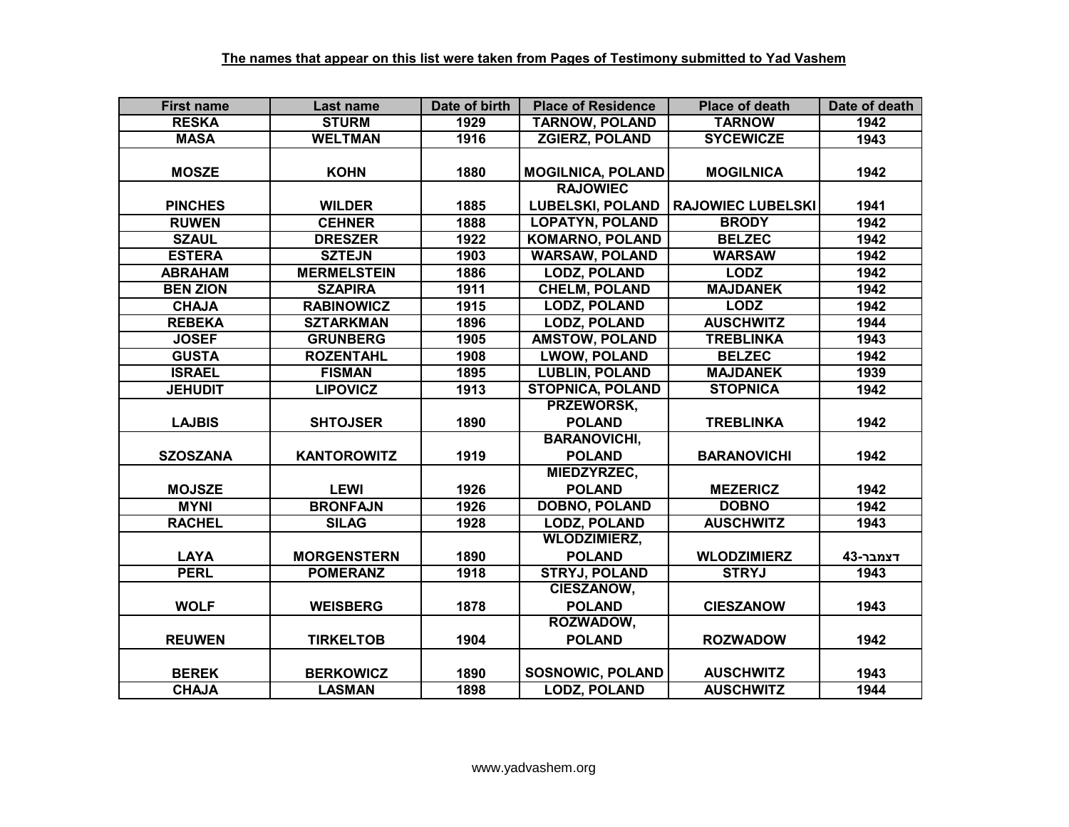**The names that appear on this list were taken from Pages of Testimony submitted to Yad Vashem**

| First name | Last name | Date of birth | Place of Residence | Place of death | Date of death |
|---|---|---|---|---|---|
| RESKA | STURM | 1929 | TARNOW, POLAND | TARNOW | 1942 |
| MASA | WELTMAN | 1916 | ZGIERZ, POLAND | SYCEWICZE | 1943 |
| MOSZE | KOHN | 1880 | MOGILNICA, POLAND | MOGILNICA | 1942 |
| PINCHES | WILDER | 1885 | RAJOWIEC LUBELSKI, POLAND | RAJOWIEC LUBELSKI | 1941 |
| RUWEN | CEHNER | 1888 | LOPATYN, POLAND | BRODY | 1942 |
| SZAUL | DRESZER | 1922 | KOMARNO, POLAND | BELZEC | 1942 |
| ESTERA | SZTEJN | 1903 | WARSAW, POLAND | WARSAW | 1942 |
| ABRAHAM | MERMELSTEIN | 1886 | LODZ, POLAND | LODZ | 1942 |
| BEN ZION | SZAPIRA | 1911 | CHELM, POLAND | MAJDANEK | 1942 |
| CHAJA | RABINOWICZ | 1915 | LODZ, POLAND | LODZ | 1942 |
| REBEKA | SZTARKMAN | 1896 | LODZ, POLAND | AUSCHWITZ | 1944 |
| JOSEF | GRUNBERG | 1905 | AMSTOW, POLAND | TREBLINKA | 1943 |
| GUSTA | ROZENTAHL | 1908 | LWOW, POLAND | BELZEC | 1942 |
| ISRAEL | FISMAN | 1895 | LUBLIN, POLAND | MAJDANEK | 1939 |
| JEHUDIT | LIPOVICZ | 1913 | STOPNICA, POLAND | STOPNICA | 1942 |
| LAJBIS | SHTOJSER | 1890 | PRZEWORSK, POLAND | TREBLINKA | 1942 |
| SZOSZANA | KANTOROWITZ | 1919 | BARANOVICHI, POLAND | BARANOVICHI | 1942 |
| MOJSZE | LEWI | 1926 | MIEDZYRZEC, POLAND | MEZERICZ | 1942 |
| MYNI | BRONFAJN | 1926 | DOBNO, POLAND | DOBNO | 1942 |
| RACHEL | SILAG | 1928 | LODZ, POLAND | AUSCHWITZ | 1943 |
| LAYA | MORGENSTERN | 1890 | WLODZIMIERZ, POLAND | WLODZIMIERZ | דצמבר-43 |
| PERL | POMERANZ | 1918 | STRYJ, POLAND | STRYJ | 1943 |
| WOLF | WEISBERG | 1878 | CIESZANOW, POLAND | CIESZANOW | 1943 |
| REUWEN | TIRKELTOB | 1904 | ROZWADOW, POLAND | ROZWADOW | 1942 |
| BEREK | BERKOWICZ | 1890 | SOSNOWIC, POLAND | AUSCHWITZ | 1943 |
| CHAJA | LASMAN | 1898 | LODZ, POLAND | AUSCHWITZ | 1944 |

www.yadvashem.org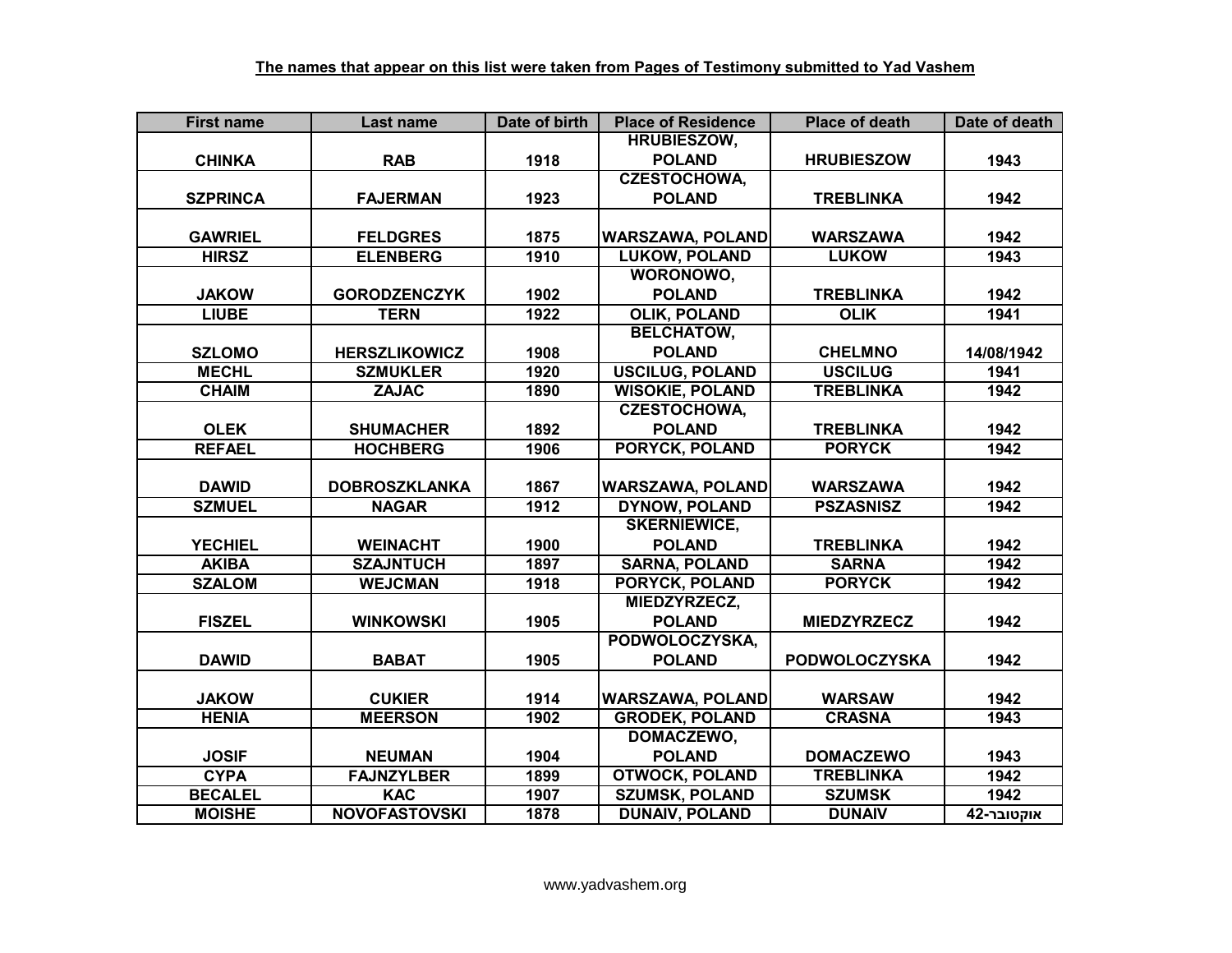**The names that appear on this list were taken from Pages of Testimony submitted to Yad Vashem**

| First name | Last name | Date of birth | Place of Residence | Place of death | Date of death |
| --- | --- | --- | --- | --- | --- |
| CHINKA | RAB | 1918 | HRUBIESZOW, POLAND | HRUBIESZOW | 1943 |
| SZPRINCA | FAJERMAN | 1923 | CZESTOCHOWA, POLAND | TREBLINKA | 1942 |
| GAWRIEL | FELDGRES | 1875 | WARSZAWA, POLAND | WARSZAWA | 1942 |
| HIRSZ | ELENBERG | 1910 | LUKOW, POLAND | LUKOW | 1943 |
| JAKOW | GORODZENCZYK | 1902 | WORONOWO, POLAND | TREBLINKA | 1942 |
| LIUBE | TERN | 1922 | OLIK, POLAND | OLIK | 1941 |
| SZLOMO | HERSZLIKOWICZ | 1908 | BELCHATOW, POLAND | CHELMNO | 14/08/1942 |
| MECHL | SZMUKLER | 1920 | USCILUG, POLAND | USCILUG | 1941 |
| CHAIM | ZAJAC | 1890 | WISOKIE, POLAND | TREBLINKA | 1942 |
| OLEK | SHUMACHER | 1892 | CZESTOCHOWA, POLAND | TREBLINKA | 1942 |
| REFAEL | HOCHBERG | 1906 | PORYCK, POLAND | PORYCK | 1942 |
| DAWID | DOBROSZKLANKA | 1867 | WARSZAWA, POLAND | WARSZAWA | 1942 |
| SZMUEL | NAGAR | 1912 | DYNOW, POLAND | PSZASNISZ | 1942 |
| YECHIEL | WEINACHT | 1900 | SKERNIEWICE, POLAND | TREBLINKA | 1942 |
| AKIBA | SZAJNTUCH | 1897 | SARNA, POLAND | SARNA | 1942 |
| SZALOM | WEJCMAN | 1918 | PORYCK, POLAND | PORYCK | 1942 |
| FISZEL | WINKOWSKI | 1905 | MIEDZYRZECZ, POLAND | MIEDZYRZECZ | 1942 |
| DAWID | BABAT | 1905 | PODWOLOCZYSKA, POLAND | PODWOLOCZYSKA | 1942 |
| JAKOW | CUKIER | 1914 | WARSZAWA, POLAND | WARSAW | 1942 |
| HENIA | MEERSON | 1902 | GRODEK, POLAND | CRASNA | 1943 |
| JOSIF | NEUMAN | 1904 | DOMACZEWO, POLAND | DOMACZEWO | 1943 |
| CYPA | FAJNZYLBER | 1899 | OTWOCK, POLAND | TREBLINKA | 1942 |
| BECALEL | KAC | 1907 | SZUMSK, POLAND | SZUMSK | 1942 |
| MOISHE | NOVOFASTOVSKI | 1878 | DUNAIV, POLAND | DUNAIV | אוקטובר-42 |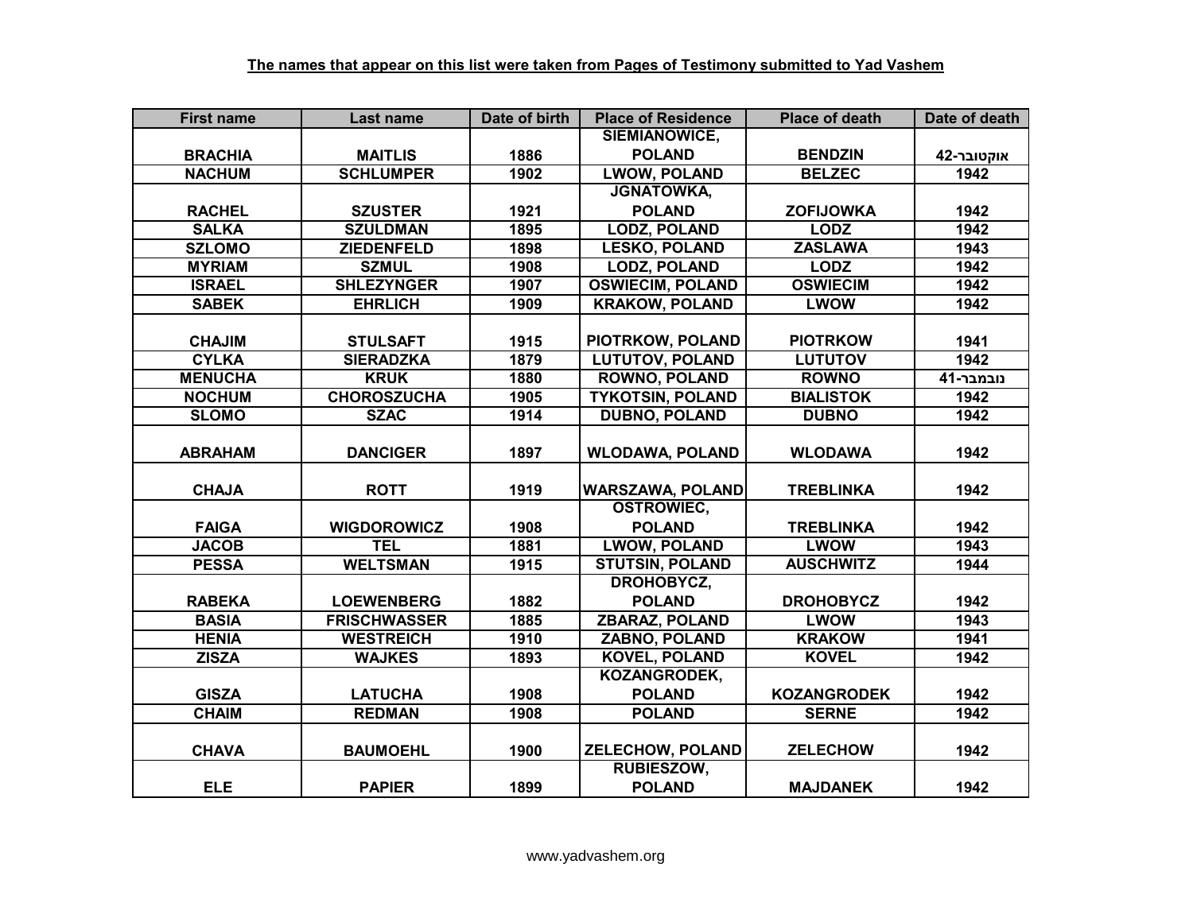**The names that appear on this list were taken from Pages of Testimony submitted to Yad Vashem**

| First name | Last name | Date of birth | Place of Residence | Place of death | Date of death |
|---|---|---|---|---|---|
| BRACHIA | MAITLIS | 1886 | SIEMIANOWICE, POLAND | BENDZIN | אוקטובר-42 |
| NACHUM | SCHLUMPER | 1902 | LWOW, POLAND | BELZEC | 1942 |
| RACHEL | SZUSTER | 1921 | JGNATOWKA, POLAND | ZOFIJOWKA | 1942 |
| SALKA | SZULDMAN | 1895 | LODZ, POLAND | LODZ | 1942 |
| SZLOMO | ZIEDENFELD | 1898 | LESKO, POLAND | ZASLAWA | 1943 |
| MYRIAM | SZMUL | 1908 | LODZ, POLAND | LODZ | 1942 |
| ISRAEL | SHLEZYNGER | 1907 | OSWIECIM, POLAND | OSWIECIM | 1942 |
| SABEK | EHRLICH | 1909 | KRAKOW, POLAND | LWOW | 1942 |
| CHAJIM | STULSAFT | 1915 | PIOTRKOW, POLAND | PIOTRKOW | 1941 |
| CYLKA | SIERADZKA | 1879 | LUTUTOV, POLAND | LUTUTOV | 1942 |
| MENUCHA | KRUK | 1880 | ROWNO, POLAND | ROWNO | נובמבר-41 |
| NOCHUM | CHOROSZUCHA | 1905 | TYKOTSIN, POLAND | BIALISTOK | 1942 |
| SLOMO | SZAC | 1914 | DUBNO, POLAND | DUBNO | 1942 |
| ABRAHAM | DANCIGER | 1897 | WLODAWA, POLAND | WLODAWA | 1942 |
| CHAJA | ROTT | 1919 | WARSZAWA, POLAND | TREBLINKA | 1942 |
| FAIGA | WIGDOROWICZ | 1908 | OSTROWIEC, POLAND | TREBLINKA | 1942 |
| JACOB | TEL | 1881 | LWOW, POLAND | LWOW | 1943 |
| PESSA | WELTSMAN | 1915 | STUTSIN, POLAND | AUSCHWITZ | 1944 |
| RABEKA | LOEWENBERG | 1882 | DROHOBYCZ, POLAND | DROHOBYCZ | 1942 |
| BASIA | FRISCHWASSER | 1885 | ZBARAZ, POLAND | LWOW | 1943 |
| HENIA | WESTREICH | 1910 | ZABNO, POLAND | KRAKOW | 1941 |
| ZISZA | WAJKES | 1893 | KOVEL, POLAND | KOVEL | 1942 |
| GISZA | LATUCHA | 1908 | KOZANGRODEK, POLAND | KOZANGRODEK | 1942 |
| CHAIM | REDMAN | 1908 | POLAND | SERNE | 1942 |
| CHAVA | BAUMOEHL | 1900 | ZELECHOW, POLAND | ZELECHOW | 1942 |
| ELE | PAPIER | 1899 | RUBIESZOW, POLAND | MAJDANEK | 1942 |

www.yadvashem.org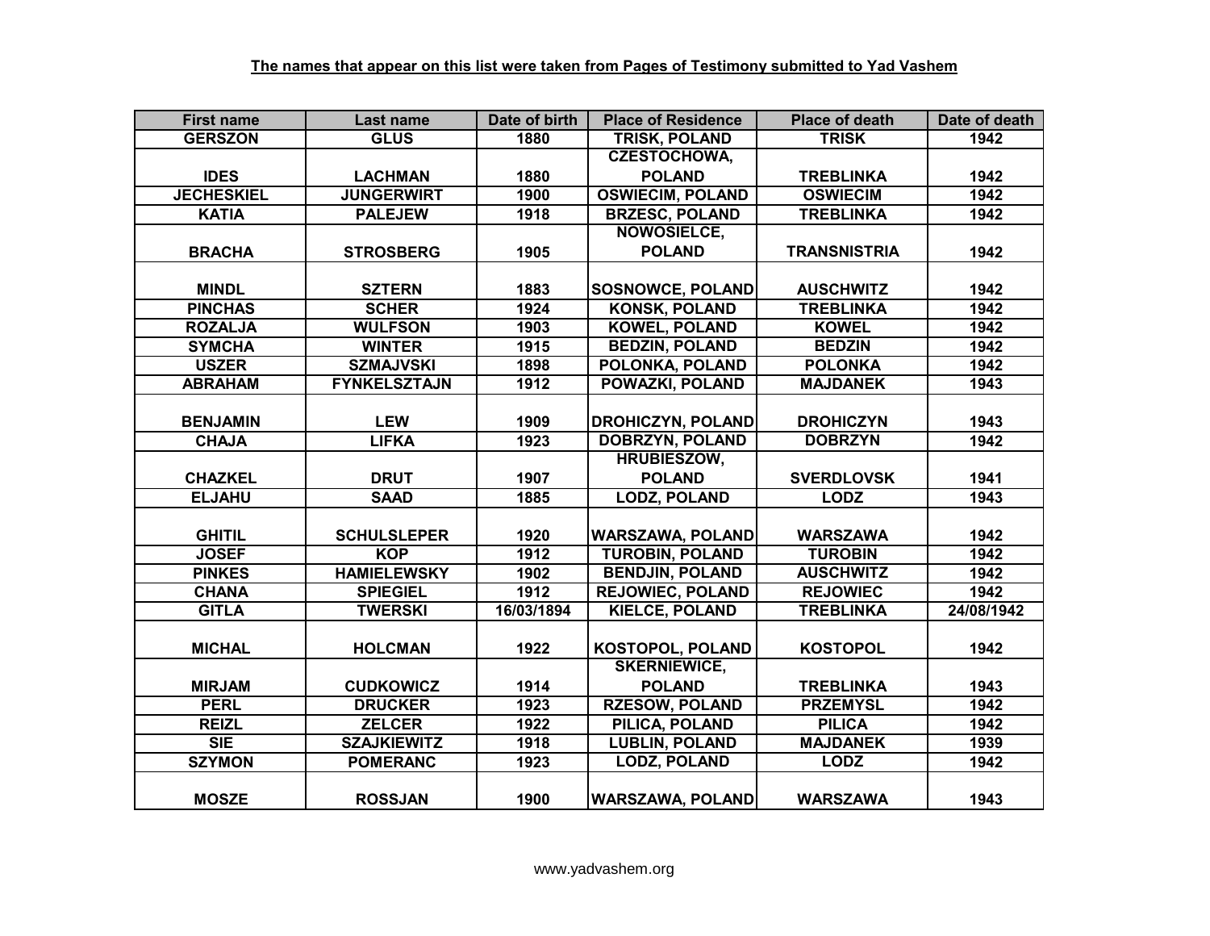**The names that appear on this list were taken from Pages of Testimony submitted to Yad Vashem**

| First name | Last name | Date of birth | Place of Residence | Place of death | Date of death |
|---|---|---|---|---|---|
| GERSZON | GLUS | 1880 | TRISK, POLAND | TRISK | 1942 |
| IDES | LACHMAN | 1880 | CZESTOCHOWA, POLAND | TREBLINKA | 1942 |
| JECHESKIEL | JUNGERWIRT | 1900 | OSWIECIM, POLAND | OSWIECIM | 1942 |
| KATIA | PALEJEW | 1918 | BRZESC, POLAND | TREBLINKA | 1942 |
| BRACHA | STROSBERG | 1905 | NOWOSIELCE, POLAND | TRANSNISTRIA | 1942 |
| MINDL | SZTERN | 1883 | SOSNOWCE, POLAND | AUSCHWITZ | 1942 |
| PINCHAS | SCHER | 1924 | KONSK, POLAND | TREBLINKA | 1942 |
| ROZALJA | WULFSON | 1903 | KOWEL, POLAND | KOWEL | 1942 |
| SYMCHA | WINTER | 1915 | BEDZIN, POLAND | BEDZIN | 1942 |
| USZER | SZMAJVSKI | 1898 | POLONKA, POLAND | POLONKA | 1942 |
| ABRAHAM | FYNKELSZTAJN | 1912 | POWAZKI, POLAND | MAJDANEK | 1943 |
| BENJAMIN | LEW | 1909 | DROHICZYN, POLAND | DROHICZYN | 1943 |
| CHAJA | LIFKA | 1923 | DOBRZYN, POLAND | DOBRZYN | 1942 |
| CHAZKEL | DRUT | 1907 | HRUBIESZOW, POLAND | SVERDLOVSK | 1941 |
| ELJAHU | SAAD | 1885 | LODZ, POLAND | LODZ | 1943 |
| GHITIL | SCHULSLEPER | 1920 | WARSZAWA, POLAND | WARSZAWA | 1942 |
| JOSEF | KOP | 1912 | TUROBIN, POLAND | TUROBIN | 1942 |
| PINKES | HAMIELEWSKY | 1902 | BENDJIN, POLAND | AUSCHWITZ | 1942 |
| CHANA | SPIEGIEL | 1912 | REJOWIEC, POLAND | REJOWIEC | 1942 |
| GITLA | TWERSKI | 16/03/1894 | KIELCE, POLAND | TREBLINKA | 24/08/1942 |
| MICHAL | HOLCMAN | 1922 | KOSTOPOL, POLAND | KOSTOPOL | 1942 |
| MIRJAM | CUDKOWICZ | 1914 | SKERNIEWICE, POLAND | TREBLINKA | 1943 |
| PERL | DRUCKER | 1923 | RZESOW, POLAND | PRZEMYSL | 1942 |
| REIZL | ZELCER | 1922 | PILICA, POLAND | PILICA | 1942 |
| SIE | SZAJKIEWITZ | 1918 | LUBLIN, POLAND | MAJDANEK | 1939 |
| SZYMON | POMERANC | 1923 | LODZ, POLAND | LODZ | 1942 |
| MOSZE | ROSSJAN | 1900 | WARSZAWA, POLAND | WARSZAWA | 1943 |

www.yadvashem.org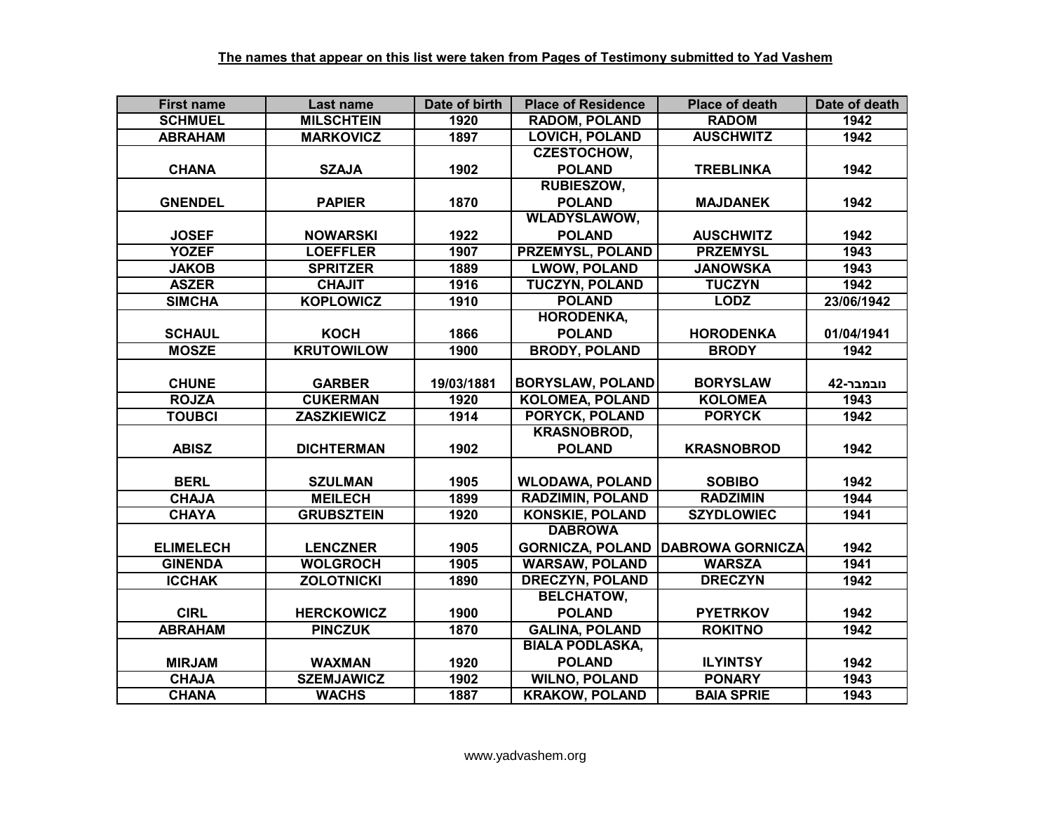**The names that appear on this list were taken from Pages of Testimony submitted to Yad Vashem**

| First name | Last name | Date of birth | Place of Residence | Place of death | Date of death |
|---|---|---|---|---|---|
| SCHMUEL | MILSCHTEIN | 1920 | RADOM, POLAND | RADOM | 1942 |
| ABRAHAM | MARKOVICZ | 1897 | LOVICH, POLAND | AUSCHWITZ | 1942 |
| CHANA | SZAJA | 1902 | CZESTOCHOW, POLAND | TREBLINKA | 1942 |
| GNENDEL | PAPIER | 1870 | RUBIESZOW, POLAND | MAJDANEK | 1942 |
| JOSEF | NOWARSKI | 1922 | WLADYSLAWOW, POLAND | AUSCHWITZ | 1942 |
| YOZEF | LOEFFLER | 1907 | PRZEMYSL, POLAND | PRZEMYSL | 1943 |
| JAKOB | SPRITZER | 1889 | LWOW, POLAND | JANOWSKA | 1943 |
| ASZER | CHAJIT | 1916 | TUCZYN, POLAND | TUCZYN | 1942 |
| SIMCHA | KOPLOWICZ | 1910 | POLAND | LODZ | 23/06/1942 |
| SCHAUL | KOCH | 1866 | HORODENKA, POLAND | HORODENKA | 01/04/1941 |
| MOSZE | KRUTOWILOW | 1900 | BRODY, POLAND | BRODY | 1942 |
| CHUNE | GARBER | 19/03/1881 | BORYSLAW, POLAND | BORYSLAW | נובמבר-42 |
| ROJZA | CUKERMAN | 1920 | KOLOMEA, POLAND | KOLOMEA | 1943 |
| TOUBCI | ZASZKIEWICZ | 1914 | PORYCK, POLAND | PORYCK | 1942 |
| ABISZ | DICHTERMAN | 1902 | KRASNOBROD, POLAND | KRASNOBROD | 1942 |
| BERL | SZULMAN | 1905 | WLODAWA, POLAND | SOBIBO | 1942 |
| CHAJA | MEILECH | 1899 | RADZIMIN, POLAND | RADZIMIN | 1944 |
| CHAYA | GRUBSZTEIN | 1920 | KONSKIE, POLAND | SZYDLOWIEC | 1941 |
| ELIMELECH | LENCZNER | 1905 | DABROWA GORNICZA, POLAND | DABROWA GORNICZA | 1942 |
| GINENDA | WOLGROCH | 1905 | WARSAW, POLAND | WARSZA | 1941 |
| ICCHAK | ZOLOTNICKI | 1890 | DRECZYN, POLAND | DRECZYN | 1942 |
| CIRL | HERCKOWICZ | 1900 | BELCHATOW, POLAND | PYETRKOV | 1942 |
| ABRAHAM | PINCZUK | 1870 | GALINA, POLAND | ROKITNO | 1942 |
| MIRJAM | WAXMAN | 1920 | BIALA PODLASKA, POLAND | ILYINTSY | 1942 |
| CHAJA | SZEMJAWICZ | 1902 | WILNO, POLAND | PONARY | 1943 |
| CHANA | WACHS | 1887 | KRAKOW, POLAND | BAIA SPRIE | 1943 |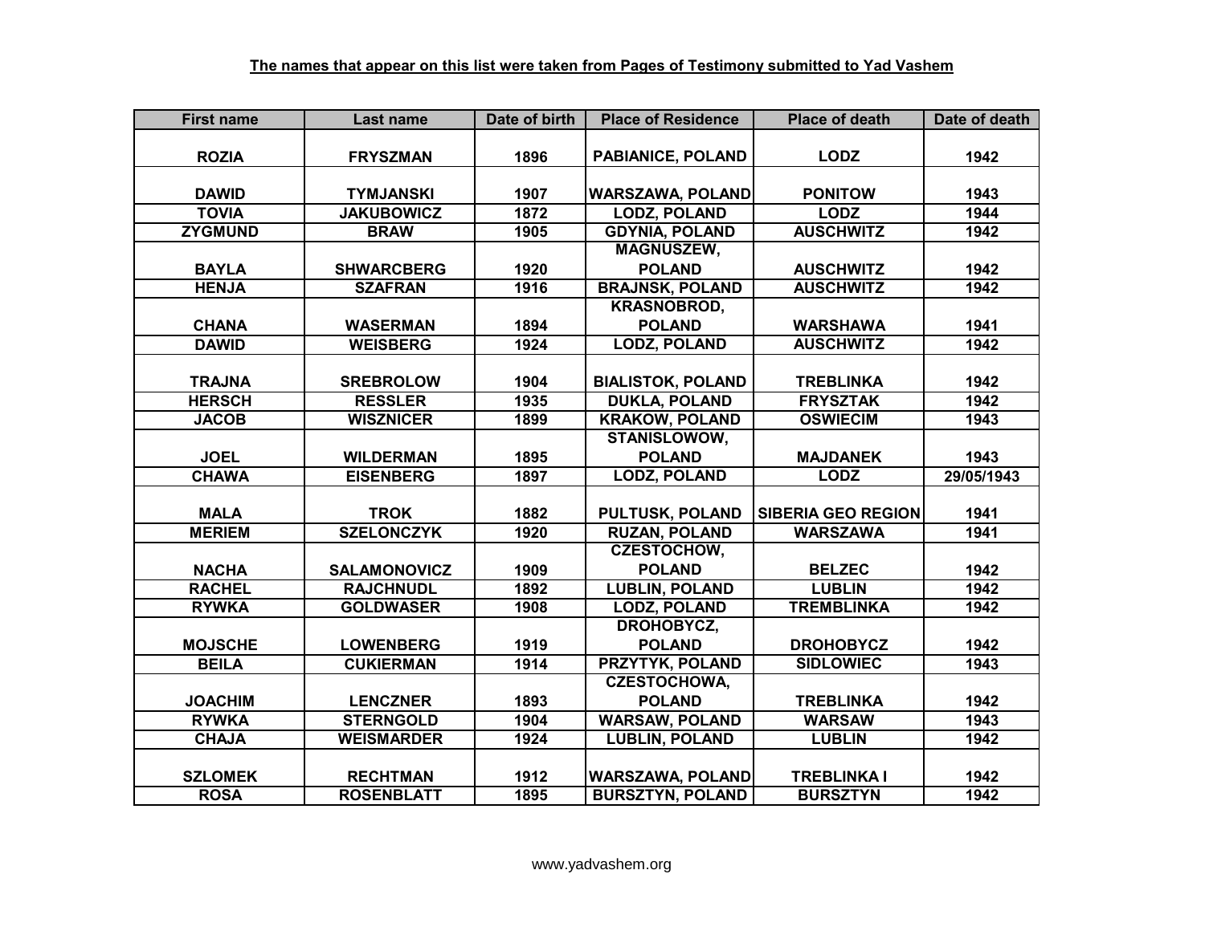**The names that appear on this list were taken from Pages of Testimony submitted to Yad Vashem**

| First name | Last name | Date of birth | Place of Residence | Place of death | Date of death |
|---|---|---|---|---|---|
| ROZIA | FRYSZMAN | 1896 | PABIANICE, POLAND | LODZ | 1942 |
| DAWID | TYMJANSKI | 1907 | WARSZAWA, POLAND | PONITOW | 1943 |
| TOVIA | JAKUBOWICZ | 1872 | LODZ, POLAND | LODZ | 1944 |
| ZYGMUND | BRAW | 1905 | GDYNIA, POLAND | AUSCHWITZ | 1942 |
| BAYLA | SHWARCBERG | 1920 | MAGNUSZEW, POLAND | AUSCHWITZ | 1942 |
| HENJA | SZAFRAN | 1916 | BRAJNSK, POLAND | AUSCHWITZ | 1942 |
| CHANA | WASERMAN | 1894 | KRASNOBROD, POLAND | WARSHAWA | 1941 |
| DAWID | WEISBERG | 1924 | LODZ, POLAND | AUSCHWITZ | 1942 |
| TRAJNA | SREBROLOW | 1904 | BIALISTOK, POLAND | TREBLINKA | 1942 |
| HERSCH | RESSLER | 1935 | DUKLA, POLAND | FRYSZTAK | 1942 |
| JACOB | WISZNICER | 1899 | KRAKOW, POLAND | OSWIECIM | 1943 |
| JOEL | WILDERMAN | 1895 | STANISLOWOW, POLAND | MAJDANEK | 1943 |
| CHAWA | EISENBERG | 1897 | LODZ, POLAND | LODZ | 29/05/1943 |
| MALA | TROK | 1882 | PULTUSK, POLAND | SIBERIA GEO REGION | 1941 |
| MERIEM | SZELONCZYK | 1920 | RUZAN, POLAND | WARSZAWA | 1941 |
| NACHA | SALAMONOVICZ | 1909 | CZESTOCHOW, POLAND | BELZEC | 1942 |
| RACHEL | RAJCHNUDL | 1892 | LUBLIN, POLAND | LUBLIN | 1942 |
| RYWKA | GOLDWASER | 1908 | LODZ, POLAND | TREMBLINKA | 1942 |
| MOJSCHE | LOWENBERG | 1919 | DROHOBYCZ, POLAND | DROHOBYCZ | 1942 |
| BEILA | CUKIERMAN | 1914 | PRZYTYK, POLAND | SIDLOWIEC | 1943 |
| JOACHIM | LENCZNER | 1893 | CZESTOCHOWA, POLAND | TREBLINKA | 1942 |
| RYWKA | STERNGOLD | 1904 | WARSAW, POLAND | WARSAW | 1943 |
| CHAJA | WEISMARDER | 1924 | LUBLIN, POLAND | LUBLIN | 1942 |
| SZLOMEK | RECHTMAN | 1912 | WARSZAWA, POLAND | TREBLINKA I | 1942 |
| ROSA | ROSENBLATT | 1895 | BURSZTYN, POLAND | BURSZTYN | 1942 |

www.yadvashem.org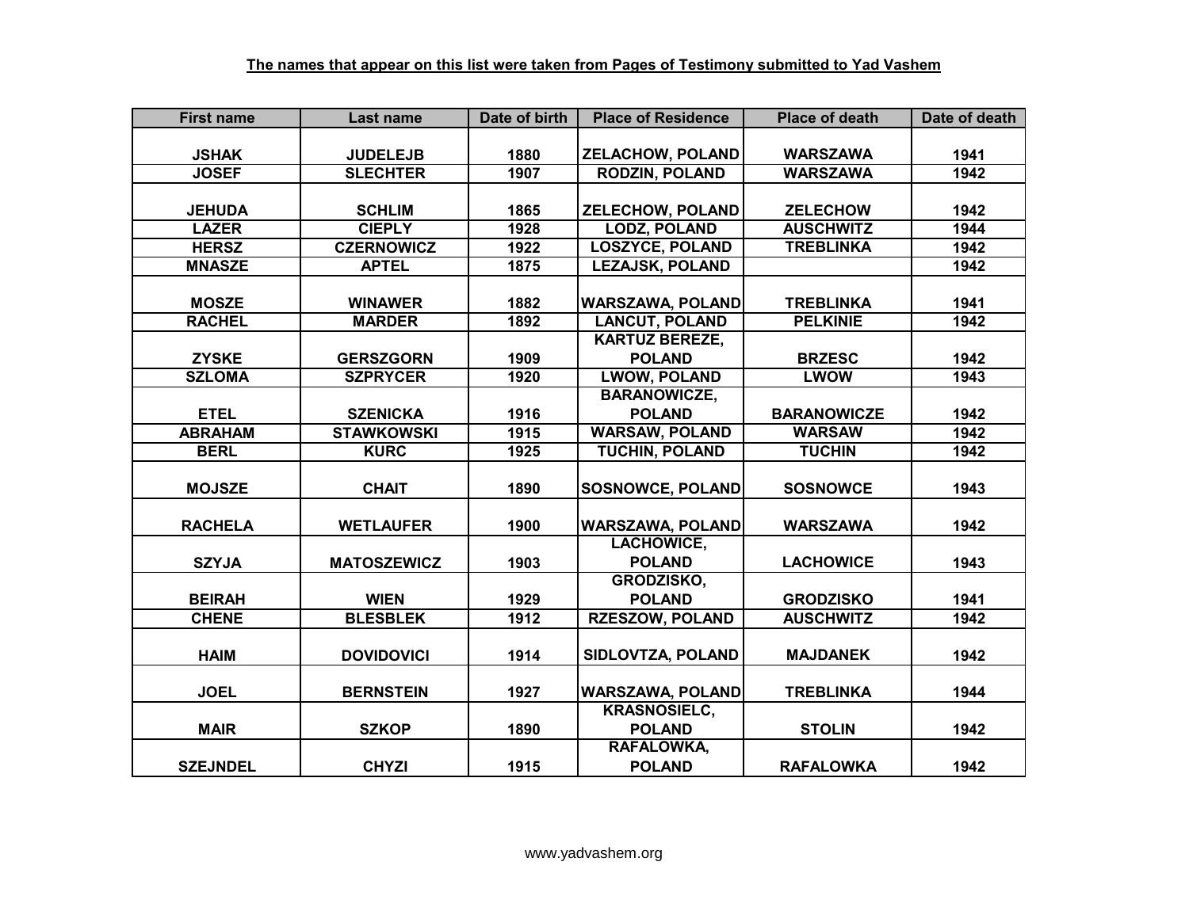**The names that appear on this list were taken from Pages of Testimony submitted to Yad Vashem**

| First name | Last name | Date of birth | Place of Residence | Place of death | Date of death |
|---|---|---|---|---|---|
| JSHAK | JUDELEJB | 1880 | ZELACHOW, POLAND | WARSZAWA | 1941 |
| JOSEF | SLECHTER | 1907 | RODZIN, POLAND | WARSZAWA | 1942 |
| JEHUDA | SCHLIM | 1865 | ZELECHOW, POLAND | ZELECHOW | 1942 |
| LAZER | CIEPLY | 1928 | LODZ, POLAND | AUSCHWITZ | 1944 |
| HERSZ | CZERNOWICZ | 1922 | LOSZYCE, POLAND | TREBLINKA | 1942 |
| MNASZE | APTEL | 1875 | LEZAJSK, POLAND | | 1942 |
| MOSZE | WINAWER | 1882 | WARSZAWA, POLAND | TREBLINKA | 1941 |
| RACHEL | MARDER | 1892 | LANCUT, POLAND | PELKINIE | 1942 |
| ZYSKE | GERSZGORN | 1909 | KARTUZ BEREZE, POLAND | BRZESC | 1942 |
| SZLOMA | SZPRYCER | 1920 | LWOW, POLAND | LWOW | 1943 |
| ETEL | SZENICKA | 1916 | BARANOWICZE, POLAND | BARANOWICZE | 1942 |
| ABRAHAM | STAWKOWSKI | 1915 | WARSAW, POLAND | WARSAW | 1942 |
| BERL | KURC | 1925 | TUCHIN, POLAND | TUCHIN | 1942 |
| MOJSZE | CHAIT | 1890 | SOSNOWCE, POLAND | SOSNOWCE | 1943 |
| RACHELA | WETLAUFER | 1900 | WARSZAWA, POLAND | WARSZAWA | 1942 |
| SZYJA | MATOSZEWICZ | 1903 | LACHOWICE, POLAND | LACHOWICE | 1943 |
| BEIRAH | WIEN | 1929 | GRODZISKO, POLAND | GRODZISKO | 1941 |
| CHENE | BLESBLEK | 1912 | RZESZOW, POLAND | AUSCHWITZ | 1942 |
| HAIM | DOVIDOVICI | 1914 | SIDLOVTZA, POLAND | MAJDANEK | 1942 |
| JOEL | BERNSTEIN | 1927 | WARSZAWA, POLAND | TREBLINKA | 1944 |
| MAIR | SZKOP | 1890 | KRASNOSIELC, POLAND | STOLIN | 1942 |
| SZEJNDEL | CHYZI | 1915 | RAFALOWKA, POLAND | RAFALOWKA | 1942 |

www.yadvashem.org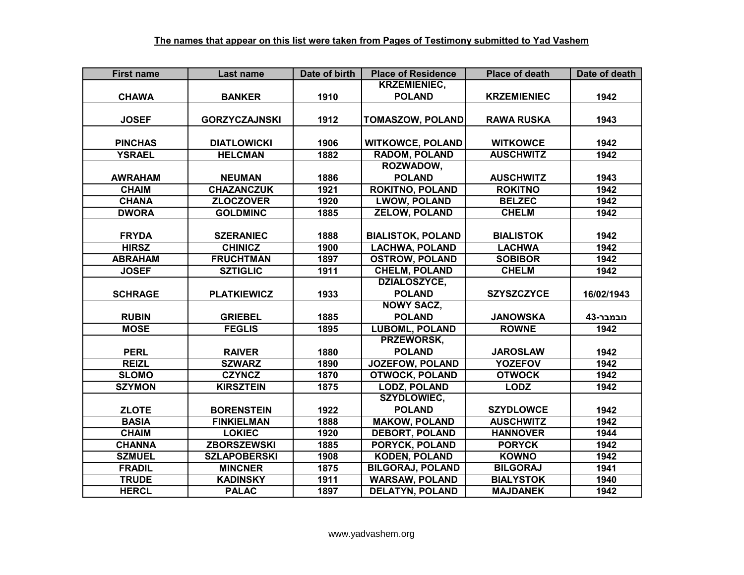**The names that appear on this list were taken from Pages of Testimony submitted to Yad Vashem**

| First name | Last name | Date of birth | Place of Residence | Place of death | Date of death |
|---|---|---|---|---|---|
| CHAWA | BANKER | 1910 | KRZEMIENIEC, POLAND | KRZEMIENIEC | 1942 |
| JOSEF | GORZYCZAJNSKI | 1912 | TOMASZOW, POLAND | RAWA RUSKA | 1943 |
| PINCHAS | DIATLOWICKI | 1906 | WITKOWCE, POLAND | WITKOWCE | 1942 |
| YSRAEL | HELCMAN | 1882 | RADOM, POLAND | AUSCHWITZ | 1942 |
| AWRAHAM | NEUMAN | 1886 | ROZWADOW, POLAND | AUSCHWITZ | 1943 |
| CHAIM | CHAZANCZUK | 1921 | ROKITNO, POLAND | ROKITNO | 1942 |
| CHANA | ZLOCZOVER | 1920 | LWOW, POLAND | BELZEC | 1942 |
| DWORA | GOLDMINC | 1885 | ZELOW, POLAND | CHELM | 1942 |
| FRYDA | SZERANIEC | 1888 | BIALISTOK, POLAND | BIALISTOK | 1942 |
| HIRSZ | CHINICZ | 1900 | LACHWA, POLAND | LACHWA | 1942 |
| ABRAHAM | FRUCHTMAN | 1897 | OSTROW, POLAND | SOBIBOR | 1942 |
| JOSEF | SZTIGLIC | 1911 | CHELM, POLAND | CHELM | 1942 |
| SCHRAGE | PLATKIEWICZ | 1933 | DZIALOSZYCE, POLAND | SZYSZCZYCE | 16/02/1943 |
| RUBIN | GRIEBEL | 1885 | NOWY SACZ, POLAND | JANOWSKA | נובמבר-43 |
| MOSE | FEGLIS | 1895 | LUBOML, POLAND | ROWNE | 1942 |
| PERL | RAIVER | 1880 | PRZEWORSK, POLAND | JAROSLAW | 1942 |
| REIZL | SZWARZ | 1890 | JOZEFOW, POLAND | YOZEFOV | 1942 |
| SLOMO | CZYNCZ | 1870 | OTWOCK, POLAND | OTWOCK | 1942 |
| SZYMON | KIRSZTEIN | 1875 | LODZ, POLAND | LODZ | 1942 |
| ZLOTE | BORENSTEIN | 1922 | SZYDLOWIEC, POLAND | SZYDLOWCE | 1942 |
| BASIA | FINKIELMAN | 1888 | MAKOW, POLAND | AUSCHWITZ | 1942 |
| CHAIM | LOKIEC | 1920 | DEBORT, POLAND | HANNOVER | 1944 |
| CHANNA | ZBORSZEWSKI | 1885 | PORYCK, POLAND | PORYCK | 1942 |
| SZMUEL | SZLAPOBERSKI | 1908 | KODEN, POLAND | KOWNO | 1942 |
| FRADIL | MINCNER | 1875 | BILGORAJ, POLAND | BILGORAJ | 1941 |
| TRUDE | KADINSKY | 1911 | WARSAW, POLAND | BIALYSTOK | 1940 |
| HERCL | PALAC | 1897 | DELATYN, POLAND | MAJDANEK | 1942 |

www.yadvashem.org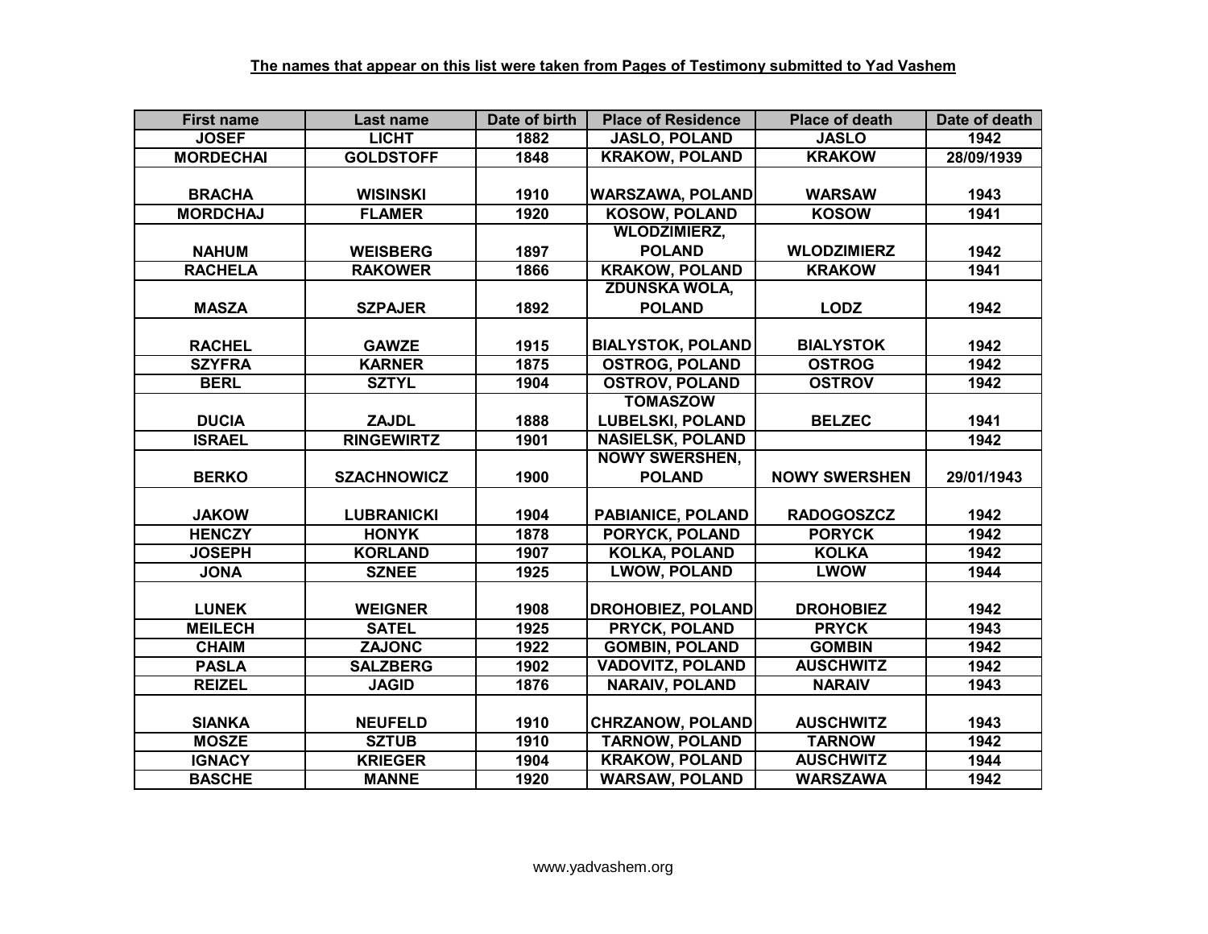**The names that appear on this list were taken from Pages of Testimony submitted to Yad Vashem**

| First name | Last name | Date of birth | Place of Residence | Place of death | Date of death |
|---|---|---|---|---|---|
| JOSEF | LICHT | 1882 | JASLO, POLAND | JASLO | 1942 |
| MORDECHAI | GOLDSTOFF | 1848 | KRAKOW, POLAND | KRAKOW | 28/09/1939 |
| BRACHA | WISINSKI | 1910 | WARSZAWA, POLAND | WARSAW | 1943 |
| MORDCHAJ | FLAMER | 1920 | KOSOW, POLAND | KOSOW | 1941 |
| NAHUM | WEISBERG | 1897 | WLODZIMIERZ, POLAND | WLODZIMIERZ | 1942 |
| RACHELA | RAKOWER | 1866 | KRAKOW, POLAND | KRAKOW | 1941 |
| MASZA | SZPAJER | 1892 | ZDUNSKA WOLA, POLAND | LODZ | 1942 |
| RACHEL | GAWZE | 1915 | BIALYSTOK, POLAND | BIALYSTOK | 1942 |
| SZYFRA | KARNER | 1875 | OSTROG, POLAND | OSTROG | 1942 |
| BERL | SZTYL | 1904 | OSTROV, POLAND | OSTROV | 1942 |
| DUCIA | ZAJDL | 1888 | TOMASZOW LUBELSKI, POLAND | BELZEC | 1941 |
| ISRAEL | RINGEWIRTZ | 1901 | NASIELSK, POLAND | | 1942 |
| BERKO | SZACHNOWICZ | 1900 | NOWY SWERSHEN, POLAND | NOWY SWERSHEN | 29/01/1943 |
| JAKOW | LUBRANICKI | 1904 | PABIANICE, POLAND | RADOGOSZCZ | 1942 |
| HENCZY | HONYK | 1878 | PORYCK, POLAND | PORYCK | 1942 |
| JOSEPH | KORLAND | 1907 | KOLKA, POLAND | KOLKA | 1942 |
| JONA | SZNEE | 1925 | LWOW, POLAND | LWOW | 1944 |
| LUNEK | WEIGNER | 1908 | DROHOBIEZ, POLAND | DROHOBIEZ | 1942 |
| MEILECH | SATEL | 1925 | PRYCK, POLAND | PRYCK | 1943 |
| CHAIM | ZAJONC | 1922 | GOMBIN, POLAND | GOMBIN | 1942 |
| PASLA | SALZBERG | 1902 | VADOVITZ, POLAND | AUSCHWITZ | 1942 |
| REIZEL | JAGID | 1876 | NARAIV, POLAND | NARAIV | 1943 |
| SIANKA | NEUFELD | 1910 | CHRZANOW, POLAND | AUSCHWITZ | 1943 |
| MOSZE | SZTUB | 1910 | TARNOW, POLAND | TARNOW | 1942 |
| IGNACY | KRIEGER | 1904 | KRAKOW, POLAND | AUSCHWITZ | 1944 |
| BASCHE | MANNE | 1920 | WARSAW, POLAND | WARSZAWA | 1942 |

www.yadvashem.org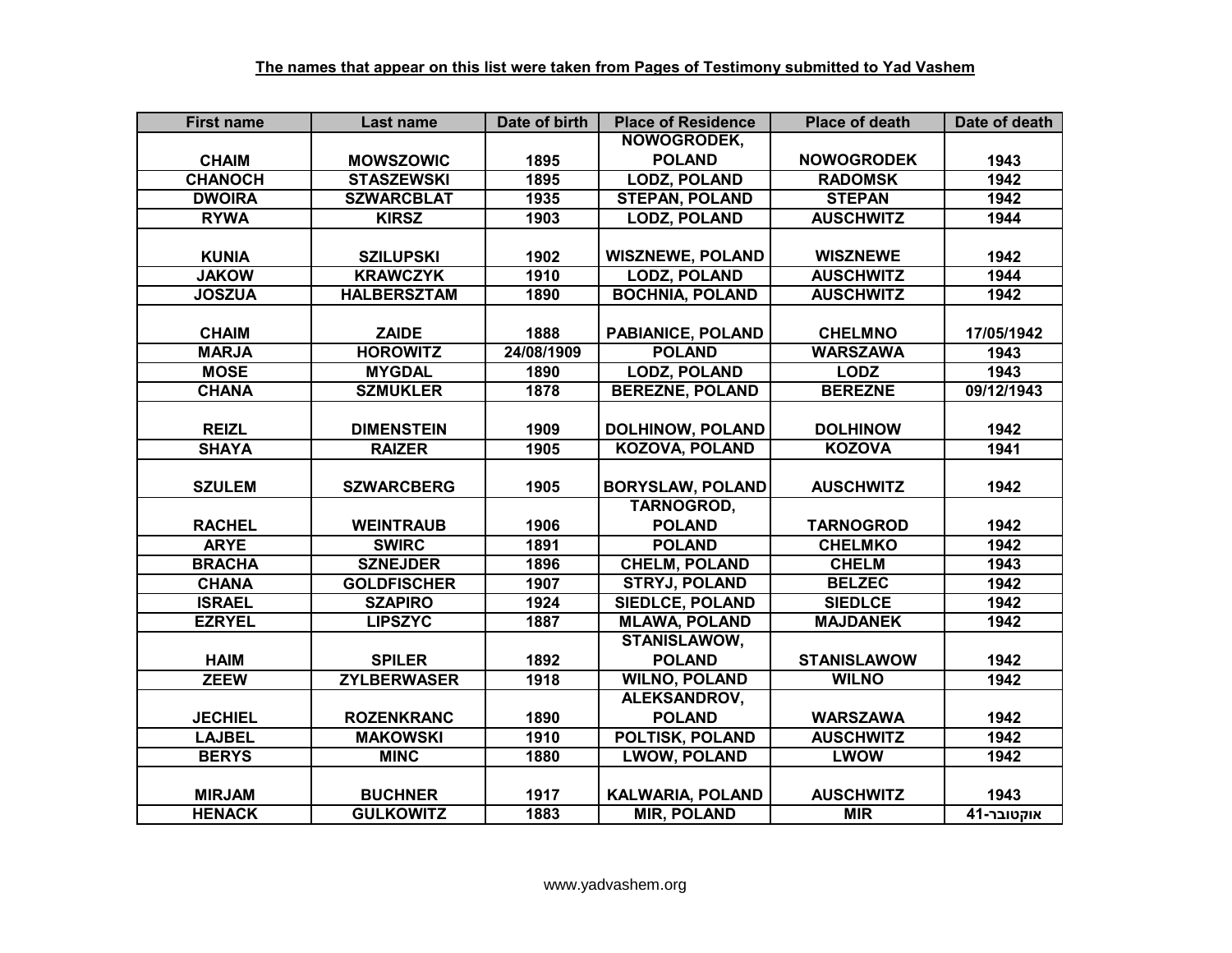**The names that appear on this list were taken from Pages of Testimony submitted to Yad Vashem**

| First name | Last name | Date of birth | Place of Residence | Place of death | Date of death |
|---|---|---|---|---|---|
| CHAIM | MOWSZOWIC | 1895 | NOWOGRODEK, POLAND | NOWOGRODEK | 1943 |
| CHANOCH | STASZEWSKI | 1895 | LODZ, POLAND | RADOMSK | 1942 |
| DWOIRA | SZWARCBLAT | 1935 | STEPAN, POLAND | STEPAN | 1942 |
| RYWA | KIRSZ | 1903 | LODZ, POLAND | AUSCHWITZ | 1944 |
| KUNIA | SZILUPSKI | 1902 | WISZNEWE, POLAND | WISZNEWE | 1942 |
| JAKOW | KRAWCZYK | 1910 | LODZ, POLAND | AUSCHWITZ | 1944 |
| JOSZUA | HALBERSZTAM | 1890 | BOCHNIA, POLAND | AUSCHWITZ | 1942 |
| CHAIM | ZAIDE | 1888 | PABIANICE, POLAND | CHELMNO | 17/05/1942 |
| MARJA | HOROWITZ | 24/08/1909 | POLAND | WARSZAWA | 1943 |
| MOSE | MYGDAL | 1890 | LODZ, POLAND | LODZ | 1943 |
| CHANA | SZMUKLER | 1878 | BEREZNE, POLAND | BEREZNE | 09/12/1943 |
| REIZL | DIMENSTEIN | 1909 | DOLHINOW, POLAND | DOLHINOW | 1942 |
| SHAYA | RAIZER | 1905 | KOZOVA, POLAND | KOZOVA | 1941 |
| SZULEM | SZWARCBERG | 1905 | BORYSLAW, POLAND | AUSCHWITZ | 1942 |
| RACHEL | WEINTRAUB | 1906 | TARNOGROD, POLAND | TARNOGROD | 1942 |
| ARYE | SWIRC | 1891 | POLAND | CHELMKO | 1942 |
| BRACHA | SZNEJDER | 1896 | CHELM, POLAND | CHELM | 1943 |
| CHANA | GOLDFISCHER | 1907 | STRYJ, POLAND | BELZEC | 1942 |
| ISRAEL | SZAPIRO | 1924 | SIEDLCE, POLAND | SIEDLCE | 1942 |
| EZRYEL | LIPSZYC | 1887 | MLAWA, POLAND | MAJDANEK | 1942 |
| HAIM | SPILER | 1892 | STANISLAWOW, POLAND | STANISLAWOW | 1942 |
| ZEEW | ZYLBERWASER | 1918 | WILNO, POLAND | WILNO | 1942 |
| JECHIEL | ROZENKRANC | 1890 | ALEKSANDROV, POLAND | WARSZAWA | 1942 |
| LAJBEL | MAKOWSKI | 1910 | POLTISK, POLAND | AUSCHWITZ | 1942 |
| BERYS | MINC | 1880 | LWOW, POLAND | LWOW | 1942 |
| MIRJAM | BUCHNER | 1917 | KALWARIA, POLAND | AUSCHWITZ | 1943 |
| HENACK | GULKOWITZ | 1883 | MIR, POLAND | MIR | אוקטובר-41 |

www.yadvashem.org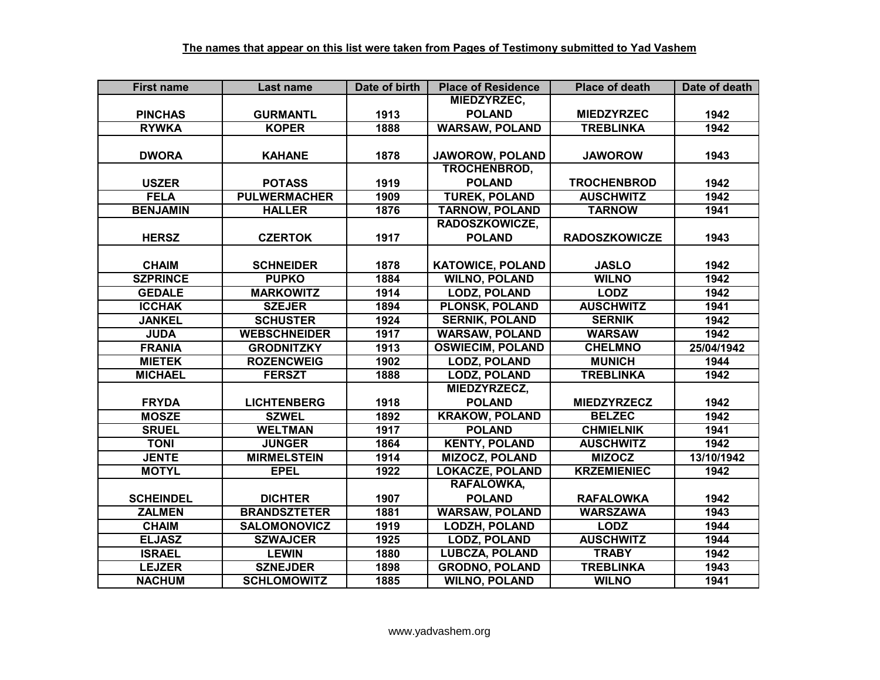**The names that appear on this list were taken from Pages of Testimony submitted to Yad Vashem**

| First name | Last name | Date of birth | Place of Residence | Place of death | Date of death |
|---|---|---|---|---|---|
| PINCHAS | GURMANTL | 1913 | MIEDZYRZEC, POLAND | MIEDZYRZEC | 1942 |
| RYWKA | KOPER | 1888 | WARSAW, POLAND | TREBLINKA | 1942 |
| DWORA | KAHANE | 1878 | JAWOROW, POLAND | JAWOROW | 1943 |
| USZER | POTASS | 1919 | TROCHENBROD, POLAND | TROCHENBROD | 1942 |
| FELA | PULWERMACHER | 1909 | TUREK, POLAND | AUSCHWITZ | 1942 |
| BENJAMIN | HALLER | 1876 | TARNOW, POLAND | TARNOW | 1941 |
| HERSZ | CZERTOK | 1917 | RADOSZKOWICZE, POLAND | RADOSZKOWICZE | 1943 |
| CHAIM | SCHNEIDER | 1878 | KATOWICE, POLAND | JASLO | 1942 |
| SZPRINCE | PUPKO | 1884 | WILNO, POLAND | WILNO | 1942 |
| GEDALE | MARKOWITZ | 1914 | LODZ, POLAND | LODZ | 1942 |
| ICCHAK | SZEJER | 1894 | PLONSK, POLAND | AUSCHWITZ | 1941 |
| JANKEL | SCHUSTER | 1924 | SERNIK, POLAND | SERNIK | 1942 |
| JUDA | WEBSCHNEIDER | 1917 | WARSAW, POLAND | WARSAW | 1942 |
| FRANIA | GRODNITZKY | 1913 | OSWIECIM, POLAND | CHELMNO | 25/04/1942 |
| MIETEK | ROZENCWEIG | 1902 | LODZ, POLAND | MUNICH | 1944 |
| MICHAEL | FERSZT | 1888 | LODZ, POLAND | TREBLINKA | 1942 |
| FRYDA | LICHTENBERG | 1918 | MIEDZYRZECZ, POLAND | MIEDZYRZECZ | 1942 |
| MOSZE | SZWEL | 1892 | KRAKOW, POLAND | BELZEC | 1942 |
| SRUEL | WELTMAN | 1917 | POLAND | CHMIELNIK | 1941 |
| TONI | JUNGER | 1864 | KENTY, POLAND | AUSCHWITZ | 1942 |
| JENTE | MIRMELSTEIN | 1914 | MIZOCZ, POLAND | MIZOCZ | 13/10/1942 |
| MOTYL | EPEL | 1922 | LOKACZE, POLAND | KRZEMIENIEC | 1942 |
| SCHEINDEL | DICHTER | 1907 | RAFALOWKA, POLAND | RAFALOWKA | 1942 |
| ZALMEN | BRANDSZTETER | 1881 | WARSAW, POLAND | WARSZAWA | 1943 |
| CHAIM | SALOMONOVICZ | 1919 | LODZH, POLAND | LODZ | 1944 |
| ELJASZ | SZWAJCER | 1925 | LODZ, POLAND | AUSCHWITZ | 1944 |
| ISRAEL | LEWIN | 1880 | LUBCZA, POLAND | TRABY | 1942 |
| LEJZER | SZNEJDER | 1898 | GRODNO, POLAND | TREBLINKA | 1943 |
| NACHUM | SCHLOMOWITZ | 1885 | WILNO, POLAND | WILNO | 1941 |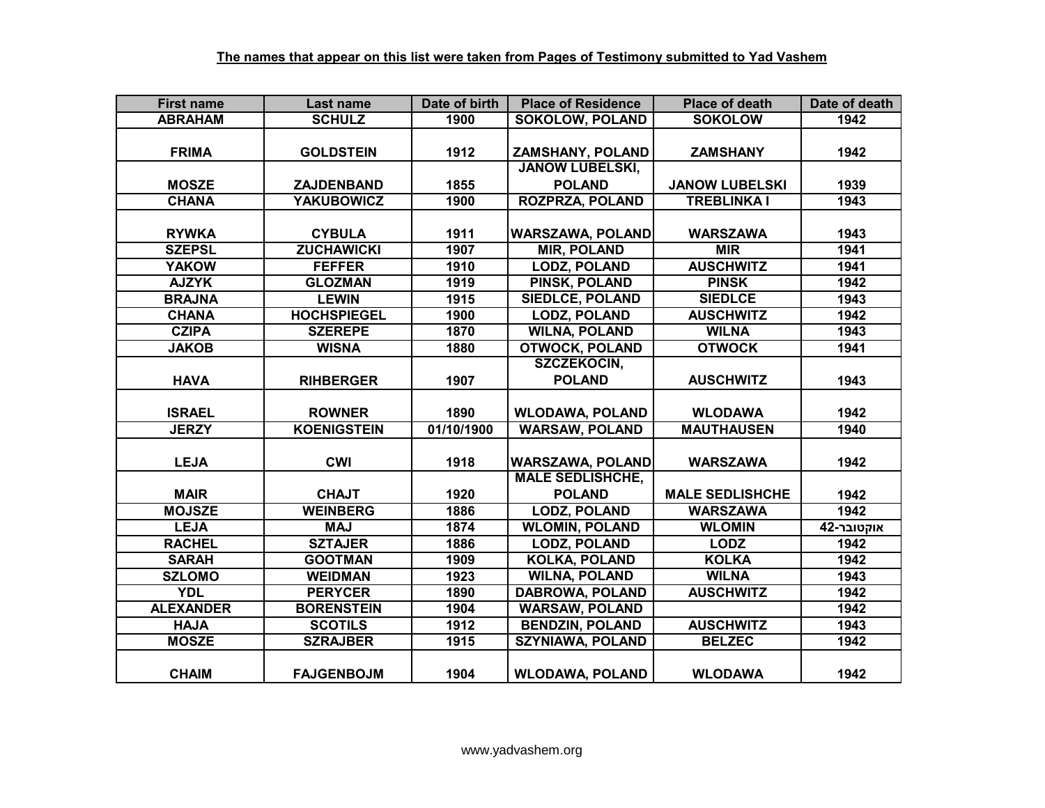**The names that appear on this list were taken from Pages of Testimony submitted to Yad Vashem**

| First name | Last name | Date of birth | Place of Residence | Place of death | Date of death |
|---|---|---|---|---|---|
| ABRAHAM | SCHULZ | 1900 | SOKOLOW, POLAND | SOKOLOW | 1942 |
| FRIMA | GOLDSTEIN | 1912 | ZAMSHANY, POLAND | ZAMSHANY | 1942 |
| MOSZE | ZAJDENBAND | 1855 | JANOW LUBELSKI, POLAND | JANOW LUBELSKI | 1939 |
| CHANA | YAKUBOWICZ | 1900 | ROZPRZA, POLAND | TREBLINKA I | 1943 |
| RYWKA | CYBULA | 1911 | WARSZAWA, POLAND | WARSZAWA | 1943 |
| SZEPSL | ZUCHAWICKI | 1907 | MIR, POLAND | MIR | 1941 |
| YAKOW | FEFFER | 1910 | LODZ, POLAND | AUSCHWITZ | 1941 |
| AJZYK | GLOZMAN | 1919 | PINSK, POLAND | PINSK | 1942 |
| BRAJNA | LEWIN | 1915 | SIEDLCE, POLAND | SIEDLCE | 1943 |
| CHANA | HOCHSPIEGEL | 1900 | LODZ, POLAND | AUSCHWITZ | 1942 |
| CZIPA | SZEREPE | 1870 | WILNA, POLAND | WILNA | 1943 |
| JAKOB | WISNA | 1880 | OTWOCK, POLAND | OTWOCK | 1941 |
| HAVA | RIHBERGER | 1907 | SZCZEKOCIN, POLAND | AUSCHWITZ | 1943 |
| ISRAEL | ROWNER | 1890 | WLODAWA, POLAND | WLODAWA | 1942 |
| JERZY | KOENIGSTEIN | 01/10/1900 | WARSAW, POLAND | MAUTHAUSEN | 1940 |
| LEJA | CWI | 1918 | WARSZAWA, POLAND | WARSZAWA | 1942 |
| MAIR | CHAJT | 1920 | MALE SEDLISHCHE, POLAND | MALE SEDLISHCHE | 1942 |
| MOJSZE | WEINBERG | 1886 | LODZ, POLAND | WARSZAWA | 1942 |
| LEJA | MAJ | 1874 | WLOMIN, POLAND | WLOMIN | אוקטובר-42 |
| RACHEL | SZTAJER | 1886 | LODZ, POLAND | LODZ | 1942 |
| SARAH | GOOTMAN | 1909 | KOLKA, POLAND | KOLKA | 1942 |
| SZLOMO | WEIDMAN | 1923 | WILNA, POLAND | WILNA | 1943 |
| YDL | PERYCER | 1890 | DABROWA, POLAND | AUSCHWITZ | 1942 |
| ALEXANDER | BORENSTEIN | 1904 | WARSAW, POLAND | | 1942 |
| HAJA | SCOTILS | 1912 | BENDZIN, POLAND | AUSCHWITZ | 1943 |
| MOSZE | SZRAJBER | 1915 | SZYNIAWA, POLAND | BELZEC | 1942 |
| CHAIM | FAJGENBOJM | 1904 | WLODAWA, POLAND | WLODAWA | 1942 |

www.yadvashem.org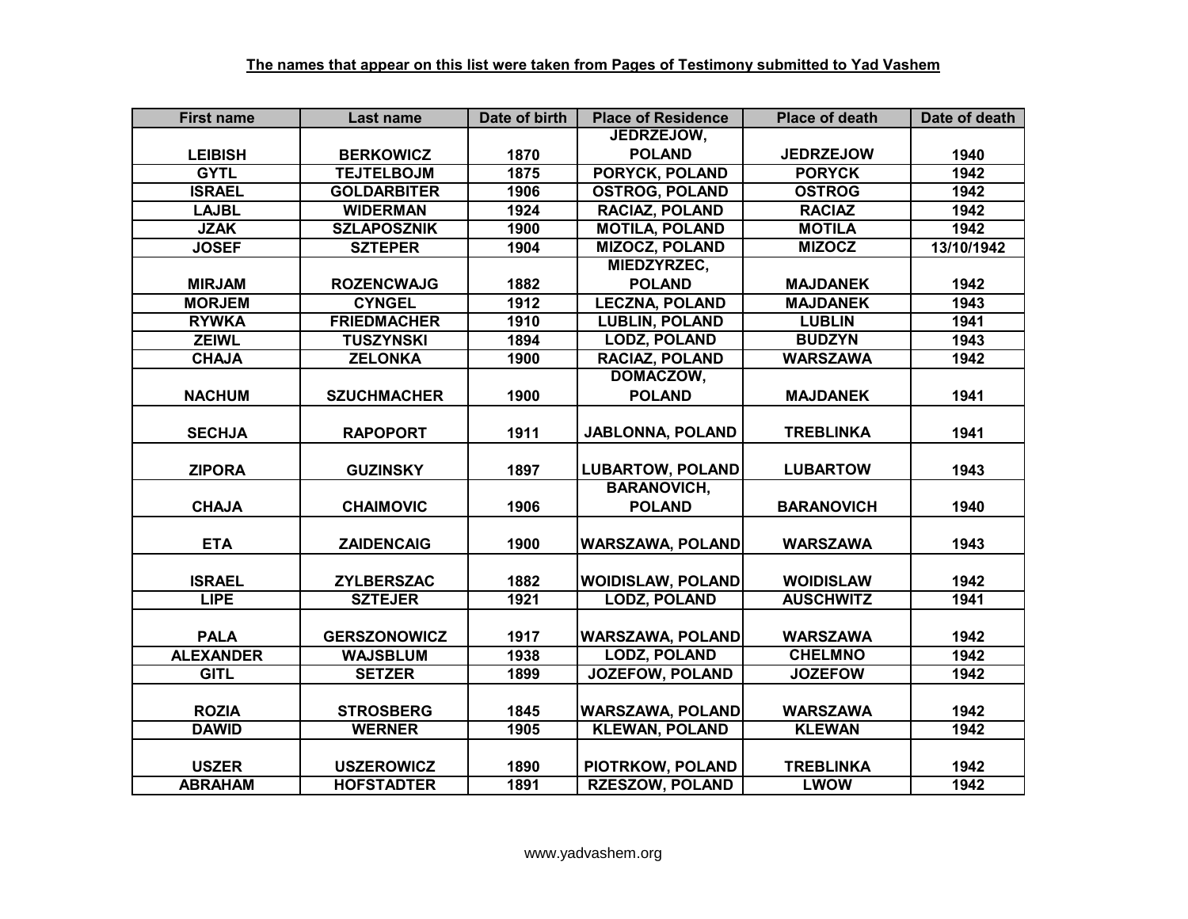**The names that appear on this list were taken from Pages of Testimony submitted to Yad Vashem**

| First name | Last name | Date of birth | Place of Residence | Place of death | Date of death |
|---|---|---|---|---|---|
| LEIBISH | BERKOWICZ | 1870 | JEDRZEJOW, POLAND | JEDRZEJOW | 1940 |
| GYTL | TEJTELBOJM | 1875 | PORYCK, POLAND | PORYCK | 1942 |
| ISRAEL | GOLDARBITER | 1906 | OSTROG, POLAND | OSTROG | 1942 |
| LAJBL | WIDERMAN | 1924 | RACIAZ, POLAND | RACIAZ | 1942 |
| JZAK | SZLAPOSZNIK | 1900 | MOTILA, POLAND | MOTILA | 1942 |
| JOSEF | SZTEPER | 1904 | MIZOCZ, POLAND | MIZOCZ | 13/10/1942 |
| MIRJAM | ROZENCWAJG | 1882 | MIEDZYRZEC, POLAND | MAJDANEK | 1942 |
| MORJEM | CYNGEL | 1912 | LECZNA, POLAND | MAJDANEK | 1943 |
| RYWKA | FRIEDMACHER | 1910 | LUBLIN, POLAND | LUBLIN | 1941 |
| ZEIWL | TUSZYNSKI | 1894 | LODZ, POLAND | BUDZYN | 1943 |
| CHAJA | ZELONKA | 1900 | RACIAZ, POLAND | WARSZAWA | 1942 |
| NACHUM | SZUCHMACHER | 1900 | DOMACZOW, POLAND | MAJDANEK | 1941 |
| SECHJA | RAPOPORT | 1911 | JABLONNA, POLAND | TREBLINKA | 1941 |
| ZIPORA | GUZINSKY | 1897 | LUBARTOW, POLAND | LUBARTOW | 1943 |
| CHAJA | CHAIMOVIC | 1906 | BARANOVICH, POLAND | BARANOVICH | 1940 |
| ETA | ZAIDENCAIG | 1900 | WARSZAWA, POLAND | WARSZAWA | 1943 |
| ISRAEL | ZYLBERSZAC | 1882 | WOIDISLAW, POLAND | WOIDISLAW | 1942 |
| LIPE | SZTEJER | 1921 | LODZ, POLAND | AUSCHWITZ | 1941 |
| PALA | GERSZONOWICZ | 1917 | WARSZAWA, POLAND | WARSZAWA | 1942 |
| ALEXANDER | WAJSBLUM | 1938 | LODZ, POLAND | CHELMNO | 1942 |
| GITL | SETZER | 1899 | JOZEFOW, POLAND | JOZEFOW | 1942 |
| ROZIA | STROSBERG | 1845 | WARSZAWA, POLAND | WARSZAWA | 1942 |
| DAWID | WERNER | 1905 | KLEWAN, POLAND | KLEWAN | 1942 |
| USZER | USZEROWICZ | 1890 | PIOTRKOW, POLAND | TREBLINKA | 1942 |
| ABRAHAM | HOFSTADTER | 1891 | RZESZOW, POLAND | LWOW | 1942 |

www.yadvashem.org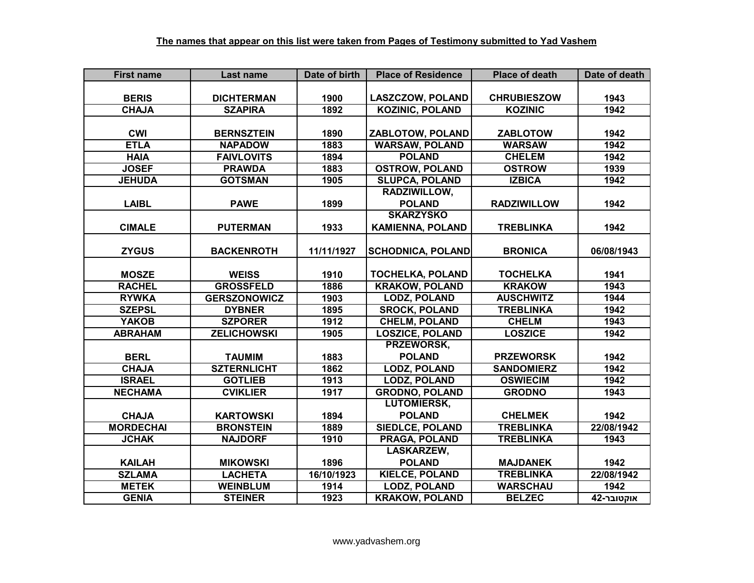**The names that appear on this list were taken from Pages of Testimony submitted to Yad Vashem**

| First name | Last name | Date of birth | Place of Residence | Place of death | Date of death |
|---|---|---|---|---|---|
| BERIS | DICHTERMAN | 1900 | LASZCZOW, POLAND | CHRUBIESZOW | 1943 |
| CHAJA | SZAPIRA | 1892 | KOZINIC, POLAND | KOZINIC | 1942 |
| CWI | BERNSZTEIN | 1890 | ZABLOTOW, POLAND | ZABLOTOW | 1942 |
| ETLA | NAPADOW | 1883 | WARSAW, POLAND | WARSAW | 1942 |
| HAIA | FAIVLOVITS | 1894 | POLAND | CHELEM | 1942 |
| JOSEF | PRAWDA | 1883 | OSTROW, POLAND | OSTROW | 1939 |
| JEHUDA | GOTSMAN | 1905 | SLUPCA, POLAND | IZBICA | 1942 |
| LAIBL | PAWE | 1899 | RADZIWILLOW, POLAND | RADZIWILLOW | 1942 |
| CIMALE | PUTERMAN | 1933 | SKARZYSKO KAMIENNA, POLAND | TREBLINKA | 1942 |
| ZYGUS | BACKENROTH | 11/11/1927 | SCHODNICA, POLAND | BRONICA | 06/08/1943 |
| MOSZE | WEISS | 1910 | TOCHELKA, POLAND | TOCHELKA | 1941 |
| RACHEL | GROSSFELD | 1886 | KRAKOW, POLAND | KRAKOW | 1943 |
| RYWKA | GERSZONOWICZ | 1903 | LODZ, POLAND | AUSCHWITZ | 1944 |
| SZEPSL | DYBNER | 1895 | SROCK, POLAND | TREBLINKA | 1942 |
| YAKOB | SZPORER | 1912 | CHELM, POLAND | CHELM | 1943 |
| ABRAHAM | ZELICHOWSKI | 1905 | LOSZICE, POLAND | LOSZICE | 1942 |
| BERL | TAUMIM | 1883 | PRZEWORSK, POLAND | PRZEWORSK | 1942 |
| CHAJA | SZTERNLICHT | 1862 | LODZ, POLAND | SANDOMIERZ | 1942 |
| ISRAEL | GOTLIEB | 1913 | LODZ, POLAND | OSWIECIM | 1942 |
| NECHAMA | CVIKLIER | 1917 | GRODNO, POLAND | GRODNO | 1943 |
| CHAJA | KARTOWSKI | 1894 | LUTOMIERSK, POLAND | CHELMEK | 1942 |
| MORDECHAI | BRONSTEIN | 1889 | SIEDLCE, POLAND | TREBLINKA | 22/08/1942 |
| JCHAK | NAJDORF | 1910 | PRAGA, POLAND | TREBLINKA | 1943 |
| KAILAH | MIKOWSKI | 1896 | LASKARZEW, POLAND | MAJDANEK | 1942 |
| SZLAMA | LACHETA | 16/10/1923 | KIELCE, POLAND | TREBLINKA | 22/08/1942 |
| METEK | WEINBLUM | 1914 | LODZ, POLAND | WARSCHAU | 1942 |
| GENIA | STEINER | 1923 | KRAKOW, POLAND | BELZEC | אוקטובר-42 |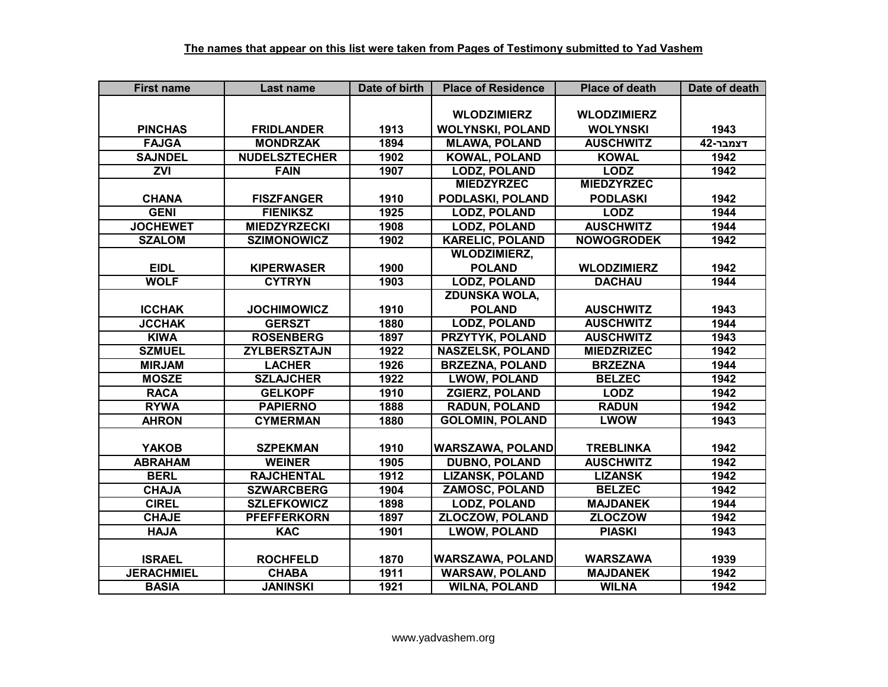**The names that appear on this list were taken from Pages of Testimony submitted to Yad Vashem**

| First name | Last name | Date of birth | Place of Residence | Place of death | Date of death |
|---|---|---|---|---|---|
| PINCHAS | FRIDLANDER | 1913 | WLODZIMIERZ WOLYNSKI, POLAND | WLODZIMIERZ WOLYNSKI | 1943 |
| FAJGA | MONDRZAK | 1894 | MLAWA, POLAND | AUSCHWITZ | דצמבר-42 |
| SAJNDEL | NUDELSZTECHER | 1902 | KOWAL, POLAND | KOWAL | 1942 |
| ZVI | FAIN | 1907 | LODZ, POLAND | LODZ | 1942 |
| CHANA | FISZFANGER | 1910 | MIEDZYRZEC PODLASKI, POLAND | MIEDZYRZEC PODLASKI | 1942 |
| GENI | FIENIKSZ | 1925 | LODZ, POLAND | LODZ | 1944 |
| JOCHEWET | MIEDZYRZECKI | 1908 | LODZ, POLAND | AUSCHWITZ | 1944 |
| SZALOM | SZIMONOWICZ | 1902 | KARELIC, POLAND | NOWOGRODEK | 1942 |
| EIDL | KIPERWASER | 1900 | WLODZIMIERZ, POLAND | WLODZIMIERZ | 1942 |
| WOLF | CYTRYN | 1903 | LODZ, POLAND | DACHAU | 1944 |
| ICCHAK | JOCHIMOWICZ | 1910 | ZDUNSKA WOLA, POLAND | AUSCHWITZ | 1943 |
| JCCHAK | GERSZT | 1880 | LODZ, POLAND | AUSCHWITZ | 1944 |
| KIWA | ROSENBERG | 1897 | PRZYTYK, POLAND | AUSCHWITZ | 1943 |
| SZMUEL | ZYLBERSZTAJN | 1922 | NASZELSK, POLAND | MIEDZRIZEC | 1942 |
| MIRJAM | LACHER | 1926 | BRZEZNA, POLAND | BRZEZNA | 1944 |
| MOSZE | SZLAJCHER | 1922 | LWOW, POLAND | BELZEC | 1942 |
| RACA | GELKOPF | 1910 | ZGIERZ, POLAND | LODZ | 1942 |
| RYWA | PAPIERNO | 1888 | RADUN, POLAND | RADUN | 1942 |
| AHRON | CYMERMAN | 1880 | GOLOMIN, POLAND | LWOW | 1943 |
| YAKOB | SZPEKMAN | 1910 | WARSZAWA, POLAND | TREBLINKA | 1942 |
| ABRAHAM | WEINER | 1905 | DUBNO, POLAND | AUSCHWITZ | 1942 |
| BERL | RAJCHENTAL | 1912 | LIZANSK, POLAND | LIZANSK | 1942 |
| CHAJA | SZWARCBERG | 1904 | ZAMOSC, POLAND | BELZEC | 1942 |
| CIREL | SZLEFKOWICZ | 1898 | LODZ, POLAND | MAJDANEK | 1944 |
| CHAJE | PFEFFERKORN | 1897 | ZLOCZOW, POLAND | ZLOCZOW | 1942 |
| HAJA | KAC | 1901 | LWOW, POLAND | PIASKI | 1943 |
| ISRAEL | ROCHFELD | 1870 | WARSZAWA, POLAND | WARSZAWA | 1939 |
| JERACHMIEL | CHABA | 1911 | WARSAW, POLAND | MAJDANEK | 1942 |
| BASIA | JANINSKI | 1921 | WILNA, POLAND | WILNA | 1942 |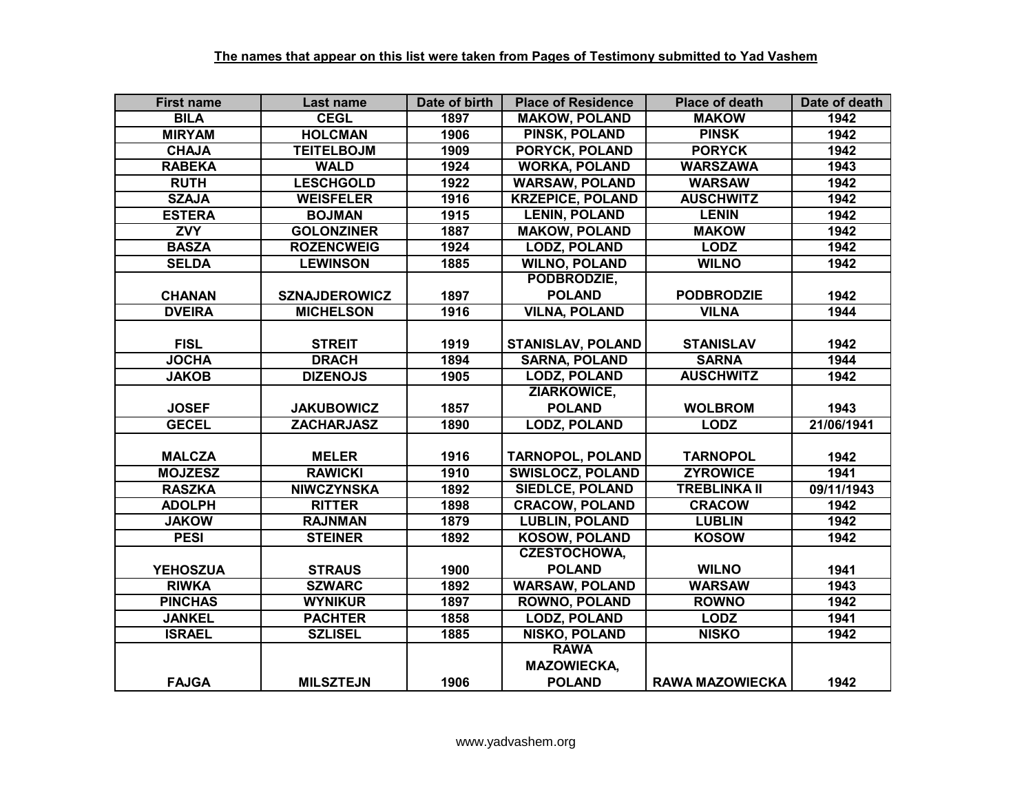**The names that appear on this list were taken from Pages of Testimony submitted to Yad Vashem**

| First name | Last name | Date of birth | Place of Residence | Place of death | Date of death |
|---|---|---|---|---|---|
| BILA | CEGL | 1897 | MAKOW, POLAND | MAKOW | 1942 |
| MIRYAM | HOLCMAN | 1906 | PINSK, POLAND | PINSK | 1942 |
| CHAJA | TEITELBOJM | 1909 | PORYCK, POLAND | PORYCK | 1942 |
| RABEKA | WALD | 1924 | WORKA, POLAND | WARSZAWA | 1943 |
| RUTH | LESCHGOLD | 1922 | WARSAW, POLAND | WARSAW | 1942 |
| SZAJA | WEISFELER | 1916 | KRZEPICE, POLAND | AUSCHWITZ | 1942 |
| ESTERA | BOJMAN | 1915 | LENIN, POLAND | LENIN | 1942 |
| ZVY | GOLONZINER | 1887 | MAKOW, POLAND | MAKOW | 1942 |
| BASZA | ROZENCWEIG | 1924 | LODZ, POLAND | LODZ | 1942 |
| SELDA | LEWINSON | 1885 | WILNO, POLAND | WILNO | 1942 |
| CHANAN | SZNAJDEROWICZ | 1897 | PODBRODZIE, POLAND | PODBRODZIE | 1942 |
| DVEIRA | MICHELSON | 1916 | VILNA, POLAND | VILNA | 1944 |
| FISL | STREIT | 1919 | STANISLAV, POLAND | STANISLAV | 1942 |
| JOCHA | DRACH | 1894 | SARNA, POLAND | SARNA | 1944 |
| JAKOB | DIZENOJS | 1905 | LODZ, POLAND | AUSCHWITZ | 1942 |
| JOSEF | JAKUBOWICZ | 1857 | ZIARKOWICE, POLAND | WOLBROM | 1943 |
| GECEL | ZACHARJASZ | 1890 | LODZ, POLAND | LODZ | 21/06/1941 |
| MALCZA | MELER | 1916 | TARNOPOL, POLAND | TARNOPOL | 1942 |
| MOJZESZ | RAWICKI | 1910 | SWISLOCZ, POLAND | ZYROWICE | 1941 |
| RASZKA | NIWCZYNSKA | 1892 | SIEDLCE, POLAND | TREBLINKA II | 09/11/1943 |
| ADOLPH | RITTER | 1898 | CRACOW, POLAND | CRACOW | 1942 |
| JAKOW | RAJNMAN | 1879 | LUBLIN, POLAND | LUBLIN | 1942 |
| PESI | STEINER | 1892 | KOSOW, POLAND | KOSOW | 1942 |
| YEHOSZUA | STRAUS | 1900 | CZESTOCHOWA, POLAND | WILNO | 1941 |
| RIWKA | SZWARC | 1892 | WARSAW, POLAND | WARSAW | 1943 |
| PINCHAS | WYNIKUR | 1897 | ROWNO, POLAND | ROWNO | 1942 |
| JANKEL | PACHTER | 1858 | LODZ, POLAND | LODZ | 1941 |
| ISRAEL | SZLISEL | 1885 | NISKO, POLAND | NISKO | 1942 |
| FAJGA | MILSZTEJN | 1906 | RAWA MAZOWIECKA, POLAND | RAWA MAZOWIECKA | 1942 |

www.yadvashem.org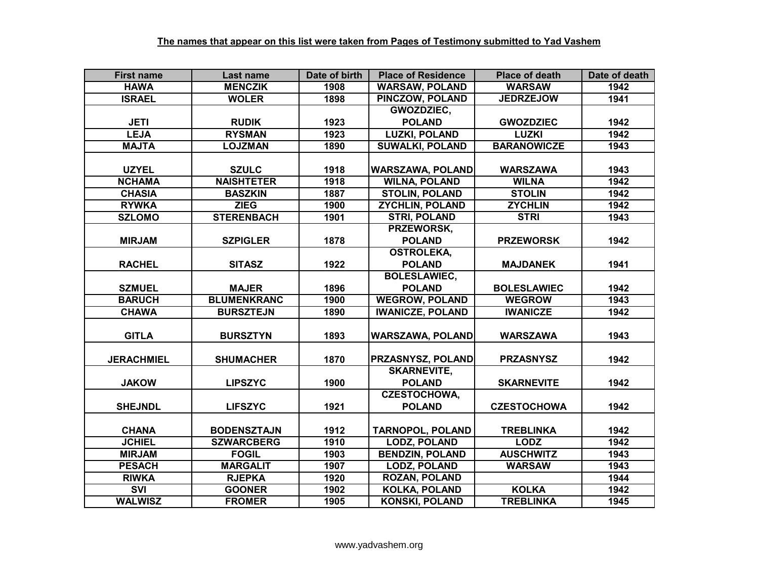**The names that appear on this list were taken from Pages of Testimony submitted to Yad Vashem**

| First name | Last name | Date of birth | Place of Residence | Place of death | Date of death |
|---|---|---|---|---|---|
| HAWA | MENCZIK | 1908 | WARSAW, POLAND | WARSAW | 1942 |
| ISRAEL | WOLER | 1898 | PINCZOW, POLAND | JEDRZEJOW | 1941 |
| JETI | RUDIK | 1923 | GWOZDZIEC, POLAND | GWOZDZIEC | 1942 |
| LEJA | RYSMAN | 1923 | LUZKI, POLAND | LUZKI | 1942 |
| MAJTA | LOJZMAN | 1890 | SUWALKI, POLAND | BARANOWICZE | 1943 |
| UZYEL | SZULC | 1918 | WARSZAWA, POLAND | WARSZAWA | 1943 |
| NCHAMA | NAISHTETER | 1918 | WILNA, POLAND | WILNA | 1942 |
| CHASIA | BASZKIN | 1887 | STOLIN, POLAND | STOLIN | 1942 |
| RYWKA | ZIEG | 1900 | ZYCHLIN, POLAND | ZYCHLIN | 1942 |
| SZLOMO | STERENBACH | 1901 | STRI, POLAND | STRI | 1943 |
| MIRJAM | SZPIGLER | 1878 | PRZEWORSK, POLAND | PRZEWORSK | 1942 |
| RACHEL | SITASZ | 1922 | OSTROLEKA, POLAND | MAJDANEK | 1941 |
| SZMUEL | MAJER | 1896 | BOLESLAWIEC, POLAND | BOLESLAWIEC | 1942 |
| BARUCH | BLUMENKRANC | 1900 | WEGROW, POLAND | WEGROW | 1943 |
| CHAWA | BURSZTEJN | 1890 | IWANICZE, POLAND | IWANICZE | 1942 |
| GITLA | BURSZTYN | 1893 | WARSZAWA, POLAND | WARSZAWA | 1943 |
| JERACHMIEL | SHUMACHER | 1870 | PRZASNYSZ, POLAND | PRZASNYSZ | 1942 |
| JAKOW | LIPSZYC | 1900 | SKARNEVITE, POLAND | SKARNEVITE | 1942 |
| SHEJNDL | LIFSZYC | 1921 | CZESTOCHOWA, POLAND | CZESTOCHOWA | 1942 |
| CHANA | BODENSZTAJN | 1912 | TARNOPOL, POLAND | TREBLINKA | 1942 |
| JCHIEL | SZWARCBERG | 1910 | LODZ, POLAND | LODZ | 1942 |
| MIRJAM | FOGIL | 1903 | BENDZIN, POLAND | AUSCHWITZ | 1943 |
| PESACH | MARGALIT | 1907 | LODZ, POLAND | WARSAW | 1943 |
| RIWKA | RJEPKA | 1920 | ROZAN, POLAND | | 1944 |
| SVI | GOONER | 1902 | KOLKA, POLAND | KOLKA | 1942 |
| WALWISZ | FROMER | 1905 | KONSKI, POLAND | TREBLINKA | 1945 |

www.yadvashem.org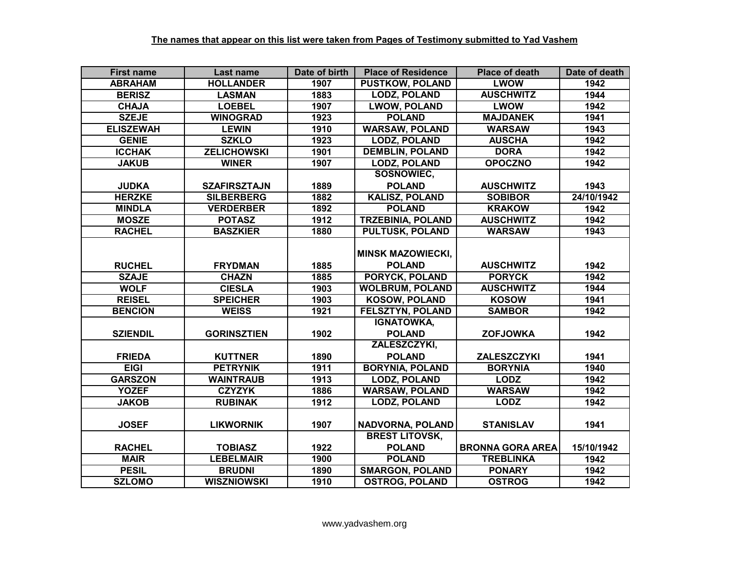**The names that appear on this list were taken from Pages of Testimony submitted to Yad Vashem**

| First name | Last name | Date of birth | Place of Residence | Place of death | Date of death |
|---|---|---|---|---|---|
| ABRAHAM | HOLLANDER | 1907 | PUSTKOW, POLAND | LWOW | 1942 |
| BERISZ | LASMAN | 1883 | LODZ, POLAND | AUSCHWITZ | 1944 |
| CHAJA | LOEBEL | 1907 | LWOW, POLAND | LWOW | 1942 |
| SZEJE | WINOGRAD | 1923 | POLAND | MAJDANEK | 1941 |
| ELISZEWAH | LEWIN | 1910 | WARSAW, POLAND | WARSAW | 1943 |
| GENIE | SZKLO | 1923 | LODZ, POLAND | AUSCHA | 1942 |
| ICCHAK | ZELICHOWSKI | 1901 | DEMBLIN, POLAND | DORA | 1942 |
| JAKUB | WINER | 1907 | LODZ, POLAND | OPOCZNO | 1942 |
| JUDKA | SZAFIRSZTAJN | 1889 | SOSNOWIEC, POLAND | AUSCHWITZ | 1943 |
| HERZKE | SILBERBERG | 1882 | KALISZ, POLAND | SOBIBOR | 24/10/1942 |
| MINDLA | VERDERBER | 1892 | POLAND | KRAKOW | 1942 |
| MOSZE | POTASZ | 1912 | TRZEBINIA, POLAND | AUSCHWITZ | 1942 |
| RACHEL | BASZKIER | 1880 | PULTUSK, POLAND | WARSAW | 1943 |
| RUCHEL | FRYDMAN | 1885 | MINSK MAZOWIECKI, POLAND | AUSCHWITZ | 1942 |
| SZAJE | CHAZN | 1885 | PORYCK, POLAND | PORYCK | 1942 |
| WOLF | CIESLA | 1903 | WOLBRUM, POLAND | AUSCHWITZ | 1944 |
| REISEL | SPEICHER | 1903 | KOSOW, POLAND | KOSOW | 1941 |
| BENCION | WEISS | 1921 | FELSZTYN, POLAND | SAMBOR | 1942 |
| SZIENDIL | GORINSZTIEN | 1902 | IGNATOWKA, POLAND | ZOFJOWKA | 1942 |
| FRIEDA | KUTTNER | 1890 | ZALESZCZYKI, POLAND | ZALESZCZYKI | 1941 |
| EIGI | PETRYNIK | 1911 | BORYNIA, POLAND | BORYNIA | 1940 |
| GARSZON | WAINTRAUB | 1913 | LODZ, POLAND | LODZ | 1942 |
| YOZEF | CZYZYK | 1886 | WARSAW, POLAND | WARSAW | 1942 |
| JAKOB | RUBINAK | 1912 | LODZ, POLAND | LODZ | 1942 |
| JOSEF | LIKWORNIK | 1907 | NADVORNA, POLAND | STANISLAV | 1941 |
| RACHEL | TOBIASZ | 1922 | BREST LITOVSK, POLAND | BRONNA GORA AREA | 15/10/1942 |
| MAIR | LEBELMAIR | 1900 | POLAND | TREBLINKA | 1942 |
| PESIL | BRUDNI | 1890 | SMARGON, POLAND | PONARY | 1942 |
| SZLOMO | WISZNIOWSKI | 1910 | OSTROG, POLAND | OSTROG | 1942 |

www.yadvashem.org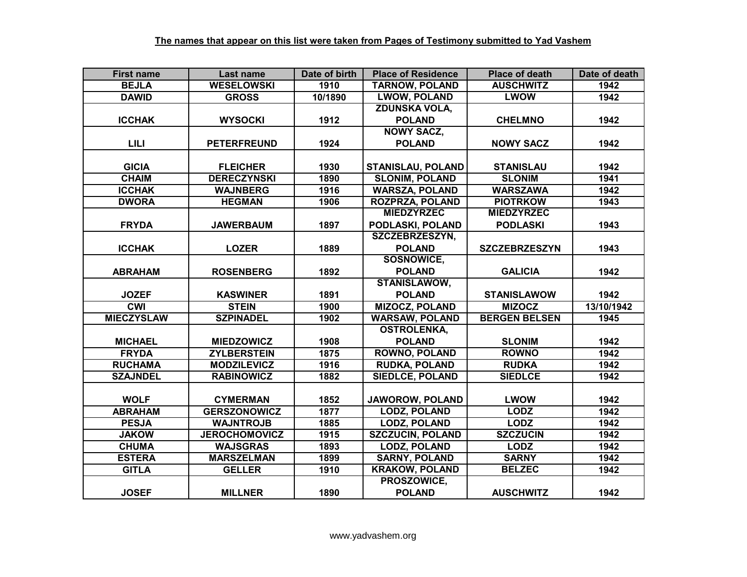**The names that appear on this list were taken from Pages of Testimony submitted to Yad Vashem**

| First name | Last name | Date of birth | Place of Residence | Place of death | Date of death |
|---|---|---|---|---|---|
| BEJLA | WESELOWSKI | 1910 | TARNOW, POLAND | AUSCHWITZ | 1942 |
| DAWID | GROSS | 10/1890 | LWOW, POLAND | LWOW | 1942 |
| ICCHAK | WYSOCKI | 1912 | ZDUNSKA VOLA, POLAND | CHELMNO | 1942 |
| LILI | PETERFREUND | 1924 | NOWY SACZ, POLAND | NOWY SACZ | 1942 |
| GICIA | FLEICHER | 1930 | STANISLAU, POLAND | STANISLAU | 1942 |
| CHAIM | DERECZYNSKI | 1890 | SLONIM, POLAND | SLONIM | 1941 |
| ICCHAK | WAJNBERG | 1916 | WARSZA, POLAND | WARSZAWA | 1942 |
| DWORA | HEGMAN | 1906 | ROZPRZA, POLAND | PIOTRKOW | 1943 |
| FRYDA | JAWERBAUM | 1897 | MIEDZYRZEC PODLASKI, POLAND | MIEDZYRZEC PODLASKI | 1943 |
| ICCHAK | LOZER | 1889 | SZCZEBRZESZYN, POLAND | SZCZEBRZESZYN | 1943 |
| ABRAHAM | ROSENBERG | 1892 | SOSNOWICE, POLAND | GALICIA | 1942 |
| JOZEF | KASWINER | 1891 | STANISLAWOW, POLAND | STANISLAWOW | 1942 |
| CWI | STEIN | 1900 | MIZOCZ, POLAND | MIZOCZ | 13/10/1942 |
| MIECZYSLAW | SZPINADEL | 1902 | WARSAW, POLAND | BERGEN BELSEN | 1945 |
| MICHAEL | MIEDZOWICZ | 1908 | OSTROLENKA, POLAND | SLONIM | 1942 |
| FRYDA | ZYLBERSTEIN | 1875 | ROWNO, POLAND | ROWNO | 1942 |
| RUCHAMA | MODZILEVICZ | 1916 | RUDKA, POLAND | RUDKA | 1942 |
| SZAJNDEL | RABINOWICZ | 1882 | SIEDLCE, POLAND | SIEDLCE | 1942 |
| WOLF | CYMERMAN | 1852 | JAWOROW, POLAND | LWOW | 1942 |
| ABRAHAM | GERSZONOWICZ | 1877 | LODZ, POLAND | LODZ | 1942 |
| PESJA | WAJNTROJB | 1885 | LODZ, POLAND | LODZ | 1942 |
| JAKOW | JEROCHOMOVICZ | 1915 | SZCZUCIN, POLAND | SZCZUCIN | 1942 |
| CHUMA | WAJSGRAS | 1893 | LODZ, POLAND | LODZ | 1942 |
| ESTERA | MARSZELMAN | 1899 | SARNY, POLAND | SARNY | 1942 |
| GITLA | GELLER | 1910 | KRAKOW, POLAND | BELZEC | 1942 |
| JOSEF | MILLNER | 1890 | PROSZOWICE, POLAND | AUSCHWITZ | 1942 |

www.yadvashem.org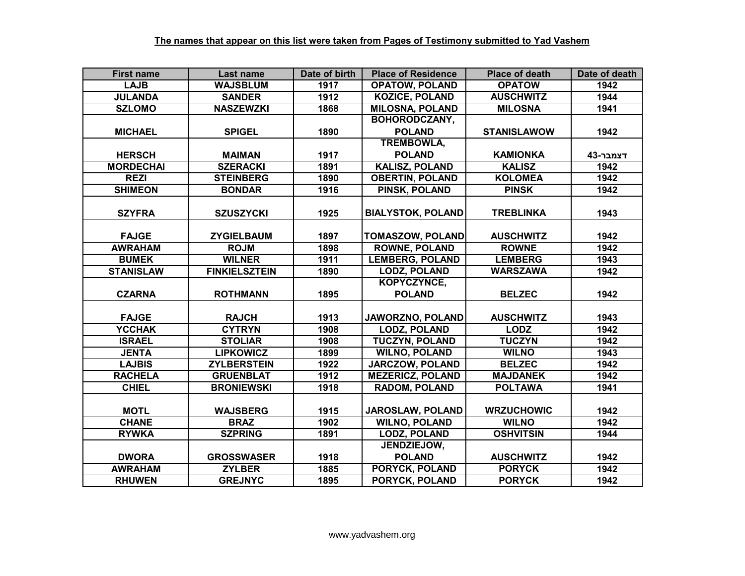**The names that appear on this list were taken from Pages of Testimony submitted to Yad Vashem**

| First name | Last name | Date of birth | Place of Residence | Place of death | Date of death |
|---|---|---|---|---|---|
| LAJB | WAJSBLUM | 1917 | OPATOW, POLAND | OPATOW | 1942 |
| JULANDA | SANDER | 1912 | KOZICE, POLAND | AUSCHWITZ | 1944 |
| SZLOMO | NASZEWZKI | 1868 | MILOSNA, POLAND | MILOSNA | 1941 |
| MICHAEL | SPIGEL | 1890 | BOHORODCZANY, POLAND | STANISLAWOW | 1942 |
| HERSCH | MAIMAN | 1917 | TREMBOWLA, POLAND | KAMIONKA | דצמבר-43 |
| MORDECHAI | SZERACKI | 1891 | KALISZ, POLAND | KALISZ | 1942 |
| REZI | STEINBERG | 1890 | OBERTIN, POLAND | KOLOMEA | 1942 |
| SHIMEON | BONDAR | 1916 | PINSK, POLAND | PINSK | 1942 |
| SZYFRA | SZUSZYCKI | 1925 | BIALYSTOK, POLAND | TREBLINKA | 1943 |
| FAJGE | ZYGIELBAUM | 1897 | TOMASZOW, POLAND | AUSCHWITZ | 1942 |
| AWRAHAM | ROJM | 1898 | ROWNE, POLAND | ROWNE | 1942 |
| BUMEK | WILNER | 1911 | LEMBERG, POLAND | LEMBERG | 1943 |
| STANISLAW | FINKIELSZTEIN | 1890 | LODZ, POLAND | WARSZAWA | 1942 |
| CZARNA | ROTHMANN | 1895 | KOPYCZYNCE, POLAND | BELZEC | 1942 |
| FAJGE | RAJCH | 1913 | JAWORZNO, POLAND | AUSCHWITZ | 1943 |
| YCCHAK | CYTRYN | 1908 | LODZ, POLAND | LODZ | 1942 |
| ISRAEL | STOLIAR | 1908 | TUCZYN, POLAND | TUCZYN | 1942 |
| JENTA | LIPKOWICZ | 1899 | WILNO, POLAND | WILNO | 1943 |
| LAJBIS | ZYLBERSTEIN | 1922 | JARCZOW, POLAND | BELZEC | 1942 |
| RACHELA | GRUENBLAT | 1912 | MEZERICZ, POLAND | MAJDANEK | 1942 |
| CHIEL | BRONIEWSKI | 1918 | RADOM, POLAND | POLTAWA | 1941 |
| MOTL | WAJSBERG | 1915 | JAROSLAW, POLAND | WRZUCHOWIC | 1942 |
| CHANE | BRAZ | 1902 | WILNO, POLAND | WILNO | 1942 |
| RYWKA | SZPRING | 1891 | LODZ, POLAND | OSHVITSIN | 1944 |
| DWORA | GROSSWASER | 1918 | JENDZIEJOW, POLAND | AUSCHWITZ | 1942 |
| AWRAHAM | ZYLBER | 1885 | PORYCK, POLAND | PORYCK | 1942 |
| RHUWEN | GREJNYC | 1895 | PORYCK, POLAND | PORYCK | 1942 |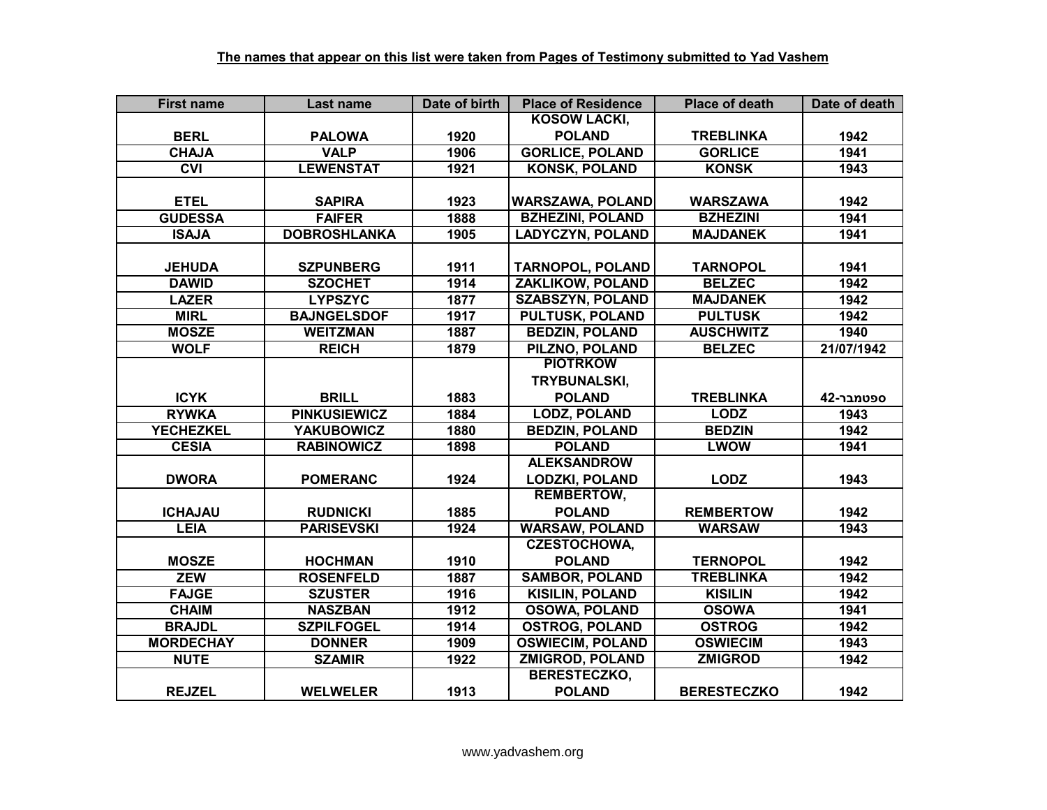**The names that appear on this list were taken from Pages of Testimony submitted to Yad Vashem**

| First name | Last name | Date of birth | Place of Residence | Place of death | Date of death |
|---|---|---|---|---|---|
| BERL | PALOWA | 1920 | KOSOW LACKI, POLAND | TREBLINKA | 1942 |
| CHAJA | VALP | 1906 | GORLICE, POLAND | GORLICE | 1941 |
| CVI | LEWENSTAT | 1921 | KONSK, POLAND | KONSK | 1943 |
| ETEL | SAPIRA | 1923 | WARSZAWA, POLAND | WARSZAWA | 1942 |
| GUDESSA | FAIFER | 1888 | BZHEZINI, POLAND | BZHEZINI | 1941 |
| ISAJA | DOBROSHLANKA | 1905 | LADYCZYN, POLAND | MAJDANEK | 1941 |
| JEHUDA | SZPUNBERG | 1911 | TARNOPOL, POLAND | TARNOPOL | 1941 |
| DAWID | SZOCHET | 1914 | ZAKLIKOW, POLAND | BELZEC | 1942 |
| LAZER | LYPSZYC | 1877 | SZABSZYN, POLAND | MAJDANEK | 1942 |
| MIRL | BAJNGELSDOF | 1917 | PULTUSK, POLAND | PULTUSK | 1942 |
| MOSZE | WEITZMAN | 1887 | BEDZIN, POLAND | AUSCHWITZ | 1940 |
| WOLF | REICH | 1879 | PILZNO, POLAND | BELZEC | 21/07/1942 |
| ICYK | BRILL | 1883 | PIOTRKOW TRYBUNALSKI, POLAND | TREBLINKA | ספטמבר-42 |
| RYWKA | PINKUSIEWICZ | 1884 | LODZ, POLAND | LODZ | 1943 |
| YECHEZKEL | YAKUBOWICZ | 1880 | BEDZIN, POLAND | BEDZIN | 1942 |
| CESIA | RABINOWICZ | 1898 | POLAND | LWOW | 1941 |
| DWORA | POMERANC | 1924 | ALEKSANDROW LODZKI, POLAND | LODZ | 1943 |
| ICHAJAU | RUDNICKI | 1885 | REMBERTOW, POLAND | REMBERTOW | 1942 |
| LEIA | PARISEVSKI | 1924 | WARSAW, POLAND | WARSAW | 1943 |
| MOSZE | HOCHMAN | 1910 | CZESTOCHOWA, POLAND | TERNOPOL | 1942 |
| ZEW | ROSENFELD | 1887 | SAMBOR, POLAND | TREBLINKA | 1942 |
| FAJGE | SZUSTER | 1916 | KISILIN, POLAND | KISILIN | 1942 |
| CHAIM | NASZBAN | 1912 | OSOWA, POLAND | OSOWA | 1941 |
| BRAJDL | SZPILFOGEL | 1914 | OSTROG, POLAND | OSTROG | 1942 |
| MORDECHAY | DONNER | 1909 | OSWIECIM, POLAND | OSWIECIM | 1943 |
| NUTE | SZAMIR | 1922 | ZMIGROD, POLAND | ZMIGROD | 1942 |
| REJZEL | WELWELER | 1913 | BERESTECZKO, POLAND | BERESTECZKO | 1942 |

www.yadvashem.org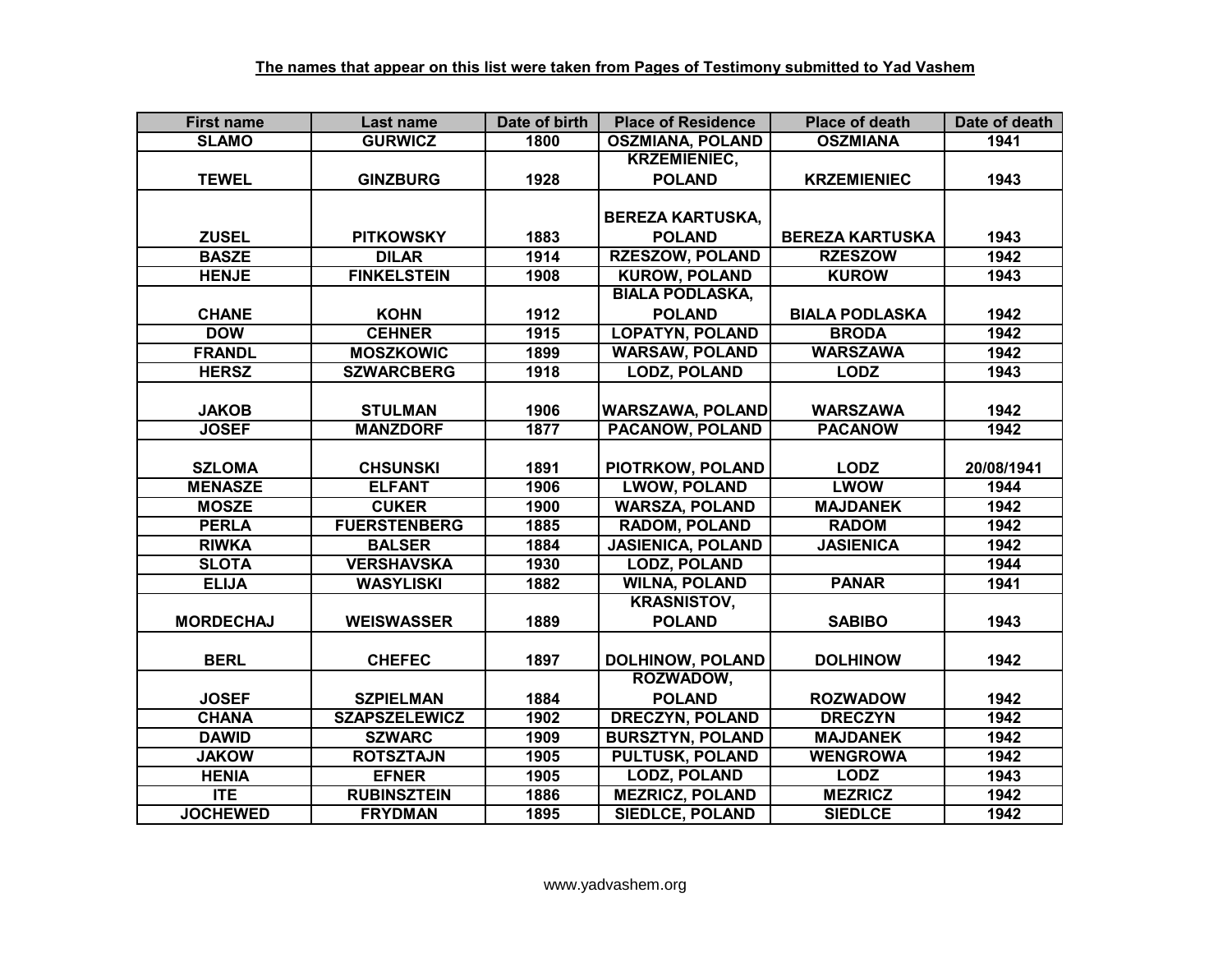**The names that appear on this list were taken from Pages of Testimony submitted to Yad Vashem**

| First name | Last name | Date of birth | Place of Residence | Place of death | Date of death |
|---|---|---|---|---|---|
| SLAMO | GURWICZ | 1800 | OSZMIANA, POLAND | OSZMIANA | 1941 |
| TEWEL | GINZBURG | 1928 | KRZEMIENIEC, POLAND | KRZEMIENIEC | 1943 |
| ZUSEL | PITKOWSKY | 1883 | BEREZA KARTUSKA, POLAND | BEREZA KARTUSKA | 1943 |
| BASZE | DILAR | 1914 | RZESZOW, POLAND | RZESZOW | 1942 |
| HENJE | FINKELSTEIN | 1908 | KUROW, POLAND | KUROW | 1943 |
| CHANE | KOHN | 1912 | BIALA PODLASKA, POLAND | BIALA PODLASKA | 1942 |
| DOW | CEHNER | 1915 | LOPATYN, POLAND | BRODA | 1942 |
| FRANDL | MOSZKOWIC | 1899 | WARSAW, POLAND | WARSZAWA | 1942 |
| HERSZ | SZWARCBERG | 1918 | LODZ, POLAND | LODZ | 1943 |
| JAKOB | STULMAN | 1906 | WARSZAWA, POLAND | WARSZAWA | 1942 |
| JOSEF | MANZDORF | 1877 | PACANOW, POLAND | PACANOW | 1942 |
| SZLOMA | CHSUNSKI | 1891 | PIOTRKOW, POLAND | LODZ | 20/08/1941 |
| MENASZE | ELFANT | 1906 | LWOW, POLAND | LWOW | 1944 |
| MOSZE | CUKER | 1900 | WARSZA, POLAND | MAJDANEK | 1942 |
| PERLA | FUERSTENBERG | 1885 | RADOM, POLAND | RADOM | 1942 |
| RIWKA | BALSER | 1884 | JASIENICA, POLAND | JASIENICA | 1942 |
| SLOTA | VERSHAVSKA | 1930 | LODZ, POLAND | | 1944 |
| ELIJA | WASYLISKI | 1882 | WILNA, POLAND | PANAR | 1941 |
| MORDECHAJ | WEISWASSER | 1889 | KRASNISTOV, POLAND | SABIBO | 1943 |
| BERL | CHEFEC | 1897 | DOLHINOW, POLAND | DOLHINOW | 1942 |
| JOSEF | SZPIELMAN | 1884 | ROZWADOW, POLAND | ROZWADOW | 1942 |
| CHANA | SZAPSZELEWICZ | 1902 | DRECZYN, POLAND | DRECZYN | 1942 |
| DAWID | SZWARC | 1909 | BURSZTYN, POLAND | MAJDANEK | 1942 |
| JAKOW | ROTSZTAJN | 1905 | PULTUSK, POLAND | WENGROWA | 1942 |
| HENIA | EFNER | 1905 | LODZ, POLAND | LODZ | 1943 |
| ITE | RUBINSZTEIN | 1886 | MEZRICZ, POLAND | MEZRICZ | 1942 |
| JOCHEWED | FRYDMAN | 1895 | SIEDLCE, POLAND | SIEDLCE | 1942 |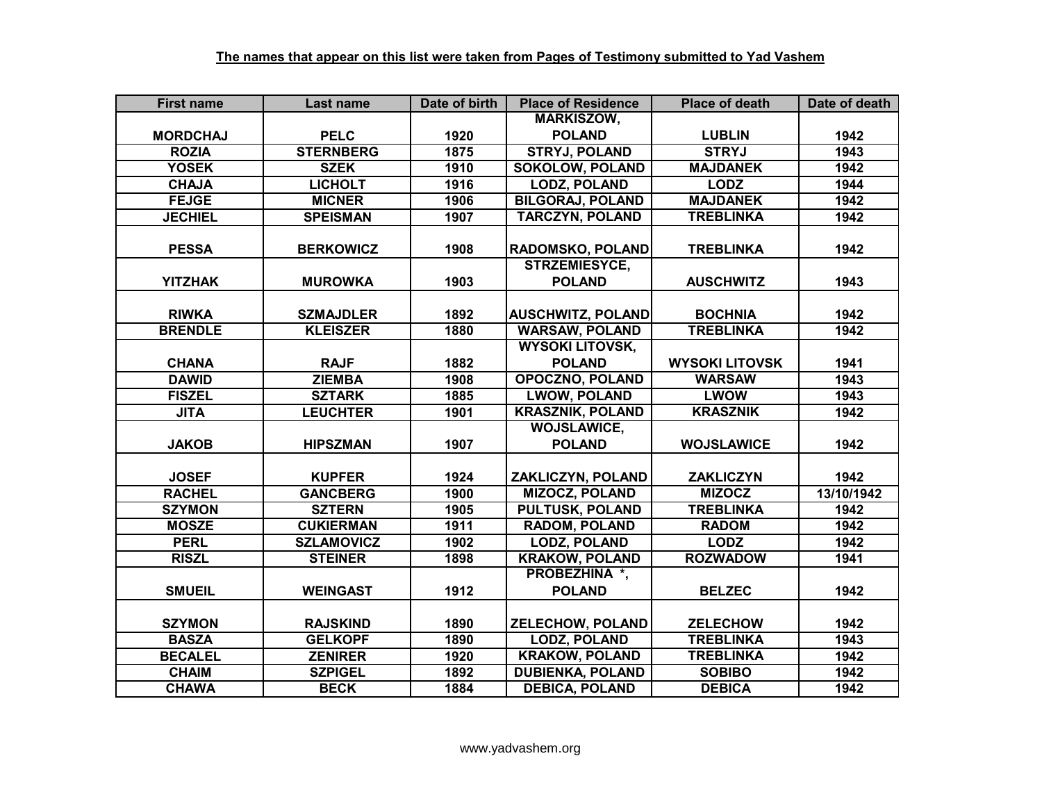**The names that appear on this list were taken from Pages of Testimony submitted to Yad Vashem**

| First name | Last name | Date of birth | Place of Residence | Place of death | Date of death |
|---|---|---|---|---|---|
| MORDCHAJ | PELC | 1920 | MARKISZOW, POLAND | LUBLIN | 1942 |
| ROZIA | STERNBERG | 1875 | STRYJ, POLAND | STRYJ | 1943 |
| YOSEK | SZEK | 1910 | SOKOLOW, POLAND | MAJDANEK | 1942 |
| CHAJA | LICHOLT | 1916 | LODZ, POLAND | LODZ | 1944 |
| FEJGE | MICNER | 1906 | BILGORAJ, POLAND | MAJDANEK | 1942 |
| JECHIEL | SPEISMAN | 1907 | TARCZYN, POLAND | TREBLINKA | 1942 |
| PESSA | BERKOWICZ | 1908 | RADOMSKO, POLAND | TREBLINKA | 1942 |
| YITZHAK | MUROWKA | 1903 | STRZEMIESYCE, POLAND | AUSCHWITZ | 1943 |
| RIWKA | SZMAJDLER | 1892 | AUSCHWITZ, POLAND | BOCHNIA | 1942 |
| BRENDLE | KLEISZER | 1880 | WARSAW, POLAND | TREBLINKA | 1942 |
| CHANA | RAJF | 1882 | WYSOKI LITOVSK, POLAND | WYSOKI LITOVSK | 1941 |
| DAWID | ZIEMBA | 1908 | OPOCZNO, POLAND | WARSAW | 1943 |
| FISZEL | SZTARK | 1885 | LWOW, POLAND | LWOW | 1943 |
| JITA | LEUCHTER | 1901 | KRASZNIK, POLAND | KRASZNIK | 1942 |
| JAKOB | HIPSZMAN | 1907 | WOJSLAWICE, POLAND | WOJSLAWICE | 1942 |
| JOSEF | KUPFER | 1924 | ZAKLICZYN, POLAND | ZAKLICZYN | 1942 |
| RACHEL | GANCBERG | 1900 | MIZOCZ, POLAND | MIZOCZ | 13/10/1942 |
| SZYMON | SZTERN | 1905 | PULTUSK, POLAND | TREBLINKA | 1942 |
| MOSZE | CUKIERMAN | 1911 | RADOM, POLAND | RADOM | 1942 |
| PERL | SZLAMOVICZ | 1902 | LODZ, POLAND | LODZ | 1942 |
| RISZL | STEINER | 1898 | KRAKOW, POLAND | ROZWADOW | 1941 |
| SMUEIL | WEINGAST | 1912 | PROBEZHINA *, POLAND | BELZEC | 1942 |
| SZYMON | RAJSKIND | 1890 | ZELECHOW, POLAND | ZELECHOW | 1942 |
| BASZA | GELKOPF | 1890 | LODZ, POLAND | TREBLINKA | 1943 |
| BECALEL | ZENIRER | 1920 | KRAKOW, POLAND | TREBLINKA | 1942 |
| CHAIM | SZPIGEL | 1892 | DUBIENKA, POLAND | SOBIBO | 1942 |
| CHAWA | BECK | 1884 | DEBICA, POLAND | DEBICA | 1942 |

www.yadvashem.org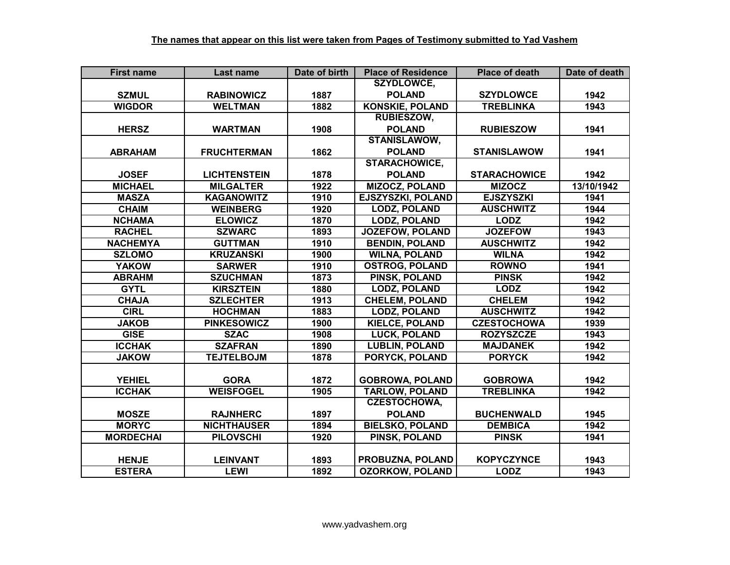**The names that appear on this list were taken from Pages of Testimony submitted to Yad Vashem**

| First name | Last name | Date of birth | Place of Residence | Place of death | Date of death |
|---|---|---|---|---|---|
| SZMUL | RABINOWICZ | 1887 | SZYDLOWCE, POLAND | SZYDLOWCE | 1942 |
| WIGDOR | WELTMAN | 1882 | KONSKIE, POLAND | TREBLINKA | 1943 |
| HERSZ | WARTMAN | 1908 | RUBIESZOW, POLAND | RUBIESZOW | 1941 |
| ABRAHAM | FRUCHTERMAN | 1862 | STANISLAWOW, POLAND | STANISLAWOW | 1941 |
| JOSEF | LICHTENSTEIN | 1878 | STARACHOWICE, POLAND | STARACHOWICE | 1942 |
| MICHAEL | MILGALTER | 1922 | MIZOCZ, POLAND | MIZOCZ | 13/10/1942 |
| MASZA | KAGANOWITZ | 1910 | EJSZYSZKI, POLAND | EJSZYSZKI | 1941 |
| CHAIM | WEINBERG | 1920 | LODZ, POLAND | AUSCHWITZ | 1944 |
| NCHAMA | ELOWICZ | 1870 | LODZ, POLAND | LODZ | 1942 |
| RACHEL | SZWARC | 1893 | JOZEFOW, POLAND | JOZEFOW | 1943 |
| NACHEMYA | GUTTMAN | 1910 | BENDIN, POLAND | AUSCHWITZ | 1942 |
| SZLOMO | KRUZANSKI | 1900 | WILNA, POLAND | WILNA | 1942 |
| YAKOW | SARWER | 1910 | OSTROG, POLAND | ROWNO | 1941 |
| ABRAHM | SZUCHMAN | 1873 | PINSK, POLAND | PINSK | 1942 |
| GYTL | KIRSZTEIN | 1880 | LODZ, POLAND | LODZ | 1942 |
| CHAJA | SZLECHTER | 1913 | CHELEM, POLAND | CHELEM | 1942 |
| CIRL | HOCHMAN | 1883 | LODZ, POLAND | AUSCHWITZ | 1942 |
| JAKOB | PINKESOWICZ | 1900 | KIELCE, POLAND | CZESTOCHOWA | 1939 |
| GISE | SZAC | 1908 | LUCK, POLAND | ROZYSZCZE | 1943 |
| ICCHAK | SZAFRAN | 1890 | LUBLIN, POLAND | MAJDANEK | 1942 |
| JAKOW | TEJTELBOJM | 1878 | PORYCK, POLAND | PORYCK | 1942 |
| YEHIEL | GORA | 1872 | GOBROWA, POLAND | GOBROWA | 1942 |
| ICCHAK | WEISFOGEL | 1905 | TARLOW, POLAND | TREBLINKA | 1942 |
| MOSZE | RAJNHERC | 1897 | CZESTOCHOWA, POLAND | BUCHENWALD | 1945 |
| MORYC | NICHTHAUSER | 1894 | BIELSKO, POLAND | DEMBICA | 1942 |
| MORDECHAI | PILOVSCHI | 1920 | PINSK, POLAND | PINSK | 1941 |
| HENJE | LEINVANT | 1893 | PROBUZNA, POLAND | KOPYCZYNCE | 1943 |
| ESTERA | LEWI | 1892 | OZORKOW, POLAND | LODZ | 1943 |

www.yadvashem.org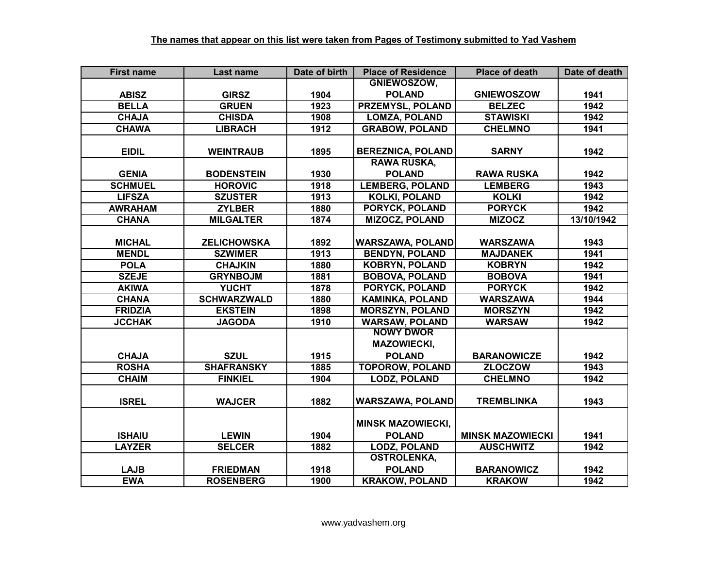**The names that appear on this list were taken from Pages of Testimony submitted to Yad Vashem**

| First name | Last name | Date of birth | Place of Residence | Place of death | Date of death |
|---|---|---|---|---|---|
| ABISZ | GIRSZ | 1904 | GNIEWOSZOW, POLAND | GNIEWOSZOW | 1941 |
| BELLA | GRUEN | 1923 | PRZEMYSL, POLAND | BELZEC | 1942 |
| CHAJA | CHISDA | 1908 | LOMZA, POLAND | STAWISKI | 1942 |
| CHAWA | LIBRACH | 1912 | GRABOW, POLAND | CHELMNO | 1941 |
| EIDIL | WEINTRAUB | 1895 | BEREZNICA, POLAND | SARNY | 1942 |
| GENIA | BODENSTEIN | 1930 | RAWA RUSKA, POLAND | RAWA RUSKA | 1942 |
| SCHMUEL | HOROVIC | 1918 | LEMBERG, POLAND | LEMBERG | 1943 |
| LIFSZA | SZUSTER | 1913 | KOLKI, POLAND | KOLKI | 1942 |
| AWRAHAM | ZYLBER | 1880 | PORYCK, POLAND | PORYCK | 1942 |
| CHANA | MILGALTER | 1874 | MIZOCZ, POLAND | MIZOCZ | 13/10/1942 |
| MICHAL | ZELICHOWSKA | 1892 | WARSZAWA, POLAND | WARSZAWA | 1943 |
| MENDL | SZWIMER | 1913 | BENDYN, POLAND | MAJDANEK | 1941 |
| POLA | CHAJKIN | 1880 | KOBRYN, POLAND | KOBRYN | 1942 |
| SZEJE | GRYNBOJM | 1881 | BOBOVA, POLAND | BOBOVA | 1941 |
| AKIWA | YUCHT | 1878 | PORYCK, POLAND | PORYCK | 1942 |
| CHANA | SCHWARZWALD | 1880 | KAMINKA, POLAND | WARSZAWA | 1944 |
| FRIDZIA | EKSTEIN | 1898 | MORSZYN, POLAND | MORSZYN | 1942 |
| JCCHAK | JAGODA | 1910 | WARSAW, POLAND | WARSAW | 1942 |
| CHAJA | SZUL | 1915 | NOWY DWOR MAZOWIECKI, POLAND | BARANOWICZE | 1942 |
| ROSHA | SHAFRANSKY | 1885 | TOPOROW, POLAND | ZLOCZOW | 1943 |
| CHAIM | FINKIEL | 1904 | LODZ, POLAND | CHELMNO | 1942 |
| ISREL | WAJCER | 1882 | WARSZAWA, POLAND | TREMBLINKA | 1943 |
| ISHAIU | LEWIN | 1904 | MINSK MAZOWIECKI, POLAND | MINSK MAZOWIECKI | 1941 |
| LAYZER | SELCER | 1882 | LODZ, POLAND | AUSCHWITZ | 1942 |
| LAJB | FRIEDMAN | 1918 | OSTROLENKA, POLAND | BARANOWICZ | 1942 |
| EWA | ROSENBERG | 1900 | KRAKOW, POLAND | KRAKOW | 1942 |

www.yadvashem.org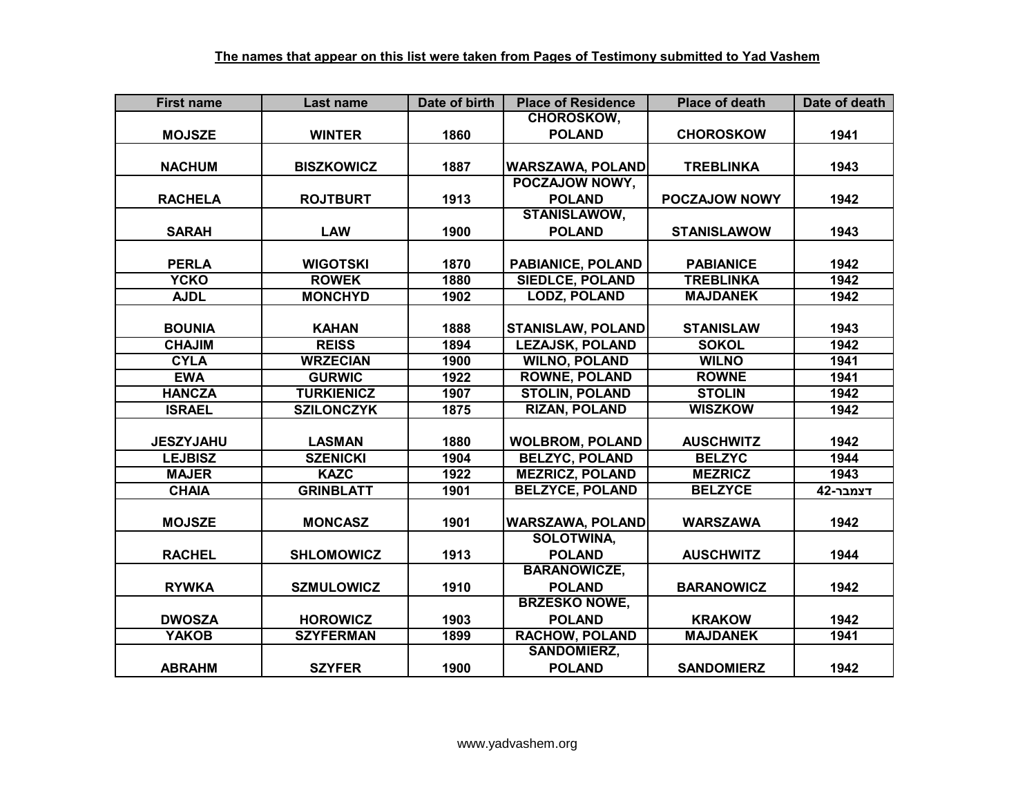**The names that appear on this list were taken from Pages of Testimony submitted to Yad Vashem**

| First name | Last name | Date of birth | Place of Residence | Place of death | Date of death |
|---|---|---|---|---|---|
| MOJSZE | WINTER | 1860 | CHOROSKOW, POLAND | CHOROSKOW | 1941 |
| NACHUM | BISZKOWICZ | 1887 | WARSZAWA, POLAND | TREBLINKA | 1943 |
| RACHELA | ROJTBURT | 1913 | POCZAJOW NOWY, POLAND | POCZAJOW NOWY | 1942 |
| SARAH | LAW | 1900 | STANISLAWOW, POLAND | STANISLAWOW | 1943 |
| PERLA | WIGOTSKI | 1870 | PABIANICE, POLAND | PABIANICE | 1942 |
| YCKO | ROWEK | 1880 | SIEDLCE, POLAND | TREBLINKA | 1942 |
| AJDL | MONCHYD | 1902 | LODZ, POLAND | MAJDANEK | 1942 |
| BOUNIA | KAHAN | 1888 | STANISLAW, POLAND | STANISLAW | 1943 |
| CHAJIM | REISS | 1894 | LEZAJSK, POLAND | SOKOL | 1942 |
| CYLA | WRZECIAN | 1900 | WILNO, POLAND | WILNO | 1941 |
| EWA | GURWIC | 1922 | ROWNE, POLAND | ROWNE | 1941 |
| HANCZA | TURKIENICZ | 1907 | STOLIN, POLAND | STOLIN | 1942 |
| ISRAEL | SZILONCZYK | 1875 | RIZAN, POLAND | WISZKOW | 1942 |
| JESZYJAHU | LASMAN | 1880 | WOLBROM, POLAND | AUSCHWITZ | 1942 |
| LEJBISZ | SZENICKI | 1904 | BELZYC, POLAND | BELZYC | 1944 |
| MAJER | KAZC | 1922 | MEZRICZ, POLAND | MEZRICZ | 1943 |
| CHAIA | GRINBLATT | 1901 | BELZYCE, POLAND | BELZYCE | דצמבר-42 |
| MOJSZE | MONCASZ | 1901 | WARSZAWA, POLAND | WARSZAWA | 1942 |
| RACHEL | SHLOMOWICZ | 1913 | SOLOTWINA, POLAND | AUSCHWITZ | 1944 |
| RYWKA | SZMULOWICZ | 1910 | BARANOWICZE, POLAND | BARANOWICZ | 1942 |
| DWOSZA | HOROWICZ | 1903 | BRZESKO NOWE, POLAND | KRAKOW | 1942 |
| YAKOB | SZYFERMAN | 1899 | RACHOW, POLAND | MAJDANEK | 1941 |
| ABRAHM | SZYFER | 1900 | SANDOMIERZ, POLAND | SANDOMIERZ | 1942 |

www.yadvashem.org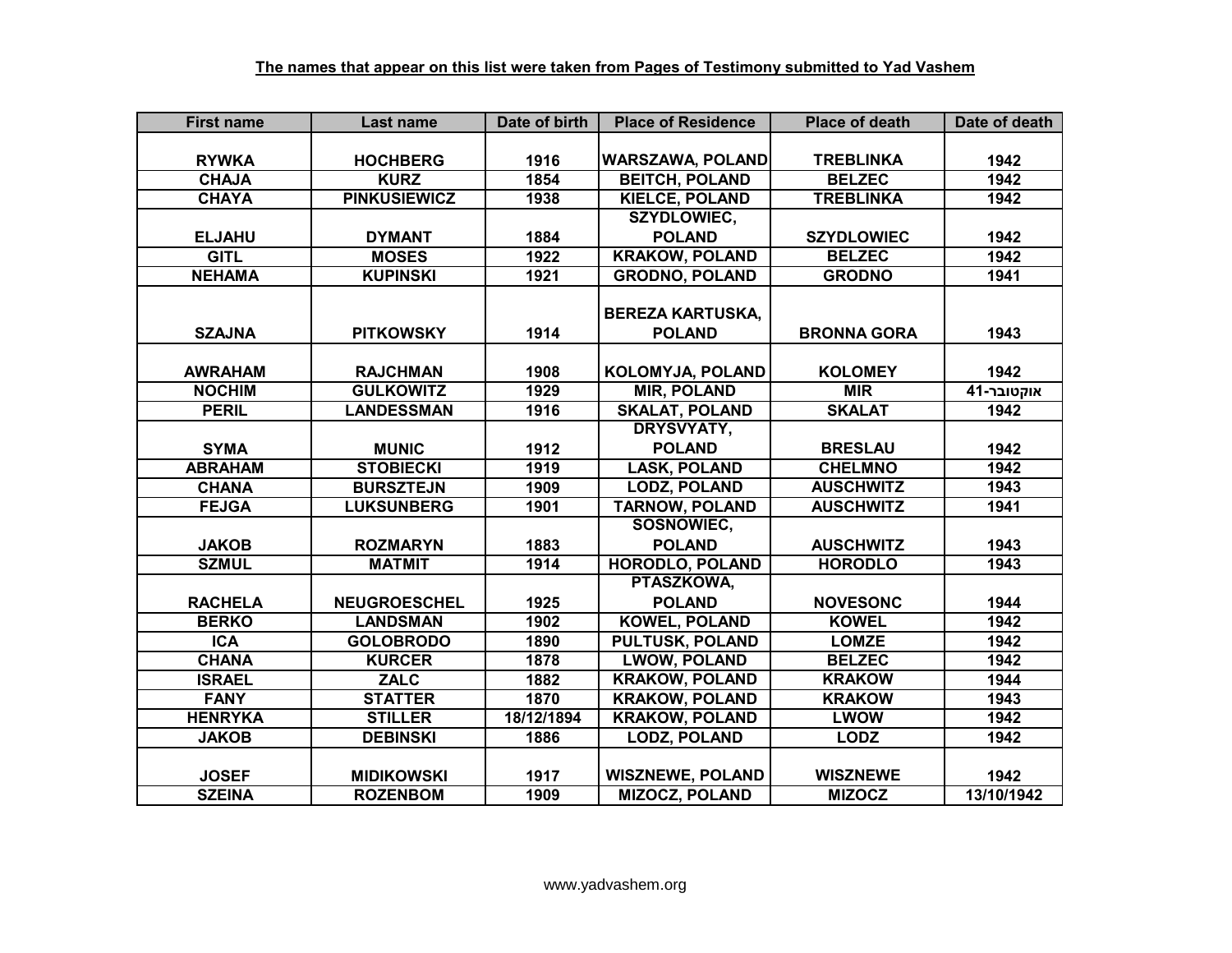**The names that appear on this list were taken from Pages of Testimony submitted to Yad Vashem**

| First name | Last name | Date of birth | Place of Residence | Place of death | Date of death |
|---|---|---|---|---|---|
| RYWKA | HOCHBERG | 1916 | WARSZAWA, POLAND | TREBLINKA | 1942 |
| CHAJA | KURZ | 1854 | BEITCH, POLAND | BELZEC | 1942 |
| CHAYA | PINKUSIEWICZ | 1938 | KIELCE, POLAND | TREBLINKA | 1942 |
| ELJAHU | DYMANT | 1884 | SZYDLOWIEC, POLAND | SZYDLOWIEC | 1942 |
| GITL | MOSES | 1922 | KRAKOW, POLAND | BELZEC | 1942 |
| NEHAMA | KUPINSKI | 1921 | GRODNO, POLAND | GRODNO | 1941 |
| SZAJNA | PITKOWSKY | 1914 | BEREZA KARTUSKA, POLAND | BRONNA GORA | 1943 |
| AWRAHAM | RAJCHMAN | 1908 | KOLOMYJA, POLAND | KOLOMEY | 1942 |
| NOCHIM | GULKOWITZ | 1929 | MIR, POLAND | MIR | אוקטובר-41 |
| PERIL | LANDESSMAN | 1916 | SKALAT, POLAND | SKALAT | 1942 |
| SYMA | MUNIC | 1912 | DRYSVYATY, POLAND | BRESLAU | 1942 |
| ABRAHAM | STOBIECKI | 1919 | LASK, POLAND | CHELMNO | 1942 |
| CHANA | BURSZTEJN | 1909 | LODZ, POLAND | AUSCHWITZ | 1943 |
| FEJGA | LUKSUNBERG | 1901 | TARNOW, POLAND | AUSCHWITZ | 1941 |
| JAKOB | ROZMARYN | 1883 | SOSNOWIEC, POLAND | AUSCHWITZ | 1943 |
| SZMUL | MATMIT | 1914 | HORODLO, POLAND | HORODLO | 1943 |
| RACHELA | NEUGROESCHEL | 1925 | PTASZKOWA, POLAND | NOVESONC | 1944 |
| BERKO | LANDSMAN | 1902 | KOWEL, POLAND | KOWEL | 1942 |
| ICA | GOLOBRODO | 1890 | PULTUSK, POLAND | LOMZE | 1942 |
| CHANA | KURCER | 1878 | LWOW, POLAND | BELZEC | 1942 |
| ISRAEL | ZALC | 1882 | KRAKOW, POLAND | KRAKOW | 1944 |
| FANY | STATTER | 1870 | KRAKOW, POLAND | KRAKOW | 1943 |
| HENRYKA | STILLER | 18/12/1894 | KRAKOW, POLAND | LWOW | 1942 |
| JAKOB | DEBINSKI | 1886 | LODZ, POLAND | LODZ | 1942 |
| JOSEF | MIDIKOWSKI | 1917 | WISZNEWE, POLAND | WISZNEWE | 1942 |
| SZEINA | ROZENBOM | 1909 | MIZOCZ, POLAND | MIZOCZ | 13/10/1942 |

www.yadvashem.org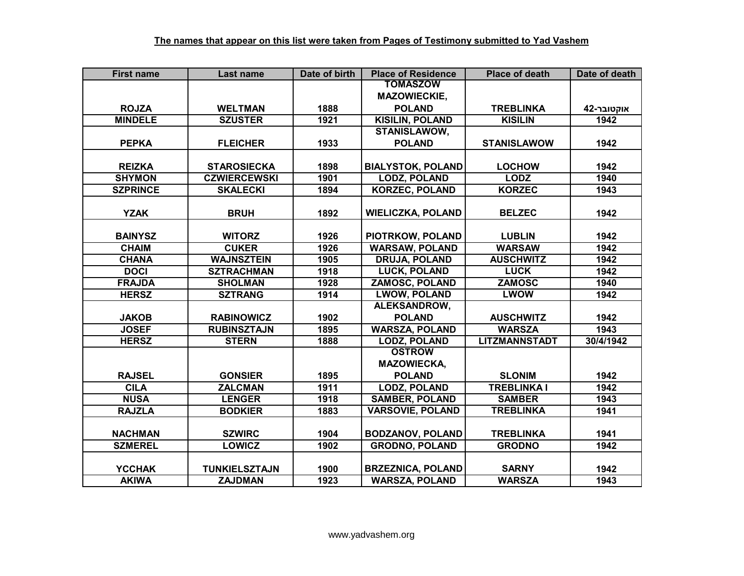**The names that appear on this list were taken from Pages of Testimony submitted to Yad Vashem**

| First name | Last name | Date of birth | Place of Residence | Place of death | Date of death |
|---|---|---|---|---|---|
| ROJZA | WELTMAN | 1888 | TOMASZOW MAZOWIECKIE, POLAND | TREBLINKA | אוקטובר-42 |
| MINDELE | SZUSTER | 1921 | KISILIN, POLAND | KISILIN | 1942 |
| PEPKA | FLEICHER | 1933 | STANISLAWOW, POLAND | STANISLAWOW | 1942 |
| REIZKA | STAROSIECKA | 1898 | BIALYSTOK, POLAND | LOCHOW | 1942 |
| SHYMON | CZWIERCEWSKI | 1901 | LODZ, POLAND | LODZ | 1940 |
| SZPRINCE | SKALECKI | 1894 | KORZEC, POLAND | KORZEC | 1943 |
| YZAK | BRUH | 1892 | WIELICZKA, POLAND | BELZEC | 1942 |
| BAINYSZ | WITORZ | 1926 | PIOTRKOW, POLAND | LUBLIN | 1942 |
| CHAIM | CUKER | 1926 | WARSAW, POLAND | WARSAW | 1942 |
| CHANA | WAJNSZTEIN | 1905 | DRUJA, POLAND | AUSCHWITZ | 1942 |
| DOCI | SZTRACHMAN | 1918 | LUCK, POLAND | LUCK | 1942 |
| FRAJDA | SHOLMAN | 1928 | ZAMOSC, POLAND | ZAMOSC | 1940 |
| HERSZ | SZTRANG | 1914 | LWOW, POLAND | LWOW | 1942 |
| JAKOB | RABINOWICZ | 1902 | ALEKSANDROW, POLAND | AUSCHWITZ | 1942 |
| JOSEF | RUBINSZTAJN | 1895 | WARSZA, POLAND | WARSZA | 1943 |
| HERSZ | STERN | 1888 | LODZ, POLAND | LITZMANNSTADT | 30/4/1942 |
| RAJSEL | GONSIER | 1895 | OSTROW MAZOWIECKA, POLAND | SLONIM | 1942 |
| CILA | ZALCMAN | 1911 | LODZ, POLAND | TREBLINKA I | 1942 |
| NUSA | LENGER | 1918 | SAMBER, POLAND | SAMBER | 1943 |
| RAJZLA | BODKIER | 1883 | VARSOVIE, POLAND | TREBLINKA | 1941 |
| NACHMAN | SZWIRC | 1904 | BODZANOV, POLAND | TREBLINKA | 1941 |
| SZMEREL | LOWICZ | 1902 | GRODNO, POLAND | GRODNO | 1942 |
| YCCHAK | TUNKIELSZTAJN | 1900 | BRZEZNICA, POLAND | SARNY | 1942 |
| AKIWA | ZAJDMAN | 1923 | WARSZA, POLAND | WARSZA | 1943 |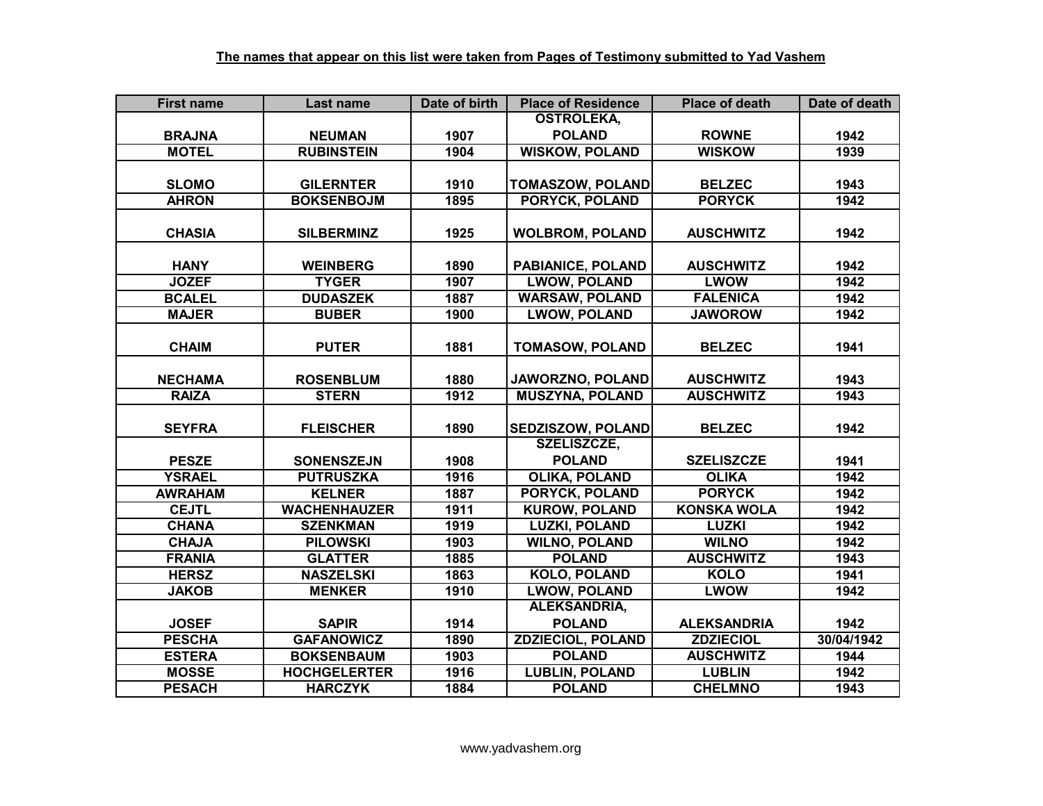**The names that appear on this list were taken from Pages of Testimony submitted to Yad Vashem**

| First name | Last name | Date of birth | Place of Residence | Place of death | Date of death |
|---|---|---|---|---|---|
| BRAJNA | NEUMAN | 1907 | OSTROLEKA, POLAND | ROWNE | 1942 |
| MOTEL | RUBINSTEIN | 1904 | WISKOW, POLAND | WISKOW | 1939 |
| SLOMO | GILERNTER | 1910 | TOMASZOW, POLAND | BELZEC | 1943 |
| AHRON | BOKSENBOJM | 1895 | PORYCK, POLAND | PORYCK | 1942 |
| CHASIA | SILBERMINZ | 1925 | WOLBROM, POLAND | AUSCHWITZ | 1942 |
| HANY | WEINBERG | 1890 | PABIANICE, POLAND | AUSCHWITZ | 1942 |
| JOZEF | TYGER | 1907 | LWOW, POLAND | LWOW | 1942 |
| BCALEL | DUDASZEK | 1887 | WARSAW, POLAND | FALENICA | 1942 |
| MAJER | BUBER | 1900 | LWOW, POLAND | JAWOROW | 1942 |
| CHAIM | PUTER | 1881 | TOMASOW, POLAND | BELZEC | 1941 |
| NECHAMA | ROSENBLUM | 1880 | JAWORZNO, POLAND | AUSCHWITZ | 1943 |
| RAIZA | STERN | 1912 | MUSZYNA, POLAND | AUSCHWITZ | 1943 |
| SEYFRA | FLEISCHER | 1890 | SEDZISZOW, POLAND | BELZEC | 1942 |
| PESZE | SONENSZEJN | 1908 | SZELISZCZE, POLAND | SZELISZCZE | 1941 |
| YSRAEL | PUTRUSZKA | 1916 | OLIKA, POLAND | OLIKA | 1942 |
| AWRAHAM | KELNER | 1887 | PORYCK, POLAND | PORYCK | 1942 |
| CEJTL | WACHENHAUZER | 1911 | KUROW, POLAND | KONSKA WOLA | 1942 |
| CHANA | SZENKMAN | 1919 | LUZKI, POLAND | LUZKI | 1942 |
| CHAJA | PILOWSKI | 1903 | WILNO, POLAND | WILNO | 1942 |
| FRANIA | GLATTER | 1885 | POLAND | AUSCHWITZ | 1943 |
| HERSZ | NASZELSKI | 1863 | KOLO, POLAND | KOLO | 1941 |
| JAKOB | MENKER | 1910 | LWOW, POLAND | LWOW | 1942 |
| JOSEF | SAPIR | 1914 | ALEKSANDRIA, POLAND | ALEKSANDRIA | 1942 |
| PESCHA | GAFANOWICZ | 1890 | ZDZIECIOL, POLAND | ZDZIECIOL | 30/04/1942 |
| ESTERA | BOKSENBAUM | 1903 | POLAND | AUSCHWITZ | 1944 |
| MOSSE | HOCHGELERTER | 1916 | LUBLIN, POLAND | LUBLIN | 1942 |
| PESACH | HARCZYK | 1884 | POLAND | CHELMNO | 1943 |

www.yadvashem.org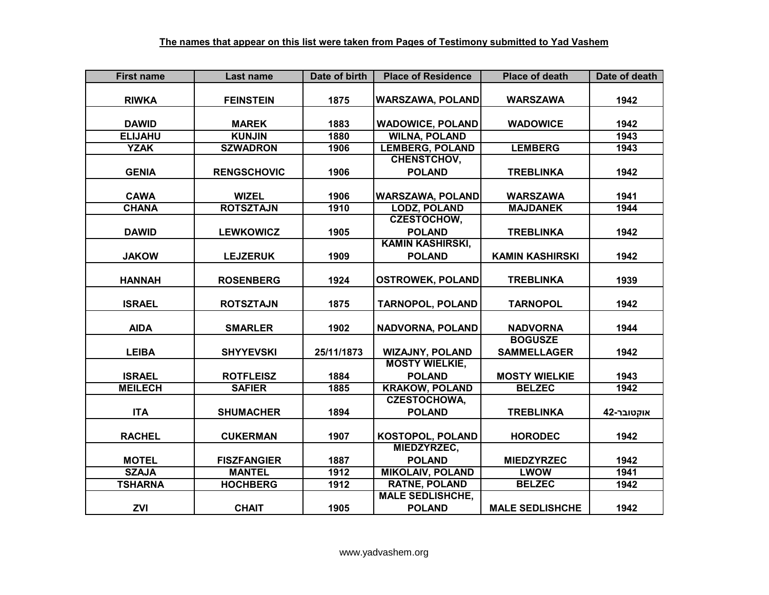**The names that appear on this list were taken from Pages of Testimony submitted to Yad Vashem**

| First name | Last name | Date of birth | Place of Residence | Place of death | Date of death |
|---|---|---|---|---|---|
| RIWKA | FEINSTEIN | 1875 | WARSZAWA, POLAND | WARSZAWA | 1942 |
| DAWID | MAREK | 1883 | WADOWICE, POLAND | WADOWICE | 1942 |
| ELIJAHU | KUNJIN | 1880 | WILNA, POLAND | | 1943 |
| YZAK | SZWADRON | 1906 | LEMBERG, POLAND | LEMBERG | 1943 |
| GENIA | RENGSCHOVIC | 1906 | CHENSTCHOV, POLAND | TREBLINKA | 1942 |
| CAWA | WIZEL | 1906 | WARSZAWA, POLAND | WARSZAWA | 1941 |
| CHANA | ROTSZTAJN | 1910 | LODZ, POLAND | MAJDANEK | 1944 |
| DAWID | LEWKOWICZ | 1905 | CZESTOCHOW, POLAND | TREBLINKA | 1942 |
| JAKOW | LEJZERUK | 1909 | KAMIN KASHIRSKI, POLAND | KAMIN KASHIRSKI | 1942 |
| HANNAH | ROSENBERG | 1924 | OSTROWEK, POLAND | TREBLINKA | 1939 |
| ISRAEL | ROTSZTAJN | 1875 | TARNOPOL, POLAND | TARNOPOL | 1942 |
| AIDA | SMARLER | 1902 | NADVORNA, POLAND | NADVORNA | 1944 |
| LEIBA | SHYYEVSKI | 25/11/1873 | WIZAJNY, POLAND | BOGUSZE SAMMELLAGER | 1942 |
| ISRAEL | ROTFLEISZ | 1884 | MOSTY WIELKIE, POLAND | MOSTY WIELKIE | 1943 |
| MEILECH | SAFIER | 1885 | KRAKOW, POLAND | BELZEC | 1942 |
| ITA | SHUMACHER | 1894 | CZESTOCHOWA, POLAND | TREBLINKA | אוקטובר-42 |
| RACHEL | CUKERMAN | 1907 | KOSTOPOL, POLAND | HORODEC | 1942 |
| MOTEL | FISZFANGIER | 1887 | MIEDZYRZEC, POLAND | MIEDZYRZEC | 1942 |
| SZAJA | MANTEL | 1912 | MIKOLAIV, POLAND | LWOW | 1941 |
| TSHARNA | HOCHBERG | 1912 | RATNE, POLAND | BELZEC | 1942 |
| ZVI | CHAIT | 1905 | MALE SEDLISHCHE, POLAND | MALE SEDLISHCHE | 1942 |

www.yadvashem.org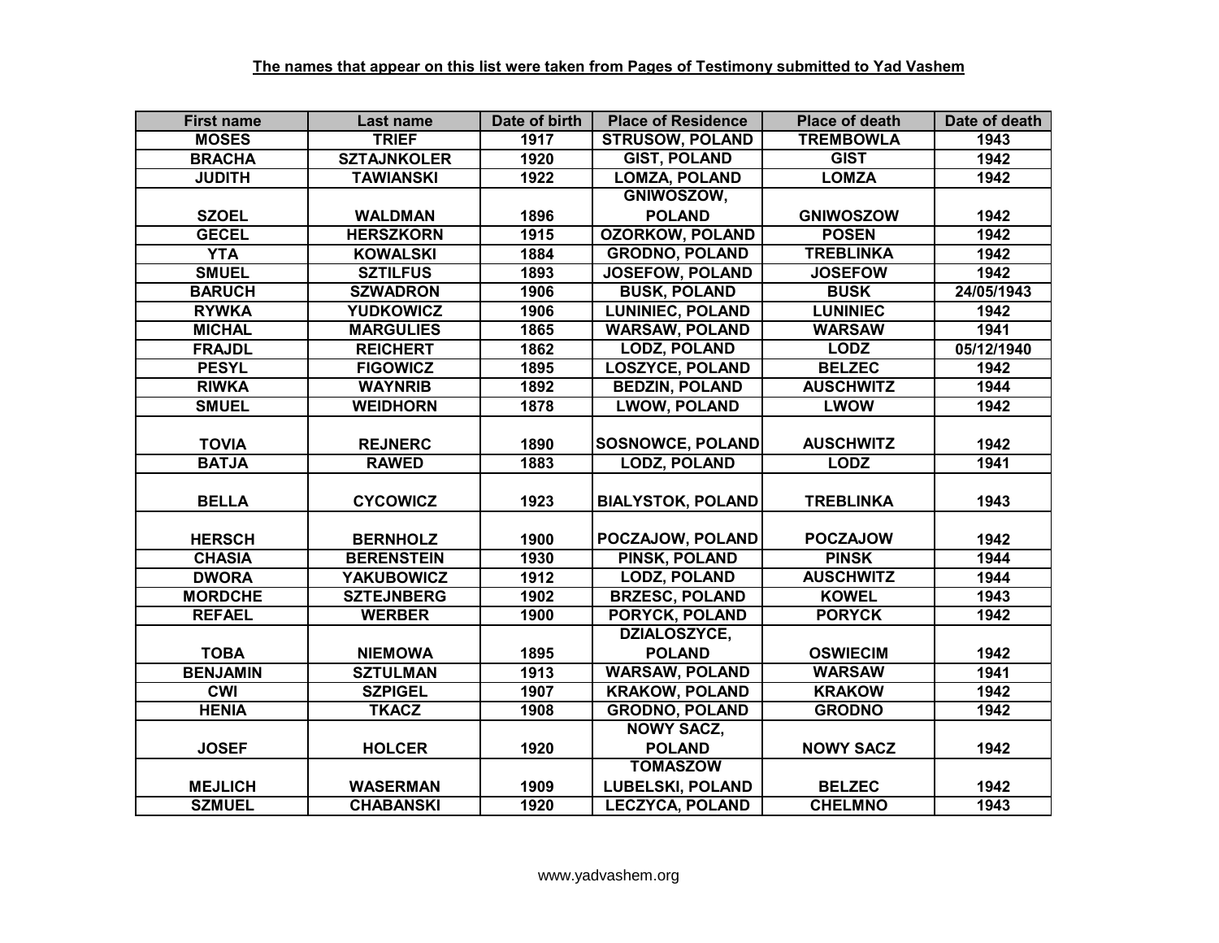**The names that appear on this list were taken from Pages of Testimony submitted to Yad Vashem**

| First name | Last name | Date of birth | Place of Residence | Place of death | Date of death |
|---|---|---|---|---|---|
| MOSES | TRIEF | 1917 | STRUSOW, POLAND | TREMBOWLA | 1943 |
| BRACHA | SZTAJNKOLER | 1920 | GIST, POLAND | GIST | 1942 |
| JUDITH | TAWIANSKI | 1922 | LOMZA, POLAND | LOMZA | 1942 |
| SZOEL | WALDMAN | 1896 | GNIWOSZOW, POLAND | GNIWOSZOW | 1942 |
| GECEL | HERSZKORN | 1915 | OZORKOW, POLAND | POSEN | 1942 |
| YTA | KOWALSKI | 1884 | GRODNO, POLAND | TREBLINKA | 1942 |
| SMUEL | SZTILFUS | 1893 | JOSEFOW, POLAND | JOSEFOW | 1942 |
| BARUCH | SZWADRON | 1906 | BUSK, POLAND | BUSK | 24/05/1943 |
| RYWKA | YUDKOWICZ | 1906 | LUNINIEC, POLAND | LUNINIEC | 1942 |
| MICHAL | MARGULIES | 1865 | WARSAW, POLAND | WARSAW | 1941 |
| FRAJDL | REICHERT | 1862 | LODZ, POLAND | LODZ | 05/12/1940 |
| PESYL | FIGOWICZ | 1895 | LOSZYCE, POLAND | BELZEC | 1942 |
| RIWKA | WAYNRIB | 1892 | BEDZIN, POLAND | AUSCHWITZ | 1944 |
| SMUEL | WEIDHORN | 1878 | LWOW, POLAND | LWOW | 1942 |
| TOVIA | REJNERC | 1890 | SOSNOWCE, POLAND | AUSCHWITZ | 1942 |
| BATJA | RAWED | 1883 | LODZ, POLAND | LODZ | 1941 |
| BELLA | CYCOWICZ | 1923 | BIALYSTOK, POLAND | TREBLINKA | 1943 |
| HERSCH | BERNHOLZ | 1900 | POCZAJOW, POLAND | POCZAJOW | 1942 |
| CHASIA | BERENSTEIN | 1930 | PINSK, POLAND | PINSK | 1944 |
| DWORA | YAKUBOWICZ | 1912 | LODZ, POLAND | AUSCHWITZ | 1944 |
| MORDCHE | SZTEJNBERG | 1902 | BRZESC, POLAND | KOWEL | 1943 |
| REFAEL | WERBER | 1900 | PORYCK, POLAND | PORYCK | 1942 |
| TOBA | NIEMOWA | 1895 | DZIALOSZYCE, POLAND | OSWIECIM | 1942 |
| BENJAMIN | SZTULMAN | 1913 | WARSAW, POLAND | WARSAW | 1941 |
| CWI | SZPIGEL | 1907 | KRAKOW, POLAND | KRAKOW | 1942 |
| HENIA | TKACZ | 1908 | GRODNO, POLAND | GRODNO | 1942 |
| JOSEF | HOLCER | 1920 | NOWY SACZ, POLAND | NOWY SACZ | 1942 |
| MEJLICH | WASERMAN | 1909 | TOMASZOW LUBELSKI, POLAND | BELZEC | 1942 |
| SZMUEL | CHABANSKI | 1920 | LECZYCA, POLAND | CHELMNO | 1943 |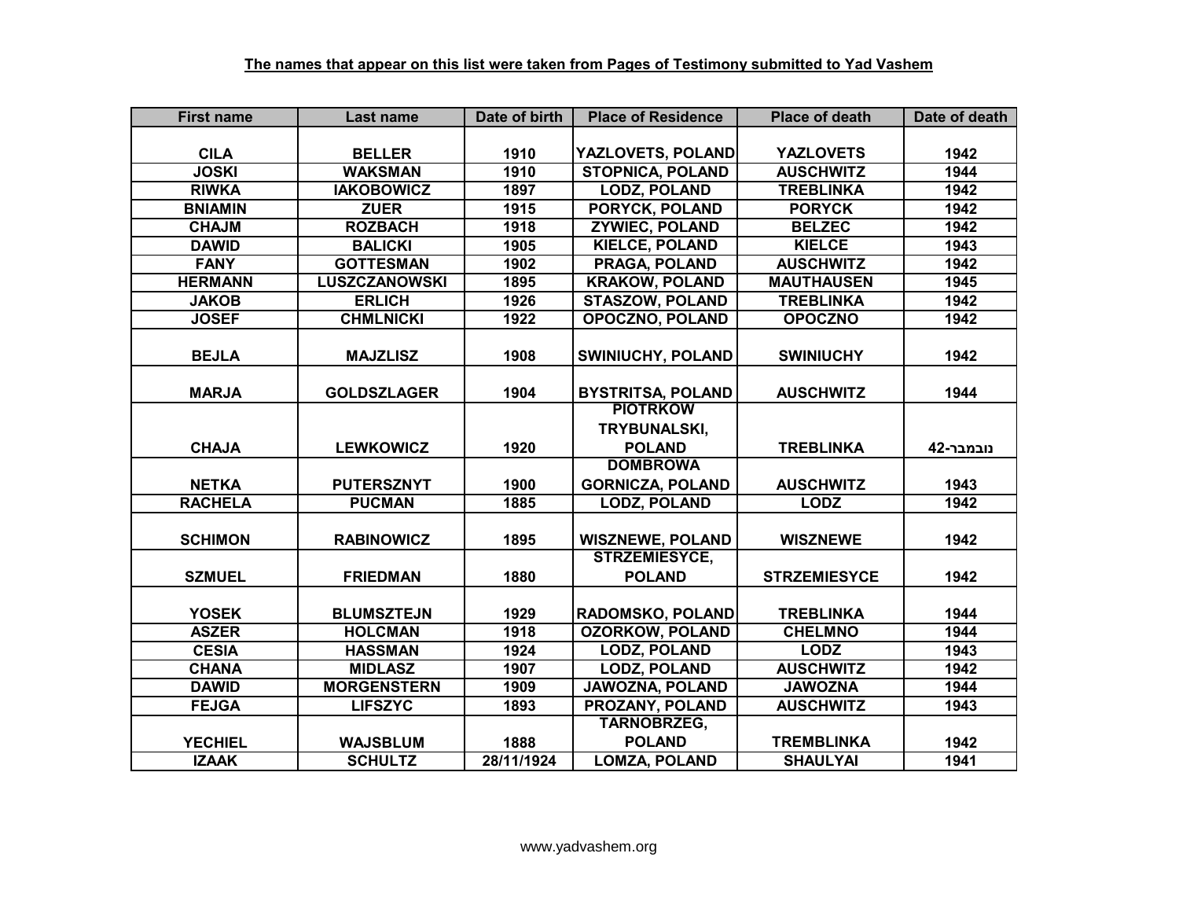**The names that appear on this list were taken from Pages of Testimony submitted to Yad Vashem**

| First name | Last name | Date of birth | Place of Residence | Place of death | Date of death |
|---|---|---|---|---|---|
| CILA | BELLER | 1910 | YAZLOVETS, POLAND | YAZLOVETS | 1942 |
| JOSKI | WAKSMAN | 1910 | STOPNICA, POLAND | AUSCHWITZ | 1944 |
| RIWKA | IAKOBOWICZ | 1897 | LODZ, POLAND | TREBLINKA | 1942 |
| BNIAMIN | ZUER | 1915 | PORYCK, POLAND | PORYCK | 1942 |
| CHAJM | ROZBACH | 1918 | ZYWIEC, POLAND | BELZEC | 1942 |
| DAWID | BALICKI | 1905 | KIELCE, POLAND | KIELCE | 1943 |
| FANY | GOTTESMAN | 1902 | PRAGA, POLAND | AUSCHWITZ | 1942 |
| HERMANN | LUSZCZANOWSKI | 1895 | KRAKOW, POLAND | MAUTHAUSEN | 1945 |
| JAKOB | ERLICH | 1926 | STASZOW, POLAND | TREBLINKA | 1942 |
| JOSEF | CHMLNICKI | 1922 | OPOCZNO, POLAND | OPOCZNO | 1942 |
| BEJLA | MAJZLISZ | 1908 | SWINIUCHY, POLAND | SWINIUCHY | 1942 |
| MARJA | GOLDSZLAGER | 1904 | BYSTRITSA, POLAND | AUSCHWITZ | 1944 |
| CHAJA | LEWKOWICZ | 1920 | PIOTRKOW TRYBUNALSKI, POLAND | TREBLINKA | נובמבר-42 |
| NETKA | PUTERSZNYT | 1900 | DOMBROWA GORNICZA, POLAND | AUSCHWITZ | 1943 |
| RACHELA | PUCMAN | 1885 | LODZ, POLAND | LODZ | 1942 |
| SCHIMON | RABINOWICZ | 1895 | WISZNEWE, POLAND | WISZNEWE | 1942 |
| SZMUEL | FRIEDMAN | 1880 | STRZEMIESYCE, POLAND | STRZEMIESYCE | 1942 |
| YOSEK | BLUMSZTEJN | 1929 | RADOMSKO, POLAND | TREBLINKA | 1944 |
| ASZER | HOLCMAN | 1918 | OZORKOW, POLAND | CHELMNO | 1944 |
| CESIA | HASSMAN | 1924 | LODZ, POLAND | LODZ | 1943 |
| CHANA | MIDLASZ | 1907 | LODZ, POLAND | AUSCHWITZ | 1942 |
| DAWID | MORGENSTERN | 1909 | JAWOZNA, POLAND | JAWOZNA | 1944 |
| FEJGA | LIFSZYC | 1893 | PROZANY, POLAND | AUSCHWITZ | 1943 |
| YECHIEL | WAJSBLUM | 1888 | TARNOBRZEG, POLAND | TREMBLINKA | 1942 |
| IZAAK | SCHULTZ | 28/11/1924 | LOMZA, POLAND | SHAULYAI | 1941 |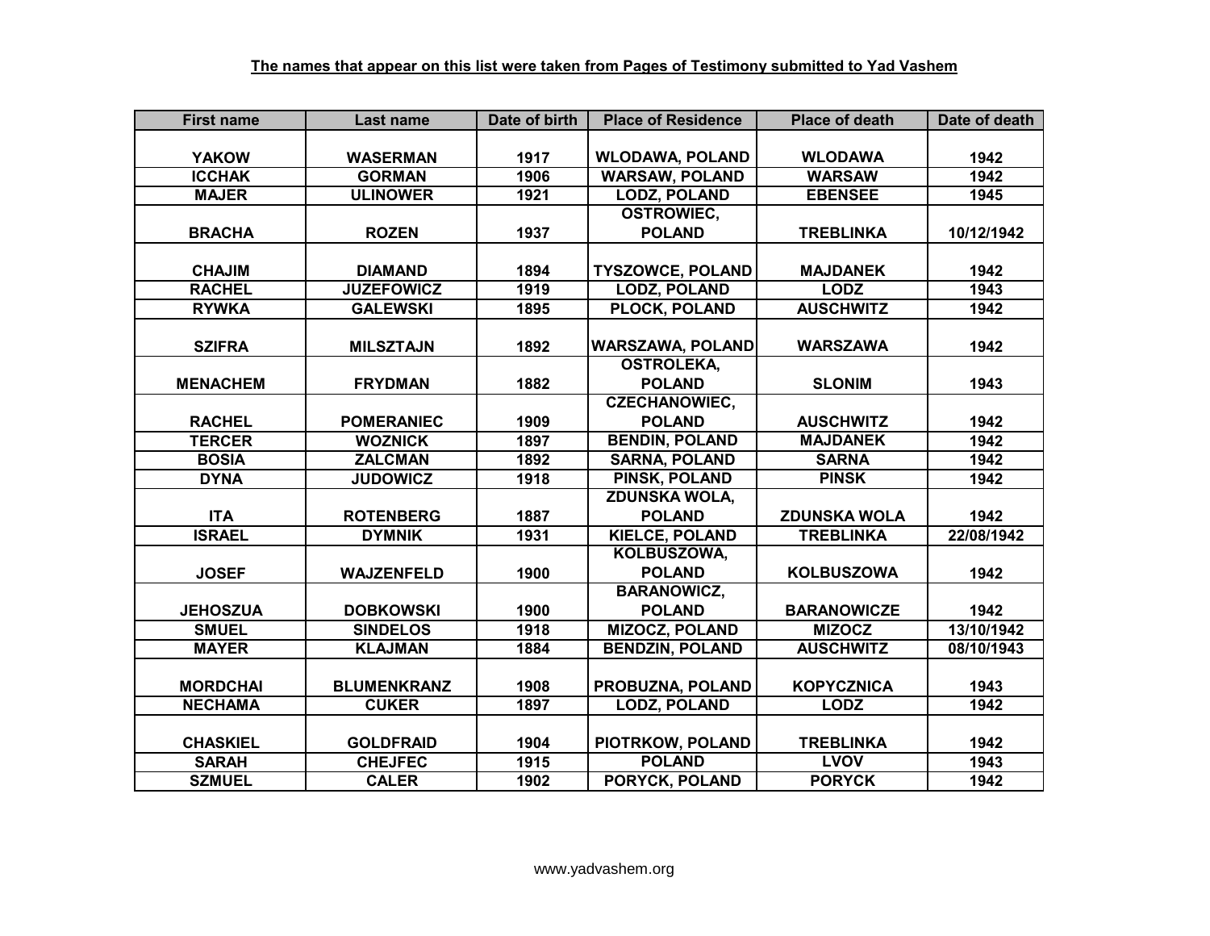**The names that appear on this list were taken from Pages of Testimony submitted to Yad Vashem**

| First name | Last name | Date of birth | Place of Residence | Place of death | Date of death |
| --- | --- | --- | --- | --- | --- |
| YAKOW | WASERMAN | 1917 | WLODAWA, POLAND | WLODAWA | 1942 |
| ICCHAK | GORMAN | 1906 | WARSAW, POLAND | WARSAW | 1942 |
| MAJER | ULINOWER | 1921 | LODZ, POLAND | EBENSEE | 1945 |
| BRACHA | ROZEN | 1937 | OSTROWIEC, POLAND | TREBLINKA | 10/12/1942 |
| CHAJIM | DIAMAND | 1894 | TYSZOWCE, POLAND | MAJDANEK | 1942 |
| RACHEL | JUZEFOWICZ | 1919 | LODZ, POLAND | LODZ | 1943 |
| RYWKA | GALEWSKI | 1895 | PLOCK, POLAND | AUSCHWITZ | 1942 |
| SZIFRA | MILSZTAJN | 1892 | WARSZAWA, POLAND | WARSZAWA | 1942 |
| MENACHEM | FRYDMAN | 1882 | OSTROLEKA, POLAND | SLONIM | 1943 |
| RACHEL | POMERANIEC | 1909 | CZECHANOWIEC, POLAND | AUSCHWITZ | 1942 |
| TERCER | WOZNICK | 1897 | BENDIN, POLAND | MAJDANEK | 1942 |
| BOSIA | ZALCMAN | 1892 | SARNA, POLAND | SARNA | 1942 |
| DYNA | JUDOWICZ | 1918 | PINSK, POLAND | PINSK | 1942 |
| ITA | ROTENBERG | 1887 | ZDUNSKA WOLA, POLAND | ZDUNSKA WOLA | 1942 |
| ISRAEL | DYMNIK | 1931 | KIELCE, POLAND | TREBLINKA | 22/08/1942 |
| JOSEF | WAJZENFELD | 1900 | KOLBUSZOWA, POLAND | KOLBUSZOWA | 1942 |
| JEHOSZUA | DOBKOWSKI | 1900 | BARANOWICZ, POLAND | BARANOWICZE | 1942 |
| SMUEL | SINDELOS | 1918 | MIZOCZ, POLAND | MIZOCZ | 13/10/1942 |
| MAYER | KLAJMAN | 1884 | BENDZIN, POLAND | AUSCHWITZ | 08/10/1943 |
| MORDCHAI | BLUMENKRANZ | 1908 | PROBUZNA, POLAND | KOPYCZNICA | 1943 |
| NECHAMA | CUKER | 1897 | LODZ, POLAND | LODZ | 1942 |
| CHASKIEL | GOLDFRAID | 1904 | PIOTRKOW, POLAND | TREBLINKA | 1942 |
| SARAH | CHEJFEC | 1915 | POLAND | LVOV | 1943 |
| SZMUEL | CALER | 1902 | PORYCK, POLAND | PORYCK | 1942 |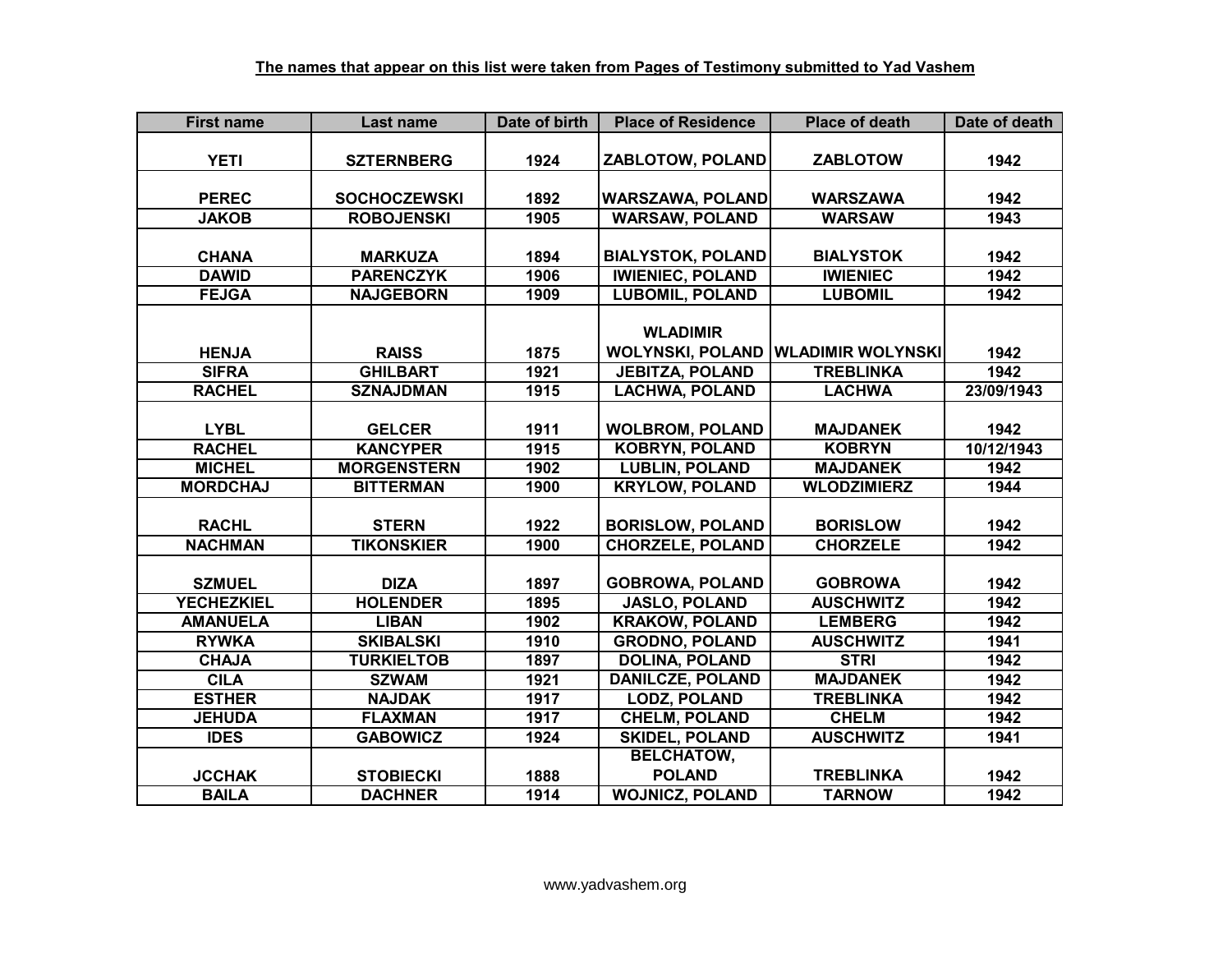**The names that appear on this list were taken from Pages of Testimony submitted to Yad Vashem**

| First name | Last name | Date of birth | Place of Residence | Place of death | Date of death |
|---|---|---|---|---|---|
| YETI | SZTERNBERG | 1924 | ZABLOTOW, POLAND | ZABLOTOW | 1942 |
| PEREC | SOCHOCZEWSKI | 1892 | WARSZAWA, POLAND | WARSZAWA | 1942 |
| JAKOB | ROBOJENSKI | 1905 | WARSAW, POLAND | WARSAW | 1943 |
| CHANA | MARKUZA | 1894 | BIALYSTOK, POLAND | BIALYSTOK | 1942 |
| DAWID | PARENCZYK | 1906 | IWIENIEC, POLAND | IWIENIEC | 1942 |
| FEJGA | NAJGEBORN | 1909 | LUBOMIL, POLAND | LUBOMIL | 1942 |
| HENJA | RAISS | 1875 | WLADIMIR WOLYNSKI, POLAND | WLADIMIR WOLYNSKI | 1942 |
| SIFRA | GHILBART | 1921 | JEBITZA, POLAND | TREBLINKA | 1942 |
| RACHEL | SZNAJDMAN | 1915 | LACHWA, POLAND | LACHWA | 23/09/1943 |
| LYBL | GELCER | 1911 | WOLBROM, POLAND | MAJDANEK | 1942 |
| RACHEL | KANCYPER | 1915 | KOBRYN, POLAND | KOBRYN | 10/12/1943 |
| MICHEL | MORGENSTERN | 1902 | LUBLIN, POLAND | MAJDANEK | 1942 |
| MORDCHAJ | BITTERMAN | 1900 | KRYLOW, POLAND | WLODZIMIERZ | 1944 |
| RACHL | STERN | 1922 | BORISLOW, POLAND | BORISLOW | 1942 |
| NACHMAN | TIKONSKIER | 1900 | CHORZELE, POLAND | CHORZELE | 1942 |
| SZMUEL | DIZA | 1897 | GOBROWA, POLAND | GOBROWA | 1942 |
| YECHEZKIEL | HOLENDER | 1895 | JASLO, POLAND | AUSCHWITZ | 1942 |
| AMANUELA | LIBAN | 1902 | KRAKOW, POLAND | LEMBERG | 1942 |
| RYWKA | SKIBALSKI | 1910 | GRODNO, POLAND | AUSCHWITZ | 1941 |
| CHAJA | TURKIELTOB | 1897 | DOLINA, POLAND | STRI | 1942 |
| CILA | SZWAM | 1921 | DANILCZE, POLAND | MAJDANEK | 1942 |
| ESTHER | NAJDAK | 1917 | LODZ, POLAND | TREBLINKA | 1942 |
| JEHUDA | FLAXMAN | 1917 | CHELM, POLAND | CHELM | 1942 |
| IDES | GABOWICZ | 1924 | SKIDEL, POLAND | AUSCHWITZ | 1941 |
| JCCHAK | STOBIECKI | 1888 | BELCHATOW, POLAND | TREBLINKA | 1942 |
| BAILA | DACHNER | 1914 | WOJNICZ, POLAND | TARNOW | 1942 |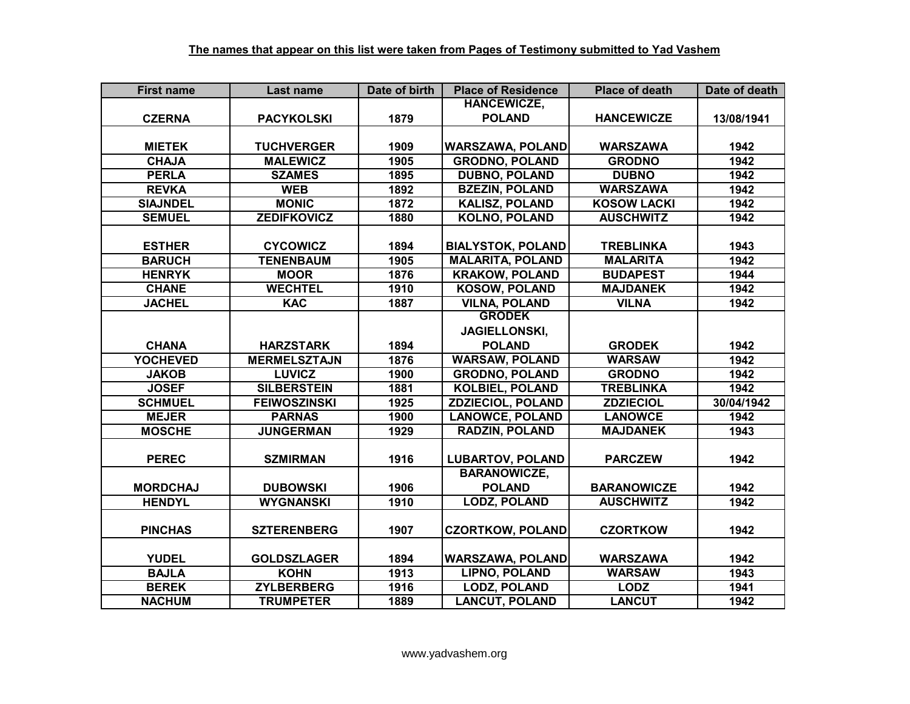**The names that appear on this list were taken from Pages of Testimony submitted to Yad Vashem**

| First name | Last name | Date of birth | Place of Residence | Place of death | Date of death |
|---|---|---|---|---|---|
| CZERNA | PACYKOLSKI | 1879 | HANCEWICZE, POLAND | HANCEWICZE | 13/08/1941 |
| MIETEK | TUCHVERGER | 1909 | WARSZAWA, POLAND | WARSZAWA | 1942 |
| CHAJA | MALEWICZ | 1905 | GRODNO, POLAND | GRODNO | 1942 |
| PERLA | SZAMES | 1895 | DUBNO, POLAND | DUBNO | 1942 |
| REVKA | WEB | 1892 | BZEZIN, POLAND | WARSZAWA | 1942 |
| SIAJNDEL | MONIC | 1872 | KALISZ, POLAND | KOSOW LACKI | 1942 |
| SEMUEL | ZEDIFKOVICZ | 1880 | KOLNO, POLAND | AUSCHWITZ | 1942 |
| ESTHER | CYCOWICZ | 1894 | BIALYSTOK, POLAND | TREBLINKA | 1943 |
| BARUCH | TENENBAUM | 1905 | MALARITA, POLAND | MALARITA | 1942 |
| HENRYK | MOOR | 1876 | KRAKOW, POLAND | BUDAPEST | 1944 |
| CHANE | WECHTEL | 1910 | KOSOW, POLAND | MAJDANEK | 1942 |
| JACHEL | KAC | 1887 | VILNA, POLAND | VILNA | 1942 |
| CHANA | HARZSTARK | 1894 | GRODEK JAGIELLONSKI, POLAND | GRODEK | 1942 |
| YOCHEVED | MERMELSZTAJN | 1876 | WARSAW, POLAND | WARSAW | 1942 |
| JAKOB | LUVICZ | 1900 | GRODNO, POLAND | GRODNO | 1942 |
| JOSEF | SILBERSTEIN | 1881 | KOLBIEL, POLAND | TREBLINKA | 1942 |
| SCHMUEL | FEIWOSZINSKI | 1925 | ZDZIECIOL, POLAND | ZDZIECIOL | 30/04/1942 |
| MEJER | PARNAS | 1900 | LANOWCE, POLAND | LANOWCE | 1942 |
| MOSCHE | JUNGERMAN | 1929 | RADZIN, POLAND | MAJDANEK | 1943 |
| PEREC | SZMIRMAN | 1916 | LUBARTOV, POLAND | PARCZEW | 1942 |
| MORDCHAJ | DUBOWSKI | 1906 | BARANOWICZE, POLAND | BARANOWICZE | 1942 |
| HENDYL | WYGNANSKI | 1910 | LODZ, POLAND | AUSCHWITZ | 1942 |
| PINCHAS | SZTERENBERG | 1907 | CZORTKOW, POLAND | CZORTKOW | 1942 |
| YUDEL | GOLDSZLAGER | 1894 | WARSZAWA, POLAND | WARSZAWA | 1942 |
| BAJLA | KOHN | 1913 | LIPNO, POLAND | WARSAW | 1943 |
| BEREK | ZYLBERBERG | 1916 | LODZ, POLAND | LODZ | 1941 |
| NACHUM | TRUMPETER | 1889 | LANCUT, POLAND | LANCUT | 1942 |

www.yadvashem.org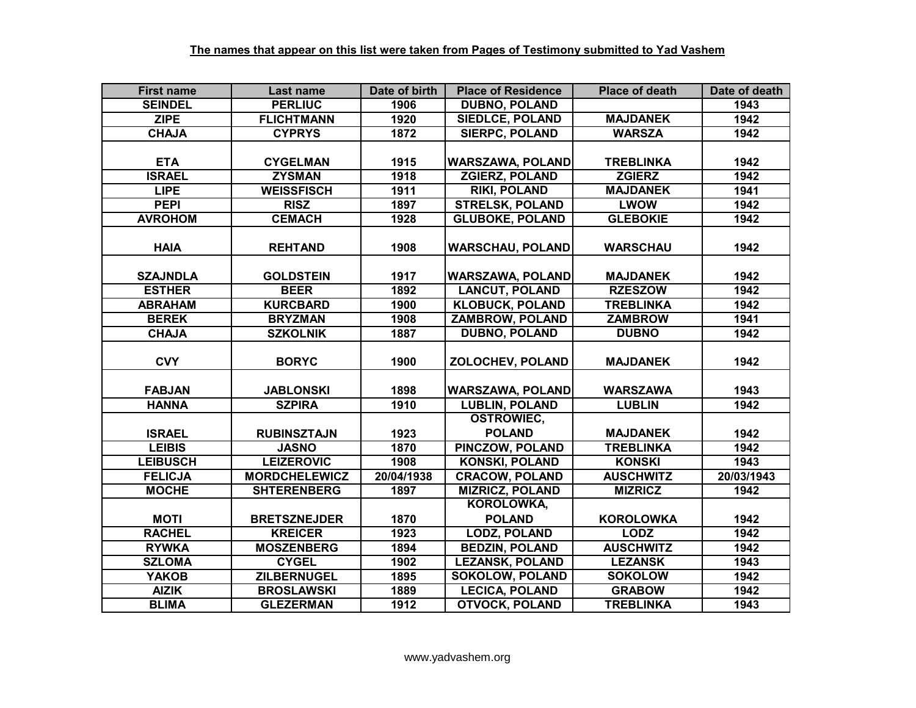**The names that appear on this list were taken from Pages of Testimony submitted to Yad Vashem**

| First name | Last name | Date of birth | Place of Residence | Place of death | Date of death |
|---|---|---|---|---|---|
| SEINDEL | PERLIUC | 1906 | DUBNO, POLAND | | 1943 |
| ZIPE | FLICHTMANN | 1920 | SIEDLCE, POLAND | MAJDANEK | 1942 |
| CHAJA | CYPRYS | 1872 | SIERPC, POLAND | WARSZA | 1942 |
| ETA | CYGELMAN | 1915 | WARSZAWA, POLAND | TREBLINKA | 1942 |
| ISRAEL | ZYSMAN | 1918 | ZGIERZ, POLAND | ZGIERZ | 1942 |
| LIPE | WEISSFISCH | 1911 | RIKI, POLAND | MAJDANEK | 1941 |
| PEPI | RISZ | 1897 | STRELSK, POLAND | LWOW | 1942 |
| AVROHOM | CEMACH | 1928 | GLUBOKE, POLAND | GLEBOKIE | 1942 |
| HAIA | REHTAND | 1908 | WARSCHAU, POLAND | WARSCHAU | 1942 |
| SZAJNDLA | GOLDSTEIN | 1917 | WARSZAWA, POLAND | MAJDANEK | 1942 |
| ESTHER | BEER | 1892 | LANCUT, POLAND | RZESZOW | 1942 |
| ABRAHAM | KURCBARD | 1900 | KLOBUCK, POLAND | TREBLINKA | 1942 |
| BEREK | BRYZMAN | 1908 | ZAMBROW, POLAND | ZAMBROW | 1941 |
| CHAJA | SZKOLNIK | 1887 | DUBNO, POLAND | DUBNO | 1942 |
| CVY | BORYC | 1900 | ZOLOCHEV, POLAND | MAJDANEK | 1942 |
| FABJAN | JABLONSKI | 1898 | WARSZAWA, POLAND | WARSZAWA | 1943 |
| HANNA | SZPIRA | 1910 | LUBLIN, POLAND | LUBLIN | 1942 |
| ISRAEL | RUBINSZTAJN | 1923 | OSTROWIEC, POLAND | MAJDANEK | 1942 |
| LEIBIS | JASNO | 1870 | PINCZOW, POLAND | TREBLINKA | 1942 |
| LEIBUSCH | LEIZEROVIC | 1908 | KONSKI, POLAND | KONSKI | 1943 |
| FELICJA | MORDCHELEWICZ | 20/04/1938 | CRACOW, POLAND | AUSCHWITZ | 20/03/1943 |
| MOCHE | SHTERENBERG | 1897 | MIZRICZ, POLAND | MIZRICZ | 1942 |
| MOTI | BRETSZNEJDER | 1870 | KOROLOWKA, POLAND | KOROLOWKA | 1942 |
| RACHEL | KREICER | 1923 | LODZ, POLAND | LODZ | 1942 |
| RYWKA | MOSZENBERG | 1894 | BEDZIN, POLAND | AUSCHWITZ | 1942 |
| SZLOMA | CYGEL | 1902 | LEZANSK, POLAND | LEZANSK | 1943 |
| YAKOB | ZILBERNUGEL | 1895 | SOKOLOW, POLAND | SOKOLOW | 1942 |
| AIZIK | BROSLAWSKI | 1889 | LECICA, POLAND | GRABOW | 1942 |
| BLIMA | GLEZERMAN | 1912 | OTVOCK, POLAND | TREBLINKA | 1943 |

www.yadvashem.org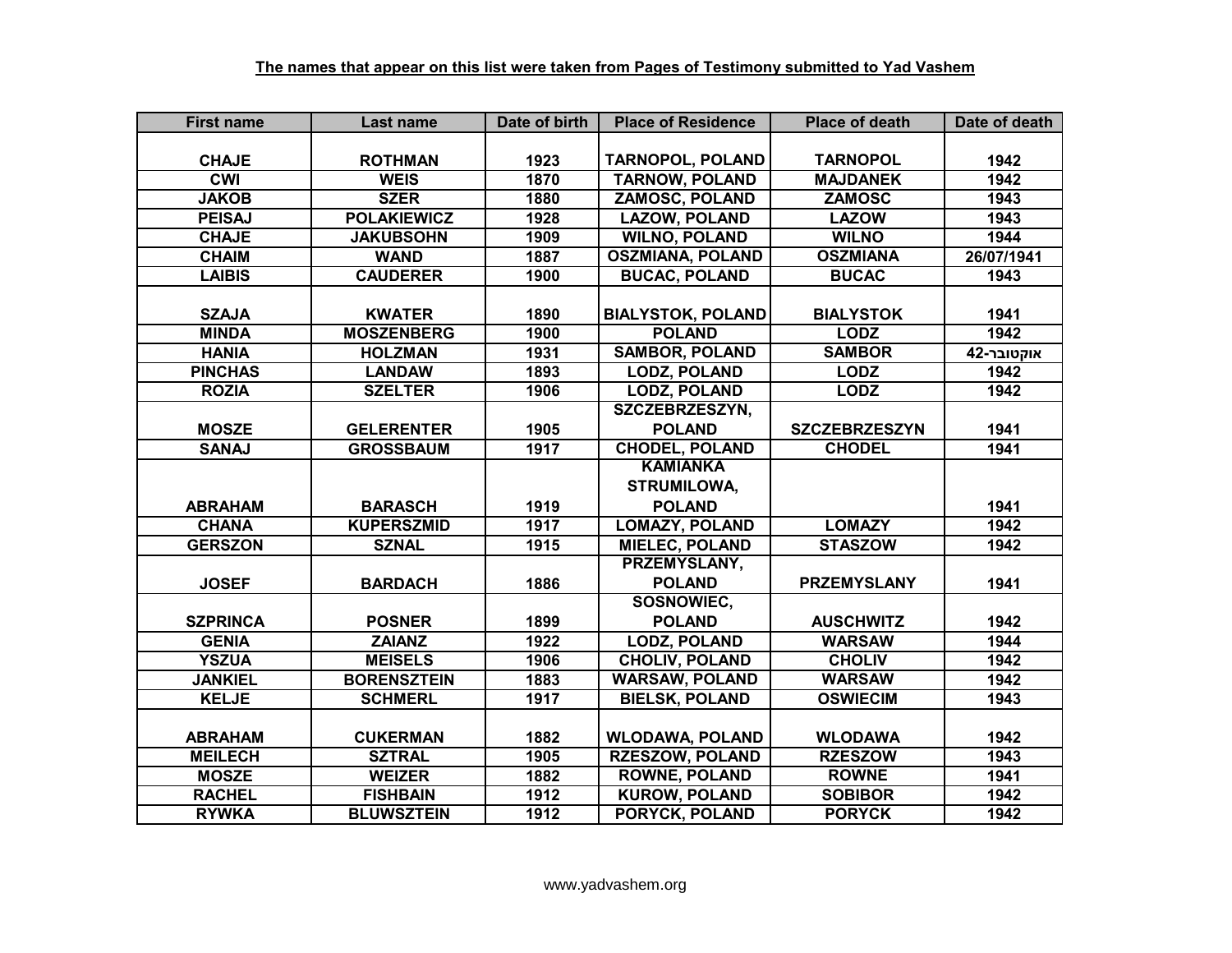**The names that appear on this list were taken from Pages of Testimony submitted to Yad Vashem**

| First name | Last name | Date of birth | Place of Residence | Place of death | Date of death |
|---|---|---|---|---|---|
| CHAJE | ROTHMAN | 1923 | TARNOPOL, POLAND | TARNOPOL | 1942 |
| CWI | WEIS | 1870 | TARNOW, POLAND | MAJDANEK | 1942 |
| JAKOB | SZER | 1880 | ZAMOSC, POLAND | ZAMOSC | 1943 |
| PEISAJ | POLAKIEWICZ | 1928 | LAZOW, POLAND | LAZOW | 1943 |
| CHAJE | JAKUBSOHN | 1909 | WILNO, POLAND | WILNO | 1944 |
| CHAIM | WAND | 1887 | OSZMIANA, POLAND | OSZMIANA | 26/07/1941 |
| LAIBIS | CAUDERER | 1900 | BUCAC, POLAND | BUCAC | 1943 |
| SZAJA | KWATER | 1890 | BIALYSTOK, POLAND | BIALYSTOK | 1941 |
| MINDA | MOSZENBERG | 1900 | POLAND | LODZ | 1942 |
| HANIA | HOLZMAN | 1931 | SAMBOR, POLAND | SAMBOR | אוקטובר-42 |
| PINCHAS | LANDAW | 1893 | LODZ, POLAND | LODZ | 1942 |
| ROZIA | SZELTER | 1906 | LODZ, POLAND | LODZ | 1942 |
| MOSZE | GELERENTER | 1905 | SZCZEBRZESZYN, POLAND | SZCZEBRZESZYN | 1941 |
| SANAJ | GROSSBAUM | 1917 | CHODEL, POLAND | CHODEL | 1941 |
| ABRAHAM | BARASCH | 1919 | KAMIANKA STRUMILOWA, POLAND | | 1941 |
| CHANA | KUPERSZMID | 1917 | LOMAZY, POLAND | LOMAZY | 1942 |
| GERSZON | SZNAL | 1915 | MIELEC, POLAND | STASZOW | 1942 |
| JOSEF | BARDACH | 1886 | PRZEMYSLANY, POLAND | PRZEMYSLANY | 1941 |
| SZPRINCA | POSNER | 1899 | SOSNOWIEC, POLAND | AUSCHWITZ | 1942 |
| GENIA | ZAIANZ | 1922 | LODZ, POLAND | WARSAW | 1944 |
| YSZUA | MEISELS | 1906 | CHOLIV, POLAND | CHOLIV | 1942 |
| JANKIEL | BORENSZTEIN | 1883 | WARSAW, POLAND | WARSAW | 1942 |
| KELJE | SCHMERL | 1917 | BIELSK, POLAND | OSWIECIM | 1943 |
| ABRAHAM | CUKERMAN | 1882 | WLODAWA, POLAND | WLODAWA | 1942 |
| MEILECH | SZTRAL | 1905 | RZESZOW, POLAND | RZESZOW | 1943 |
| MOSZE | WEIZER | 1882 | ROWNE, POLAND | ROWNE | 1941 |
| RACHEL | FISHBAIN | 1912 | KUROW, POLAND | SOBIBOR | 1942 |
| RYWKA | BLUWSZTEIN | 1912 | PORYCK, POLAND | PORYCK | 1942 |

www.yadvashem.org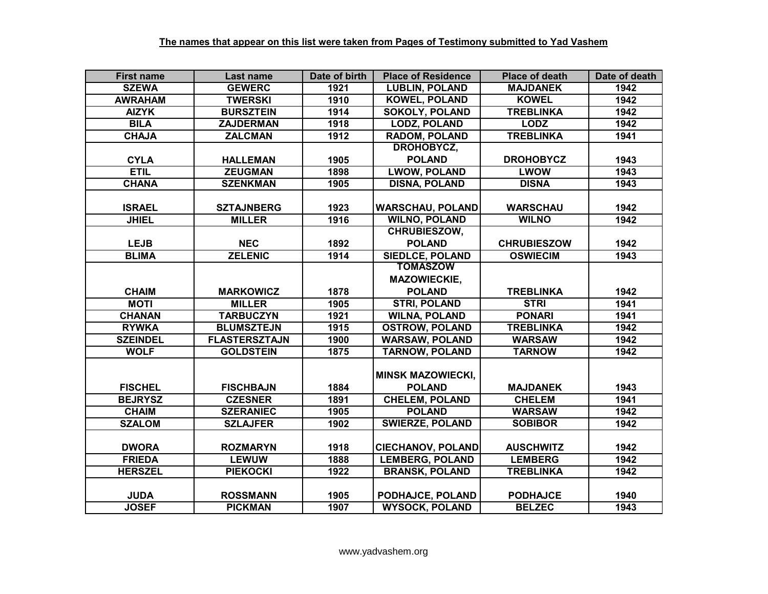**The names that appear on this list were taken from Pages of Testimony submitted to Yad Vashem**

| First name | Last name | Date of birth | Place of Residence | Place of death | Date of death |
|---|---|---|---|---|---|
| SZEWA | GEWERC | 1921 | LUBLIN, POLAND | MAJDANEK | 1942 |
| AWRAHAM | TWERSKI | 1910 | KOWEL, POLAND | KOWEL | 1942 |
| AIZYK | BURSZTEIN | 1914 | SOKOLY, POLAND | TREBLINKA | 1942 |
| BILA | ZAJDERMAN | 1918 | LODZ, POLAND | LODZ | 1942 |
| CHAJA | ZALCMAN | 1912 | RADOM, POLAND | TREBLINKA | 1941 |
| CYLA | HALLEMAN | 1905 | DROHOBYCZ, POLAND | DROHOBYCZ | 1943 |
| ETIL | ZEUGMAN | 1898 | LWOW, POLAND | LWOW | 1943 |
| CHANA | SZENKMAN | 1905 | DISNA, POLAND | DISNA | 1943 |
| ISRAEL | SZTAJNBERG | 1923 | WARSCHAU, POLAND | WARSCHAU | 1942 |
| JHIEL | MILLER | 1916 | WILNO, POLAND | WILNO | 1942 |
| LEJB | NEC | 1892 | CHRUBIESZOW, POLAND | CHRUBIESZOW | 1942 |
| BLIMA | ZELENIC | 1914 | SIEDLCE, POLAND | OSWIECIM | 1943 |
| CHAIM | MARKOWICZ | 1878 | TOMASZOW MAZOWIECKIE, POLAND | TREBLINKA | 1942 |
| MOTI | MILLER | 1905 | STRI, POLAND | STRI | 1941 |
| CHANAN | TARBUCZYN | 1921 | WILNA, POLAND | PONARI | 1941 |
| RYWKA | BLUMSZTEJN | 1915 | OSTROW, POLAND | TREBLINKA | 1942 |
| SZEINDEL | FLASTERSZTAJN | 1900 | WARSAW, POLAND | WARSAW | 1942 |
| WOLF | GOLDSTEIN | 1875 | TARNOW, POLAND | TARNOW | 1942 |
| FISCHEL | FISCHBAJN | 1884 | MINSK MAZOWIECKI, POLAND | MAJDANEK | 1943 |
| BEJRYSZ | CZESNER | 1891 | CHELEM, POLAND | CHELEM | 1941 |
| CHAIM | SZERANIEC | 1905 | POLAND | WARSAW | 1942 |
| SZALOM | SZLAJFER | 1902 | SWIERZE, POLAND | SOBIBOR | 1942 |
| DWORA | ROZMARYN | 1918 | CIECHANOV, POLAND | AUSCHWITZ | 1942 |
| FRIEDA | LEWUW | 1888 | LEMBERG, POLAND | LEMBERG | 1942 |
| HERSZEL | PIEKOCKI | 1922 | BRANSK, POLAND | TREBLINKA | 1942 |
| JUDA | ROSSMANN | 1905 | PODHAJCE, POLAND | PODHAJCE | 1940 |
| JOSEF | PICKMAN | 1907 | WYSOCK, POLAND | BELZEC | 1943 |

www.yadvashem.org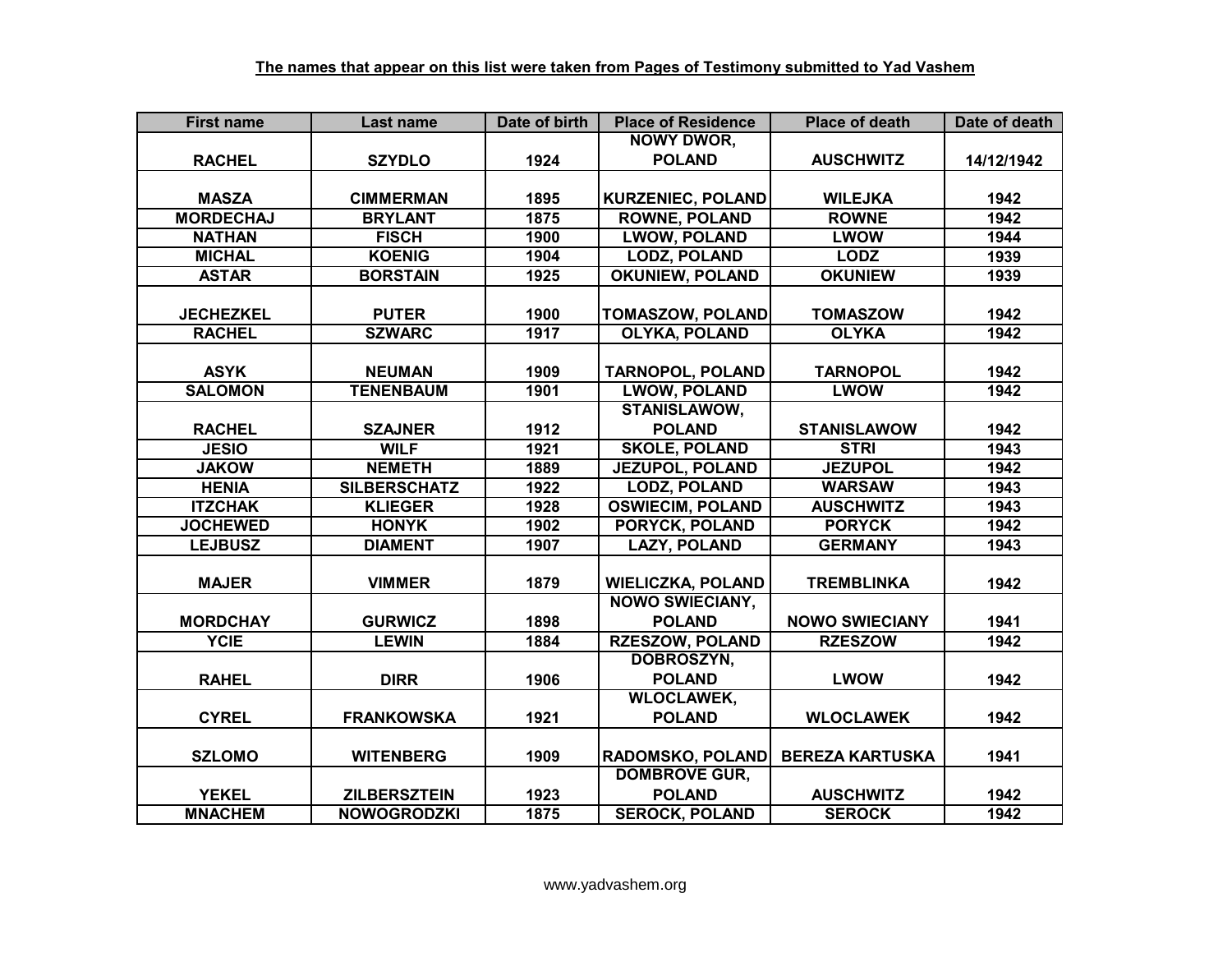**The names that appear on this list were taken from Pages of Testimony submitted to Yad Vashem**

| First name | Last name | Date of birth | Place of Residence | Place of death | Date of death |
|---|---|---|---|---|---|
| RACHEL | SZYDLO | 1924 | NOWY DWOR, POLAND | AUSCHWITZ | 14/12/1942 |
| MASZA | CIMMERMAN | 1895 | KURZENIEC, POLAND | WILEJKA | 1942 |
| MORDECHAJ | BRYLANT | 1875 | ROWNE, POLAND | ROWNE | 1942 |
| NATHAN | FISCH | 1900 | LWOW, POLAND | LWOW | 1944 |
| MICHAL | KOENIG | 1904 | LODZ, POLAND | LODZ | 1939 |
| ASTAR | BORSTAIN | 1925 | OKUNIEW, POLAND | OKUNIEW | 1939 |
| JECHEZKEL | PUTER | 1900 | TOMASZOW, POLAND | TOMASZOW | 1942 |
| RACHEL | SZWARC | 1917 | OLYKA, POLAND | OLYKA | 1942 |
| ASYK | NEUMAN | 1909 | TARNOPOL, POLAND | TARNOPOL | 1942 |
| SALOMON | TENENBAUM | 1901 | LWOW, POLAND | LWOW | 1942 |
| RACHEL | SZAJNER | 1912 | STANISLAWOW, POLAND | STANISLAWOW | 1942 |
| JESIO | WILF | 1921 | SKOLE, POLAND | STRI | 1943 |
| JAKOW | NEMETH | 1889 | JEZUPOL, POLAND | JEZUPOL | 1942 |
| HENIA | SILBERSCHATZ | 1922 | LODZ, POLAND | WARSAW | 1943 |
| ITZCHAK | KLIEGER | 1928 | OSWIECIM, POLAND | AUSCHWITZ | 1943 |
| JOCHEWED | HONYK | 1902 | PORYCK, POLAND | PORYCK | 1942 |
| LEJBUSZ | DIAMENT | 1907 | LAZY, POLAND | GERMANY | 1943 |
| MAJER | VIMMER | 1879 | WIELICZKA, POLAND | TREMBLINKA | 1942 |
| MORDCHAY | GURWICZ | 1898 | NOWO SWIECIANY, POLAND | NOWO SWIECIANY | 1941 |
| YCIE | LEWIN | 1884 | RZESZOW, POLAND | RZESZOW | 1942 |
| RAHEL | DIRR | 1906 | DOBROSZYN, POLAND | LWOW | 1942 |
| CYREL | FRANKOWSKA | 1921 | WLOCLAWEK, POLAND | WLOCLAWEK | 1942 |
| SZLOMO | WITENBERG | 1909 | RADOMSKO, POLAND | BEREZA KARTUSKA | 1941 |
| YEKEL | ZILBERSZTEIN | 1923 | DOMBROVE GUR, POLAND | AUSCHWITZ | 1942 |
| MNACHEM | NOWOGRODZKI | 1875 | SEROCK, POLAND | SEROCK | 1942 |

www.yadvashem.org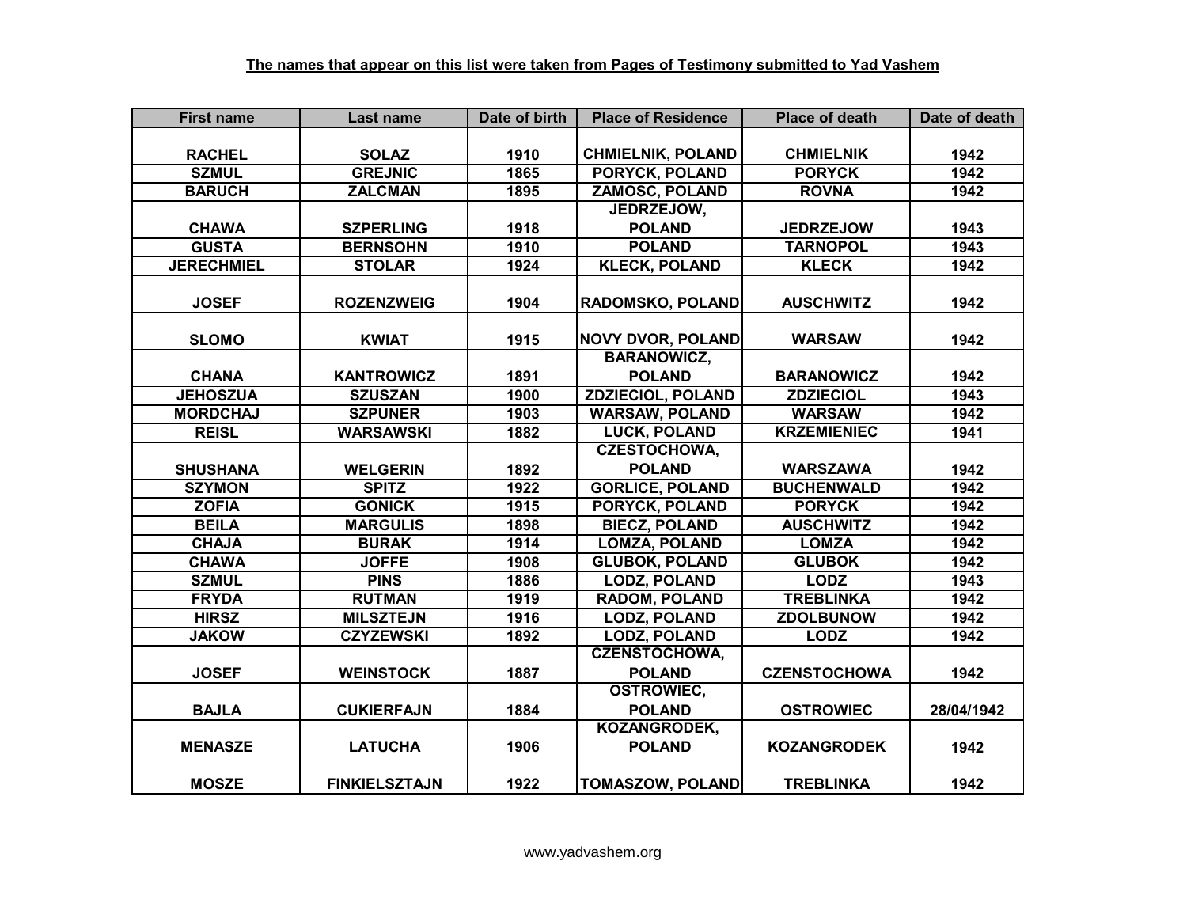**The names that appear on this list were taken from Pages of Testimony submitted to Yad Vashem**

| First name | Last name | Date of birth | Place of Residence | Place of death | Date of death |
|---|---|---|---|---|---|
| RACHEL | SOLAZ | 1910 | CHMIELNIK, POLAND | CHMIELNIK | 1942 |
| SZMUL | GREJNIC | 1865 | PORYCK, POLAND | PORYCK | 1942 |
| BARUCH | ZALCMAN | 1895 | ZAMOSC, POLAND | ROVNA | 1942 |
| CHAWA | SZPERLING | 1918 | JEDRZEJOW, POLAND | JEDRZEJOW | 1943 |
| GUSTA | BERNSOHN | 1910 | POLAND | TARNOPOL | 1943 |
| JERECHMIEL | STOLAR | 1924 | KLECK, POLAND | KLECK | 1942 |
| JOSEF | ROZENZWEIG | 1904 | RADOMSKO, POLAND | AUSCHWITZ | 1942 |
| SLOMO | KWIAT | 1915 | NOVY DVOR, POLAND | WARSAW | 1942 |
| CHANA | KANTROWICZ | 1891 | BARANOWICZ, POLAND | BARANOWICZ | 1942 |
| JEHOSZUA | SZUSZAN | 1900 | ZDZIECIOL, POLAND | ZDZIECIOL | 1943 |
| MORDCHAJ | SZPUNER | 1903 | WARSAW, POLAND | WARSAW | 1942 |
| REISL | WARSAWSKI | 1882 | LUCK, POLAND | KRZEMIENIEC | 1941 |
| SHUSHANA | WELGERIN | 1892 | CZESTOCHOWA, POLAND | WARSZAWA | 1942 |
| SZYMON | SPITZ | 1922 | GORLICE, POLAND | BUCHENWALD | 1942 |
| ZOFIA | GONICK | 1915 | PORYCK, POLAND | PORYCK | 1942 |
| BEILA | MARGULIS | 1898 | BIECZ, POLAND | AUSCHWITZ | 1942 |
| CHAJA | BURAK | 1914 | LOMZA, POLAND | LOMZA | 1942 |
| CHAWA | JOFFE | 1908 | GLUBOK, POLAND | GLUBOK | 1942 |
| SZMUL | PINS | 1886 | LODZ, POLAND | LODZ | 1943 |
| FRYDA | RUTMAN | 1919 | RADOM, POLAND | TREBLINKA | 1942 |
| HIRSZ | MILSZTEJN | 1916 | LODZ, POLAND | ZDOLBUNOW | 1942 |
| JAKOW | CZYZEWSKI | 1892 | LODZ, POLAND | LODZ | 1942 |
| JOSEF | WEINSTOCK | 1887 | CZENSTOCHOWA, POLAND | CZENSTOCHOWA | 1942 |
| BAJLA | CUKIERFAJN | 1884 | OSTROWIEC, POLAND | OSTROWIEC | 28/04/1942 |
| MENASZE | LATUCHA | 1906 | KOZANGRODEK, POLAND | KOZANGRODEK | 1942 |
| MOSZE | FINKIELSZTAJN | 1922 | TOMASZOW, POLAND | TREBLINKA | 1942 |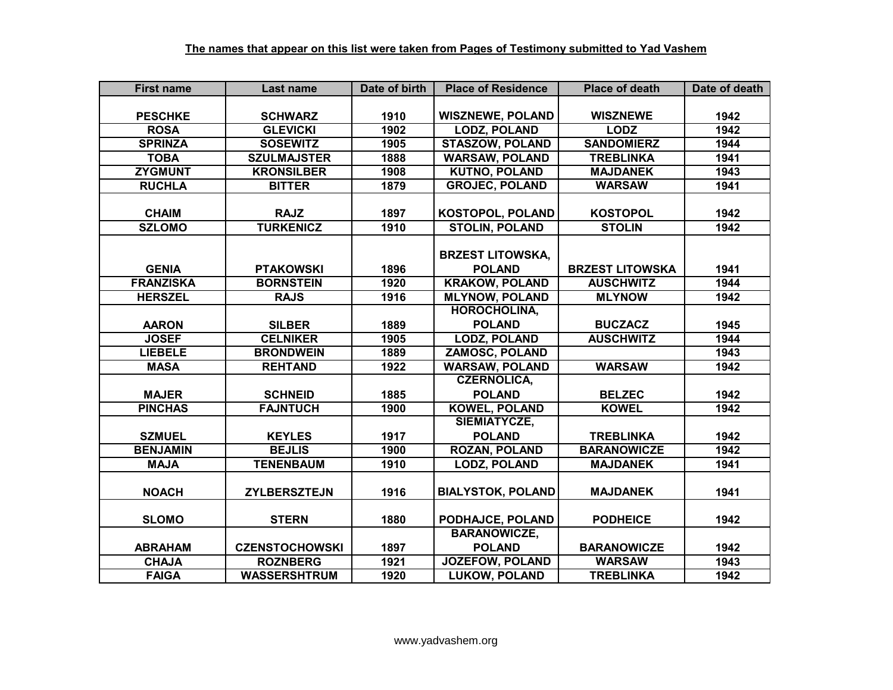**The names that appear on this list were taken from Pages of Testimony submitted to Yad Vashem**

| First name | Last name | Date of birth | Place of Residence | Place of death | Date of death |
|---|---|---|---|---|---|
| PESCHKE | SCHWARZ | 1910 | WISZNEWE, POLAND | WISZNEWE | 1942 |
| ROSA | GLEVICKI | 1902 | LODZ, POLAND | LODZ | 1942 |
| SPRINZA | SOSEWITZ | 1905 | STASZOW, POLAND | SANDOMIERZ | 1944 |
| TOBA | SZULMAJSTER | 1888 | WARSAW, POLAND | TREBLINKA | 1941 |
| ZYGMUNT | KRONSILBER | 1908 | KUTNO, POLAND | MAJDANEK | 1943 |
| RUCHLA | BITTER | 1879 | GROJEC, POLAND | WARSAW | 1941 |
| CHAIM | RAJZ | 1897 | KOSTOPOL, POLAND | KOSTOPOL | 1942 |
| SZLOMO | TURKENICZ | 1910 | STOLIN, POLAND | STOLIN | 1942 |
| GENIA | PTAKOWSKI | 1896 | BRZEST LITOWSKA, POLAND | BRZEST LITOWSKA | 1941 |
| FRANZISKA | BORNSTEIN | 1920 | KRAKOW, POLAND | AUSCHWITZ | 1944 |
| HERSZEL | RAJS | 1916 | MLYNOW, POLAND | MLYNOW | 1942 |
| AARON | SILBER | 1889 | HOROCHOLINA, POLAND | BUCZACZ | 1945 |
| JOSEF | CELNIKER | 1905 | LODZ, POLAND | AUSCHWITZ | 1944 |
| LIEBELE | BRONDWEIN | 1889 | ZAMOSC, POLAND | | 1943 |
| MASA | REHTAND | 1922 | WARSAW, POLAND | WARSAW | 1942 |
| MAJER | SCHNEID | 1885 | CZERNOLICA, POLAND | BELZEC | 1942 |
| PINCHAS | FAJNTUCH | 1900 | KOWEL, POLAND | KOWEL | 1942 |
| SZMUEL | KEYLES | 1917 | SIEMIATYCZE, POLAND | TREBLINKA | 1942 |
| BENJAMIN | BEJLIS | 1900 | ROZAN, POLAND | BARANOWICZE | 1942 |
| MAJA | TENENBAUM | 1910 | LODZ, POLAND | MAJDANEK | 1941 |
| NOACH | ZYLBERSZTEJN | 1916 | BIALYSTOK, POLAND | MAJDANEK | 1941 |
| SLOMO | STERN | 1880 | PODHAJCE, POLAND | PODHEICE | 1942 |
| ABRAHAM | CZENSTOCHOWSKI | 1897 | BARANOWICZE, POLAND | BARANOWICZE | 1942 |
| CHAJA | ROZNBERG | 1921 | JOZEFOW, POLAND | WARSAW | 1943 |
| FAIGA | WASSERSHTRUM | 1920 | LUKOW, POLAND | TREBLINKA | 1942 |

www.yadvashem.org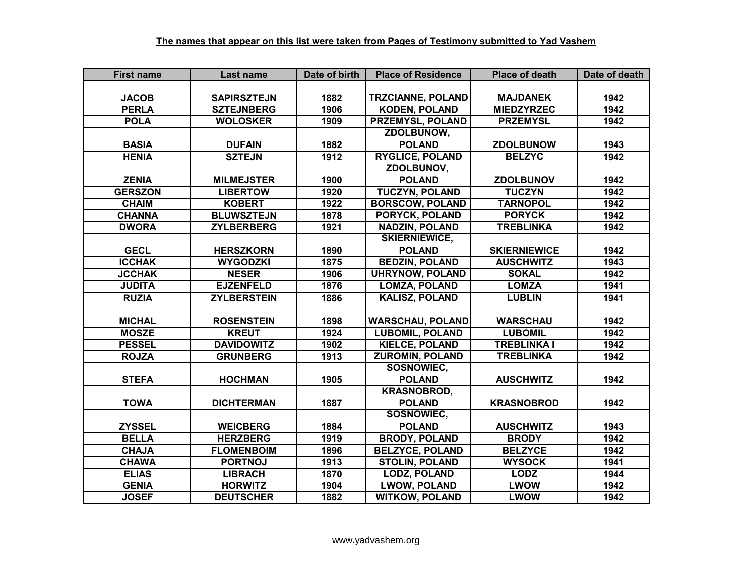**The names that appear on this list were taken from Pages of Testimony submitted to Yad Vashem**

| First name | Last name | Date of birth | Place of Residence | Place of death | Date of death |
|---|---|---|---|---|---|
| JACOB | SAPIRSZTEJN | 1882 | TRZCIANNE, POLAND | MAJDANEK | 1942 |
| PERLA | SZTEJNBERG | 1906 | KODEN, POLAND | MIEDZYRZEC | 1942 |
| POLA | WOLOSKER | 1909 | PRZEMYSL, POLAND | PRZEMYSL | 1942 |
| BASIA | DUFAIN | 1882 | ZDOLBUNOW, POLAND | ZDOLBUNOW | 1943 |
| HENIA | SZTEJN | 1912 | RYGLICE, POLAND | BELZYC | 1942 |
| ZENIA | MILMEJSTER | 1900 | ZDOLBUNOV, POLAND | ZDOLBUNOV | 1942 |
| GERSZON | LIBERTOW | 1920 | TUCZYN, POLAND | TUCZYN | 1942 |
| CHAIM | KOBERT | 1922 | BORSCOW, POLAND | TARNOPOL | 1942 |
| CHANNA | BLUWSZTEJN | 1878 | PORYCK, POLAND | PORYCK | 1942 |
| DWORA | ZYLBERBERG | 1921 | NADZIN, POLAND | TREBLINKA | 1942 |
| GECL | HERSZKORN | 1890 | SKIERNIEWICE, POLAND | SKIERNIEWICE | 1942 |
| ICCHAK | WYGODZKI | 1875 | BEDZIN, POLAND | AUSCHWITZ | 1943 |
| JCCHAK | NESER | 1906 | UHRYNOW, POLAND | SOKAL | 1942 |
| JUDITA | EJZENFELD | 1876 | LOMZA, POLAND | LOMZA | 1941 |
| RUZIA | ZYLBERSTEIN | 1886 | KALISZ, POLAND | LUBLIN | 1941 |
| MICHAL | ROSENSTEIN | 1898 | WARSCHAU, POLAND | WARSCHAU | 1942 |
| MOSZE | KREUT | 1924 | LUBOMIL, POLAND | LUBOMIL | 1942 |
| PESSEL | DAVIDOWITZ | 1902 | KIELCE, POLAND | TREBLINKA I | 1942 |
| ROJZA | GRUNBERG | 1913 | ZUROMIN, POLAND | TREBLINKA | 1942 |
| STEFA | HOCHMAN | 1905 | SOSNOWIEC, POLAND | AUSCHWITZ | 1942 |
| TOWA | DICHTERMAN | 1887 | KRASNOBROD, POLAND | KRASNOBROD | 1942 |
| ZYSSEL | WEICBERG | 1884 | SOSNOWIEC, POLAND | AUSCHWITZ | 1943 |
| BELLA | HERZBERG | 1919 | BRODY, POLAND | BRODY | 1942 |
| CHAJA | FLOMENBOIM | 1896 | BELZYCE, POLAND | BELZYCE | 1942 |
| CHAWA | PORTNOJ | 1913 | STOLIN, POLAND | WYSOCK | 1941 |
| ELIAS | LIBRACH | 1870 | LODZ, POLAND | LODZ | 1944 |
| GENIA | HORWITZ | 1904 | LWOW, POLAND | LWOW | 1942 |
| JOSEF | DEUTSCHER | 1882 | WITKOW, POLAND | LWOW | 1942 |

www.yadvashem.org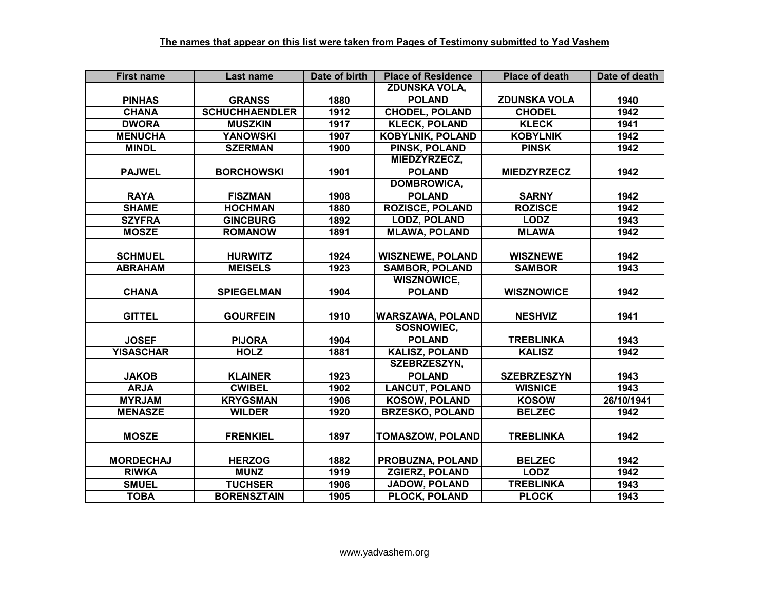**The names that appear on this list were taken from Pages of Testimony submitted to Yad Vashem**

| First name | Last name | Date of birth | Place of Residence | Place of death | Date of death |
|---|---|---|---|---|---|
| PINHAS | GRANSS | 1880 | ZDUNSKA VOLA, POLAND | ZDUNSKA VOLA | 1940 |
| CHANA | SCHUCHHAENDLER | 1912 | CHODEL, POLAND | CHODEL | 1942 |
| DWORA | MUSZKIN | 1917 | KLECK, POLAND | KLECK | 1941 |
| MENUCHA | YANOWSKI | 1907 | KOBYLNIK, POLAND | KOBYLNIK | 1942 |
| MINDL | SZERMAN | 1900 | PINSK, POLAND | PINSK | 1942 |
| PAJWEL | BORCHOWSKI | 1901 | MIEDZYRZECZ, POLAND | MIEDZYRZECZ | 1942 |
| RAYA | FISZMAN | 1908 | DOMBROWICA, POLAND | SARNY | 1942 |
| SHAME | HOCHMAN | 1880 | ROZISCE, POLAND | ROZISCE | 1942 |
| SZYFRA | GINCBURG | 1892 | LODZ, POLAND | LODZ | 1943 |
| MOSZE | ROMANOW | 1891 | MLAWA, POLAND | MLAWA | 1942 |
| SCHMUEL | HURWITZ | 1924 | WISZNEWE, POLAND | WISZNEWE | 1942 |
| ABRAHAM | MEISELS | 1923 | SAMBOR, POLAND | SAMBOR | 1943 |
| CHANA | SPIEGELMAN | 1904 | WISZNOWICE, POLAND | WISZNOWICE | 1942 |
| GITTEL | GOURFEIN | 1910 | WARSZAWA, POLAND | NESHVIZ | 1941 |
| JOSEF | PIJORA | 1904 | SOSNOWIEC, POLAND | TREBLINKA | 1943 |
| YISASCHAR | HOLZ | 1881 | KALISZ, POLAND | KALISZ | 1942 |
| JAKOB | KLAINER | 1923 | SZEBRZESZYN, POLAND | SZEBRZESZYN | 1943 |
| ARJA | CWIBEL | 1902 | LANCUT, POLAND | WISNICE | 1943 |
| MYRJAM | KRYGSMAN | 1906 | KOSOW, POLAND | KOSOW | 26/10/1941 |
| MENASZE | WILDER | 1920 | BRZESKO, POLAND | BELZEC | 1942 |
| MOSZE | FRENKIEL | 1897 | TOMASZOW, POLAND | TREBLINKA | 1942 |
| MORDECHAJ | HERZOG | 1882 | PROBUZNA, POLAND | BELZEC | 1942 |
| RIWKA | MUNZ | 1919 | ZGIERZ, POLAND | LODZ | 1942 |
| SMUEL | TUCHSER | 1906 | JADOW, POLAND | TREBLINKA | 1943 |
| TOBA | BORENSZTAIN | 1905 | PLOCK, POLAND | PLOCK | 1943 |

www.yadvashem.org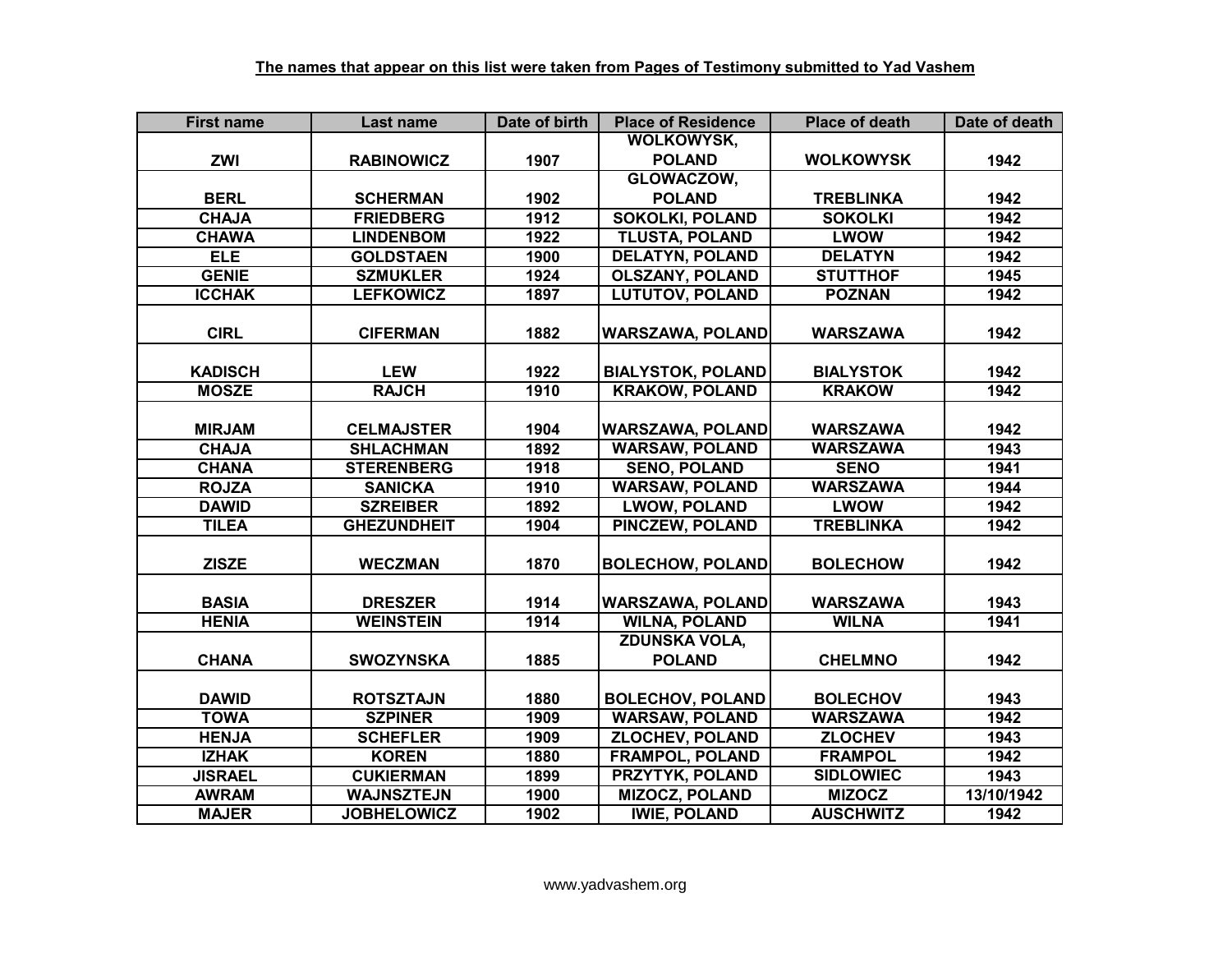**The names that appear on this list were taken from Pages of Testimony submitted to Yad Vashem**

| First name | Last name | Date of birth | Place of Residence | Place of death | Date of death |
|---|---|---|---|---|---|
| ZWI | RABINOWICZ | 1907 | WOLKOWYSK, POLAND | WOLKOWYSK | 1942 |
| BERL | SCHERMAN | 1902 | GLOWACZOW, POLAND | TREBLINKA | 1942 |
| CHAJA | FRIEDBERG | 1912 | SOKOLKI, POLAND | SOKOLKI | 1942 |
| CHAWA | LINDENBOM | 1922 | TLUSTA, POLAND | LWOW | 1942 |
| ELE | GOLDSTAEN | 1900 | DELATYN, POLAND | DELATYN | 1942 |
| GENIE | SZMUKLER | 1924 | OLSZANY, POLAND | STUTTHOF | 1945 |
| ICCHAK | LEFKOWICZ | 1897 | LUTUTOV, POLAND | POZNAN | 1942 |
| CIRL | CIFERMAN | 1882 | WARSZAWA, POLAND | WARSZAWA | 1942 |
| KADISCH | LEW | 1922 | BIALYSTOK, POLAND | BIALYSTOK | 1942 |
| MOSZE | RAJCH | 1910 | KRAKOW, POLAND | KRAKOW | 1942 |
| MIRJAM | CELMAJSTER | 1904 | WARSZAWA, POLAND | WARSZAWA | 1942 |
| CHAJA | SHLACHMAN | 1892 | WARSAW, POLAND | WARSZAWA | 1943 |
| CHANA | STERENBERG | 1918 | SENO, POLAND | SENO | 1941 |
| ROJZA | SANICKA | 1910 | WARSAW, POLAND | WARSZAWA | 1944 |
| DAWID | SZREIBER | 1892 | LWOW, POLAND | LWOW | 1942 |
| TILEA | GHEZUNDHEIT | 1904 | PINCZEW, POLAND | TREBLINKA | 1942 |
| ZISZE | WECZMAN | 1870 | BOLECHOW, POLAND | BOLECHOW | 1942 |
| BASIA | DRESZER | 1914 | WARSZAWA, POLAND | WARSZAWA | 1943 |
| HENIA | WEINSTEIN | 1914 | WILNA, POLAND | WILNA | 1941 |
| CHANA | SWOZYNSKA | 1885 | ZDUNSKA VOLA, POLAND | CHELMNO | 1942 |
| DAWID | ROTSZTAJN | 1880 | BOLECHOV, POLAND | BOLECHOV | 1943 |
| TOWA | SZPINER | 1909 | WARSAW, POLAND | WARSZAWA | 1942 |
| HENJA | SCHEFLER | 1909 | ZLOCHEV, POLAND | ZLOCHEV | 1943 |
| IZHAK | KOREN | 1880 | FRAMPOL, POLAND | FRAMPOL | 1942 |
| JISRAEL | CUKIERMAN | 1899 | PRZYTYK, POLAND | SIDLOWIEC | 1943 |
| AWRAM | WAJNSZTEJN | 1900 | MIZOCZ, POLAND | MIZOCZ | 13/10/1942 |
| MAJER | JOBHELOWICZ | 1902 | IWIE, POLAND | AUSCHWITZ | 1942 |

www.yadvashem.org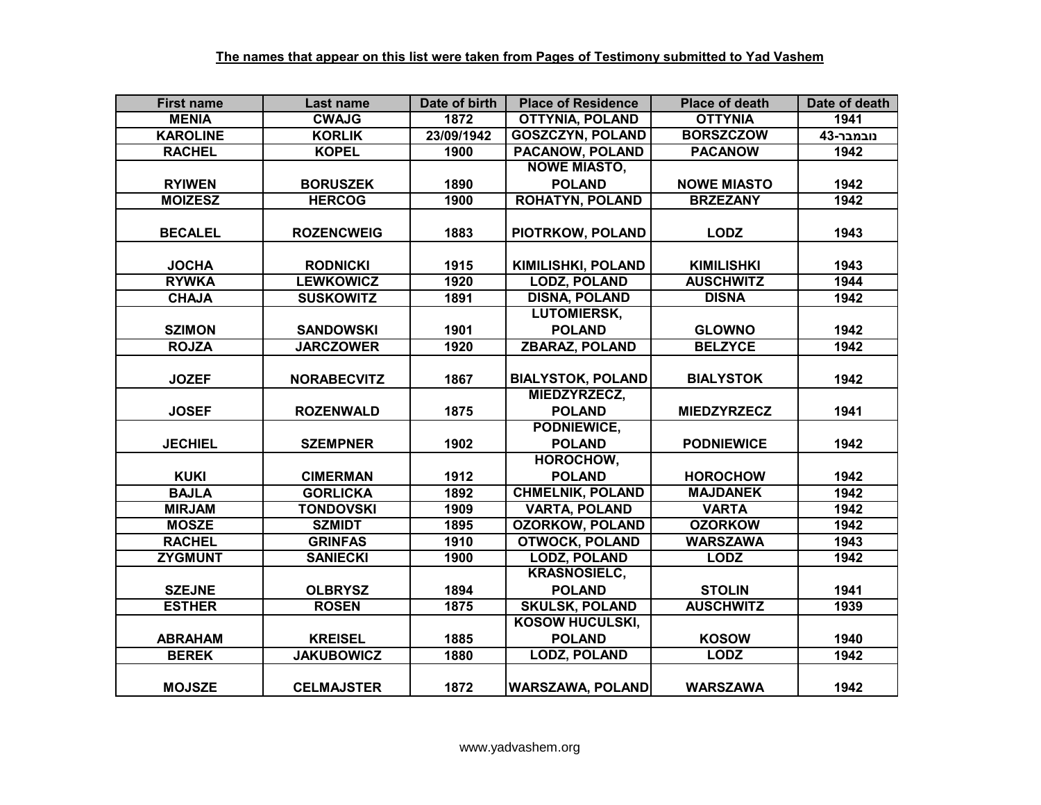**The names that appear on this list were taken from Pages of Testimony submitted to Yad Vashem**

| First name | Last name | Date of birth | Place of Residence | Place of death | Date of death |
|---|---|---|---|---|---|
| MENIA | CWAJG | 1872 | OTTYNIA, POLAND | OTTYNIA | 1941 |
| KAROLINE | KORLIK | 23/09/1942 | GOSZCZYN, POLAND | BORSZCZOW | נובמבר-43 |
| RACHEL | KOPEL | 1900 | PACANOW, POLAND | PACANOW | 1942 |
| RYIWEN | BORUSZEK | 1890 | NOWE MIASTO, POLAND | NOWE MIASTO | 1942 |
| MOIZESZ | HERCOG | 1900 | ROHATYN, POLAND | BRZEZANY | 1942 |
| BECALEL | ROZENCWEIG | 1883 | PIOTRKOW, POLAND | LODZ | 1943 |
| JOCHA | RODNICKI | 1915 | KIMILISHKI, POLAND | KIMILISHKI | 1943 |
| RYWKA | LEWKOWICZ | 1920 | LODZ, POLAND | AUSCHWITZ | 1944 |
| CHAJA | SUSKOWITZ | 1891 | DISNA, POLAND | DISNA | 1942 |
| SZIMON | SANDOWSKI | 1901 | LUTOMIERSK, POLAND | GLOWNO | 1942 |
| ROJZA | JARCZOWER | 1920 | ZBARAZ, POLAND | BELZYCE | 1942 |
| JOZEF | NORABECVITZ | 1867 | BIALYSTOK, POLAND | BIALYSTOK | 1942 |
| JOSEF | ROZENWALD | 1875 | MIEDZYRZECZ, POLAND | MIEDZYRZECZ | 1941 |
| JECHIEL | SZEMPNER | 1902 | PODNIEWICE, POLAND | PODNIEWICE | 1942 |
| KUKI | CIMERMAN | 1912 | HOROCHOW, POLAND | HOROCHOW | 1942 |
| BAJLA | GORLICKA | 1892 | CHMELNIK, POLAND | MAJDANEK | 1942 |
| MIRJAM | TONDOVSKI | 1909 | VARTA, POLAND | VARTA | 1942 |
| MOSZE | SZMIDT | 1895 | OZORKOW, POLAND | OZORKOW | 1942 |
| RACHEL | GRINFAS | 1910 | OTWOCK, POLAND | WARSZAWA | 1943 |
| ZYGMUNT | SANIECKI | 1900 | LODZ, POLAND | LODZ | 1942 |
| SZEJNE | OLBRYSZ | 1894 | KRASNOSIELC, POLAND | STOLIN | 1941 |
| ESTHER | ROSEN | 1875 | SKULSK, POLAND | AUSCHWITZ | 1939 |
| ABRAHAM | KREISEL | 1885 | KOSOW HUCULSKI, POLAND | KOSOW | 1940 |
| BEREK | JAKUBOWICZ | 1880 | LODZ, POLAND | LODZ | 1942 |
| MOJSZE | CELMAJSTER | 1872 | WARSZAWA, POLAND | WARSZAWA | 1942 |

www.yadvashem.org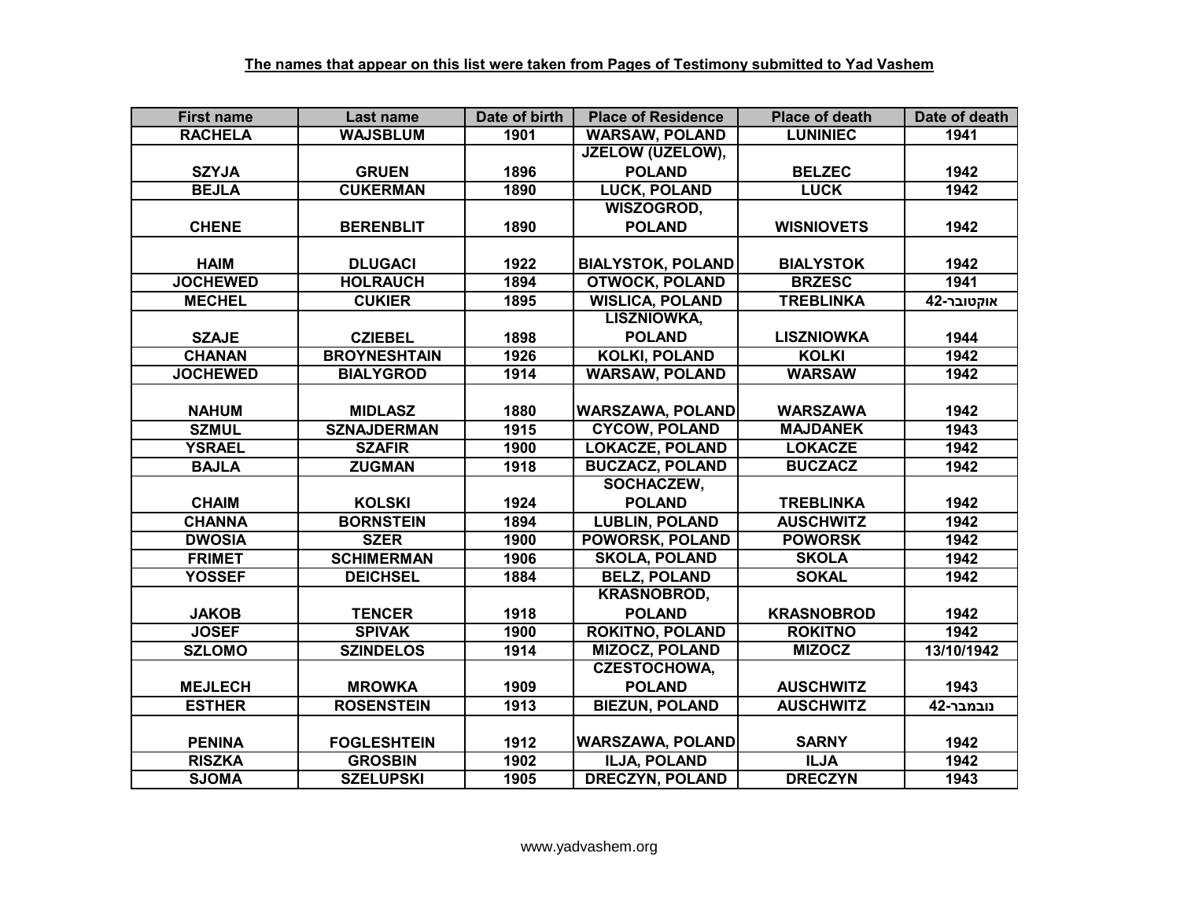**The names that appear on this list were taken from Pages of Testimony submitted to Yad Vashem**

| First name | Last name | Date of birth | Place of Residence | Place of death | Date of death |
|---|---|---|---|---|---|
| RACHELA | WAJSBLUM | 1901 | WARSAW, POLAND | LUNINIEC | 1941 |
| SZYJA | GRUEN | 1896 | JZELOW (UZELOW), POLAND | BELZEC | 1942 |
| BEJLA | CUKERMAN | 1890 | LUCK, POLAND | LUCK | 1942 |
| CHENE | BERENBLIT | 1890 | WISZOGROD, POLAND | WISNIOVETS | 1942 |
| HAIM | DLUGACI | 1922 | BIALYSTOK, POLAND | BIALYSTOK | 1942 |
| JOCHEWED | HOLRAUCH | 1894 | OTWOCK, POLAND | BRZESC | 1941 |
| MECHEL | CUKIER | 1895 | WISLICA, POLAND | TREBLINKA | אוקטובר-42 |
| SZAJE | CZIEBEL | 1898 | LISZNIOWKA, POLAND | LISZNIOWKA | 1944 |
| CHANAN | BROYNESHTAIN | 1926 | KOLKI, POLAND | KOLKI | 1942 |
| JOCHEWED | BIALYGROD | 1914 | WARSAW, POLAND | WARSAW | 1942 |
| NAHUM | MIDLASZ | 1880 | WARSZAWA, POLAND | WARSZAWA | 1942 |
| SZMUL | SZNAJDERMAN | 1915 | CYCOW, POLAND | MAJDANEK | 1943 |
| YSRAEL | SZAFIR | 1900 | LOKACZE, POLAND | LOKACZE | 1942 |
| BAJLA | ZUGMAN | 1918 | BUCZACZ, POLAND | BUCZACZ | 1942 |
| CHAIM | KOLSKI | 1924 | SOCHACZEW, POLAND | TREBLINKA | 1942 |
| CHANNA | BORNSTEIN | 1894 | LUBLIN, POLAND | AUSCHWITZ | 1942 |
| DWOSIA | SZER | 1900 | POWORSK, POLAND | POWORSK | 1942 |
| FRIMET | SCHIMERMAN | 1906 | SKOLA, POLAND | SKOLA | 1942 |
| YOSSEF | DEICHSEL | 1884 | BELZ, POLAND | SOKAL | 1942 |
| JAKOB | TENCER | 1918 | KRASNOBROD, POLAND | KRASNOBROD | 1942 |
| JOSEF | SPIVAK | 1900 | ROKITNO, POLAND | ROKITNO | 1942 |
| SZLOMO | SZINDELOS | 1914 | MIZOCZ, POLAND | MIZOCZ | 13/10/1942 |
| MEJLECH | MROWKA | 1909 | CZESTOCHOWA, POLAND | AUSCHWITZ | 1943 |
| ESTHER | ROSENSTEIN | 1913 | BIEZUN, POLAND | AUSCHWITZ | נובמבר-42 |
| PENINA | FOGLESHTEIN | 1912 | WARSZAWA, POLAND | SARNY | 1942 |
| RISZKA | GROSBIN | 1902 | ILJA, POLAND | ILJA | 1942 |
| SJOMA | SZELUPSKI | 1905 | DRECZYN, POLAND | DRECZYN | 1943 |

www.yadvashem.org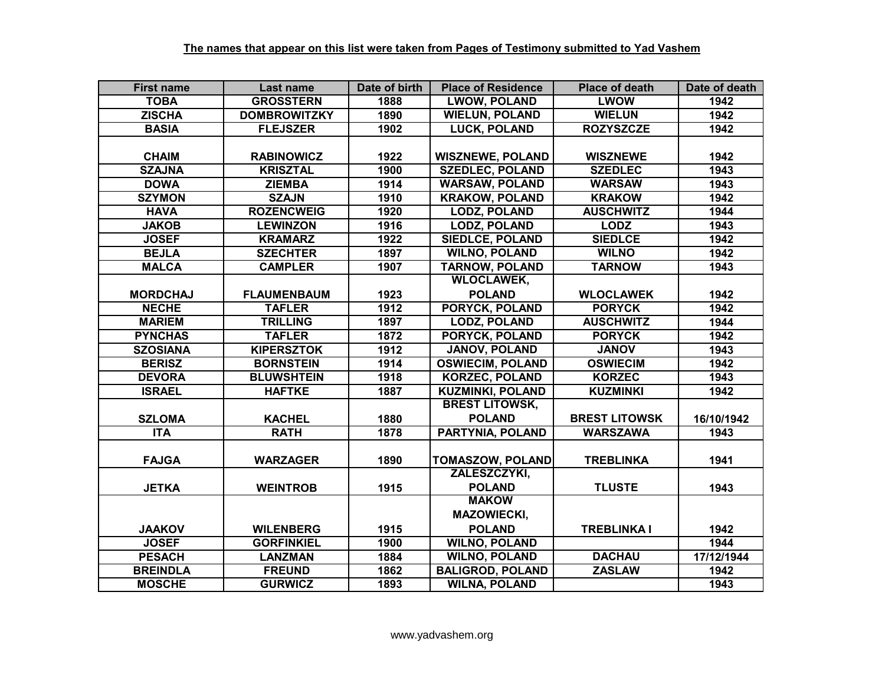**The names that appear on this list were taken from Pages of Testimony submitted to Yad Vashem**

| First name | Last name | Date of birth | Place of Residence | Place of death | Date of death |
|---|---|---|---|---|---|
| TOBA | GROSSTERN | 1888 | LWOW, POLAND | LWOW | 1942 |
| ZISCHA | DOMBROWITZKY | 1890 | WIELUN, POLAND | WIELUN | 1942 |
| BASIA | FLEJSZER | 1902 | LUCK, POLAND | ROZYSZCZE | 1942 |
| CHAIM | RABINOWICZ | 1922 | WISZNEWE, POLAND | WISZNEWE | 1942 |
| SZAJNA | KRISZTAL | 1900 | SZEDLEC, POLAND | SZEDLEC | 1943 |
| DOWA | ZIEMBA | 1914 | WARSAW, POLAND | WARSAW | 1943 |
| SZYMON | SZAJN | 1910 | KRAKOW, POLAND | KRAKOW | 1942 |
| HAVA | ROZENCWEIG | 1920 | LODZ, POLAND | AUSCHWITZ | 1944 |
| JAKOB | LEWINZON | 1916 | LODZ, POLAND | LODZ | 1943 |
| JOSEF | KRAMARZ | 1922 | SIEDLCE, POLAND | SIEDLCE | 1942 |
| BEJLA | SZECHTER | 1897 | WILNO, POLAND | WILNO | 1942 |
| MALCA | CAMPLER | 1907 | TARNOW, POLAND | TARNOW | 1943 |
| MORDCHAJ | FLAUMENBAUM | 1923 | WLOCLAWEK, POLAND | WLOCLAWEK | 1942 |
| NECHE | TAFLER | 1912 | PORYCK, POLAND | PORYCK | 1942 |
| MARIEM | TRILLING | 1897 | LODZ, POLAND | AUSCHWITZ | 1944 |
| PYNCHAS | TAFLER | 1872 | PORYCK, POLAND | PORYCK | 1942 |
| SZOSIANA | KIPERSZTOK | 1912 | JANOV, POLAND | JANOV | 1943 |
| BERISZ | BORNSTEIN | 1914 | OSWIECIM, POLAND | OSWIECIM | 1942 |
| DEVORA | BLUWSHTEIN | 1918 | KORZEC, POLAND | KORZEC | 1943 |
| ISRAEL | HAFTKE | 1887 | KUZMINKI, POLAND | KUZMINKI | 1942 |
| SZLOMA | KACHEL | 1880 | BREST LITOWSK, POLAND | BREST LITOWSK | 16/10/1942 |
| ITA | RATH | 1878 | PARTYNIA, POLAND | WARSZAWA | 1943 |
| FAJGA | WARZAGER | 1890 | TOMASZOW, POLAND | TREBLINKA | 1941 |
| JETKA | WEINTROB | 1915 | ZALESZCZYKI, POLAND | TLUSTE | 1943 |
| JAAKOV | WILENBERG | 1915 | MAKOW MAZOWIECKI, POLAND | TREBLINKA I | 1942 |
| JOSEF | GORFINKIEL | 1900 | WILNO, POLAND | | 1944 |
| PESACH | LANZMAN | 1884 | WILNO, POLAND | DACHAU | 17/12/1944 |
| BREINDLA | FREUND | 1862 | BALIGROD, POLAND | ZASLAW | 1942 |
| MOSCHE | GURWICZ | 1893 | WILNA, POLAND | | 1943 |

www.yadvashem.org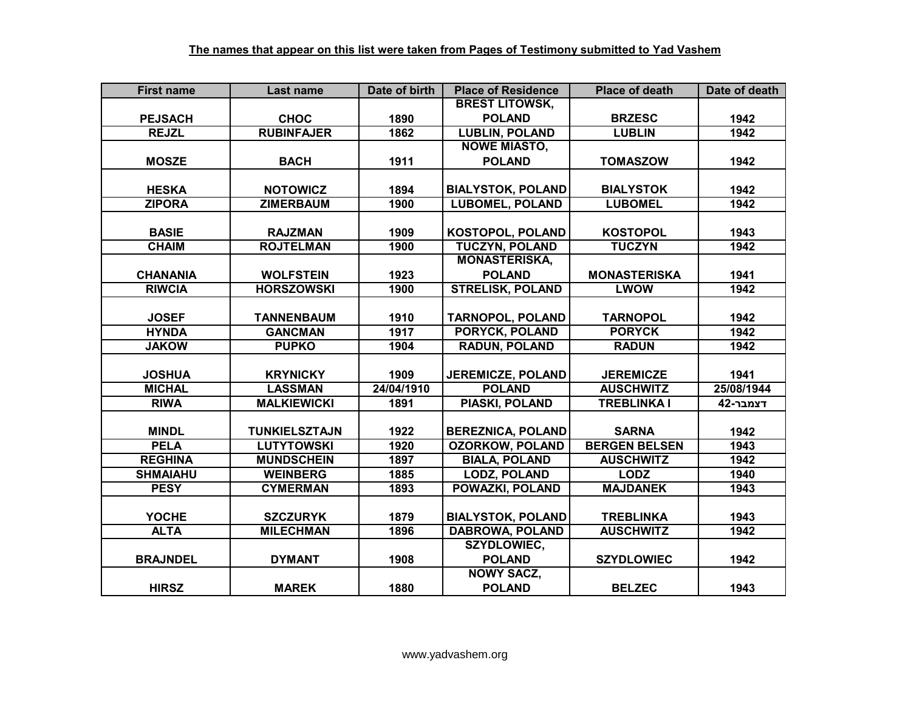**The names that appear on this list were taken from Pages of Testimony submitted to Yad Vashem**

| First name | Last name | Date of birth | Place of Residence | Place of death | Date of death |
|---|---|---|---|---|---|
| PEJSACH | CHOC | 1890 | BREST LITOWSK, POLAND | BRZESC | 1942 |
| REJZL | RUBINFAJER | 1862 | LUBLIN, POLAND | LUBLIN | 1942 |
| MOSZE | BACH | 1911 | NOWE MIASTO, POLAND | TOMASZOW | 1942 |
| HESKA | NOTOWICZ | 1894 | BIALYSTOK, POLAND | BIALYSTOK | 1942 |
| ZIPORA | ZIMERBAUM | 1900 | LUBOMEL, POLAND | LUBOMEL | 1942 |
| BASIE | RAJZMAN | 1909 | KOSTOPOL, POLAND | KOSTOPOL | 1943 |
| CHAIM | ROJTELMAN | 1900 | TUCZYN, POLAND | TUCZYN | 1942 |
| CHANANIA | WOLFSTEIN | 1923 | MONASTERISKA, POLAND | MONASTERISKA | 1941 |
| RIWCIA | HORSZOWSKI | 1900 | STRELISK, POLAND | LWOW | 1942 |
| JOSEF | TANNENBAUM | 1910 | TARNOPOL, POLAND | TARNOPOL | 1942 |
| HYNDA | GANCMAN | 1917 | PORYCK, POLAND | PORYCK | 1942 |
| JAKOW | PUPKO | 1904 | RADUN, POLAND | RADUN | 1942 |
| JOSHUA | KRYNICKY | 1909 | JEREMICZE, POLAND | JEREMICZE | 1941 |
| MICHAL | LASSMAN | 24/04/1910 | POLAND | AUSCHWITZ | 25/08/1944 |
| RIWA | MALKIEWICKI | 1891 | PIASKI, POLAND | TREBLINKA I | דצמבר-42 |
| MINDL | TUNKIELSZTAJN | 1922 | BEREZNICA, POLAND | SARNA | 1942 |
| PELA | LUTYTOWSKI | 1920 | OZORKOW, POLAND | BERGEN BELSEN | 1943 |
| REGHINA | MUNDSCHEIN | 1897 | BIALA, POLAND | AUSCHWITZ | 1942 |
| SHMAIAHU | WEINBERG | 1885 | LODZ, POLAND | LODZ | 1940 |
| PESY | CYMERMAN | 1893 | POWAZKI, POLAND | MAJDANEK | 1943 |
| YOCHE | SZCZURYK | 1879 | BIALYSTOK, POLAND | TREBLINKA | 1943 |
| ALTA | MILECHMAN | 1896 | DABROWA, POLAND | AUSCHWITZ | 1942 |
| BRAJNDEL | DYMANT | 1908 | SZYDLOWIEC, POLAND | SZYDLOWIEC | 1942 |
| HIRSZ | MAREK | 1880 | NOWY SACZ, POLAND | BELZEC | 1943 |

www.yadvashem.org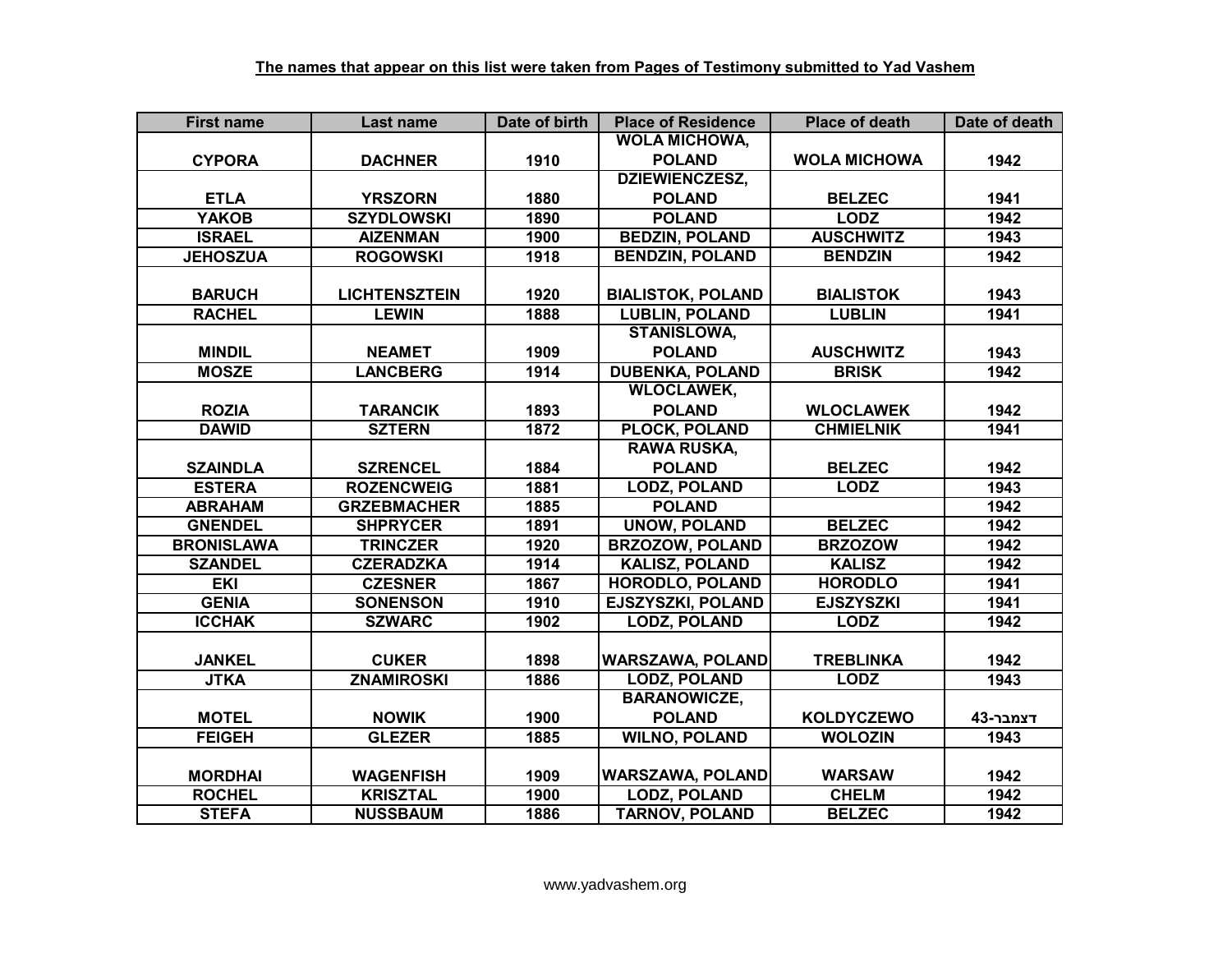**The names that appear on this list were taken from Pages of Testimony submitted to Yad Vashem**

| First name | Last name | Date of birth | Place of Residence | Place of death | Date of death |
|---|---|---|---|---|---|
| CYPORA | DACHNER | 1910 | WOLA MICHOWA, POLAND | WOLA MICHOWA | 1942 |
| ETLA | YRSZORN | 1880 | DZIEWIENCZESZ, POLAND | BELZEC | 1941 |
| YAKOB | SZYDLOWSKI | 1890 | POLAND | LODZ | 1942 |
| ISRAEL | AIZENMAN | 1900 | BEDZIN, POLAND | AUSCHWITZ | 1943 |
| JEHOSZUA | ROGOWSKI | 1918 | BENDZIN, POLAND | BENDZIN | 1942 |
| BARUCH | LICHTENSZTEIN | 1920 | BIALISTOK, POLAND | BIALISTOK | 1943 |
| RACHEL | LEWIN | 1888 | LUBLIN, POLAND | LUBLIN | 1941 |
| MINDIL | NEAMET | 1909 | STANISLOWA, POLAND | AUSCHWITZ | 1943 |
| MOSZE | LANCBERG | 1914 | DUBENKA, POLAND | BRISK | 1942 |
| ROZIA | TARANCIK | 1893 | WLOCLAWEK, POLAND | WLOCLAWEK | 1942 |
| DAWID | SZTERN | 1872 | PLOCK, POLAND | CHMIELNIK | 1941 |
| SZAINDLA | SZRENCEL | 1884 | RAWA RUSKA, POLAND | BELZEC | 1942 |
| ESTERA | ROZENCWEIG | 1881 | LODZ, POLAND | LODZ | 1943 |
| ABRAHAM | GRZEBMACHER | 1885 | POLAND | | 1942 |
| GNENDEL | SHPRYCER | 1891 | UNOW, POLAND | BELZEC | 1942 |
| BRONISLAWA | TRINCZER | 1920 | BRZOZOW, POLAND | BRZOZOW | 1942 |
| SZANDEL | CZERADZKA | 1914 | KALISZ, POLAND | KALISZ | 1942 |
| EKI | CZESNER | 1867 | HORODLO, POLAND | HORODLO | 1941 |
| GENIA | SONENSON | 1910 | EJSZYSZKI, POLAND | EJSZYSZKI | 1941 |
| ICCHAK | SZWARC | 1902 | LODZ, POLAND | LODZ | 1942 |
| JANKEL | CUKER | 1898 | WARSZAWA, POLAND | TREBLINKA | 1942 |
| JTKA | ZNAMIROSKI | 1886 | LODZ, POLAND | LODZ | 1943 |
| MOTEL | NOWIK | 1900 | BARANOWICZE, POLAND | KOLDYCZEWO | דצמבר-43 |
| FEIGEH | GLEZER | 1885 | WILNO, POLAND | WOLOZIN | 1943 |
| MORDHAI | WAGENFISH | 1909 | WARSZAWA, POLAND | WARSAW | 1942 |
| ROCHEL | KRISZTAL | 1900 | LODZ, POLAND | CHELM | 1942 |
| STEFA | NUSSBAUM | 1886 | TARNOV, POLAND | BELZEC | 1942 |

www.yadvashem.org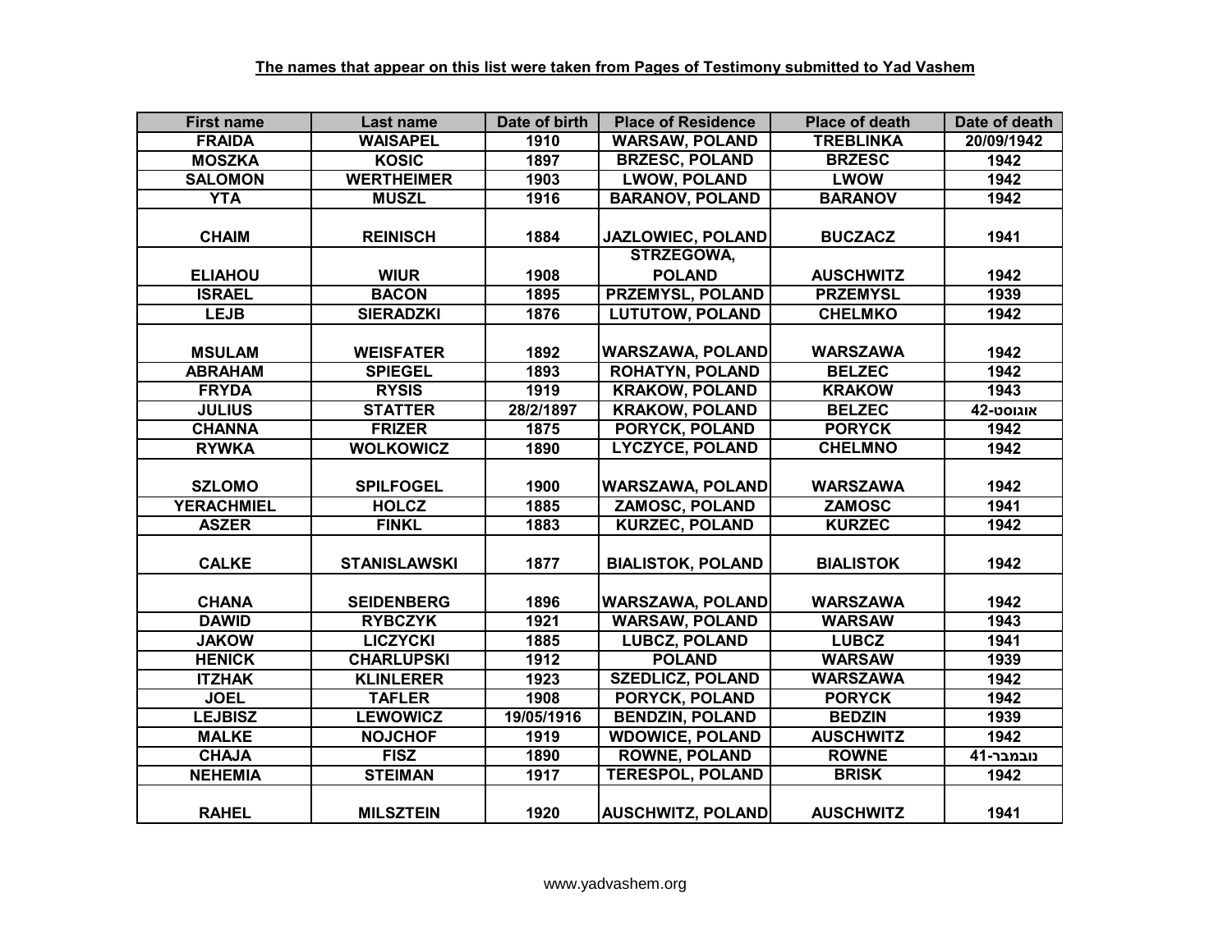**The names that appear on this list were taken from Pages of Testimony submitted to Yad Vashem**

| First name | Last name | Date of birth | Place of Residence | Place of death | Date of death |
|---|---|---|---|---|---|
| FRAIDA | WAISAPEL | 1910 | WARSAW, POLAND | TREBLINKA | 20/09/1942 |
| MOSZKA | KOSIC | 1897 | BRZESC, POLAND | BRZESC | 1942 |
| SALOMON | WERTHEIMER | 1903 | LWOW, POLAND | LWOW | 1942 |
| YTA | MUSZL | 1916 | BARANOV, POLAND | BARANOV | 1942 |
| CHAIM | REINISCH | 1884 | JAZLOWIEC, POLAND | BUCZACZ | 1941 |
| ELIAHOU | WIUR | 1908 | STRZEGOWA, POLAND | AUSCHWITZ | 1942 |
| ISRAEL | BACON | 1895 | PRZEMYSL, POLAND | PRZEMYSL | 1939 |
| LEJB | SIERADZKI | 1876 | LUTUTOW, POLAND | CHELMKO | 1942 |
| MSULAM | WEISFATER | 1892 | WARSZAWA, POLAND | WARSZAWA | 1942 |
| ABRAHAM | SPIEGEL | 1893 | ROHATYN, POLAND | BELZEC | 1942 |
| FRYDA | RYSIS | 1919 | KRAKOW, POLAND | KRAKOW | 1943 |
| JULIUS | STATTER | 28/2/1897 | KRAKOW, POLAND | BELZEC | אוגוסט-42 |
| CHANNA | FRIZER | 1875 | PORYCK, POLAND | PORYCK | 1942 |
| RYWKA | WOLKOWICZ | 1890 | LYCZYCE, POLAND | CHELMNO | 1942 |
| SZLOMO | SPILFOGEL | 1900 | WARSZAWA, POLAND | WARSZAWA | 1942 |
| YERACHMIEL | HOLCZ | 1885 | ZAMOSC, POLAND | ZAMOSC | 1941 |
| ASZER | FINKL | 1883 | KURZEC, POLAND | KURZEC | 1942 |
| CALKE | STANISLAWSKI | 1877 | BIALISTOK, POLAND | BIALISTOK | 1942 |
| CHANA | SEIDENBERG | 1896 | WARSZAWA, POLAND | WARSZAWA | 1942 |
| DAWID | RYBCZYK | 1921 | WARSAW, POLAND | WARSAW | 1943 |
| JAKOW | LICZYCKI | 1885 | LUBCZ, POLAND | LUBCZ | 1941 |
| HENICK | CHARLUPSKI | 1912 | POLAND | WARSAW | 1939 |
| ITZHAK | KLINLERER | 1923 | SZEDLICZ, POLAND | WARSZAWA | 1942 |
| JOEL | TAFLER | 1908 | PORYCK, POLAND | PORYCK | 1942 |
| LEJBISZ | LEWOWICZ | 19/05/1916 | BENDZIN, POLAND | BEDZIN | 1939 |
| MALKE | NOJCHOF | 1919 | WDOWICE, POLAND | AUSCHWITZ | 1942 |
| CHAJA | FISZ | 1890 | ROWNE, POLAND | ROWNE | נובמבר-41 |
| NEHEMIA | STEIMAN | 1917 | TERESPOL, POLAND | BRISK | 1942 |
| RAHEL | MILSZTEIN | 1920 | AUSCHWITZ, POLAND | AUSCHWITZ | 1941 |

www.yadvashem.org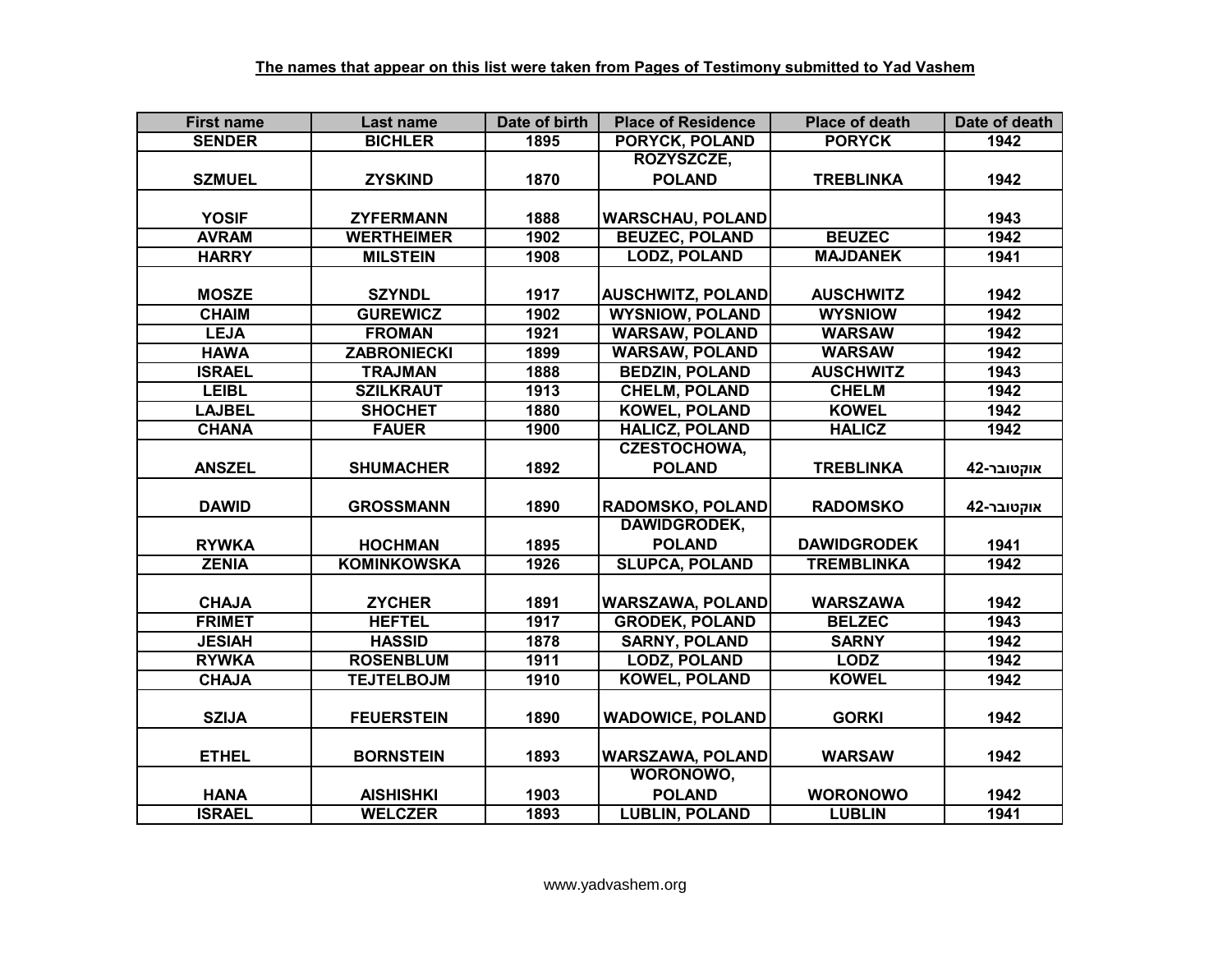**The names that appear on this list were taken from Pages of Testimony submitted to Yad Vashem**

| First name | Last name | Date of birth | Place of Residence | Place of death | Date of death |
|---|---|---|---|---|---|
| SENDER | BICHLER | 1895 | PORYCK, POLAND | PORYCK | 1942 |
| SZMUEL | ZYSKIND | 1870 | ROZYSZCZE, POLAND | TREBLINKA | 1942 |
| YOSIF | ZYFERMANN | 1888 | WARSCHAU, POLAND | | 1943 |
| AVRAM | WERTHEIMER | 1902 | BEUZEC, POLAND | BEUZEC | 1942 |
| HARRY | MILSTEIN | 1908 | LODZ, POLAND | MAJDANEK | 1941 |
| MOSZE | SZYNDL | 1917 | AUSCHWITZ, POLAND | AUSCHWITZ | 1942 |
| CHAIM | GUREWICZ | 1902 | WYSNIOW, POLAND | WYSNIOW | 1942 |
| LEJA | FROMAN | 1921 | WARSAW, POLAND | WARSAW | 1942 |
| HAWA | ZABRONIECKI | 1899 | WARSAW, POLAND | WARSAW | 1942 |
| ISRAEL | TRAJMAN | 1888 | BEDZIN, POLAND | AUSCHWITZ | 1943 |
| LEIBL | SZILKRAUT | 1913 | CHELM, POLAND | CHELM | 1942 |
| LAJBEL | SHOCHET | 1880 | KOWEL, POLAND | KOWEL | 1942 |
| CHANA | FAUER | 1900 | HALICZ, POLAND | HALICZ | 1942 |
| ANSZEL | SHUMACHER | 1892 | CZESTOCHOWA, POLAND | TREBLINKA | אוקטובר-42 |
| DAWID | GROSSMANN | 1890 | RADOMSKO, POLAND | RADOMSKO | אוקטובר-42 |
| RYWKA | HOCHMAN | 1895 | DAWIDGRODEK, POLAND | DAWIDGRODEK | 1941 |
| ZENIA | KOMINKOWSKA | 1926 | SLUPCA, POLAND | TREMBLINKA | 1942 |
| CHAJA | ZYCHER | 1891 | WARSZAWA, POLAND | WARSZAWA | 1942 |
| FRIMET | HEFTEL | 1917 | GRODEK, POLAND | BELZEC | 1943 |
| JESIAH | HASSID | 1878 | SARNY, POLAND | SARNY | 1942 |
| RYWKA | ROSENBLUM | 1911 | LODZ, POLAND | LODZ | 1942 |
| CHAJA | TEJTELBOJM | 1910 | KOWEL, POLAND | KOWEL | 1942 |
| SZIJA | FEUERSTEIN | 1890 | WADOWICE, POLAND | GORKI | 1942 |
| ETHEL | BORNSTEIN | 1893 | WARSZAWA, POLAND | WARSAW | 1942 |
| HANA | AISHISHKI | 1903 | WORONOWO, POLAND | WORONOWO | 1942 |
| ISRAEL | WELCZER | 1893 | LUBLIN, POLAND | LUBLIN | 1941 |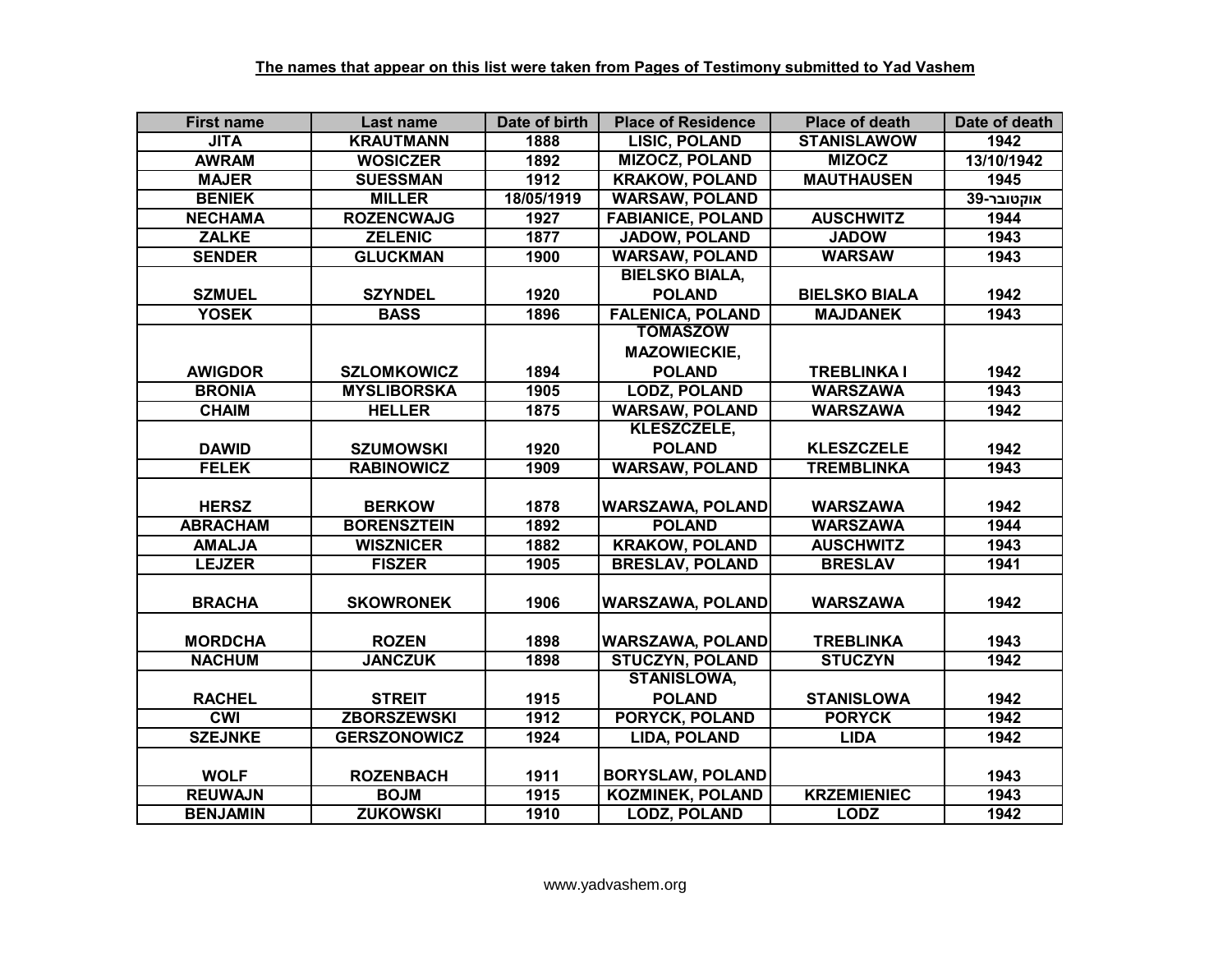**The names that appear on this list were taken from Pages of Testimony submitted to Yad Vashem**

| First name | Last name | Date of birth | Place of Residence | Place of death | Date of death |
|---|---|---|---|---|---|
| JITA | KRAUTMANN | 1888 | LISIC, POLAND | STANISLAWOW | 1942 |
| AWRAM | WOSICZER | 1892 | MIZOCZ, POLAND | MIZOCZ | 13/10/1942 |
| MAJER | SUESSMAN | 1912 | KRAKOW, POLAND | MAUTHAUSEN | 1945 |
| BENIEK | MILLER | 18/05/1919 | WARSAW, POLAND | | אוקטובר-39 |
| NECHAMA | ROZENCWAJG | 1927 | FABIANICE, POLAND | AUSCHWITZ | 1944 |
| ZALKE | ZELENIC | 1877 | JADOW, POLAND | JADOW | 1943 |
| SENDER | GLUCKMAN | 1900 | WARSAW, POLAND | WARSAW | 1943 |
| SZMUEL | SZYNDEL | 1920 | BIELSKO BIALA, POLAND | BIELSKO BIALA | 1942 |
| YOSEK | BASS | 1896 | FALENICA, POLAND | MAJDANEK | 1943 |
| AWIGDOR | SZLOMKOWICZ | 1894 | TOMASZOW MAZOWIECKIE, POLAND | TREBLINKA I | 1942 |
| BRONIA | MYSLIBORSKA | 1905 | LODZ, POLAND | WARSZAWA | 1943 |
| CHAIM | HELLER | 1875 | WARSAW, POLAND | WARSZAWA | 1942 |
| DAWID | SZUMOWSKI | 1920 | KLESZCZELE, POLAND | KLESZCZELE | 1942 |
| FELEK | RABINOWICZ | 1909 | WARSAW, POLAND | TREMBLINKA | 1943 |
| HERSZ | BERKOW | 1878 | WARSZAWA, POLAND | WARSZAWA | 1942 |
| ABRACHAM | BORENSZTEIN | 1892 | POLAND | WARSZAWA | 1944 |
| AMALJA | WISZNICER | 1882 | KRAKOW, POLAND | AUSCHWITZ | 1943 |
| LEJZER | FISZER | 1905 | BRESLAV, POLAND | BRESLAV | 1941 |
| BRACHA | SKOWRONEK | 1906 | WARSZAWA, POLAND | WARSZAWA | 1942 |
| MORDCHA | ROZEN | 1898 | WARSZAWA, POLAND | TREBLINKA | 1943 |
| NACHUM | JANCZUK | 1898 | STUCZYN, POLAND | STUCZYN | 1942 |
| RACHEL | STREIT | 1915 | STANISLOWA, POLAND | STANISLOWA | 1942 |
| CWI | ZBORSZEWSKI | 1912 | PORYCK, POLAND | PORYCK | 1942 |
| SZEJNKE | GERSZONOWICZ | 1924 | LIDA, POLAND | LIDA | 1942 |
| WOLF | ROZENBACH | 1911 | BORYSLAW, POLAND | | 1943 |
| REUWAJN | BOJM | 1915 | KOZMINEK, POLAND | KRZEMIENIEC | 1943 |
| BENJAMIN | ZUKOWSKI | 1910 | LODZ, POLAND | LODZ | 1942 |

www.yadvashem.org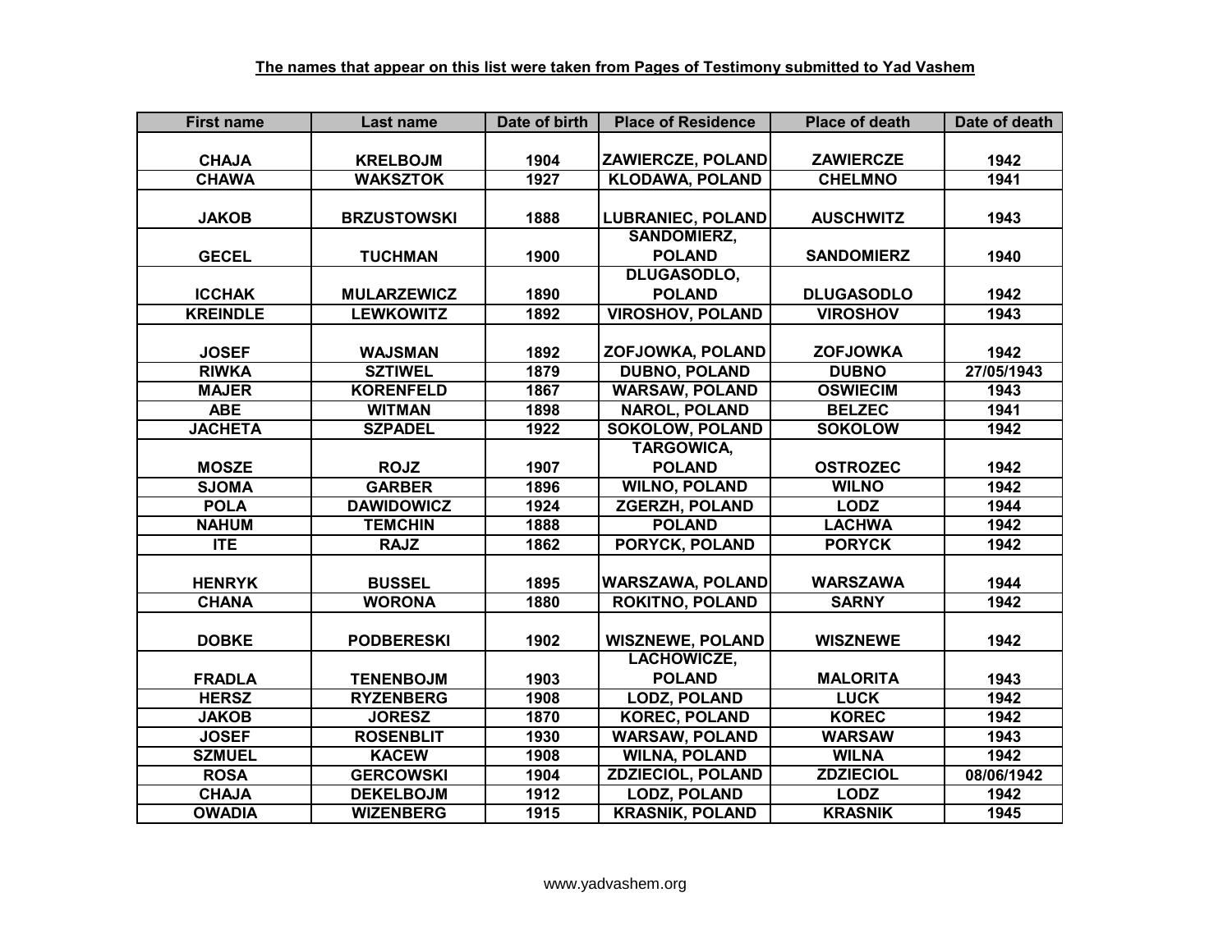**The names that appear on this list were taken from Pages of Testimony submitted to Yad Vashem**

| First name | Last name | Date of birth | Place of Residence | Place of death | Date of death |
|---|---|---|---|---|---|
| CHAJA | KRELBOJM | 1904 | ZAWIERCZE, POLAND | ZAWIERCZE | 1942 |
| CHAWA | WAKSZTOK | 1927 | KLODAWA, POLAND | CHELMNO | 1941 |
| JAKOB | BRZUSTOWSKI | 1888 | LUBRANIEC, POLAND | AUSCHWITZ | 1943 |
| GECEL | TUCHMAN | 1900 | SANDOMIERZ, POLAND | SANDOMIERZ | 1940 |
| ICCHAK | MULARZEWICZ | 1890 | DLUGASODLO, POLAND | DLUGASODLO | 1942 |
| KREINDLE | LEWKOWITZ | 1892 | VIROSHOV, POLAND | VIROSHOV | 1943 |
| JOSEF | WAJSMAN | 1892 | ZOFJOWKA, POLAND | ZOFJOWKA | 1942 |
| RIWKA | SZTIWEL | 1879 | DUBNO, POLAND | DUBNO | 27/05/1943 |
| MAJER | KORENFELD | 1867 | WARSAW, POLAND | OSWIECIM | 1943 |
| ABE | WITMAN | 1898 | NAROL, POLAND | BELZEC | 1941 |
| JACHETA | SZPADEL | 1922 | SOKOLOW, POLAND | SOKOLOW | 1942 |
| MOSZE | ROJZ | 1907 | TARGOWICA, POLAND | OSTROZEC | 1942 |
| SJOMA | GARBER | 1896 | WILNO, POLAND | WILNO | 1942 |
| POLA | DAWIDOWICZ | 1924 | ZGERZH, POLAND | LODZ | 1944 |
| NAHUM | TEMCHIN | 1888 | POLAND | LACHWA | 1942 |
| ITE | RAJZ | 1862 | PORYCK, POLAND | PORYCK | 1942 |
| HENRYK | BUSSEL | 1895 | WARSZAWA, POLAND | WARSZAWA | 1944 |
| CHANA | WORONA | 1880 | ROKITNO, POLAND | SARNY | 1942 |
| DOBKE | PODBERESKI | 1902 | WISZNEWE, POLAND | WISZNEWE | 1942 |
| FRADLA | TENENBOJM | 1903 | LACHOWICZE, POLAND | MALORITA | 1943 |
| HERSZ | RYZENBERG | 1908 | LODZ, POLAND | LUCK | 1942 |
| JAKOB | JORESZ | 1870 | KOREC, POLAND | KOREC | 1942 |
| JOSEF | ROSENBLIT | 1930 | WARSAW, POLAND | WARSAW | 1943 |
| SZMUEL | KACEW | 1908 | WILNA, POLAND | WILNA | 1942 |
| ROSA | GERCOWSKI | 1904 | ZDZIECIOL, POLAND | ZDZIECIOL | 08/06/1942 |
| CHAJA | DEKELBOJM | 1912 | LODZ, POLAND | LODZ | 1942 |
| OWADIA | WIZENBERG | 1915 | KRASNIK, POLAND | KRASNIK | 1945 |

www.yadvashem.org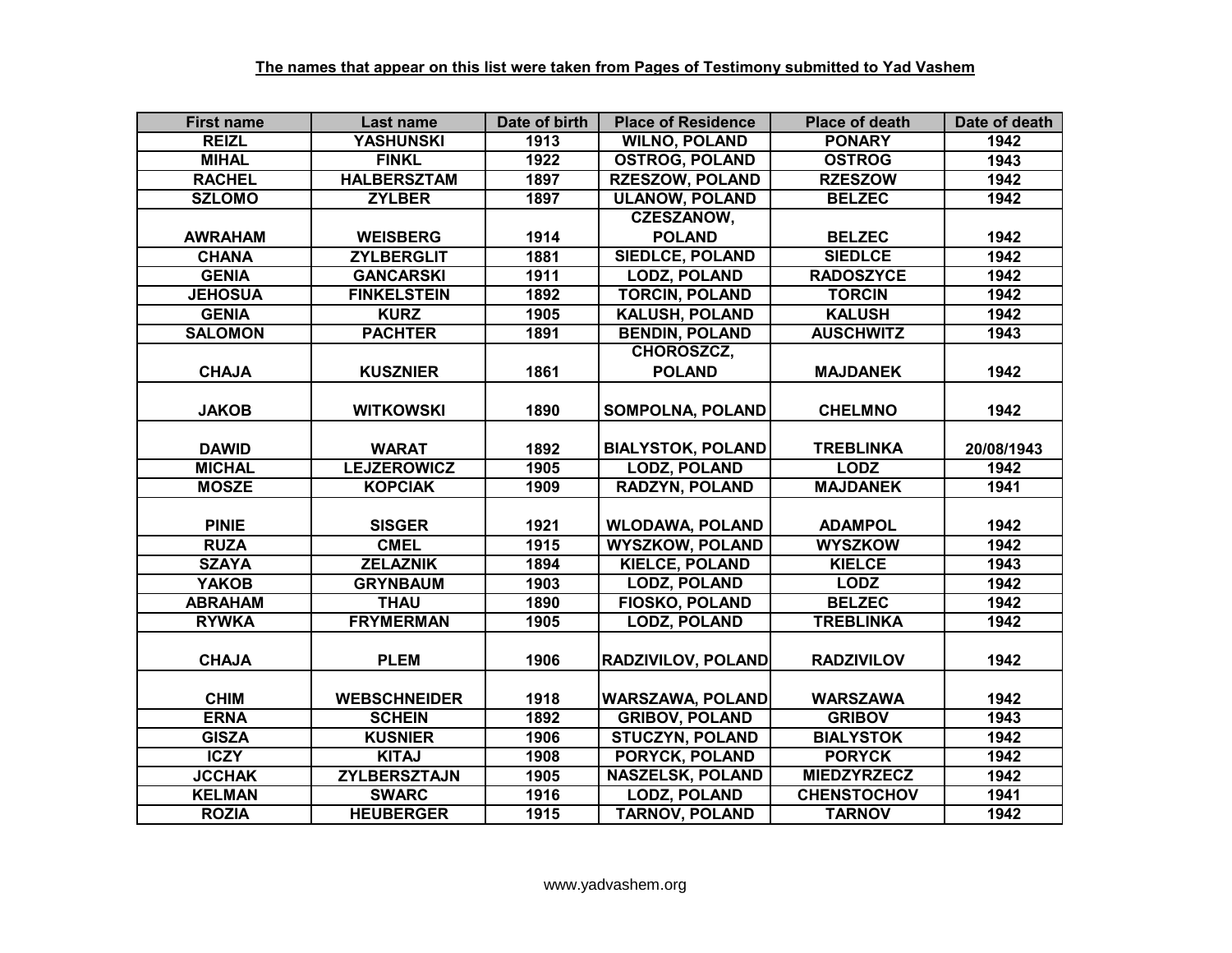**The names that appear on this list were taken from Pages of Testimony submitted to Yad Vashem**

| First name | Last name | Date of birth | Place of Residence | Place of death | Date of death |
|---|---|---|---|---|---|
| REIZL | YASHUNSKI | 1913 | WILNO, POLAND | PONARY | 1942 |
| MIHAL | FINKL | 1922 | OSTROG, POLAND | OSTROG | 1943 |
| RACHEL | HALBERSZTAM | 1897 | RZESZOW, POLAND | RZESZOW | 1942 |
| SZLOMO | ZYLBER | 1897 | ULANOW, POLAND | BELZEC | 1942 |
| AWRAHAM | WEISBERG | 1914 | CZESZANOW, POLAND | BELZEC | 1942 |
| CHANA | ZYLBERGLIT | 1881 | SIEDLCE, POLAND | SIEDLCE | 1942 |
| GENIA | GANCARSKI | 1911 | LODZ, POLAND | RADOSZYCE | 1942 |
| JEHOSUA | FINKELSTEIN | 1892 | TORCIN, POLAND | TORCIN | 1942 |
| GENIA | KURZ | 1905 | KALUSH, POLAND | KALUSH | 1942 |
| SALOMON | PACHTER | 1891 | BENDIN, POLAND | AUSCHWITZ | 1943 |
| CHAJA | KUSZNIER | 1861 | CHOROSZCZ, POLAND | MAJDANEK | 1942 |
| JAKOB | WITKOWSKI | 1890 | SOMPOLNA, POLAND | CHELMNO | 1942 |
| DAWID | WARAT | 1892 | BIALYSTOK, POLAND | TREBLINKA | 20/08/1943 |
| MICHAL | LEJZEROWICZ | 1905 | LODZ, POLAND | LODZ | 1942 |
| MOSZE | KOPCIAK | 1909 | RADZYN, POLAND | MAJDANEK | 1941 |
| PINIE | SISGER | 1921 | WLODAWA, POLAND | ADAMPOL | 1942 |
| RUZA | CMEL | 1915 | WYSZKOW, POLAND | WYSZKOW | 1942 |
| SZAYA | ZELAZNIK | 1894 | KIELCE, POLAND | KIELCE | 1943 |
| YAKOB | GRYNBAUM | 1903 | LODZ, POLAND | LODZ | 1942 |
| ABRAHAM | THAU | 1890 | FIOSKO, POLAND | BELZEC | 1942 |
| RYWKA | FRYMERMAN | 1905 | LODZ, POLAND | TREBLINKA | 1942 |
| CHAJA | PLEM | 1906 | RADZIVILOV, POLAND | RADZIVILOV | 1942 |
| CHIM | WEBSCHNEIDER | 1918 | WARSZAWA, POLAND | WARSZAWA | 1942 |
| ERNA | SCHEIN | 1892 | GRIBOV, POLAND | GRIBOV | 1943 |
| GISZA | KUSNIER | 1906 | STUCZYN, POLAND | BIALYSTOK | 1942 |
| ICZY | KITAJ | 1908 | PORYCK, POLAND | PORYCK | 1942 |
| JCCHAK | ZYLBERSZTAJN | 1905 | NASZELSK, POLAND | MIEDZYRZECZ | 1942 |
| KELMAN | SWARC | 1916 | LODZ, POLAND | CHENSTOCHOV | 1941 |
| ROZIA | HEUBERGER | 1915 | TARNOV, POLAND | TARNOV | 1942 |

www.yadvashem.org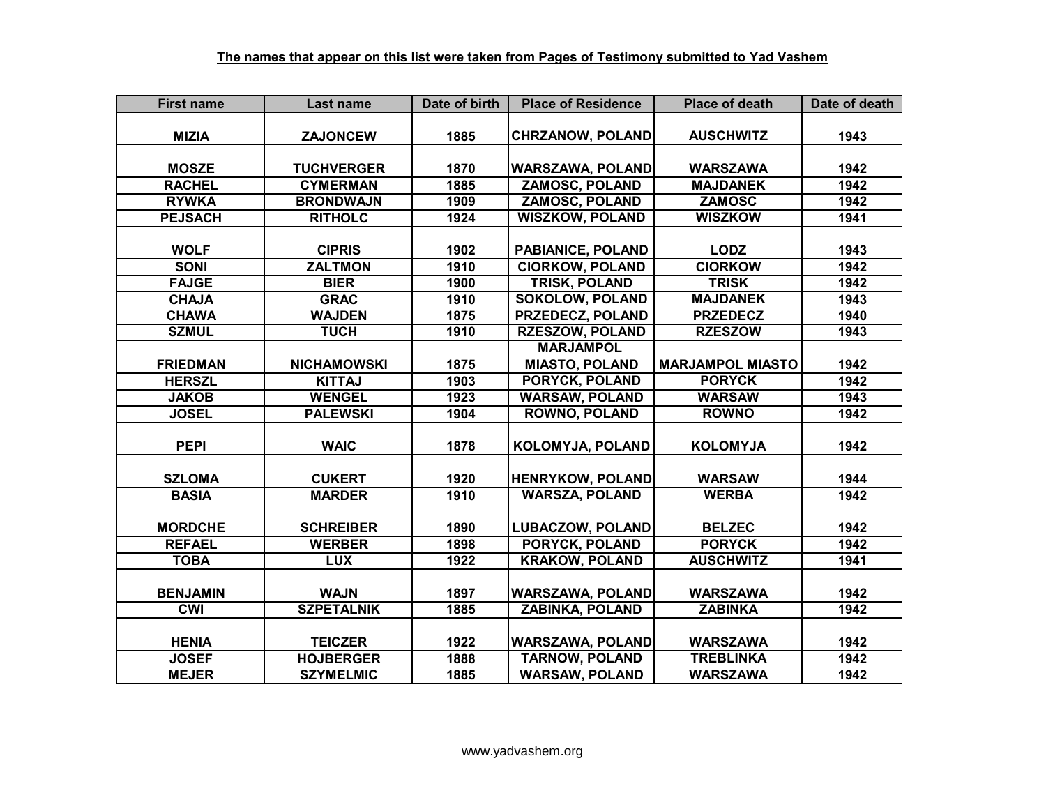**The names that appear on this list were taken from Pages of Testimony submitted to Yad Vashem**

| First name | Last name | Date of birth | Place of Residence | Place of death | Date of death |
|---|---|---|---|---|---|
| MIZIA | ZAJONCEW | 1885 | CHRZANOW, POLAND | AUSCHWITZ | 1943 |
| MOSZE | TUCHVERGER | 1870 | WARSZAWA, POLAND | WARSZAWA | 1942 |
| RACHEL | CYMERMAN | 1885 | ZAMOSC, POLAND | MAJDANEK | 1942 |
| RYWKA | BRONDWAJN | 1909 | ZAMOSC, POLAND | ZAMOSC | 1942 |
| PEJSACH | RITHOLC | 1924 | WISZKOW, POLAND | WISZKOW | 1941 |
| WOLF | CIPRIS | 1902 | PABIANICE, POLAND | LODZ | 1943 |
| SONI | ZALTMON | 1910 | CIORKOW, POLAND | CIORKOW | 1942 |
| FAJGE | BIER | 1900 | TRISK, POLAND | TRISK | 1942 |
| CHAJA | GRAC | 1910 | SOKOLOW, POLAND | MAJDANEK | 1943 |
| CHAWA | WAJDEN | 1875 | PRZEDECZ, POLAND | PRZEDECZ | 1940 |
| SZMUL | TUCH | 1910 | RZESZOW, POLAND | RZESZOW | 1943 |
| FRIEDMAN | NICHAMOWSKI | 1875 | MARJAMPOL MIASTO, POLAND | MARJAMPOL MIASTO | 1942 |
| HERSZL | KITTAJ | 1903 | PORYCK, POLAND | PORYCK | 1942 |
| JAKOB | WENGEL | 1923 | WARSAW, POLAND | WARSAW | 1943 |
| JOSEL | PALEWSKI | 1904 | ROWNO, POLAND | ROWNO | 1942 |
| PEPI | WAIC | 1878 | KOLOMYJA, POLAND | KOLOMYJA | 1942 |
| SZLOMA | CUKERT | 1920 | HENRYKOW, POLAND | WARSAW | 1944 |
| BASIA | MARDER | 1910 | WARSZA, POLAND | WERBA | 1942 |
| MORDCHE | SCHREIBER | 1890 | LUBACZOW, POLAND | BELZEC | 1942 |
| REFAEL | WERBER | 1898 | PORYCK, POLAND | PORYCK | 1942 |
| TOBA | LUX | 1922 | KRAKOW, POLAND | AUSCHWITZ | 1941 |
| BENJAMIN | WAJN | 1897 | WARSZAWA, POLAND | WARSZAWA | 1942 |
| CWI | SZPETALNIK | 1885 | ZABINKA, POLAND | ZABINKA | 1942 |
| HENIA | TEICZER | 1922 | WARSZAWA, POLAND | WARSZAWA | 1942 |
| JOSEF | HOJBERGER | 1888 | TARNOW, POLAND | TREBLINKA | 1942 |
| MEJER | SZYMELMIC | 1885 | WARSAW, POLAND | WARSZAWA | 1942 |

www.yadvashem.org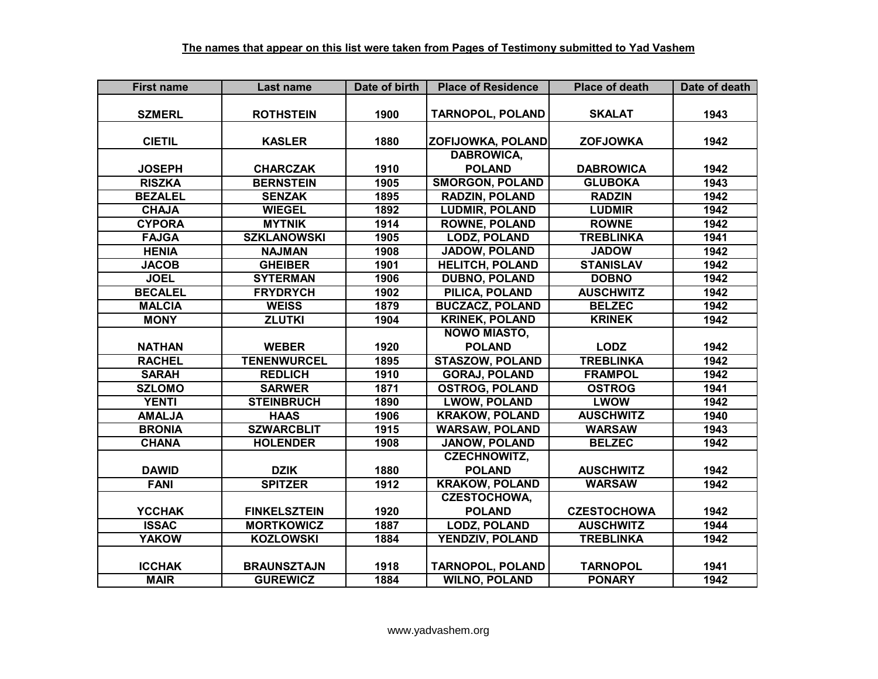**The names that appear on this list were taken from Pages of Testimony submitted to Yad Vashem**

| First name | Last name | Date of birth | Place of Residence | Place of death | Date of death |
|---|---|---|---|---|---|
| SZMERL | ROTHSTEIN | 1900 | TARNOPOL, POLAND | SKALAT | 1943 |
| CIETIL | KASLER | 1880 | ZOFIJOWKA, POLAND | ZOFJOWKA | 1942 |
| JOSEPH | CHARCZAK | 1910 | DABROWICA, POLAND | DABROWICA | 1942 |
| RISZKA | BERNSTEIN | 1905 | SMORGON, POLAND | GLUBOKA | 1943 |
| BEZALEL | SENZAK | 1895 | RADZIN, POLAND | RADZIN | 1942 |
| CHAJA | WIEGEL | 1892 | LUDMIR, POLAND | LUDMIR | 1942 |
| CYPORA | MYTNIK | 1914 | ROWNE, POLAND | ROWNE | 1942 |
| FAJGA | SZKLANOWSKI | 1905 | LODZ, POLAND | TREBLINKA | 1941 |
| HENIA | NAJMAN | 1908 | JADOW, POLAND | JADOW | 1942 |
| JACOB | GHEIBER | 1901 | HELITCH, POLAND | STANISLAV | 1942 |
| JOEL | SYTERMAN | 1906 | DUBNO, POLAND | DOBNO | 1942 |
| BECALEL | FRYDRYCH | 1902 | PILICA, POLAND | AUSCHWITZ | 1942 |
| MALCIA | WEISS | 1879 | BUCZACZ, POLAND | BELZEC | 1942 |
| MONY | ZLUTKI | 1904 | KRINEK, POLAND | KRINEK | 1942 |
| NATHAN | WEBER | 1920 | NOWO MIASTO, POLAND | LODZ | 1942 |
| RACHEL | TENENWURCEL | 1895 | STASZOW, POLAND | TREBLINKA | 1942 |
| SARAH | REDLICH | 1910 | GORAJ, POLAND | FRAMPOL | 1942 |
| SZLOMO | SARWER | 1871 | OSTROG, POLAND | OSTROG | 1941 |
| YENTI | STEINBRUCH | 1890 | LWOW, POLAND | LWOW | 1942 |
| AMALJA | HAAS | 1906 | KRAKOW, POLAND | AUSCHWITZ | 1940 |
| BRONIA | SZWARCBLIT | 1915 | WARSAW, POLAND | WARSAW | 1943 |
| CHANA | HOLENDER | 1908 | JANOW, POLAND | BELZEC | 1942 |
| DAWID | DZIK | 1880 | CZECHNOWITZ, POLAND | AUSCHWITZ | 1942 |
| FANI | SPITZER | 1912 | KRAKOW, POLAND | WARSAW | 1942 |
| YCCHAK | FINKELSZTEIN | 1920 | CZESTOCHOWA, POLAND | CZESTOCHOWA | 1942 |
| ISSAC | MORTKOWICZ | 1887 | LODZ, POLAND | AUSCHWITZ | 1944 |
| YAKOW | KOZLOWSKI | 1884 | YENDZIV, POLAND | TREBLINKA | 1942 |
| ICCHAK | BRAUNSZTAJN | 1918 | TARNOPOL, POLAND | TARNOPOL | 1941 |
| MAIR | GUREWICZ | 1884 | WILNO, POLAND | PONARY | 1942 |

www.yadvashem.org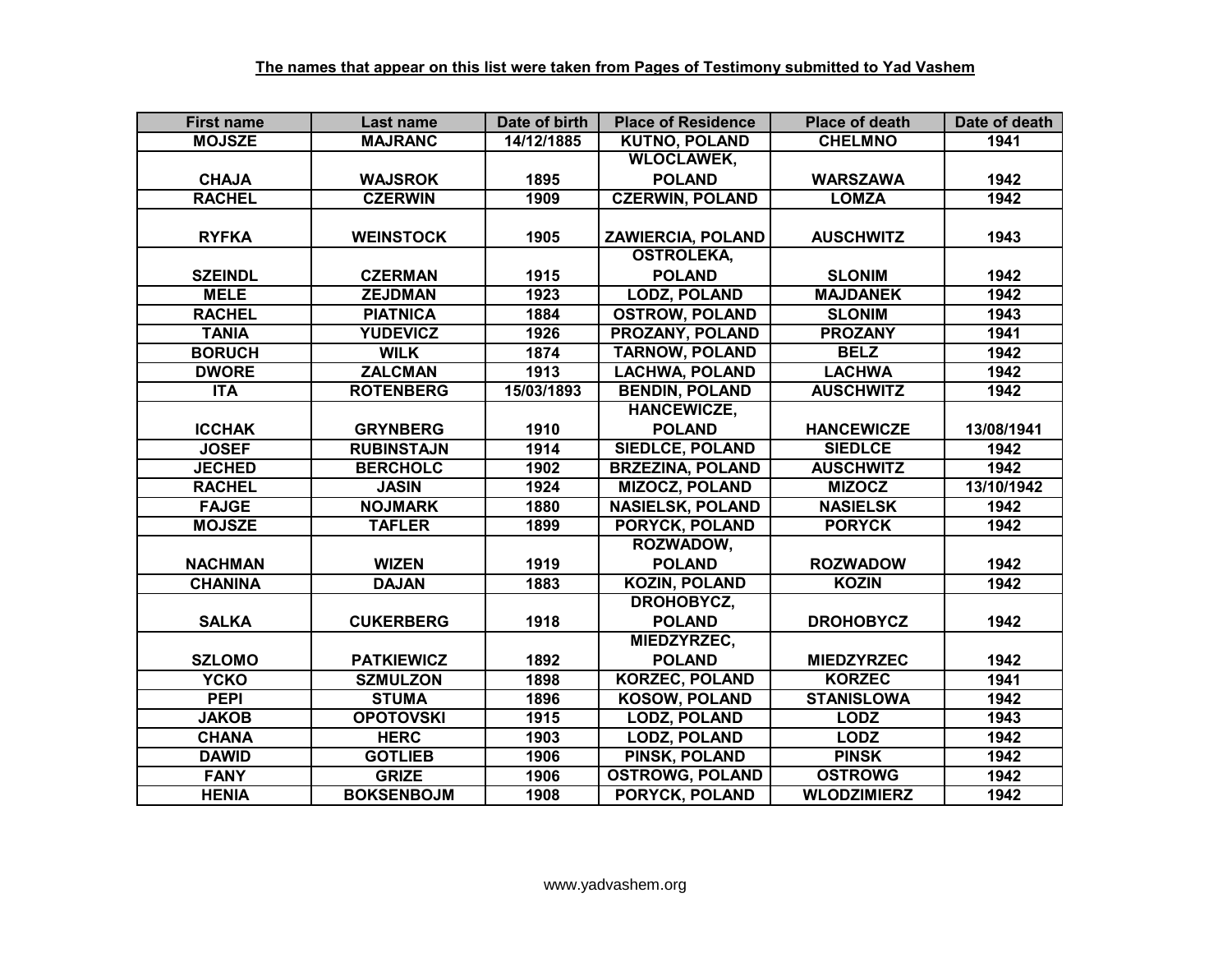**The names that appear on this list were taken from Pages of Testimony submitted to Yad Vashem**

| First name | Last name | Date of birth | Place of Residence | Place of death | Date of death |
|---|---|---|---|---|---|
| MOJSZE | MAJRANC | 14/12/1885 | KUTNO, POLAND | CHELMNO | 1941 |
| CHAJA | WAJSROK | 1895 | WLOCLAWEK, POLAND | WARSZAWA | 1942 |
| RACHEL | CZERWIN | 1909 | CZERWIN, POLAND | LOMZA | 1942 |
| RYFKA | WEINSTOCK | 1905 | ZAWIERCIA, POLAND | AUSCHWITZ | 1943 |
| SZEINDL | CZERMAN | 1915 | OSTROLEKA, POLAND | SLONIM | 1942 |
| MELE | ZEJDMAN | 1923 | LODZ, POLAND | MAJDANEK | 1942 |
| RACHEL | PIATNICA | 1884 | OSTROW, POLAND | SLONIM | 1943 |
| TANIA | YUDEVICZ | 1926 | PROZANY, POLAND | PROZANY | 1941 |
| BORUCH | WILK | 1874 | TARNOW, POLAND | BELZ | 1942 |
| DWORE | ZALCMAN | 1913 | LACHWA, POLAND | LACHWA | 1942 |
| ITA | ROTENBERG | 15/03/1893 | BENDIN, POLAND | AUSCHWITZ | 1942 |
| ICCHAK | GRYNBERG | 1910 | HANCEWICZE, POLAND | HANCEWICZE | 13/08/1941 |
| JOSEF | RUBINSTAJN | 1914 | SIEDLCE, POLAND | SIEDLCE | 1942 |
| JECHED | BERCHOLC | 1902 | BRZEZINA, POLAND | AUSCHWITZ | 1942 |
| RACHEL | JASIN | 1924 | MIZOCZ, POLAND | MIZOCZ | 13/10/1942 |
| FAJGE | NOJMARK | 1880 | NASIELSK, POLAND | NASIELSK | 1942 |
| MOJSZE | TAFLER | 1899 | PORYCK, POLAND | PORYCK | 1942 |
| NACHMAN | WIZEN | 1919 | ROZWADOW, POLAND | ROZWADOW | 1942 |
| CHANINA | DAJAN | 1883 | KOZIN, POLAND | KOZIN | 1942 |
| SALKA | CUKERBERG | 1918 | DROHOBYCZ, POLAND | DROHOBYCZ | 1942 |
| SZLOMO | PATKIEWICZ | 1892 | MIEDZYRZEC, POLAND | MIEDZYRZEC | 1942 |
| YCKO | SZMULZON | 1898 | KORZEC, POLAND | KORZEC | 1941 |
| PEPI | STUMA | 1896 | KOSOW, POLAND | STANISLOWA | 1942 |
| JAKOB | OPOTOVSKI | 1915 | LODZ, POLAND | LODZ | 1943 |
| CHANA | HERC | 1903 | LODZ, POLAND | LODZ | 1942 |
| DAWID | GOTLIEB | 1906 | PINSK, POLAND | PINSK | 1942 |
| FANY | GRIZE | 1906 | OSTROWG, POLAND | OSTROWG | 1942 |
| HENIA | BOKSENBOJM | 1908 | PORYCK, POLAND | WLODZIMIERZ | 1942 |

www.yadvashem.org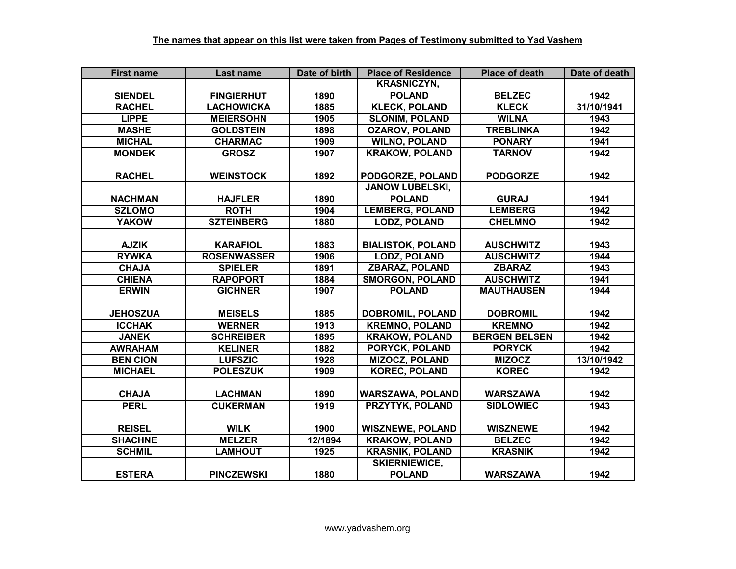**The names that appear on this list were taken from Pages of Testimony submitted to Yad Vashem**

| First name | Last name | Date of birth | Place of Residence | Place of death | Date of death |
| --- | --- | --- | --- | --- | --- |
| SIENDEL | FINGIERHUT | 1890 | KRASNICZYN, POLAND | BELZEC | 1942 |
| RACHEL | LACHOWICKA | 1885 | KLECK, POLAND | KLECK | 31/10/1941 |
| LIPPE | MEIERSOHN | 1905 | SLONIM, POLAND | WILNA | 1943 |
| MASHE | GOLDSTEIN | 1898 | OZAROV, POLAND | TREBLINKA | 1942 |
| MICHAL | CHARMAC | 1909 | WILNO, POLAND | PONARY | 1941 |
| MONDEK | GROSZ | 1907 | KRAKOW, POLAND | TARNOV | 1942 |
| RACHEL | WEINSTOCK | 1892 | PODGORZE, POLAND | PODGORZE | 1942 |
| NACHMAN | HAJFLER | 1890 | JANOW LUBELSKI, POLAND | GURAJ | 1941 |
| SZLOMO | ROTH | 1904 | LEMBERG, POLAND | LEMBERG | 1942 |
| YAKOW | SZTEINBERG | 1880 | LODZ, POLAND | CHELMNO | 1942 |
| AJZIK | KARAFIOL | 1883 | BIALISTOK, POLAND | AUSCHWITZ | 1943 |
| RYWKA | ROSENWASSER | 1906 | LODZ, POLAND | AUSCHWITZ | 1944 |
| CHAJA | SPIELER | 1891 | ZBARAZ, POLAND | ZBARAZ | 1943 |
| CHIENA | RAPOPORT | 1884 | SMORGON, POLAND | AUSCHWITZ | 1941 |
| ERWIN | GICHNER | 1907 | POLAND | MAUTHAUSEN | 1944 |
| JEHOSZUA | MEISELS | 1885 | DOBROMIL, POLAND | DOBROMIL | 1942 |
| ICCHAK | WERNER | 1913 | KREMNO, POLAND | KREMNO | 1942 |
| JANEK | SCHREIBER | 1895 | KRAKOW, POLAND | BERGEN BELSEN | 1942 |
| AWRAHAM | KELINER | 1882 | PORYCK, POLAND | PORYCK | 1942 |
| BEN CION | LUFSZIC | 1928 | MIZOCZ, POLAND | MIZOCZ | 13/10/1942 |
| MICHAEL | POLESZUK | 1909 | KOREC, POLAND | KOREC | 1942 |
| CHAJA | LACHMAN | 1890 | WARSZAWA, POLAND | WARSZAWA | 1942 |
| PERL | CUKERMAN | 1919 | PRZYTYK, POLAND | SIDLOWIEC | 1943 |
| REISEL | WILK | 1900 | WISZNEWE, POLAND | WISZNEWE | 1942 |
| SHACHNE | MELZER | 12/1894 | KRAKOW, POLAND | BELZEC | 1942 |
| SCHMIL | LAMHOUT | 1925 | KRASNIK, POLAND | KRASNIK | 1942 |
| ESTERA | PINCZEWSKI | 1880 | SKIERNIEWICE, POLAND | WARSZAWA | 1942 |

www.yadvashem.org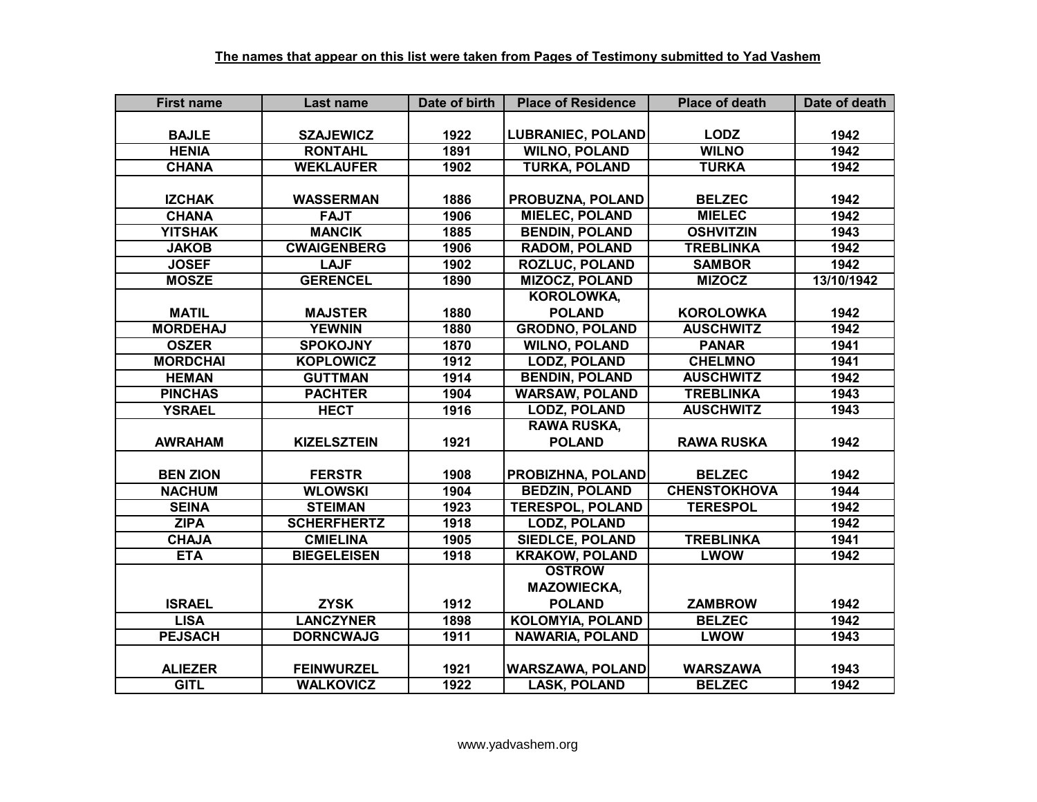**The names that appear on this list were taken from Pages of Testimony submitted to Yad Vashem**

| First name | Last name | Date of birth | Place of Residence | Place of death | Date of death |
|---|---|---|---|---|---|
| BAJLE | SZAJEWICZ | 1922 | LUBRANIEC, POLAND | LODZ | 1942 |
| HENIA | RONTAHL | 1891 | WILNO, POLAND | WILNO | 1942 |
| CHANA | WEKLAUFER | 1902 | TURKA, POLAND | TURKA | 1942 |
| IZCHAK | WASSERMAN | 1886 | PROBUZNA, POLAND | BELZEC | 1942 |
| CHANA | FAJT | 1906 | MIELEC, POLAND | MIELEC | 1942 |
| YITSHAK | MANCIK | 1885 | BENDIN, POLAND | OSHVITZIN | 1943 |
| JAKOB | CWAIGENBERG | 1906 | RADOM, POLAND | TREBLINKA | 1942 |
| JOSEF | LAJF | 1902 | ROZLUC, POLAND | SAMBOR | 1942 |
| MOSZE | GERENCEL | 1890 | MIZOCZ, POLAND | MIZOCZ | 13/10/1942 |
| MATIL | MAJSTER | 1880 | KOROLOWKA, POLAND | KOROLOWKA | 1942 |
| MORDEHAJ | YEWNIN | 1880 | GRODNO, POLAND | AUSCHWITZ | 1942 |
| OSZER | SPOKOJNY | 1870 | WILNO, POLAND | PANAR | 1941 |
| MORDCHAI | KOPLOWICZ | 1912 | LODZ, POLAND | CHELMNO | 1941 |
| HEMAN | GUTTMAN | 1914 | BENDIN, POLAND | AUSCHWITZ | 1942 |
| PINCHAS | PACHTER | 1904 | WARSAW, POLAND | TREBLINKA | 1943 |
| YSRAEL | HECT | 1916 | LODZ, POLAND | AUSCHWITZ | 1943 |
| AWRAHAM | KIZELSZTEIN | 1921 | RAWA RUSKA, POLAND | RAWA RUSKA | 1942 |
| BEN ZION | FERSTR | 1908 | PROBIZHNA, POLAND | BELZEC | 1942 |
| NACHUM | WLOWSKI | 1904 | BEDZIN, POLAND | CHENSTOKHOVA | 1944 |
| SEINA | STEIMAN | 1923 | TERESPOL, POLAND | TERESPOL | 1942 |
| ZIPA | SCHERFHERTZ | 1918 | LODZ, POLAND | | 1942 |
| CHAJA | CMIELINA | 1905 | SIEDLCE, POLAND | TREBLINKA | 1941 |
| ETA | BIEGELEISEN | 1918 | KRAKOW, POLAND | LWOW | 1942 |
| ISRAEL | ZYSK | 1912 | OSTROW MAZOWIECKA, POLAND | ZAMBROW | 1942 |
| LISA | LANCZYNER | 1898 | KOLOMYIA, POLAND | BELZEC | 1942 |
| PEJSACH | DORNCWAJG | 1911 | NAWARIA, POLAND | LWOW | 1943 |
| ALIEZER | FEINWURZEL | 1921 | WARSZAWA, POLAND | WARSZAWA | 1943 |
| GITL | WALKOVICZ | 1922 | LASK, POLAND | BELZEC | 1942 |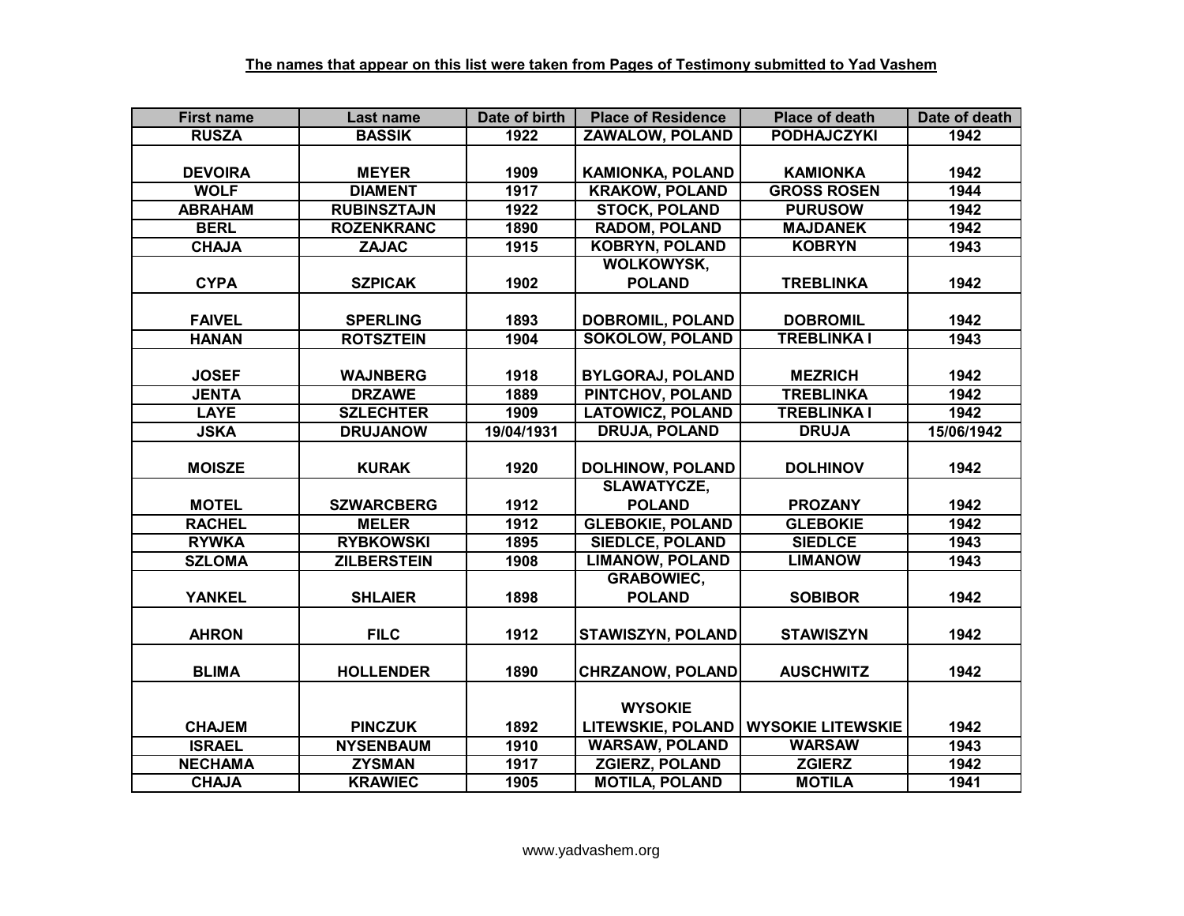**The names that appear on this list were taken from Pages of Testimony submitted to Yad Vashem**

| First name | Last name | Date of birth | Place of Residence | Place of death | Date of death |
|---|---|---|---|---|---|
| RUSZA | BASSIK | 1922 | ZAWALOW, POLAND | PODHAJCZYKI | 1942 |
| DEVOIRA | MEYER | 1909 | KAMIONKA, POLAND | KAMIONKA | 1942 |
| WOLF | DIAMENT | 1917 | KRAKOW, POLAND | GROSS ROSEN | 1944 |
| ABRAHAM | RUBINSZTAJN | 1922 | STOCK, POLAND | PURUSOW | 1942 |
| BERL | ROZENKRANC | 1890 | RADOM, POLAND | MAJDANEK | 1942 |
| CHAJA | ZAJAC | 1915 | KOBRYN, POLAND | KOBRYN | 1943 |
| CYPA | SZPICAK | 1902 | WOLKOWYSK, POLAND | TREBLINKA | 1942 |
| FAIVEL | SPERLING | 1893 | DOBROMIL, POLAND | DOBROMIL | 1942 |
| HANAN | ROTSZTEIN | 1904 | SOKOLOW, POLAND | TREBLINKA I | 1943 |
| JOSEF | WAJNBERG | 1918 | BYLGORAJ, POLAND | MEZRICH | 1942 |
| JENTA | DRZAWE | 1889 | PINTCHOV, POLAND | TREBLINKA | 1942 |
| LAYE | SZLECHTER | 1909 | LATOWICZ, POLAND | TREBLINKA I | 1942 |
| JSKA | DRUJANOW | 19/04/1931 | DRUJA, POLAND | DRUJA | 15/06/1942 |
| MOISZE | KURAK | 1920 | DOLHINOW, POLAND | DOLHINOV | 1942 |
| MOTEL | SZWARCBERG | 1912 | SLAWATYCZE, POLAND | PROZANY | 1942 |
| RACHEL | MELER | 1912 | GLEBOKIE, POLAND | GLEBOKIE | 1942 |
| RYWKA | RYBKOWSKI | 1895 | SIEDLCE, POLAND | SIEDLCE | 1943 |
| SZLOMA | ZILBERSTEIN | 1908 | LIMANOW, POLAND | LIMANOW | 1943 |
| YANKEL | SHLAIER | 1898 | GRABOWIEC, POLAND | SOBIBOR | 1942 |
| AHRON | FILC | 1912 | STAWISZYN, POLAND | STAWISZYN | 1942 |
| BLIMA | HOLLENDER | 1890 | CHRZANOW, POLAND | AUSCHWITZ | 1942 |
| CHAJEM | PINCZUK | 1892 | WYSOKIE LITEWSKIE, POLAND | WYSOKIE LITEWSKIE | 1942 |
| ISRAEL | NYSENBAUM | 1910 | WARSAW, POLAND | WARSAW | 1943 |
| NECHAMA | ZYSMAN | 1917 | ZGIERZ, POLAND | ZGIERZ | 1942 |
| CHAJA | KRAWIEC | 1905 | MOTILA, POLAND | MOTILA | 1941 |

www.yadvashem.org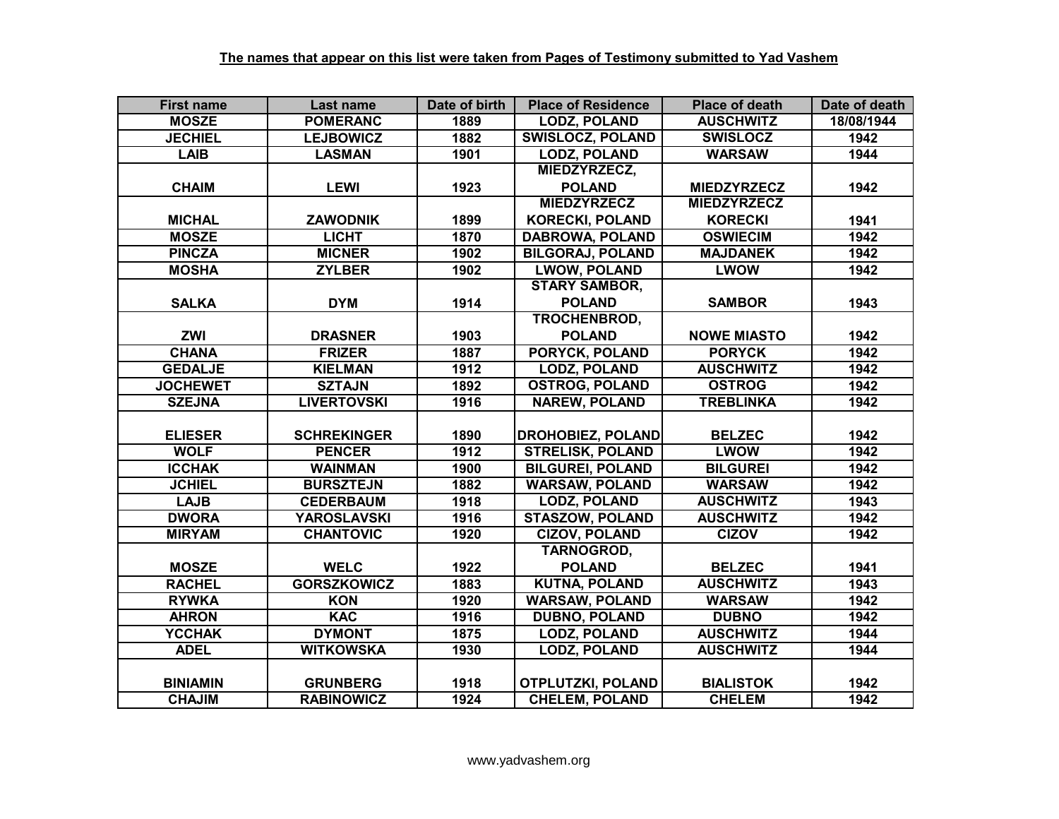**The names that appear on this list were taken from Pages of Testimony submitted to Yad Vashem**

| First name | Last name | Date of birth | Place of Residence | Place of death | Date of death |
|---|---|---|---|---|---|
| MOSZE | POMERANC | 1889 | LODZ, POLAND | AUSCHWITZ | 18/08/1944 |
| JECHIEL | LEJBOWICZ | 1882 | SWISLOCZ, POLAND | SWISLOCZ | 1942 |
| LAIB | LASMAN | 1901 | LODZ, POLAND | WARSAW | 1944 |
| CHAIM | LEWI | 1923 | MIEDZYRZECZ, POLAND | MIEDZYRZECZ | 1942 |
| MICHAL | ZAWODNIK | 1899 | MIEDZYRZECZ KORECKI, POLAND | MIEDZYRZECZ KORECKI | 1941 |
| MOSZE | LICHT | 1870 | DABROWA, POLAND | OSWIECIM | 1942 |
| PINCZA | MICNER | 1902 | BILGORAJ, POLAND | MAJDANEK | 1942 |
| MOSHA | ZYLBER | 1902 | LWOW, POLAND | LWOW | 1942 |
| SALKA | DYM | 1914 | STARY SAMBOR, POLAND | SAMBOR | 1943 |
| ZWI | DRASNER | 1903 | TROCHENBROD, POLAND | NOWE MIASTO | 1942 |
| CHANA | FRIZER | 1887 | PORYCK, POLAND | PORYCK | 1942 |
| GEDALJE | KIELMAN | 1912 | LODZ, POLAND | AUSCHWITZ | 1942 |
| JOCHEWET | SZTAJN | 1892 | OSTROG, POLAND | OSTROG | 1942 |
| SZEJNA | LIVERTOVSKI | 1916 | NAREW, POLAND | TREBLINKA | 1942 |
| ELIESER | SCHREKINGER | 1890 | DROHOBIEZ, POLAND | BELZEC | 1942 |
| WOLF | PENCER | 1912 | STRELISK, POLAND | LWOW | 1942 |
| ICCHAK | WAINMAN | 1900 | BILGUREI, POLAND | BILGUREI | 1942 |
| JCHIEL | BURSZTEJN | 1882 | WARSAW, POLAND | WARSAW | 1942 |
| LAJB | CEDERBAUM | 1918 | LODZ, POLAND | AUSCHWITZ | 1943 |
| DWORA | YAROSLAVSKI | 1916 | STASZOW, POLAND | AUSCHWITZ | 1942 |
| MIRYAM | CHANTOVIC | 1920 | CIZOV, POLAND | CIZOV | 1942 |
| MOSZE | WELC | 1922 | TARNOGROD, POLAND | BELZEC | 1941 |
| RACHEL | GORSZKOWICZ | 1883 | KUTNA, POLAND | AUSCHWITZ | 1943 |
| RYWKA | KON | 1920 | WARSAW, POLAND | WARSAW | 1942 |
| AHRON | KAC | 1916 | DUBNO, POLAND | DUBNO | 1942 |
| YCCHAK | DYMONT | 1875 | LODZ, POLAND | AUSCHWITZ | 1944 |
| ADEL | WITKOWSKA | 1930 | LODZ, POLAND | AUSCHWITZ | 1944 |
| BINIAMIN | GRUNBERG | 1918 | OTPLUTZKI, POLAND | BIALISTOK | 1942 |
| CHAJIM | RABINOWICZ | 1924 | CHELEM, POLAND | CHELEM | 1942 |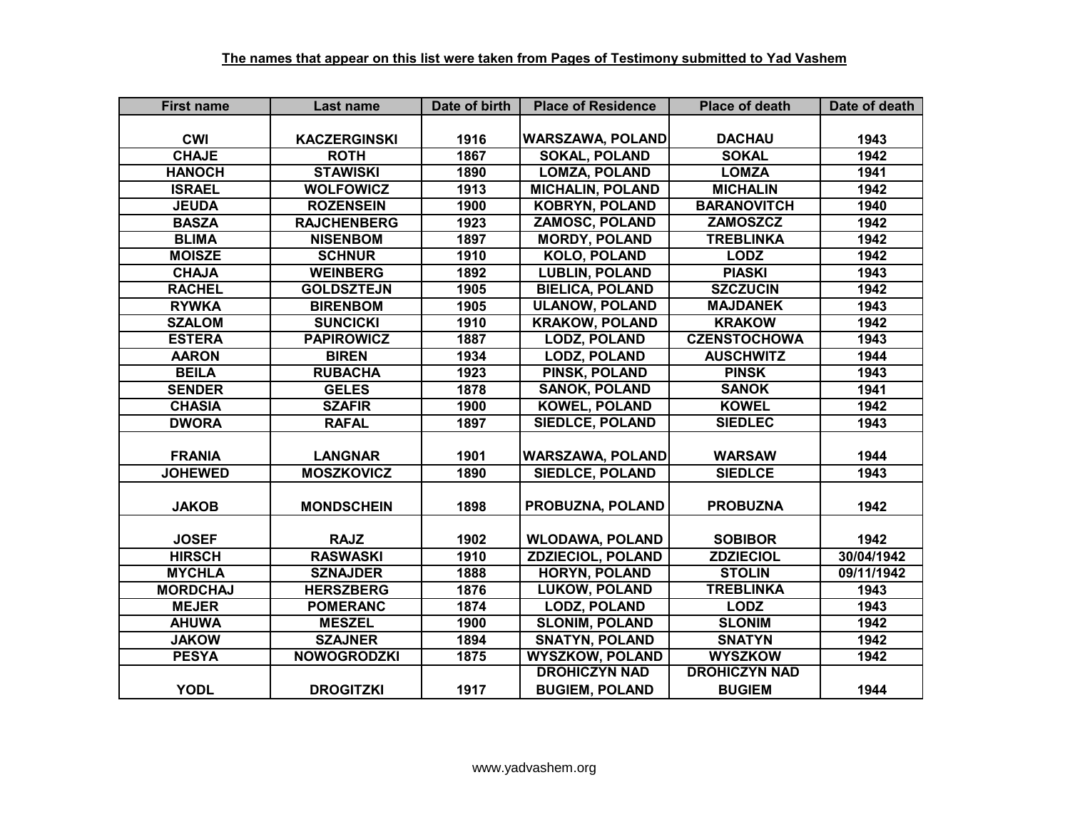**The names that appear on this list were taken from Pages of Testimony submitted to Yad Vashem**

| First name | Last name | Date of birth | Place of Residence | Place of death | Date of death |
|---|---|---|---|---|---|
| CWI | KACZERGINSKI | 1916 | WARSZAWA, POLAND | DACHAU | 1943 |
| CHAJE | ROTH | 1867 | SOKAL, POLAND | SOKAL | 1942 |
| HANOCH | STAWISKI | 1890 | LOMZA, POLAND | LOMZA | 1941 |
| ISRAEL | WOLFOWICZ | 1913 | MICHALIN, POLAND | MICHALIN | 1942 |
| JEUDA | ROZENSEIN | 1900 | KOBRYN, POLAND | BARANOVITCH | 1940 |
| BASZA | RAJCHENBERG | 1923 | ZAMOSC, POLAND | ZAMOSZCZ | 1942 |
| BLIMA | NISENBOM | 1897 | MORDY, POLAND | TREBLINKA | 1942 |
| MOISZE | SCHNUR | 1910 | KOLO, POLAND | LODZ | 1942 |
| CHAJA | WEINBERG | 1892 | LUBLIN, POLAND | PIASKI | 1943 |
| RACHEL | GOLDSZTEJN | 1905 | BIELICA, POLAND | SZCZUCIN | 1942 |
| RYWKA | BIRENBOM | 1905 | ULANOW, POLAND | MAJDANEK | 1943 |
| SZALOM | SUNCICKI | 1910 | KRAKOW, POLAND | KRAKOW | 1942 |
| ESTERA | PAPIROWICZ | 1887 | LODZ, POLAND | CZENSTOCHOWA | 1943 |
| AARON | BIREN | 1934 | LODZ, POLAND | AUSCHWITZ | 1944 |
| BEILA | RUBACHA | 1923 | PINSK, POLAND | PINSK | 1943 |
| SENDER | GELES | 1878 | SANOK, POLAND | SANOK | 1941 |
| CHASIA | SZAFIR | 1900 | KOWEL, POLAND | KOWEL | 1942 |
| DWORA | RAFAL | 1897 | SIEDLCE, POLAND | SIEDLEC | 1943 |
| FRANIA | LANGNAR | 1901 | WARSZAWA, POLAND | WARSAW | 1944 |
| JOHEWED | MOSZKOVICZ | 1890 | SIEDLCE, POLAND | SIEDLCE | 1943 |
| JAKOB | MONDSCHEIN | 1898 | PROBUZNA, POLAND | PROBUZNA | 1942 |
| JOSEF | RAJZ | 1902 | WLODAWA, POLAND | SOBIBOR | 1942 |
| HIRSCH | RASWASKI | 1910 | ZDZIECIOL, POLAND | ZDZIECIOL | 30/04/1942 |
| MYCHLA | SZNAJDER | 1888 | HORYN, POLAND | STOLIN | 09/11/1942 |
| MORDCHAJ | HERSZBERG | 1876 | LUKOW, POLAND | TREBLINKA | 1943 |
| MEJER | POMERANC | 1874 | LODZ, POLAND | LODZ | 1943 |
| AHUWA | MESZEL | 1900 | SLONIM, POLAND | SLONIM | 1942 |
| JAKOW | SZAJNER | 1894 | SNATYN, POLAND | SNATYN | 1942 |
| PESYA | NOWOGRODZKI | 1875 | WYSZKOW, POLAND | WYSZKOW | 1942 |
| YODL | DROGITZKI | 1917 | DROHICZYN NAD BUGIEM, POLAND | DROHICZYN NAD BUGIEM | 1944 |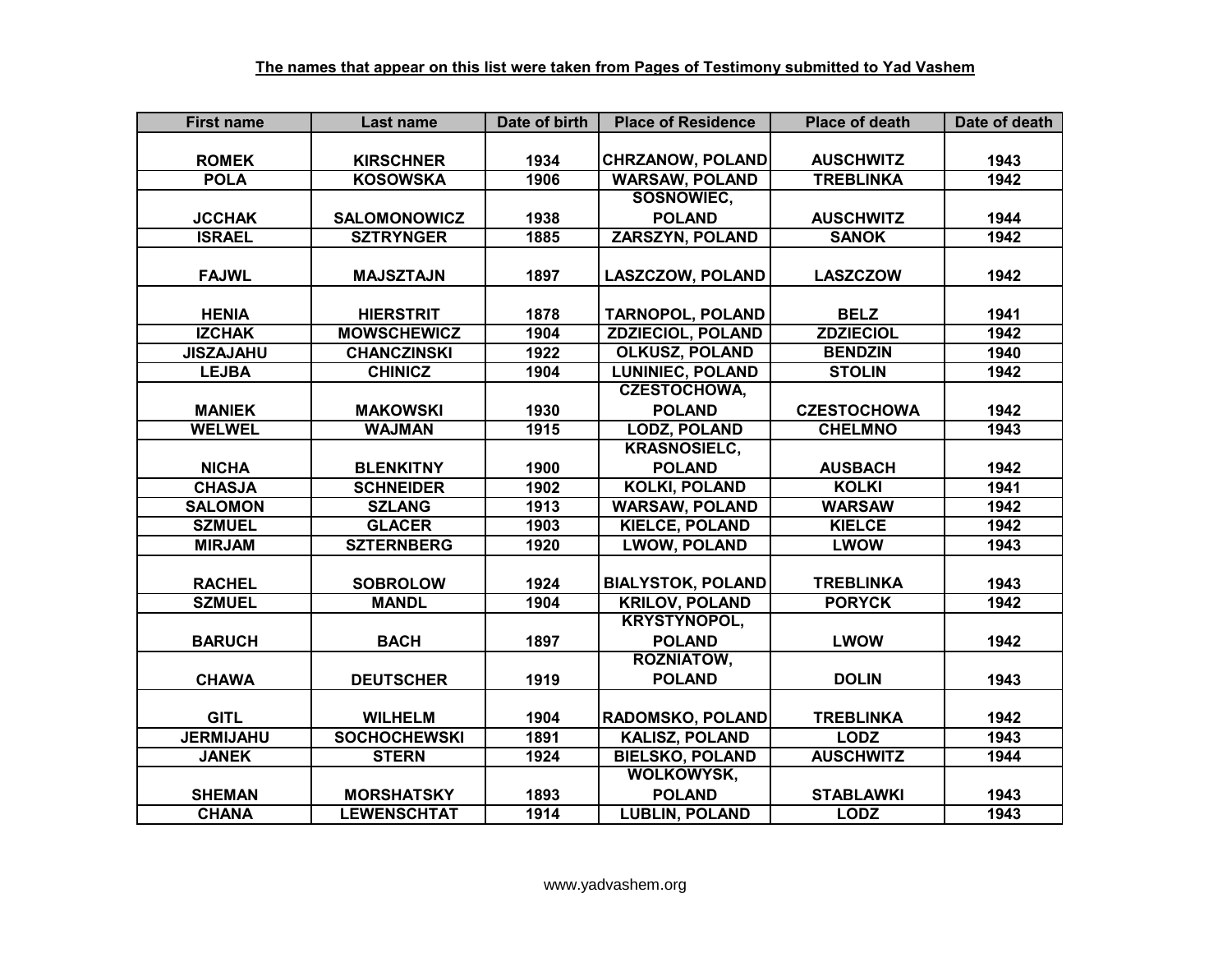**The names that appear on this list were taken from Pages of Testimony submitted to Yad Vashem**

| First name | Last name | Date of birth | Place of Residence | Place of death | Date of death |
|---|---|---|---|---|---|
| ROMEK | KIRSCHNER | 1934 | CHRZANOW, POLAND | AUSCHWITZ | 1943 |
| POLA | KOSOWSKA | 1906 | WARSAW, POLAND | TREBLINKA | 1942 |
| JCCHAK | SALOMONOWICZ | 1938 | SOSNOWIEC, POLAND | AUSCHWITZ | 1944 |
| ISRAEL | SZTRYNGER | 1885 | ZARSZYN, POLAND | SANOK | 1942 |
| FAJWL | MAJSZTAJN | 1897 | LASZCZOW, POLAND | LASZCZOW | 1942 |
| HENIA | HIERSTRIT | 1878 | TARNOPOL, POLAND | BELZ | 1941 |
| IZCHAK | MOWSCHEWICZ | 1904 | ZDZIECIOL, POLAND | ZDZIECIOL | 1942 |
| JISZAJAHU | CHANCZINSKI | 1922 | OLKUSZ, POLAND | BENDZIN | 1940 |
| LEJBA | CHINICZ | 1904 | LUNINIEC, POLAND | STOLIN | 1942 |
| MANIEK | MAKOWSKI | 1930 | CZESTOCHOWA, POLAND | CZESTOCHOWA | 1942 |
| WELWEL | WAJMAN | 1915 | LODZ, POLAND | CHELMNO | 1943 |
| NICHA | BLENKITNY | 1900 | KRASNOSIELC, POLAND | AUSBACH | 1942 |
| CHASJA | SCHNEIDER | 1902 | KOLKI, POLAND | KOLKI | 1941 |
| SALOMON | SZLANG | 1913 | WARSAW, POLAND | WARSAW | 1942 |
| SZMUEL | GLACER | 1903 | KIELCE, POLAND | KIELCE | 1942 |
| MIRJAM | SZTERNBERG | 1920 | LWOW, POLAND | LWOW | 1943 |
| RACHEL | SOBROLOW | 1924 | BIALYSTOK, POLAND | TREBLINKA | 1943 |
| SZMUEL | MANDL | 1904 | KRILOV, POLAND | PORYCK | 1942 |
| BARUCH | BACH | 1897 | KRYSTYNOPOL, POLAND | LWOW | 1942 |
| CHAWA | DEUTSCHER | 1919 | ROZNIATOW, POLAND | DOLIN | 1943 |
| GITL | WILHELM | 1904 | RADOMSKO, POLAND | TREBLINKA | 1942 |
| JERMIJAHU | SOCHOCHEWSKI | 1891 | KALISZ, POLAND | LODZ | 1943 |
| JANEK | STERN | 1924 | BIELSKO, POLAND | AUSCHWITZ | 1944 |
| SHEMAN | MORSHATSKY | 1893 | WOLKOWYSK, POLAND | STABLAWKI | 1943 |
| CHANA | LEWENSCHTAT | 1914 | LUBLIN, POLAND | LODZ | 1943 |

www.yadvashem.org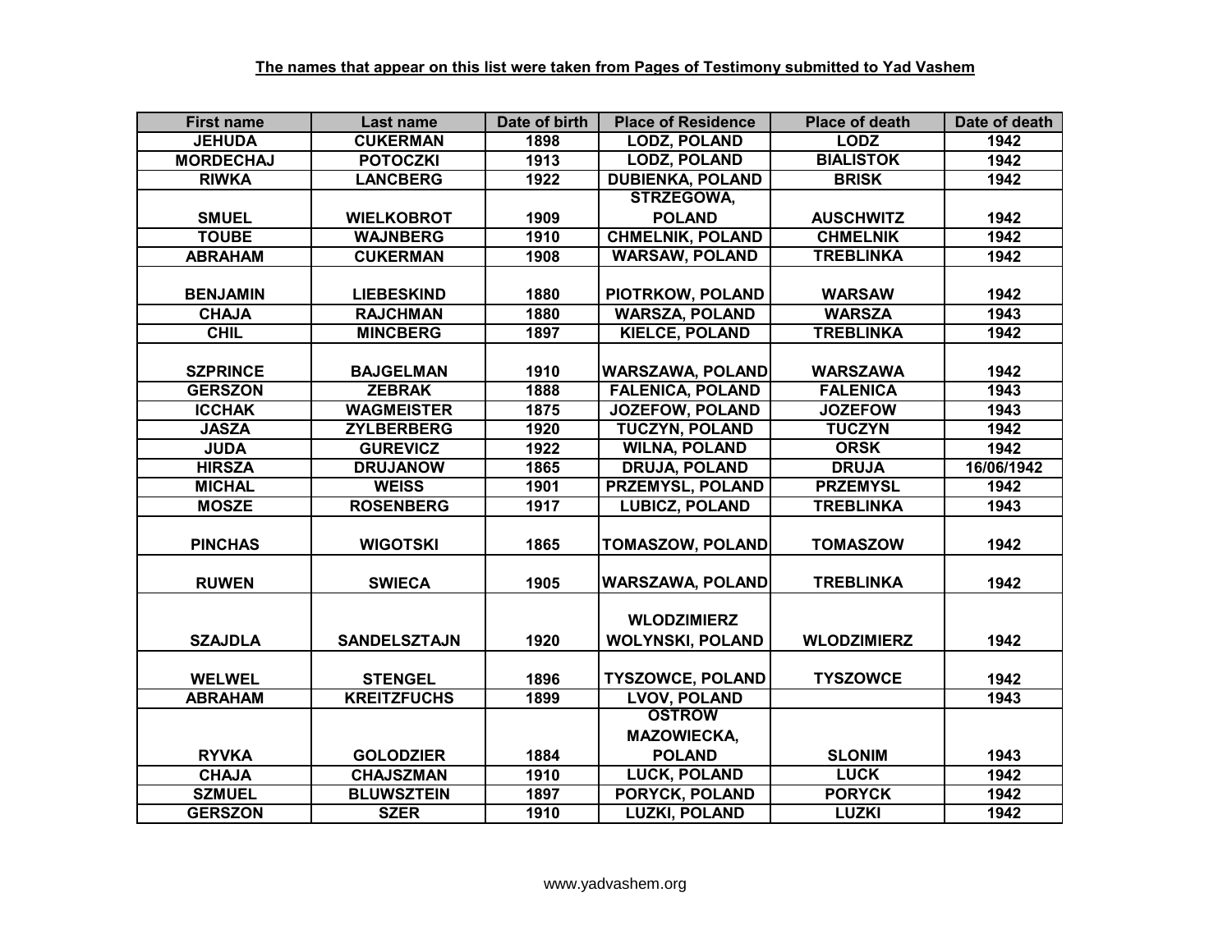**The names that appear on this list were taken from Pages of Testimony submitted to Yad Vashem**

| First name | Last name | Date of birth | Place of Residence | Place of death | Date of death |
|---|---|---|---|---|---|
| JEHUDA | CUKERMAN | 1898 | LODZ, POLAND | LODZ | 1942 |
| MORDECHAJ | POTOCZKI | 1913 | LODZ, POLAND | BIALISTOK | 1942 |
| RIWKA | LANCBERG | 1922 | DUBIENKA, POLAND | BRISK | 1942 |
| SMUEL | WIELKOBROT | 1909 | STRZEGOWA, POLAND | AUSCHWITZ | 1942 |
| TOUBE | WAJNBERG | 1910 | CHMELNIK, POLAND | CHMELNIK | 1942 |
| ABRAHAM | CUKERMAN | 1908 | WARSAW, POLAND | TREBLINKA | 1942 |
| BENJAMIN | LIEBESKIND | 1880 | PIOTRKOW, POLAND | WARSAW | 1942 |
| CHAJA | RAJCHMAN | 1880 | WARSZA, POLAND | WARSZA | 1943 |
| CHIL | MINCBERG | 1897 | KIELCE, POLAND | TREBLINKA | 1942 |
| SZPRINCE | BAJGELMAN | 1910 | WARSZAWA, POLAND | WARSZAWA | 1942 |
| GERSZON | ZEBRAK | 1888 | FALENICA, POLAND | FALENICA | 1943 |
| ICCHAK | WAGMEISTER | 1875 | JOZEFOW, POLAND | JOZEFOW | 1943 |
| JASZA | ZYLBERBERG | 1920 | TUCZYN, POLAND | TUCZYN | 1942 |
| JUDA | GUREVICZ | 1922 | WILNA, POLAND | ORSK | 1942 |
| HIRSZA | DRUJANOW | 1865 | DRUJA, POLAND | DRUJA | 16/06/1942 |
| MICHAL | WEISS | 1901 | PRZEMYSL, POLAND | PRZEMYSL | 1942 |
| MOSZE | ROSENBERG | 1917 | LUBICZ, POLAND | TREBLINKA | 1943 |
| PINCHAS | WIGOTSKI | 1865 | TOMASZOW, POLAND | TOMASZOW | 1942 |
| RUWEN | SWIECA | 1905 | WARSZAWA, POLAND | TREBLINKA | 1942 |
| SZAJDLA | SANDELSZTAJN | 1920 | WLODZIMIERZ WOLYNSKI, POLAND | WLODZIMIERZ | 1942 |
| WELWEL | STENGEL | 1896 | TYSZOWCE, POLAND | TYSZOWCE | 1942 |
| ABRAHAM | KREITZFUCHS | 1899 | LVOV, POLAND | | 1943 |
| RYVKA | GOLODZIER | 1884 | OSTROW MAZOWIECKA, POLAND | SLONIM | 1943 |
| CHAJA | CHAJSZMAN | 1910 | LUCK, POLAND | LUCK | 1942 |
| SZMUEL | BLUWSZTEIN | 1897 | PORYCK, POLAND | PORYCK | 1942 |
| GERSZON | SZER | 1910 | LUZKI, POLAND | LUZKI | 1942 |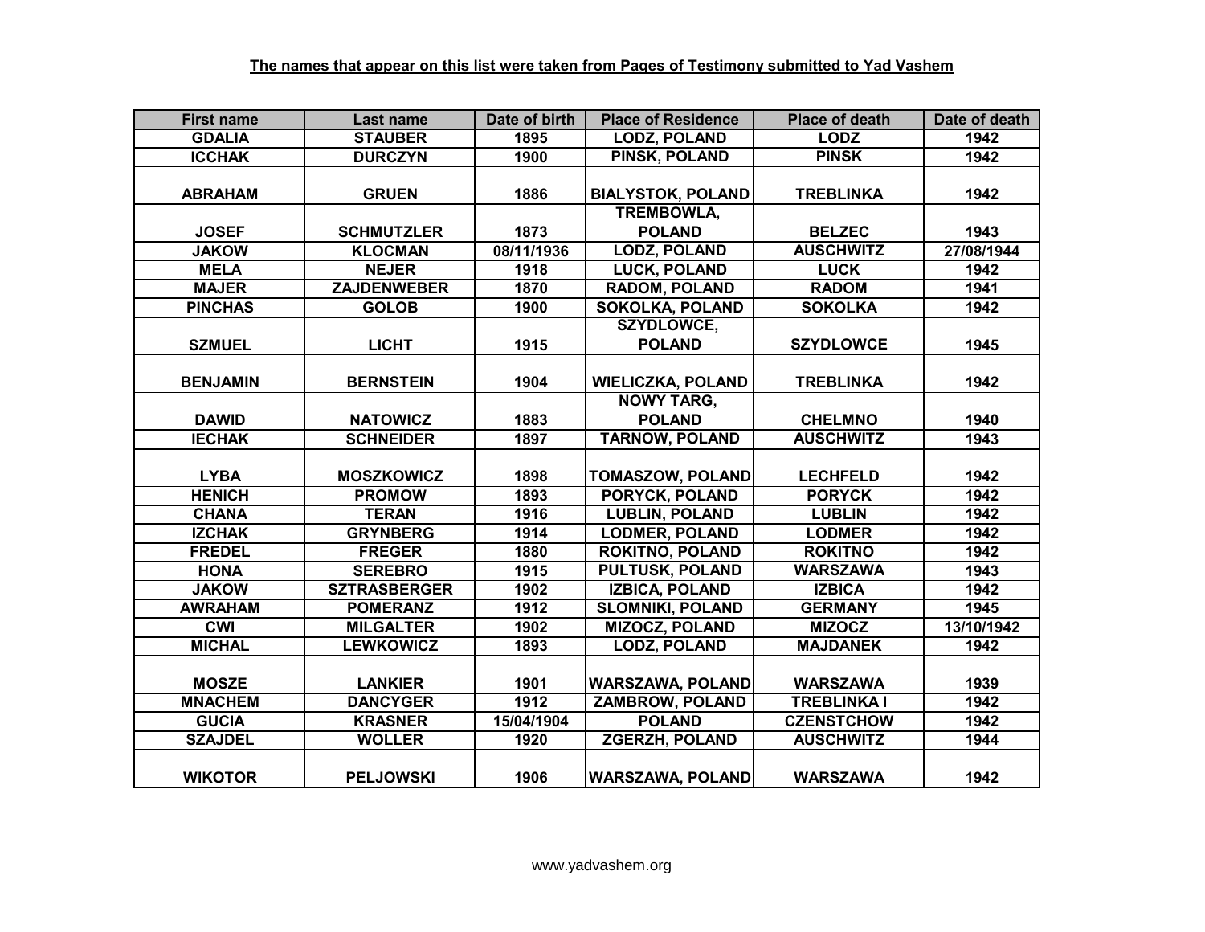**The names that appear on this list were taken from Pages of Testimony submitted to Yad Vashem**

| First name | Last name | Date of birth | Place of Residence | Place of death | Date of death |
|---|---|---|---|---|---|
| GDALIA | STAUBER | 1895 | LODZ, POLAND | LODZ | 1942 |
| ICCHAK | DURCZYN | 1900 | PINSK, POLAND | PINSK | 1942 |
| ABRAHAM | GRUEN | 1886 | BIALYSTOK, POLAND | TREBLINKA | 1942 |
| JOSEF | SCHMUTZLER | 1873 | TREMBOWLA, POLAND | BELZEC | 1943 |
| JAKOW | KLOCMAN | 08/11/1936 | LODZ, POLAND | AUSCHWITZ | 27/08/1944 |
| MELA | NEJER | 1918 | LUCK, POLAND | LUCK | 1942 |
| MAJER | ZAJDENWEBER | 1870 | RADOM, POLAND | RADOM | 1941 |
| PINCHAS | GOLOB | 1900 | SOKOLKA, POLAND | SOKOLKA | 1942 |
| SZMUEL | LICHT | 1915 | SZYDLOWCE, POLAND | SZYDLOWCE | 1945 |
| BENJAMIN | BERNSTEIN | 1904 | WIELICZKA, POLAND | TREBLINKA | 1942 |
| DAWID | NATOWICZ | 1883 | NOWY TARG, POLAND | CHELMNO | 1940 |
| IECHAK | SCHNEIDER | 1897 | TARNOW, POLAND | AUSCHWITZ | 1943 |
| LYBA | MOSZKOWICZ | 1898 | TOMASZOW, POLAND | LECHFELD | 1942 |
| HENICH | PROMOW | 1893 | PORYCK, POLAND | PORYCK | 1942 |
| CHANA | TERAN | 1916 | LUBLIN, POLAND | LUBLIN | 1942 |
| IZCHAK | GRYNBERG | 1914 | LODMER, POLAND | LODMER | 1942 |
| FREDEL | FREGER | 1880 | ROKITNO, POLAND | ROKITNO | 1942 |
| HONA | SEREBRO | 1915 | PULTUSK, POLAND | WARSZAWA | 1943 |
| JAKOW | SZTRASBERGER | 1902 | IZBICA, POLAND | IZBICA | 1942 |
| AWRAHAM | POMERANZ | 1912 | SLOMNIKI, POLAND | GERMANY | 1945 |
| CWI | MILGALTER | 1902 | MIZOCZ, POLAND | MIZOCZ | 13/10/1942 |
| MICHAL | LEWKOWICZ | 1893 | LODZ, POLAND | MAJDANEK | 1942 |
| MOSZE | LANKIER | 1901 | WARSZAWA, POLAND | WARSZAWA | 1939 |
| MNACHEM | DANCYGER | 1912 | ZAMBROW, POLAND | TREBLINKA I | 1942 |
| GUCIA | KRASNER | 15/04/1904 | POLAND | CZENSTCHOW | 1942 |
| SZAJDEL | WOLLER | 1920 | ZGERZH, POLAND | AUSCHWITZ | 1944 |
| WIKOTOR | PELJOWSKI | 1906 | WARSZAWA, POLAND | WARSZAWA | 1942 |

www.yadvashem.org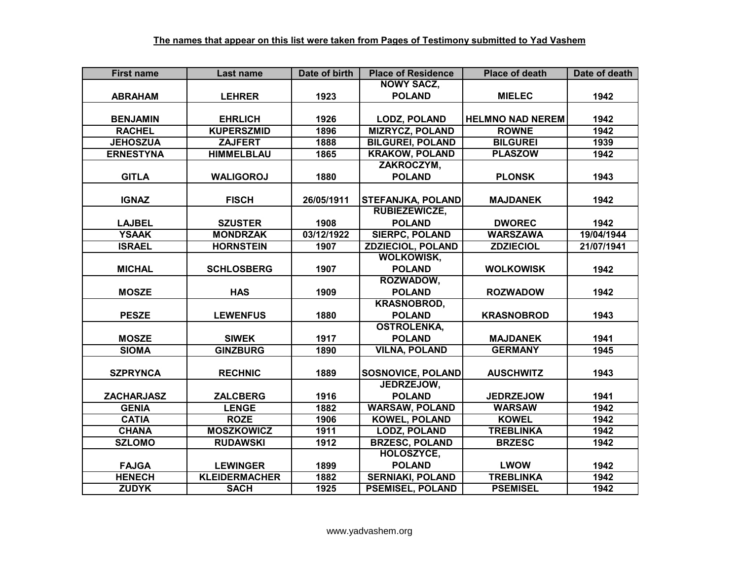**The names that appear on this list were taken from Pages of Testimony submitted to Yad Vashem**

| First name | Last name | Date of birth | Place of Residence | Place of death | Date of death |
|---|---|---|---|---|---|
| ABRAHAM | LEHRER | 1923 | NOWY SACZ, POLAND | MIELEC | 1942 |
| BENJAMIN | EHRLICH | 1926 | LODZ, POLAND | HELMNO NAD NEREM | 1942 |
| RACHEL | KUPERSZMID | 1896 | MIZRYCZ, POLAND | ROWNE | 1942 |
| JEHOSZUA | ZAJFERT | 1888 | BILGUREI, POLAND | BILGUREI | 1939 |
| ERNESTYNA | HIMMELBLAU | 1865 | KRAKOW, POLAND | PLASZOW | 1942 |
| GITLA | WALIGOROJ | 1880 | ZAKROCZYM, POLAND | PLONSK | 1943 |
| IGNAZ | FISCH | 26/05/1911 | STEFANJKA, POLAND | MAJDANEK | 1942 |
| LAJBEL | SZUSTER | 1908 | RUBIEZEWICZE, POLAND | DWOREC | 1942 |
| YSAAK | MONDRZAK | 03/12/1922 | SIERPC, POLAND | WARSZAWA | 19/04/1944 |
| ISRAEL | HORNSTEIN | 1907 | ZDZIECIOL, POLAND | ZDZIECIOL | 21/07/1941 |
| MICHAL | SCHLOSBERG | 1907 | WOLKOWISK, POLAND | WOLKOWISK | 1942 |
| MOSZE | HAS | 1909 | ROZWADOW, POLAND | ROZWADOW | 1942 |
| PESZE | LEWENFUS | 1880 | KRASNOBROD, POLAND | KRASNOBROD | 1943 |
| MOSZE | SIWEK | 1917 | OSTROLENKA, POLAND | MAJDANEK | 1941 |
| SIOMA | GINZBURG | 1890 | VILNA, POLAND | GERMANY | 1945 |
| SZPRYNCA | RECHNIC | 1889 | SOSNOVICE, POLAND | AUSCHWITZ | 1943 |
| ZACHARJASZ | ZALCBERG | 1916 | JEDRZEJOW, POLAND | JEDRZEJOW | 1941 |
| GENIA | LENGE | 1882 | WARSAW, POLAND | WARSAW | 1942 |
| CATIA | ROZE | 1906 | KOWEL, POLAND | KOWEL | 1942 |
| CHANA | MOSZKOWICZ | 1911 | LODZ, POLAND | TREBLINKA | 1942 |
| SZLOMO | RUDAWSKI | 1912 | BRZESC, POLAND | BRZESC | 1942 |
| FAJGA | LEWINGER | 1899 | HOLOSZYCE, POLAND | LWOW | 1942 |
| HENECH | KLEIDERMACHER | 1882 | SERNIAKI, POLAND | TREBLINKA | 1942 |
| ZUDYK | SACH | 1925 | PSEMISEL, POLAND | PSEMISEL | 1942 |

www.yadvashem.org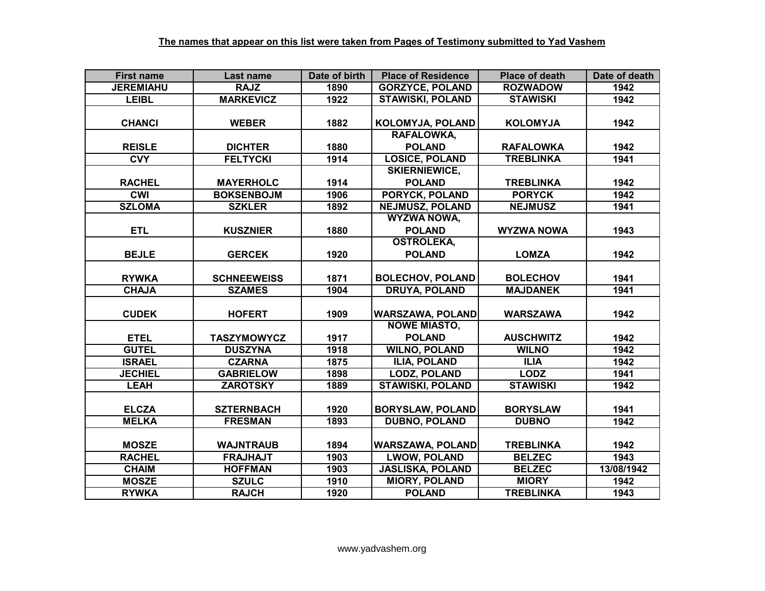**The names that appear on this list were taken from Pages of Testimony submitted to Yad Vashem**

| First name | Last name | Date of birth | Place of Residence | Place of death | Date of death |
|---|---|---|---|---|---|
| JEREMIAHU | RAJZ | 1890 | GORZYCE, POLAND | ROZWADOW | 1942 |
| LEIBL | MARKEVICZ | 1922 | STAWISKI, POLAND | STAWISKI | 1942 |
| CHANCI | WEBER | 1882 | KOLOMYJA, POLAND | KOLOMYJA | 1942 |
| REISLE | DICHTER | 1880 | RAFALOWKA, POLAND | RAFALOWKA | 1942 |
| CVY | FELTYCKI | 1914 | LOSICE, POLAND | TREBLINKA | 1941 |
| RACHEL | MAYERHOLC | 1914 | SKIERNIEWICE, POLAND | TREBLINKA | 1942 |
| CWI | BOKSENBOJM | 1906 | PORYCK, POLAND | PORYCK | 1942 |
| SZLOMA | SZKLER | 1892 | NEJMUSZ, POLAND | NEJMUSZ | 1941 |
| ETL | KUSZNIER | 1880 | WYZWA NOWA, POLAND | WYZWA NOWA | 1943 |
| BEJLE | GERCEK | 1920 | OSTROLEKA, POLAND | LOMZA | 1942 |
| RYWKA | SCHNEEWEISS | 1871 | BOLECHOV, POLAND | BOLECHOV | 1941 |
| CHAJA | SZAMES | 1904 | DRUYA, POLAND | MAJDANEK | 1941 |
| CUDEK | HOFERT | 1909 | WARSZAWA, POLAND | WARSZAWA | 1942 |
| ETEL | TASZYMOWYCZ | 1917 | NOWE MIASTO, POLAND | AUSCHWITZ | 1942 |
| GUTEL | DUSZYNA | 1918 | WILNO, POLAND | WILNO | 1942 |
| ISRAEL | CZARNA | 1875 | ILIA, POLAND | ILIA | 1942 |
| JECHIEL | GABRIELOW | 1898 | LODZ, POLAND | LODZ | 1941 |
| LEAH | ZAROTSKY | 1889 | STAWISKI, POLAND | STAWISKI | 1942 |
| ELCZA | SZTERNBACH | 1920 | BORYSLAW, POLAND | BORYSLAW | 1941 |
| MELKA | FRESMAN | 1893 | DUBNO, POLAND | DUBNO | 1942 |
| MOSZE | WAJNTRAUB | 1894 | WARSZAWA, POLAND | TREBLINKA | 1942 |
| RACHEL | FRAJHAJT | 1903 | LWOW, POLAND | BELZEC | 1943 |
| CHAIM | HOFFMAN | 1903 | JASLISKA, POLAND | BELZEC | 13/08/1942 |
| MOSZE | SZULC | 1910 | MIORY, POLAND | MIORY | 1942 |
| RYWKA | RAJCH | 1920 | POLAND | TREBLINKA | 1943 |

www.yadvashem.org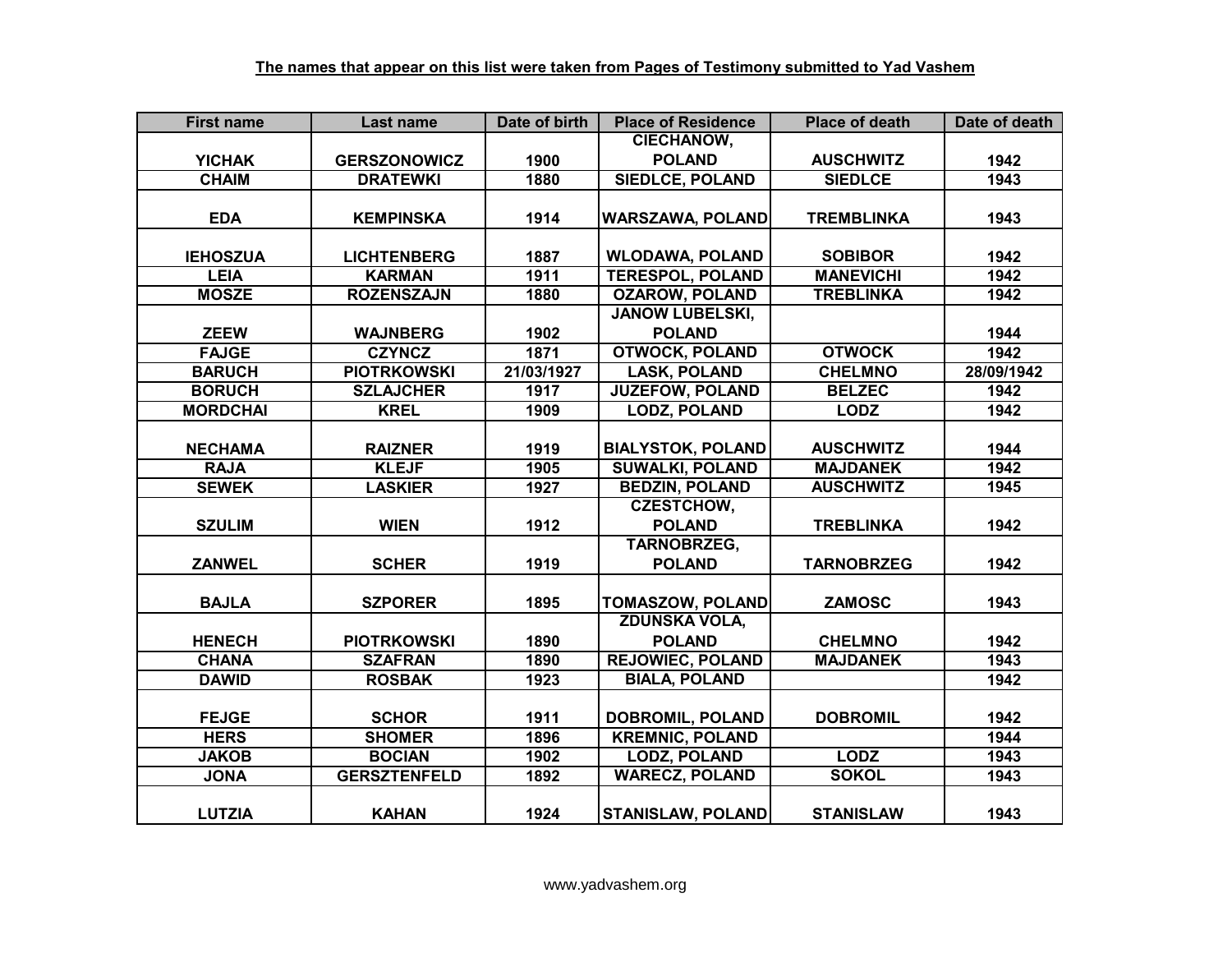**The names that appear on this list were taken from Pages of Testimony submitted to Yad Vashem**

| First name | Last name | Date of birth | Place of Residence | Place of death | Date of death |
|---|---|---|---|---|---|
| YICHAK | GERSZONOWICZ | 1900 | CIECHANOW, POLAND | AUSCHWITZ | 1942 |
| CHAIM | DRATEWKI | 1880 | SIEDLCE, POLAND | SIEDLCE | 1943 |
| EDA | KEMPINSKA | 1914 | WARSZAWA, POLAND | TREMBLINKA | 1943 |
| IEHOSZUA | LICHTENBERG | 1887 | WLODAWA, POLAND | SOBIBOR | 1942 |
| LEIA | KARMAN | 1911 | TERESPOL, POLAND | MANEVICHI | 1942 |
| MOSZE | ROZENSZAJN | 1880 | OZAROW, POLAND | TREBLINKA | 1942 |
| ZEEW | WAJNBERG | 1902 | JANOW LUBELSKI, POLAND | | 1944 |
| FAJGE | CZYNCZ | 1871 | OTWOCK, POLAND | OTWOCK | 1942 |
| BARUCH | PIOTRKOWSKI | 21/03/1927 | LASK, POLAND | CHELMNO | 28/09/1942 |
| BORUCH | SZLAJCHER | 1917 | JUZEFOW, POLAND | BELZEC | 1942 |
| MORDCHAI | KREL | 1909 | LODZ, POLAND | LODZ | 1942 |
| NECHAMA | RAIZNER | 1919 | BIALYSTOK, POLAND | AUSCHWITZ | 1944 |
| RAJA | KLEJF | 1905 | SUWALKI, POLAND | MAJDANEK | 1942 |
| SEWEK | LASKIER | 1927 | BEDZIN, POLAND | AUSCHWITZ | 1945 |
| SZULIM | WIEN | 1912 | CZESTCHOW, POLAND | TREBLINKA | 1942 |
| ZANWEL | SCHER | 1919 | TARNOBRZEG, POLAND | TARNOBRZEG | 1942 |
| BAJLA | SZPORER | 1895 | TOMASZOW, POLAND | ZAMOSC | 1943 |
| HENECH | PIOTRKOWSKI | 1890 | ZDUNSKA VOLA, POLAND | CHELMNO | 1942 |
| CHANA | SZAFRAN | 1890 | REJOWIEC, POLAND | MAJDANEK | 1943 |
| DAWID | ROSBAK | 1923 | BIALA, POLAND | | 1942 |
| FEJGE | SCHOR | 1911 | DOBROMIL, POLAND | DOBROMIL | 1942 |
| HERS | SHOMER | 1896 | KREMNIC, POLAND | | 1944 |
| JAKOB | BOCIAN | 1902 | LODZ, POLAND | LODZ | 1943 |
| JONA | GERSZTENFELD | 1892 | WARECZ, POLAND | SOKOL | 1943 |
| LUTZIA | KAHAN | 1924 | STANISLAW, POLAND | STANISLAW | 1943 |

www.yadvashem.org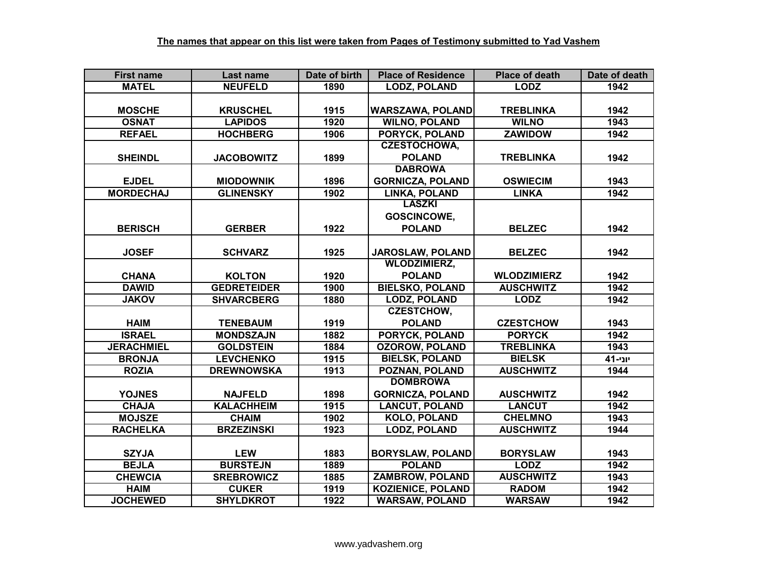**The names that appear on this list were taken from Pages of Testimony submitted to Yad Vashem**

| First name | Last name | Date of birth | Place of Residence | Place of death | Date of death |
|---|---|---|---|---|---|
| MATEL | NEUFELD | 1890 | LODZ, POLAND | LODZ | 1942 |
| MOSCHE | KRUSCHEL | 1915 | WARSZAWA, POLAND | TREBLINKA | 1942 |
| OSNAT | LAPIDOS | 1920 | WILNO, POLAND | WILNO | 1943 |
| REFAEL | HOCHBERG | 1906 | PORYCK, POLAND | ZAWIDOW | 1942 |
| SHEINDL | JACOBOWITZ | 1899 | CZESTOCHOWA, POLAND | TREBLINKA | 1942 |
| EJDEL | MIODOWNIK | 1896 | DABROWA GORNICZA, POLAND | OSWIECIM | 1943 |
| MORDECHAJ | GLINENSKY | 1902 | LINKA, POLAND | LINKA | 1942 |
| BERISCH | GERBER | 1922 | LASZKI GOSCINCOWE, POLAND | BELZEC | 1942 |
| JOSEF | SCHVARZ | 1925 | JAROSLAW, POLAND | BELZEC | 1942 |
| CHANA | KOLTON | 1920 | WLODZIMIERZ, POLAND | WLODZIMIERZ | 1942 |
| DAWID | GEDRETEIDER | 1900 | BIELSKO, POLAND | AUSCHWITZ | 1942 |
| JAKOV | SHVARCBERG | 1880 | LODZ, POLAND | LODZ | 1942 |
| HAIM | TENEBAUM | 1919 | CZESTCHOW, POLAND | CZESTCHOW | 1943 |
| ISRAEL | MONDSZAJN | 1882 | PORYCK, POLAND | PORYCK | 1942 |
| JERACHMIEL | GOLDSTEIN | 1884 | OZOROW, POLAND | TREBLINKA | 1943 |
| BRONJA | LEVCHENKO | 1915 | BIELSK, POLAND | BIELSK | יוני-41 |
| ROZIA | DREWNOWSKA | 1913 | POZNAN, POLAND | AUSCHWITZ | 1944 |
| YOJNES | NAJFELD | 1898 | DOMBROWA GORNICZA, POLAND | AUSCHWITZ | 1942 |
| CHAJA | KALACHHEIM | 1915 | LANCUT, POLAND | LANCUT | 1942 |
| MOJSZE | CHAIM | 1902 | KOLO, POLAND | CHELMNO | 1943 |
| RACHELKA | BRZEZINSKI | 1923 | LODZ, POLAND | AUSCHWITZ | 1944 |
| SZYJA | LEW | 1883 | BORYSLAW, POLAND | BORYSLAW | 1943 |
| BEJLA | BURSTEJN | 1889 | POLAND | LODZ | 1942 |
| CHEWCIA | SREBROWICZ | 1885 | ZAMBROW, POLAND | AUSCHWITZ | 1943 |
| HAIM | CUKER | 1919 | KOZIENICE, POLAND | RADOM | 1942 |
| JOCHEWED | SHYLDKROT | 1922 | WARSAW, POLAND | WARSAW | 1942 |

www.yadvashem.org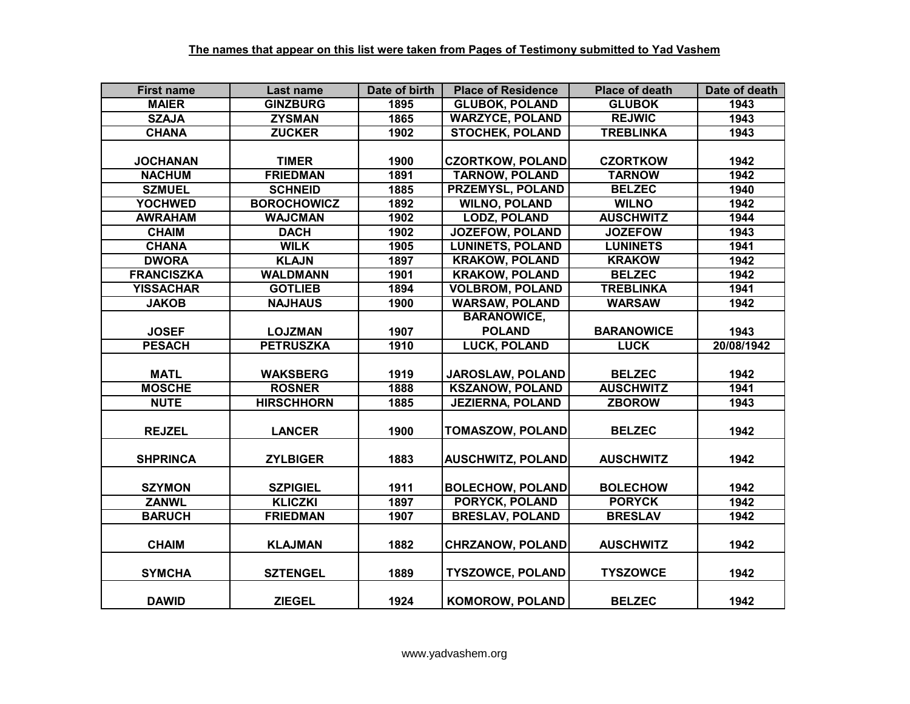**The names that appear on this list were taken from Pages of Testimony submitted to Yad Vashem**

| First name | Last name | Date of birth | Place of Residence | Place of death | Date of death |
|---|---|---|---|---|---|
| MAIER | GINZBURG | 1895 | GLUBOK, POLAND | GLUBOK | 1943 |
| SZAJA | ZYSMAN | 1865 | WARZYCE, POLAND | REJWIC | 1943 |
| CHANA | ZUCKER | 1902 | STOCHEK, POLAND | TREBLINKA | 1943 |
| JOCHANAN | TIMER | 1900 | CZORTKOW, POLAND | CZORTKOW | 1942 |
| NACHUM | FRIEDMAN | 1891 | TARNOW, POLAND | TARNOW | 1942 |
| SZMUEL | SCHNEID | 1885 | PRZEMYSL, POLAND | BELZEC | 1940 |
| YOCHWED | BOROCHOWICZ | 1892 | WILNO, POLAND | WILNO | 1942 |
| AWRAHAM | WAJCMAN | 1902 | LODZ, POLAND | AUSCHWITZ | 1944 |
| CHAIM | DACH | 1902 | JOZEFOW, POLAND | JOZEFOW | 1943 |
| CHANA | WILK | 1905 | LUNINETS, POLAND | LUNINETS | 1941 |
| DWORA | KLAJN | 1897 | KRAKOW, POLAND | KRAKOW | 1942 |
| FRANCISZKA | WALDMANN | 1901 | KRAKOW, POLAND | BELZEC | 1942 |
| YISSACHAR | GOTLIEB | 1894 | VOLBROM, POLAND | TREBLINKA | 1941 |
| JAKOB | NAJHAUS | 1900 | WARSAW, POLAND | WARSAW | 1942 |
| JOSEF | LOJZMAN | 1907 | BARANOWICE, POLAND | BARANOWICE | 1943 |
| PESACH | PETRUSZKA | 1910 | LUCK, POLAND | LUCK | 20/08/1942 |
| MATL | WAKSBERG | 1919 | JAROSLAW, POLAND | BELZEC | 1942 |
| MOSCHE | ROSNER | 1888 | KSZANOW, POLAND | AUSCHWITZ | 1941 |
| NUTE | HIRSCHHORN | 1885 | JEZIERNA, POLAND | ZBOROW | 1943 |
| REJZEL | LANCER | 1900 | TOMASZOW, POLAND | BELZEC | 1942 |
| SHPRINCA | ZYLBIGER | 1883 | AUSCHWITZ, POLAND | AUSCHWITZ | 1942 |
| SZYMON | SZPIGIEL | 1911 | BOLECHOW, POLAND | BOLECHOW | 1942 |
| ZANWL | KLICZKI | 1897 | PORYCK, POLAND | PORYCK | 1942 |
| BARUCH | FRIEDMAN | 1907 | BRESLAV, POLAND | BRESLAV | 1942 |
| CHAIM | KLAJMAN | 1882 | CHRZANOW, POLAND | AUSCHWITZ | 1942 |
| SYMCHA | SZTENGEL | 1889 | TYSZOWCE, POLAND | TYSZOWCE | 1942 |
| DAWID | ZIEGEL | 1924 | KOMOROW, POLAND | BELZEC | 1942 |

www.yadvashem.org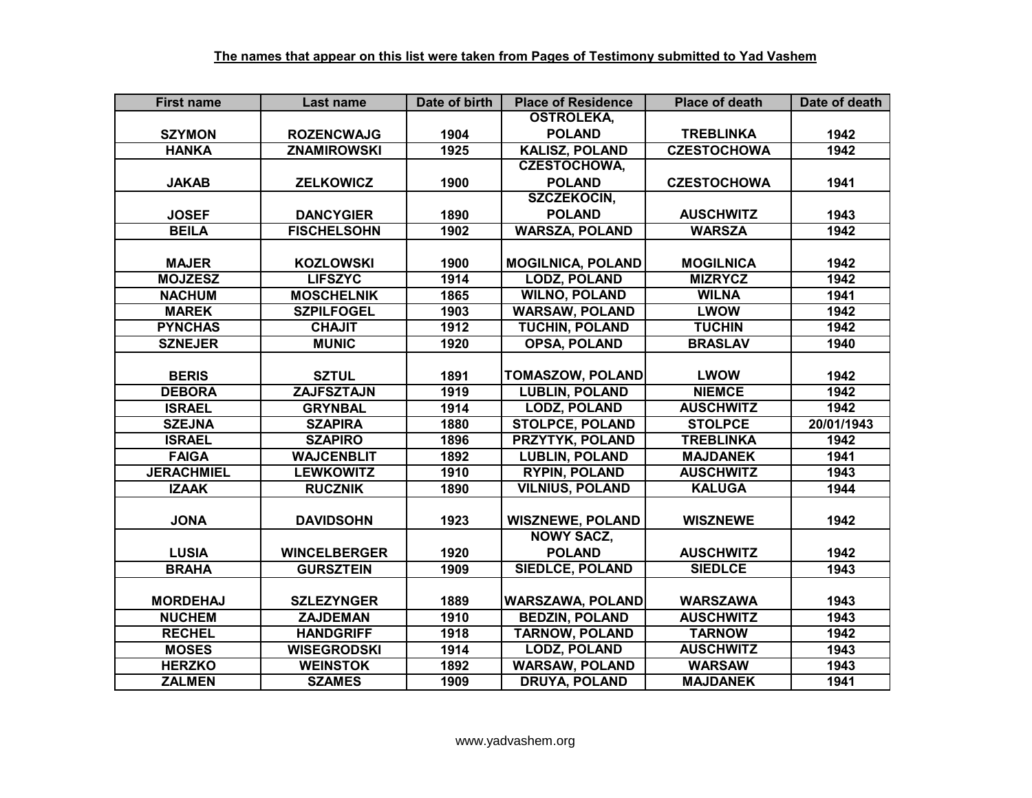**The names that appear on this list were taken from Pages of Testimony submitted to Yad Vashem**

| First name | Last name | Date of birth | Place of Residence | Place of death | Date of death |
|---|---|---|---|---|---|
| SZYMON | ROZENCWAJG | 1904 | OSTROLEKA, POLAND | TREBLINKA | 1942 |
| HANKA | ZNAMIROWSKI | 1925 | KALISZ, POLAND | CZESTOCHOWA | 1942 |
| JAKAB | ZELKOWICZ | 1900 | CZESTOCHOWA, POLAND | CZESTOCHOWA | 1941 |
| JOSEF | DANCYGIER | 1890 | SZCZEKOCIN, POLAND | AUSCHWITZ | 1943 |
| BEILA | FISCHELSOHN | 1902 | WARSZA, POLAND | WARSZA | 1942 |
| MAJER | KOZLOWSKI | 1900 | MOGILNICA, POLAND | MOGILNICA | 1942 |
| MOJZESZ | LIFSZYC | 1914 | LODZ, POLAND | MIZRYCZ | 1942 |
| NACHUM | MOSCHELNIK | 1865 | WILNO, POLAND | WILNA | 1941 |
| MAREK | SZPILFOGEL | 1903 | WARSAW, POLAND | LWOW | 1942 |
| PYNCHAS | CHAJIT | 1912 | TUCHIN, POLAND | TUCHIN | 1942 |
| SZNEJER | MUNIC | 1920 | OPSA, POLAND | BRASLAV | 1940 |
| BERIS | SZTUL | 1891 | TOMASZOW, POLAND | LWOW | 1942 |
| DEBORA | ZAJFSZTAJN | 1919 | LUBLIN, POLAND | NIEMCE | 1942 |
| ISRAEL | GRYNBAL | 1914 | LODZ, POLAND | AUSCHWITZ | 1942 |
| SZEJNA | SZAPIRA | 1880 | STOLPCE, POLAND | STOLPCE | 20/01/1943 |
| ISRAEL | SZAPIRO | 1896 | PRZYTYK, POLAND | TREBLINKA | 1942 |
| FAIGA | WAJCENBLIT | 1892 | LUBLIN, POLAND | MAJDANEK | 1941 |
| JERACHMIEL | LEWKOWITZ | 1910 | RYPIN, POLAND | AUSCHWITZ | 1943 |
| IZAAK | RUCZNIK | 1890 | VILNIUS, POLAND | KALUGA | 1944 |
| JONA | DAVIDSOHN | 1923 | WISZNEWE, POLAND | WISZNEWE | 1942 |
| LUSIA | WINCELBERGER | 1920 | NOWY SACZ, POLAND | AUSCHWITZ | 1942 |
| BRAHA | GURSZTEIN | 1909 | SIEDLCE, POLAND | SIEDLCE | 1943 |
| MORDEHAJ | SZLEZYNGER | 1889 | WARSZAWA, POLAND | WARSZAWA | 1943 |
| NUCHEM | ZAJDEMAN | 1910 | BEDZIN, POLAND | AUSCHWITZ | 1943 |
| RECHEL | HANDGRIFF | 1918 | TARNOW, POLAND | TARNOW | 1942 |
| MOSES | WISEGRODSKI | 1914 | LODZ, POLAND | AUSCHWITZ | 1943 |
| HERZKO | WEINSTOK | 1892 | WARSAW, POLAND | WARSAW | 1943 |
| ZALMEN | SZAMES | 1909 | DRUYA, POLAND | MAJDANEK | 1941 |

www.yadvashem.org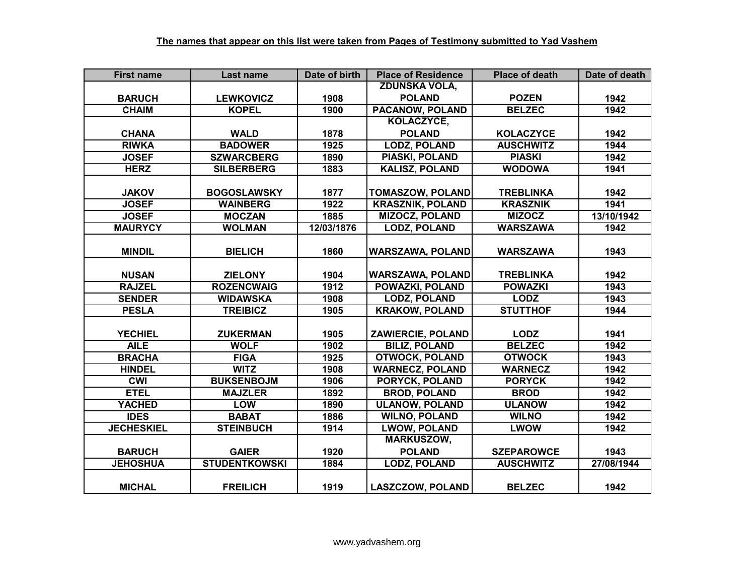**The names that appear on this list were taken from Pages of Testimony submitted to Yad Vashem**

| First name | Last name | Date of birth | Place of Residence | Place of death | Date of death |
|---|---|---|---|---|---|
| BARUCH | LEWKOVICZ | 1908 | ZDUNSKA VOLA, POLAND | POZEN | 1942 |
| CHAIM | KOPEL | 1900 | PACANOW, POLAND | BELZEC | 1942 |
| CHANA | WALD | 1878 | KOLACZYCE, POLAND | KOLACZYCE | 1942 |
| RIWKA | BADOWER | 1925 | LODZ, POLAND | AUSCHWITZ | 1944 |
| JOSEF | SZWARCBERG | 1890 | PIASKI, POLAND | PIASKI | 1942 |
| HERZ | SILBERBERG | 1883 | KALISZ, POLAND | WODOWA | 1941 |
| JAKOV | BOGOSLAWSKY | 1877 | TOMASZOW, POLAND | TREBLINKA | 1942 |
| JOSEF | WAINBERG | 1922 | KRASZNIK, POLAND | KRASZNIK | 1941 |
| JOSEF | MOCZAN | 1885 | MIZOCZ, POLAND | MIZOCZ | 13/10/1942 |
| MAURYCY | WOLMAN | 12/03/1876 | LODZ, POLAND | WARSZAWA | 1942 |
| MINDIL | BIELICH | 1860 | WARSZAWA, POLAND | WARSZAWA | 1943 |
| NUSAN | ZIELONY | 1904 | WARSZAWA, POLAND | TREBLINKA | 1942 |
| RAJZEL | ROZENCWAIG | 1912 | POWAZKI, POLAND | POWAZKI | 1943 |
| SENDER | WIDAWSKA | 1908 | LODZ, POLAND | LODZ | 1943 |
| PESLA | TREIBICZ | 1905 | KRAKOW, POLAND | STUTTHOF | 1944 |
| YECHIEL | ZUKERMAN | 1905 | ZAWIERCIE, POLAND | LODZ | 1941 |
| AILE | WOLF | 1902 | BILIZ, POLAND | BELZEC | 1942 |
| BRACHA | FIGA | 1925 | OTWOCK, POLAND | OTWOCK | 1943 |
| HINDEL | WITZ | 1908 | WARNECZ, POLAND | WARNECZ | 1942 |
| CWI | BUKSENBOJM | 1906 | PORYCK, POLAND | PORYCK | 1942 |
| ETEL | MAJZLER | 1892 | BROD, POLAND | BROD | 1942 |
| YACHED | LOW | 1890 | ULANOW, POLAND | ULANOW | 1942 |
| IDES | BABAT | 1886 | WILNO, POLAND | WILNO | 1942 |
| JECHESKIEL | STEINBUCH | 1914 | LWOW, POLAND | LWOW | 1942 |
| BARUCH | GAIER | 1920 | MARKUSZOW, POLAND | SZEPAROWCE | 1943 |
| JEHOSHUA | STUDENTKOWSKI | 1884 | LODZ, POLAND | AUSCHWITZ | 27/08/1944 |
| MICHAL | FREILICH | 1919 | LASZCZOW, POLAND | BELZEC | 1942 |

www.yadvashem.org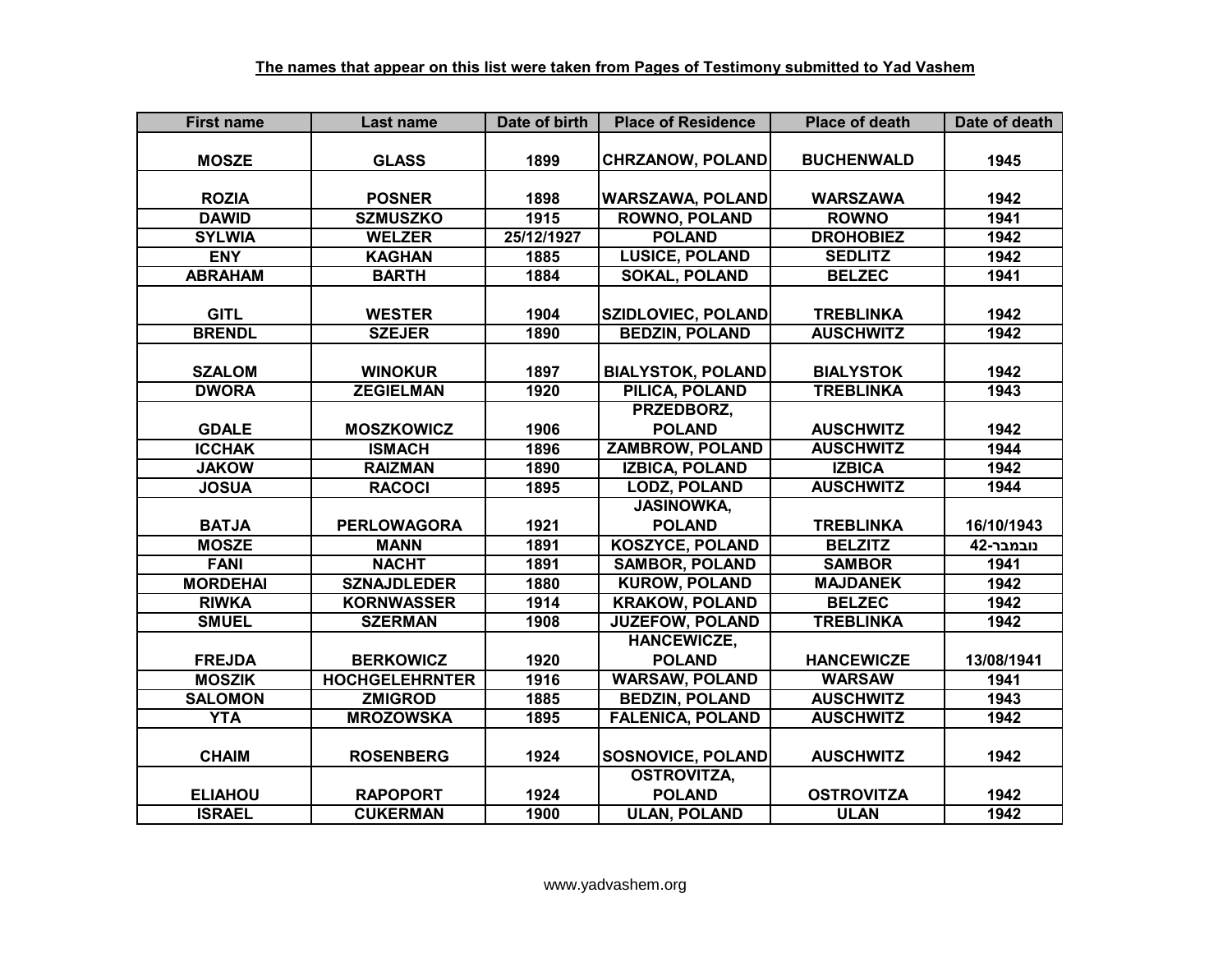**The names that appear on this list were taken from Pages of Testimony submitted to Yad Vashem**

| First name | Last name | Date of birth | Place of Residence | Place of death | Date of death |
|---|---|---|---|---|---|
| MOSZE | GLASS | 1899 | CHRZANOW, POLAND | BUCHENWALD | 1945 |
| ROZIA | POSNER | 1898 | WARSZAWA, POLAND | WARSZAWA | 1942 |
| DAWID | SZMUSZKO | 1915 | ROWNO, POLAND | ROWNO | 1941 |
| SYLWIA | WELZER | 25/12/1927 | POLAND | DROHOBIEZ | 1942 |
| ENY | KAGHAN | 1885 | LUSICE, POLAND | SEDLITZ | 1942 |
| ABRAHAM | BARTH | 1884 | SOKAL, POLAND | BELZEC | 1941 |
| GITL | WESTER | 1904 | SZIDLOVIEC, POLAND | TREBLINKA | 1942 |
| BRENDL | SZEJER | 1890 | BEDZIN, POLAND | AUSCHWITZ | 1942 |
| SZALOM | WINOKUR | 1897 | BIALYSTOK, POLAND | BIALYSTOK | 1942 |
| DWORA | ZEGIELMAN | 1920 | PILICA, POLAND | TREBLINKA | 1943 |
| GDALE | MOSZKOWICZ | 1906 | PRZEDBORZ, POLAND | AUSCHWITZ | 1942 |
| ICCHAK | ISMACH | 1896 | ZAMBROW, POLAND | AUSCHWITZ | 1944 |
| JAKOW | RAIZMAN | 1890 | IZBICA, POLAND | IZBICA | 1942 |
| JOSUA | RACOCI | 1895 | LODZ, POLAND | AUSCHWITZ | 1944 |
| BATJA | PERLOWAGORA | 1921 | JASINOWKA, POLAND | TREBLINKA | 16/10/1943 |
| MOSZE | MANN | 1891 | KOSZYCE, POLAND | BELZITZ | נובמבר-42 |
| FANI | NACHT | 1891 | SAMBOR, POLAND | SAMBOR | 1941 |
| MORDEHAI | SZNAJDLEDER | 1880 | KUROW, POLAND | MAJDANEK | 1942 |
| RIWKA | KORNWASSER | 1914 | KRAKOW, POLAND | BELZEC | 1942 |
| SMUEL | SZERMAN | 1908 | JUZEFOW, POLAND | TREBLINKA | 1942 |
| FREJDA | BERKOWICZ | 1920 | HANCEWICZE, POLAND | HANCEWICZE | 13/08/1941 |
| MOSZIK | HOCHGELEHRNTER | 1916 | WARSAW, POLAND | WARSAW | 1941 |
| SALOMON | ZMIGROD | 1885 | BEDZIN, POLAND | AUSCHWITZ | 1943 |
| YTA | MROZOWSKA | 1895 | FALENICA, POLAND | AUSCHWITZ | 1942 |
| CHAIM | ROSENBERG | 1924 | SOSNOVICE, POLAND | AUSCHWITZ | 1942 |
| ELIAHOU | RAPOPORT | 1924 | OSTROVITZA, POLAND | OSTROVITZA | 1942 |
| ISRAEL | CUKERMAN | 1900 | ULAN, POLAND | ULAN | 1942 |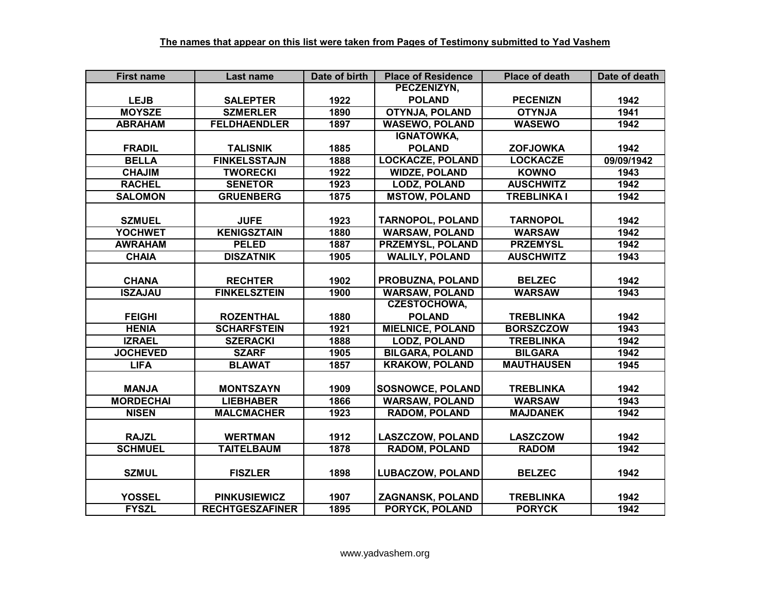**The names that appear on this list were taken from Pages of Testimony submitted to Yad Vashem**

| First name | Last name | Date of birth | Place of Residence | Place of death | Date of death |
|---|---|---|---|---|---|
| LEJB | SALEPTER | 1922 | PECZENIZYN, POLAND | PECENIZN | 1942 |
| MOYSZE | SZMERLER | 1890 | OTYNJA, POLAND | OTYNJA | 1941 |
| ABRAHAM | FELDHAENDLER | 1897 | WASEWO, POLAND | WASEWO | 1942 |
| FRADIL | TALISNIK | 1885 | IGNATOWKA, POLAND | ZOFJOWKA | 1942 |
| BELLA | FINKELSSTAJN | 1888 | LOCKACZE, POLAND | LOCKACZE | 09/09/1942 |
| CHAJIM | TWORECKI | 1922 | WIDZE, POLAND | KOWNO | 1943 |
| RACHEL | SENETOR | 1923 | LODZ, POLAND | AUSCHWITZ | 1942 |
| SALOMON | GRUENBERG | 1875 | MSTOW, POLAND | TREBLINKA I | 1942 |
| SZMUEL | JUFE | 1923 | TARNOPOL, POLAND | TARNOPOL | 1942 |
| YOCHWET | KENIGSZTAIN | 1880 | WARSAW, POLAND | WARSAW | 1942 |
| AWRAHAM | PELED | 1887 | PRZEMYSL, POLAND | PRZEMYSL | 1942 |
| CHAIA | DISZATNIK | 1905 | WALILY, POLAND | AUSCHWITZ | 1943 |
| CHANA | RECHTER | 1902 | PROBUZNA, POLAND | BELZEC | 1942 |
| ISZAJAU | FINKELSZTEIN | 1900 | WARSAW, POLAND | WARSAW | 1943 |
| FEIGHI | ROZENTHAL | 1880 | CZESTOCHOWA, POLAND | TREBLINKA | 1942 |
| HENIA | SCHARFSTEIN | 1921 | MIELNICE, POLAND | BORSZCZOW | 1943 |
| IZRAEL | SZERACKI | 1888 | LODZ, POLAND | TREBLINKA | 1942 |
| JOCHEVED | SZARF | 1905 | BILGARA, POLAND | BILGARA | 1942 |
| LIFA | BLAWAT | 1857 | KRAKOW, POLAND | MAUTHAUSEN | 1945 |
| MANJA | MONTSZAYN | 1909 | SOSNOWCE, POLAND | TREBLINKA | 1942 |
| MORDECHAI | LIEBHABER | 1866 | WARSAW, POLAND | WARSAW | 1943 |
| NISEN | MALCMACHER | 1923 | RADOM, POLAND | MAJDANEK | 1942 |
| RAJZL | WERTMAN | 1912 | LASZCZOW, POLAND | LASZCZOW | 1942 |
| SCHMUEL | TAITELBAUM | 1878 | RADOM, POLAND | RADOM | 1942 |
| SZMUL | FISZLER | 1898 | LUBACZOW, POLAND | BELZEC | 1942 |
| YOSSEL | PINKUSIEWICZ | 1907 | ZAGNANSK, POLAND | TREBLINKA | 1942 |
| FYSZL | RECHTGESZAFINER | 1895 | PORYCK, POLAND | PORYCK | 1942 |

www.yadvashem.org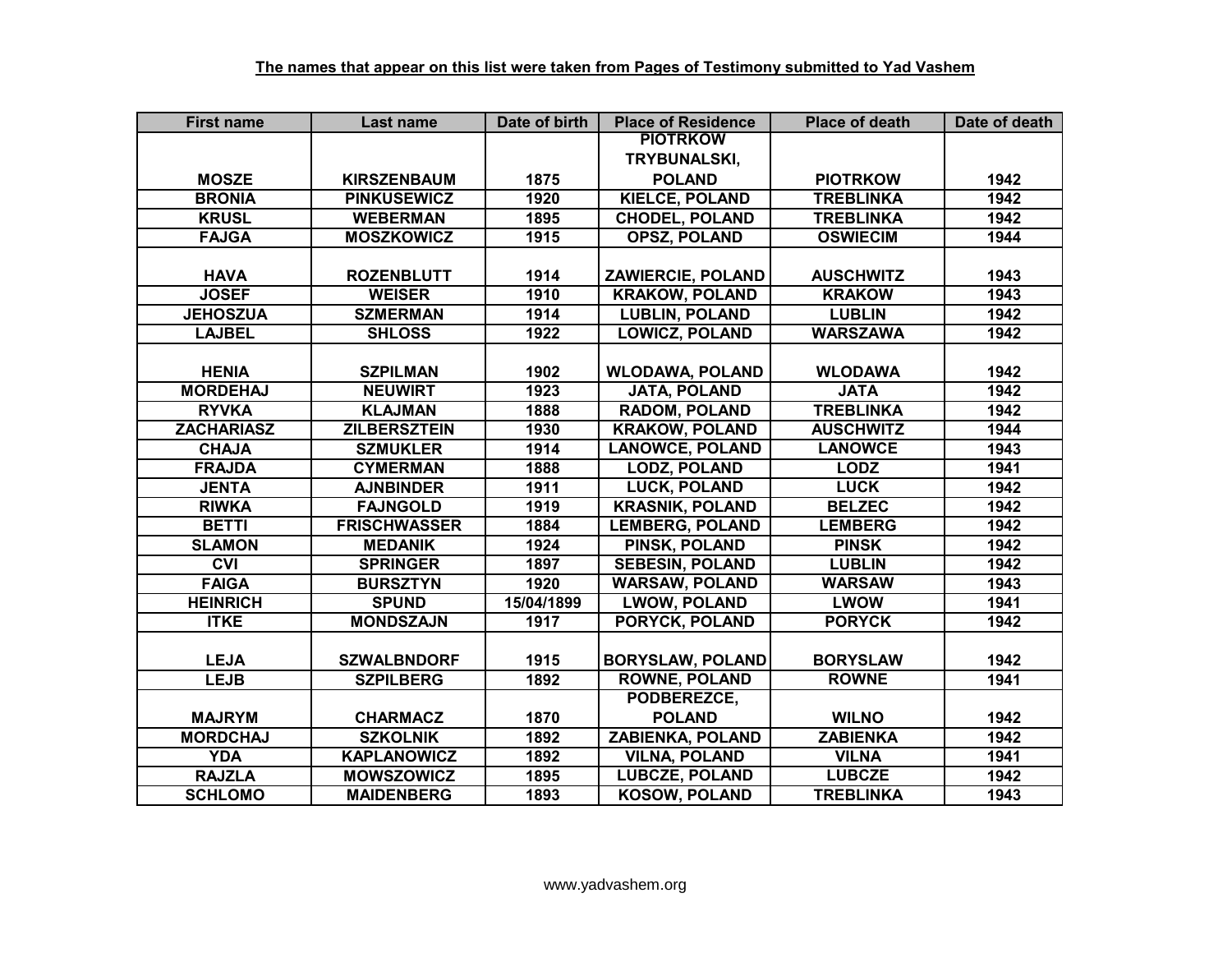**The names that appear on this list were taken from Pages of Testimony submitted to Yad Vashem**

| First name | Last name | Date of birth | Place of Residence | Place of death | Date of death |
|---|---|---|---|---|---|
| MOSZE | KIRSZENBAUM | 1875 | PIOTRKOW TRYBUNALSKI, POLAND | PIOTRKOW | 1942 |
| BRONIA | PINKUSEWICZ | 1920 | KIELCE, POLAND | TREBLINKA | 1942 |
| KRUSL | WEBERMAN | 1895 | CHODEL, POLAND | TREBLINKA | 1942 |
| FAJGA | MOSZKOWICZ | 1915 | OPSZ, POLAND | OSWIECIM | 1944 |
| HAVA | ROZENBLUTT | 1914 | ZAWIERCIE, POLAND | AUSCHWITZ | 1943 |
| JOSEF | WEISER | 1910 | KRAKOW, POLAND | KRAKOW | 1943 |
| JEHOSZUA | SZMERMAN | 1914 | LUBLIN, POLAND | LUBLIN | 1942 |
| LAJBEL | SHLOSS | 1922 | LOWICZ, POLAND | WARSZAWA | 1942 |
| HENIA | SZPILMAN | 1902 | WLODAWA, POLAND | WLODAWA | 1942 |
| MORDEHAJ | NEUWIRT | 1923 | JATA, POLAND | JATA | 1942 |
| RYVKA | KLAJMAN | 1888 | RADOM, POLAND | TREBLINKA | 1942 |
| ZACHARIASZ | ZILBERSZTEIN | 1930 | KRAKOW, POLAND | AUSCHWITZ | 1944 |
| CHAJA | SZMUKLER | 1914 | LANOWCE, POLAND | LANOWCE | 1943 |
| FRAJDA | CYMERMAN | 1888 | LODZ, POLAND | LODZ | 1941 |
| JENTA | AJNBINDER | 1911 | LUCK, POLAND | LUCK | 1942 |
| RIWKA | FAJNGOLD | 1919 | KRASNIK, POLAND | BELZEC | 1942 |
| BETTI | FRISCHWASSER | 1884 | LEMBERG, POLAND | LEMBERG | 1942 |
| SLAMON | MEDANIK | 1924 | PINSK, POLAND | PINSK | 1942 |
| CVI | SPRINGER | 1897 | SEBESIN, POLAND | LUBLIN | 1942 |
| FAIGA | BURSZTYN | 1920 | WARSAW, POLAND | WARSAW | 1943 |
| HEINRICH | SPUND | 15/04/1899 | LWOW, POLAND | LWOW | 1941 |
| ITKE | MONDSZAJN | 1917 | PORYCK, POLAND | PORYCK | 1942 |
| LEJA | SZWALBNDORF | 1915 | BORYSLAW, POLAND | BORYSLAW | 1942 |
| LEJB | SZPILBERG | 1892 | ROWNE, POLAND | ROWNE | 1941 |
| MAJRYM | CHARMACZ | 1870 | PODBEREZCE, POLAND | WILNO | 1942 |
| MORDCHAJ | SZKOLNIK | 1892 | ZABIENKA, POLAND | ZABIENKA | 1942 |
| YDA | KAPLANOWICZ | 1892 | VILNA, POLAND | VILNA | 1941 |
| RAJZLA | MOWSZOWICZ | 1895 | LUBCZE, POLAND | LUBCZE | 1942 |
| SCHLOMO | MAIDENBERG | 1893 | KOSOW, POLAND | TREBLINKA | 1943 |

www.yadvashem.org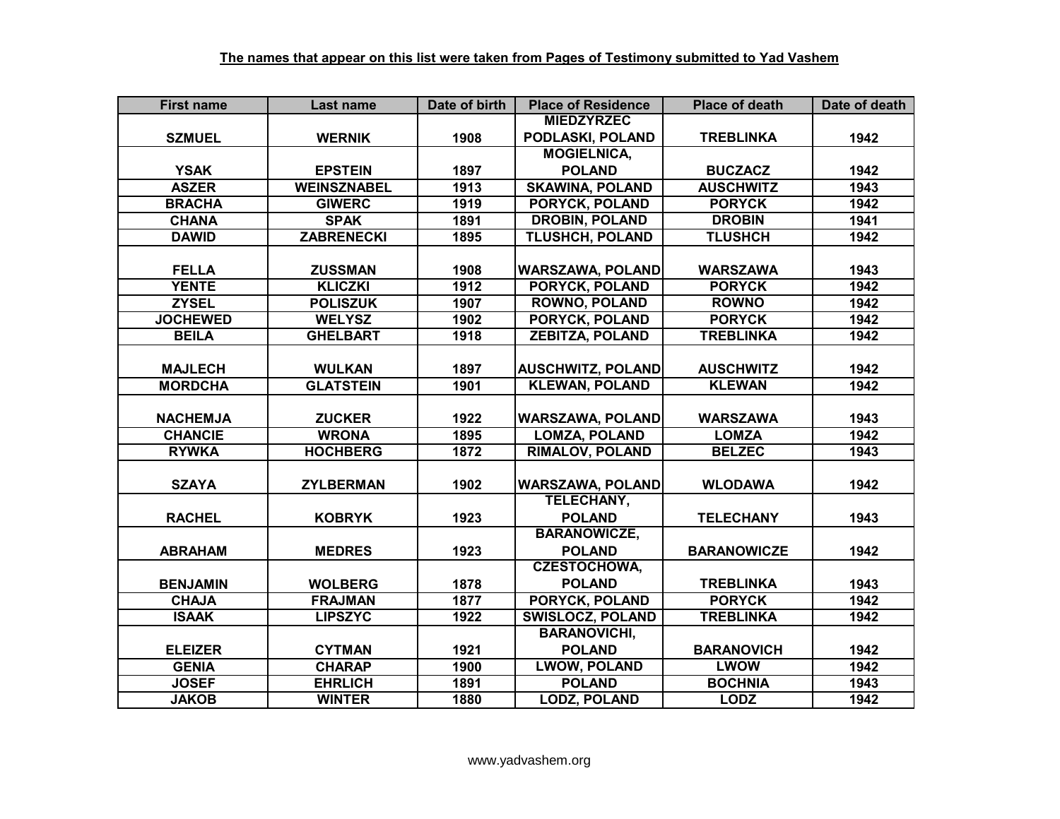**The names that appear on this list were taken from Pages of Testimony submitted to Yad Vashem**

| First name | Last name | Date of birth | Place of Residence | Place of death | Date of death |
|---|---|---|---|---|---|
| SZMUEL | WERNIK | 1908 | MIEDZYRZEC PODLASKI, POLAND | TREBLINKA | 1942 |
| YSAK | EPSTEIN | 1897 | MOGIELNICA, POLAND | BUCZACZ | 1942 |
| ASZER | WEINSZNABEL | 1913 | SKAWINA, POLAND | AUSCHWITZ | 1943 |
| BRACHA | GIWERC | 1919 | PORYCK, POLAND | PORYCK | 1942 |
| CHANA | SPAK | 1891 | DROBIN, POLAND | DROBIN | 1941 |
| DAWID | ZABRENECKI | 1895 | TLUSHCH, POLAND | TLUSHCH | 1942 |
| FELLA | ZUSSMAN | 1908 | WARSZAWA, POLAND | WARSZAWA | 1943 |
| YENTE | KLICZKI | 1912 | PORYCK, POLAND | PORYCK | 1942 |
| ZYSEL | POLISZUK | 1907 | ROWNO, POLAND | ROWNO | 1942 |
| JOCHEWED | WELYSZ | 1902 | PORYCK, POLAND | PORYCK | 1942 |
| BEILA | GHELBART | 1918 | ZEBITZA, POLAND | TREBLINKA | 1942 |
| MAJLECH | WULKAN | 1897 | AUSCHWITZ, POLAND | AUSCHWITZ | 1942 |
| MORDCHA | GLATSTEIN | 1901 | KLEWAN, POLAND | KLEWAN | 1942 |
| NACHEMJA | ZUCKER | 1922 | WARSZAWA, POLAND | WARSZAWA | 1943 |
| CHANCIE | WRONA | 1895 | LOMZA, POLAND | LOMZA | 1942 |
| RYWKA | HOCHBERG | 1872 | RIMALOV, POLAND | BELZEC | 1943 |
| SZAYA | ZYLBERMAN | 1902 | WARSZAWA, POLAND | WLODAWA | 1942 |
| RACHEL | KOBRYK | 1923 | TELECHANY, POLAND | TELECHANY | 1943 |
| ABRAHAM | MEDRES | 1923 | BARANOWICZE, POLAND | BARANOWICZE | 1942 |
| BENJAMIN | WOLBERG | 1878 | CZESTOCHOWA, POLAND | TREBLINKA | 1943 |
| CHAJA | FRAJMAN | 1877 | PORYCK, POLAND | PORYCK | 1942 |
| ISAAK | LIPSZYC | 1922 | SWISLOCZ, POLAND | TREBLINKA | 1942 |
| ELEIZER | CYTMAN | 1921 | BARANOVICHI, POLAND | BARANOVICH | 1942 |
| GENIA | CHARAP | 1900 | LWOW, POLAND | LWOW | 1942 |
| JOSEF | EHRLICH | 1891 | POLAND | BOCHNIA | 1943 |
| JAKOB | WINTER | 1880 | LODZ, POLAND | LODZ | 1942 |

www.yadvashem.org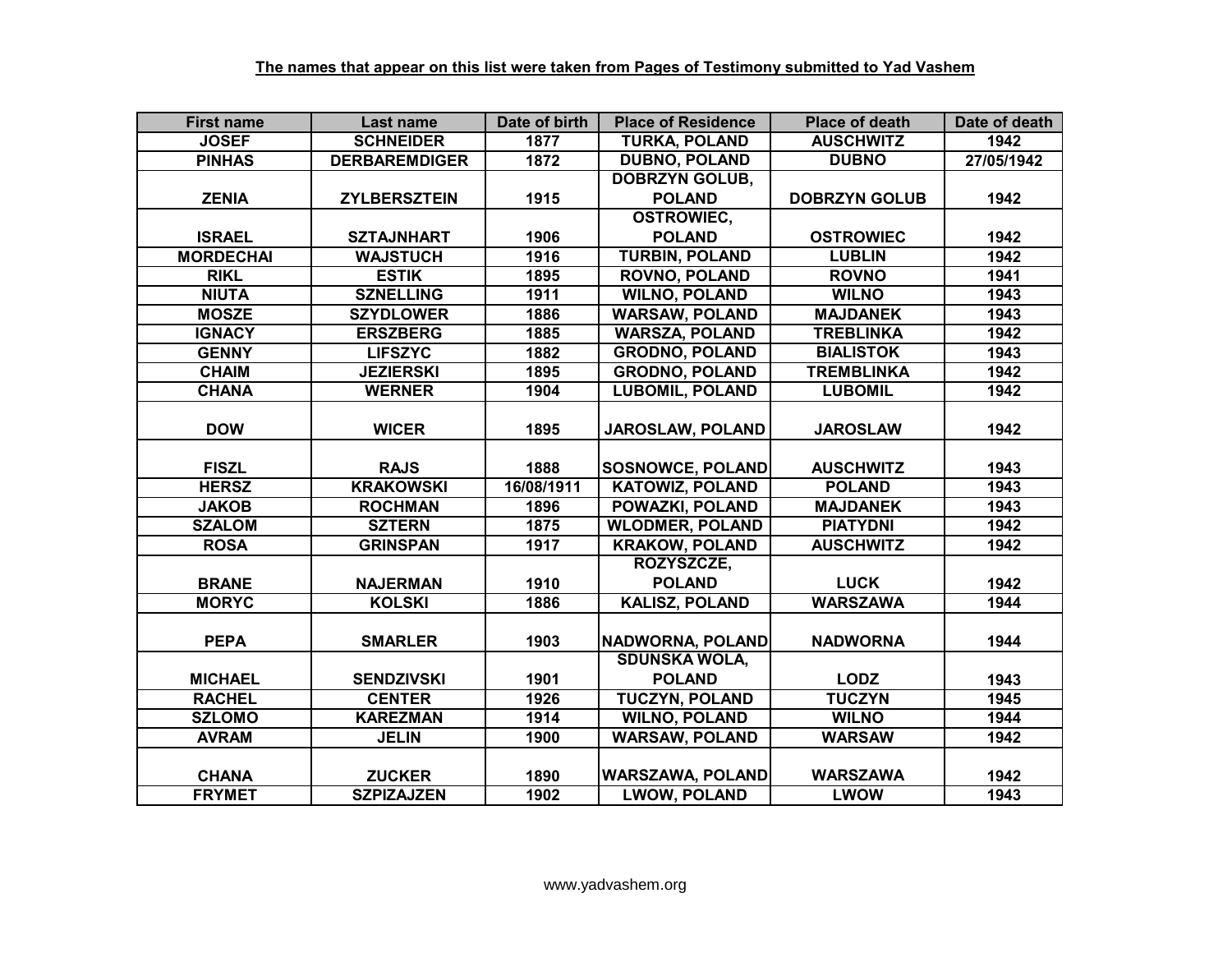**The names that appear on this list were taken from Pages of Testimony submitted to Yad Vashem**

| First name | Last name | Date of birth | Place of Residence | Place of death | Date of death |
|---|---|---|---|---|---|
| JOSEF | SCHNEIDER | 1877 | TURKA, POLAND | AUSCHWITZ | 1942 |
| PINHAS | DERBAREMDIGER | 1872 | DUBNO, POLAND | DUBNO | 27/05/1942 |
| ZENIA | ZYLBERSZTEIN | 1915 | DOBRZYN GOLUB, POLAND | DOBRZYN GOLUB | 1942 |
| ISRAEL | SZTAJNHART | 1906 | OSTROWIEC, POLAND | OSTROWIEC | 1942 |
| MORDECHAI | WAJSTUCH | 1916 | TURBIN, POLAND | LUBLIN | 1942 |
| RIKL | ESTIK | 1895 | ROVNO, POLAND | ROVNO | 1941 |
| NIUTA | SZNELLING | 1911 | WILNO, POLAND | WILNO | 1943 |
| MOSZE | SZYDLOWER | 1886 | WARSAW, POLAND | MAJDANEK | 1943 |
| IGNACY | ERSZBERG | 1885 | WARSZA, POLAND | TREBLINKA | 1942 |
| GENNY | LIFSZYC | 1882 | GRODNO, POLAND | BIALISTOK | 1943 |
| CHAIM | JEZIERSKI | 1895 | GRODNO, POLAND | TREMBLINKA | 1942 |
| CHANA | WERNER | 1904 | LUBOMIL, POLAND | LUBOMIL | 1942 |
| DOW | WICER | 1895 | JAROSLAW, POLAND | JAROSLAW | 1942 |
| FISZL | RAJS | 1888 | SOSNOWCE, POLAND | AUSCHWITZ | 1943 |
| HERSZ | KRAKOWSKI | 16/08/1911 | KATOWIZ, POLAND | POLAND | 1943 |
| JAKOB | ROCHMAN | 1896 | POWAZKI, POLAND | MAJDANEK | 1943 |
| SZALOM | SZTERN | 1875 | WLODMER, POLAND | PIATYDNI | 1942 |
| ROSA | GRINSPAN | 1917 | KRAKOW, POLAND | AUSCHWITZ | 1942 |
| BRANE | NAJERMAN | 1910 | ROZYSZCZE, POLAND | LUCK | 1942 |
| MORYC | KOLSKI | 1886 | KALISZ, POLAND | WARSZAWA | 1944 |
| PEPA | SMARLER | 1903 | NADWORNA, POLAND | NADWORNA | 1944 |
| MICHAEL | SENDZIVSKI | 1901 | SDUNSKA WOLA, POLAND | LODZ | 1943 |
| RACHEL | CENTER | 1926 | TUCZYN, POLAND | TUCZYN | 1945 |
| SZLOMO | KAREZMAN | 1914 | WILNO, POLAND | WILNO | 1944 |
| AVRAM | JELIN | 1900 | WARSAW, POLAND | WARSAW | 1942 |
| CHANA | ZUCKER | 1890 | WARSZAWA, POLAND | WARSZAWA | 1942 |
| FRYMET | SZPIZAJZEN | 1902 | LWOW, POLAND | LWOW | 1943 |

www.yadvashem.org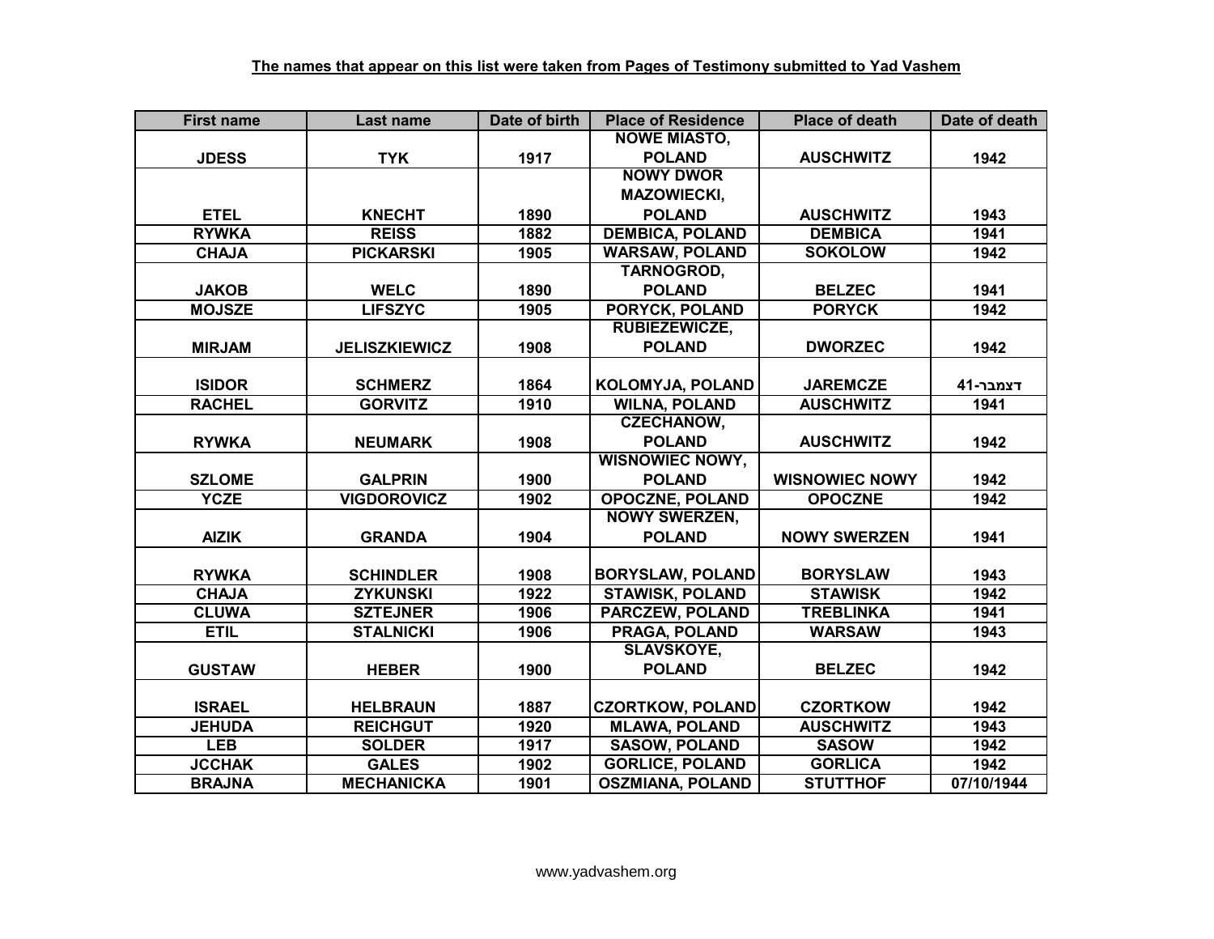**The names that appear on this list were taken from Pages of Testimony submitted to Yad Vashem**

| First name | Last name | Date of birth | Place of Residence | Place of death | Date of death |
|---|---|---|---|---|---|
| JDESS | TYK | 1917 | NOWE MIASTO, POLAND | AUSCHWITZ | 1942 |
| ETEL | KNECHT | 1890 | NOWY DWOR MAZOWIECKI, POLAND | AUSCHWITZ | 1943 |
| RYWKA | REISS | 1882 | DEMBICA, POLAND | DEMBICA | 1941 |
| CHAJA | PICKARSKI | 1905 | WARSAW, POLAND | SOKOLOW | 1942 |
| JAKOB | WELC | 1890 | TARNOGROD, POLAND | BELZEC | 1941 |
| MOJSZE | LIFSZYC | 1905 | PORYCK, POLAND | PORYCK | 1942 |
| MIRJAM | JELISZKIEWICZ | 1908 | RUBIEZEWICZE, POLAND | DWORZEC | 1942 |
| ISIDOR | SCHMERZ | 1864 | KOLOMYJA, POLAND | JAREMCZE | דצמבר-41 |
| RACHEL | GORVITZ | 1910 | WILNA, POLAND | AUSCHWITZ | 1941 |
| RYWKA | NEUMARK | 1908 | CZECHANOW, POLAND | AUSCHWITZ | 1942 |
| SZLOME | GALPRIN | 1900 | WISNOWIEC NOWY, POLAND | WISNOWIEC NOWY | 1942 |
| YCZE | VIGDOROVICZ | 1902 | OPOCZNE, POLAND | OPOCZNE | 1942 |
| AIZIK | GRANDA | 1904 | NOWY SWERZEN, POLAND | NOWY SWERZEN | 1941 |
| RYWKA | SCHINDLER | 1908 | BORYSLAW, POLAND | BORYSLAW | 1943 |
| CHAJA | ZYKUNSKI | 1922 | STAWISK, POLAND | STAWISK | 1942 |
| CLUWA | SZTEJNER | 1906 | PARCZEW, POLAND | TREBLINKA | 1941 |
| ETIL | STALNICKI | 1906 | PRAGA, POLAND | WARSAW | 1943 |
| GUSTAW | HEBER | 1900 | SLAVSKOYE, POLAND | BELZEC | 1942 |
| ISRAEL | HELBRAUN | 1887 | CZORTKOW, POLAND | CZORTKOW | 1942 |
| JEHUDA | REICHGUT | 1920 | MLAWA, POLAND | AUSCHWITZ | 1943 |
| LEB | SOLDER | 1917 | SASOW, POLAND | SASOW | 1942 |
| JCCHAK | GALES | 1902 | GORLICE, POLAND | GORLICA | 1942 |
| BRAJNA | MECHANICKA | 1901 | OSZMIANA, POLAND | STUTTHOF | 07/10/1944 |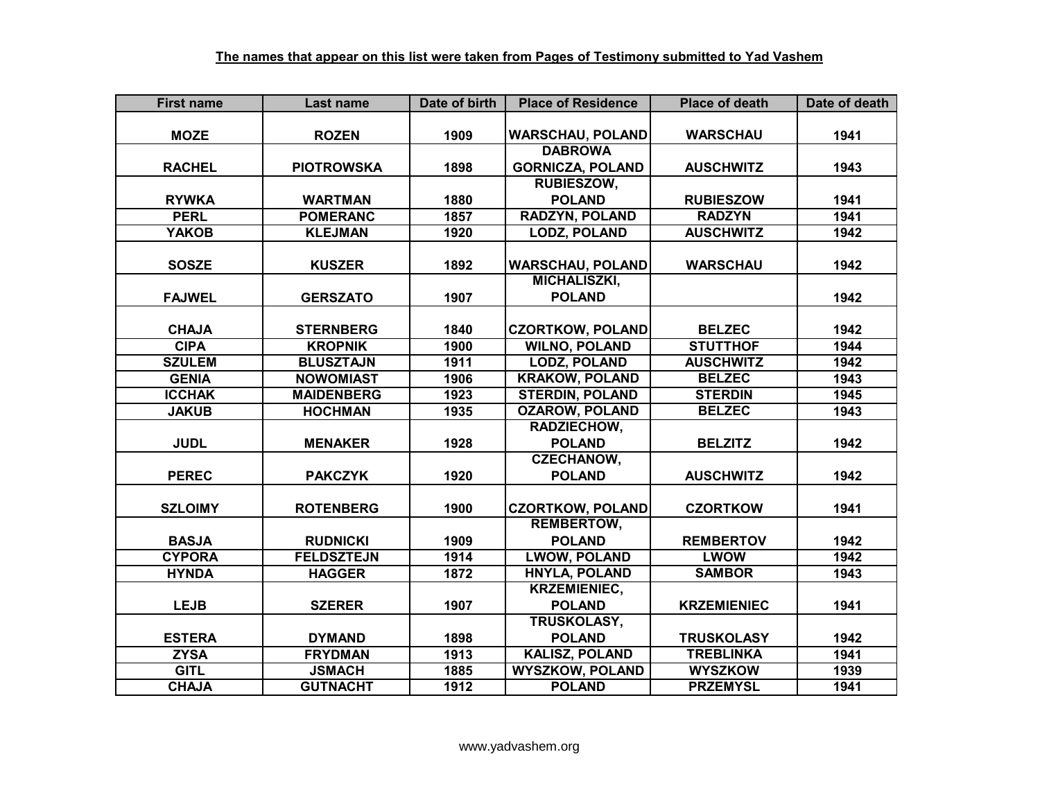**The names that appear on this list were taken from Pages of Testimony submitted to Yad Vashem**

| First name | Last name | Date of birth | Place of Residence | Place of death | Date of death |
|---|---|---|---|---|---|
| MOZE | ROZEN | 1909 | WARSCHAU, POLAND | WARSCHAU | 1941 |
| RACHEL | PIOTROWSKA | 1898 | DABROWA GORNICZA, POLAND | AUSCHWITZ | 1943 |
| RYWKA | WARTMAN | 1880 | RUBIESZOW, POLAND | RUBIESZOW | 1941 |
| PERL | POMERANC | 1857 | RADZYN, POLAND | RADZYN | 1941 |
| YAKOB | KLEJMAN | 1920 | LODZ, POLAND | AUSCHWITZ | 1942 |
| SOSZE | KUSZER | 1892 | WARSCHAU, POLAND | WARSCHAU | 1942 |
| FAJWEL | GERSZATO | 1907 | MICHALISZKI, POLAND | | 1942 |
| CHAJA | STERNBERG | 1840 | CZORTKOW, POLAND | BELZEC | 1942 |
| CIPA | KROPNIK | 1900 | WILNO, POLAND | STUTTHOF | 1944 |
| SZULEM | BLUSZTAJN | 1911 | LODZ, POLAND | AUSCHWITZ | 1942 |
| GENIA | NOWOMIAST | 1906 | KRAKOW, POLAND | BELZEC | 1943 |
| ICCHAK | MAIDENBERG | 1923 | STERDIN, POLAND | STERDIN | 1945 |
| JAKUB | HOCHMAN | 1935 | OZAROW, POLAND | BELZEC | 1943 |
| JUDL | MENAKER | 1928 | RADZIECHOW, POLAND | BELZITZ | 1942 |
| PEREC | PAKCZYK | 1920 | CZECHANOW, POLAND | AUSCHWITZ | 1942 |
| SZLOIMY | ROTENBERG | 1900 | CZORTKOW, POLAND | CZORTKOW | 1941 |
| BASJA | RUDNICKI | 1909 | REMBERTOW, POLAND | REMBERTOV | 1942 |
| CYPORA | FELDSZTEJN | 1914 | LWOW, POLAND | LWOW | 1942 |
| HYNDA | HAGGER | 1872 | HNYLA, POLAND | SAMBOR | 1943 |
| LEJB | SZERER | 1907 | KRZEMIENIEC, POLAND | KRZEMIENIEC | 1941 |
| ESTERA | DYMAND | 1898 | TRUSKOLASY, POLAND | TRUSKOLASY | 1942 |
| ZYSA | FRYDMAN | 1913 | KALISZ, POLAND | TREBLINKA | 1941 |
| GITL | JSMACH | 1885 | WYSZKOW, POLAND | WYSZKOW | 1939 |
| CHAJA | GUTNACHT | 1912 | POLAND | PRZEMYSL | 1941 |

www.yadvashem.org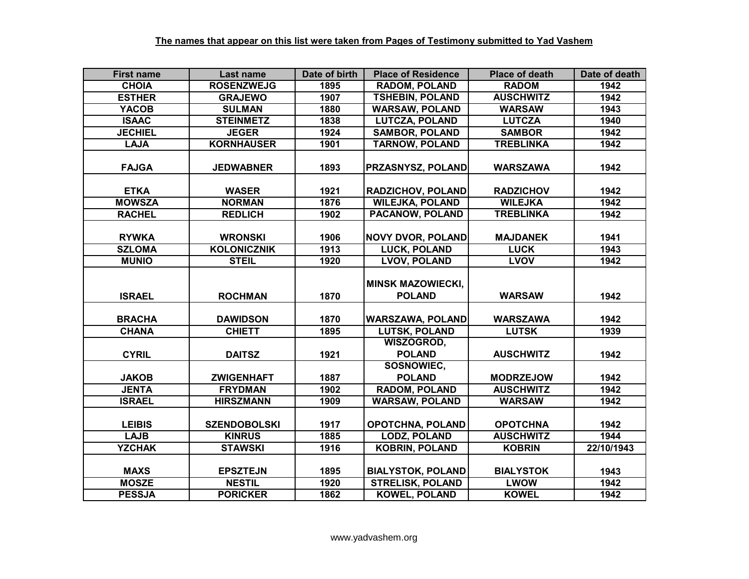**The names that appear on this list were taken from Pages of Testimony submitted to Yad Vashem**

| First name | Last name | Date of birth | Place of Residence | Place of death | Date of death |
|---|---|---|---|---|---|
| CHOIA | ROSENZWEJG | 1895 | RADOM, POLAND | RADOM | 1942 |
| ESTHER | GRAJEWO | 1907 | TSHEBIN, POLAND | AUSCHWITZ | 1942 |
| YACOB | SULMAN | 1880 | WARSAW, POLAND | WARSAW | 1943 |
| ISAAC | STEINMETZ | 1838 | LUTCZA, POLAND | LUTCZA | 1940 |
| JECHIEL | JEGER | 1924 | SAMBOR, POLAND | SAMBOR | 1942 |
| LAJA | KORNHAUSER | 1901 | TARNOW, POLAND | TREBLINKA | 1942 |
| FAJGA | JEDWABNER | 1893 | PRZASNYSZ, POLAND | WARSZAWA | 1942 |
| ETKA | WASER | 1921 | RADZICHOV, POLAND | RADZICHOV | 1942 |
| MOWSZA | NORMAN | 1876 | WILEJKA, POLAND | WILEJKA | 1942 |
| RACHEL | REDLICH | 1902 | PACANOW, POLAND | TREBLINKA | 1942 |
| RYWKA | WRONSKI | 1906 | NOVY DVOR, POLAND | MAJDANEK | 1941 |
| SZLOMA | KOLONICZNIK | 1913 | LUCK, POLAND | LUCK | 1943 |
| MUNIO | STEIL | 1920 | LVOV, POLAND | LVOV | 1942 |
| ISRAEL | ROCHMAN | 1870 | MINSK MAZOWIECKI, POLAND | WARSAW | 1942 |
| BRACHA | DAWIDSON | 1870 | WARSZAWA, POLAND | WARSZAWA | 1942 |
| CHANA | CHIETT | 1895 | LUTSK, POLAND | LUTSK | 1939 |
| CYRIL | DAITSZ | 1921 | WISZOGROD, POLAND | AUSCHWITZ | 1942 |
| JAKOB | ZWIGENHAFT | 1887 | SOSNOWIEC, POLAND | MODRZEJOW | 1942 |
| JENTA | FRYDMAN | 1902 | RADOM, POLAND | AUSCHWITZ | 1942 |
| ISRAEL | HIRSZMANN | 1909 | WARSAW, POLAND | WARSAW | 1942 |
| LEIBIS | SZENDOBOLSKI | 1917 | OPOTCHNA, POLAND | OPOTCHNA | 1942 |
| LAJB | KINRUS | 1885 | LODZ, POLAND | AUSCHWITZ | 1944 |
| YZCHAK | STAWSKI | 1916 | KOBRIN, POLAND | KOBRIN | 22/10/1943 |
| MAXS | EPSZTEJN | 1895 | BIALYSTOK, POLAND | BIALYSTOK | 1943 |
| MOSZE | NESTIL | 1920 | STRELISK, POLAND | LWOW | 1942 |
| PESSJA | PORICKER | 1862 | KOWEL, POLAND | KOWEL | 1942 |

www.yadvashem.org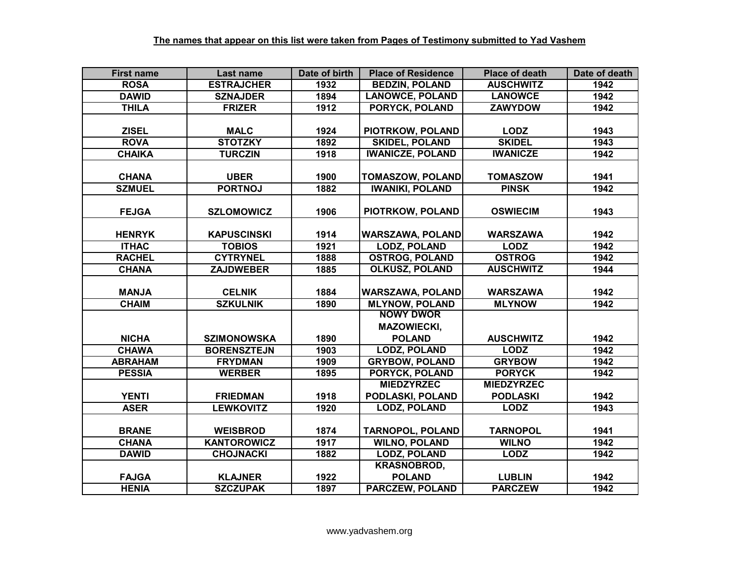**The names that appear on this list were taken from Pages of Testimony submitted to Yad Vashem**

| First name | Last name | Date of birth | Place of Residence | Place of death | Date of death |
|---|---|---|---|---|---|
| ROSA | ESTRAJCHER | 1932 | BEDZIN, POLAND | AUSCHWITZ | 1942 |
| DAWID | SZNAJDER | 1894 | LANOWCE, POLAND | LANOWCE | 1942 |
| THILA | FRIZER | 1912 | PORYCK, POLAND | ZAWYDOW | 1942 |
| ZISEL | MALC | 1924 | PIOTRKOW, POLAND | LODZ | 1943 |
| ROVA | STOTZKY | 1892 | SKIDEL, POLAND | SKIDEL | 1943 |
| CHAIKA | TURCZIN | 1918 | IWANICZE, POLAND | IWANICZE | 1942 |
| CHANA | UBER | 1900 | TOMASZOW, POLAND | TOMASZOW | 1941 |
| SZMUEL | PORTNOJ | 1882 | IWANIKI, POLAND | PINSK | 1942 |
| FEJGA | SZLOMOWICZ | 1906 | PIOTRKOW, POLAND | OSWIECIM | 1943 |
| HENRYK | KAPUSCINSKI | 1914 | WARSZAWA, POLAND | WARSZAWA | 1942 |
| ITHAC | TOBIOS | 1921 | LODZ, POLAND | LODZ | 1942 |
| RACHEL | CYTRYNEL | 1888 | OSTROG, POLAND | OSTROG | 1942 |
| CHANA | ZAJDWEBER | 1885 | OLKUSZ, POLAND | AUSCHWITZ | 1944 |
| MANJA | CELNIK | 1884 | WARSZAWA, POLAND | WARSZAWA | 1942 |
| CHAIM | SZKULNIK | 1890 | MLYNOW, POLAND | MLYNOW | 1942 |
| NICHA | SZIMONOWSKA | 1890 | NOWY DWOR MAZOWIECKI, POLAND | AUSCHWITZ | 1942 |
| CHAWA | BORENSZTEJN | 1903 | LODZ, POLAND | LODZ | 1942 |
| ABRAHAM | FRYDMAN | 1909 | GRYBOW, POLAND | GRYBOW | 1942 |
| PESSIA | WERBER | 1895 | PORYCK, POLAND | PORYCK | 1942 |
| YENTI | FRIEDMAN | 1918 | MIEDZYRZEC PODLASKI, POLAND | MIEDZYRZEC PODLASKI | 1942 |
| ASER | LEWKOVITZ | 1920 | LODZ, POLAND | LODZ | 1943 |
| BRANE | WEISBROD | 1874 | TARNOPOL, POLAND | TARNOPOL | 1941 |
| CHANA | KANTOROWICZ | 1917 | WILNO, POLAND | WILNO | 1942 |
| DAWID | CHOJNACKI | 1882 | LODZ, POLAND | LODZ | 1942 |
| FAJGA | KLAJNER | 1922 | KRASNOBROD, POLAND | LUBLIN | 1942 |
| HENIA | SZCZUPAK | 1897 | PARCZEW, POLAND | PARCZEW | 1942 |

www.yadvashem.org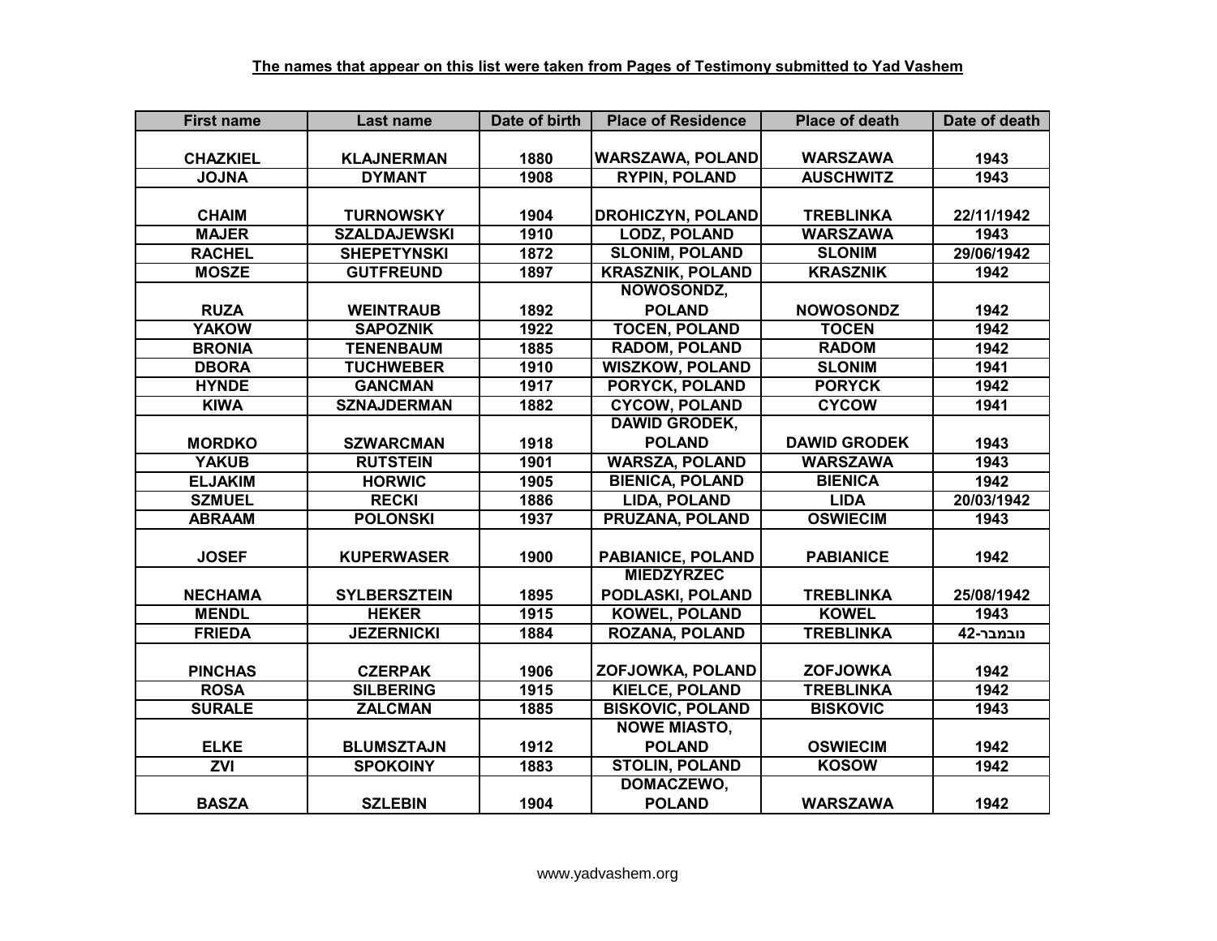**The names that appear on this list were taken from Pages of Testimony submitted to Yad Vashem**

| First name | Last name | Date of birth | Place of Residence | Place of death | Date of death |
|---|---|---|---|---|---|
| CHAZKIEL | KLAJNERMAN | 1880 | WARSZAWA, POLAND | WARSZAWA | 1943 |
| JOJNA | DYMANT | 1908 | RYPIN, POLAND | AUSCHWITZ | 1943 |
| CHAIM | TURNOWSKY | 1904 | DROHICZYN, POLAND | TREBLINKA | 22/11/1942 |
| MAJER | SZALDAJEWSKI | 1910 | LODZ, POLAND | WARSZAWA | 1943 |
| RACHEL | SHEPETYNSKI | 1872 | SLONIM, POLAND | SLONIM | 29/06/1942 |
| MOSZE | GUTFREUND | 1897 | KRASZNIK, POLAND | KRASZNIK | 1942 |
| RUZA | WEINTRAUB | 1892 | NOWOSONDZ, POLAND | NOWOSONDZ | 1942 |
| YAKOW | SAPOZNIK | 1922 | TOCEN, POLAND | TOCEN | 1942 |
| BRONIA | TENENBAUM | 1885 | RADOM, POLAND | RADOM | 1942 |
| DBORA | TUCHWEBER | 1910 | WISZKOW, POLAND | SLONIM | 1941 |
| HYNDE | GANCMAN | 1917 | PORYCK, POLAND | PORYCK | 1942 |
| KIWA | SZNAJDERMAN | 1882 | CYCOW, POLAND | CYCOW | 1941 |
| MORDKO | SZWARCMAN | 1918 | DAWID GRODEK, POLAND | DAWID GRODEK | 1943 |
| YAKUB | RUTSTEIN | 1901 | WARSZA, POLAND | WARSZAWA | 1943 |
| ELJAKIM | HORWIC | 1905 | BIENICA, POLAND | BIENICA | 1942 |
| SZMUEL | RECKI | 1886 | LIDA, POLAND | LIDA | 20/03/1942 |
| ABRAAM | POLONSKI | 1937 | PRUZANA, POLAND | OSWIECIM | 1943 |
| JOSEF | KUPERWASER | 1900 | PABIANICE, POLAND | PABIANICE | 1942 |
| NECHAMA | SYLBERSZTEIN | 1895 | MIEDZYRZEC PODLASKI, POLAND | TREBLINKA | 25/08/1942 |
| MENDL | HEKER | 1915 | KOWEL, POLAND | KOWEL | 1943 |
| FRIEDA | JEZERNICKI | 1884 | ROZANA, POLAND | TREBLINKA | נובמבר-42 |
| PINCHAS | CZERPAK | 1906 | ZOFJOWKA, POLAND | ZOFJOWKA | 1942 |
| ROSA | SILBERING | 1915 | KIELCE, POLAND | TREBLINKA | 1942 |
| SURALE | ZALCMAN | 1885 | BISKOVIC, POLAND | BISKOVIC | 1943 |
| ELKE | BLUMSZTAJN | 1912 | NOWE MIASTO, POLAND | OSWIECIM | 1942 |
| ZVI | SPOKOINY | 1883 | STOLIN, POLAND | KOSOW | 1942 |
| BASZA | SZLEBIN | 1904 | DOMACZEWO, POLAND | WARSZAWA | 1942 |

www.yadvashem.org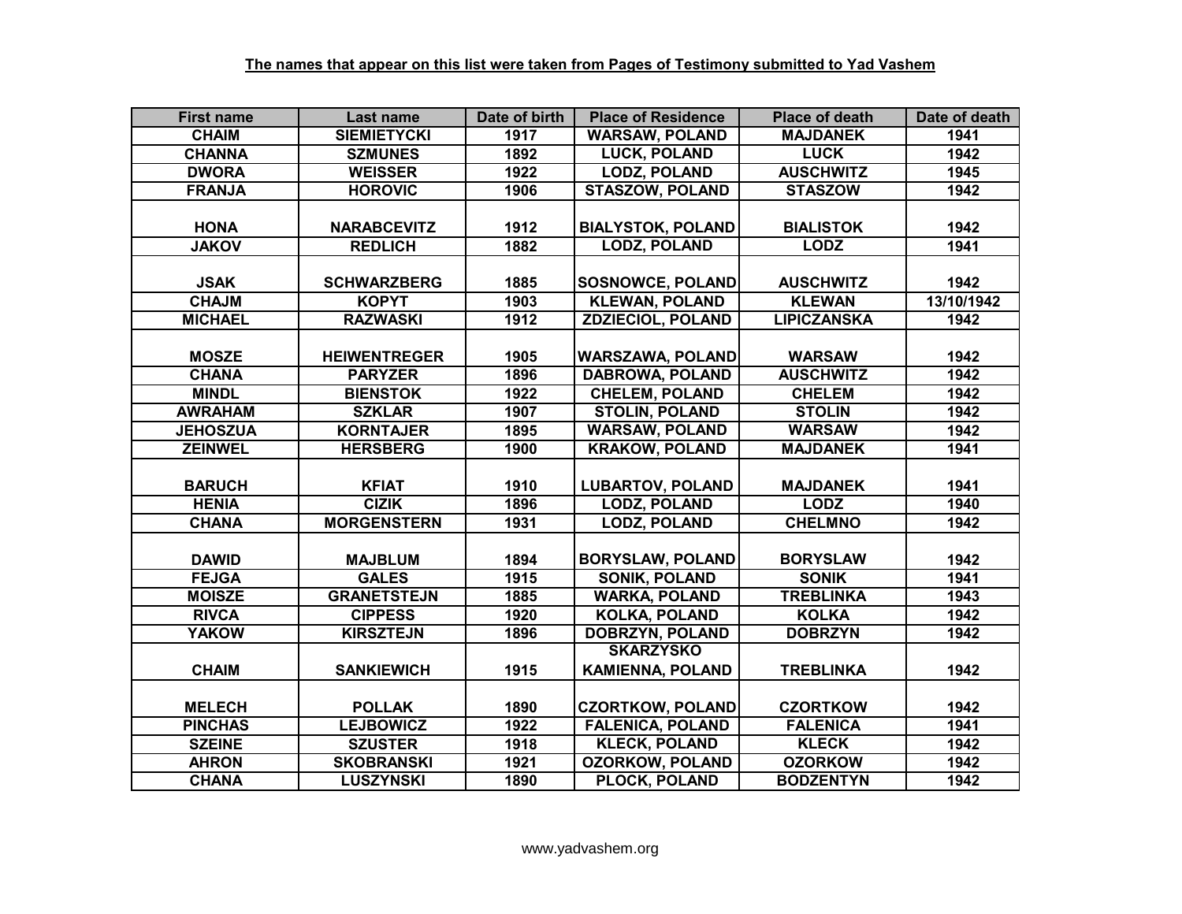**The names that appear on this list were taken from Pages of Testimony submitted to Yad Vashem**

| First name | Last name | Date of birth | Place of Residence | Place of death | Date of death |
|---|---|---|---|---|---|
| CHAIM | SIEMIETYCKI | 1917 | WARSAW, POLAND | MAJDANEK | 1941 |
| CHANNA | SZMUNES | 1892 | LUCK, POLAND | LUCK | 1942 |
| DWORA | WEISSER | 1922 | LODZ, POLAND | AUSCHWITZ | 1945 |
| FRANJA | HOROVIC | 1906 | STASZOW, POLAND | STASZOW | 1942 |
| HONA | NARABCEVITZ | 1912 | BIALYSTOK, POLAND | BIALISTOK | 1942 |
| JAKOV | REDLICH | 1882 | LODZ, POLAND | LODZ | 1941 |
| JSAK | SCHWARZBERG | 1885 | SOSNOWCE, POLAND | AUSCHWITZ | 1942 |
| CHAJM | KOPYT | 1903 | KLEWAN, POLAND | KLEWAN | 13/10/1942 |
| MICHAEL | RAZWASKI | 1912 | ZDZIECIOL, POLAND | LIPICZANSKA | 1942 |
| MOSZE | HEIWENTREGER | 1905 | WARSZAWA, POLAND | WARSAW | 1942 |
| CHANA | PARYZER | 1896 | DABROWA, POLAND | AUSCHWITZ | 1942 |
| MINDL | BIENSTOK | 1922 | CHELEM, POLAND | CHELEM | 1942 |
| AWRAHAM | SZKLAR | 1907 | STOLIN, POLAND | STOLIN | 1942 |
| JEHOSZUA | KORNTAJER | 1895 | WARSAW, POLAND | WARSAW | 1942 |
| ZEINWEL | HERSBERG | 1900 | KRAKOW, POLAND | MAJDANEK | 1941 |
| BARUCH | KFIAT | 1910 | LUBARTOV, POLAND | MAJDANEK | 1941 |
| HENIA | CIZIK | 1896 | LODZ, POLAND | LODZ | 1940 |
| CHANA | MORGENSTERN | 1931 | LODZ, POLAND | CHELMNO | 1942 |
| DAWID | MAJBLUM | 1894 | BORYSLAW, POLAND | BORYSLAW | 1942 |
| FEJGA | GALES | 1915 | SONIK, POLAND | SONIK | 1941 |
| MOISZE | GRANETSTEJN | 1885 | WARKA, POLAND | TREBLINKA | 1943 |
| RIVCA | CIPPESS | 1920 | KOLKA, POLAND | KOLKA | 1942 |
| YAKOW | KIRSZTEJN | 1896 | DOBRZYN, POLAND | DOBRZYN | 1942 |
| CHAIM | SANKIEWICH | 1915 | SKARZYSKO KAMIENNA, POLAND | TREBLINKA | 1942 |
| MELECH | POLLAK | 1890 | CZORTKOW, POLAND | CZORTKOW | 1942 |
| PINCHAS | LEJBOWICZ | 1922 | FALENICA, POLAND | FALENICA | 1941 |
| SZEINE | SZUSTER | 1918 | KLECK, POLAND | KLECK | 1942 |
| AHRON | SKOBRANSKI | 1921 | OZORKOW, POLAND | OZORKOW | 1942 |
| CHANA | LUSZYNSKI | 1890 | PLOCK, POLAND | BODZENTYN | 1942 |

www.yadvashem.org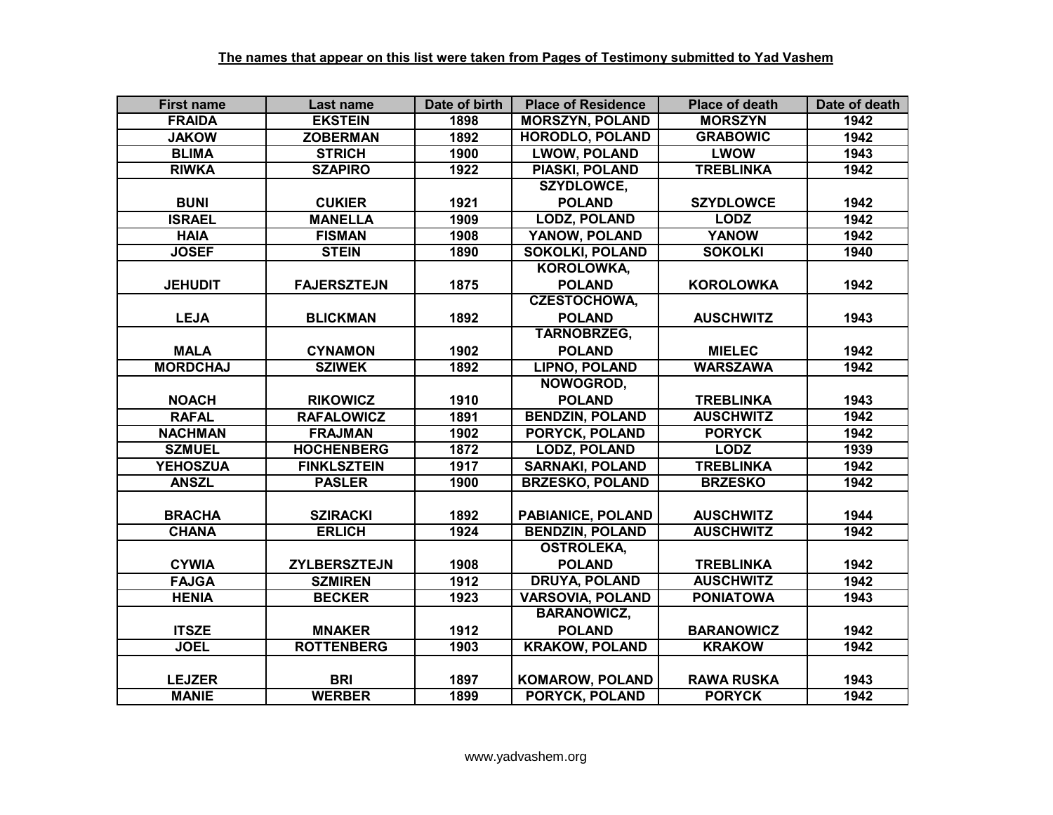**The names that appear on this list were taken from Pages of Testimony submitted to Yad Vashem**

| First name | Last name | Date of birth | Place of Residence | Place of death | Date of death |
|---|---|---|---|---|---|
| FRAIDA | EKSTEIN | 1898 | MORSZYN, POLAND | MORSZYN | 1942 |
| JAKOW | ZOBERMAN | 1892 | HORODLO, POLAND | GRABOWIC | 1942 |
| BLIMA | STRICH | 1900 | LWOW, POLAND | LWOW | 1943 |
| RIWKA | SZAPIRO | 1922 | PIASKI, POLAND | TREBLINKA | 1942 |
| BUNI | CUKIER | 1921 | SZYDLOWCE, POLAND | SZYDLOWCE | 1942 |
| ISRAEL | MANELLA | 1909 | LODZ, POLAND | LODZ | 1942 |
| HAIA | FISMAN | 1908 | YANOW, POLAND | YANOW | 1942 |
| JOSEF | STEIN | 1890 | SOKOLKI, POLAND | SOKOLKI | 1940 |
| JEHUDIT | FAJERSZTEJN | 1875 | KOROLOWKA, POLAND | KOROLOWKA | 1942 |
| LEJA | BLICKMAN | 1892 | CZESTOCHOWA, POLAND | AUSCHWITZ | 1943 |
| MALA | CYNAMON | 1902 | TARNOBRZEG, POLAND | MIELEC | 1942 |
| MORDCHAJ | SZIWEK | 1892 | LIPNO, POLAND | WARSZAWA | 1942 |
| NOACH | RIKOWICZ | 1910 | NOWOGROD, POLAND | TREBLINKA | 1943 |
| RAFAL | RAFALOWICZ | 1891 | BENDZIN, POLAND | AUSCHWITZ | 1942 |
| NACHMAN | FRAJMAN | 1902 | PORYCK, POLAND | PORYCK | 1942 |
| SZMUEL | HOCHENBERG | 1872 | LODZ, POLAND | LODZ | 1939 |
| YEHOSZUA | FINKLSZTEIN | 1917 | SARNAKI, POLAND | TREBLINKA | 1942 |
| ANSZL | PASLER | 1900 | BRZESKO, POLAND | BRZESKO | 1942 |
| BRACHA | SZIRACKI | 1892 | PABIANICE, POLAND | AUSCHWITZ | 1944 |
| CHANA | ERLICH | 1924 | BENDZIN, POLAND | AUSCHWITZ | 1942 |
| CYWIA | ZYLBERSZTEJN | 1908 | OSTROLEKA, POLAND | TREBLINKA | 1942 |
| FAJGA | SZMIREN | 1912 | DRUYA, POLAND | AUSCHWITZ | 1942 |
| HENIA | BECKER | 1923 | VARSOVIA, POLAND | PONIATOWA | 1943 |
| ITSZE | MNAKER | 1912 | BARANOWICZ, POLAND | BARANOWICZ | 1942 |
| JOEL | ROTTENBERG | 1903 | KRAKOW, POLAND | KRAKOW | 1942 |
| LEJZER | BRI | 1897 | KOMAROW, POLAND | RAWA RUSKA | 1943 |
| MANIE | WERBER | 1899 | PORYCK, POLAND | PORYCK | 1942 |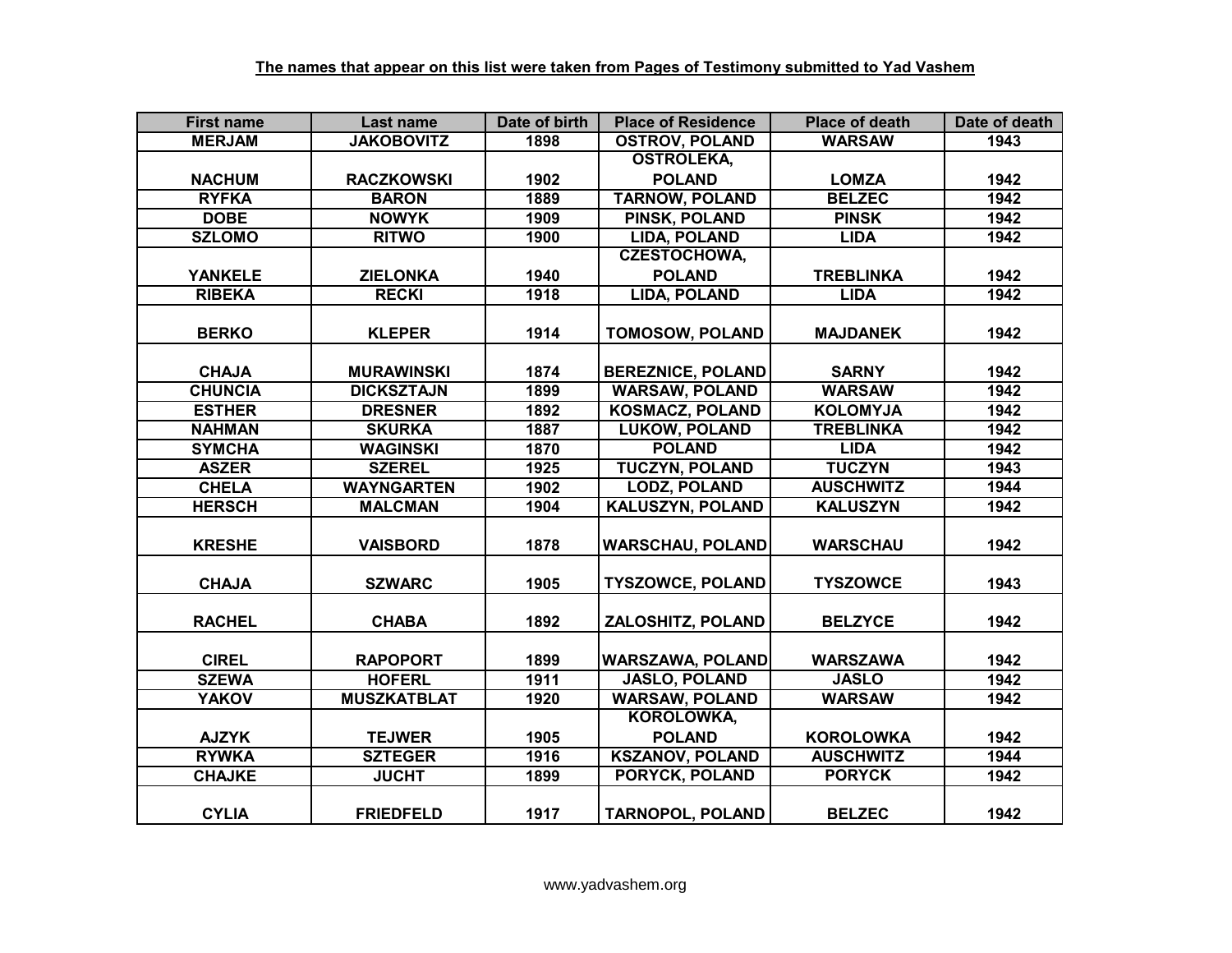**The names that appear on this list were taken from Pages of Testimony submitted to Yad Vashem**

| First name | Last name | Date of birth | Place of Residence | Place of death | Date of death |
|---|---|---|---|---|---|
| MERJAM | JAKOBOVITZ | 1898 | OSTROV, POLAND | WARSAW | 1943 |
| NACHUM | RACZKOWSKI | 1902 | OSTROLEKA, POLAND | LOMZA | 1942 |
| RYFKA | BARON | 1889 | TARNOW, POLAND | BELZEC | 1942 |
| DOBE | NOWYK | 1909 | PINSK, POLAND | PINSK | 1942 |
| SZLOMO | RITWO | 1900 | LIDA, POLAND | LIDA | 1942 |
| YANKELE | ZIELONKA | 1940 | CZESTOCHOWA, POLAND | TREBLINKA | 1942 |
| RIBEKA | RECKI | 1918 | LIDA, POLAND | LIDA | 1942 |
| BERKO | KLEPER | 1914 | TOMOSOW, POLAND | MAJDANEK | 1942 |
| CHAJA | MURAWINSKI | 1874 | BEREZNICE, POLAND | SARNY | 1942 |
| CHUNCIA | DICKSZTAJN | 1899 | WARSAW, POLAND | WARSAW | 1942 |
| ESTHER | DRESNER | 1892 | KOSMACZ, POLAND | KOLOMYJA | 1942 |
| NAHMAN | SKURKA | 1887 | LUKOW, POLAND | TREBLINKA | 1942 |
| SYMCHA | WAGINSKI | 1870 | POLAND | LIDA | 1942 |
| ASZER | SZEREL | 1925 | TUCZYN, POLAND | TUCZYN | 1943 |
| CHELA | WAYNGARTEN | 1902 | LODZ, POLAND | AUSCHWITZ | 1944 |
| HERSCH | MALCMAN | 1904 | KALUSZYN, POLAND | KALUSZYN | 1942 |
| KRESHE | VAISBORD | 1878 | WARSCHAU, POLAND | WARSCHAU | 1942 |
| CHAJA | SZWARC | 1905 | TYSZOWCE, POLAND | TYSZOWCE | 1943 |
| RACHEL | CHABA | 1892 | ZALOSHITZ, POLAND | BELZYCE | 1942 |
| CIREL | RAPOPORT | 1899 | WARSZAWA, POLAND | WARSZAWA | 1942 |
| SZEWA | HOFERL | 1911 | JASLO, POLAND | JASLO | 1942 |
| YAKOV | MUSZKATBLAT | 1920 | WARSAW, POLAND | WARSAW | 1942 |
| AJZYK | TEJWER | 1905 | KOROLOWKA, POLAND | KOROLOWKA | 1942 |
| RYWKA | SZTEGER | 1916 | KSZANOV, POLAND | AUSCHWITZ | 1944 |
| CHAJKE | JUCHT | 1899 | PORYCK, POLAND | PORYCK | 1942 |
| CYLIA | FRIEDFELD | 1917 | TARNOPOL, POLAND | BELZEC | 1942 |

www.yadvashem.org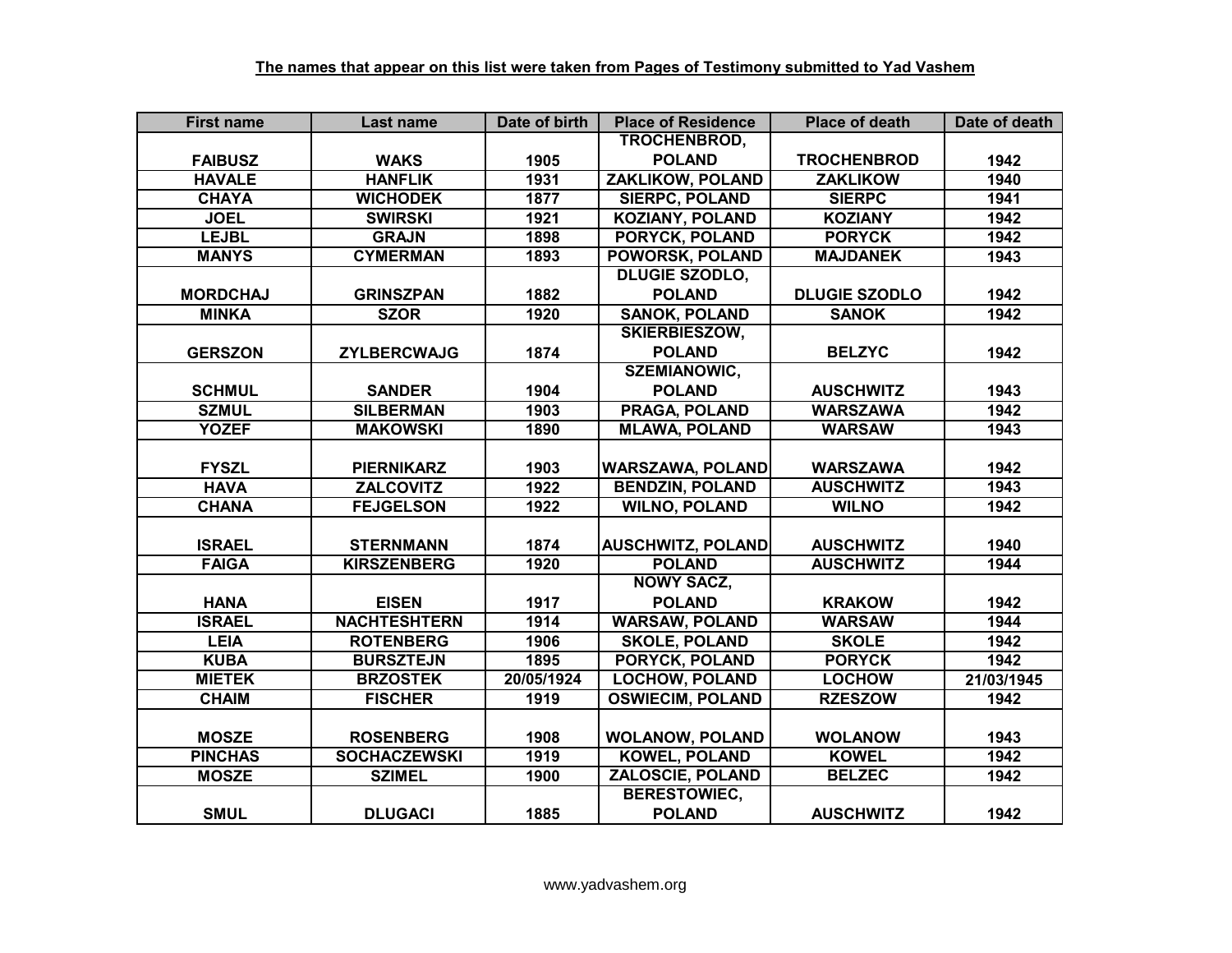**The names that appear on this list were taken from Pages of Testimony submitted to Yad Vashem**

| First name | Last name | Date of birth | Place of Residence | Place of death | Date of death |
|---|---|---|---|---|---|
| FAIBUSZ | WAKS | 1905 | TROCHENBROD, POLAND | TROCHENBROD | 1942 |
| HAVALE | HANFLIK | 1931 | ZAKLIKOW, POLAND | ZAKLIKOW | 1940 |
| CHAYA | WICHODEK | 1877 | SIERPC, POLAND | SIERPC | 1941 |
| JOEL | SWIRSKI | 1921 | KOZIANY, POLAND | KOZIANY | 1942 |
| LEJBL | GRAJN | 1898 | PORYCK, POLAND | PORYCK | 1942 |
| MANYS | CYMERMAN | 1893 | POWORSK, POLAND | MAJDANEK | 1943 |
| MORDCHAJ | GRINSZPAN | 1882 | DLUGIE SZODLO, POLAND | DLUGIE SZODLO | 1942 |
| MINKA | SZOR | 1920 | SANOK, POLAND | SANOK | 1942 |
| GERSZON | ZYLBERCWAJG | 1874 | SKIERBIESZOW, POLAND | BELZYC | 1942 |
| SCHMUL | SANDER | 1904 | SZEMIANOWIC, POLAND | AUSCHWITZ | 1943 |
| SZMUL | SILBERMAN | 1903 | PRAGA, POLAND | WARSZAWA | 1942 |
| YOZEF | MAKOWSKI | 1890 | MLAWA, POLAND | WARSAW | 1943 |
| FYSZL | PIERNIKARZ | 1903 | WARSZAWA, POLAND | WARSZAWA | 1942 |
| HAVA | ZALCOVITZ | 1922 | BENDZIN, POLAND | AUSCHWITZ | 1943 |
| CHANA | FEJGELSON | 1922 | WILNO, POLAND | WILNO | 1942 |
| ISRAEL | STERNMANN | 1874 | AUSCHWITZ, POLAND | AUSCHWITZ | 1940 |
| FAIGA | KIRSZENBERG | 1920 | POLAND | AUSCHWITZ | 1944 |
| HANA | EISEN | 1917 | NOWY SACZ, POLAND | KRAKOW | 1942 |
| ISRAEL | NACHTESHTERN | 1914 | WARSAW, POLAND | WARSAW | 1944 |
| LEIA | ROTENBERG | 1906 | SKOLE, POLAND | SKOLE | 1942 |
| KUBA | BURSZTEJN | 1895 | PORYCK, POLAND | PORYCK | 1942 |
| MIETEK | BRZOSTEK | 20/05/1924 | LOCHOW, POLAND | LOCHOW | 21/03/1945 |
| CHAIM | FISCHER | 1919 | OSWIECIM, POLAND | RZESZOW | 1942 |
| MOSZE | ROSENBERG | 1908 | WOLANOW, POLAND | WOLANOW | 1943 |
| PINCHAS | SOCHACZEWSKI | 1919 | KOWEL, POLAND | KOWEL | 1942 |
| MOSZE | SZIMEL | 1900 | ZALOSCIE, POLAND | BELZEC | 1942 |
| SMUL | DLUGACI | 1885 | BERESTOWIEC, POLAND | AUSCHWITZ | 1942 |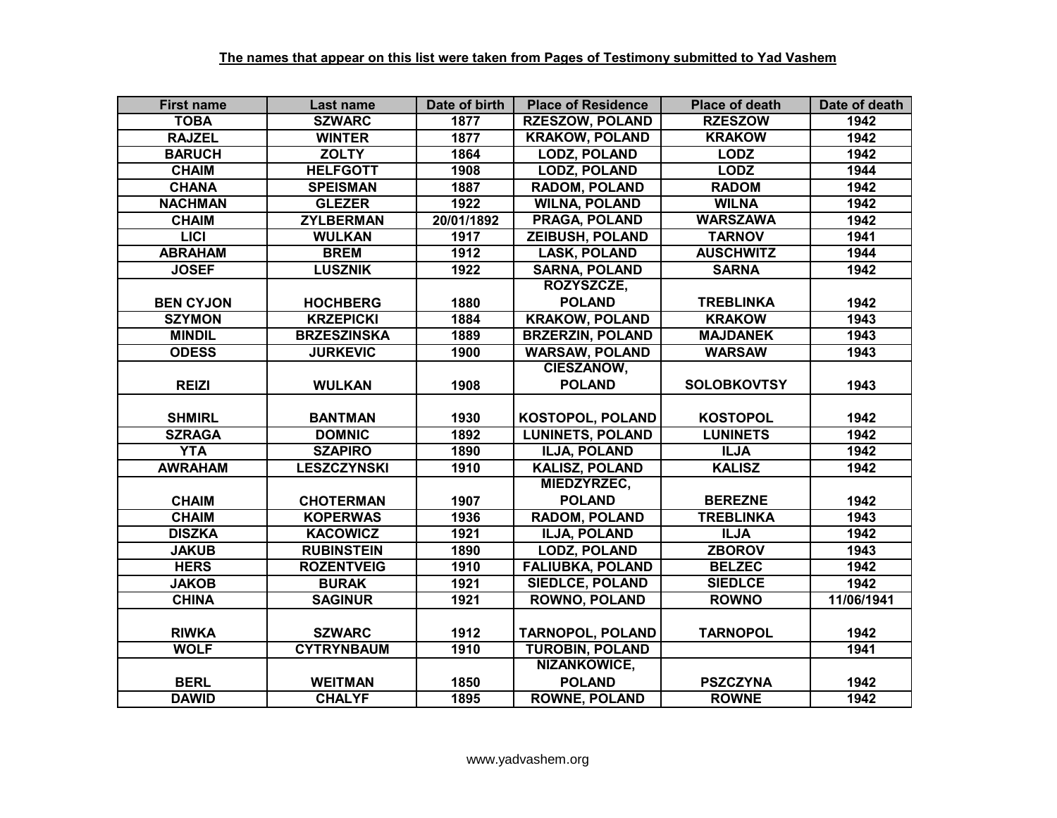**The names that appear on this list were taken from Pages of Testimony submitted to Yad Vashem**

| First name | Last name | Date of birth | Place of Residence | Place of death | Date of death |
|---|---|---|---|---|---|
| TOBA | SZWARC | 1877 | RZESZOW, POLAND | RZESZOW | 1942 |
| RAJZEL | WINTER | 1877 | KRAKOW, POLAND | KRAKOW | 1942 |
| BARUCH | ZOLTY | 1864 | LODZ, POLAND | LODZ | 1942 |
| CHAIM | HELFGOTT | 1908 | LODZ, POLAND | LODZ | 1944 |
| CHANA | SPEISMAN | 1887 | RADOM, POLAND | RADOM | 1942 |
| NACHMAN | GLEZER | 1922 | WILNA, POLAND | WILNA | 1942 |
| CHAIM | ZYLBERMAN | 20/01/1892 | PRAGA, POLAND | WARSZAWA | 1942 |
| LICI | WULKAN | 1917 | ZEIBUSH, POLAND | TARNOV | 1941 |
| ABRAHAM | BREM | 1912 | LASK, POLAND | AUSCHWITZ | 1944 |
| JOSEF | LUSZNIK | 1922 | SARNA, POLAND | SARNA | 1942 |
| BEN CYJON | HOCHBERG | 1880 | ROZYSZCZE, POLAND | TREBLINKA | 1942 |
| SZYMON | KRZEPICKI | 1884 | KRAKOW, POLAND | KRAKOW | 1943 |
| MINDIL | BRZESZINSKA | 1889 | BRZERZIN, POLAND | MAJDANEK | 1943 |
| ODESS | JURKEVIC | 1900 | WARSAW, POLAND | WARSAW | 1943 |
| REIZI | WULKAN | 1908 | CIESZANOW, POLAND | SOLOBKOVTSY | 1943 |
| SHMIRL | BANTMAN | 1930 | KOSTOPOL, POLAND | KOSTOPOL | 1942 |
| SZRAGA | DOMNIC | 1892 | LUNINETS, POLAND | LUNINETS | 1942 |
| YTA | SZAPIRO | 1890 | ILJA, POLAND | ILJA | 1942 |
| AWRAHAM | LESZCZYNSKI | 1910 | KALISZ, POLAND | KALISZ | 1942 |
| CHAIM | CHOTERMAN | 1907 | MIEDZYRZEC, POLAND | BEREZNE | 1942 |
| CHAIM | KOPERWAS | 1936 | RADOM, POLAND | TREBLINKA | 1943 |
| DISZKA | KACOWICZ | 1921 | ILJA, POLAND | ILJA | 1942 |
| JAKUB | RUBINSTEIN | 1890 | LODZ, POLAND | ZBOROV | 1943 |
| HERS | ROZENTVEIG | 1910 | FALIUBKA, POLAND | BELZEC | 1942 |
| JAKOB | BURAK | 1921 | SIEDLCE, POLAND | SIEDLCE | 1942 |
| CHINA | SAGINUR | 1921 | ROWNO, POLAND | ROWNO | 11/06/1941 |
| RIWKA | SZWARC | 1912 | TARNOPOL, POLAND | TARNOPOL | 1942 |
| WOLF | CYTRYNBAUM | 1910 | TUROBIN, POLAND | | 1941 |
| BERL | WEITMAN | 1850 | NIZANKOWICE, POLAND | PSZCZYNA | 1942 |
| DAWID | CHALYF | 1895 | ROWNE, POLAND | ROWNE | 1942 |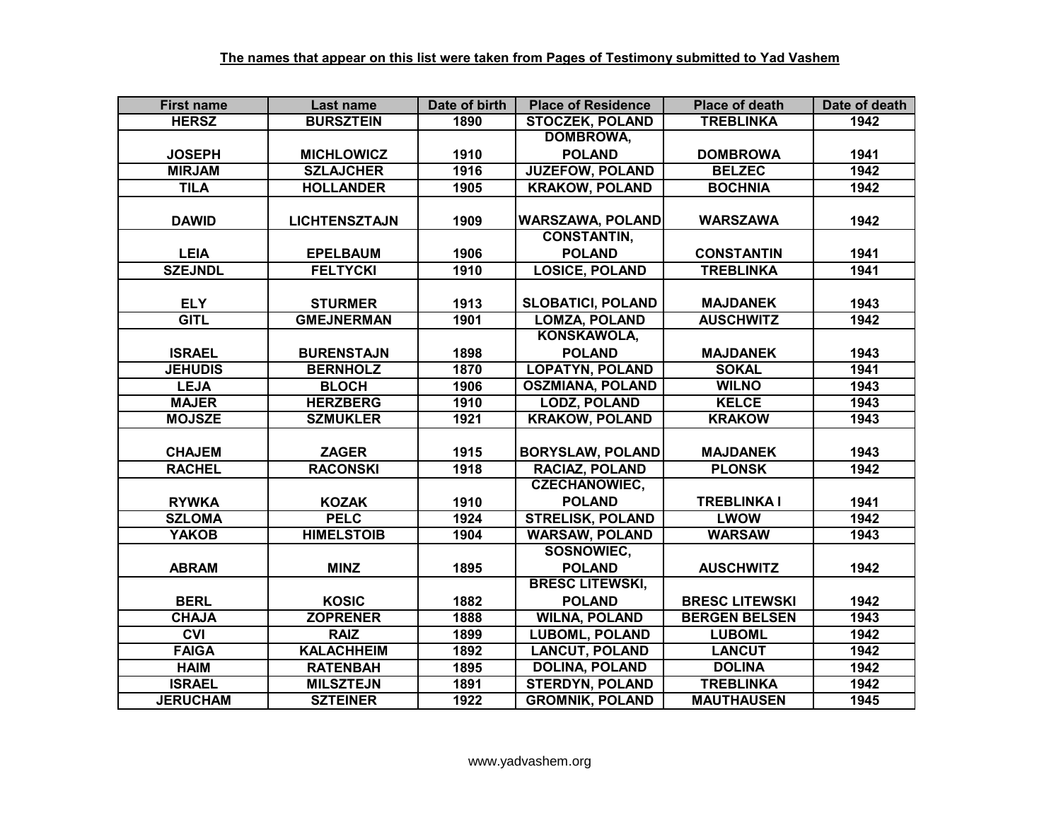**The names that appear on this list were taken from Pages of Testimony submitted to Yad Vashem**

| First name | Last name | Date of birth | Place of Residence | Place of death | Date of death |
|---|---|---|---|---|---|
| HERSZ | BURSZTEIN | 1890 | STOCZEK, POLAND | TREBLINKA | 1942 |
| JOSEPH | MICHLOWICZ | 1910 | DOMBROWA, POLAND | DOMBROWA | 1941 |
| MIRJAM | SZLAJCHER | 1916 | JUZEFOW, POLAND | BELZEC | 1942 |
| TILA | HOLLANDER | 1905 | KRAKOW, POLAND | BOCHNIA | 1942 |
| DAWID | LICHTENSZTAJN | 1909 | WARSZAWA, POLAND | WARSZAWA | 1942 |
| LEIA | EPELBAUM | 1906 | CONSTANTIN, POLAND | CONSTANTIN | 1941 |
| SZEJNDL | FELTYCKI | 1910 | LOSICE, POLAND | TREBLINKA | 1941 |
| ELY | STURMER | 1913 | SLOBATICI, POLAND | MAJDANEK | 1943 |
| GITL | GMEJNERMAN | 1901 | LOMZA, POLAND | AUSCHWITZ | 1942 |
| ISRAEL | BURENSTAJN | 1898 | KONSKAWOLA, POLAND | MAJDANEK | 1943 |
| JEHUDIS | BERNHOLZ | 1870 | LOPATYN, POLAND | SOKAL | 1941 |
| LEJA | BLOCH | 1906 | OSZMIANA, POLAND | WILNO | 1943 |
| MAJER | HERZBERG | 1910 | LODZ, POLAND | KELCE | 1943 |
| MOJSZE | SZMUKLER | 1921 | KRAKOW, POLAND | KRAKOW | 1943 |
| CHAJEM | ZAGER | 1915 | BORYSLAW, POLAND | MAJDANEK | 1943 |
| RACHEL | RACONSKI | 1918 | RACIAZ, POLAND | PLONSK | 1942 |
| RYWKA | KOZAK | 1910 | CZECHANOWIEC, POLAND | TREBLINKA I | 1941 |
| SZLOMA | PELC | 1924 | STRELISK, POLAND | LWOW | 1942 |
| YAKOB | HIMELSTOIB | 1904 | WARSAW, POLAND | WARSAW | 1943 |
| ABRAM | MINZ | 1895 | SOSNOWIEC, POLAND | AUSCHWITZ | 1942 |
| BERL | KOSIC | 1882 | BRESC LITEWSKI, POLAND | BRESC LITEWSKI | 1942 |
| CHAJA | ZOPRENER | 1888 | WILNA, POLAND | BERGEN BELSEN | 1943 |
| CVI | RAIZ | 1899 | LUBOML, POLAND | LUBOML | 1942 |
| FAIGA | KALACHHEIM | 1892 | LANCUT, POLAND | LANCUT | 1942 |
| HAIM | RATENBAH | 1895 | DOLINA, POLAND | DOLINA | 1942 |
| ISRAEL | MILSZTEJN | 1891 | STERDYN, POLAND | TREBLINKA | 1942 |
| JERUCHAM | SZTEINER | 1922 | GROMNIK, POLAND | MAUTHAUSEN | 1945 |

www.yadvashem.org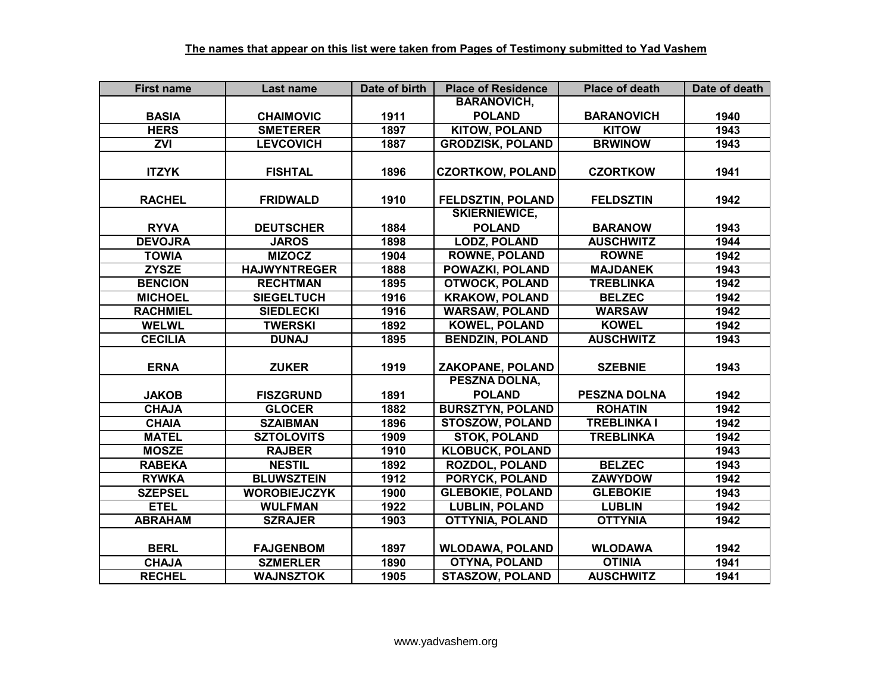**The names that appear on this list were taken from Pages of Testimony submitted to Yad Vashem**

| First name | Last name | Date of birth | Place of Residence | Place of death | Date of death |
|---|---|---|---|---|---|
| BASIA | CHAIMOVIC | 1911 | BARANOVICH, POLAND | BARANOVICH | 1940 |
| HERS | SMETERER | 1897 | KITOW, POLAND | KITOW | 1943 |
| ZVI | LEVCOVICH | 1887 | GRODZISK, POLAND | BRWINOW | 1943 |
| ITZYK | FISHTAL | 1896 | CZORTKOW, POLAND | CZORTKOW | 1941 |
| RACHEL | FRIDWALD | 1910 | FELDSZTIN, POLAND | FELDSZTIN | 1942 |
| RYVA | DEUTSCHER | 1884 | SKIERNIEWICE, POLAND | BARANOW | 1943 |
| DEVOJRA | JAROS | 1898 | LODZ, POLAND | AUSCHWITZ | 1944 |
| TOWIA | MIZOCZ | 1904 | ROWNE, POLAND | ROWNE | 1942 |
| ZYSZE | HAJWYNTREGER | 1888 | POWAZKI, POLAND | MAJDANEK | 1943 |
| BENCION | RECHTMAN | 1895 | OTWOCK, POLAND | TREBLINKA | 1942 |
| MICHOEL | SIEGELTUCH | 1916 | KRAKOW, POLAND | BELZEC | 1942 |
| RACHMIEL | SIEDLECKI | 1916 | WARSAW, POLAND | WARSAW | 1942 |
| WELWL | TWERSKI | 1892 | KOWEL, POLAND | KOWEL | 1942 |
| CECILIA | DUNAJ | 1895 | BENDZIN, POLAND | AUSCHWITZ | 1943 |
| ERNA | ZUKER | 1919 | ZAKOPANE, POLAND | SZEBNIE | 1943 |
| JAKOB | FISZGRUND | 1891 | PESZNA DOLNA, POLAND | PESZNA DOLNA | 1942 |
| CHAJA | GLOCER | 1882 | BURSZTYN, POLAND | ROHATIN | 1942 |
| CHAIA | SZAIBMAN | 1896 | STOSZOW, POLAND | TREBLINKA I | 1942 |
| MATEL | SZTOLOVITS | 1909 | STOK, POLAND | TREBLINKA | 1942 |
| MOSZE | RAJBER | 1910 | KLOBUCK, POLAND | | 1943 |
| RABEKA | NESTIL | 1892 | ROZDOL, POLAND | BELZEC | 1943 |
| RYWKA | BLUWSZTEIN | 1912 | PORYCK, POLAND | ZAWYDOW | 1942 |
| SZEPSEL | WOROBIEJCZYK | 1900 | GLEBOKIE, POLAND | GLEBOKIE | 1943 |
| ETEL | WULFMAN | 1922 | LUBLIN, POLAND | LUBLIN | 1942 |
| ABRAHAM | SZRAJER | 1903 | OTTYNIA, POLAND | OTTYNIA | 1942 |
| BERL | FAJGENBOM | 1897 | WLODAWA, POLAND | WLODAWA | 1942 |
| CHAJA | SZMERLER | 1890 | OTYNA, POLAND | OTINIA | 1941 |
| RECHEL | WAJNSZTOK | 1905 | STASZOW, POLAND | AUSCHWITZ | 1941 |

www.yadvashem.org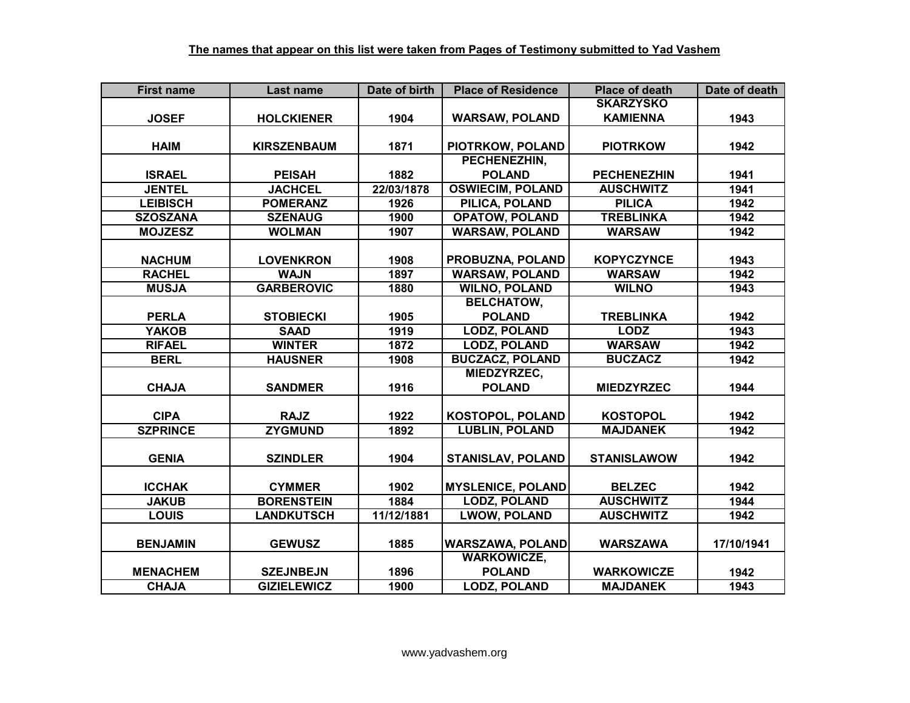**The names that appear on this list were taken from Pages of Testimony submitted to Yad Vashem**

| First name | Last name | Date of birth | Place of Residence | Place of death | Date of death |
|---|---|---|---|---|---|
| JOSEF | HOLCKIENER | 1904 | WARSAW, POLAND | SKARZYSKO KAMIENNA | 1943 |
| HAIM | KIRSZENBAUM | 1871 | PIOTRKOW, POLAND | PIOTRKOW | 1942 |
| ISRAEL | PEISAH | 1882 | PECHENEZHIN, POLAND | PECHENEZHIN | 1941 |
| JENTEL | JACHCEL | 22/03/1878 | OSWIECIM, POLAND | AUSCHWITZ | 1941 |
| LEIBISCH | POMERANZ | 1926 | PILICA, POLAND | PILICA | 1942 |
| SZOSZANA | SZENAUG | 1900 | OPATOW, POLAND | TREBLINKA | 1942 |
| MOJZESZ | WOLMAN | 1907 | WARSAW, POLAND | WARSAW | 1942 |
| NACHUM | LOVENKRON | 1908 | PROBUZNA, POLAND | KOPYCZYNCE | 1943 |
| RACHEL | WAJN | 1897 | WARSAW, POLAND | WARSAW | 1942 |
| MUSJA | GARBEROVIC | 1880 | WILNO, POLAND | WILNO | 1943 |
| PERLA | STOBIECKI | 1905 | BELCHATOW, POLAND | TREBLINKA | 1942 |
| YAKOB | SAAD | 1919 | LODZ, POLAND | LODZ | 1943 |
| RIFAEL | WINTER | 1872 | LODZ, POLAND | WARSAW | 1942 |
| BERL | HAUSNER | 1908 | BUCZACZ, POLAND | BUCZACZ | 1942 |
| CHAJA | SANDMER | 1916 | MIEDZYRZEC, POLAND | MIEDZYRZEC | 1944 |
| CIPA | RAJZ | 1922 | KOSTOPOL, POLAND | KOSTOPOL | 1942 |
| SZPRINCE | ZYGMUND | 1892 | LUBLIN, POLAND | MAJDANEK | 1942 |
| GENIA | SZINDLER | 1904 | STANISLAV, POLAND | STANISLAWOW | 1942 |
| ICCHAK | CYMMER | 1902 | MYSLENICE, POLAND | BELZEC | 1942 |
| JAKUB | BORENSTEIN | 1884 | LODZ, POLAND | AUSCHWITZ | 1944 |
| LOUIS | LANDKUTSCH | 11/12/1881 | LWOW, POLAND | AUSCHWITZ | 1942 |
| BENJAMIN | GEWUSZ | 1885 | WARSZAWA, POLAND | WARSZAWA | 17/10/1941 |
| MENACHEM | SZEJNBEJN | 1896 | WARKOWICZE, POLAND | WARKOWICZE | 1942 |
| CHAJA | GIZIELEWICZ | 1900 | LODZ, POLAND | MAJDANEK | 1943 |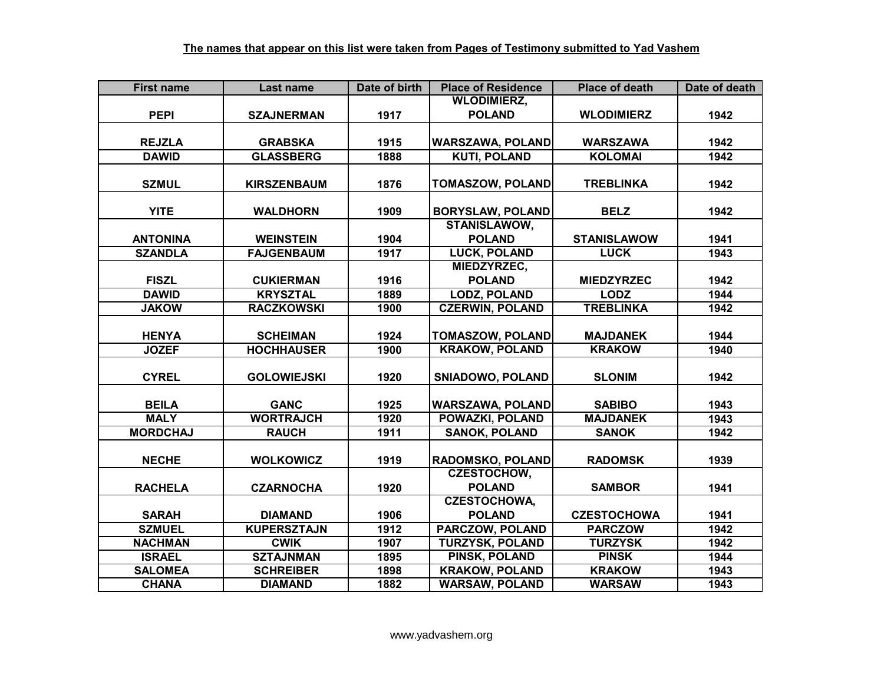**The names that appear on this list were taken from Pages of Testimony submitted to Yad Vashem**

| First name | Last name | Date of birth | Place of Residence | Place of death | Date of death |
|---|---|---|---|---|---|
| PEPI | SZAJNERMAN | 1917 | WLODIMIERZ, POLAND | WLODIMIERZ | 1942 |
| REJZLA | GRABSKA | 1915 | WARSZAWA, POLAND | WARSZAWA | 1942 |
| DAWID | GLASSBERG | 1888 | KUTI, POLAND | KOLOMAI | 1942 |
| SZMUL | KIRSZENBAUM | 1876 | TOMASZOW, POLAND | TREBLINKA | 1942 |
| YITE | WALDHORN | 1909 | BORYSLAW, POLAND | BELZ | 1942 |
| ANTONINA | WEINSTEIN | 1904 | STANISLAWOW, POLAND | STANISLAWOW | 1941 |
| SZANDLA | FAJGENBAUM | 1917 | LUCK, POLAND | LUCK | 1943 |
| FISZL | CUKIERMAN | 1916 | MIEDZYRZEC, POLAND | MIEDZYRZEC | 1942 |
| DAWID | KRYSZTAL | 1889 | LODZ, POLAND | LODZ | 1944 |
| JAKOW | RACZKOWSKI | 1900 | CZERWIN, POLAND | TREBLINKA | 1942 |
| HENYA | SCHEIMAN | 1924 | TOMASZOW, POLAND | MAJDANEK | 1944 |
| JOZEF | HOCHHAUSER | 1900 | KRAKOW, POLAND | KRAKOW | 1940 |
| CYREL | GOLOWIEJSKI | 1920 | SNIADOWO, POLAND | SLONIM | 1942 |
| BEILA | GANC | 1925 | WARSZAWA, POLAND | SABIBO | 1943 |
| MALY | WORTRAJCH | 1920 | POWAZKI, POLAND | MAJDANEK | 1943 |
| MORDCHAJ | RAUCH | 1911 | SANOK, POLAND | SANOK | 1942 |
| NECHE | WOLKOWICZ | 1919 | RADOMSKO, POLAND | RADOMSK | 1939 |
| RACHELA | CZARNOCHA | 1920 | CZESTOCHOW, POLAND | SAMBOR | 1941 |
| SARAH | DIAMAND | 1906 | CZESTOCHOWA, POLAND | CZESTOCHOWA | 1941 |
| SZMUEL | KUPERSZTAJN | 1912 | PARCZOW, POLAND | PARCZOW | 1942 |
| NACHMAN | CWIK | 1907 | TURZYSK, POLAND | TURZYSK | 1942 |
| ISRAEL | SZTAJNMAN | 1895 | PINSK, POLAND | PINSK | 1944 |
| SALOMEA | SCHREIBER | 1898 | KRAKOW, POLAND | KRAKOW | 1943 |
| CHANA | DIAMAND | 1882 | WARSAW, POLAND | WARSAW | 1943 |

www.yadvashem.org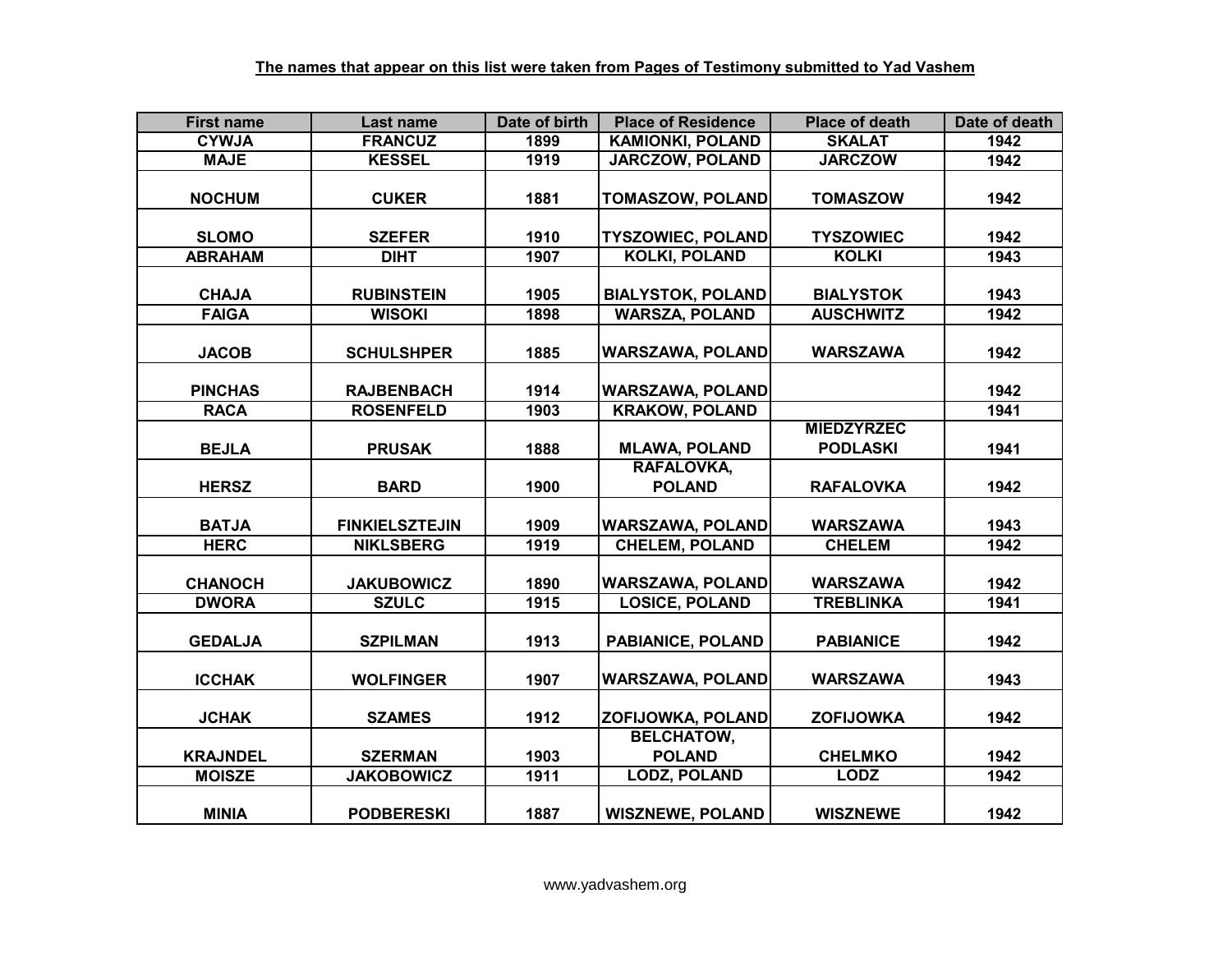**The names that appear on this list were taken from Pages of Testimony submitted to Yad Vashem**

| First name | Last name | Date of birth | Place of Residence | Place of death | Date of death |
|---|---|---|---|---|---|
| CYWJA | FRANCUZ | 1899 | KAMIONKI, POLAND | SKALAT | 1942 |
| MAJE | KESSEL | 1919 | JARCZOW, POLAND | JARCZOW | 1942 |
| NOCHUM | CUKER | 1881 | TOMASZOW, POLAND | TOMASZOW | 1942 |
| SLOMO | SZEFER | 1910 | TYSZOWIEC, POLAND | TYSZOWIEC | 1942 |
| ABRAHAM | DIHT | 1907 | KOLKI, POLAND | KOLKI | 1943 |
| CHAJA | RUBINSTEIN | 1905 | BIALYSTOK, POLAND | BIALYSTOK | 1943 |
| FAIGA | WISOKI | 1898 | WARSZA, POLAND | AUSCHWITZ | 1942 |
| JACOB | SCHULSHPER | 1885 | WARSZAWA, POLAND | WARSZAWA | 1942 |
| PINCHAS | RAJBENBACH | 1914 | WARSZAWA, POLAND | | 1942 |
| RACA | ROSENFELD | 1903 | KRAKOW, POLAND | | 1941 |
| BEJLA | PRUSAK | 1888 | MLAWA, POLAND | MIEDZYRZEC PODLASKI | 1941 |
| HERSZ | BARD | 1900 | RAFALOVKA, POLAND | RAFALOVKA | 1942 |
| BATJA | FINKIELSZTEJIN | 1909 | WARSZAWA, POLAND | WARSZAWA | 1943 |
| HERC | NIKLSBERG | 1919 | CHELEM, POLAND | CHELEM | 1942 |
| CHANOCH | JAKUBOWICZ | 1890 | WARSZAWA, POLAND | WARSZAWA | 1942 |
| DWORA | SZULC | 1915 | LOSICE, POLAND | TREBLINKA | 1941 |
| GEDALJA | SZPILMAN | 1913 | PABIANICE, POLAND | PABIANICE | 1942 |
| ICCHAK | WOLFINGER | 1907 | WARSZAWA, POLAND | WARSZAWA | 1943 |
| JCHAK | SZAMES | 1912 | ZOFIJOWKA, POLAND | ZOFIJOWKA | 1942 |
| KRAJNDEL | SZERMAN | 1903 | BELCHATOW, POLAND | CHELMKO | 1942 |
| MOISZE | JAKOBOWICZ | 1911 | LODZ, POLAND | LODZ | 1942 |
| MINIA | PODBERESKI | 1887 | WISZNEWE, POLAND | WISZNEWE | 1942 |

www.yadvashem.org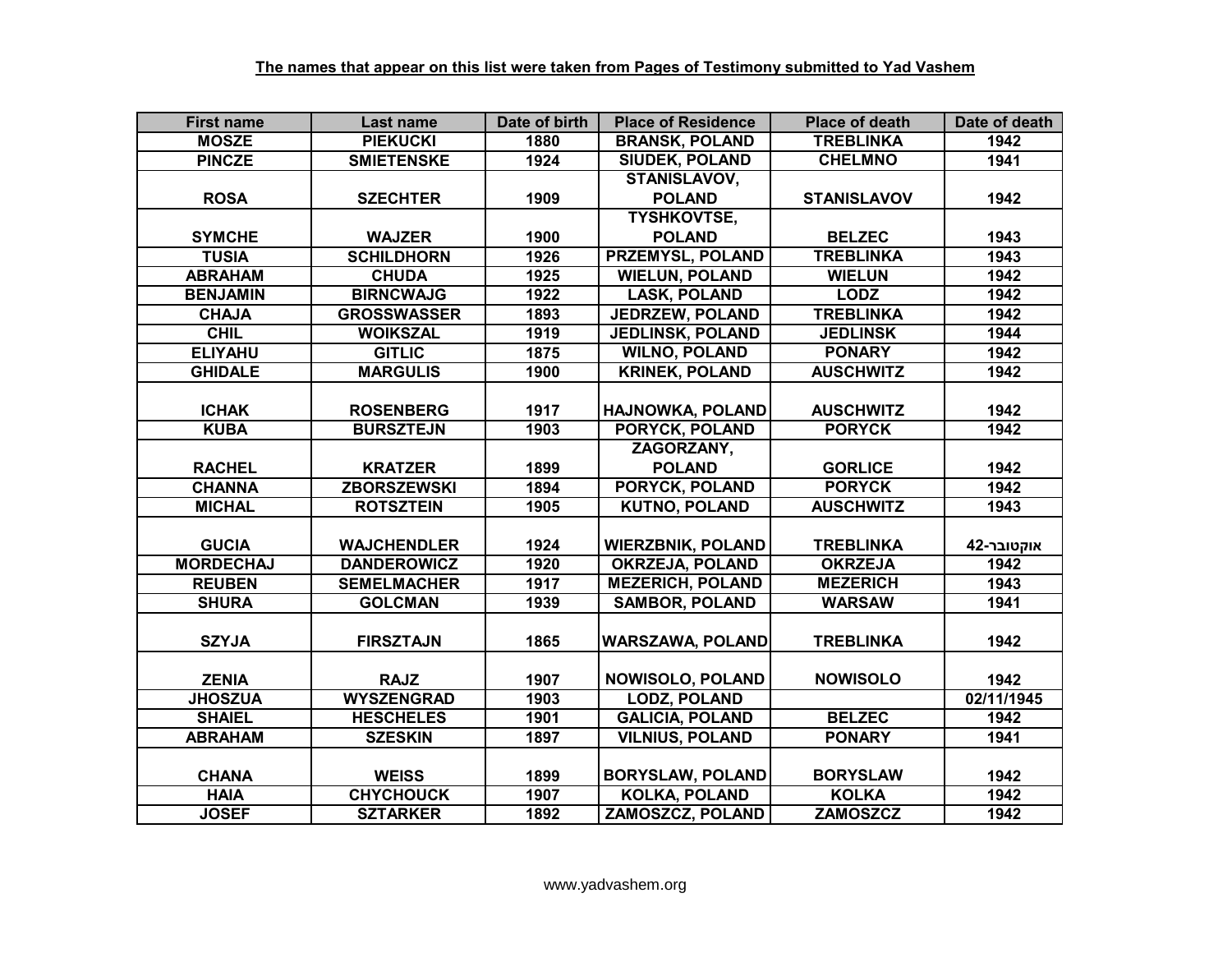**The names that appear on this list were taken from Pages of Testimony submitted to Yad Vashem**

| First name | Last name | Date of birth | Place of Residence | Place of death | Date of death |
|---|---|---|---|---|---|
| MOSZE | PIEKUCKI | 1880 | BRANSK, POLAND | TREBLINKA | 1942 |
| PINCZE | SMIETENSKE | 1924 | SIUDEK, POLAND | CHELMNO | 1941 |
| ROSA | SZECHTER | 1909 | STANISLAVOV, POLAND | STANISLAVOV | 1942 |
| SYMCHE | WAJZER | 1900 | TYSHKOVTSE, POLAND | BELZEC | 1943 |
| TUSIA | SCHILDHORN | 1926 | PRZEMYSL, POLAND | TREBLINKA | 1943 |
| ABRAHAM | CHUDA | 1925 | WIELUN, POLAND | WIELUN | 1942 |
| BENJAMIN | BIRNCWAJG | 1922 | LASK, POLAND | LODZ | 1942 |
| CHAJA | GROSSWASSER | 1893 | JEDRZEW, POLAND | TREBLINKA | 1942 |
| CHIL | WOIKSZAL | 1919 | JEDLINSK, POLAND | JEDLINSK | 1944 |
| ELIYAHU | GITLIC | 1875 | WILNO, POLAND | PONARY | 1942 |
| GHIDALE | MARGULIS | 1900 | KRINEK, POLAND | AUSCHWITZ | 1942 |
| ICHAK | ROSENBERG | 1917 | HAJNOWKA, POLAND | AUSCHWITZ | 1942 |
| KUBA | BURSZTEJN | 1903 | PORYCK, POLAND | PORYCK | 1942 |
| RACHEL | KRATZER | 1899 | ZAGORZANY, POLAND | GORLICE | 1942 |
| CHANNA | ZBORSZEWSKI | 1894 | PORYCK, POLAND | PORYCK | 1942 |
| MICHAL | ROTSZTEIN | 1905 | KUTNO, POLAND | AUSCHWITZ | 1943 |
| GUCIA | WAJCHENDLER | 1924 | WIERZBNIK, POLAND | TREBLINKA | אוקטובר-42 |
| MORDECHAJ | DANDEROWICZ | 1920 | OKRZEJA, POLAND | OKRZEJA | 1942 |
| REUBEN | SEMELMACHER | 1917 | MEZERICH, POLAND | MEZERICH | 1943 |
| SHURA | GOLCMAN | 1939 | SAMBOR, POLAND | WARSAW | 1941 |
| SZYJA | FIRSZTAJN | 1865 | WARSZAWA, POLAND | TREBLINKA | 1942 |
| ZENIA | RAJZ | 1907 | NOWISOLO, POLAND | NOWISOLO | 1942 |
| JHOSZUA | WYSZENGRAD | 1903 | LODZ, POLAND | | 02/11/1945 |
| SHAIEL | HESCHELES | 1901 | GALICIA, POLAND | BELZEC | 1942 |
| ABRAHAM | SZESKIN | 1897 | VILNIUS, POLAND | PONARY | 1941 |
| CHANA | WEISS | 1899 | BORYSLAW, POLAND | BORYSLAW | 1942 |
| HAIA | CHYCHOUCK | 1907 | KOLKA, POLAND | KOLKA | 1942 |
| JOSEF | SZTARKER | 1892 | ZAMOSZCZ, POLAND | ZAMOSZCZ | 1942 |

www.yadvashem.org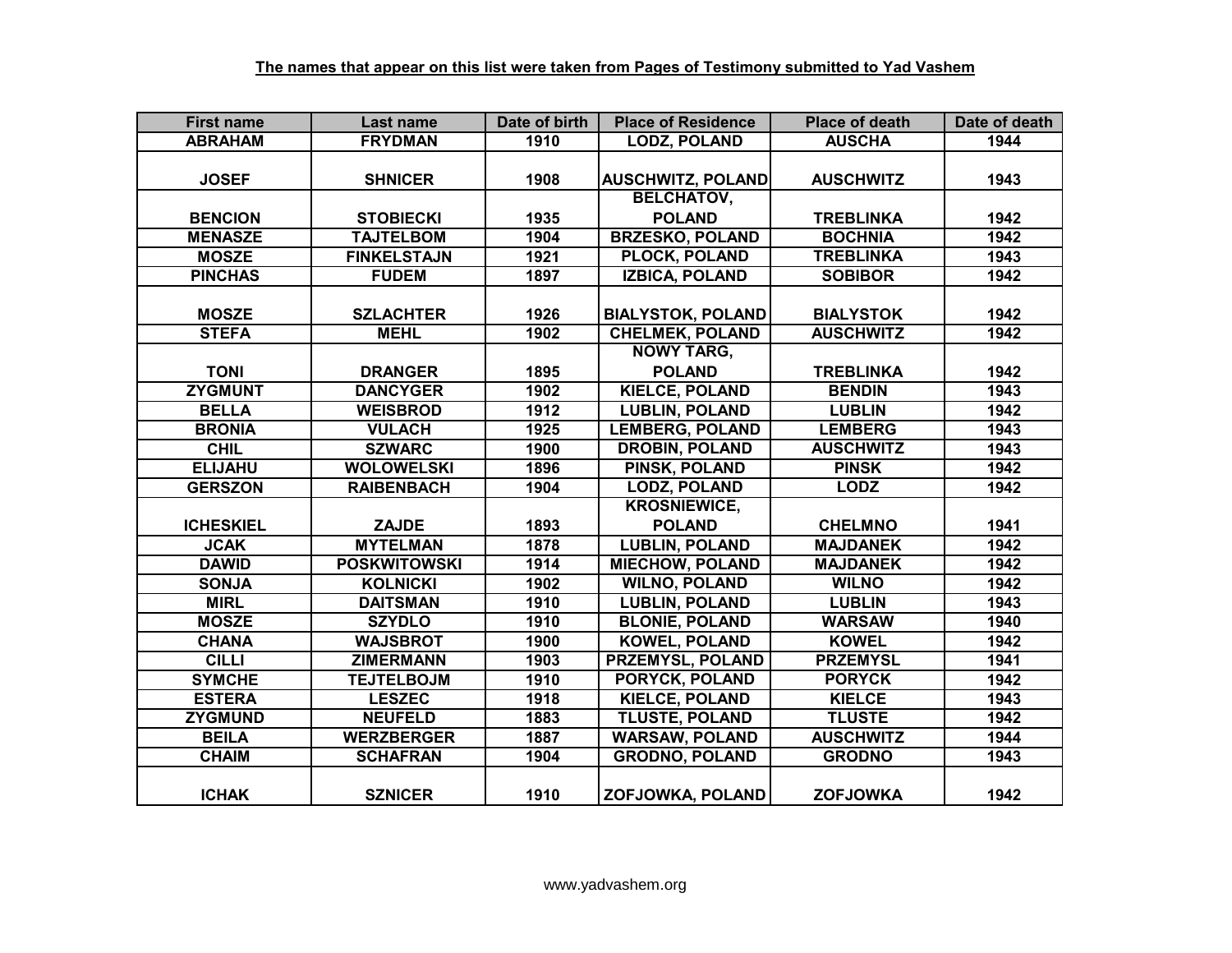**The names that appear on this list were taken from Pages of Testimony submitted to Yad Vashem**

| First name | Last name | Date of birth | Place of Residence | Place of death | Date of death |
|---|---|---|---|---|---|
| ABRAHAM | FRYDMAN | 1910 | LODZ, POLAND | AUSCHA | 1944 |
| JOSEF | SHNICER | 1908 | AUSCHWITZ, POLAND | AUSCHWITZ | 1943 |
| BENCION | STOBIECKI | 1935 | BELCHATOV, POLAND | TREBLINKA | 1942 |
| MENASZE | TAJTELBOM | 1904 | BRZESKO, POLAND | BOCHNIA | 1942 |
| MOSZE | FINKELSTAJN | 1921 | PLOCK, POLAND | TREBLINKA | 1943 |
| PINCHAS | FUDEM | 1897 | IZBICA, POLAND | SOBIBOR | 1942 |
| MOSZE | SZLACHTER | 1926 | BIALYSTOK, POLAND | BIALYSTOK | 1942 |
| STEFA | MEHL | 1902 | CHELMEK, POLAND | AUSCHWITZ | 1942 |
| TONI | DRANGER | 1895 | NOWY TARG, POLAND | TREBLINKA | 1942 |
| ZYGMUNT | DANCYGER | 1902 | KIELCE, POLAND | BENDIN | 1943 |
| BELLA | WEISBROD | 1912 | LUBLIN, POLAND | LUBLIN | 1942 |
| BRONIA | VULACH | 1925 | LEMBERG, POLAND | LEMBERG | 1943 |
| CHIL | SZWARC | 1900 | DROBIN, POLAND | AUSCHWITZ | 1943 |
| ELIJAHU | WOLOWELSKI | 1896 | PINSK, POLAND | PINSK | 1942 |
| GERSZON | RAIBENBACH | 1904 | LODZ, POLAND | LODZ | 1942 |
| ICHESKIEL | ZAJDE | 1893 | KROSNIEWICE, POLAND | CHELMNO | 1941 |
| JCAK | MYTELMAN | 1878 | LUBLIN, POLAND | MAJDANEK | 1942 |
| DAWID | POSKWITOWSKI | 1914 | MIECHOW, POLAND | MAJDANEK | 1942 |
| SONJA | KOLNICKI | 1902 | WILNO, POLAND | WILNO | 1942 |
| MIRL | DAITSMAN | 1910 | LUBLIN, POLAND | LUBLIN | 1943 |
| MOSZE | SZYDLO | 1910 | BLONIE, POLAND | WARSAW | 1940 |
| CHANA | WAJSBROT | 1900 | KOWEL, POLAND | KOWEL | 1942 |
| CILLI | ZIMERMANN | 1903 | PRZEMYSL, POLAND | PRZEMYSL | 1941 |
| SYMCHE | TEJTELBOJM | 1910 | PORYCK, POLAND | PORYCK | 1942 |
| ESTERA | LESZEC | 1918 | KIELCE, POLAND | KIELCE | 1943 |
| ZYGMUND | NEUFELD | 1883 | TLUSTE, POLAND | TLUSTE | 1942 |
| BEILA | WERZBERGER | 1887 | WARSAW, POLAND | AUSCHWITZ | 1944 |
| CHAIM | SCHAFRAN | 1904 | GRODNO, POLAND | GRODNO | 1943 |
| ICHAK | SZNICER | 1910 | ZOFJOWKA, POLAND | ZOFJOWKA | 1942 |

www.yadvashem.org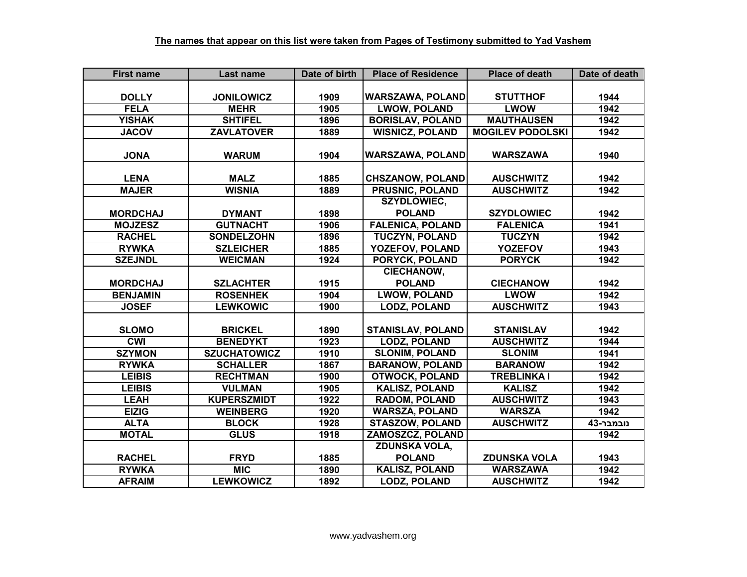**The names that appear on this list were taken from Pages of Testimony submitted to Yad Vashem**

| First name | Last name | Date of birth | Place of Residence | Place of death | Date of death |
|---|---|---|---|---|---|
| DOLLY | JONILOWICZ | 1909 | WARSZAWA, POLAND | STUTTHOF | 1944 |
| FELA | MEHR | 1905 | LWOW, POLAND | LWOW | 1942 |
| YISHAK | SHTIFEL | 1896 | BORISLAV, POLAND | MAUTHAUSEN | 1942 |
| JACOV | ZAVLATOVER | 1889 | WISNICZ, POLAND | MOGILEV PODOLSKI | 1942 |
| JONA | WARUM | 1904 | WARSZAWA, POLAND | WARSZAWA | 1940 |
| LENA | MALZ | 1885 | CHSZANOW, POLAND | AUSCHWITZ | 1942 |
| MAJER | WISNIA | 1889 | PRUSNIC, POLAND | AUSCHWITZ | 1942 |
| MORDCHAJ | DYMANT | 1898 | SZYDLOWIEC, POLAND | SZYDLOWIEC | 1942 |
| MOJZESZ | GUTNACHT | 1906 | FALENICA, POLAND | FALENICA | 1941 |
| RACHEL | SONDELZOHN | 1896 | TUCZYN, POLAND | TUCZYN | 1942 |
| RYWKA | SZLEICHER | 1885 | YOZEFOV, POLAND | YOZEFOV | 1943 |
| SZEJNDL | WEICMAN | 1924 | PORYCK, POLAND | PORYCK | 1942 |
| MORDCHAJ | SZLACHTER | 1915 | CIECHANOW, POLAND | CIECHANOW | 1942 |
| BENJAMIN | ROSENHEK | 1904 | LWOW, POLAND | LWOW | 1942 |
| JOSEF | LEWKOWIC | 1900 | LODZ, POLAND | AUSCHWITZ | 1943 |
| SLOMO | BRICKEL | 1890 | STANISLAV, POLAND | STANISLAV | 1942 |
| CWI | BENEDYKT | 1923 | LODZ, POLAND | AUSCHWITZ | 1944 |
| SZYMON | SZUCHATOWICZ | 1910 | SLONIM, POLAND | SLONIM | 1941 |
| RYWKA | SCHALLER | 1867 | BARANOW, POLAND | BARANOW | 1942 |
| LEIBIS | RECHTMAN | 1900 | OTWOCK, POLAND | TREBLINKA I | 1942 |
| LEIBIS | VULMAN | 1905 | KALISZ, POLAND | KALISZ | 1942 |
| LEAH | KUPERSZMIDT | 1922 | RADOM, POLAND | AUSCHWITZ | 1943 |
| EIZIG | WEINBERG | 1920 | WARSZA, POLAND | WARSZA | 1942 |
| ALTA | BLOCK | 1928 | STASZOW, POLAND | AUSCHWITZ | נובמבר-43 |
| MOTAL | GLUS | 1918 | ZAMOSZCZ, POLAND | | 1942 |
| RACHEL | FRYD | 1885 | ZDUNSKA VOLA, POLAND | ZDUNSKA VOLA | 1943 |
| RYWKA | MIC | 1890 | KALISZ, POLAND | WARSZAWA | 1942 |
| AFRAIM | LEWKOWICZ | 1892 | LODZ, POLAND | AUSCHWITZ | 1942 |

www.yadvashem.org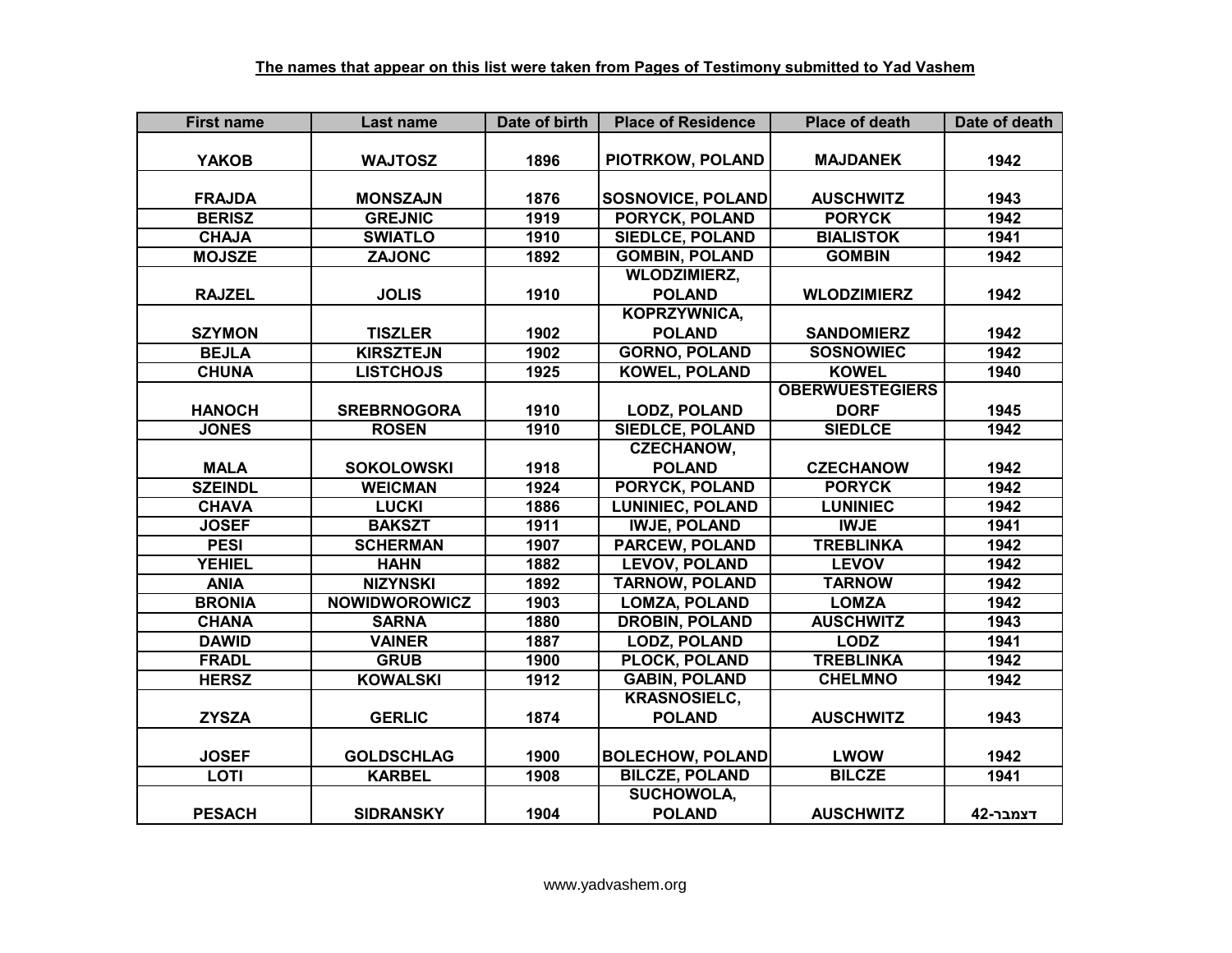**The names that appear on this list were taken from Pages of Testimony submitted to Yad Vashem**

| First name | Last name | Date of birth | Place of Residence | Place of death | Date of death |
|---|---|---|---|---|---|
| YAKOB | WAJTOSZ | 1896 | PIOTRKOW, POLAND | MAJDANEK | 1942 |
| FRAJDA | MONSZAJN | 1876 | SOSNOVICE, POLAND | AUSCHWITZ | 1943 |
| BERISZ | GREJNIC | 1919 | PORYCK, POLAND | PORYCK | 1942 |
| CHAJA | SWIATLO | 1910 | SIEDLCE, POLAND | BIALISTOK | 1941 |
| MOJSZE | ZAJONC | 1892 | GOMBIN, POLAND | GOMBIN | 1942 |
| RAJZEL | JOLIS | 1910 | WLODZIMIERZ, POLAND | WLODZIMIERZ | 1942 |
| SZYMON | TISZLER | 1902 | KOPRZYWNICA, POLAND | SANDOMIERZ | 1942 |
| BEJLA | KIRSZTEJN | 1902 | GORNO, POLAND | SOSNOWIEC | 1942 |
| CHUNA | LISTCHOJS | 1925 | KOWEL, POLAND | KOWEL | 1940 |
| HANOCH | SREBRNOGORA | 1910 | LODZ, POLAND | OBERWUESTEGIERSDORF | 1945 |
| JONES | ROSEN | 1910 | SIEDLCE, POLAND | SIEDLCE | 1942 |
| MALA | SOKOLOWSKI | 1918 | CZECHANOW, POLAND | CZECHANOW | 1942 |
| SZEINDL | WEICMAN | 1924 | PORYCK, POLAND | PORYCK | 1942 |
| CHAVA | LUCKI | 1886 | LUNINIEC, POLAND | LUNINIEC | 1942 |
| JOSEF | BAKSZT | 1911 | IWJE, POLAND | IWJE | 1941 |
| PESI | SCHERMAN | 1907 | PARCEW, POLAND | TREBLINKA | 1942 |
| YEHIEL | HAHN | 1882 | LEVOV, POLAND | LEVOV | 1942 |
| ANIA | NIZYNSKI | 1892 | TARNOW, POLAND | TARNOW | 1942 |
| BRONIA | NOWIDWOROWICZ | 1903 | LOMZA, POLAND | LOMZA | 1942 |
| CHANA | SARNA | 1880 | DROBIN, POLAND | AUSCHWITZ | 1943 |
| DAWID | VAINER | 1887 | LODZ, POLAND | LODZ | 1941 |
| FRADL | GRUB | 1900 | PLOCK, POLAND | TREBLINKA | 1942 |
| HERSZ | KOWALSKI | 1912 | GABIN, POLAND | CHELMNO | 1942 |
| ZYSZA | GERLIC | 1874 | KRASNOSIELC, POLAND | AUSCHWITZ | 1943 |
| JOSEF | GOLDSCHLAG | 1900 | BOLECHOW, POLAND | LWOW | 1942 |
| LOTI | KARBEL | 1908 | BILCZE, POLAND | BILCZE | 1941 |
| PESACH | SIDRANSKY | 1904 | SUCHOWOLA, POLAND | AUSCHWITZ | דצמבר-42 |

www.yadvashem.org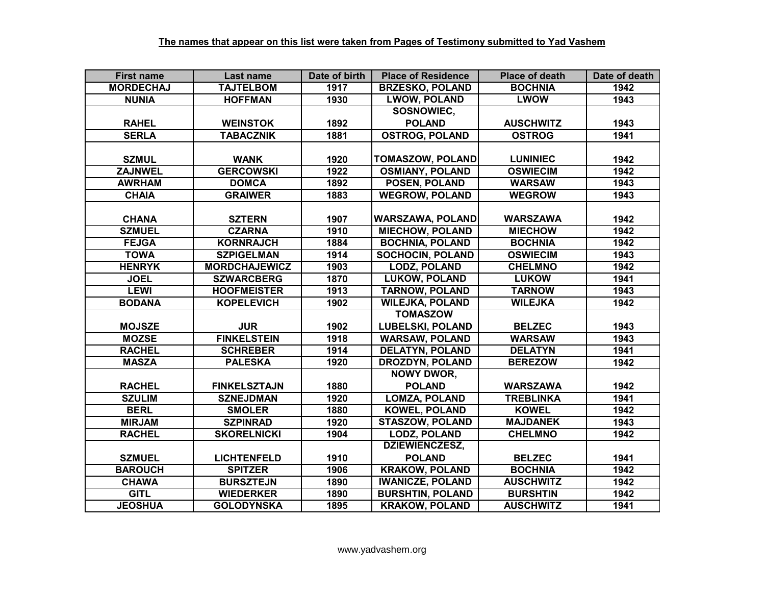**The names that appear on this list were taken from Pages of Testimony submitted to Yad Vashem**

| First name | Last name | Date of birth | Place of Residence | Place of death | Date of death |
|---|---|---|---|---|---|
| MORDECHAJ | TAJTELBOM | 1917 | BRZESKO, POLAND | BOCHNIA | 1942 |
| NUNIA | HOFFMAN | 1930 | LWOW, POLAND | LWOW | 1943 |
| RAHEL | WEINSTOK | 1892 | SOSNOWIEC, POLAND | AUSCHWITZ | 1943 |
| SERLA | TABACZNIK | 1881 | OSTROG, POLAND | OSTROG | 1941 |
| SZMUL | WANK | 1920 | TOMASZOW, POLAND | LUNINIEC | 1942 |
| ZAJNWEL | GERCOWSKI | 1922 | OSMIANY, POLAND | OSWIECIM | 1942 |
| AWRHAM | DOMCA | 1892 | POSEN, POLAND | WARSAW | 1943 |
| CHAIA | GRAIWER | 1883 | WEGROW, POLAND | WEGROW | 1943 |
| CHANA | SZTERN | 1907 | WARSZAWA, POLAND | WARSZAWA | 1942 |
| SZMUEL | CZARNA | 1910 | MIECHOW, POLAND | MIECHOW | 1942 |
| FEJGA | KORNRAJCH | 1884 | BOCHNIA, POLAND | BOCHNIA | 1942 |
| TOWA | SZPIGELMAN | 1914 | SOCHOCIN, POLAND | OSWIECIM | 1943 |
| HENRYK | MORDCHAJEWICZ | 1903 | LODZ, POLAND | CHELMNO | 1942 |
| JOEL | SZWARCBERG | 1870 | LUKOW, POLAND | LUKOW | 1941 |
| LEWI | HOOFMEISTER | 1913 | TARNOW, POLAND | TARNOW | 1943 |
| BODANA | KOPELEVICH | 1902 | WILEJKA, POLAND | WILEJKA | 1942 |
| MOJSZE | JUR | 1902 | TOMASZOW LUBELSKI, POLAND | BELZEC | 1943 |
| MOZSE | FINKELSTEIN | 1918 | WARSAW, POLAND | WARSAW | 1943 |
| RACHEL | SCHREBER | 1914 | DELATYN, POLAND | DELATYN | 1941 |
| MASZA | PALESKA | 1920 | DROZDYN, POLAND | BEREZOW | 1942 |
| RACHEL | FINKELSZTAJN | 1880 | NOWY DWOR, POLAND | WARSZAWA | 1942 |
| SZULIM | SZNEJDMAN | 1920 | LOMZA, POLAND | TREBLINKA | 1941 |
| BERL | SMOLER | 1880 | KOWEL, POLAND | KOWEL | 1942 |
| MIRJAM | SZPINRAD | 1920 | STASZOW, POLAND | MAJDANEK | 1943 |
| RACHEL | SKORELNICKI | 1904 | LODZ, POLAND | CHELMNO | 1942 |
| SZMUEL | LICHTENFELD | 1910 | DZIEWIENCZESZ, POLAND | BELZEC | 1941 |
| BAROUCH | SPITZER | 1906 | KRAKOW, POLAND | BOCHNIA | 1942 |
| CHAWA | BURSZTEJN | 1890 | IWANICZE, POLAND | AUSCHWITZ | 1942 |
| GITL | WIEDERKER | 1890 | BURSHTIN, POLAND | BURSHTIN | 1942 |
| JEOSHUA | GOLODYNSKA | 1895 | KRAKOW, POLAND | AUSCHWITZ | 1941 |

www.yadvashem.org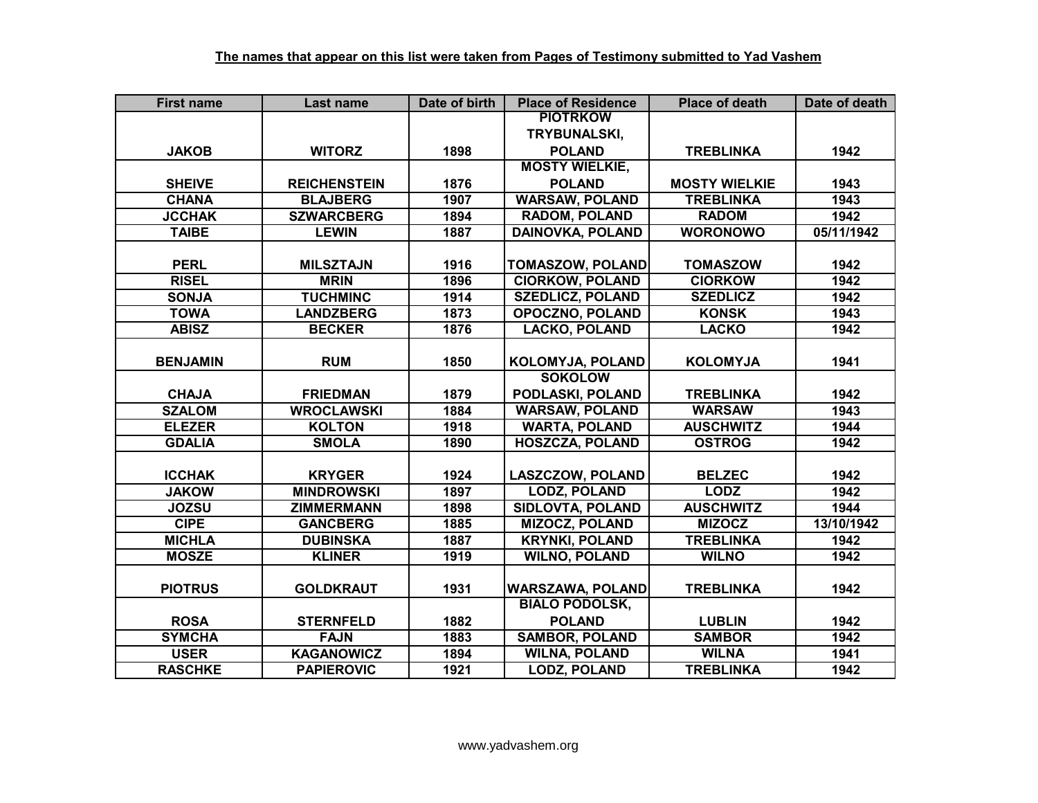**The names that appear on this list were taken from Pages of Testimony submitted to Yad Vashem**

| First name | Last name | Date of birth | Place of Residence | Place of death | Date of death |
|---|---|---|---|---|---|
| JAKOB | WITORZ | 1898 | PIOTRKOW TRYBUNALSKI, POLAND | TREBLINKA | 1942 |
| SHEIVE | REICHENSTEIN | 1876 | MOSTY WIELKIE, POLAND | MOSTY WIELKIE | 1943 |
| CHANA | BLAJBERG | 1907 | WARSAW, POLAND | TREBLINKA | 1943 |
| JCCHAK | SZWARCBERG | 1894 | RADOM, POLAND | RADOM | 1942 |
| TAIBE | LEWIN | 1887 | DAINOVKA, POLAND | WORONOWO | 05/11/1942 |
| PERL | MILSZTAJN | 1916 | TOMASZOW, POLAND | TOMASZOW | 1942 |
| RISEL | MRIN | 1896 | CIORKOW, POLAND | CIORKOW | 1942 |
| SONJA | TUCHMINC | 1914 | SZEDLICZ, POLAND | SZEDLICZ | 1942 |
| TOWA | LANDZBERG | 1873 | OPOCZNO, POLAND | KONSK | 1943 |
| ABISZ | BECKER | 1876 | LACKO, POLAND | LACKO | 1942 |
| BENJAMIN | RUM | 1850 | KOLOMYJA, POLAND | KOLOMYJA | 1941 |
| CHAJA | FRIEDMAN | 1879 | SOKOLOW PODLASKI, POLAND | TREBLINKA | 1942 |
| SZALOM | WROCLAWSKI | 1884 | WARSAW, POLAND | WARSAW | 1943 |
| ELEZER | KOLTON | 1918 | WARTA, POLAND | AUSCHWITZ | 1944 |
| GDALIA | SMOLA | 1890 | HOSZCZA, POLAND | OSTROG | 1942 |
| ICCHAK | KRYGER | 1924 | LASZCZOW, POLAND | BELZEC | 1942 |
| JAKOW | MINDROWSKI | 1897 | LODZ, POLAND | LODZ | 1942 |
| JOZSU | ZIMMERMANN | 1898 | SIDLOVTA, POLAND | AUSCHWITZ | 1944 |
| CIPE | GANCBERG | 1885 | MIZOCZ, POLAND | MIZOCZ | 13/10/1942 |
| MICHLA | DUBINSKA | 1887 | KRYNKI, POLAND | TREBLINKA | 1942 |
| MOSZE | KLINER | 1919 | WILNO, POLAND | WILNO | 1942 |
| PIOTRUS | GOLDKRAUT | 1931 | WARSZAWA, POLAND | TREBLINKA | 1942 |
| ROSA | STERNFELD | 1882 | BIALO PODOLSK, POLAND | LUBLIN | 1942 |
| SYMCHA | FAJN | 1883 | SAMBOR, POLAND | SAMBOR | 1942 |
| USER | KAGANOWICZ | 1894 | WILNA, POLAND | WILNA | 1941 |
| RASCHKE | PAPIEROVIC | 1921 | LODZ, POLAND | TREBLINKA | 1942 |

www.yadvashem.org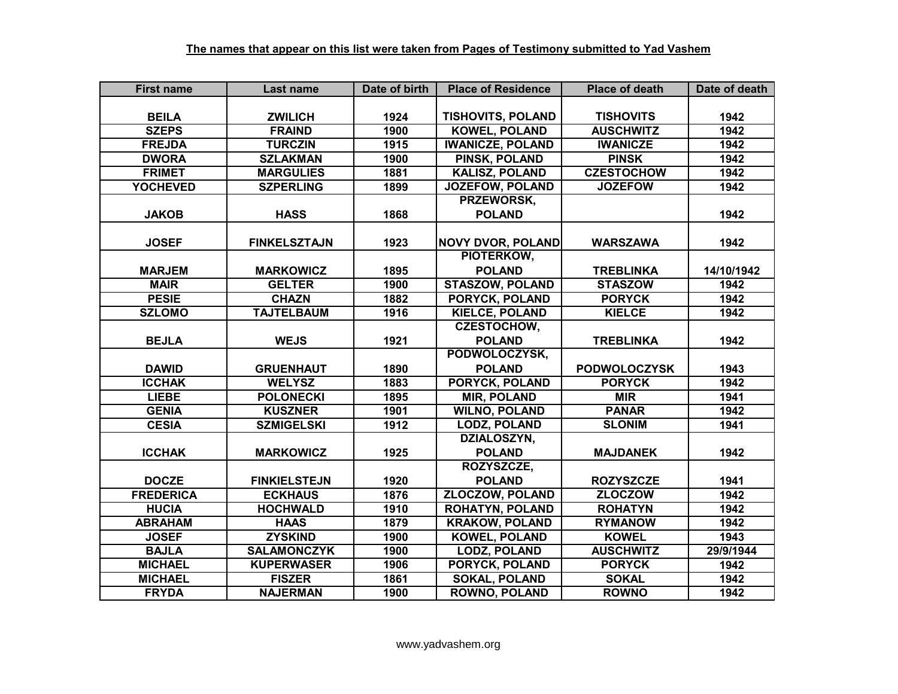**The names that appear on this list were taken from Pages of Testimony submitted to Yad Vashem**

| First name | Last name | Date of birth | Place of Residence | Place of death | Date of death |
|---|---|---|---|---|---|
| BEILA | ZWILICH | 1924 | TISHOVITS, POLAND | TISHOVITS | 1942 |
| SZEPS | FRAIND | 1900 | KOWEL, POLAND | AUSCHWITZ | 1942 |
| FREJDA | TURCZIN | 1915 | IWANICZE, POLAND | IWANICZE | 1942 |
| DWORA | SZLAKMAN | 1900 | PINSK, POLAND | PINSK | 1942 |
| FRIMET | MARGULIES | 1881 | KALISZ, POLAND | CZESTOCHOW | 1942 |
| YOCHEVED | SZPERLING | 1899 | JOZEFOW, POLAND | JOZEFOW | 1942 |
| JAKOB | HASS | 1868 | PRZEWORSK, POLAND | | 1942 |
| JOSEF | FINKELSZTAJN | 1923 | NOVY DVOR, POLAND | WARSZAWA | 1942 |
| MARJEM | MARKOWICZ | 1895 | PIOTERKOW, POLAND | TREBLINKA | 14/10/1942 |
| MAIR | GELTER | 1900 | STASZOW, POLAND | STASZOW | 1942 |
| PESIE | CHAZN | 1882 | PORYCK, POLAND | PORYCK | 1942 |
| SZLOMO | TAJTELBAUM | 1916 | KIELCE, POLAND | KIELCE | 1942 |
| BEJLA | WEJS | 1921 | CZESTOCHOW, POLAND | TREBLINKA | 1942 |
| DAWID | GRUENHAUT | 1890 | PODWOLOCZYSK, POLAND | PODWOLOCZYSK | 1943 |
| ICCHAK | WELYSZ | 1883 | PORYCK, POLAND | PORYCK | 1942 |
| LIEBE | POLONECKI | 1895 | MIR, POLAND | MIR | 1941 |
| GENIA | KUSZNER | 1901 | WILNO, POLAND | PANAR | 1942 |
| CESIA | SZMIGELSKI | 1912 | LODZ, POLAND | SLONIM | 1941 |
| ICCHAK | MARKOWICZ | 1925 | DZIALOSZYN, POLAND | MAJDANEK | 1942 |
| DOCZE | FINKIELSTEJN | 1920 | ROZYSZCZE, POLAND | ROZYSZCZE | 1941 |
| FREDERICA | ECKHAUS | 1876 | ZLOCZOW, POLAND | ZLOCZOW | 1942 |
| HUCIA | HOCHWALD | 1910 | ROHATYN, POLAND | ROHATYN | 1942 |
| ABRAHAM | HAAS | 1879 | KRAKOW, POLAND | RYMANOW | 1942 |
| JOSEF | ZYSKIND | 1900 | KOWEL, POLAND | KOWEL | 1943 |
| BAJLA | SALAMONCZYK | 1900 | LODZ, POLAND | AUSCHWITZ | 29/9/1944 |
| MICHAEL | KUPERWASER | 1906 | PORYCK, POLAND | PORYCK | 1942 |
| MICHAEL | FISZER | 1861 | SOKAL, POLAND | SOKAL | 1942 |
| FRYDA | NAJERMAN | 1900 | ROWNO, POLAND | ROWNO | 1942 |

www.yadvashem.org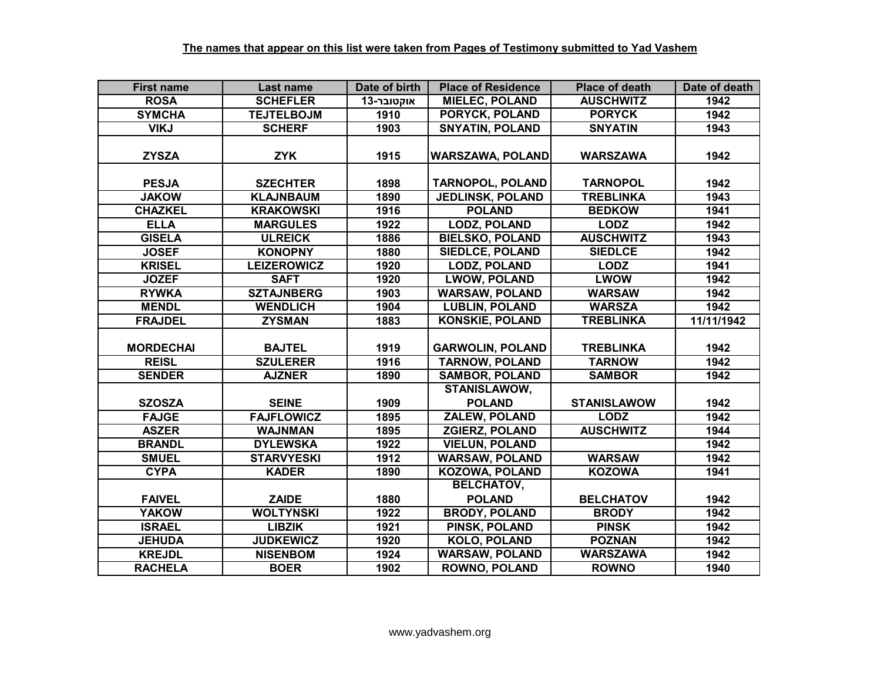**The names that appear on this list were taken from Pages of Testimony submitted to Yad Vashem**

| First name | Last name | Date of birth | Place of Residence | Place of death | Date of death |
|---|---|---|---|---|---|
| ROSA | SCHEFLER | 13-אוקטובר | MIELEC, POLAND | AUSCHWITZ | 1942 |
| SYMCHA | TEJTELBOJM | 1910 | PORYCK, POLAND | PORYCK | 1942 |
| VIKJ | SCHERF | 1903 | SNYATIN, POLAND | SNYATIN | 1943 |
| ZYSZA | ZYK | 1915 | WARSZAWA, POLAND | WARSZAWA | 1942 |
| PESJA | SZECHTER | 1898 | TARNOPOL, POLAND | TARNOPOL | 1942 |
| JAKOW | KLAJNBAUM | 1890 | JEDLINSK, POLAND | TREBLINKA | 1943 |
| CHAZKEL | KRAKOWSKI | 1916 | POLAND | BEDKOW | 1941 |
| ELLA | MARGULES | 1922 | LODZ, POLAND | LODZ | 1942 |
| GISELA | ULREICK | 1886 | BIELSKO, POLAND | AUSCHWITZ | 1943 |
| JOSEF | KONOPNY | 1880 | SIEDLCE, POLAND | SIEDLCE | 1942 |
| KRISEL | LEIZEROWICZ | 1920 | LODZ, POLAND | LODZ | 1941 |
| JOZEF | SAFT | 1920 | LWOW, POLAND | LWOW | 1942 |
| RYWKA | SZTAJNBERG | 1903 | WARSAW, POLAND | WARSAW | 1942 |
| MENDL | WENDLICH | 1904 | LUBLIN, POLAND | WARSZA | 1942 |
| FRAJDEL | ZYSMAN | 1883 | KONSKIE, POLAND | TREBLINKA | 11/11/1942 |
| MORDECHAI | BAJTEL | 1919 | GARWOLIN, POLAND | TREBLINKA | 1942 |
| REISL | SZULERER | 1916 | TARNOW, POLAND | TARNOW | 1942 |
| SENDER | AJZNER | 1890 | SAMBOR, POLAND | SAMBOR | 1942 |
| SZOSZA | SEINE | 1909 | STANISLAWOW, POLAND | STANISLAWOW | 1942 |
| FAJGE | FAJFLOWICZ | 1895 | ZALEW, POLAND | LODZ | 1942 |
| ASZER | WAJNMAN | 1895 | ZGIERZ, POLAND | AUSCHWITZ | 1944 |
| BRANDL | DYLEWSKA | 1922 | VIELUN, POLAND | | 1942 |
| SMUEL | STARVYESKI | 1912 | WARSAW, POLAND | WARSAW | 1942 |
| CYPA | KADER | 1890 | KOZOWA, POLAND | KOZOWA | 1941 |
| FAIVEL | ZAIDE | 1880 | BELCHATOV, POLAND | BELCHATOV | 1942 |
| YAKOW | WOLTYNSKI | 1922 | BRODY, POLAND | BRODY | 1942 |
| ISRAEL | LIBZIK | 1921 | PINSK, POLAND | PINSK | 1942 |
| JEHUDA | JUDKEWICZ | 1920 | KOLO, POLAND | POZNAN | 1942 |
| KREJDL | NISENBOM | 1924 | WARSAW, POLAND | WARSZAWA | 1942 |
| RACHELA | BOER | 1902 | ROWNO, POLAND | ROWNO | 1940 |

www.yadvashem.org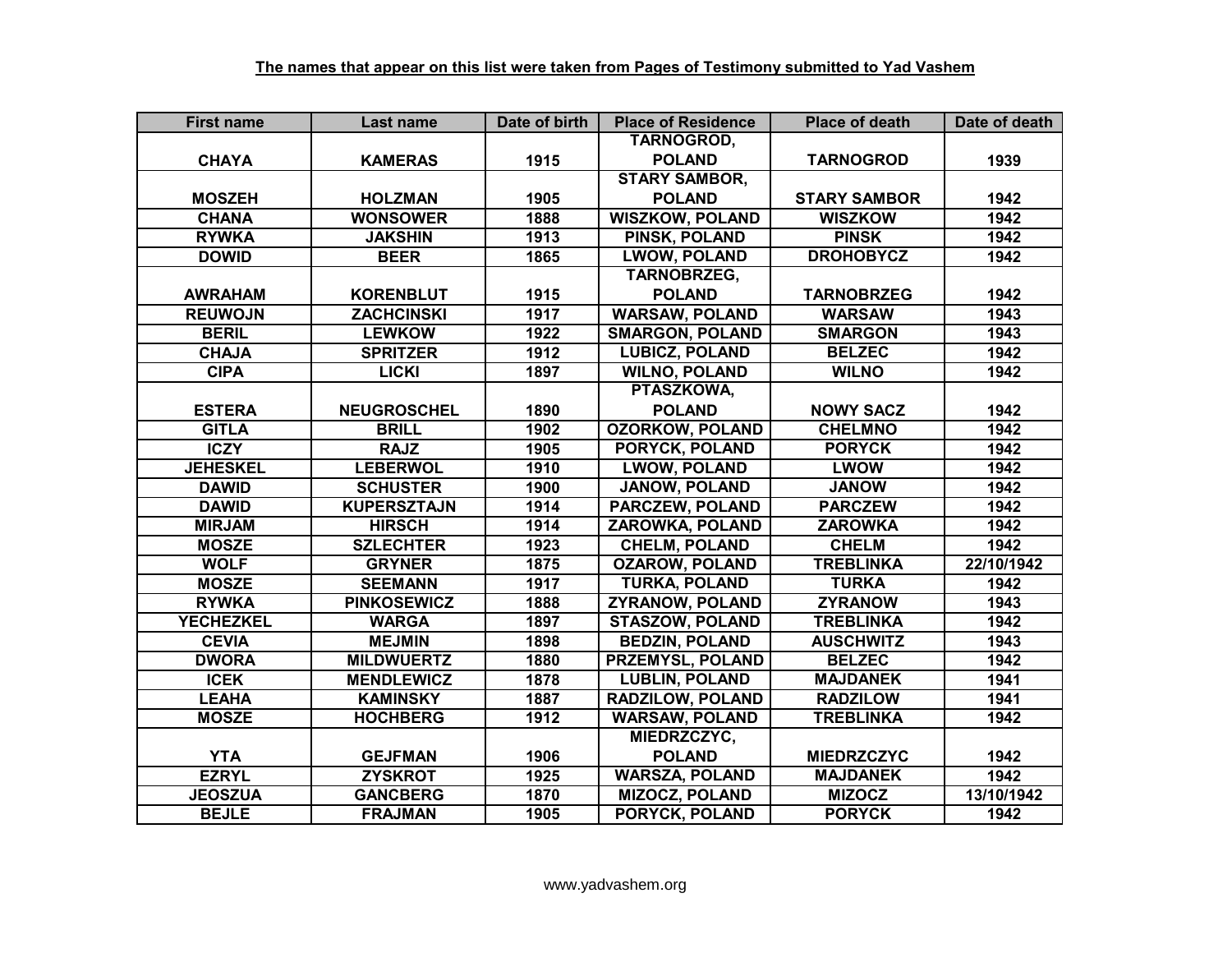**The names that appear on this list were taken from Pages of Testimony submitted to Yad Vashem**

| First name | Last name | Date of birth | Place of Residence | Place of death | Date of death |
|---|---|---|---|---|---|
| CHAYA | KAMERAS | 1915 | TARNOGROD, POLAND | TARNOGROD | 1939 |
| MOSZEH | HOLZMAN | 1905 | STARY SAMBOR, POLAND | STARY SAMBOR | 1942 |
| CHANA | WONSOWER | 1888 | WISZKOW, POLAND | WISZKOW | 1942 |
| RYWKA | JAKSHIN | 1913 | PINSK, POLAND | PINSK | 1942 |
| DOWID | BEER | 1865 | LWOW, POLAND | DROHOBYCZ | 1942 |
| AWRAHAM | KORENBLUT | 1915 | TARNOBRZEG, POLAND | TARNOBRZEG | 1942 |
| REUWOJN | ZACHCINSKI | 1917 | WARSAW, POLAND | WARSAW | 1943 |
| BERIL | LEWKOW | 1922 | SMARGON, POLAND | SMARGON | 1943 |
| CHAJA | SPRITZER | 1912 | LUBICZ, POLAND | BELZEC | 1942 |
| CIPA | LICKI | 1897 | WILNO, POLAND | WILNO | 1942 |
| ESTERA | NEUGROSCHEL | 1890 | PTASZKOWA, POLAND | NOWY SACZ | 1942 |
| GITLA | BRILL | 1902 | OZORKOW, POLAND | CHELMNO | 1942 |
| ICZY | RAJZ | 1905 | PORYCK, POLAND | PORYCK | 1942 |
| JEHESKEL | LEBERWOL | 1910 | LWOW, POLAND | LWOW | 1942 |
| DAWID | SCHUSTER | 1900 | JANOW, POLAND | JANOW | 1942 |
| DAWID | KUPERSZTAJN | 1914 | PARCZEW, POLAND | PARCZEW | 1942 |
| MIRJAM | HIRSCH | 1914 | ZAROWKA, POLAND | ZAROWKA | 1942 |
| MOSZE | SZLECHTER | 1923 | CHELM, POLAND | CHELM | 1942 |
| WOLF | GRYNER | 1875 | OZAROW, POLAND | TREBLINKA | 22/10/1942 |
| MOSZE | SEEMANN | 1917 | TURKA, POLAND | TURKA | 1942 |
| RYWKA | PINKOSEWICZ | 1888 | ZYRANOW, POLAND | ZYRANOW | 1943 |
| YECHEZKEL | WARGA | 1897 | STASZOW, POLAND | TREBLINKA | 1942 |
| CEVIA | MEJMIN | 1898 | BEDZIN, POLAND | AUSCHWITZ | 1943 |
| DWORA | MILDWUERTZ | 1880 | PRZEMYSL, POLAND | BELZEC | 1942 |
| ICEK | MENDLEWICZ | 1878 | LUBLIN, POLAND | MAJDANEK | 1941 |
| LEAHA | KAMINSKY | 1887 | RADZILOW, POLAND | RADZILOW | 1941 |
| MOSZE | HOCHBERG | 1912 | WARSAW, POLAND | TREBLINKA | 1942 |
| YTA | GEJFMAN | 1906 | MIEDRZCZYC, POLAND | MIEDRZCZYC | 1942 |
| EZRYL | ZYSKROT | 1925 | WARSZA, POLAND | MAJDANEK | 1942 |
| JEOSZUA | GANCBERG | 1870 | MIZOCZ, POLAND | MIZOCZ | 13/10/1942 |
| BEJLE | FRAJMAN | 1905 | PORYCK, POLAND | PORYCK | 1942 |

www.yadvashem.org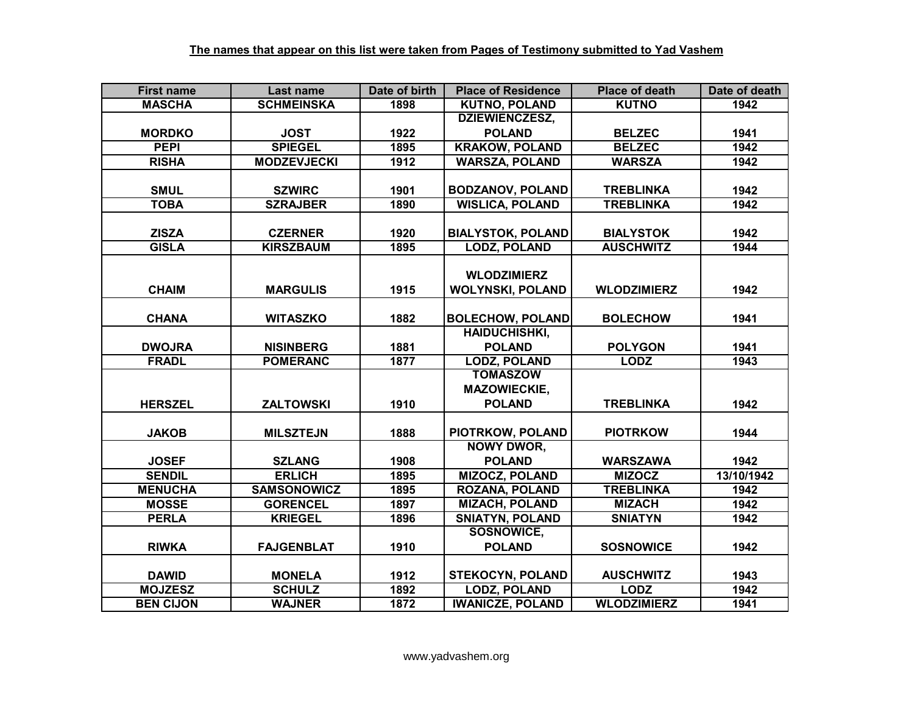**The names that appear on this list were taken from Pages of Testimony submitted to Yad Vashem**

| First name | Last name | Date of birth | Place of Residence | Place of death | Date of death |
|---|---|---|---|---|---|
| MASCHA | SCHMEINSKA | 1898 | KUTNO, POLAND | KUTNO | 1942 |
| MORDKO | JOST | 1922 | DZIEWIENCZESZ, POLAND | BELZEC | 1941 |
| PEPI | SPIEGEL | 1895 | KRAKOW, POLAND | BELZEC | 1942 |
| RISHA | MODZEVJECKI | 1912 | WARSZA, POLAND | WARSZA | 1942 |
| SMUL | SZWIRC | 1901 | BODZANOV, POLAND | TREBLINKA | 1942 |
| TOBA | SZRAJBER | 1890 | WISLICA, POLAND | TREBLINKA | 1942 |
| ZISZA | CZERNER | 1920 | BIALYSTOK, POLAND | BIALYSTOK | 1942 |
| GISLA | KIRSZBAUM | 1895 | LODZ, POLAND | AUSCHWITZ | 1944 |
| CHAIM | MARGULIS | 1915 | WLODZIMIERZ WOLYNSKI, POLAND | WLODZIMIERZ | 1942 |
| CHANA | WITASZKO | 1882 | BOLECHOW, POLAND | BOLECHOW | 1941 |
| DWOJRA | NISINBERG | 1881 | HAIDUCHISHKI, POLAND | POLYGON | 1941 |
| FRADL | POMERANC | 1877 | LODZ, POLAND | LODZ | 1943 |
| HERSZEL | ZALTOWSKI | 1910 | TOMASZOW MAZOWIECKIE, POLAND | TREBLINKA | 1942 |
| JAKOB | MILSZTEJN | 1888 | PIOTRKOW, POLAND | PIOTRKOW | 1944 |
| JOSEF | SZLANG | 1908 | NOWY DWOR, POLAND | WARSZAWA | 1942 |
| SENDIL | ERLICH | 1895 | MIZOCZ, POLAND | MIZOCZ | 13/10/1942 |
| MENUCHA | SAMSONOWICZ | 1895 | ROZANA, POLAND | TREBLINKA | 1942 |
| MOSSE | GORENCEL | 1897 | MIZACH, POLAND | MIZACH | 1942 |
| PERLA | KRIEGEL | 1896 | SNIATYN, POLAND | SNIATYN | 1942 |
| RIWKA | FAJGENBLAT | 1910 | SOSNOWICE, POLAND | SOSNOWICE | 1942 |
| DAWID | MONELA | 1912 | STEKOCYN, POLAND | AUSCHWITZ | 1943 |
| MOJZESZ | SCHULZ | 1892 | LODZ, POLAND | LODZ | 1942 |
| BEN CIJON | WAJNER | 1872 | IWANICZE, POLAND | WLODZIMIERZ | 1941 |

www.yadvashem.org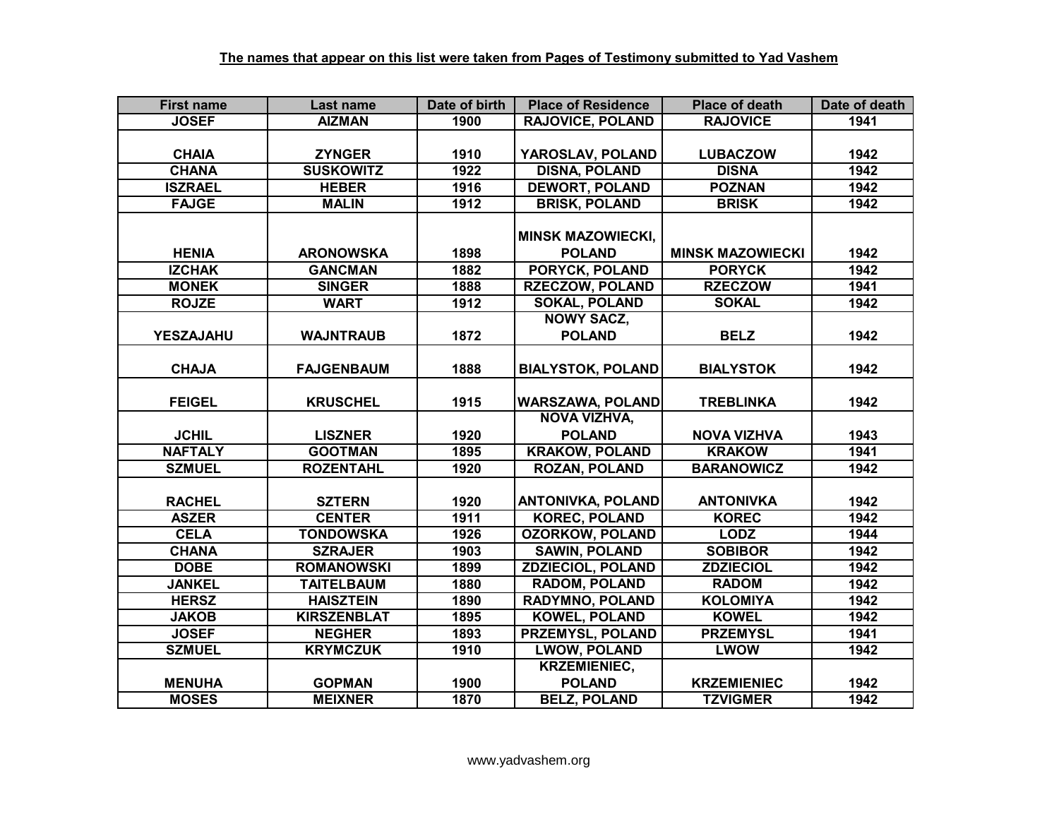**The names that appear on this list were taken from Pages of Testimony submitted to Yad Vashem**

| First name | Last name | Date of birth | Place of Residence | Place of death | Date of death |
|---|---|---|---|---|---|
| JOSEF | AIZMAN | 1900 | RAJOVICE, POLAND | RAJOVICE | 1941 |
| CHAIA | ZYNGER | 1910 | YAROSLAV, POLAND | LUBACZOW | 1942 |
| CHANA | SUSKOWITZ | 1922 | DISNA, POLAND | DISNA | 1942 |
| ISZRAEL | HEBER | 1916 | DEWORT, POLAND | POZNAN | 1942 |
| FAJGE | MALIN | 1912 | BRISK, POLAND | BRISK | 1942 |
| HENIA | ARONOWSKA | 1898 | MINSK MAZOWIECKI, POLAND | MINSK MAZOWIECKI | 1942 |
| IZCHAK | GANCMAN | 1882 | PORYCK, POLAND | PORYCK | 1942 |
| MONEK | SINGER | 1888 | RZECZOW, POLAND | RZECZOW | 1941 |
| ROJZE | WART | 1912 | SOKAL, POLAND | SOKAL | 1942 |
| YESZAJAHU | WAJNTRAUB | 1872 | NOWY SACZ, POLAND | BELZ | 1942 |
| CHAJA | FAJGENBAUM | 1888 | BIALYSTOK, POLAND | BIALYSTOK | 1942 |
| FEIGEL | KRUSCHEL | 1915 | WARSZAWA, POLAND | TREBLINKA | 1942 |
| JCHIL | LISZNER | 1920 | NOVA VIZHVA, POLAND | NOVA VIZHVA | 1943 |
| NAFTALY | GOOTMAN | 1895 | KRAKOW, POLAND | KRAKOW | 1941 |
| SZMUEL | ROZENTAHL | 1920 | ROZAN, POLAND | BARANOWICZ | 1942 |
| RACHEL | SZTERN | 1920 | ANTONIVKA, POLAND | ANTONIVKA | 1942 |
| ASZER | CENTER | 1911 | KOREC, POLAND | KOREC | 1942 |
| CELA | TONDOWSKA | 1926 | OZORKOW, POLAND | LODZ | 1944 |
| CHANA | SZRAJER | 1903 | SAWIN, POLAND | SOBIBOR | 1942 |
| DOBE | ROMANOWSKI | 1899 | ZDZIECIOL, POLAND | ZDZIECIOL | 1942 |
| JANKEL | TAITELBAUM | 1880 | RADOM, POLAND | RADOM | 1942 |
| HERSZ | HAISZTEIN | 1890 | RADYMNO, POLAND | KOLOMIYA | 1942 |
| JAKOB | KIRSZENBLAT | 1895 | KOWEL, POLAND | KOWEL | 1942 |
| JOSEF | NEGHER | 1893 | PRZEMYSL, POLAND | PRZEMYSL | 1941 |
| SZMUEL | KRYMCZUK | 1910 | LWOW, POLAND | LWOW | 1942 |
| MENUHA | GOPMAN | 1900 | KRZEMIENIEC, POLAND | KRZEMIENIEC | 1942 |
| MOSES | MEIXNER | 1870 | BELZ, POLAND | TZVIGMER | 1942 |

www.yadvashem.org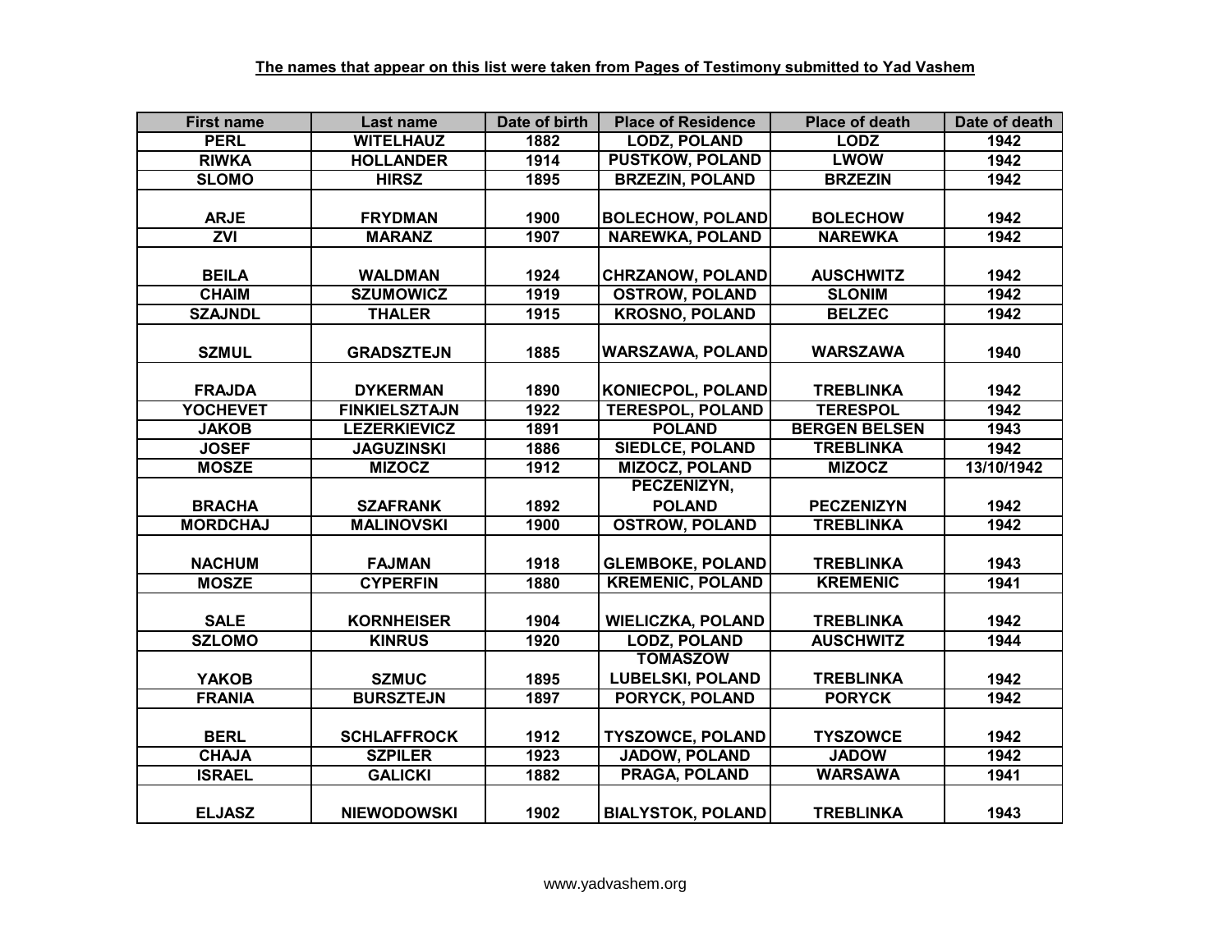**The names that appear on this list were taken from Pages of Testimony submitted to Yad Vashem**

| First name | Last name | Date of birth | Place of Residence | Place of death | Date of death |
|---|---|---|---|---|---|
| PERL | WITELHAUZ | 1882 | LODZ, POLAND | LODZ | 1942 |
| RIWKA | HOLLANDER | 1914 | PUSTKOW, POLAND | LWOW | 1942 |
| SLOMO | HIRSZ | 1895 | BRZEZIN, POLAND | BRZEZIN | 1942 |
| ARJE | FRYDMAN | 1900 | BOLECHOW, POLAND | BOLECHOW | 1942 |
| ZVI | MARANZ | 1907 | NAREWKA, POLAND | NAREWKA | 1942 |
| BEILA | WALDMAN | 1924 | CHRZANOW, POLAND | AUSCHWITZ | 1942 |
| CHAIM | SZUMOWICZ | 1919 | OSTROW, POLAND | SLONIM | 1942 |
| SZAJNDL | THALER | 1915 | KROSNO, POLAND | BELZEC | 1942 |
| SZMUL | GRADSZTEJN | 1885 | WARSZAWA, POLAND | WARSZAWA | 1940 |
| FRAJDA | DYKERMAN | 1890 | KONIECPOL, POLAND | TREBLINKA | 1942 |
| YOCHEVET | FINKIELSZTAJN | 1922 | TERESPOL, POLAND | TERESPOL | 1942 |
| JAKOB | LEZERKIEVICZ | 1891 | POLAND | BERGEN BELSEN | 1943 |
| JOSEF | JAGUZINSKI | 1886 | SIEDLCE, POLAND | TREBLINKA | 1942 |
| MOSZE | MIZOCZ | 1912 | MIZOCZ, POLAND | MIZOCZ | 13/10/1942 |
| BRACHA | SZAFRANK | 1892 | PECZENIZYN, POLAND | PECZENIZYN | 1942 |
| MORDCHAJ | MALINOVSKI | 1900 | OSTROW, POLAND | TREBLINKA | 1942 |
| NACHUM | FAJMAN | 1918 | GLEMBOKE, POLAND | TREBLINKA | 1943 |
| MOSZE | CYPERFIN | 1880 | KREMENIC, POLAND | KREMENIC | 1941 |
| SALE | KORNHEISER | 1904 | WIELICZKA, POLAND | TREBLINKA | 1942 |
| SZLOMO | KINRUS | 1920 | LODZ, POLAND | AUSCHWITZ | 1944 |
| YAKOB | SZMUC | 1895 | TOMASZOW LUBELSKI, POLAND | TREBLINKA | 1942 |
| FRANIA | BURSZTEJN | 1897 | PORYCK, POLAND | PORYCK | 1942 |
| BERL | SCHLAFFROCK | 1912 | TYSZOWCE, POLAND | TYSZOWCE | 1942 |
| CHAJA | SZPILER | 1923 | JADOW, POLAND | JADOW | 1942 |
| ISRAEL | GALICKI | 1882 | PRAGA, POLAND | WARSAWA | 1941 |
| ELJASZ | NIEWODOWSKI | 1902 | BIALYSTOK, POLAND | TREBLINKA | 1943 |

www.yadvashem.org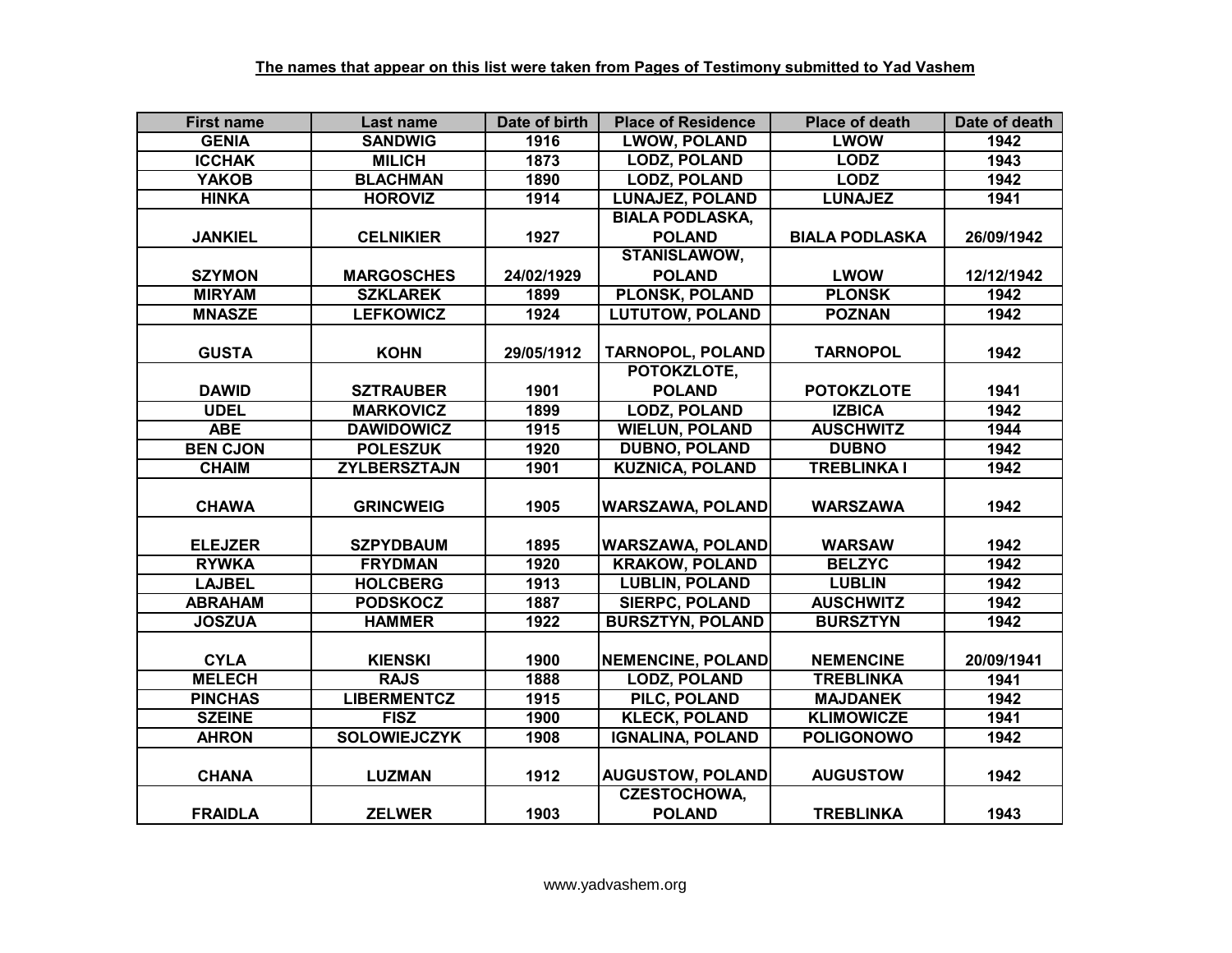**The names that appear on this list were taken from Pages of Testimony submitted to Yad Vashem**

| First name | Last name | Date of birth | Place of Residence | Place of death | Date of death |
|---|---|---|---|---|---|
| GENIA | SANDWIG | 1916 | LWOW, POLAND | LWOW | 1942 |
| ICCHAK | MILICH | 1873 | LODZ, POLAND | LODZ | 1943 |
| YAKOB | BLACHMAN | 1890 | LODZ, POLAND | LODZ | 1942 |
| HINKA | HOROVIZ | 1914 | LUNAJEZ, POLAND | LUNAJEZ | 1941 |
| JANKIEL | CELNIKIER | 1927 | BIALA PODLASKA, POLAND | BIALA PODLASKA | 26/09/1942 |
| SZYMON | MARGOSCHES | 24/02/1929 | STANISLAWOW, POLAND | LWOW | 12/12/1942 |
| MIRYAM | SZKLAREK | 1899 | PLONSK, POLAND | PLONSK | 1942 |
| MNASZE | LEFKOWICZ | 1924 | LUTUTOW, POLAND | POZNAN | 1942 |
| GUSTA | KOHN | 29/05/1912 | TARNOPOL, POLAND | TARNOPOL | 1942 |
| DAWID | SZTRAUBER | 1901 | POTOKZLOTE, POLAND | POTOKZLOTE | 1941 |
| UDEL | MARKOVICZ | 1899 | LODZ, POLAND | IZBICA | 1942 |
| ABE | DAWIDOWICZ | 1915 | WIELUN, POLAND | AUSCHWITZ | 1944 |
| BEN CJON | POLESZUK | 1920 | DUBNO, POLAND | DUBNO | 1942 |
| CHAIM | ZYLBERSZTAJN | 1901 | KUZNICA, POLAND | TREBLINKA I | 1942 |
| CHAWA | GRINCWEIG | 1905 | WARSZAWA, POLAND | WARSZAWA | 1942 |
| ELEJZER | SZPYDBAUM | 1895 | WARSZAWA, POLAND | WARSAW | 1942 |
| RYWKA | FRYDMAN | 1920 | KRAKOW, POLAND | BELZYC | 1942 |
| LAJBEL | HOLCBERG | 1913 | LUBLIN, POLAND | LUBLIN | 1942 |
| ABRAHAM | PODSKOCZ | 1887 | SIERPC, POLAND | AUSCHWITZ | 1942 |
| JOSZUA | HAMMER | 1922 | BURSZTYN, POLAND | BURSZTYN | 1942 |
| CYLA | KIENSKI | 1900 | NEMENCINE, POLAND | NEMENCINE | 20/09/1941 |
| MELECH | RAJS | 1888 | LODZ, POLAND | TREBLINKA | 1941 |
| PINCHAS | LIBERMENTCZ | 1915 | PILC, POLAND | MAJDANEK | 1942 |
| SZEINE | FISZ | 1900 | KLECK, POLAND | KLIMOWICZE | 1941 |
| AHRON | SOLOWIEJCZYK | 1908 | IGNALINA, POLAND | POLIGONOWO | 1942 |
| CHANA | LUZMAN | 1912 | AUGUSTOW, POLAND | AUGUSTOW | 1942 |
| FRAIDLA | ZELWER | 1903 | CZESTOCHOWA, POLAND | TREBLINKA | 1943 |

www.yadvashem.org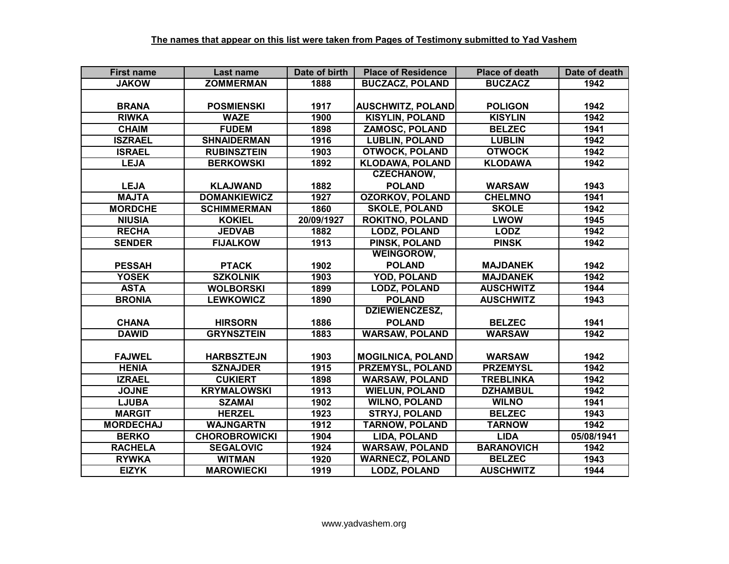**The names that appear on this list were taken from Pages of Testimony submitted to Yad Vashem**

| First name | Last name | Date of birth | Place of Residence | Place of death | Date of death |
|---|---|---|---|---|---|
| JAKOW | ZOMMERMAN | 1888 | BUCZACZ, POLAND | BUCZACZ | 1942 |
| BRANA | POSMIENSKI | 1917 | AUSCHWITZ, POLAND | POLIGON | 1942 |
| RIWKA | WAZE | 1900 | KISYLIN, POLAND | KISYLIN | 1942 |
| CHAIM | FUDEM | 1898 | ZAMOSC, POLAND | BELZEC | 1941 |
| ISZRAEL | SHNAIDERMAN | 1916 | LUBLIN, POLAND | LUBLIN | 1942 |
| ISRAEL | RUBINSZTEIN | 1903 | OTWOCK, POLAND | OTWOCK | 1942 |
| LEJA | BERKOWSKI | 1892 | KLODAWA, POLAND | KLODAWA | 1942 |
| LEJA | KLAJWAND | 1882 | CZECHANOW, POLAND | WARSAW | 1943 |
| MAJTA | DOMANKIEWICZ | 1927 | OZORKOV, POLAND | CHELMNO | 1941 |
| MORDCHE | SCHIMMERMAN | 1860 | SKOLE, POLAND | SKOLE | 1942 |
| NIUSIA | KOKIEL | 20/09/1927 | ROKITNO, POLAND | LWOW | 1945 |
| RECHA | JEDVAB | 1882 | LODZ, POLAND | LODZ | 1942 |
| SENDER | FIJALKOW | 1913 | PINSK, POLAND | PINSK | 1942 |
| PESSAH | PTACK | 1902 | WEINGOROW, POLAND | MAJDANEK | 1942 |
| YOSEK | SZKOLNIK | 1903 | YOD, POLAND | MAJDANEK | 1942 |
| ASTA | WOLBORSKI | 1899 | LODZ, POLAND | AUSCHWITZ | 1944 |
| BRONIA | LEWKOWICZ | 1890 | POLAND | AUSCHWITZ | 1943 |
| CHANA | HIRSORN | 1886 | DZIEWIENCZESZ, POLAND | BELZEC | 1941 |
| DAWID | GRYNSZTEIN | 1883 | WARSAW, POLAND | WARSAW | 1942 |
| FAJWEL | HARBSZTEJN | 1903 | MOGILNICA, POLAND | WARSAW | 1942 |
| HENIA | SZNAJDER | 1915 | PRZEMYSL, POLAND | PRZEMYSL | 1942 |
| IZRAEL | CUKIERT | 1898 | WARSAW, POLAND | TREBLINKA | 1942 |
| JOJNE | KRYMALOWSKI | 1913 | WIELUN, POLAND | DZHAMBUL | 1942 |
| LJUBA | SZAMAI | 1902 | WILNO, POLAND | WILNO | 1941 |
| MARGIT | HERZEL | 1923 | STRYJ, POLAND | BELZEC | 1943 |
| MORDECHAJ | WAJNGARTN | 1912 | TARNOW, POLAND | TARNOW | 1942 |
| BERKO | CHOROBROWICKI | 1904 | LIDA, POLAND | LIDA | 05/08/1941 |
| RACHELA | SEGALOVIC | 1924 | WARSAW, POLAND | BARANOVICH | 1942 |
| RYWKA | WITMAN | 1920 | WARNECZ, POLAND | BELZEC | 1943 |
| EIZYK | MAROWIECKI | 1919 | LODZ, POLAND | AUSCHWITZ | 1944 |

www.yadvashem.org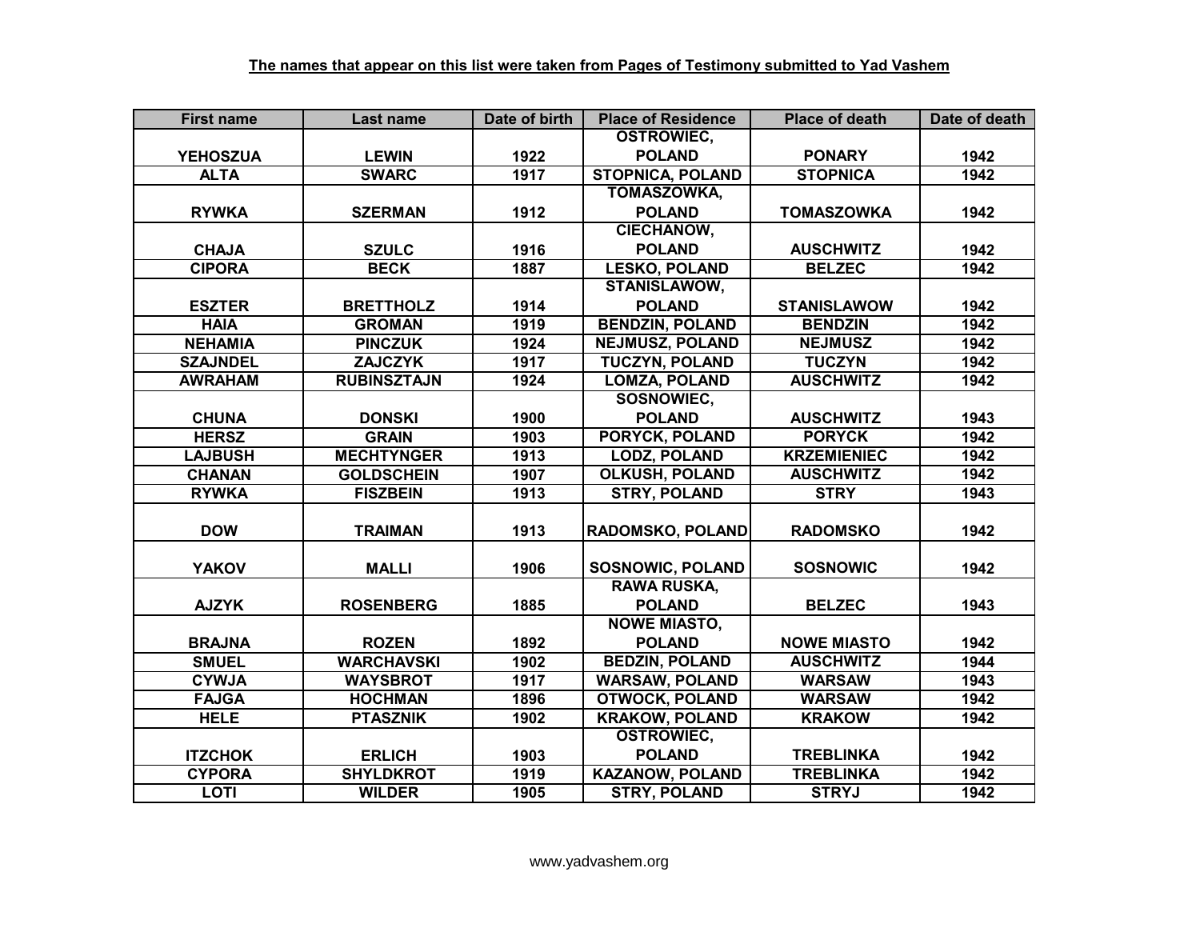**The names that appear on this list were taken from Pages of Testimony submitted to Yad Vashem**

| First name | Last name | Date of birth | Place of Residence | Place of death | Date of death |
|---|---|---|---|---|---|
| YEHOSZUA | LEWIN | 1922 | OSTROWIEC, POLAND | PONARY | 1942 |
| ALTA | SWARC | 1917 | STOPNICA, POLAND | STOPNICA | 1942 |
| RYWKA | SZERMAN | 1912 | TOMASZOWKA, POLAND | TOMASZOWKA | 1942 |
| CHAJA | SZULC | 1916 | CIECHANOW, POLAND | AUSCHWITZ | 1942 |
| CIPORA | BECK | 1887 | LESKO, POLAND | BELZEC | 1942 |
| ESZTER | BRETTHOLZ | 1914 | STANISLAWOW, POLAND | STANISLAWOW | 1942 |
| HAIA | GROMAN | 1919 | BENDZIN, POLAND | BENDZIN | 1942 |
| NEHAMIA | PINCZUK | 1924 | NEJMUSZ, POLAND | NEJMUSZ | 1942 |
| SZAJNDEL | ZAJCZYK | 1917 | TUCZYN, POLAND | TUCZYN | 1942 |
| AWRAHAM | RUBINSZTAJN | 1924 | LOMZA, POLAND | AUSCHWITZ | 1942 |
| CHUNA | DONSKI | 1900 | SOSNOWIEC, POLAND | AUSCHWITZ | 1943 |
| HERSZ | GRAIN | 1903 | PORYCK, POLAND | PORYCK | 1942 |
| LAJBUSH | MECHTYNGER | 1913 | LODZ, POLAND | KRZEMIENIEC | 1942 |
| CHANAN | GOLDSCHEIN | 1907 | OLKUSH, POLAND | AUSCHWITZ | 1942 |
| RYWKA | FISZBEIN | 1913 | STRY, POLAND | STRY | 1943 |
| DOW | TRAIMAN | 1913 | RADOMSKO, POLAND | RADOMSKO | 1942 |
| YAKOV | MALLI | 1906 | SOSNOWIC, POLAND | SOSNOWIC | 1942 |
| AJZYK | ROSENBERG | 1885 | RAWA RUSKA, POLAND | BELZEC | 1943 |
| BRAJNA | ROZEN | 1892 | NOWE MIASTO, POLAND | NOWE MIASTO | 1942 |
| SMUEL | WARCHAVSKI | 1902 | BEDZIN, POLAND | AUSCHWITZ | 1944 |
| CYWJA | WAYSBROT | 1917 | WARSAW, POLAND | WARSAW | 1943 |
| FAJGA | HOCHMAN | 1896 | OTWOCK, POLAND | WARSAW | 1942 |
| HELE | PTASZNIK | 1902 | KRAKOW, POLAND | KRAKOW | 1942 |
| ITZCHOK | ERLICH | 1903 | OSTROWIEC, POLAND | TREBLINKA | 1942 |
| CYPORA | SHYLDKROT | 1919 | KAZANOW, POLAND | TREBLINKA | 1942 |
| LOTI | WILDER | 1905 | STRY, POLAND | STRYJ | 1942 |

www.yadvashem.org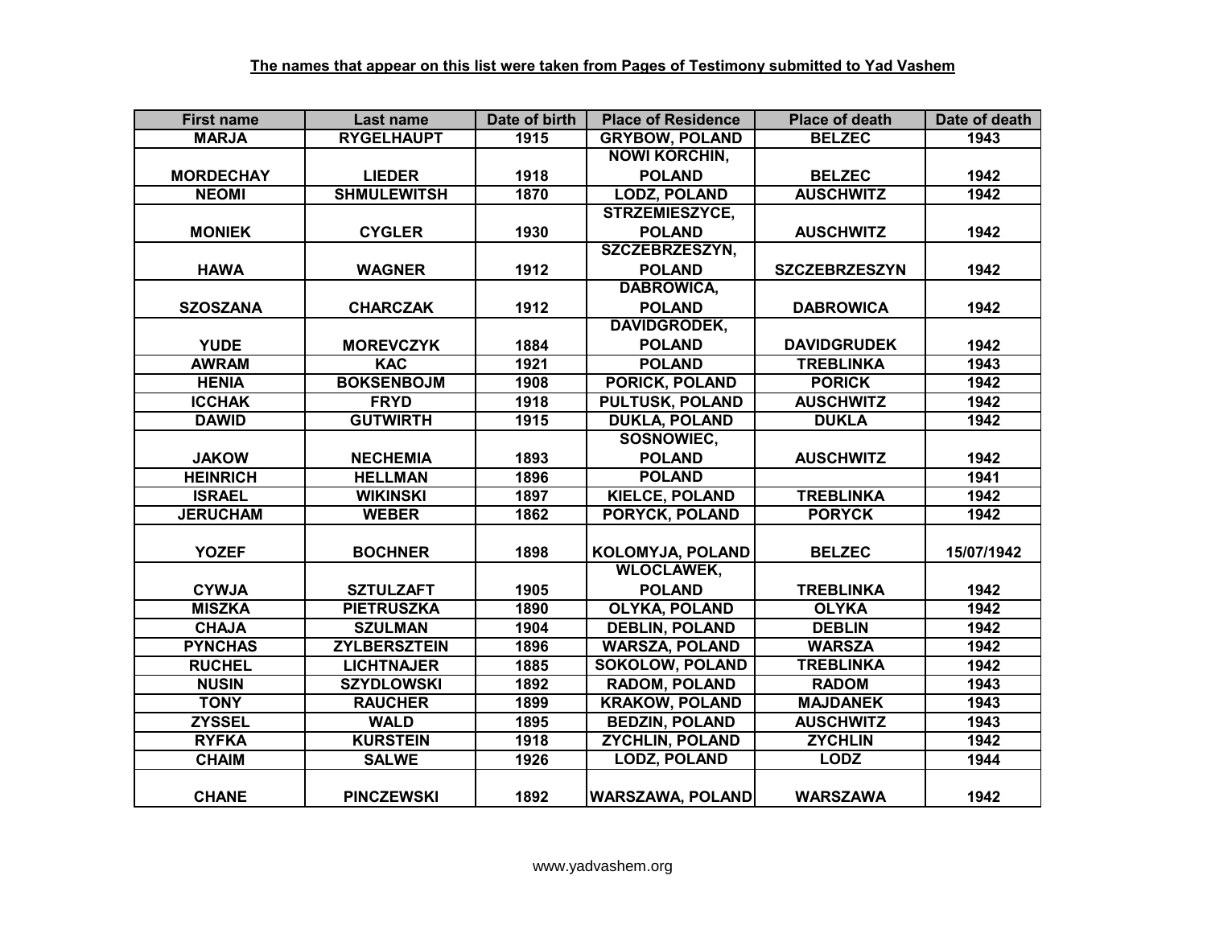**The names that appear on this list were taken from Pages of Testimony submitted to Yad Vashem**

| First name | Last name | Date of birth | Place of Residence | Place of death | Date of death |
|---|---|---|---|---|---|
| MARJA | RYGELHAUPT | 1915 | GRYBOW, POLAND | BELZEC | 1943 |
| MORDECHAY | LIEDER | 1918 | NOWI KORCHIN, POLAND | BELZEC | 1942 |
| NEOMI | SHMULEWITSH | 1870 | LODZ, POLAND | AUSCHWITZ | 1942 |
| MONIEK | CYGLER | 1930 | STRZEMIESZYCE, POLAND | AUSCHWITZ | 1942 |
| HAWA | WAGNER | 1912 | SZCZEBRZESZYN, POLAND | SZCZEBRZESZYN | 1942 |
| SZOSZANA | CHARCZAK | 1912 | DABROWICA, POLAND | DABROWICA | 1942 |
| YUDE | MOREVCZYK | 1884 | DAVIDGRODEK, POLAND | DAVIDGRUDEK | 1942 |
| AWRAM | KAC | 1921 | POLAND | TREBLINKA | 1943 |
| HENIA | BOKSENBOJM | 1908 | PORICK, POLAND | PORICK | 1942 |
| ICCHAK | FRYD | 1918 | PULTUSK, POLAND | AUSCHWITZ | 1942 |
| DAWID | GUTWIRTH | 1915 | DUKLA, POLAND | DUKLA | 1942 |
| JAKOW | NECHEMIA | 1893 | SOSNOWIEC, POLAND | AUSCHWITZ | 1942 |
| HEINRICH | HELLMAN | 1896 | POLAND | | 1941 |
| ISRAEL | WIKINSKI | 1897 | KIELCE, POLAND | TREBLINKA | 1942 |
| JERUCHAM | WEBER | 1862 | PORYCK, POLAND | PORYCK | 1942 |
| YOZEF | BOCHNER | 1898 | KOLOMYJA, POLAND | BELZEC | 15/07/1942 |
| CYWJA | SZTULZAFT | 1905 | WLOCLAWEK, POLAND | TREBLINKA | 1942 |
| MISZKA | PIETRUSZKA | 1890 | OLYKA, POLAND | OLYKA | 1942 |
| CHAJA | SZULMAN | 1904 | DEBLIN, POLAND | DEBLIN | 1942 |
| PYNCHAS | ZYLBERSZTEIN | 1896 | WARSZA, POLAND | WARSZA | 1942 |
| RUCHEL | LICHTNAJER | 1885 | SOKOLOW, POLAND | TREBLINKA | 1942 |
| NUSIN | SZYDLOWSKI | 1892 | RADOM, POLAND | RADOM | 1943 |
| TONY | RAUCHER | 1899 | KRAKOW, POLAND | MAJDANEK | 1943 |
| ZYSSEL | WALD | 1895 | BEDZIN, POLAND | AUSCHWITZ | 1943 |
| RYFKA | KURSTEIN | 1918 | ZYCHLIN, POLAND | ZYCHLIN | 1942 |
| CHAIM | SALWE | 1926 | LODZ, POLAND | LODZ | 1944 |
| CHANE | PINCZEWSKI | 1892 | WARSZAWA, POLAND | WARSZAWA | 1942 |

www.yadvashem.org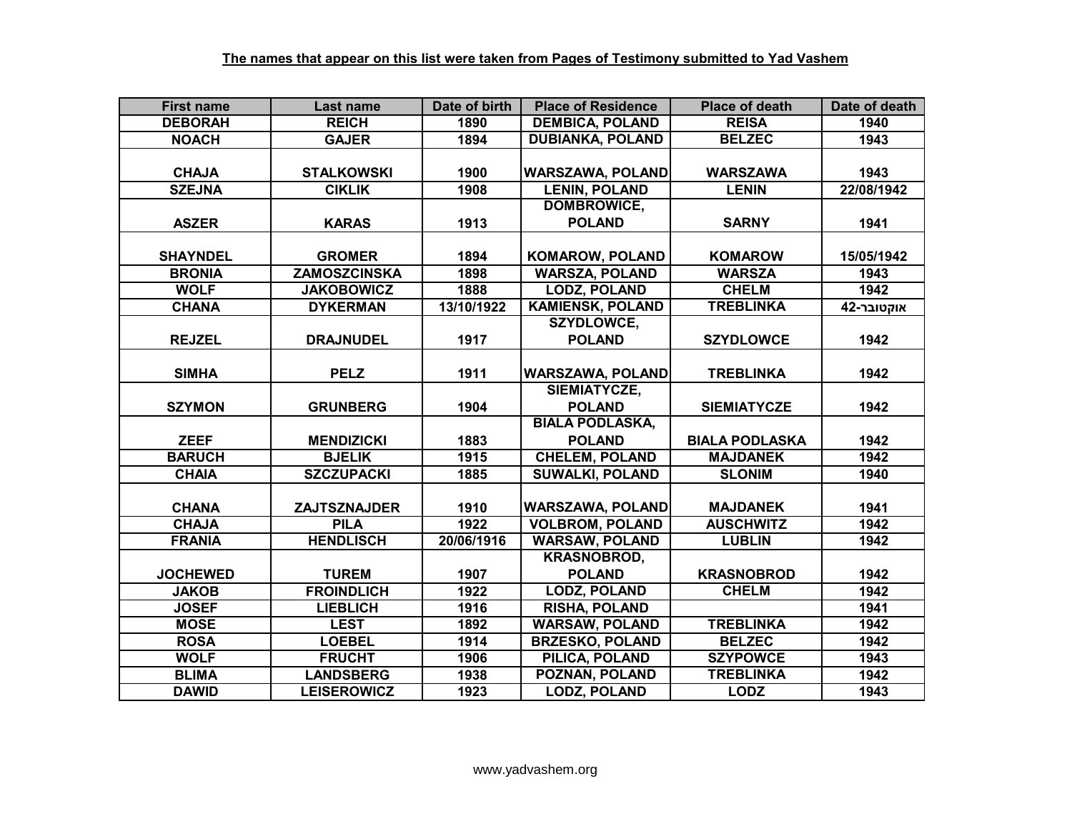**The names that appear on this list were taken from Pages of Testimony submitted to Yad Vashem**

| First name | Last name | Date of birth | Place of Residence | Place of death | Date of death |
|---|---|---|---|---|---|
| DEBORAH | REICH | 1890 | DEMBICA, POLAND | REISA | 1940 |
| NOACH | GAJER | 1894 | DUBIANKA, POLAND | BELZEC | 1943 |
| CHAJA | STALKOWSKI | 1900 | WARSZAWA, POLAND | WARSZAWA | 1943 |
| SZEJNA | CIKLIK | 1908 | LENIN, POLAND | LENIN | 22/08/1942 |
| ASZER | KARAS | 1913 | DOMBROWICE, POLAND | SARNY | 1941 |
| SHAYNDEL | GROMER | 1894 | KOMAROW, POLAND | KOMAROW | 15/05/1942 |
| BRONIA | ZAMOSZCINSKA | 1898 | WARSZA, POLAND | WARSZA | 1943 |
| WOLF | JAKOBOWICZ | 1888 | LODZ, POLAND | CHELM | 1942 |
| CHANA | DYKERMAN | 13/10/1922 | KAMIENSK, POLAND | TREBLINKA | אוקטובר-42 |
| REJZEL | DRAJNUDEL | 1917 | SZYDLOWCE, POLAND | SZYDLOWCE | 1942 |
| SIMHA | PELZ | 1911 | WARSZAWA, POLAND | TREBLINKA | 1942 |
| SZYMON | GRUNBERG | 1904 | SIEMIATYCZE, POLAND | SIEMIATYCZE | 1942 |
| ZEEF | MENDIZICKI | 1883 | BIALA PODLASKA, POLAND | BIALA PODLASKA | 1942 |
| BARUCH | BJELIK | 1915 | CHELEM, POLAND | MAJDANEK | 1942 |
| CHAIA | SZCZUPACKI | 1885 | SUWALKI, POLAND | SLONIM | 1940 |
| CHANA | ZAJTSZNAJDER | 1910 | WARSZAWA, POLAND | MAJDANEK | 1941 |
| CHAJA | PILA | 1922 | VOLBROM, POLAND | AUSCHWITZ | 1942 |
| FRANIA | HENDLISCH | 20/06/1916 | WARSAW, POLAND | LUBLIN | 1942 |
| JOCHEWED | TUREM | 1907 | KRASNOBROD, POLAND | KRASNOBROD | 1942 |
| JAKOB | FROINDLICH | 1922 | LODZ, POLAND | CHELM | 1942 |
| JOSEF | LIEBLICH | 1916 | RISHA, POLAND | | 1941 |
| MOSE | LEST | 1892 | WARSAW, POLAND | TREBLINKA | 1942 |
| ROSA | LOEBEL | 1914 | BRZESKO, POLAND | BELZEC | 1942 |
| WOLF | FRUCHT | 1906 | PILICA, POLAND | SZYPOWCE | 1943 |
| BLIMA | LANDSBERG | 1938 | POZNAN, POLAND | TREBLINKA | 1942 |
| DAWID | LEISEROWICZ | 1923 | LODZ, POLAND | LODZ | 1943 |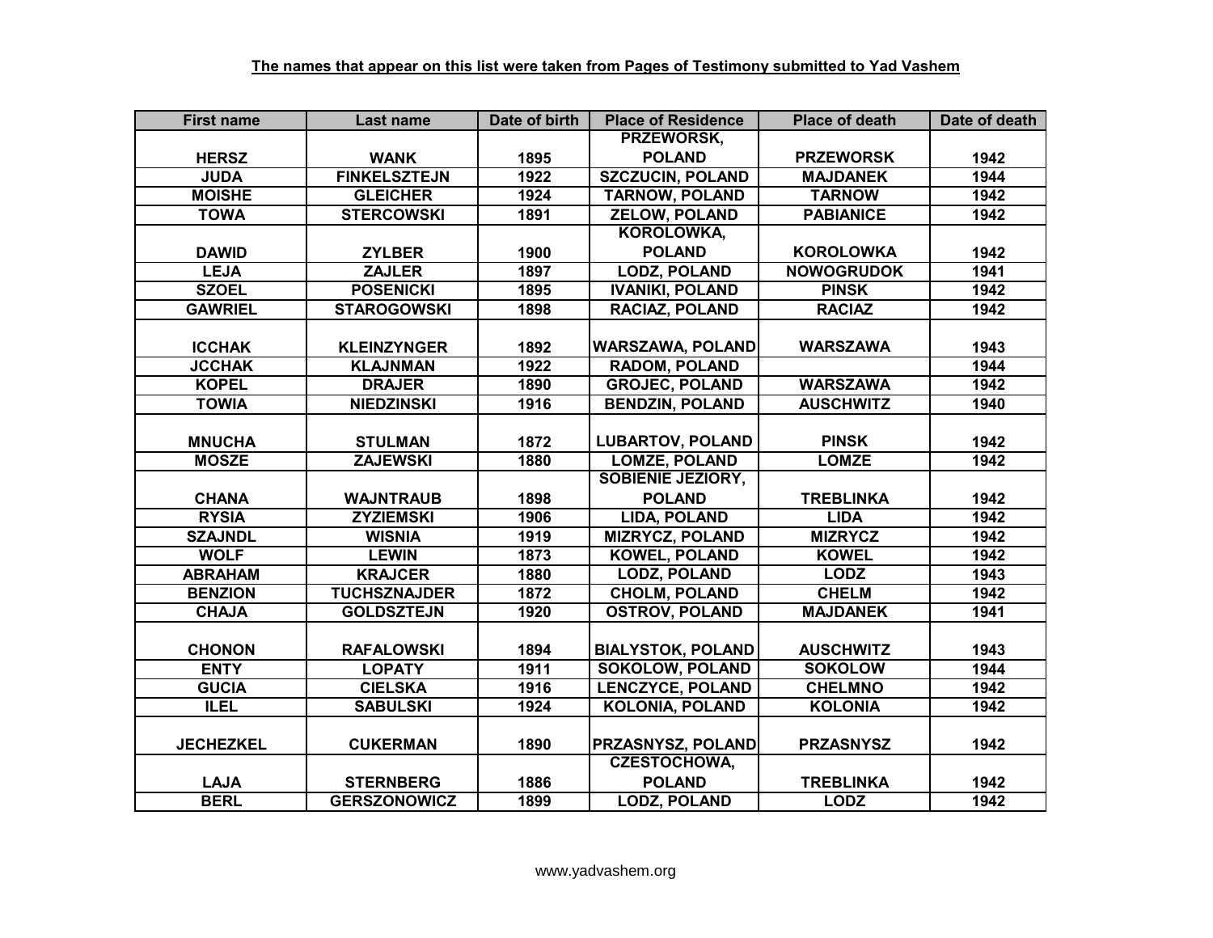**The names that appear on this list were taken from Pages of Testimony submitted to Yad Vashem**

| First name | Last name | Date of birth | Place of Residence | Place of death | Date of death |
|---|---|---|---|---|---|
| HERSZ | WANK | 1895 | PRZEWORSK, POLAND | PRZEWORSK | 1942 |
| JUDA | FINKELSZTEJN | 1922 | SZCZUCIN, POLAND | MAJDANEK | 1944 |
| MOISHE | GLEICHER | 1924 | TARNOW, POLAND | TARNOW | 1942 |
| TOWA | STERCOWSKI | 1891 | ZELOW, POLAND | PABIANICE | 1942 |
| DAWID | ZYLBER | 1900 | KOROLOWKA, POLAND | KOROLOWKA | 1942 |
| LEJA | ZAJLER | 1897 | LODZ, POLAND | NOWOGRUDOK | 1941 |
| SZOEL | POSENICKI | 1895 | IVANIKI, POLAND | PINSK | 1942 |
| GAWRIEL | STAROGOWSKI | 1898 | RACIAZ, POLAND | RACIAZ | 1942 |
| ICCHAK | KLEINZYNGER | 1892 | WARSZAWA, POLAND | WARSZAWA | 1943 |
| JCCHAK | KLAJNMAN | 1922 | RADOM, POLAND | | 1944 |
| KOPEL | DRAJER | 1890 | GROJEC, POLAND | WARSZAWA | 1942 |
| TOWIA | NIEDZINSKI | 1916 | BENDZIN, POLAND | AUSCHWITZ | 1940 |
| MNUCHA | STULMAN | 1872 | LUBARTOV, POLAND | PINSK | 1942 |
| MOSZE | ZAJEWSKI | 1880 | LOMZE, POLAND | LOMZE | 1942 |
| CHANA | WAJNTRAUB | 1898 | SOBIENIE JEZIORY, POLAND | TREBLINKA | 1942 |
| RYSIA | ZYZIEMSKI | 1906 | LIDA, POLAND | LIDA | 1942 |
| SZAJNDL | WISNIA | 1919 | MIZRYCZ, POLAND | MIZRYCZ | 1942 |
| WOLF | LEWIN | 1873 | KOWEL, POLAND | KOWEL | 1942 |
| ABRAHAM | KRAJCER | 1880 | LODZ, POLAND | LODZ | 1943 |
| BENZION | TUCHSZNAJDER | 1872 | CHOLM, POLAND | CHELM | 1942 |
| CHAJA | GOLDSZTEJN | 1920 | OSTROV, POLAND | MAJDANEK | 1941 |
| CHONON | RAFALOWSKI | 1894 | BIALYSTOK, POLAND | AUSCHWITZ | 1943 |
| ENTY | LOPATY | 1911 | SOKOLOW, POLAND | SOKOLOW | 1944 |
| GUCIA | CIELSKA | 1916 | LENCZYCE, POLAND | CHELMNO | 1942 |
| ILEL | SABULSKI | 1924 | KOLONIA, POLAND | KOLONIA | 1942 |
| JECHEZKEL | CUKERMAN | 1890 | PRZASNYSZ, POLAND | PRZASNYSZ | 1942 |
| LAJA | STERNBERG | 1886 | CZESTOCHOWA, POLAND | TREBLINKA | 1942 |
| BERL | GERSZONOWICZ | 1899 | LODZ, POLAND | LODZ | 1942 |

www.yadvashem.org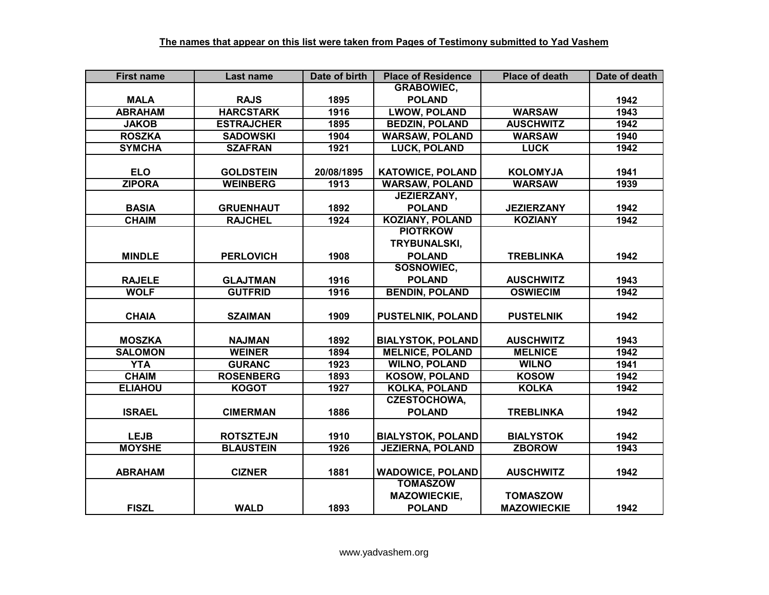**The names that appear on this list were taken from Pages of Testimony submitted to Yad Vashem**

| First name | Last name | Date of birth | Place of Residence | Place of death | Date of death |
|---|---|---|---|---|---|
| MALA | RAJS | 1895 | GRABOWIEC, POLAND | | 1942 |
| ABRAHAM | HARCSTARK | 1916 | LWOW, POLAND | WARSAW | 1943 |
| JAKOB | ESTRAJCHER | 1895 | BEDZIN, POLAND | AUSCHWITZ | 1942 |
| ROSZKA | SADOWSKI | 1904 | WARSAW, POLAND | WARSAW | 1940 |
| SYMCHA | SZAFRAN | 1921 | LUCK, POLAND | LUCK | 1942 |
| ELO | GOLDSTEIN | 20/08/1895 | KATOWICE, POLAND | KOLOMYJA | 1941 |
| ZIPORA | WEINBERG | 1913 | WARSAW, POLAND | WARSAW | 1939 |
| BASIA | GRUENHAUT | 1892 | JEZIERZANY, POLAND | JEZIERZANY | 1942 |
| CHAIM | RAJCHEL | 1924 | KOZIANY, POLAND | KOZIANY | 1942 |
| MINDLE | PERLOVICH | 1908 | PIOTRKOW TRYBUNALSKI, POLAND | TREBLINKA | 1942 |
| RAJELE | GLAJTMAN | 1916 | SOSNOWIEC, POLAND | AUSCHWITZ | 1943 |
| WOLF | GUTFRID | 1916 | BENDIN, POLAND | OSWIECIM | 1942 |
| CHAIA | SZAIMAN | 1909 | PUSTELNIK, POLAND | PUSTELNIK | 1942 |
| MOSZKA | NAJMAN | 1892 | BIALYSTOK, POLAND | AUSCHWITZ | 1943 |
| SALOMON | WEINER | 1894 | MELNICE, POLAND | MELNICE | 1942 |
| YTA | GURANC | 1923 | WILNO, POLAND | WILNO | 1941 |
| CHAIM | ROSENBERG | 1893 | KOSOW, POLAND | KOSOW | 1942 |
| ELIAHOU | KOGOT | 1927 | KOLKA, POLAND | KOLKA | 1942 |
| ISRAEL | CIMERMAN | 1886 | CZESTOCHOWA, POLAND | TREBLINKA | 1942 |
| LEJB | ROTSZTEJN | 1910 | BIALYSTOK, POLAND | BIALYSTOK | 1942 |
| MOYSHE | BLAUSTEIN | 1926 | JEZIERNA, POLAND | ZBOROW | 1943 |
| ABRAHAM | CIZNER | 1881 | WADOWICE, POLAND | AUSCHWITZ | 1942 |
| FISZL | WALD | 1893 | TOMASZOW MAZOWIECKIE, POLAND | TOMASZOW MAZOWIECKIE | 1942 |

www.yadvashem.org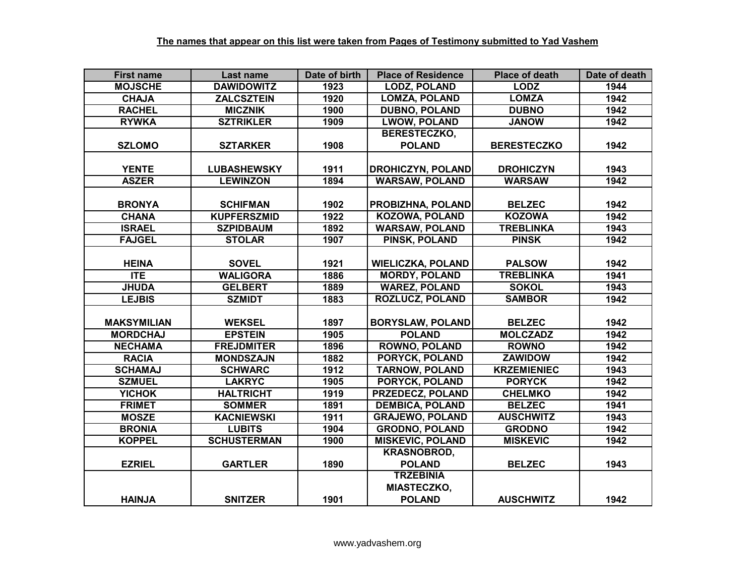**The names that appear on this list were taken from Pages of Testimony submitted to Yad Vashem**

| First name | Last name | Date of birth | Place of Residence | Place of death | Date of death |
|---|---|---|---|---|---|
| MOJSCHE | DAWIDOWITZ | 1923 | LODZ, POLAND | LODZ | 1944 |
| CHAJA | ZALCSZTEIN | 1920 | LOMZA, POLAND | LOMZA | 1942 |
| RACHEL | MICZNIK | 1900 | DUBNO, POLAND | DUBNO | 1942 |
| RYWKA | SZTRIKLER | 1909 | LWOW, POLAND | JANOW | 1942 |
| SZLOMO | SZTARKER | 1908 | BERESTECZKO, POLAND | BERESTECZKO | 1942 |
| YENTE | LUBASHEWSKY | 1911 | DROHICZYN, POLAND | DROHICZYN | 1943 |
| ASZER | LEWINZON | 1894 | WARSAW, POLAND | WARSAW | 1942 |
| BRONYA | SCHIFMAN | 1902 | PROBIZHNA, POLAND | BELZEC | 1942 |
| CHANA | KUPFERSZMID | 1922 | KOZOWA, POLAND | KOZOWA | 1942 |
| ISRAEL | SZPIDBAUM | 1892 | WARSAW, POLAND | TREBLINKA | 1943 |
| FAJGEL | STOLAR | 1907 | PINSK, POLAND | PINSK | 1942 |
| HEINA | SOVEL | 1921 | WIELICZKA, POLAND | PALSOW | 1942 |
| ITE | WALIGORA | 1886 | MORDY, POLAND | TREBLINKA | 1941 |
| JHUDA | GELBERT | 1889 | WAREZ, POLAND | SOKOL | 1943 |
| LEJBIS | SZMIDT | 1883 | ROZLUCZ, POLAND | SAMBOR | 1942 |
| MAKSYMILIAN | WEKSEL | 1897 | BORYSLAW, POLAND | BELZEC | 1942 |
| MORDCHAJ | EPSTEIN | 1905 | POLAND | MOLCZADZ | 1942 |
| NECHAMA | FREJDMITER | 1896 | ROWNO, POLAND | ROWNO | 1942 |
| RACIA | MONDSZAJN | 1882 | PORYCK, POLAND | ZAWIDOW | 1942 |
| SCHAMAJ | SCHWARC | 1912 | TARNOW, POLAND | KRZEMIENIEC | 1943 |
| SZMUEL | LAKRYC | 1905 | PORYCK, POLAND | PORYCK | 1942 |
| YICHOK | HALTRICHT | 1919 | PRZEDECZ, POLAND | CHELMKO | 1942 |
| FRIMET | SOMMER | 1891 | DEMBICA, POLAND | BELZEC | 1941 |
| MOSZE | KACNIEWSKI | 1911 | GRAJEWO, POLAND | AUSCHWITZ | 1943 |
| BRONIA | LUBITS | 1904 | GRODNO, POLAND | GRODNO | 1942 |
| KOPPEL | SCHUSTERMAN | 1900 | MISKEVIC, POLAND | MISKEVIC | 1942 |
| EZRIEL | GARTLER | 1890 | KRASNOBROD, POLAND | BELZEC | 1943 |
| HAINJA | SNITZER | 1901 | TRZEBINIA MIASTECZKO, POLAND | AUSCHWITZ | 1942 |

www.yadvashem.org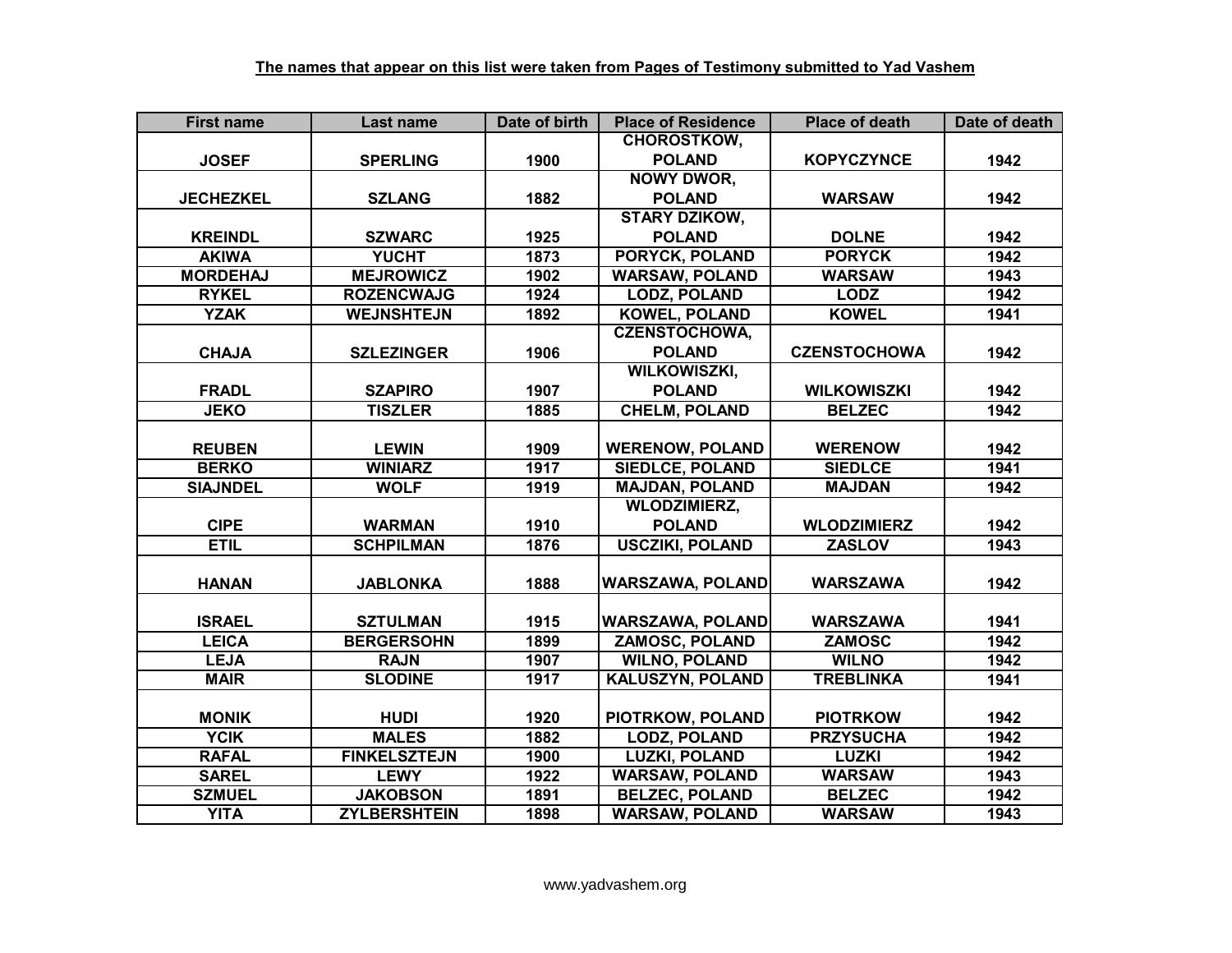**The names that appear on this list were taken from Pages of Testimony submitted to Yad Vashem**

| First name | Last name | Date of birth | Place of Residence | Place of death | Date of death |
|---|---|---|---|---|---|
| JOSEF | SPERLING | 1900 | CHOROSTKOW, POLAND | KOPYCZYNCE | 1942 |
| JECHEZKEL | SZLANG | 1882 | NOWY DWOR, POLAND | WARSAW | 1942 |
| KREINDL | SZWARC | 1925 | STARY DZIKOW, POLAND | DOLNE | 1942 |
| AKIWA | YUCHT | 1873 | PORYCK, POLAND | PORYCK | 1942 |
| MORDEHAJ | MEJROWICZ | 1902 | WARSAW, POLAND | WARSAW | 1943 |
| RYKEL | ROZENCWAJG | 1924 | LODZ, POLAND | LODZ | 1942 |
| YZAK | WEJNSHTEJN | 1892 | KOWEL, POLAND | KOWEL | 1941 |
| CHAJA | SZLEZINGER | 1906 | CZENSTOCHOWA, POLAND | CZENSTOCHOWA | 1942 |
| FRADL | SZAPIRO | 1907 | WILKOWISZKI, POLAND | WILKOWISZKI | 1942 |
| JEKO | TISZLER | 1885 | CHELM, POLAND | BELZEC | 1942 |
| REUBEN | LEWIN | 1909 | WERENOW, POLAND | WERENOW | 1942 |
| BERKO | WINIARZ | 1917 | SIEDLCE, POLAND | SIEDLCE | 1941 |
| SIAJNDEL | WOLF | 1919 | MAJDAN, POLAND | MAJDAN | 1942 |
| CIPE | WARMAN | 1910 | WLODZIMIERZ, POLAND | WLODZIMIERZ | 1942 |
| ETIL | SCHPILMAN | 1876 | USCZIKI, POLAND | ZASLOV | 1943 |
| HANAN | JABLONKA | 1888 | WARSZAWA, POLAND | WARSZAWA | 1942 |
| ISRAEL | SZTULMAN | 1915 | WARSZAWA, POLAND | WARSZAWA | 1941 |
| LEICA | BERGERSOHN | 1899 | ZAMOSC, POLAND | ZAMOSC | 1942 |
| LEJA | RAJN | 1907 | WILNO, POLAND | WILNO | 1942 |
| MAIR | SLODINE | 1917 | KALUSZYN, POLAND | TREBLINKA | 1941 |
| MONIK | HUDI | 1920 | PIOTRKOW, POLAND | PIOTRKOW | 1942 |
| YCIK | MALES | 1882 | LODZ, POLAND | PRZYSUCHA | 1942 |
| RAFAL | FINKELSZTEJN | 1900 | LUZKI, POLAND | LUZKI | 1942 |
| SAREL | LEWY | 1922 | WARSAW, POLAND | WARSAW | 1943 |
| SZMUEL | JAKOBSON | 1891 | BELZEC, POLAND | BELZEC | 1942 |
| YITA | ZYLBERSHTEIN | 1898 | WARSAW, POLAND | WARSAW | 1943 |

www.yadvashem.org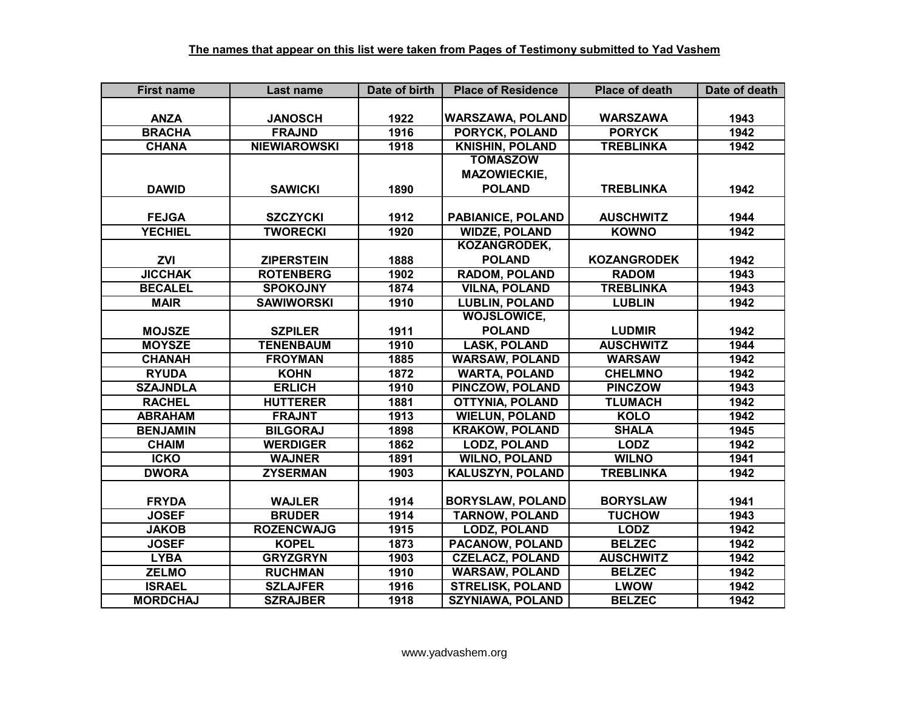**The names that appear on this list were taken from Pages of Testimony submitted to Yad Vashem**

| First name | Last name | Date of birth | Place of Residence | Place of death | Date of death |
|---|---|---|---|---|---|
| ANZA | JANOSCH | 1922 | WARSZAWA, POLAND | WARSZAWA | 1943 |
| BRACHA | FRAJND | 1916 | PORYCK, POLAND | PORYCK | 1942 |
| CHANA | NIEWIAROWSKI | 1918 | KNISHIN, POLAND | TREBLINKA | 1942 |
| DAWID | SAWICKI | 1890 | TOMASZOW MAZOWIECKIE, POLAND | TREBLINKA | 1942 |
| FEJGA | SZCZYCKI | 1912 | PABIANICE, POLAND | AUSCHWITZ | 1944 |
| YECHIEL | TWORECKI | 1920 | WIDZE, POLAND | KOWNO | 1942 |
| ZVI | ZIPERSTEIN | 1888 | KOZANGRODEK, POLAND | KOZANGRODEK | 1942 |
| JICCHAK | ROTENBERG | 1902 | RADOM, POLAND | RADOM | 1943 |
| BECALEL | SPOKOJNY | 1874 | VILNA, POLAND | TREBLINKA | 1943 |
| MAIR | SAWIWORSKI | 1910 | LUBLIN, POLAND | LUBLIN | 1942 |
| MOJSZE | SZPILER | 1911 | WOJSLOWICE, POLAND | LUDMIR | 1942 |
| MOYSZE | TENENBAUM | 1910 | LASK, POLAND | AUSCHWITZ | 1944 |
| CHANAH | FROYMAN | 1885 | WARSAW, POLAND | WARSAW | 1942 |
| RYUDA | KOHN | 1872 | WARTA, POLAND | CHELMNO | 1942 |
| SZAJNDLA | ERLICH | 1910 | PINCZOW, POLAND | PINCZOW | 1943 |
| RACHEL | HUTTERER | 1881 | OTTYNIA, POLAND | TLUMACH | 1942 |
| ABRAHAM | FRAJNT | 1913 | WIELUN, POLAND | KOLO | 1942 |
| BENJAMIN | BILGORAJ | 1898 | KRAKOW, POLAND | SHALA | 1945 |
| CHAIM | WERDIGER | 1862 | LODZ, POLAND | LODZ | 1942 |
| ICKO | WAJNER | 1891 | WILNO, POLAND | WILNO | 1941 |
| DWORA | ZYSERMAN | 1903 | KALUSZYN, POLAND | TREBLINKA | 1942 |
| FRYDA | WAJLER | 1914 | BORYSLAW, POLAND | BORYSLAW | 1941 |
| JOSEF | BRUDER | 1914 | TARNOW, POLAND | TUCHOW | 1943 |
| JAKOB | ROZENCWAJG | 1915 | LODZ, POLAND | LODZ | 1942 |
| JOSEF | KOPEL | 1873 | PACANOW, POLAND | BELZEC | 1942 |
| LYBA | GRYZGRYN | 1903 | CZELACZ, POLAND | AUSCHWITZ | 1942 |
| ZELMO | RUCHMAN | 1910 | WARSAW, POLAND | BELZEC | 1942 |
| ISRAEL | SZLAJFER | 1916 | STRELISK, POLAND | LWOW | 1942 |
| MORDCHAJ | SZRAJBER | 1918 | SZYNIAWA, POLAND | BELZEC | 1942 |

www.yadvashem.org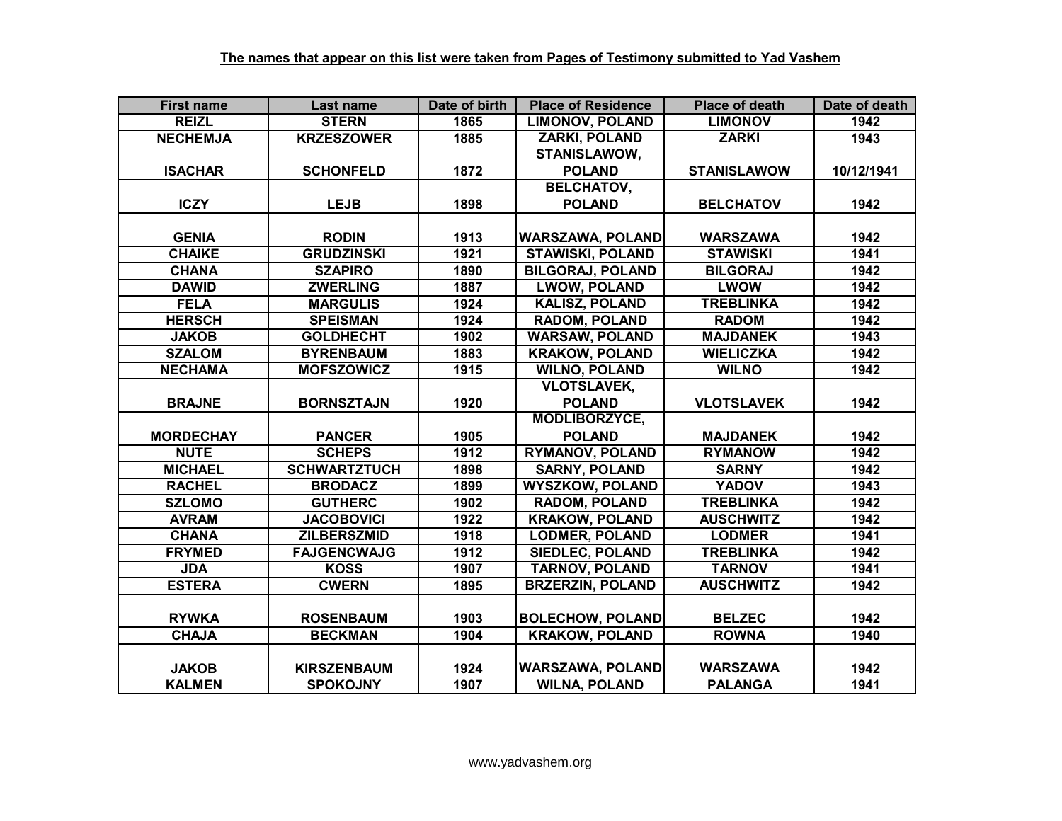**The names that appear on this list were taken from Pages of Testimony submitted to Yad Vashem**

| First name | Last name | Date of birth | Place of Residence | Place of death | Date of death |
|---|---|---|---|---|---|
| REIZL | STERN | 1865 | LIMONOV, POLAND | LIMONOV | 1942 |
| NECHEMJA | KRZESZOWER | 1885 | ZARKI, POLAND | ZARKI | 1943 |
| ISACHAR | SCHONFELD | 1872 | STANISLAWOW, POLAND | STANISLAWOW | 10/12/1941 |
| ICZY | LEJB | 1898 | BELCHATOV, POLAND | BELCHATOV | 1942 |
| GENIA | RODIN | 1913 | WARSZAWA, POLAND | WARSZAWA | 1942 |
| CHAIKE | GRUDZINSKI | 1921 | STAWISKI, POLAND | STAWISKI | 1941 |
| CHANA | SZAPIRO | 1890 | BILGORAJ, POLAND | BILGORAJ | 1942 |
| DAWID | ZWERLING | 1887 | LWOW, POLAND | LWOW | 1942 |
| FELA | MARGULIS | 1924 | KALISZ, POLAND | TREBLINKA | 1942 |
| HERSCH | SPEISMAN | 1924 | RADOM, POLAND | RADOM | 1942 |
| JAKOB | GOLDHECHT | 1902 | WARSAW, POLAND | MAJDANEK | 1943 |
| SZALOM | BYRENBAUM | 1883 | KRAKOW, POLAND | WIELICZKA | 1942 |
| NECHAMA | MOFSZOWICZ | 1915 | WILNO, POLAND | WILNO | 1942 |
| BRAJNE | BORNSZTAJN | 1920 | VLOTSLAVEK, POLAND | VLOTSLAVEK | 1942 |
| MORDECHAY | PANCER | 1905 | MODLIBORZYCE, POLAND | MAJDANEK | 1942 |
| NUTE | SCHEPS | 1912 | RYMANOV, POLAND | RYMANOW | 1942 |
| MICHAEL | SCHWARTZTUCH | 1898 | SARNY, POLAND | SARNY | 1942 |
| RACHEL | BRODACZ | 1899 | WYSZKOW, POLAND | YADOV | 1943 |
| SZLOMO | GUTHERC | 1902 | RADOM, POLAND | TREBLINKA | 1942 |
| AVRAM | JACOBOVICI | 1922 | KRAKOW, POLAND | AUSCHWITZ | 1942 |
| CHANA | ZILBERSZMID | 1918 | LODMER, POLAND | LODMER | 1941 |
| FRYMED | FAJGENCWAJG | 1912 | SIEDLEC, POLAND | TREBLINKA | 1942 |
| JDA | KOSS | 1907 | TARNOV, POLAND | TARNOV | 1941 |
| ESTERA | CWERN | 1895 | BRZERZIN, POLAND | AUSCHWITZ | 1942 |
| RYWKA | ROSENBAUM | 1903 | BOLECHOW, POLAND | BELZEC | 1942 |
| CHAJA | BECKMAN | 1904 | KRAKOW, POLAND | ROWNA | 1940 |
| JAKOB | KIRSZENBAUM | 1924 | WARSZAWA, POLAND | WARSZAWA | 1942 |
| KALMEN | SPOKOJNY | 1907 | WILNA, POLAND | PALANGA | 1941 |

www.yadvashem.org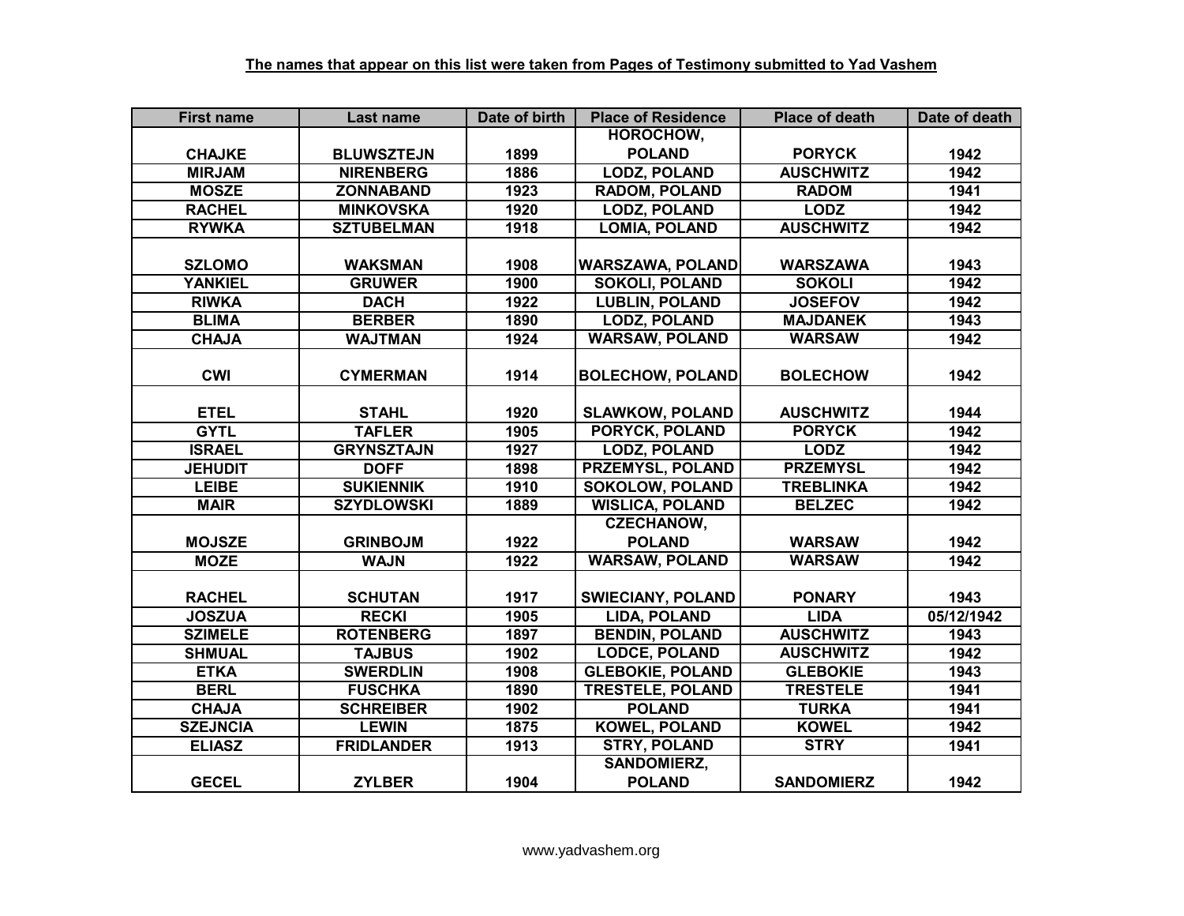**The names that appear on this list were taken from Pages of Testimony submitted to Yad Vashem**

| First name | Last name | Date of birth | Place of Residence | Place of death | Date of death |
|---|---|---|---|---|---|
| CHAJKE | BLUWSZTEJN | 1899 | HOROCHOW, POLAND | PORYCK | 1942 |
| MIRJAM | NIRENBERG | 1886 | LODZ, POLAND | AUSCHWITZ | 1942 |
| MOSZE | ZONNABAND | 1923 | RADOM, POLAND | RADOM | 1941 |
| RACHEL | MINKOVSKA | 1920 | LODZ, POLAND | LODZ | 1942 |
| RYWKA | SZTUBELMAN | 1918 | LOMIA, POLAND | AUSCHWITZ | 1942 |
| SZLOMO | WAKSMAN | 1908 | WARSZAWA, POLAND | WARSZAWA | 1943 |
| YANKIEL | GRUWER | 1900 | SOKOLI, POLAND | SOKOLI | 1942 |
| RIWKA | DACH | 1922 | LUBLIN, POLAND | JOSEFOV | 1942 |
| BLIMA | BERBER | 1890 | LODZ, POLAND | MAJDANEK | 1943 |
| CHAJA | WAJTMAN | 1924 | WARSAW, POLAND | WARSAW | 1942 |
| CWI | CYMERMAN | 1914 | BOLECHOW, POLAND | BOLECHOW | 1942 |
| ETEL | STAHL | 1920 | SLAWKOW, POLAND | AUSCHWITZ | 1944 |
| GYTL | TAFLER | 1905 | PORYCK, POLAND | PORYCK | 1942 |
| ISRAEL | GRYNSZTAJN | 1927 | LODZ, POLAND | LODZ | 1942 |
| JEHUDIT | DOFF | 1898 | PRZEMYSL, POLAND | PRZEMYSL | 1942 |
| LEIBE | SUKIENNIK | 1910 | SOKOLOW, POLAND | TREBLINKA | 1942 |
| MAIR | SZYDLOWSKI | 1889 | WISLICA, POLAND | BELZEC | 1942 |
| MOJSZE | GRINBOJM | 1922 | CZECHANOW, POLAND | WARSAW | 1942 |
| MOZE | WAJN | 1922 | WARSAW, POLAND | WARSAW | 1942 |
| RACHEL | SCHUTAN | 1917 | SWIECIANY, POLAND | PONARY | 1943 |
| JOSZUA | RECKI | 1905 | LIDA, POLAND | LIDA | 05/12/1942 |
| SZIMELE | ROTENBERG | 1897 | BENDIN, POLAND | AUSCHWITZ | 1943 |
| SHMUAL | TAJBUS | 1902 | LODCE, POLAND | AUSCHWITZ | 1942 |
| ETKA | SWERDLIN | 1908 | GLEBOKIE, POLAND | GLEBOKIE | 1943 |
| BERL | FUSCHKA | 1890 | TRESTELE, POLAND | TRESTELE | 1941 |
| CHAJA | SCHREIBER | 1902 | POLAND | TURKA | 1941 |
| SZEJNCIA | LEWIN | 1875 | KOWEL, POLAND | KOWEL | 1942 |
| ELIASZ | FRIDLANDER | 1913 | STRY, POLAND | STRY | 1941 |
| GECEL | ZYLBER | 1904 | SANDOMIERZ, POLAND | SANDOMIERZ | 1942 |

www.yadvashem.org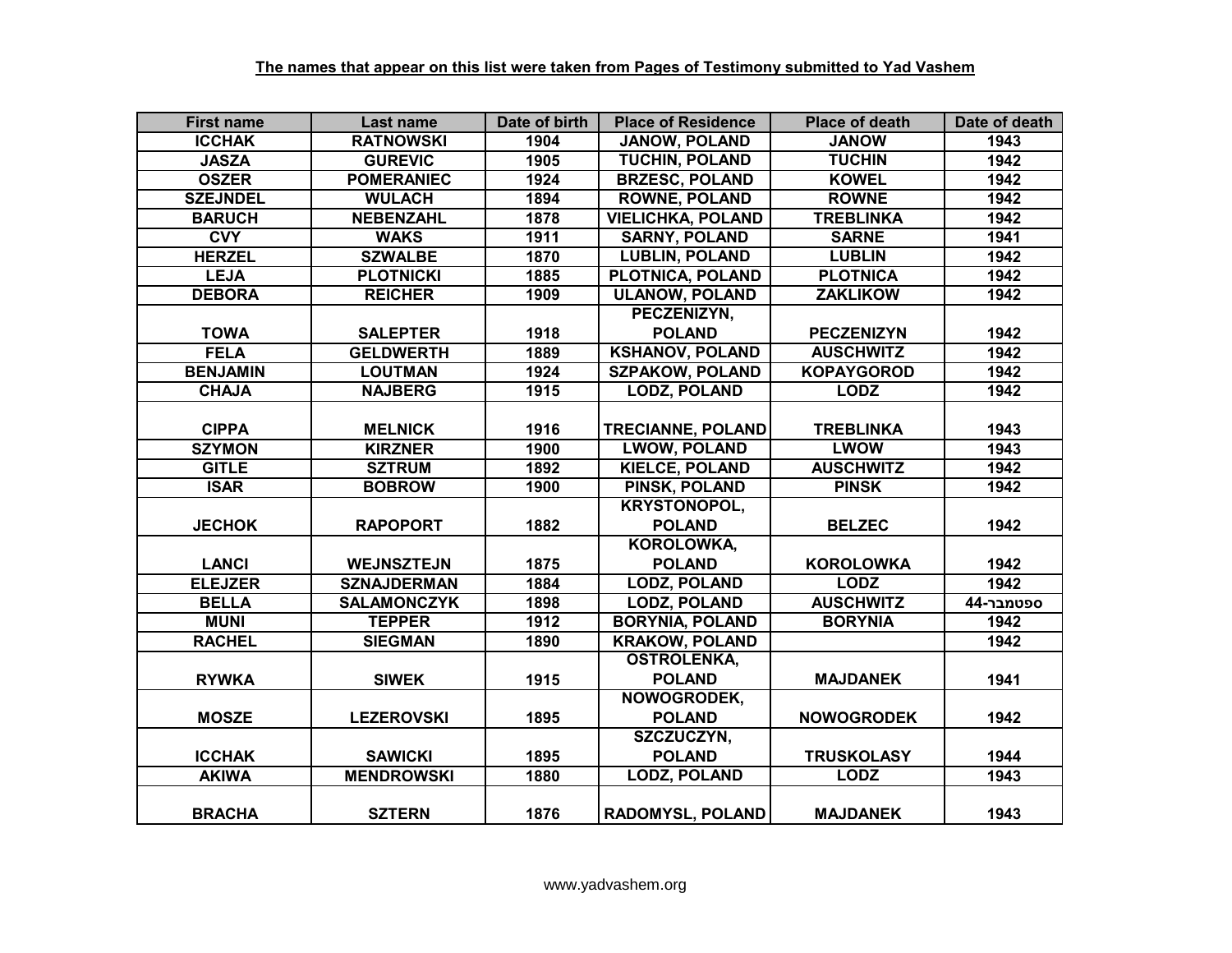**The names that appear on this list were taken from Pages of Testimony submitted to Yad Vashem**

| First name | Last name | Date of birth | Place of Residence | Place of death | Date of death |
|---|---|---|---|---|---|
| ICCHAK | RATNOWSKI | 1904 | JANOW, POLAND | JANOW | 1943 |
| JASZA | GUREVIC | 1905 | TUCHIN, POLAND | TUCHIN | 1942 |
| OSZER | POMERANIEC | 1924 | BRZESC, POLAND | KOWEL | 1942 |
| SZEJNDEL | WULACH | 1894 | ROWNE, POLAND | ROWNE | 1942 |
| BARUCH | NEBENZAHL | 1878 | VIELICHKA, POLAND | TREBLINKA | 1942 |
| CVY | WAKS | 1911 | SARNY, POLAND | SARNE | 1941 |
| HERZEL | SZWALBE | 1870 | LUBLIN, POLAND | LUBLIN | 1942 |
| LEJA | PLOTNICKI | 1885 | PLOTNICA, POLAND | PLOTNICA | 1942 |
| DEBORA | REICHER | 1909 | ULANOW, POLAND | ZAKLIKOW | 1942 |
| TOWA | SALEPTER | 1918 | PECZENIZYN, POLAND | PECZENIZYN | 1942 |
| FELA | GELDWERTH | 1889 | KSHANOV, POLAND | AUSCHWITZ | 1942 |
| BENJAMIN | LOUTMAN | 1924 | SZPAKOW, POLAND | KOPAYGOROD | 1942 |
| CHAJA | NAJBERG | 1915 | LODZ, POLAND | LODZ | 1942 |
| CIPPA | MELNICK | 1916 | TRECIANNE, POLAND | TREBLINKA | 1943 |
| SZYMON | KIRZNER | 1900 | LWOW, POLAND | LWOW | 1943 |
| GITLE | SZTRUM | 1892 | KIELCE, POLAND | AUSCHWITZ | 1942 |
| ISAR | BOBROW | 1900 | PINSK, POLAND | PINSK | 1942 |
| JECHOK | RAPOPORT | 1882 | KRYSTONOPOL, POLAND | BELZEC | 1942 |
| LANCI | WEJNSZTEJN | 1875 | KOROLOWKA, POLAND | KOROLOWKA | 1942 |
| ELEJZER | SZNAJDERMAN | 1884 | LODZ, POLAND | LODZ | 1942 |
| BELLA | SALAMONCZYK | 1898 | LODZ, POLAND | AUSCHWITZ | ספטמבר-44 |
| MUNI | TEPPER | 1912 | BORYNIA, POLAND | BORYNIA | 1942 |
| RACHEL | SIEGMAN | 1890 | KRAKOW, POLAND | | 1942 |
| RYWKA | SIWEK | 1915 | OSTROLENKA, POLAND | MAJDANEK | 1941 |
| MOSZE | LEZEROVSKI | 1895 | NOWOGRODEK, POLAND | NOWOGRODEK | 1942 |
| ICCHAK | SAWICKI | 1895 | SZCZUCZYN, POLAND | TRUSKOLASY | 1944 |
| AKIWA | MENDROWSKI | 1880 | LODZ, POLAND | LODZ | 1943 |
| BRACHA | SZTERN | 1876 | RADOMYSL, POLAND | MAJDANEK | 1943 |

www.yadvashem.org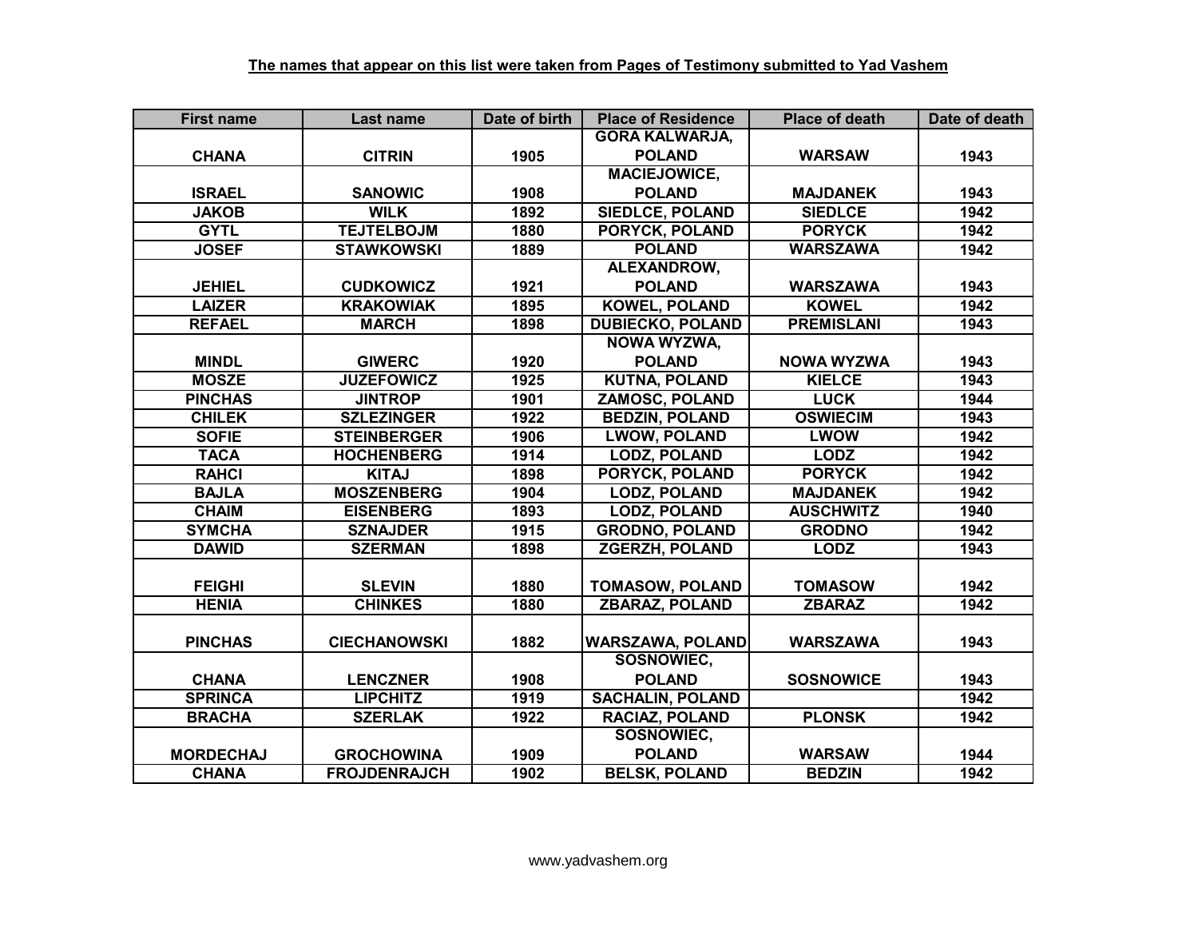**The names that appear on this list were taken from Pages of Testimony submitted to Yad Vashem**

| First name | Last name | Date of birth | Place of Residence | Place of death | Date of death |
|---|---|---|---|---|---|
| CHANA | CITRIN | 1905 | GORA KALWARJA, POLAND | WARSAW | 1943 |
| ISRAEL | SANOWIC | 1908 | MACIEJOWICE, POLAND | MAJDANEK | 1943 |
| JAKOB | WILK | 1892 | SIEDLCE, POLAND | SIEDLCE | 1942 |
| GYTL | TEJTELBOJM | 1880 | PORYCK, POLAND | PORYCK | 1942 |
| JOSEF | STAWKOWSKI | 1889 | POLAND | WARSZAWA | 1942 |
| JEHIEL | CUDKOWICZ | 1921 | ALEXANDROW, POLAND | WARSZAWA | 1943 |
| LAIZER | KRAKOWIAK | 1895 | KOWEL, POLAND | KOWEL | 1942 |
| REFAEL | MARCH | 1898 | DUBIECKO, POLAND | PREMISLANI | 1943 |
| MINDL | GIWERC | 1920 | NOWA WYZWA, POLAND | NOWA WYZWA | 1943 |
| MOSZE | JUZEFOWICZ | 1925 | KUTNA, POLAND | KIELCE | 1943 |
| PINCHAS | JINTROP | 1901 | ZAMOSC, POLAND | LUCK | 1944 |
| CHILEK | SZLEZINGER | 1922 | BEDZIN, POLAND | OSWIECIM | 1943 |
| SOFIE | STEINBERGER | 1906 | LWOW, POLAND | LWOW | 1942 |
| TACA | HOCHENBERG | 1914 | LODZ, POLAND | LODZ | 1942 |
| RAHCI | KITAJ | 1898 | PORYCK, POLAND | PORYCK | 1942 |
| BAJLA | MOSZENBERG | 1904 | LODZ, POLAND | MAJDANEK | 1942 |
| CHAIM | EISENBERG | 1893 | LODZ, POLAND | AUSCHWITZ | 1940 |
| SYMCHA | SZNAJDER | 1915 | GRODNO, POLAND | GRODNO | 1942 |
| DAWID | SZERMAN | 1898 | ZGERZH, POLAND | LODZ | 1943 |
| FEIGHI | SLEVIN | 1880 | TOMASOW, POLAND | TOMASOW | 1942 |
| HENIA | CHINKES | 1880 | ZBARAZ, POLAND | ZBARAZ | 1942 |
| PINCHAS | CIECHANOWSKI | 1882 | WARSZAWA, POLAND | WARSZAWA | 1943 |
| CHANA | LENCZNER | 1908 | SOSNOWIEC, POLAND | SOSNOWICE | 1943 |
| SPRINCA | LIPCHITZ | 1919 | SACHALIN, POLAND | | 1942 |
| BRACHA | SZERLAK | 1922 | RACIAZ, POLAND | PLONSK | 1942 |
| MORDECHAJ | GROCHOWINA | 1909 | SOSNOWIEC, POLAND | WARSAW | 1944 |
| CHANA | FROJDENRAJCH | 1902 | BELSK, POLAND | BEDZIN | 1942 |

www.yadvashem.org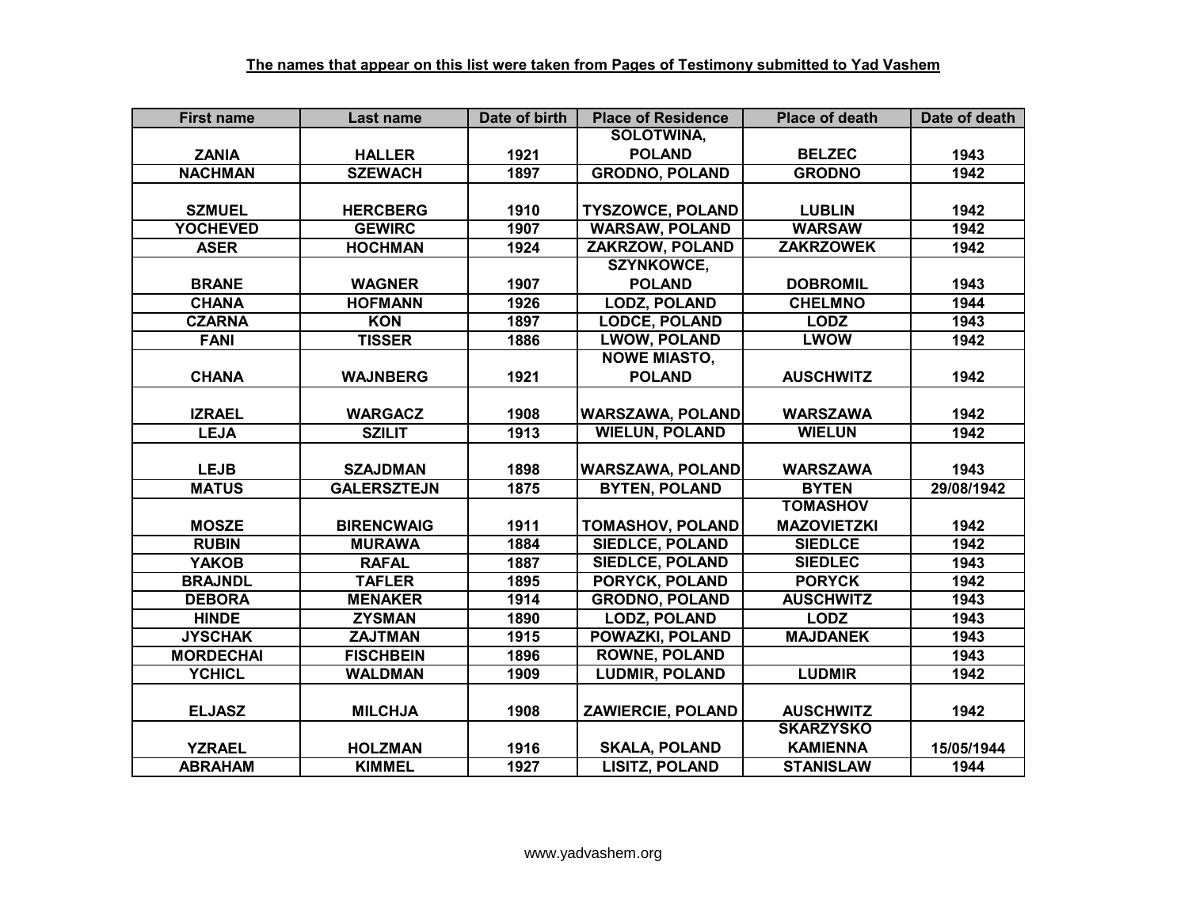**The names that appear on this list were taken from Pages of Testimony submitted to Yad Vashem**

| First name | Last name | Date of birth | Place of Residence | Place of death | Date of death |
|---|---|---|---|---|---|
| ZANIA | HALLER | 1921 | SOLOTWINA, POLAND | BELZEC | 1943 |
| NACHMAN | SZEWACH | 1897 | GRODNO, POLAND | GRODNO | 1942 |
| SZMUEL | HERCBERG | 1910 | TYSZOWCE, POLAND | LUBLIN | 1942 |
| YOCHEVED | GEWIRC | 1907 | WARSAW, POLAND | WARSAW | 1942 |
| ASER | HOCHMAN | 1924 | ZAKRZOW, POLAND | ZAKRZOWEK | 1942 |
| BRANE | WAGNER | 1907 | SZYNKOWCE, POLAND | DOBROMIL | 1943 |
| CHANA | HOFMANN | 1926 | LODZ, POLAND | CHELMNO | 1944 |
| CZARNA | KON | 1897 | LODCE, POLAND | LODZ | 1943 |
| FANI | TISSER | 1886 | LWOW, POLAND | LWOW | 1942 |
| CHANA | WAJNBERG | 1921 | NOWE MIASTO, POLAND | AUSCHWITZ | 1942 |
| IZRAEL | WARGACZ | 1908 | WARSZAWA, POLAND | WARSZAWA | 1942 |
| LEJA | SZILIT | 1913 | WIELUN, POLAND | WIELUN | 1942 |
| LEJB | SZAJDMAN | 1898 | WARSZAWA, POLAND | WARSZAWA | 1943 |
| MATUS | GALERSZTEJN | 1875 | BYTEN, POLAND | BYTEN | 29/08/1942 |
| MOSZE | BIRENCWAIG | 1911 | TOMASHOV, POLAND | TOMASHOV MAZOVIETZKI | 1942 |
| RUBIN | MURAWA | 1884 | SIEDLCE, POLAND | SIEDLCE | 1942 |
| YAKOB | RAFAL | 1887 | SIEDLCE, POLAND | SIEDLEC | 1943 |
| BRAJNDL | TAFLER | 1895 | PORYCK, POLAND | PORYCK | 1942 |
| DEBORA | MENAKER | 1914 | GRODNO, POLAND | AUSCHWITZ | 1943 |
| HINDE | ZYSMAN | 1890 | LODZ, POLAND | LODZ | 1943 |
| JYSCHAK | ZAJTMAN | 1915 | POWAZKI, POLAND | MAJDANEK | 1943 |
| MORDECHAI | FISCHBEIN | 1896 | ROWNE, POLAND | | 1943 |
| YCHICL | WALDMAN | 1909 | LUDMIR, POLAND | LUDMIR | 1942 |
| ELJASZ | MILCHJA | 1908 | ZAWIERCIE, POLAND | AUSCHWITZ | 1942 |
| YZRAEL | HOLZMAN | 1916 | SKALA, POLAND | SKARZYSKO KAMIENNA | 15/05/1944 |
| ABRAHAM | KIMMEL | 1927 | LISITZ, POLAND | STANISLAW | 1944 |

www.yadvashem.org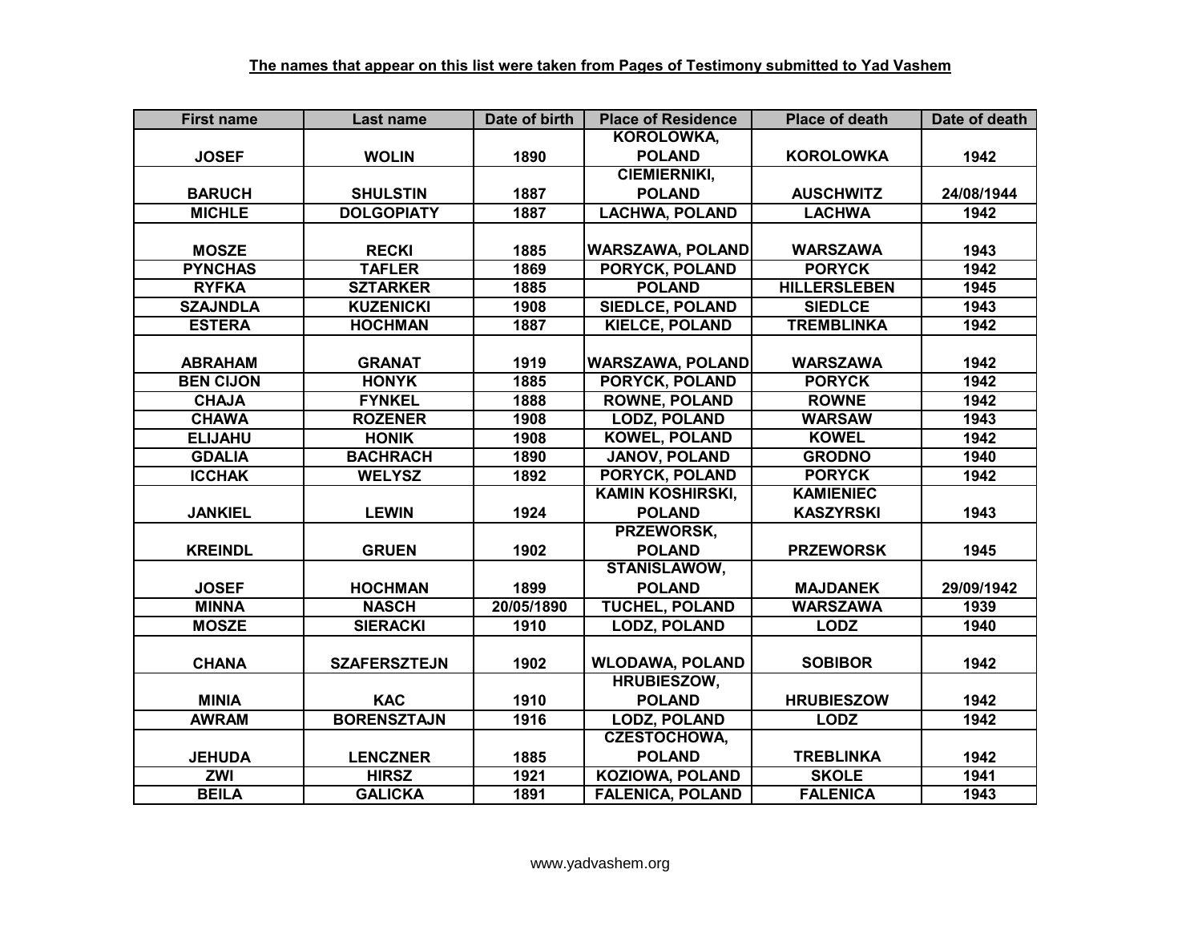**The names that appear on this list were taken from Pages of Testimony submitted to Yad Vashem**

| First name | Last name | Date of birth | Place of Residence | Place of death | Date of death |
|---|---|---|---|---|---|
| JOSEF | WOLIN | 1890 | KOROLOWKA, POLAND | KOROLOWKA | 1942 |
| BARUCH | SHULSTIN | 1887 | CIEMIERNIKI, POLAND | AUSCHWITZ | 24/08/1944 |
| MICHLE | DOLGOPIATY | 1887 | LACHWA, POLAND | LACHWA | 1942 |
| MOSZE | RECKI | 1885 | WARSZAWA, POLAND | WARSZAWA | 1943 |
| PYNCHAS | TAFLER | 1869 | PORYCK, POLAND | PORYCK | 1942 |
| RYFKA | SZTARKER | 1885 | POLAND | HILLERSLEBEN | 1945 |
| SZAJNDLA | KUZENICKI | 1908 | SIEDLCE, POLAND | SIEDLCE | 1943 |
| ESTERA | HOCHMAN | 1887 | KIELCE, POLAND | TREMBLINKA | 1942 |
| ABRAHAM | GRANAT | 1919 | WARSZAWA, POLAND | WARSZAWA | 1942 |
| BEN CIJON | HONYK | 1885 | PORYCK, POLAND | PORYCK | 1942 |
| CHAJA | FYNKEL | 1888 | ROWNE, POLAND | ROWNE | 1942 |
| CHAWA | ROZENER | 1908 | LODZ, POLAND | WARSAW | 1943 |
| ELIJAHU | HONIK | 1908 | KOWEL, POLAND | KOWEL | 1942 |
| GDALIA | BACHRACH | 1890 | JANOV, POLAND | GRODNO | 1940 |
| ICCHAK | WELYSZ | 1892 | PORYCK, POLAND | PORYCK | 1942 |
| JANKIEL | LEWIN | 1924 | KAMIN KOSHIRSKI, POLAND | KAMIENIEC KASZYRSKI | 1943 |
| KREINDL | GRUEN | 1902 | PRZEWORSK, POLAND | PRZEWORSK | 1945 |
| JOSEF | HOCHMAN | 1899 | STANISLAWOW, POLAND | MAJDANEK | 29/09/1942 |
| MINNA | NASCH | 20/05/1890 | TUCHEL, POLAND | WARSZAWA | 1939 |
| MOSZE | SIERACKI | 1910 | LODZ, POLAND | LODZ | 1940 |
| CHANA | SZAFERSZTEJN | 1902 | WLODAWA, POLAND | SOBIBOR | 1942 |
| MINIA | KAC | 1910 | HRUBIESZOW, POLAND | HRUBIESZOW | 1942 |
| AWRAM | BORENSZTAJN | 1916 | LODZ, POLAND | LODZ | 1942 |
| JEHUDA | LENCZNER | 1885 | CZESTOCHOWA, POLAND | TREBLINKA | 1942 |
| ZWI | HIRSZ | 1921 | KOZIOWA, POLAND | SKOLE | 1941 |
| BEILA | GALICKA | 1891 | FALENICA, POLAND | FALENICA | 1943 |

www.yadvashem.org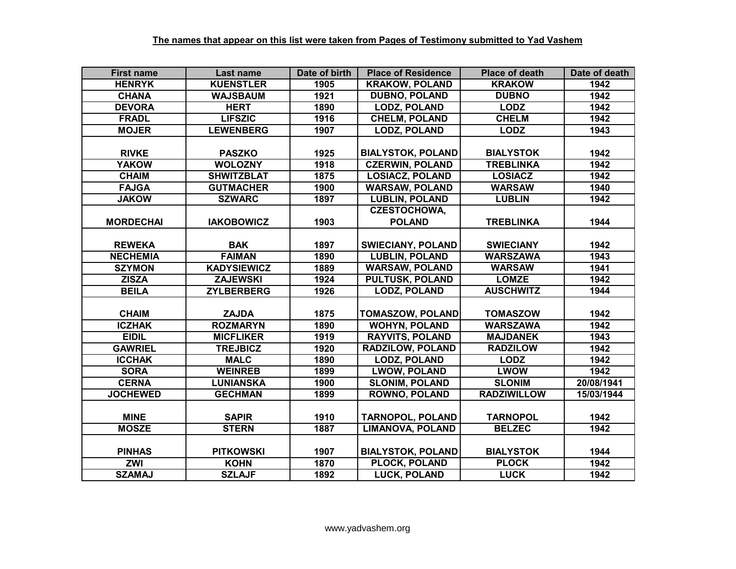**The names that appear on this list were taken from Pages of Testimony submitted to Yad Vashem**

| First name | Last name | Date of birth | Place of Residence | Place of death | Date of death |
|---|---|---|---|---|---|
| HENRYK | KUENSTLER | 1905 | KRAKOW, POLAND | KRAKOW | 1942 |
| CHANA | WAJSBAUM | 1921 | DUBNO, POLAND | DUBNO | 1942 |
| DEVORA | HERT | 1890 | LODZ, POLAND | LODZ | 1942 |
| FRADL | LIFSZIC | 1916 | CHELM, POLAND | CHELM | 1942 |
| MOJER | LEWENBERG | 1907 | LODZ, POLAND | LODZ | 1943 |
| RIVKE | PASZKO | 1925 | BIALYSTOK, POLAND | BIALYSTOK | 1942 |
| YAKOW | WOLOZNY | 1918 | CZERWIN, POLAND | TREBLINKA | 1942 |
| CHAIM | SHWITZBLAT | 1875 | LOSIACZ, POLAND | LOSIACZ | 1942 |
| FAJGA | GUTMACHER | 1900 | WARSAW, POLAND | WARSAW | 1940 |
| JAKOW | SZWARC | 1897 | LUBLIN, POLAND | LUBLIN | 1942 |
| MORDECHAI | IAKOBOWICZ | 1903 | CZESTOCHOWA, POLAND | TREBLINKA | 1944 |
| REWEKA | BAK | 1897 | SWIECIANY, POLAND | SWIECIANY | 1942 |
| NECHEMIA | FAIMAN | 1890 | LUBLIN, POLAND | WARSZAWA | 1943 |
| SZYMON | KADYSIEWICZ | 1889 | WARSAW, POLAND | WARSAW | 1941 |
| ZISZA | ZAJEWSKI | 1924 | PULTUSK, POLAND | LOMZE | 1942 |
| BEILA | ZYLBERBERG | 1926 | LODZ, POLAND | AUSCHWITZ | 1944 |
| CHAIM | ZAJDA | 1875 | TOMASZOW, POLAND | TOMASZOW | 1942 |
| ICZHAK | ROZMARYN | 1890 | WOHYN, POLAND | WARSZAWA | 1942 |
| EIDIL | MICFLIKER | 1919 | RAYVITS, POLAND | MAJDANEK | 1943 |
| GAWRIEL | TREJBICZ | 1920 | RADZILOW, POLAND | RADZILOW | 1942 |
| ICCHAK | MALC | 1890 | LODZ, POLAND | LODZ | 1942 |
| SORA | WEINREB | 1899 | LWOW, POLAND | LWOW | 1942 |
| CERNA | LUNIANSKA | 1900 | SLONIM, POLAND | SLONIM | 20/08/1941 |
| JOCHEWED | GECHMAN | 1899 | ROWNO, POLAND | RADZIWILLOW | 15/03/1944 |
| MINE | SAPIR | 1910 | TARNOPOL, POLAND | TARNOPOL | 1942 |
| MOSZE | STERN | 1887 | LIMANOVA, POLAND | BELZEC | 1942 |
| PINHAS | PITKOWSKI | 1907 | BIALYSTOK, POLAND | BIALYSTOK | 1944 |
| ZWI | KOHN | 1870 | PLOCK, POLAND | PLOCK | 1942 |
| SZAMAJ | SZLAJF | 1892 | LUCK, POLAND | LUCK | 1942 |

www.yadvashem.org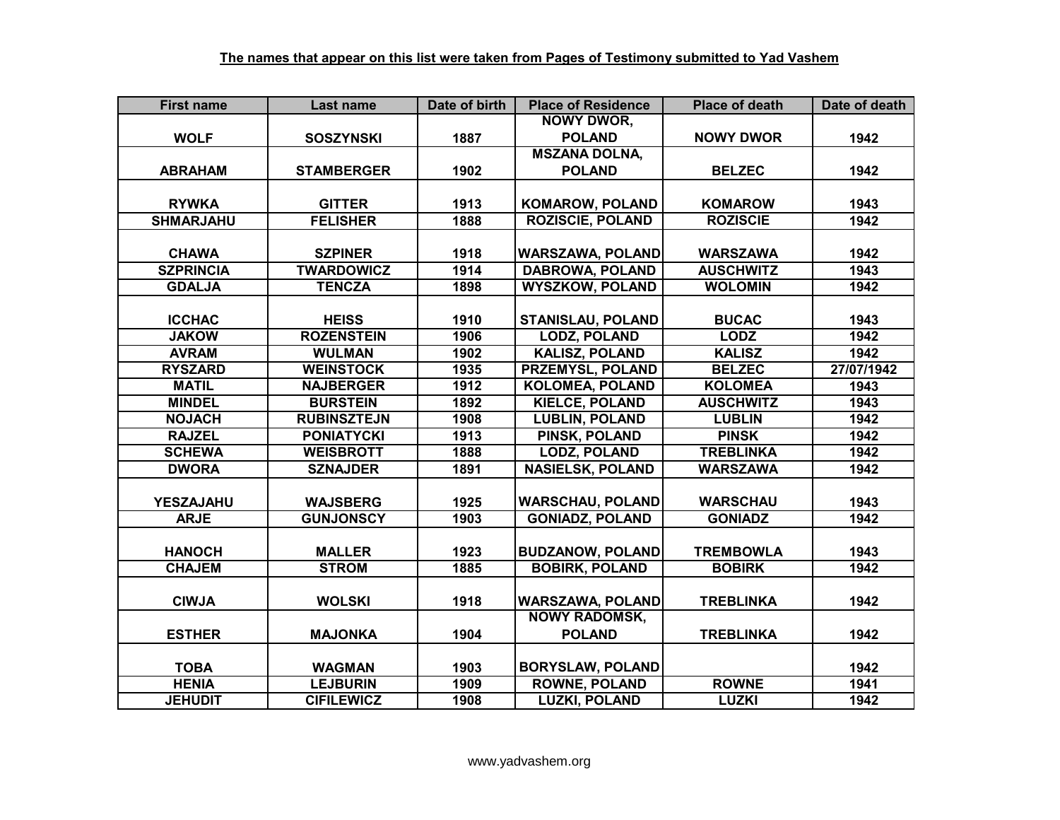**The names that appear on this list were taken from Pages of Testimony submitted to Yad Vashem**

| First name | Last name | Date of birth | Place of Residence | Place of death | Date of death |
|---|---|---|---|---|---|
| WOLF | SOSZYNSKI | 1887 | NOWY DWOR, POLAND | NOWY DWOR | 1942 |
| ABRAHAM | STAMBERGER | 1902 | MSZANA DOLNA, POLAND | BELZEC | 1942 |
| RYWKA | GITTER | 1913 | KOMAROW, POLAND | KOMAROW | 1943 |
| SHMARJAHU | FELISHER | 1888 | ROZISCIE, POLAND | ROZISCIE | 1942 |
| CHAWA | SZPINER | 1918 | WARSZAWA, POLAND | WARSZAWA | 1942 |
| SZPRINCIA | TWARDOWICZ | 1914 | DABROWA, POLAND | AUSCHWITZ | 1943 |
| GDALJA | TENCZA | 1898 | WYSZKOW, POLAND | WOLOMIN | 1942 |
| ICCHAC | HEISS | 1910 | STANISLAU, POLAND | BUCAC | 1943 |
| JAKOW | ROZENSTEIN | 1906 | LODZ, POLAND | LODZ | 1942 |
| AVRAM | WULMAN | 1902 | KALISZ, POLAND | KALISZ | 1942 |
| RYSZARD | WEINSTOCK | 1935 | PRZEMYSL, POLAND | BELZEC | 27/07/1942 |
| MATIL | NAJBERGER | 1912 | KOLOMEA, POLAND | KOLOMEA | 1943 |
| MINDEL | BURSTEIN | 1892 | KIELCE, POLAND | AUSCHWITZ | 1943 |
| NOJACH | RUBINSZTEJN | 1908 | LUBLIN, POLAND | LUBLIN | 1942 |
| RAJZEL | PONIATYCKI | 1913 | PINSK, POLAND | PINSK | 1942 |
| SCHEWA | WEISBROTT | 1888 | LODZ, POLAND | TREBLINKA | 1942 |
| DWORA | SZNAJDER | 1891 | NASIELSK, POLAND | WARSZAWA | 1942 |
| YESZAJAHU | WAJSBERG | 1925 | WARSCHAU, POLAND | WARSCHAU | 1943 |
| ARJE | GUNJONSCY | 1903 | GONIADZ, POLAND | GONIADZ | 1942 |
| HANOCH | MALLER | 1923 | BUDZANOW, POLAND | TREMBOWLA | 1943 |
| CHAJEM | STROM | 1885 | BOBIRK, POLAND | BOBIRK | 1942 |
| CIWJA | WOLSKI | 1918 | WARSZAWA, POLAND | TREBLINKA | 1942 |
| ESTHER | MAJONKA | 1904 | NOWY RADOMSK, POLAND | TREBLINKA | 1942 |
| TOBA | WAGMAN | 1903 | BORYSLAW, POLAND | | 1942 |
| HENIA | LEJBURIN | 1909 | ROWNE, POLAND | ROWNE | 1941 |
| JEHUDIT | CIFILEWICZ | 1908 | LUZKI, POLAND | LUZKI | 1942 |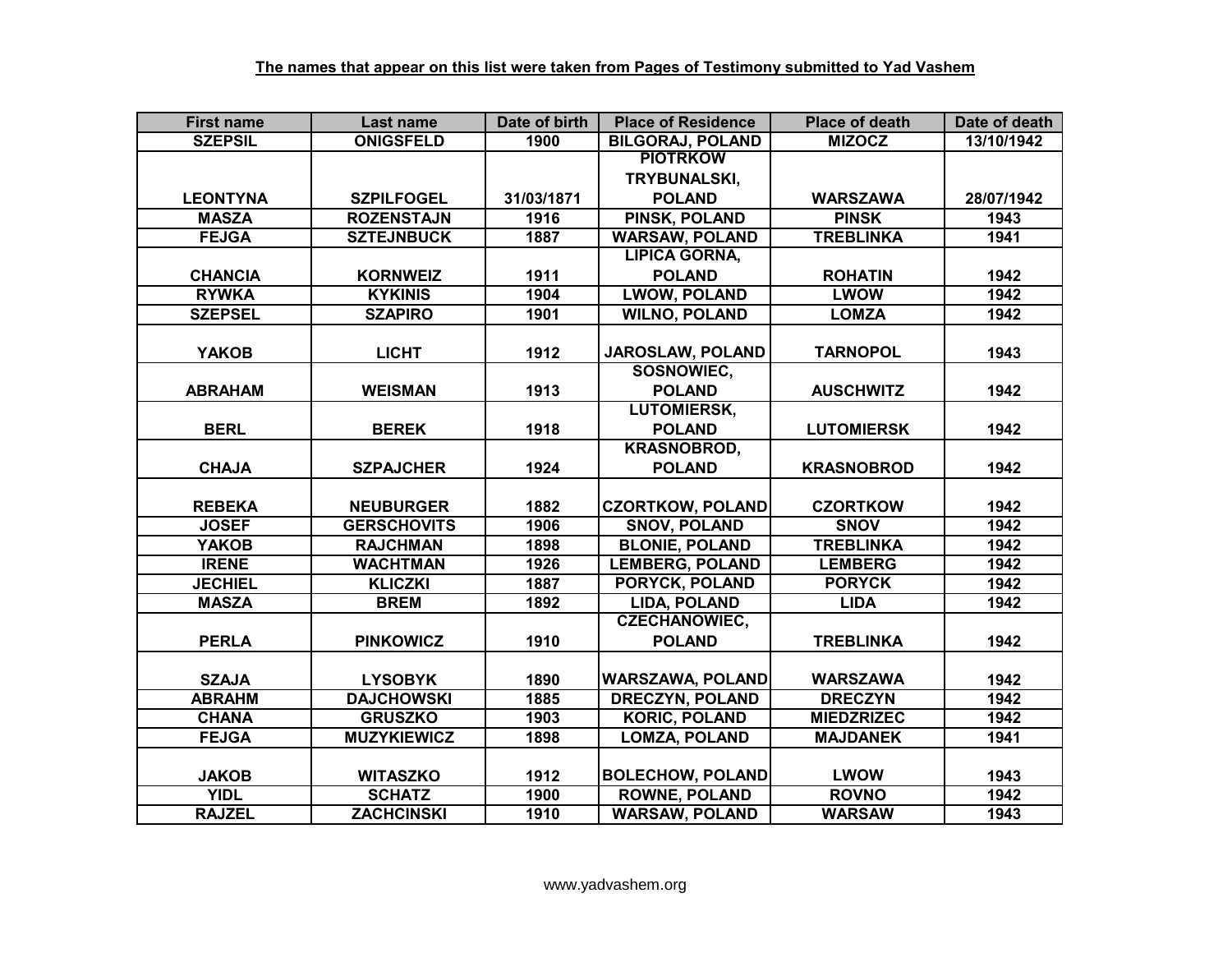**The names that appear on this list were taken from Pages of Testimony submitted to Yad Vashem**

| First name | Last name | Date of birth | Place of Residence | Place of death | Date of death |
|---|---|---|---|---|---|
| SZEPSIL | ONIGSFELD | 1900 | BILGORAJ, POLAND | MIZOCZ | 13/10/1942 |
| LEONTYNA | SZPILFOGEL | 31/03/1871 | PIOTRKOW TRYBUNALSKI, POLAND | WARSZAWA | 28/07/1942 |
| MASZA | ROZENSTAJN | 1916 | PINSK, POLAND | PINSK | 1943 |
| FEJGA | SZTEJNBUCK | 1887 | WARSAW, POLAND | TREBLINKA | 1941 |
| CHANCIA | KORNWEIZ | 1911 | LIPICA GORNA, POLAND | ROHATIN | 1942 |
| RYWKA | KYKINIS | 1904 | LWOW, POLAND | LWOW | 1942 |
| SZEPSEL | SZAPIRO | 1901 | WILNO, POLAND | LOMZA | 1942 |
| YAKOB | LICHT | 1912 | JAROSLAW, POLAND | TARNOPOL | 1943 |
| ABRAHAM | WEISMAN | 1913 | SOSNOWIEC, POLAND | AUSCHWITZ | 1942 |
| BERL | BEREK | 1918 | LUTOMIERSK, POLAND | LUTOMIERSK | 1942 |
| CHAJA | SZPAJCHER | 1924 | KRASNOBROD, POLAND | KRASNOBROD | 1942 |
| REBEKA | NEUBURGER | 1882 | CZORTKOW, POLAND | CZORTKOW | 1942 |
| JOSEF | GERSCHOVITS | 1906 | SNOV, POLAND | SNOV | 1942 |
| YAKOB | RAJCHMAN | 1898 | BLONIE, POLAND | TREBLINKA | 1942 |
| IRENE | WACHTMAN | 1926 | LEMBERG, POLAND | LEMBERG | 1942 |
| JECHIEL | KLICZKI | 1887 | PORYCK, POLAND | PORYCK | 1942 |
| MASZA | BREM | 1892 | LIDA, POLAND | LIDA | 1942 |
| PERLA | PINKOWICZ | 1910 | CZECHANOWIEC, POLAND | TREBLINKA | 1942 |
| SZAJA | LYSOBYK | 1890 | WARSZAWA, POLAND | WARSZAWA | 1942 |
| ABRAHM | DAJCHOWSKI | 1885 | DRECZYN, POLAND | DRECZYN | 1942 |
| CHANA | GRUSZKO | 1903 | KORIC, POLAND | MIEDZRIZEC | 1942 |
| FEJGA | MUZYKIEWICZ | 1898 | LOMZA, POLAND | MAJDANEK | 1941 |
| JAKOB | WITASZKO | 1912 | BOLECHOW, POLAND | LWOW | 1943 |
| YIDL | SCHATZ | 1900 | ROWNE, POLAND | ROVNO | 1942 |
| RAJZEL | ZACHCINSKI | 1910 | WARSAW, POLAND | WARSAW | 1943 |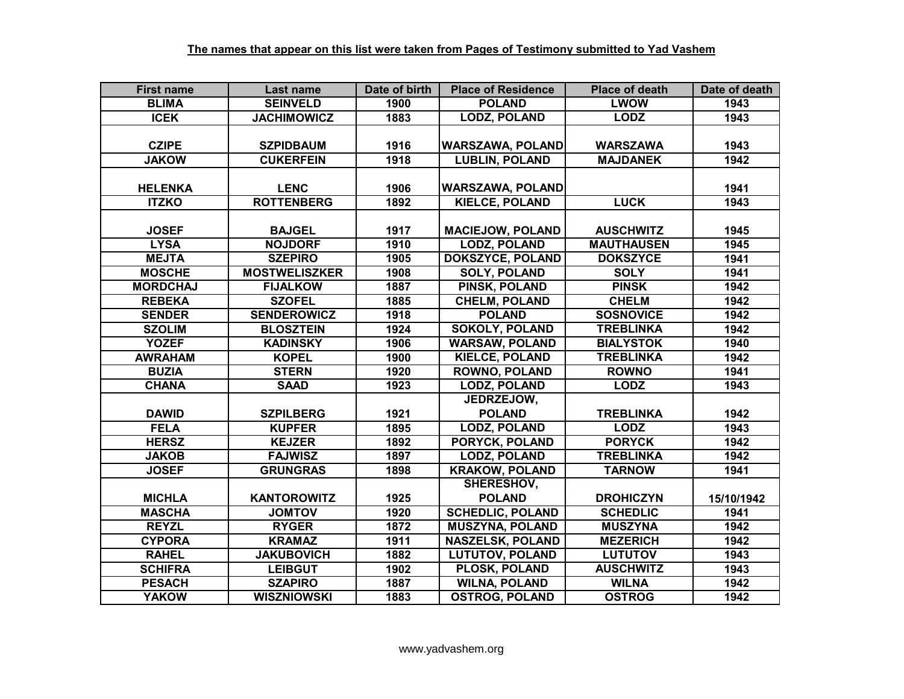**The names that appear on this list were taken from Pages of Testimony submitted to Yad Vashem**

| First name | Last name | Date of birth | Place of Residence | Place of death | Date of death |
|---|---|---|---|---|---|
| BLIMA | SEINVELD | 1900 | POLAND | LWOW | 1943 |
| ICEK | JACHIMOWICZ | 1883 | LODZ, POLAND | LODZ | 1943 |
| CZIPE | SZPIDBAUM | 1916 | WARSZAWA, POLAND | WARSZAWA | 1943 |
| JAKOW | CUKERFEIN | 1918 | LUBLIN, POLAND | MAJDANEK | 1942 |
| HELENKA | LENC | 1906 | WARSZAWA, POLAND | | 1941 |
| ITZKO | ROTTENBERG | 1892 | KIELCE, POLAND | LUCK | 1943 |
| JOSEF | BAJGEL | 1917 | MACIEJOW, POLAND | AUSCHWITZ | 1945 |
| LYSA | NOJDORF | 1910 | LODZ, POLAND | MAUTHAUSEN | 1945 |
| MEJTA | SZEPIRO | 1905 | DOKSZYCE, POLAND | DOKSZYCE | 1941 |
| MOSCHE | MOSTWELISZKER | 1908 | SOLY, POLAND | SOLY | 1941 |
| MORDCHAJ | FIJALKOW | 1887 | PINSK, POLAND | PINSK | 1942 |
| REBEKA | SZOFEL | 1885 | CHELM, POLAND | CHELM | 1942 |
| SENDER | SENDEROWICZ | 1918 | POLAND | SOSNOVICE | 1942 |
| SZOLIM | BLOSZTEIN | 1924 | SOKOLY, POLAND | TREBLINKA | 1942 |
| YOZEF | KADINSKY | 1906 | WARSAW, POLAND | BIALYSTOK | 1940 |
| AWRAHAM | KOPEL | 1900 | KIELCE, POLAND | TREBLINKA | 1942 |
| BUZIA | STERN | 1920 | ROWNO, POLAND | ROWNO | 1941 |
| CHANA | SAAD | 1923 | LODZ, POLAND | LODZ | 1943 |
| DAWID | SZPILBERG | 1921 | JEDRZEJOW, POLAND | TREBLINKA | 1942 |
| FELA | KUPFER | 1895 | LODZ, POLAND | LODZ | 1943 |
| HERSZ | KEJZER | 1892 | PORYCK, POLAND | PORYCK | 1942 |
| JAKOB | FAJWISZ | 1897 | LODZ, POLAND | TREBLINKA | 1942 |
| JOSEF | GRUNGRAS | 1898 | KRAKOW, POLAND | TARNOW | 1941 |
| MICHLA | KANTOROWITZ | 1925 | SHERESHOV, POLAND | DROHICZYN | 15/10/1942 |
| MASCHA | JOMTOV | 1920 | SCHEDLIC, POLAND | SCHEDLIC | 1941 |
| REYZL | RYGER | 1872 | MUSZYNA, POLAND | MUSZYNA | 1942 |
| CYPORA | KRAMAZ | 1911 | NASZELSK, POLAND | MEZERICH | 1942 |
| RAHEL | JAKUBOVICH | 1882 | LUTUTOV, POLAND | LUTUTOV | 1943 |
| SCHIFRA | LEIBGUT | 1902 | PLOSK, POLAND | AUSCHWITZ | 1943 |
| PESACH | SZAPIRO | 1887 | WILNA, POLAND | WILNA | 1942 |
| YAKOW | WISZNIOWSKI | 1883 | OSTROG, POLAND | OSTROG | 1942 |

www.yadvashem.org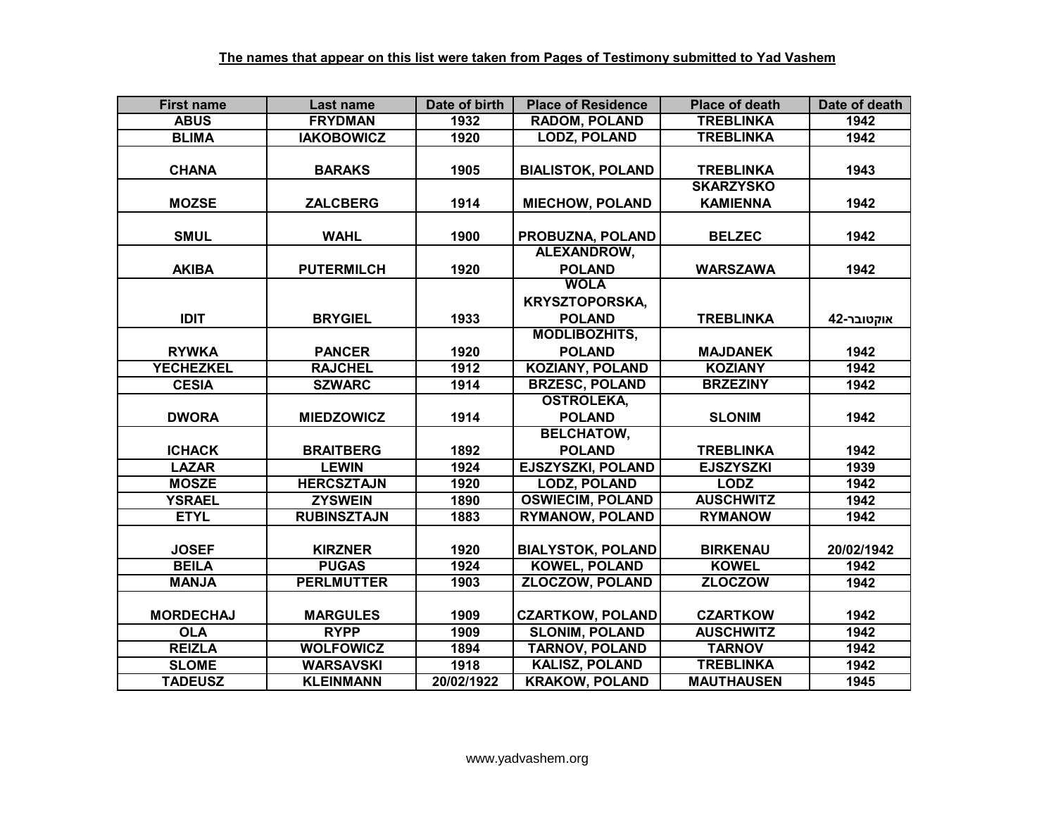**The names that appear on this list were taken from Pages of Testimony submitted to Yad Vashem**

| First name | Last name | Date of birth | Place of Residence | Place of death | Date of death |
|---|---|---|---|---|---|
| ABUS | FRYDMAN | 1932 | RADOM, POLAND | TREBLINKA | 1942 |
| BLIMA | IAKOBOWICZ | 1920 | LODZ, POLAND | TREBLINKA | 1942 |
| CHANA | BARAKS | 1905 | BIALISTOK, POLAND | TREBLINKA | 1943 |
| MOZSE | ZALCBERG | 1914 | MIECHOW, POLAND | SKARZYSKO KAMIENNA | 1942 |
| SMUL | WAHL | 1900 | PROBUZNA, POLAND | BELZEC | 1942 |
| AKIBA | PUTERMILCH | 1920 | ALEXANDROW, POLAND | WARSZAWA | 1942 |
| IDIT | BRYGIEL | 1933 | WOLA KRYSZTOPORSKA, POLAND | TREBLINKA | אוקטובר-42 |
| RYWKA | PANCER | 1920 | MODLIBOZHITS, POLAND | MAJDANEK | 1942 |
| YECHEZKEL | RAJCHEL | 1912 | KOZIANY, POLAND | KOZIANY | 1942 |
| CESIA | SZWARC | 1914 | BRZESC, POLAND | BRZEZINY | 1942 |
| DWORA | MIEDZOWICZ | 1914 | OSTROLEKA, POLAND | SLONIM | 1942 |
| ICHACK | BRAITBERG | 1892 | BELCHATOW, POLAND | TREBLINKA | 1942 |
| LAZAR | LEWIN | 1924 | EJSZYSZKI, POLAND | EJSZYSZKI | 1939 |
| MOSZE | HERCSZTAJN | 1920 | LODZ, POLAND | LODZ | 1942 |
| YSRAEL | ZYSWEIN | 1890 | OSWIECIM, POLAND | AUSCHWITZ | 1942 |
| ETYL | RUBINSZTAJN | 1883 | RYMANOW, POLAND | RYMANOW | 1942 |
| JOSEF | KIRZNER | 1920 | BIALYSTOK, POLAND | BIRKENAU | 20/02/1942 |
| BEILA | PUGAS | 1924 | KOWEL, POLAND | KOWEL | 1942 |
| MANJA | PERLMUTTER | 1903 | ZLOCZOW, POLAND | ZLOCZOW | 1942 |
| MORDECHAJ | MARGULES | 1909 | CZARTKOW, POLAND | CZARTKOW | 1942 |
| OLA | RYPP | 1909 | SLONIM, POLAND | AUSCHWITZ | 1942 |
| REIZLA | WOLFOWICZ | 1894 | TARNOV, POLAND | TARNOV | 1942 |
| SLOME | WARSAVSKI | 1918 | KALISZ, POLAND | TREBLINKA | 1942 |
| TADEUSZ | KLEINMANN | 20/02/1922 | KRAKOW, POLAND | MAUTHAUSEN | 1945 |

www.yadvashem.org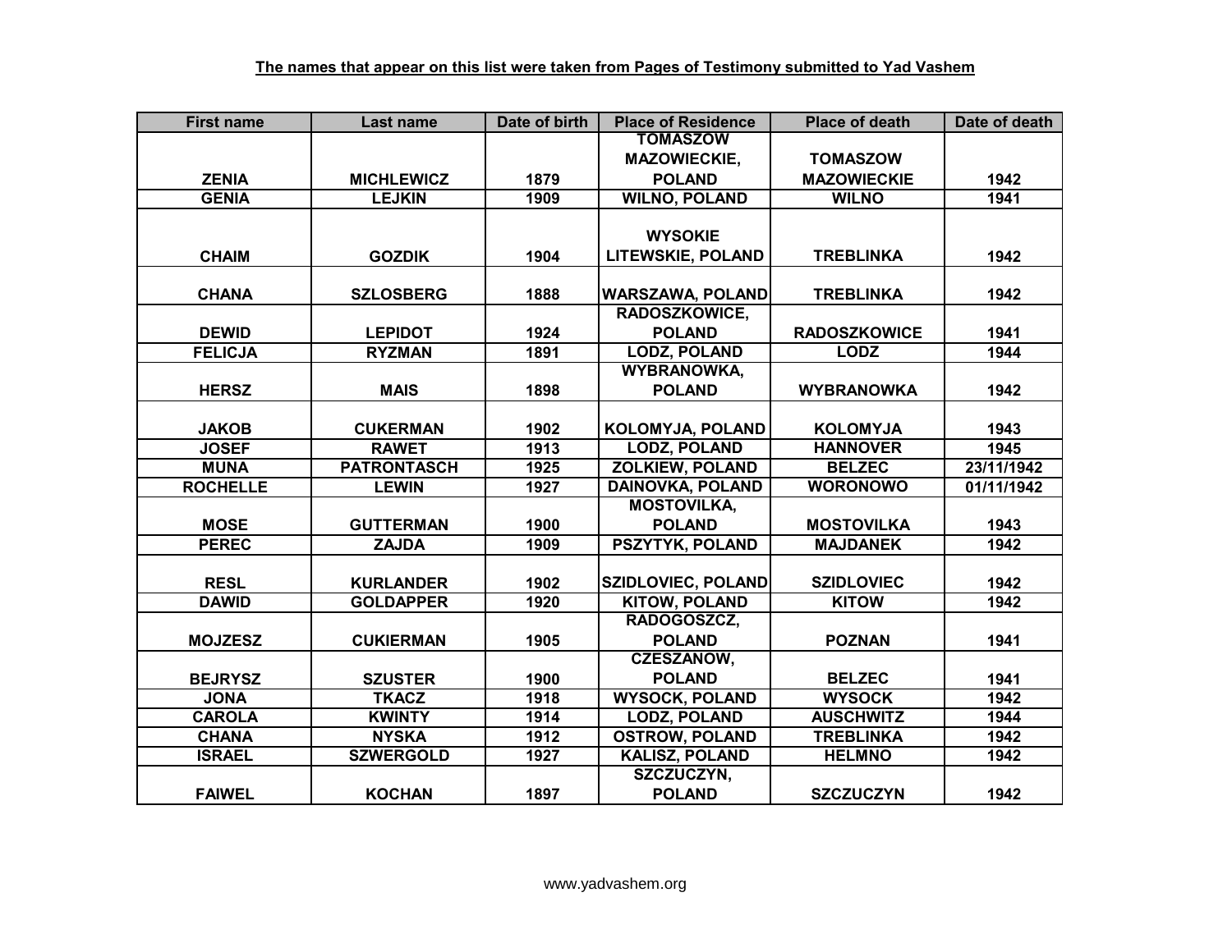**The names that appear on this list were taken from Pages of Testimony submitted to Yad Vashem**

| First name | Last name | Date of birth | Place of Residence | Place of death | Date of death |
|---|---|---|---|---|---|
| ZENIA | MICHLEWICZ | 1879 | TOMASZOW MAZOWIECKIE, POLAND | TOMASZOW MAZOWIECKIE | 1942 |
| GENIA | LEJKIN | 1909 | WILNO, POLAND | WILNO | 1941 |
| CHAIM | GOZDIK | 1904 | WYSOKIE LITEWSKIE, POLAND | TREBLINKA | 1942 |
| CHANA | SZLOSBERG | 1888 | WARSZAWA, POLAND | TREBLINKA | 1942 |
| DEWID | LEPIDOT | 1924 | RADOSZKOWICE, POLAND | RADOSZKOWICE | 1941 |
| FELICJA | RYZMAN | 1891 | LODZ, POLAND | LODZ | 1944 |
| HERSZ | MAIS | 1898 | WYBRANOWKA, POLAND | WYBRANOWKA | 1942 |
| JAKOB | CUKERMAN | 1902 | KOLOMYJA, POLAND | KOLOMYJA | 1943 |
| JOSEF | RAWET | 1913 | LODZ, POLAND | HANNOVER | 1945 |
| MUNA | PATRONTASCH | 1925 | ZOLKIEW, POLAND | BELZEC | 23/11/1942 |
| ROCHELLE | LEWIN | 1927 | DAINOVKA, POLAND | WORONOWO | 01/11/1942 |
| MOSE | GUTTERMAN | 1900 | MOSTOVILKA, POLAND | MOSTOVILKA | 1943 |
| PEREC | ZAJDA | 1909 | PSZYTYK, POLAND | MAJDANEK | 1942 |
| RESL | KURLANDER | 1902 | SZIDLOVIEC, POLAND | SZIDLOVIEC | 1942 |
| DAWID | GOLDAPPER | 1920 | KITOW, POLAND | KITOW | 1942 |
| MOJZESZ | CUKIERMAN | 1905 | RADOGOSZCZ, POLAND | POZNAN | 1941 |
| BEJRYSZ | SZUSTER | 1900 | CZESZANOW, POLAND | BELZEC | 1941 |
| JONA | TKACZ | 1918 | WYSOCK, POLAND | WYSOCK | 1942 |
| CAROLA | KWINTY | 1914 | LODZ, POLAND | AUSCHWITZ | 1944 |
| CHANA | NYSKA | 1912 | OSTROW, POLAND | TREBLINKA | 1942 |
| ISRAEL | SZWERGOLD | 1927 | KALISZ, POLAND | HELMNO | 1942 |
| FAIWEL | KOCHAN | 1897 | SZCZUCZYN, POLAND | SZCZUCZYN | 1942 |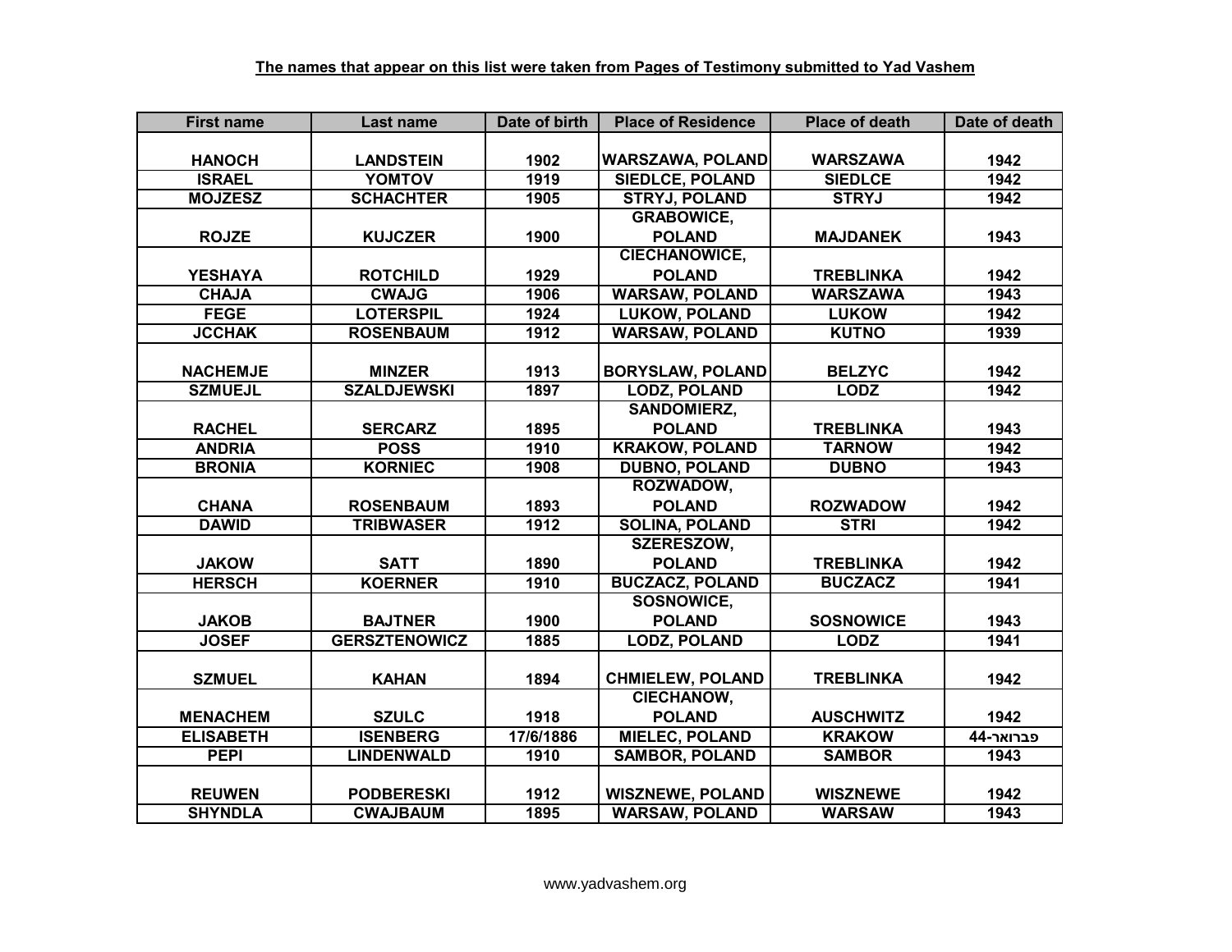**The names that appear on this list were taken from Pages of Testimony submitted to Yad Vashem**

| First name | Last name | Date of birth | Place of Residence | Place of death | Date of death |
|---|---|---|---|---|---|
| HANOCH | LANDSTEIN | 1902 | WARSZAWA, POLAND | WARSZAWA | 1942 |
| ISRAEL | YOMTOV | 1919 | SIEDLCE, POLAND | SIEDLCE | 1942 |
| MOJZESZ | SCHACHTER | 1905 | STRYJ, POLAND | STRYJ | 1942 |
| ROJZE | KUJCZER | 1900 | GRABOWICE, POLAND | MAJDANEK | 1943 |
| YESHAYA | ROTCHILD | 1929 | CIECHANOWICE, POLAND | TREBLINKA | 1942 |
| CHAJA | CWAJG | 1906 | WARSAW, POLAND | WARSZAWA | 1943 |
| FEGE | LOTERSPIL | 1924 | LUKOW, POLAND | LUKOW | 1942 |
| JCCHAK | ROSENBAUM | 1912 | WARSAW, POLAND | KUTNO | 1939 |
| NACHEMJE | MINZER | 1913 | BORYSLAW, POLAND | BELZYC | 1942 |
| SZMUEJL | SZALDJEWSKI | 1897 | LODZ, POLAND | LODZ | 1942 |
| RACHEL | SERCARZ | 1895 | SANDOMIERZ, POLAND | TREBLINKA | 1943 |
| ANDRIA | POSS | 1910 | KRAKOW, POLAND | TARNOW | 1942 |
| BRONIA | KORNIEC | 1908 | DUBNO, POLAND | DUBNO | 1943 |
| CHANA | ROSENBAUM | 1893 | ROZWADOW, POLAND | ROZWADOW | 1942 |
| DAWID | TRIBWASER | 1912 | SOLINA, POLAND | STRI | 1942 |
| JAKOW | SATT | 1890 | SZERESZOW, POLAND | TREBLINKA | 1942 |
| HERSCH | KOERNER | 1910 | BUCZACZ, POLAND | BUCZACZ | 1941 |
| JAKOB | BAJTNER | 1900 | SOSNOWICE, POLAND | SOSNOWICE | 1943 |
| JOSEF | GERSZTENOWICZ | 1885 | LODZ, POLAND | LODZ | 1941 |
| SZMUEL | KAHAN | 1894 | CHMIELEW, POLAND | TREBLINKA | 1942 |
| MENACHEM | SZULC | 1918 | CIECHANOW, POLAND | AUSCHWITZ | 1942 |
| ELISABETH | ISENBERG | 17/6/1886 | MIELEC, POLAND | KRAKOW | פברואר-44 |
| PEPI | LINDENWALD | 1910 | SAMBOR, POLAND | SAMBOR | 1943 |
| REUWEN | PODBERESKI | 1912 | WISZNEWE, POLAND | WISZNEWE | 1942 |
| SHYNDLA | CWAJBAUM | 1895 | WARSAW, POLAND | WARSAW | 1943 |

www.yadvashem.org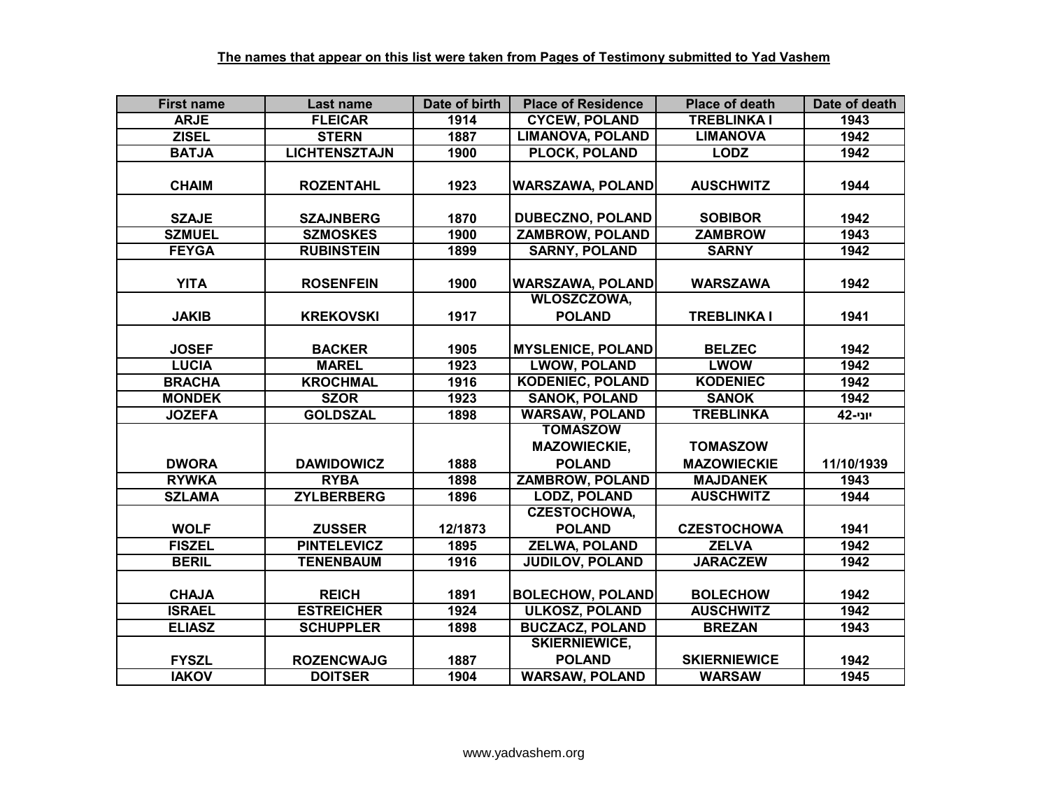**The names that appear on this list were taken from Pages of Testimony submitted to Yad Vashem**

| First name | Last name | Date of birth | Place of Residence | Place of death | Date of death |
|---|---|---|---|---|---|
| ARJE | FLEICAR | 1914 | CYCEW, POLAND | TREBLINKA I | 1943 |
| ZISEL | STERN | 1887 | LIMANOVA, POLAND | LIMANOVA | 1942 |
| BATJA | LICHTENSZTAJN | 1900 | PLOCK, POLAND | LODZ | 1942 |
| CHAIM | ROZENTAHL | 1923 | WARSZAWA, POLAND | AUSCHWITZ | 1944 |
| SZAJE | SZAJNBERG | 1870 | DUBECZNO, POLAND | SOBIBOR | 1942 |
| SZMUEL | SZMOSKES | 1900 | ZAMBROW, POLAND | ZAMBROW | 1943 |
| FEYGA | RUBINSTEIN | 1899 | SARNY, POLAND | SARNY | 1942 |
| YITA | ROSENFEIN | 1900 | WARSZAWA, POLAND | WARSZAWA | 1942 |
| JAKIB | KREKOVSKI | 1917 | WLOSZCZOWA, POLAND | TREBLINKA I | 1941 |
| JOSEF | BACKER | 1905 | MYSLENICE, POLAND | BELZEC | 1942 |
| LUCIA | MAREL | 1923 | LWOW, POLAND | LWOW | 1942 |
| BRACHA | KROCHMAL | 1916 | KODENIEC, POLAND | KODENIEC | 1942 |
| MONDEK | SZOR | 1923 | SANOK, POLAND | SANOK | 1942 |
| JOZEFA | GOLDSZAL | 1898 | WARSAW, POLAND | TREBLINKA | יוני-42 |
| DWORA | DAWIDOWICZ | 1888 | TOMASZOW MAZOWIECKIE, POLAND | TOMASZOW MAZOWIECKIE | 11/10/1939 |
| RYWKA | RYBA | 1898 | ZAMBROW, POLAND | MAJDANEK | 1943 |
| SZLAMA | ZYLBERBERG | 1896 | LODZ, POLAND | AUSCHWITZ | 1944 |
| WOLF | ZUSSER | 12/1873 | CZESTOCHOWA, POLAND | CZESTOCHOWA | 1941 |
| FISZEL | PINTELEVICZ | 1895 | ZELWA, POLAND | ZELVA | 1942 |
| BERIL | TENENBAUM | 1916 | JUDILOV, POLAND | JARACZEW | 1942 |
| CHAJA | REICH | 1891 | BOLECHOW, POLAND | BOLECHOW | 1942 |
| ISRAEL | ESTREICHER | 1924 | ULKOSZ, POLAND | AUSCHWITZ | 1942 |
| ELIASZ | SCHUPPLER | 1898 | BUCZACZ, POLAND | BREZAN | 1943 |
| FYSZL | ROZENCWAJG | 1887 | SKIERNIEWICE, POLAND | SKIERNIEWICE | 1942 |
| IAKOV | DOITSER | 1904 | WARSAW, POLAND | WARSAW | 1945 |

www.yadvashem.org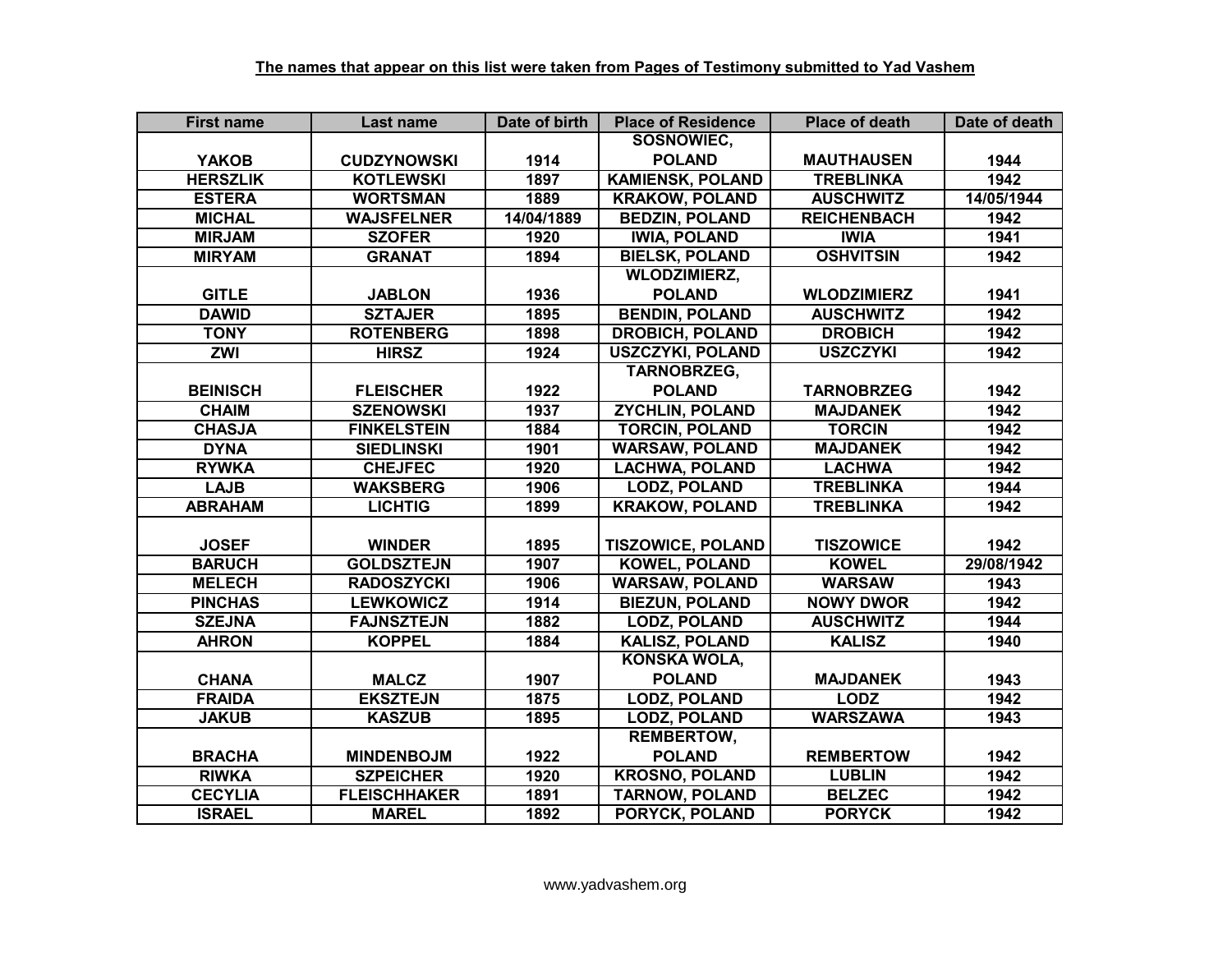**The names that appear on this list were taken from Pages of Testimony submitted to Yad Vashem**

| First name | Last name | Date of birth | Place of Residence | Place of death | Date of death |
|---|---|---|---|---|---|
| YAKOB | CUDZYNOWSKI | 1914 | SOSNOWIEC, POLAND | MAUTHAUSEN | 1944 |
| HERSZLIK | KOTLEWSKI | 1897 | KAMIENSK, POLAND | TREBLINKA | 1942 |
| ESTERA | WORTSMAN | 1889 | KRAKOW, POLAND | AUSCHWITZ | 14/05/1944 |
| MICHAL | WAJSFELNER | 14/04/1889 | BEDZIN, POLAND | REICHENBACH | 1942 |
| MIRJAM | SZOFER | 1920 | IWIA, POLAND | IWIA | 1941 |
| MIRYAM | GRANAT | 1894 | BIELSK, POLAND | OSHVITSIN | 1942 |
| GITLE | JABLON | 1936 | WLODZIMIERZ, POLAND | WLODZIMIERZ | 1941 |
| DAWID | SZTAJER | 1895 | BENDIN, POLAND | AUSCHWITZ | 1942 |
| TONY | ROTENBERG | 1898 | DROBICH, POLAND | DROBICH | 1942 |
| ZWI | HIRSZ | 1924 | USZCZYKI, POLAND | USZCZYKI | 1942 |
| BEINISCH | FLEISCHER | 1922 | TARNOBRZEG, POLAND | TARNOBRZEG | 1942 |
| CHAIM | SZENOWSKI | 1937 | ZYCHLIN, POLAND | MAJDANEK | 1942 |
| CHASJA | FINKELSTEIN | 1884 | TORCIN, POLAND | TORCIN | 1942 |
| DYNA | SIEDLINSKI | 1901 | WARSAW, POLAND | MAJDANEK | 1942 |
| RYWKA | CHEJFEC | 1920 | LACHWA, POLAND | LACHWA | 1942 |
| LAJB | WAKSBERG | 1906 | LODZ, POLAND | TREBLINKA | 1944 |
| ABRAHAM | LICHTIG | 1899 | KRAKOW, POLAND | TREBLINKA | 1942 |
| JOSEF | WINDER | 1895 | TISZOWICE, POLAND | TISZOWICE | 1942 |
| BARUCH | GOLDSZTEJN | 1907 | KOWEL, POLAND | KOWEL | 29/08/1942 |
| MELECH | RADOSZYCKI | 1906 | WARSAW, POLAND | WARSAW | 1943 |
| PINCHAS | LEWKOWICZ | 1914 | BIEZUN, POLAND | NOWY DWOR | 1942 |
| SZEJNA | FAJNSZTEJN | 1882 | LODZ, POLAND | AUSCHWITZ | 1944 |
| AHRON | KOPPEL | 1884 | KALISZ, POLAND | KALISZ | 1940 |
| CHANA | MALCZ | 1907 | KONSKA WOLA, POLAND | MAJDANEK | 1943 |
| FRAIDA | EKSZTEJN | 1875 | LODZ, POLAND | LODZ | 1942 |
| JAKUB | KASZUB | 1895 | LODZ, POLAND | WARSZAWA | 1943 |
| BRACHA | MINDENBOJM | 1922 | REMBERTOW, POLAND | REMBERTOW | 1942 |
| RIWKA | SZPEICHER | 1920 | KROSNO, POLAND | LUBLIN | 1942 |
| CECYLIA | FLEISCHHAKER | 1891 | TARNOW, POLAND | BELZEC | 1942 |
| ISRAEL | MAREL | 1892 | PORYCK, POLAND | PORYCK | 1942 |

www.yadvashem.org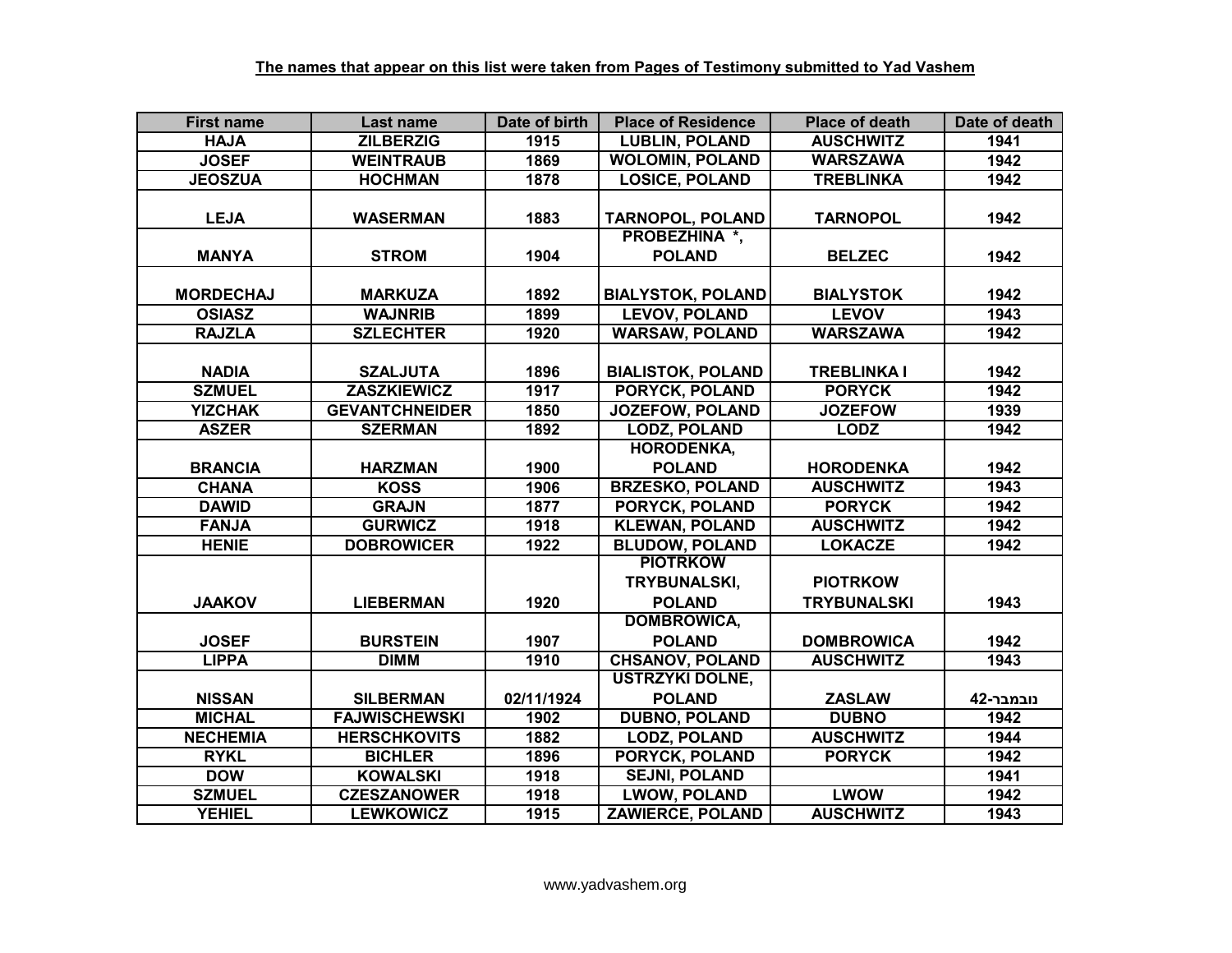**The names that appear on this list were taken from Pages of Testimony submitted to Yad Vashem**

| First name | Last name | Date of birth | Place of Residence | Place of death | Date of death |
|---|---|---|---|---|---|
| HAJA | ZILBERZIG | 1915 | LUBLIN, POLAND | AUSCHWITZ | 1941 |
| JOSEF | WEINTRAUB | 1869 | WOLOMIN, POLAND | WARSZAWA | 1942 |
| JEOSZUA | HOCHMAN | 1878 | LOSICE, POLAND | TREBLINKA | 1942 |
| LEJA | WASERMAN | 1883 | TARNOPOL, POLAND | TARNOPOL | 1942 |
| MANYA | STROM | 1904 | PROBEZHINA *, POLAND | BELZEC | 1942 |
| MORDECHAJ | MARKUZA | 1892 | BIALYSTOK, POLAND | BIALYSTOK | 1942 |
| OSIASZ | WAJNRIB | 1899 | LEVOV, POLAND | LEVOV | 1943 |
| RAJZLA | SZLECHTER | 1920 | WARSAW, POLAND | WARSZAWA | 1942 |
| NADIA | SZALJUTA | 1896 | BIALISTOK, POLAND | TREBLINKA I | 1942 |
| SZMUEL | ZASZKIEWICZ | 1917 | PORYCK, POLAND | PORYCK | 1942 |
| YIZCHAK | GEVANTCHNEIDER | 1850 | JOZEFOW, POLAND | JOZEFOW | 1939 |
| ASZER | SZERMAN | 1892 | LODZ, POLAND | LODZ | 1942 |
| BRANCIA | HARZMAN | 1900 | HORODENKA, POLAND | HORODENKA | 1942 |
| CHANA | KOSS | 1906 | BRZESKO, POLAND | AUSCHWITZ | 1943 |
| DAWID | GRAJN | 1877 | PORYCK, POLAND | PORYCK | 1942 |
| FANJA | GURWICZ | 1918 | KLEWAN, POLAND | AUSCHWITZ | 1942 |
| HENIE | DOBROWICER | 1922 | BLUDOW, POLAND | LOKACZE | 1942 |
| JAAKOV | LIEBERMAN | 1920 | PIOTRKOW TRYBUNALSKI, POLAND | PIOTRKOW TRYBUNALSKI | 1943 |
| JOSEF | BURSTEIN | 1907 | DOMBROWICA, POLAND | DOMBROWICA | 1942 |
| LIPPA | DIMM | 1910 | CHSANOV, POLAND | AUSCHWITZ | 1943 |
| NISSAN | SILBERMAN | 02/11/1924 | USTRZYKI DOLNE, POLAND | ZASLAW | נובמבר-42 |
| MICHAL | FAJWISCHEWSKI | 1902 | DUBNO, POLAND | DUBNO | 1942 |
| NECHEMIA | HERSCHKOVITS | 1882 | LODZ, POLAND | AUSCHWITZ | 1944 |
| RYKL | BICHLER | 1896 | PORYCK, POLAND | PORYCK | 1942 |
| DOW | KOWALSKI | 1918 | SEJNI, POLAND | | 1941 |
| SZMUEL | CZESZANOWER | 1918 | LWOW, POLAND | LWOW | 1942 |
| YEHIEL | LEWKOWICZ | 1915 | ZAWIERCE, POLAND | AUSCHWITZ | 1943 |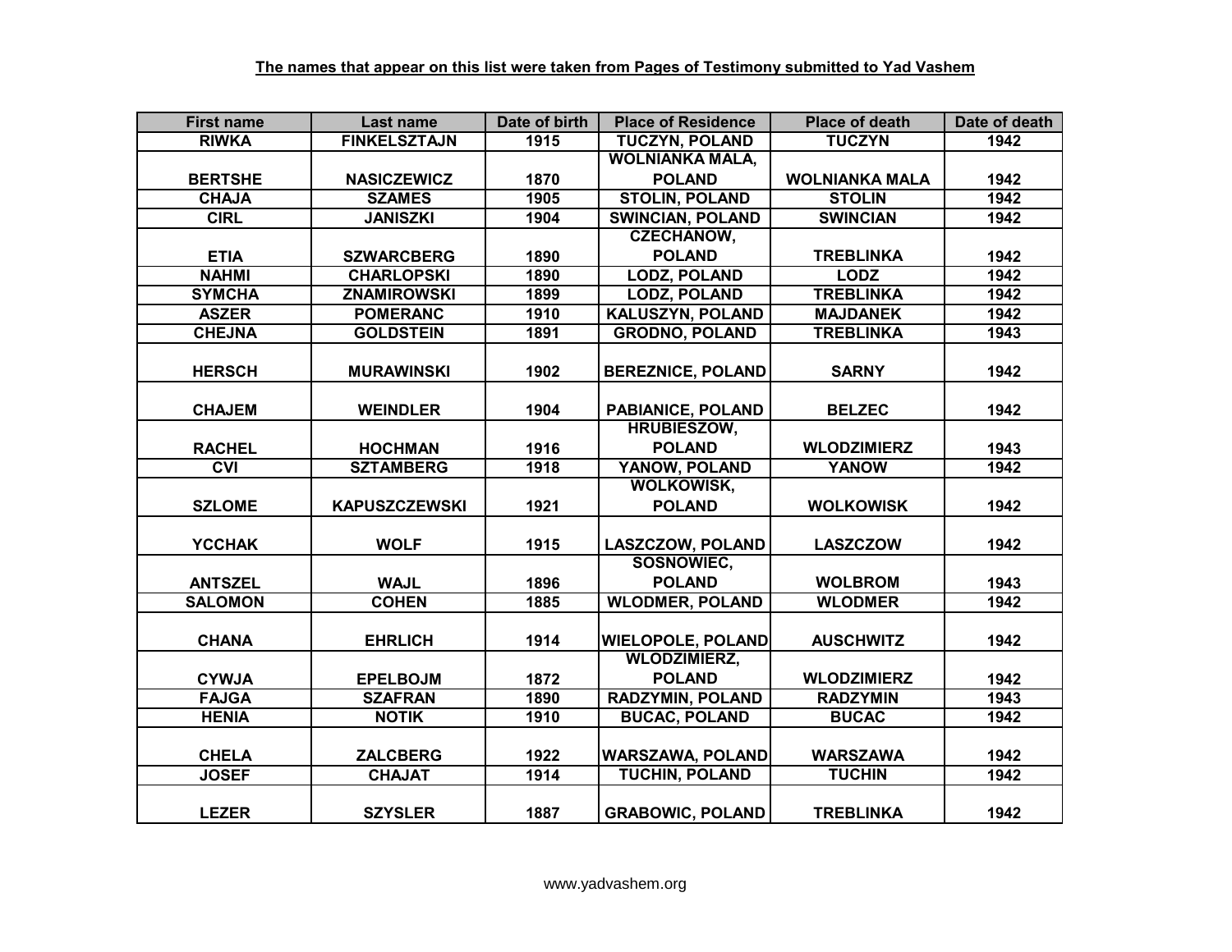**The names that appear on this list were taken from Pages of Testimony submitted to Yad Vashem**

| First name | Last name | Date of birth | Place of Residence | Place of death | Date of death |
|---|---|---|---|---|---|
| RIWKA | FINKELSZTAJN | 1915 | TUCZYN, POLAND | TUCZYN | 1942 |
| BERTSHE | NASICZEWICZ | 1870 | WOLNIANKA MALA, POLAND | WOLNIANKA MALA | 1942 |
| CHAJA | SZAMES | 1905 | STOLIN, POLAND | STOLIN | 1942 |
| CIRL | JANISZKI | 1904 | SWINCIAN, POLAND | SWINCIAN | 1942 |
| ETIA | SZWARCBERG | 1890 | CZECHANOW, POLAND | TREBLINKA | 1942 |
| NAHMI | CHARLOPSKI | 1890 | LODZ, POLAND | LODZ | 1942 |
| SYMCHA | ZNAMIROWSKI | 1899 | LODZ, POLAND | TREBLINKA | 1942 |
| ASZER | POMERANC | 1910 | KALUSZYN, POLAND | MAJDANEK | 1942 |
| CHEJNA | GOLDSTEIN | 1891 | GRODNO, POLAND | TREBLINKA | 1943 |
| HERSCH | MURAWINSKI | 1902 | BEREZNICE, POLAND | SARNY | 1942 |
| CHAJEM | WEINDLER | 1904 | PABIANICE, POLAND | BELZEC | 1942 |
| RACHEL | HOCHMAN | 1916 | HRUBIESZOW, POLAND | WLODZIMIERZ | 1943 |
| CVI | SZTAMBERG | 1918 | YANOW, POLAND | YANOW | 1942 |
| SZLOME | KAPUSZCZEWSKI | 1921 | WOLKOWISK, POLAND | WOLKOWISK | 1942 |
| YCCHAK | WOLF | 1915 | LASZCZOW, POLAND | LASZCZOW | 1942 |
| ANTSZEL | WAJL | 1896 | SOSNOWIEC, POLAND | WOLBROM | 1943 |
| SALOMON | COHEN | 1885 | WLODMER, POLAND | WLODMER | 1942 |
| CHANA | EHRLICH | 1914 | WIELOPOLE, POLAND | AUSCHWITZ | 1942 |
| CYWJA | EPELBOJM | 1872 | WLODZIMIERZ, POLAND | WLODZIMIERZ | 1942 |
| FAJGA | SZAFRAN | 1890 | RADZYMIN, POLAND | RADZYMIN | 1943 |
| HENIA | NOTIK | 1910 | BUCAC, POLAND | BUCAC | 1942 |
| CHELA | ZALCBERG | 1922 | WARSZAWA, POLAND | WARSZAWA | 1942 |
| JOSEF | CHAJAT | 1914 | TUCHIN, POLAND | TUCHIN | 1942 |
| LEZER | SZYSLER | 1887 | GRABOWIC, POLAND | TREBLINKA | 1942 |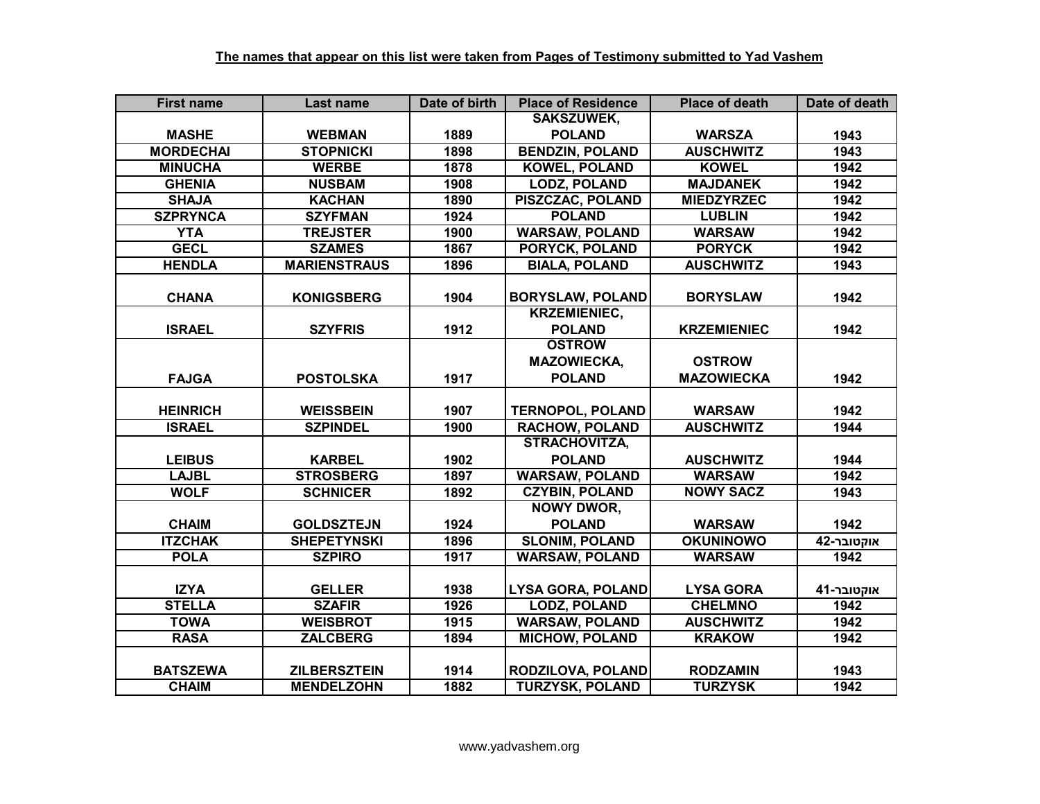**The names that appear on this list were taken from Pages of Testimony submitted to Yad Vashem**

| First name | Last name | Date of birth | Place of Residence | Place of death | Date of death |
| --- | --- | --- | --- | --- | --- |
| MASHE | WEBMAN | 1889 | SAKSZUWEK, POLAND | WARSZA | 1943 |
| MORDECHAI | STOPNICKI | 1898 | BENDZIN, POLAND | AUSCHWITZ | 1943 |
| MINUCHA | WERBE | 1878 | KOWEL, POLAND | KOWEL | 1942 |
| GHENIA | NUSBAM | 1908 | LODZ, POLAND | MAJDANEK | 1942 |
| SHAJA | KACHAN | 1890 | PISZCZAC, POLAND | MIEDZYRZEC | 1942 |
| SZPRYNCA | SZYFMAN | 1924 | POLAND | LUBLIN | 1942 |
| YTA | TREJSTER | 1900 | WARSAW, POLAND | WARSAW | 1942 |
| GECL | SZAMES | 1867 | PORYCK, POLAND | PORYCK | 1942 |
| HENDLA | MARIENSTRAUS | 1896 | BIALA, POLAND | AUSCHWITZ | 1943 |
| CHANA | KONIGSBERG | 1904 | BORYSLAW, POLAND | BORYSLAW | 1942 |
| ISRAEL | SZYFRIS | 1912 | KRZEMIENIEC, POLAND | KRZEMIENIEC | 1942 |
| FAJGA | POSTOLSKA | 1917 | OSTROW MAZOWIECKA, POLAND | OSTROW MAZOWIECKA | 1942 |
| HEINRICH | WEISSBEIN | 1907 | TERNOPOL, POLAND | WARSAW | 1942 |
| ISRAEL | SZPINDEL | 1900 | RACHOW, POLAND | AUSCHWITZ | 1944 |
| LEIBUS | KARBEL | 1902 | STRACHOVITZA, POLAND | AUSCHWITZ | 1944 |
| LAJBL | STROSBERG | 1897 | WARSAW, POLAND | WARSAW | 1942 |
| WOLF | SCHNICER | 1892 | CZYBIN, POLAND | NOWY SACZ | 1943 |
| CHAIM | GOLDSZTEJN | 1924 | NOWY DWOR, POLAND | WARSAW | 1942 |
| ITZCHAK | SHEPETYNSKI | 1896 | SLONIM, POLAND | OKUNINOWO | אוקטובר-42 |
| POLA | SZPIRO | 1917 | WARSAW, POLAND | WARSAW | 1942 |
| IZYA | GELLER | 1938 | LYSA GORA, POLAND | LYSA GORA | אוקטובר-41 |
| STELLA | SZAFIR | 1926 | LODZ, POLAND | CHELMNO | 1942 |
| TOWA | WEISBROT | 1915 | WARSAW, POLAND | AUSCHWITZ | 1942 |
| RASA | ZALCBERG | 1894 | MICHOW, POLAND | KRAKOW | 1942 |
| BATSZEWA | ZILBERSZTEIN | 1914 | RODZILOVA, POLAND | RODZAMIN | 1943 |
| CHAIM | MENDELZOHN | 1882 | TURZYSK, POLAND | TURZYSK | 1942 |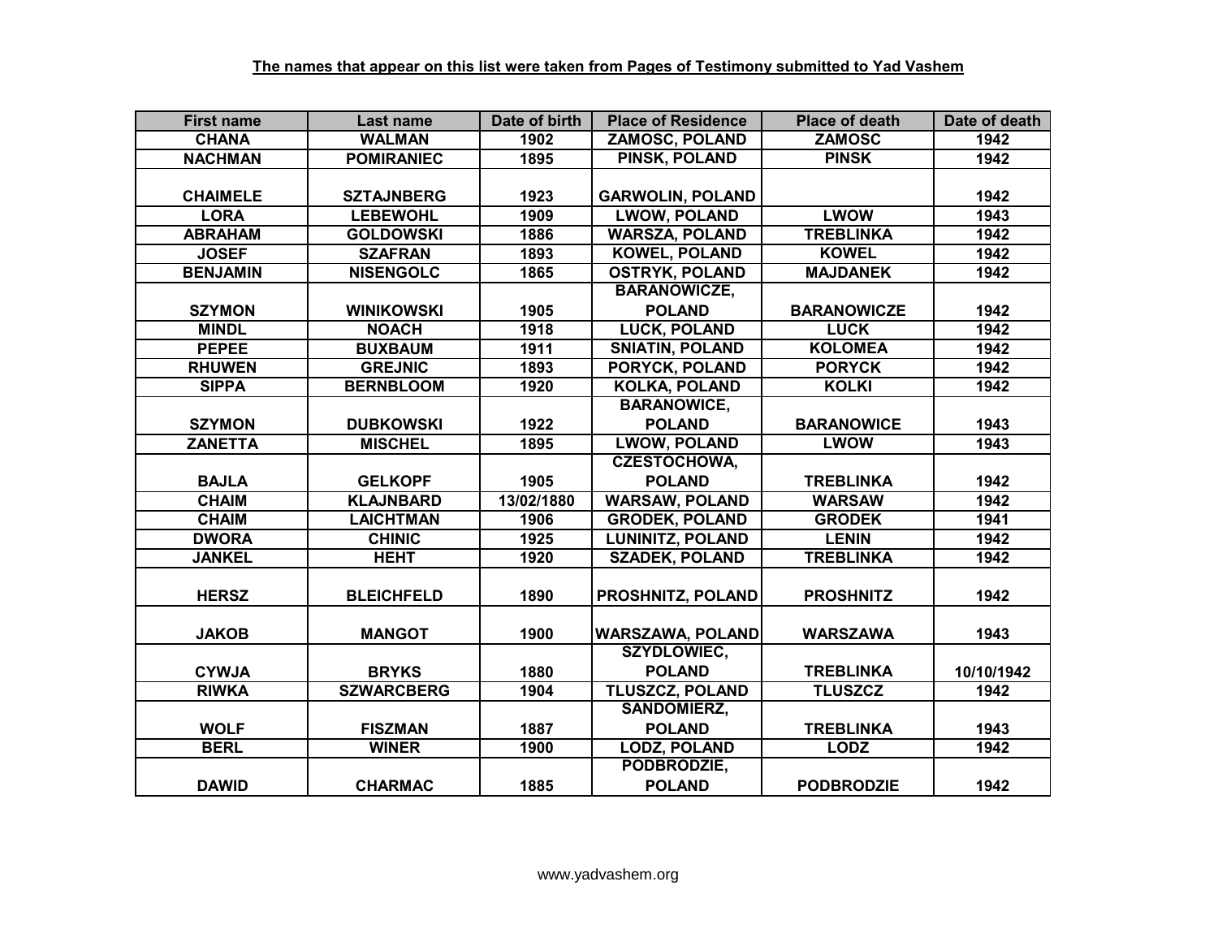**The names that appear on this list were taken from Pages of Testimony submitted to Yad Vashem**

| First name | Last name | Date of birth | Place of Residence | Place of death | Date of death |
|---|---|---|---|---|---|
| CHANA | WALMAN | 1902 | ZAMOSC, POLAND | ZAMOSC | 1942 |
| NACHMAN | POMIRANIEC | 1895 | PINSK, POLAND | PINSK | 1942 |
| CHAIMELE | SZTAJNBERG | 1923 | GARWOLIN, POLAND | | 1942 |
| LORA | LEBEWOHL | 1909 | LWOW, POLAND | LWOW | 1943 |
| ABRAHAM | GOLDOWSKI | 1886 | WARSZA, POLAND | TREBLINKA | 1942 |
| JOSEF | SZAFRAN | 1893 | KOWEL, POLAND | KOWEL | 1942 |
| BENJAMIN | NISENGOLC | 1865 | OSTRYK, POLAND | MAJDANEK | 1942 |
| SZYMON | WINIKOWSKI | 1905 | BARANOWICZE, POLAND | BARANOWICZE | 1942 |
| MINDL | NOACH | 1918 | LUCK, POLAND | LUCK | 1942 |
| PEPEE | BUXBAUM | 1911 | SNIATIN, POLAND | KOLOMEA | 1942 |
| RHUWEN | GREJNIC | 1893 | PORYCK, POLAND | PORYCK | 1942 |
| SIPPA | BERNBLOOM | 1920 | KOLKA, POLAND | KOLKI | 1942 |
| SZYMON | DUBKOWSKI | 1922 | BARANOWICE, POLAND | BARANOWICE | 1943 |
| ZANETTA | MISCHEL | 1895 | LWOW, POLAND | LWOW | 1943 |
| BAJLA | GELKOPF | 1905 | CZESTOCHOWA, POLAND | TREBLINKA | 1942 |
| CHAIM | KLAJNBARD | 13/02/1880 | WARSAW, POLAND | WARSAW | 1942 |
| CHAIM | LAICHTMAN | 1906 | GRODEK, POLAND | GRODEK | 1941 |
| DWORA | CHINIC | 1925 | LUNINITZ, POLAND | LENIN | 1942 |
| JANKEL | HEHT | 1920 | SZADEK, POLAND | TREBLINKA | 1942 |
| HERSZ | BLEICHFELD | 1890 | PROSHNITZ, POLAND | PROSHNITZ | 1942 |
| JAKOB | MANGOT | 1900 | WARSZAWA, POLAND | WARSZAWA | 1943 |
| CYWJA | BRYKS | 1880 | SZYDLOWIEC, POLAND | TREBLINKA | 10/10/1942 |
| RIWKA | SZWARCBERG | 1904 | TLUSZCZ, POLAND | TLUSZCZ | 1942 |
| WOLF | FISZMAN | 1887 | SANDOMIERZ, POLAND | TREBLINKA | 1943 |
| BERL | WINER | 1900 | LODZ, POLAND | LODZ | 1942 |
| DAWID | CHARMAC | 1885 | PODBRODZIE, POLAND | PODBRODZIE | 1942 |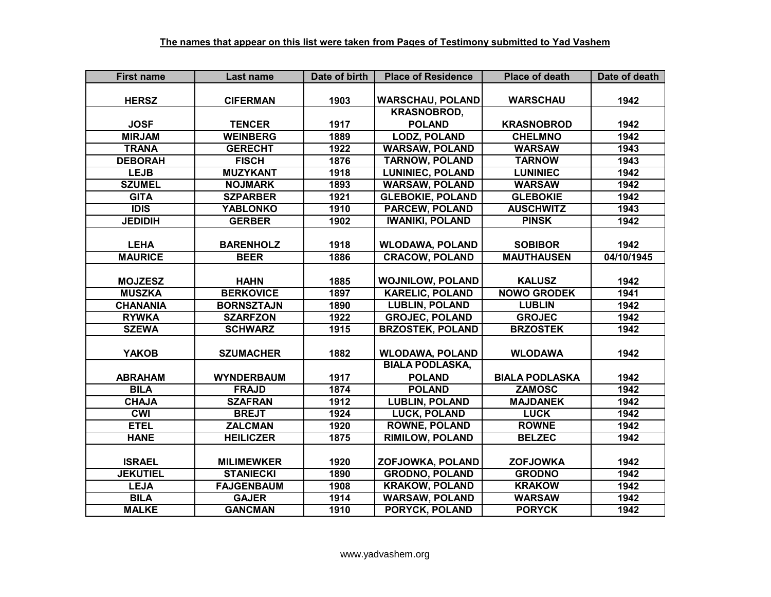**The names that appear on this list were taken from Pages of Testimony submitted to Yad Vashem**

| First name | Last name | Date of birth | Place of Residence | Place of death | Date of death |
|---|---|---|---|---|---|
| HERSZ | CIFERMAN | 1903 | WARSCHAU, POLAND | WARSCHAU | 1942 |
| JOSF | TENCER | 1917 | KRASNOBROD, POLAND | KRASNOBROD | 1942 |
| MIRJAM | WEINBERG | 1889 | LODZ, POLAND | CHELMNO | 1942 |
| TRANA | GERECHT | 1922 | WARSAW, POLAND | WARSAW | 1943 |
| DEBORAH | FISCH | 1876 | TARNOW, POLAND | TARNOW | 1943 |
| LEJB | MUZYKANT | 1918 | LUNINIEC, POLAND | LUNINIEC | 1942 |
| SZUMEL | NOJMARK | 1893 | WARSAW, POLAND | WARSAW | 1942 |
| GITA | SZPARBER | 1921 | GLEBOKIE, POLAND | GLEBOKIE | 1942 |
| IDIS | YABLONKO | 1910 | PARCEW, POLAND | AUSCHWITZ | 1943 |
| JEDIDIH | GERBER | 1902 | IWANIKI, POLAND | PINSK | 1942 |
| LEHA | BARENHOLZ | 1918 | WLODAWA, POLAND | SOBIBOR | 1942 |
| MAURICE | BEER | 1886 | CRACOW, POLAND | MAUTHAUSEN | 04/10/1945 |
| MOJZESZ | HAHN | 1885 | WOJNILOW, POLAND | KALUSZ | 1942 |
| MUSZKA | BERKOVICE | 1897 | KARELIC, POLAND | NOWO GRODEK | 1941 |
| CHANANIA | BORNSZTAJN | 1890 | LUBLIN, POLAND | LUBLIN | 1942 |
| RYWKA | SZARFZON | 1922 | GROJEC, POLAND | GROJEC | 1942 |
| SZEWA | SCHWARZ | 1915 | BRZOSTEK, POLAND | BRZOSTEK | 1942 |
| YAKOB | SZUMACHER | 1882 | WLODAWA, POLAND | WLODAWA | 1942 |
| ABRAHAM | WYNDERBAUM | 1917 | BIALA PODLASKA, POLAND | BIALA PODLASKA | 1942 |
| BILA | FRAJD | 1874 | POLAND | ZAMOSC | 1942 |
| CHAJA | SZAFRAN | 1912 | LUBLIN, POLAND | MAJDANEK | 1942 |
| CWI | BREJT | 1924 | LUCK, POLAND | LUCK | 1942 |
| ETEL | ZALCMAN | 1920 | ROWNE, POLAND | ROWNE | 1942 |
| HANE | HEILICZER | 1875 | RIMILOW, POLAND | BELZEC | 1942 |
| ISRAEL | MILIMEWKER | 1920 | ZOFJOWKA, POLAND | ZOFJOWKA | 1942 |
| JEKUTIEL | STANIECKI | 1890 | GRODNO, POLAND | GRODNO | 1942 |
| LEJA | FAJGENBAUM | 1908 | KRAKOW, POLAND | KRAKOW | 1942 |
| BILA | GAJER | 1914 | WARSAW, POLAND | WARSAW | 1942 |
| MALKE | GANCMAN | 1910 | PORYCK, POLAND | PORYCK | 1942 |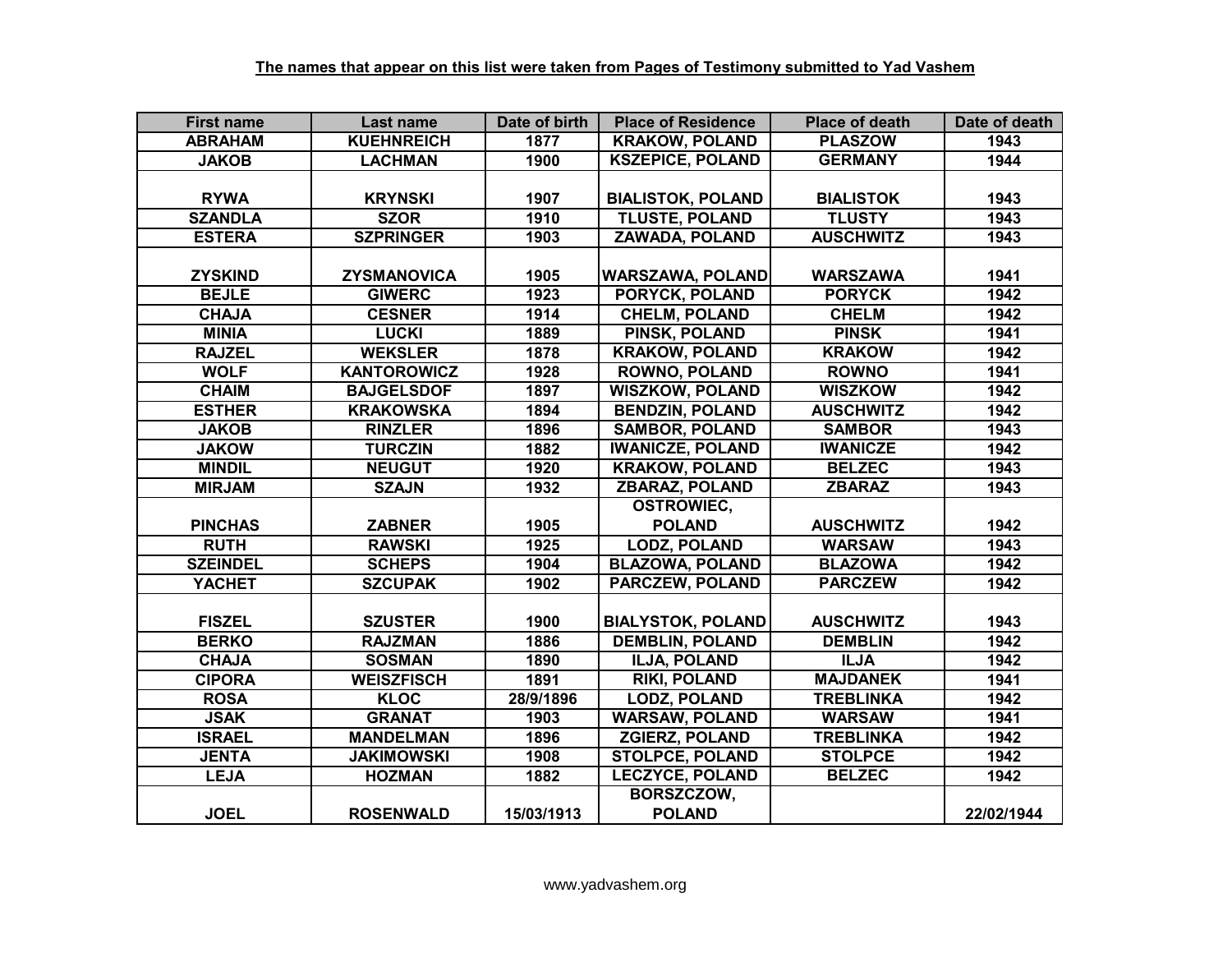**The names that appear on this list were taken from Pages of Testimony submitted to Yad Vashem**

| First name | Last name | Date of birth | Place of Residence | Place of death | Date of death |
|---|---|---|---|---|---|
| ABRAHAM | KUEHNREICH | 1877 | KRAKOW, POLAND | PLASZOW | 1943 |
| JAKOB | LACHMAN | 1900 | KSZEPICE, POLAND | GERMANY | 1944 |
| RYWA | KRYNSKI | 1907 | BIALISTOK, POLAND | BIALISTOK | 1943 |
| SZANDLA | SZOR | 1910 | TLUSTE, POLAND | TLUSTY | 1943 |
| ESTERA | SZPRINGER | 1903 | ZAWADA, POLAND | AUSCHWITZ | 1943 |
| ZYSKIND | ZYSMANOVICA | 1905 | WARSZAWA, POLAND | WARSZAWA | 1941 |
| BEJLE | GIWERC | 1923 | PORYCK, POLAND | PORYCK | 1942 |
| CHAJA | CESNER | 1914 | CHELM, POLAND | CHELM | 1942 |
| MINIA | LUCKI | 1889 | PINSK, POLAND | PINSK | 1941 |
| RAJZEL | WEKSLER | 1878 | KRAKOW, POLAND | KRAKOW | 1942 |
| WOLF | KANTOROWICZ | 1928 | ROWNO, POLAND | ROWNO | 1941 |
| CHAIM | BAJGELSDOF | 1897 | WISZKOW, POLAND | WISZKOW | 1942 |
| ESTHER | KRAKOWSKA | 1894 | BENDZIN, POLAND | AUSCHWITZ | 1942 |
| JAKOB | RINZLER | 1896 | SAMBOR, POLAND | SAMBOR | 1943 |
| JAKOW | TURCZIN | 1882 | IWANICZE, POLAND | IWANICZE | 1942 |
| MINDIL | NEUGUT | 1920 | KRAKOW, POLAND | BELZEC | 1943 |
| MIRJAM | SZAJN | 1932 | ZBARAZ, POLAND | ZBARAZ | 1943 |
| PINCHAS | ZABNER | 1905 | OSTROWIEC, POLAND | AUSCHWITZ | 1942 |
| RUTH | RAWSKI | 1925 | LODZ, POLAND | WARSAW | 1943 |
| SZEINDEL | SCHEPS | 1904 | BLAZOWA, POLAND | BLAZOWA | 1942 |
| YACHET | SZCUPAK | 1902 | PARCZEW, POLAND | PARCZEW | 1942 |
| FISZEL | SZUSTER | 1900 | BIALYSTOK, POLAND | AUSCHWITZ | 1943 |
| BERKO | RAJZMAN | 1886 | DEMBLIN, POLAND | DEMBLIN | 1942 |
| CHAJA | SOSMAN | 1890 | ILJA, POLAND | ILJA | 1942 |
| CIPORA | WEISZFISCH | 1891 | RIKI, POLAND | MAJDANEK | 1941 |
| ROSA | KLOC | 28/9/1896 | LODZ, POLAND | TREBLINKA | 1942 |
| JSAK | GRANAT | 1903 | WARSAW, POLAND | WARSAW | 1941 |
| ISRAEL | MANDELMAN | 1896 | ZGIERZ, POLAND | TREBLINKA | 1942 |
| JENTA | JAKIMOWSKI | 1908 | STOLPCE, POLAND | STOLPCE | 1942 |
| LEJA | HOZMAN | 1882 | LECZYCE, POLAND | BELZEC | 1942 |
| JOEL | ROSENWALD | 15/03/1913 | BORSZCZOW, POLAND | | 22/02/1944 |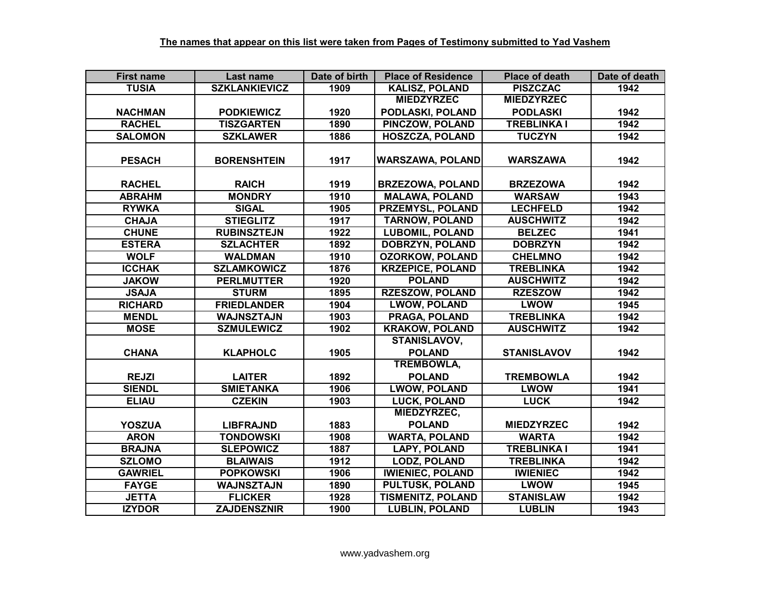**The names that appear on this list were taken from Pages of Testimony submitted to Yad Vashem**

| First name | Last name | Date of birth | Place of Residence | Place of death | Date of death |
|---|---|---|---|---|---|
| TUSIA | SZKLANKIEVICZ | 1909 | KALISZ, POLAND | PISZCZAC | 1942 |
| NACHMAN | PODKIEWICZ | 1920 | MIEDZYRZEC PODLASKI, POLAND | MIEDZYRZEC PODLASKI | 1942 |
| RACHEL | TISZGARTEN | 1890 | PINCZOW, POLAND | TREBLINKA I | 1942 |
| SALOMON | SZKLAWER | 1886 | HOSZCZA, POLAND | TUCZYN | 1942 |
| PESACH | BORENSHTEIN | 1917 | WARSZAWA, POLAND | WARSZAWA | 1942 |
| RACHEL | RAICH | 1919 | BRZEZOWA, POLAND | BRZEZOWA | 1942 |
| ABRAHM | MONDRY | 1910 | MALAWA, POLAND | WARSAW | 1943 |
| RYWKA | SIGAL | 1905 | PRZEMYSL, POLAND | LECHFELD | 1942 |
| CHAJA | STIEGLITZ | 1917 | TARNOW, POLAND | AUSCHWITZ | 1942 |
| CHUNE | RUBINSZTEJN | 1922 | LUBOMIL, POLAND | BELZEC | 1941 |
| ESTERA | SZLACHTER | 1892 | DOBRZYN, POLAND | DOBRZYN | 1942 |
| WOLF | WALDMAN | 1910 | OZORKOW, POLAND | CHELMNO | 1942 |
| ICCHAK | SZLAMKOWICZ | 1876 | KRZEPICE, POLAND | TREBLINKA | 1942 |
| JAKOW | PERLMUTTER | 1920 | POLAND | AUSCHWITZ | 1942 |
| JSAJA | STURM | 1895 | RZESZOW, POLAND | RZESZOW | 1942 |
| RICHARD | FRIEDLANDER | 1904 | LWOW, POLAND | LWOW | 1945 |
| MENDL | WAJNSZTAJN | 1903 | PRAGA, POLAND | TREBLINKA | 1942 |
| MOSE | SZMULEWICZ | 1902 | KRAKOW, POLAND | AUSCHWITZ | 1942 |
| CHANA | KLAPHOLC | 1905 | STANISLAVOV, POLAND | STANISLAVOV | 1942 |
| REJZI | LAITER | 1892 | TREMBOWLA, POLAND | TREMBOWLA | 1942 |
| SIENDL | SMIETANKA | 1906 | LWOW, POLAND | LWOW | 1941 |
| ELIAU | CZEKIN | 1903 | LUCK, POLAND | LUCK | 1942 |
| YOSZUA | LIBFRAJND | 1883 | MIEDZYRZEC, POLAND | MIEDZYRZEC | 1942 |
| ARON | TONDOWSKI | 1908 | WARTA, POLAND | WARTA | 1942 |
| BRAJNA | SLEPOWICZ | 1887 | LAPY, POLAND | TREBLINKA I | 1941 |
| SZLOMO | BLAIWAIS | 1912 | LODZ, POLAND | TREBLINKA | 1942 |
| GAWRIEL | POPKOWSKI | 1906 | IWIENIEC, POLAND | IWIENIEC | 1942 |
| FAYGE | WAJNSZTAJN | 1890 | PULTUSK, POLAND | LWOW | 1945 |
| JETTA | FLICKER | 1928 | TISMENITZ, POLAND | STANISLAW | 1942 |
| IZYDOR | ZAJDENSZNIR | 1900 | LUBLIN, POLAND | LUBLIN | 1943 |

www.yadvashem.org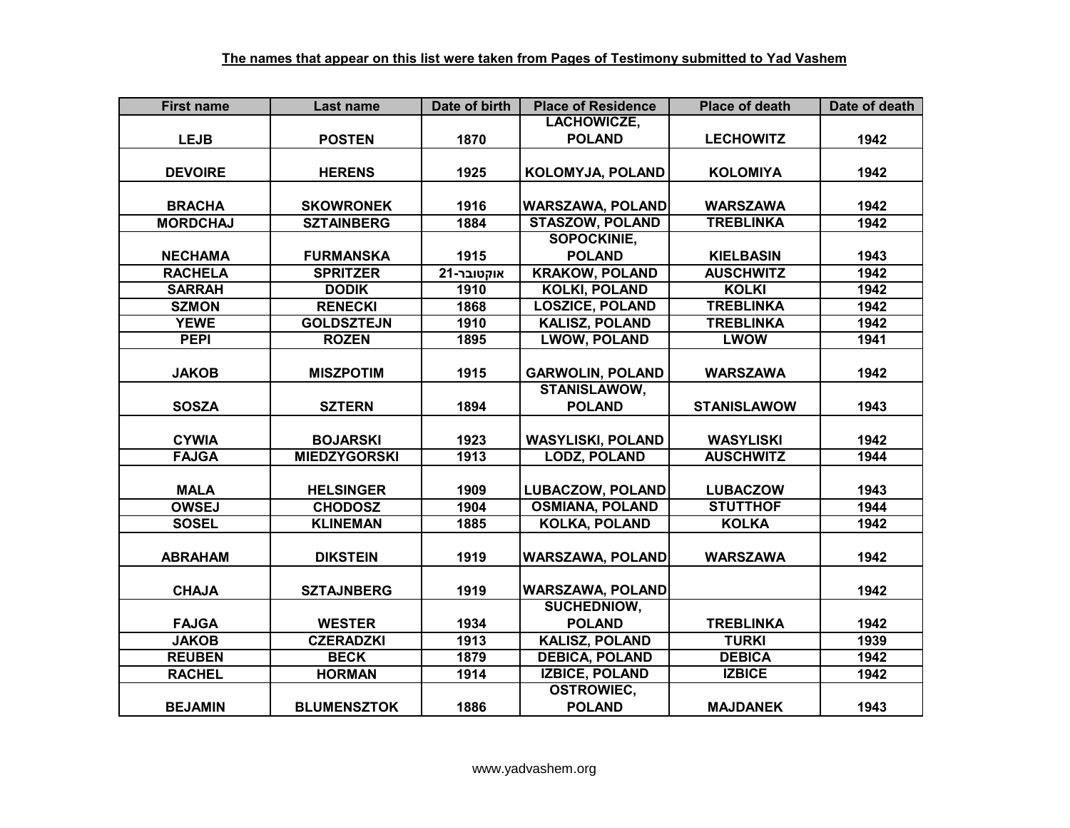**The names that appear on this list were taken from Pages of Testimony submitted to Yad Vashem**

| First name | Last name | Date of birth | Place of Residence | Place of death | Date of death |
|---|---|---|---|---|---|
| LEJB | POSTEN | 1870 | LACHOWICZE, POLAND | LECHOWITZ | 1942 |
| DEVOIRE | HERENS | 1925 | KOLOMYJA, POLAND | KOLOMIYA | 1942 |
| BRACHA | SKOWRONEK | 1916 | WARSZAWA, POLAND | WARSZAWA | 1942 |
| MORDCHAJ | SZTAINBERG | 1884 | STASZOW, POLAND | TREBLINKA | 1942 |
| NECHAMA | FURMANSKA | 1915 | SOPOCKINIE, POLAND | KIELBASIN | 1943 |
| RACHELA | SPRITZER | 21-אוקטובר | KRAKOW, POLAND | AUSCHWITZ | 1942 |
| SARRAH | DODIK | 1910 | KOLKI, POLAND | KOLKI | 1942 |
| SZMON | RENECKI | 1868 | LOSZICE, POLAND | TREBLINKA | 1942 |
| YEWE | GOLDSZTEJN | 1910 | KALISZ, POLAND | TREBLINKA | 1942 |
| PEPI | ROZEN | 1895 | LWOW, POLAND | LWOW | 1941 |
| JAKOB | MISZPOTIM | 1915 | GARWOLIN, POLAND | WARSZAWA | 1942 |
| SOSZA | SZTERN | 1894 | STANISLAWOW, POLAND | STANISLAWOW | 1943 |
| CYWIA | BOJARSKI | 1923 | WASYLISKI, POLAND | WASYLISKI | 1942 |
| FAJGA | MIEDZYGORSKI | 1913 | LODZ, POLAND | AUSCHWITZ | 1944 |
| MALA | HELSINGER | 1909 | LUBACZOW, POLAND | LUBACZOW | 1943 |
| OWSEJ | CHODOSZ | 1904 | OSMIANA, POLAND | STUTTHOF | 1944 |
| SOSEL | KLINEMAN | 1885 | KOLKA, POLAND | KOLKA | 1942 |
| ABRAHAM | DIKSTEIN | 1919 | WARSZAWA, POLAND | WARSZAWA | 1942 |
| CHAJA | SZTAJNBERG | 1919 | WARSZAWA, POLAND | | 1942 |
| FAJGA | WESTER | 1934 | SUCHEDNIOW, POLAND | TREBLINKA | 1942 |
| JAKOB | CZERADZKI | 1913 | KALISZ, POLAND | TURKI | 1939 |
| REUBEN | BECK | 1879 | DEBICA, POLAND | DEBICA | 1942 |
| RACHEL | HORMAN | 1914 | IZBICE, POLAND | IZBICE | 1942 |
| BEJAMIN | BLUMENSZTOK | 1886 | OSTROWIEC, POLAND | MAJDANEK | 1943 |

www.yadvashem.org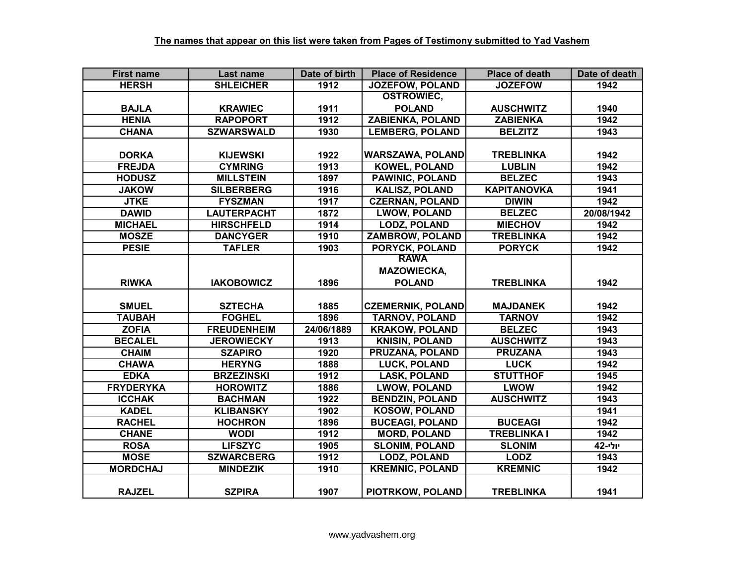**The names that appear on this list were taken from Pages of Testimony submitted to Yad Vashem**

| First name | Last name | Date of birth | Place of Residence | Place of death | Date of death |
|---|---|---|---|---|---|
| HERSH | SHLEICHER | 1912 | JOZEFOW, POLAND | JOZEFOW | 1942 |
| BAJLA | KRAWIEC | 1911 | OSTROWIEC, POLAND | AUSCHWITZ | 1940 |
| HENIA | RAPOPORT | 1912 | ZABIENKA, POLAND | ZABIENKA | 1942 |
| CHANA | SZWARSWALD | 1930 | LEMBERG, POLAND | BELZITZ | 1943 |
| DORKA | KIJEWSKI | 1922 | WARSZAWA, POLAND | TREBLINKA | 1942 |
| FREJDA | CYMRING | 1913 | KOWEL, POLAND | LUBLIN | 1942 |
| HODUSZ | MILLSTEIN | 1897 | PAWINIC, POLAND | BELZEC | 1943 |
| JAKOW | SILBERBERG | 1916 | KALISZ, POLAND | KAPITANOVKA | 1941 |
| JTKE | FYSZMAN | 1917 | CZERNAN, POLAND | DIWIN | 1942 |
| DAWID | LAUTERPACHT | 1872 | LWOW, POLAND | BELZEC | 20/08/1942 |
| MICHAEL | HIRSCHFELD | 1914 | LODZ, POLAND | MIECHOV | 1942 |
| MOSZE | DANCYGER | 1910 | ZAMBROW, POLAND | TREBLINKA | 1942 |
| PESIE | TAFLER | 1903 | PORYCK, POLAND | PORYCK | 1942 |
| RIWKA | IAKOBOWICZ | 1896 | RAWA MAZOWIECKA, POLAND | TREBLINKA | 1942 |
| SMUEL | SZTECHA | 1885 | CZEMERNIK, POLAND | MAJDANEK | 1942 |
| TAUBAH | FOGHEL | 1896 | TARNOV, POLAND | TARNOV | 1942 |
| ZOFIA | FREUDENHEIM | 24/06/1889 | KRAKOW, POLAND | BELZEC | 1943 |
| BECALEL | JEROWIECKY | 1913 | KNISIN, POLAND | AUSCHWITZ | 1943 |
| CHAIM | SZAPIRO | 1920 | PRUZANA, POLAND | PRUZANA | 1943 |
| CHAWA | HERYNG | 1888 | LUCK, POLAND | LUCK | 1942 |
| EDKA | BRZEZINSKI | 1912 | LASK, POLAND | STUTTHOF | 1945 |
| FRYDERYKA | HOROWITZ | 1886 | LWOW, POLAND | LWOW | 1942 |
| ICCHAK | BACHMAN | 1922 | BENDZIN, POLAND | AUSCHWITZ | 1943 |
| KADEL | KLIBANSKY | 1902 | KOSOW, POLAND | | 1941 |
| RACHEL | HOCHRON | 1896 | BUCEAGI, POLAND | BUCEAGI | 1942 |
| CHANE | WODI | 1912 | MORD, POLAND | TREBLINKA I | 1942 |
| ROSA | LIFSZYC | 1905 | SLONIM, POLAND | SLONIM | יולי-42 |
| MOSE | SZWARCBERG | 1912 | LODZ, POLAND | LODZ | 1943 |
| MORDCHAJ | MINDEZIK | 1910 | KREMNIC, POLAND | KREMNIC | 1942 |
| RAJZEL | SZPIRA | 1907 | PIOTRKOW, POLAND | TREBLINKA | 1941 |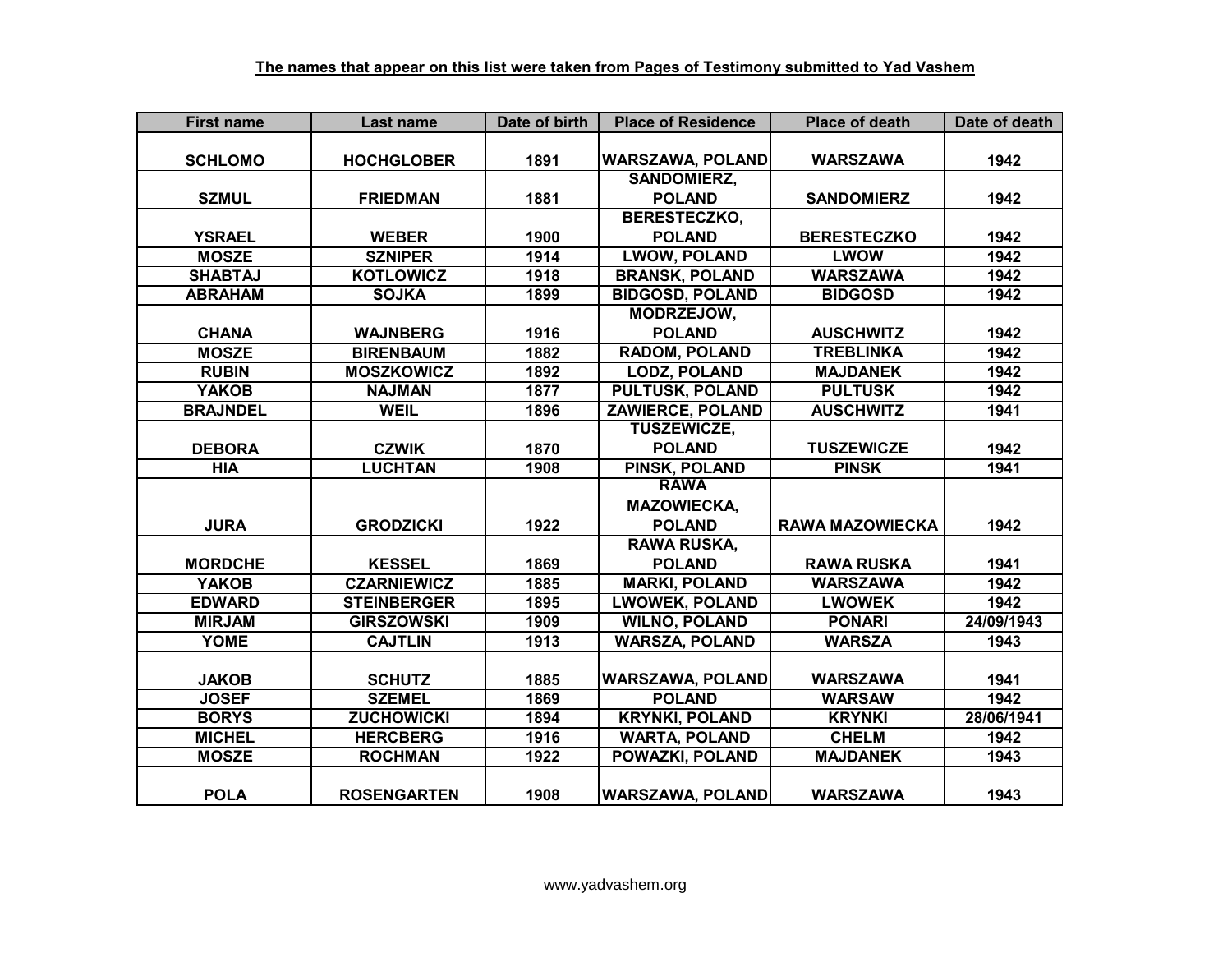**The names that appear on this list were taken from Pages of Testimony submitted to Yad Vashem**

| First name | Last name | Date of birth | Place of Residence | Place of death | Date of death |
|---|---|---|---|---|---|
| SCHLOMO | HOCHGLOBER | 1891 | WARSZAWA, POLAND | WARSZAWA | 1942 |
| SZMUL | FRIEDMAN | 1881 | SANDOMIERZ, POLAND | SANDOMIERZ | 1942 |
| YSRAEL | WEBER | 1900 | BERESTECZKO, POLAND | BERESTECZKO | 1942 |
| MOSZE | SZNIPER | 1914 | LWOW, POLAND | LWOW | 1942 |
| SHABTAJ | KOTLOWICZ | 1918 | BRANSK, POLAND | WARSZAWA | 1942 |
| ABRAHAM | SOJKA | 1899 | BIDGOSD, POLAND | BIDGOSD | 1942 |
| CHANA | WAJNBERG | 1916 | MODRZEJOW, POLAND | AUSCHWITZ | 1942 |
| MOSZE | BIRENBAUM | 1882 | RADOM, POLAND | TREBLINKA | 1942 |
| RUBIN | MOSZKOWICZ | 1892 | LODZ, POLAND | MAJDANEK | 1942 |
| YAKOB | NAJMAN | 1877 | PULTUSK, POLAND | PULTUSK | 1942 |
| BRAJNDEL | WEIL | 1896 | ZAWIERCE, POLAND | AUSCHWITZ | 1941 |
| DEBORA | CZWIK | 1870 | TUSZEWICZE, POLAND | TUSZEWICZE | 1942 |
| HIA | LUCHTAN | 1908 | PINSK, POLAND | PINSK | 1941 |
| JURA | GRODZICKI | 1922 | RAWA MAZOWIECKA, POLAND | RAWA MAZOWIECKA | 1942 |
| MORDCHE | KESSEL | 1869 | RAWA RUSKA, POLAND | RAWA RUSKA | 1941 |
| YAKOB | CZARNIEWICZ | 1885 | MARKI, POLAND | WARSZAWA | 1942 |
| EDWARD | STEINBERGER | 1895 | LWOWEK, POLAND | LWOWEK | 1942 |
| MIRJAM | GIRSZOWSKI | 1909 | WILNO, POLAND | PONARI | 24/09/1943 |
| YOME | CAJTLIN | 1913 | WARSZA, POLAND | WARSZA | 1943 |
| JAKOB | SCHUTZ | 1885 | WARSZAWA, POLAND | WARSZAWA | 1941 |
| JOSEF | SZEMEL | 1869 | POLAND | WARSAW | 1942 |
| BORYS | ZUCHOWICKI | 1894 | KRYNKI, POLAND | KRYNKI | 28/06/1941 |
| MICHEL | HERCBERG | 1916 | WARTA, POLAND | CHELM | 1942 |
| MOSZE | ROCHMAN | 1922 | POWAZKI, POLAND | MAJDANEK | 1943 |
| POLA | ROSENGARTEN | 1908 | WARSZAWA, POLAND | WARSZAWA | 1943 |

www.yadvashem.org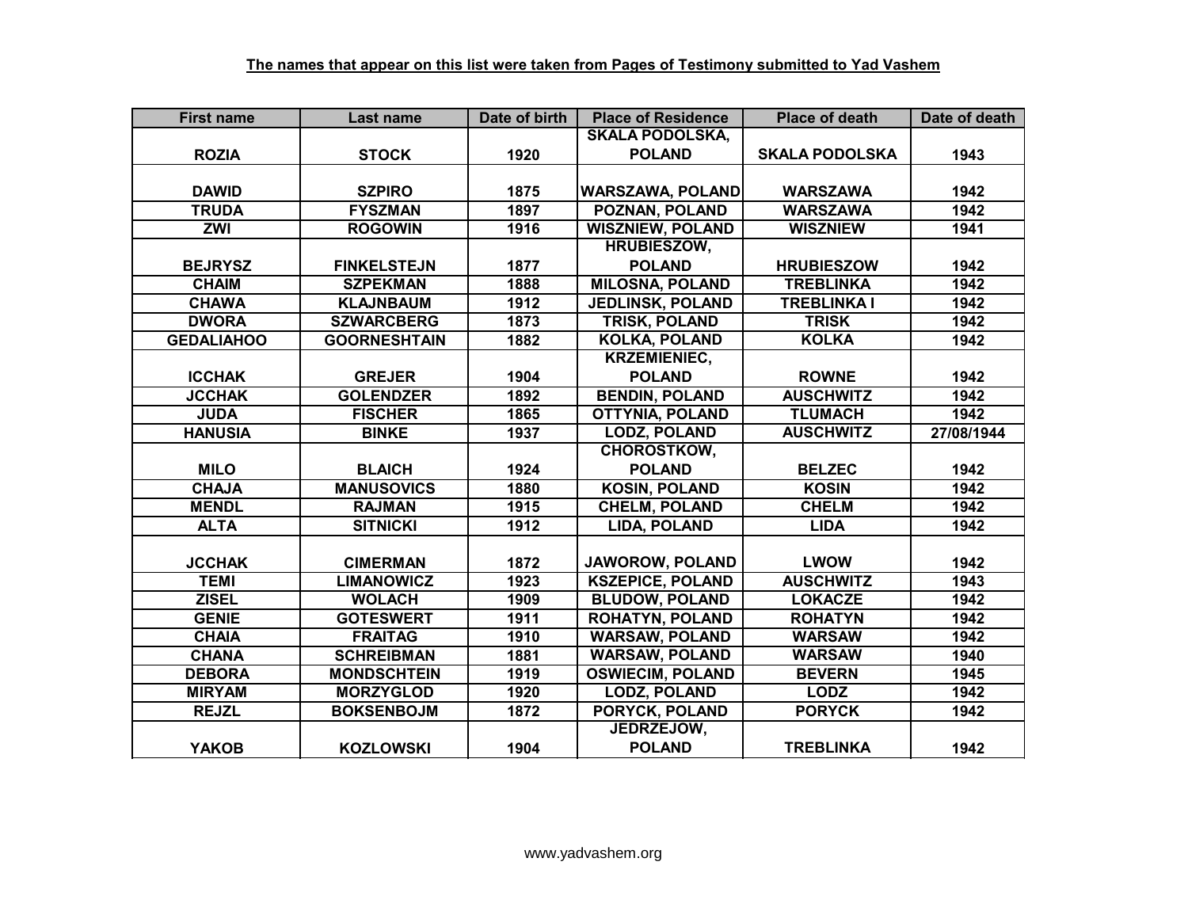**The names that appear on this list were taken from Pages of Testimony submitted to Yad Vashem**

| First name | Last name | Date of birth | Place of Residence | Place of death | Date of death |
|---|---|---|---|---|---|
| ROZIA | STOCK | 1920 | SKALA PODOLSKA, POLAND | SKALA PODOLSKA | 1943 |
| DAWID | SZPIRO | 1875 | WARSZAWA, POLAND | WARSZAWA | 1942 |
| TRUDA | FYSZMAN | 1897 | POZNAN, POLAND | WARSZAWA | 1942 |
| ZWI | ROGOWIN | 1916 | WISZNIEW, POLAND | WISZNIEW | 1941 |
| BEJRYSZ | FINKELSTEJN | 1877 | HRUBIESZOW, POLAND | HRUBIESZOW | 1942 |
| CHAIM | SZPEKMAN | 1888 | MILOSNA, POLAND | TREBLINKA | 1942 |
| CHAWA | KLAJNBAUM | 1912 | JEDLINSK, POLAND | TREBLINKA I | 1942 |
| DWORA | SZWARCBERG | 1873 | TRISK, POLAND | TRISK | 1942 |
| GEDALIAHOO | GOORNESHTAIN | 1882 | KOLKA, POLAND | KOLKA | 1942 |
| ICCHAK | GREJER | 1904 | KRZEMIENIEC, POLAND | ROWNE | 1942 |
| JCCHAK | GOLENDZER | 1892 | BENDIN, POLAND | AUSCHWITZ | 1942 |
| JUDA | FISCHER | 1865 | OTTYNIA, POLAND | TLUMACH | 1942 |
| HANUSIA | BINKE | 1937 | LODZ, POLAND | AUSCHWITZ | 27/08/1944 |
| MILO | BLAICH | 1924 | CHOROSTKOW, POLAND | BELZEC | 1942 |
| CHAJA | MANUSOVICS | 1880 | KOSIN, POLAND | KOSIN | 1942 |
| MENDL | RAJMAN | 1915 | CHELM, POLAND | CHELM | 1942 |
| ALTA | SITNICKI | 1912 | LIDA, POLAND | LIDA | 1942 |
| JCCHAK | CIMERMAN | 1872 | JAWOROW, POLAND | LWOW | 1942 |
| TEMI | LIMANOWICZ | 1923 | KSZEPICE, POLAND | AUSCHWITZ | 1943 |
| ZISEL | WOLACH | 1909 | BLUDOW, POLAND | LOKACZE | 1942 |
| GENIE | GOTESWERT | 1911 | ROHATYN, POLAND | ROHATYN | 1942 |
| CHAIA | FRAITAG | 1910 | WARSAW, POLAND | WARSAW | 1942 |
| CHANA | SCHREIBMAN | 1881 | WARSAW, POLAND | WARSAW | 1940 |
| DEBORA | MONDSCHTEIN | 1919 | OSWIECIM, POLAND | BEVERN | 1945 |
| MIRYAM | MORZYGLOD | 1920 | LODZ, POLAND | LODZ | 1942 |
| REJZL | BOKSENBOJM | 1872 | PORYCK, POLAND | PORYCK | 1942 |
| YAKOB | KOZLOWSKI | 1904 | JEDRZEJOW, POLAND | TREBLINKA | 1942 |

www.yadvashem.org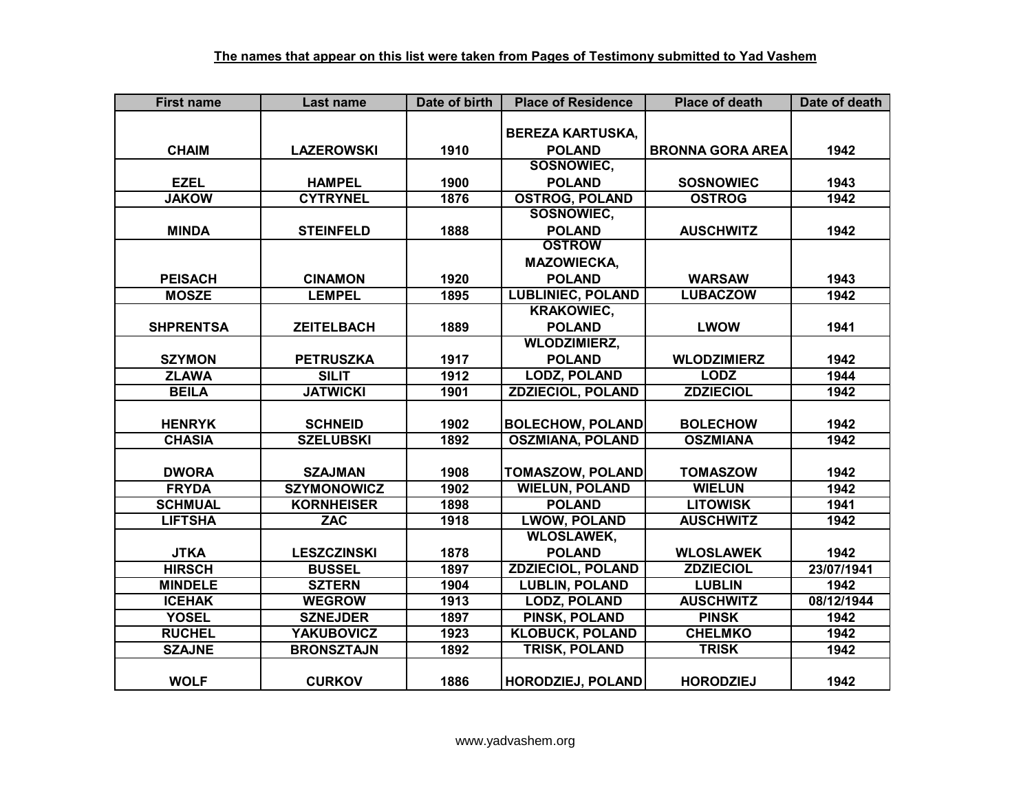**The names that appear on this list were taken from Pages of Testimony submitted to Yad Vashem**

| First name | Last name | Date of birth | Place of Residence | Place of death | Date of death |
|---|---|---|---|---|---|
| CHAIM | LAZEROWSKI | 1910 | BEREZA KARTUSKA, POLAND | BRONNA GORA AREA | 1942 |
| EZEL | HAMPEL | 1900 | SOSNOWIEC, POLAND | SOSNOWIEC | 1943 |
| JAKOW | CYTRYNEL | 1876 | OSTROG, POLAND | OSTROG | 1942 |
| MINDA | STEINFELD | 1888 | SOSNOWIEC, POLAND | AUSCHWITZ | 1942 |
| PEISACH | CINAMON | 1920 | OSTROW MAZOWIECKA, POLAND | WARSAW | 1943 |
| MOSZE | LEMPEL | 1895 | LUBLINIEC, POLAND | LUBACZOW | 1942 |
| SHPRENTSA | ZEITELBACH | 1889 | KRAKOWIEC, POLAND | LWOW | 1941 |
| SZYMON | PETRUSZKA | 1917 | WLODZIMIERZ, POLAND | WLODZIMIERZ | 1942 |
| ZLAWA | SILIT | 1912 | LODZ, POLAND | LODZ | 1944 |
| BEILA | JATWICKI | 1901 | ZDZIECIOL, POLAND | ZDZIECIOL | 1942 |
| HENRYK | SCHNEID | 1902 | BOLECHOW, POLAND | BOLECHOW | 1942 |
| CHASIA | SZELUBSKI | 1892 | OSZMIANA, POLAND | OSZMIANA | 1942 |
| DWORA | SZAJMAN | 1908 | TOMASZOW, POLAND | TOMASZOW | 1942 |
| FRYDA | SZYMONOWICZ | 1902 | WIELUN, POLAND | WIELUN | 1942 |
| SCHMUAL | KORNHEISER | 1898 | POLAND | LITOWISK | 1941 |
| LIFTSHA | ZAC | 1918 | LWOW, POLAND | AUSCHWITZ | 1942 |
| JTKA | LESZCZINSKI | 1878 | WLOSLAWEK, POLAND | WLOSLAWEK | 1942 |
| HIRSCH | BUSSEL | 1897 | ZDZIECIOL, POLAND | ZDZIECIOL | 23/07/1941 |
| MINDELE | SZTERN | 1904 | LUBLIN, POLAND | LUBLIN | 1942 |
| ICEHAK | WEGROW | 1913 | LODZ, POLAND | AUSCHWITZ | 08/12/1944 |
| YOSEL | SZNEJDER | 1897 | PINSK, POLAND | PINSK | 1942 |
| RUCHEL | YAKUBOVICZ | 1923 | KLOBUCK, POLAND | CHELMKO | 1942 |
| SZAJNE | BRONSZTAJN | 1892 | TRISK, POLAND | TRISK | 1942 |
| WOLF | CURKOV | 1886 | HORODZIEJ, POLAND | HORODZIEJ | 1942 |

www.yadvashem.org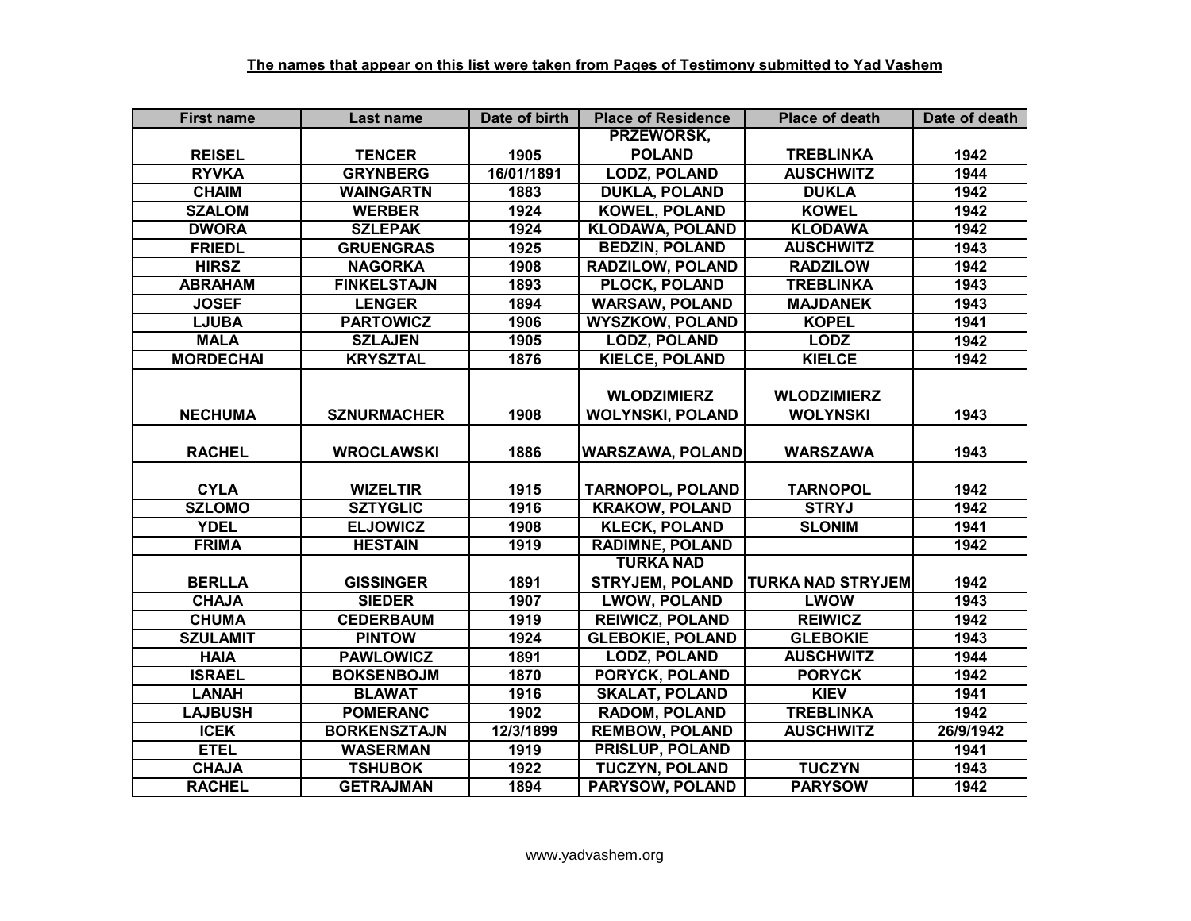**The names that appear on this list were taken from Pages of Testimony submitted to Yad Vashem**

| First name | Last name | Date of birth | Place of Residence | Place of death | Date of death |
|---|---|---|---|---|---|
| REISEL | TENCER | 1905 | PRZEWORSK, POLAND | TREBLINKA | 1942 |
| RYVKA | GRYNBERG | 16/01/1891 | LODZ, POLAND | AUSCHWITZ | 1944 |
| CHAIM | WAINGARTN | 1883 | DUKLA, POLAND | DUKLA | 1942 |
| SZALOM | WERBER | 1924 | KOWEL, POLAND | KOWEL | 1942 |
| DWORA | SZLEPAK | 1924 | KLODAWA, POLAND | KLODAWA | 1942 |
| FRIEDL | GRUENGRAS | 1925 | BEDZIN, POLAND | AUSCHWITZ | 1943 |
| HIRSZ | NAGORKA | 1908 | RADZILOW, POLAND | RADZILOW | 1942 |
| ABRAHAM | FINKELSTAJN | 1893 | PLOCK, POLAND | TREBLINKA | 1943 |
| JOSEF | LENGER | 1894 | WARSAW, POLAND | MAJDANEK | 1943 |
| LJUBA | PARTOWICZ | 1906 | WYSZKOW, POLAND | KOPEL | 1941 |
| MALA | SZLAJEN | 1905 | LODZ, POLAND | LODZ | 1942 |
| MORDECHAI | KRYSZTAL | 1876 | KIELCE, POLAND | KIELCE | 1942 |
| NECHUMA | SZNURMACHER | 1908 | WLODZIMIERZ WOLYNSKI, POLAND | WLODZIMIERZ WOLYNSKI | 1943 |
| RACHEL | WROCLAWSKI | 1886 | WARSZAWA, POLAND | WARSZAWA | 1943 |
| CYLA | WIZELTIR | 1915 | TARNOPOL, POLAND | TARNOPOL | 1942 |
| SZLOMO | SZTYGLIC | 1916 | KRAKOW, POLAND | STRYJ | 1942 |
| YDEL | ELJOWICZ | 1908 | KLECK, POLAND | SLONIM | 1941 |
| FRIMA | HESTAIN | 1919 | RADIMNE, POLAND | | 1942 |
| BERLLA | GISSINGER | 1891 | TURKA NAD STRYJEM, POLAND | TURKA NAD STRYJEM | 1942 |
| CHAJA | SIEDER | 1907 | LWOW, POLAND | LWOW | 1943 |
| CHUMA | CEDERBAUM | 1919 | REIWICZ, POLAND | REIWICZ | 1942 |
| SZULAMIT | PINTOW | 1924 | GLEBOKIE, POLAND | GLEBOKIE | 1943 |
| HAIA | PAWLOWICZ | 1891 | LODZ, POLAND | AUSCHWITZ | 1944 |
| ISRAEL | BOKSENBOJM | 1870 | PORYCK, POLAND | PORYCK | 1942 |
| LANAH | BLAWAT | 1916 | SKALAT, POLAND | KIEV | 1941 |
| LAJBUSH | POMERANC | 1902 | RADOM, POLAND | TREBLINKA | 1942 |
| ICEK | BORKENSZTAJN | 12/3/1899 | REMBOW, POLAND | AUSCHWITZ | 26/9/1942 |
| ETEL | WASERMAN | 1919 | PRISLUP, POLAND | | 1941 |
| CHAJA | TSHUBOK | 1922 | TUCZYN, POLAND | TUCZYN | 1943 |
| RACHEL | GETRAJMAN | 1894 | PARYSOW, POLAND | PARYSOW | 1942 |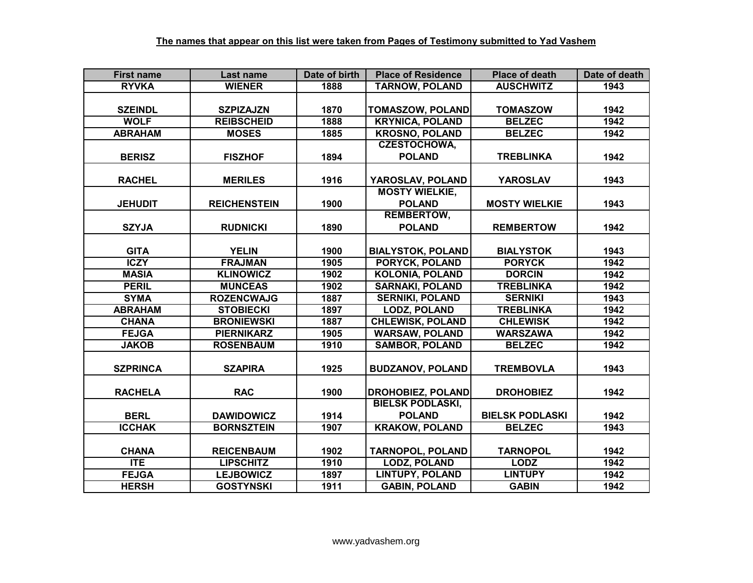**The names that appear on this list were taken from Pages of Testimony submitted to Yad Vashem**

| First name | Last name | Date of birth | Place of Residence | Place of death | Date of death |
|---|---|---|---|---|---|
| RYVKA | WIENER | 1888 | TARNOW, POLAND | AUSCHWITZ | 1943 |
| SZEINDL | SZPIZAJZN | 1870 | TOMASZOW, POLAND | TOMASZOW | 1942 |
| WOLF | REIBSCHEID | 1888 | KRYNICA, POLAND | BELZEC | 1942 |
| ABRAHAM | MOSES | 1885 | KROSNO, POLAND | BELZEC | 1942 |
| BERISZ | FISZHOF | 1894 | CZESTOCHOWA, POLAND | TREBLINKA | 1942 |
| RACHEL | MERILES | 1916 | YAROSLAV, POLAND | YAROSLAV | 1943 |
| JEHUDIT | REICHENSTEIN | 1900 | MOSTY WIELKIE, POLAND | MOSTY WIELKIE | 1943 |
| SZYJA | RUDNICKI | 1890 | REMBERTOW, POLAND | REMBERTOW | 1942 |
| GITA | YELIN | 1900 | BIALYSTOK, POLAND | BIALYSTOK | 1943 |
| ICZY | FRAJMAN | 1905 | PORYCK, POLAND | PORYCK | 1942 |
| MASIA | KLINOWICZ | 1902 | KOLONIA, POLAND | DORCIN | 1942 |
| PERIL | MUNCEAS | 1902 | SARNAKI, POLAND | TREBLINKA | 1942 |
| SYMA | ROZENCWAJG | 1887 | SERNIKI, POLAND | SERNIKI | 1943 |
| ABRAHAM | STOBIECKI | 1897 | LODZ, POLAND | TREBLINKA | 1942 |
| CHANA | BRONIEWSKI | 1887 | CHLEWISK, POLAND | CHLEWISK | 1942 |
| FEJGA | PIERNIKARZ | 1905 | WARSAW, POLAND | WARSZAWA | 1942 |
| JAKOB | ROSENBAUM | 1910 | SAMBOR, POLAND | BELZEC | 1942 |
| SZPRINCA | SZAPIRA | 1925 | BUDZANOV, POLAND | TREMBOVLA | 1943 |
| RACHELA | RAC | 1900 | DROHOBIEZ, POLAND | DROHOBIEZ | 1942 |
| BERL | DAWIDOWICZ | 1914 | BIELSK PODLASKI, POLAND | BIELSK PODLASKI | 1942 |
| ICCHAK | BORNSZTEIN | 1907 | KRAKOW, POLAND | BELZEC | 1943 |
| CHANA | REICENBAUM | 1902 | TARNOPOL, POLAND | TARNOPOL | 1942 |
| ITE | LIPSCHITZ | 1910 | LODZ, POLAND | LODZ | 1942 |
| FEJGA | LEJBOWICZ | 1897 | LINTUPY, POLAND | LINTUPY | 1942 |
| HERSH | GOSTYNSKI | 1911 | GABIN, POLAND | GABIN | 1942 |

www.yadvashem.org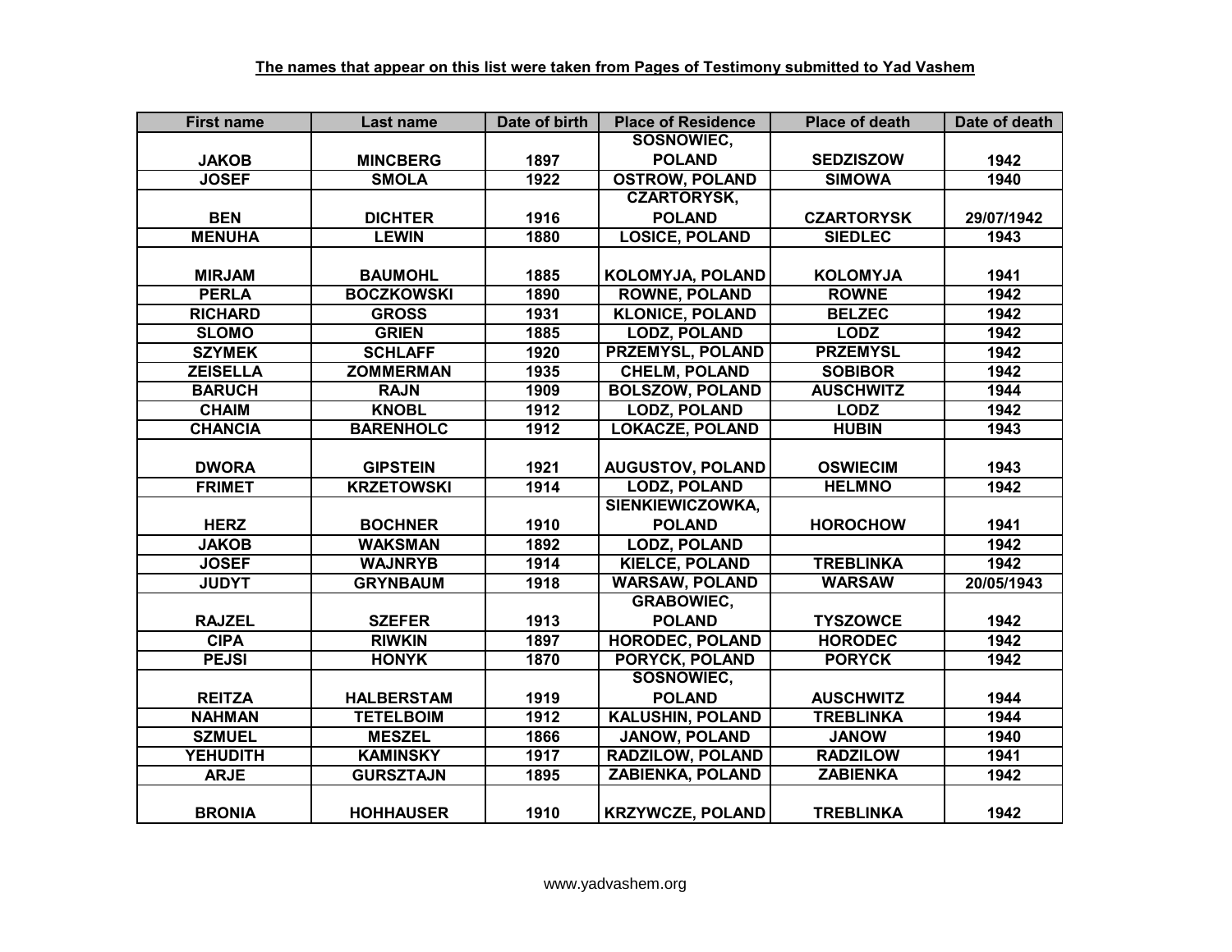**The names that appear on this list were taken from Pages of Testimony submitted to Yad Vashem**

| First name | Last name | Date of birth | Place of Residence | Place of death | Date of death |
|---|---|---|---|---|---|
| JAKOB | MINCBERG | 1897 | SOSNOWIEC, POLAND | SEDZISZOW | 1942 |
| JOSEF | SMOLA | 1922 | OSTROW, POLAND | SIMOWA | 1940 |
| BEN | DICHTER | 1916 | CZARTORYSK, POLAND | CZARTORYSK | 29/07/1942 |
| MENUHA | LEWIN | 1880 | LOSICE, POLAND | SIEDLEC | 1943 |
| MIRJAM | BAUMOHL | 1885 | KOLOMYJA, POLAND | KOLOMYJA | 1941 |
| PERLA | BOCZKOWSKI | 1890 | ROWNE, POLAND | ROWNE | 1942 |
| RICHARD | GROSS | 1931 | KLONICE, POLAND | BELZEC | 1942 |
| SLOMO | GRIEN | 1885 | LODZ, POLAND | LODZ | 1942 |
| SZYMEK | SCHLAFF | 1920 | PRZEMYSL, POLAND | PRZEMYSL | 1942 |
| ZEISELLA | ZOMMERMAN | 1935 | CHELM, POLAND | SOBIBOR | 1942 |
| BARUCH | RAJN | 1909 | BOLSZOW, POLAND | AUSCHWITZ | 1944 |
| CHAIM | KNOBL | 1912 | LODZ, POLAND | LODZ | 1942 |
| CHANCIA | BARENHOLC | 1912 | LOKACZE, POLAND | HUBIN | 1943 |
| DWORA | GIPSTEIN | 1921 | AUGUSTOV, POLAND | OSWIECIM | 1943 |
| FRIMET | KRZETOWSKI | 1914 | LODZ, POLAND | HELMNO | 1942 |
| HERZ | BOCHNER | 1910 | SIENKIEWICZOWKA, POLAND | HOROCHOW | 1941 |
| JAKOB | WAKSMAN | 1892 | LODZ, POLAND | | 1942 |
| JOSEF | WAJNRYB | 1914 | KIELCE, POLAND | TREBLINKA | 1942 |
| JUDYT | GRYNBAUM | 1918 | WARSAW, POLAND | WARSAW | 20/05/1943 |
| RAJZEL | SZEFER | 1913 | GRABOWIEC, POLAND | TYSZOWCE | 1942 |
| CIPA | RIWKIN | 1897 | HORODEC, POLAND | HORODEC | 1942 |
| PEJSI | HONYK | 1870 | PORYCK, POLAND | PORYCK | 1942 |
| REITZA | HALBERSTAM | 1919 | SOSNOWIEC, POLAND | AUSCHWITZ | 1944 |
| NAHMAN | TETELBOIM | 1912 | KALUSHIN, POLAND | TREBLINKA | 1944 |
| SZMUEL | MESZEL | 1866 | JANOW, POLAND | JANOW | 1940 |
| YEHUDITH | KAMINSKY | 1917 | RADZILOW, POLAND | RADZILOW | 1941 |
| ARJE | GURSZTAJN | 1895 | ZABIENKA, POLAND | ZABIENKA | 1942 |
| BRONIA | HOHHAUSER | 1910 | KRZYWCZE, POLAND | TREBLINKA | 1942 |

www.yadvashem.org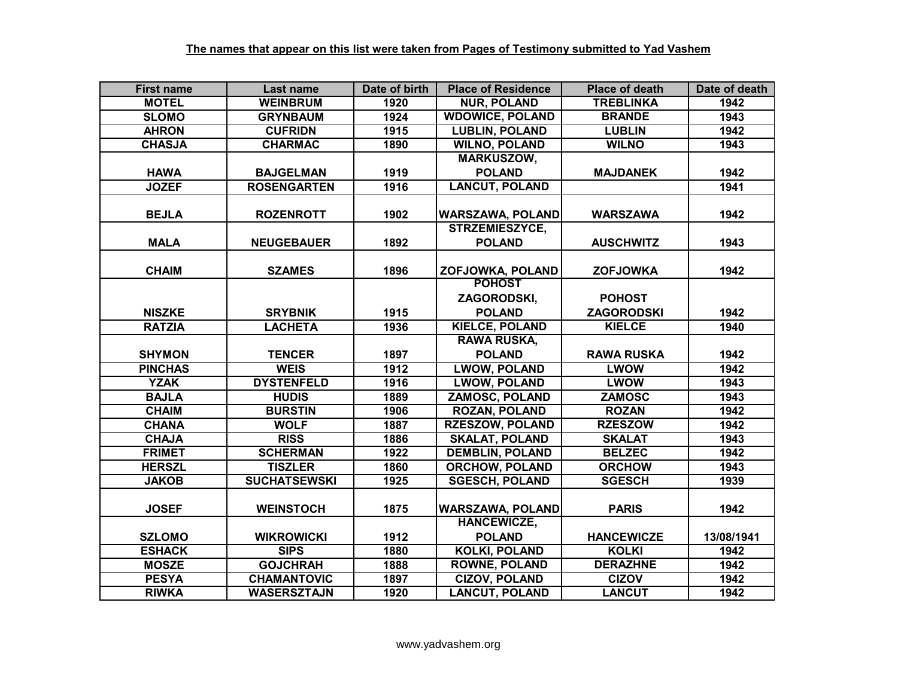**The names that appear on this list were taken from Pages of Testimony submitted to Yad Vashem**

| First name | Last name | Date of birth | Place of Residence | Place of death | Date of death |
|---|---|---|---|---|---|
| MOTEL | WEINBRUM | 1920 | NUR, POLAND | TREBLINKA | 1942 |
| SLOMO | GRYNBAUM | 1924 | WDOWICE, POLAND | BRANDE | 1943 |
| AHRON | CUFRIDN | 1915 | LUBLIN, POLAND | LUBLIN | 1942 |
| CHASJA | CHARMAC | 1890 | WILNO, POLAND | WILNO | 1943 |
| HAWA | BAJGELMAN | 1919 | MARKUSZOW, POLAND | MAJDANEK | 1942 |
| JOZEF | ROSENGARTEN | 1916 | LANCUT, POLAND | | 1941 |
| BEJLA | ROZENROTT | 1902 | WARSZAWA, POLAND | WARSZAWA | 1942 |
| MALA | NEUGEBAUER | 1892 | STRZEMIESZYCE, POLAND | AUSCHWITZ | 1943 |
| CHAIM | SZAMES | 1896 | ZOFJOWKA, POLAND | ZOFJOWKA | 1942 |
| NISZKE | SRYBNIK | 1915 | POHOST ZAGORODSKI, POLAND | POHOST ZAGORODSKI | 1942 |
| RATZIA | LACHETA | 1936 | KIELCE, POLAND | KIELCE | 1940 |
| SHYMON | TENCER | 1897 | RAWA RUSKA, POLAND | RAWA RUSKA | 1942 |
| PINCHAS | WEIS | 1912 | LWOW, POLAND | LWOW | 1942 |
| YZAK | DYSTENFELD | 1916 | LWOW, POLAND | LWOW | 1943 |
| BAJLA | HUDIS | 1889 | ZAMOSC, POLAND | ZAMOSC | 1943 |
| CHAIM | BURSTIN | 1906 | ROZAN, POLAND | ROZAN | 1942 |
| CHANA | WOLF | 1887 | RZESZOW, POLAND | RZESZOW | 1942 |
| CHAJA | RISS | 1886 | SKALAT, POLAND | SKALAT | 1943 |
| FRIMET | SCHERMAN | 1922 | DEMBLIN, POLAND | BELZEC | 1942 |
| HERSZL | TISZLER | 1860 | ORCHOW, POLAND | ORCHOW | 1943 |
| JAKOB | SUCHATSEWSKI | 1925 | SGESCH, POLAND | SGESCH | 1939 |
| JOSEF | WEINSTOCH | 1875 | WARSZAWA, POLAND | PARIS | 1942 |
| SZLOMO | WIKROWICKI | 1912 | HANCEWICZE, POLAND | HANCEWICZE | 13/08/1941 |
| ESHACK | SIPS | 1880 | KOLKI, POLAND | KOLKI | 1942 |
| MOSZE | GOJCHRAH | 1888 | ROWNE, POLAND | DERAZHNE | 1942 |
| PESYA | CHAMANTOVIC | 1897 | CIZOV, POLAND | CIZOV | 1942 |
| RIWKA | WASERSZTAJN | 1920 | LANCUT, POLAND | LANCUT | 1942 |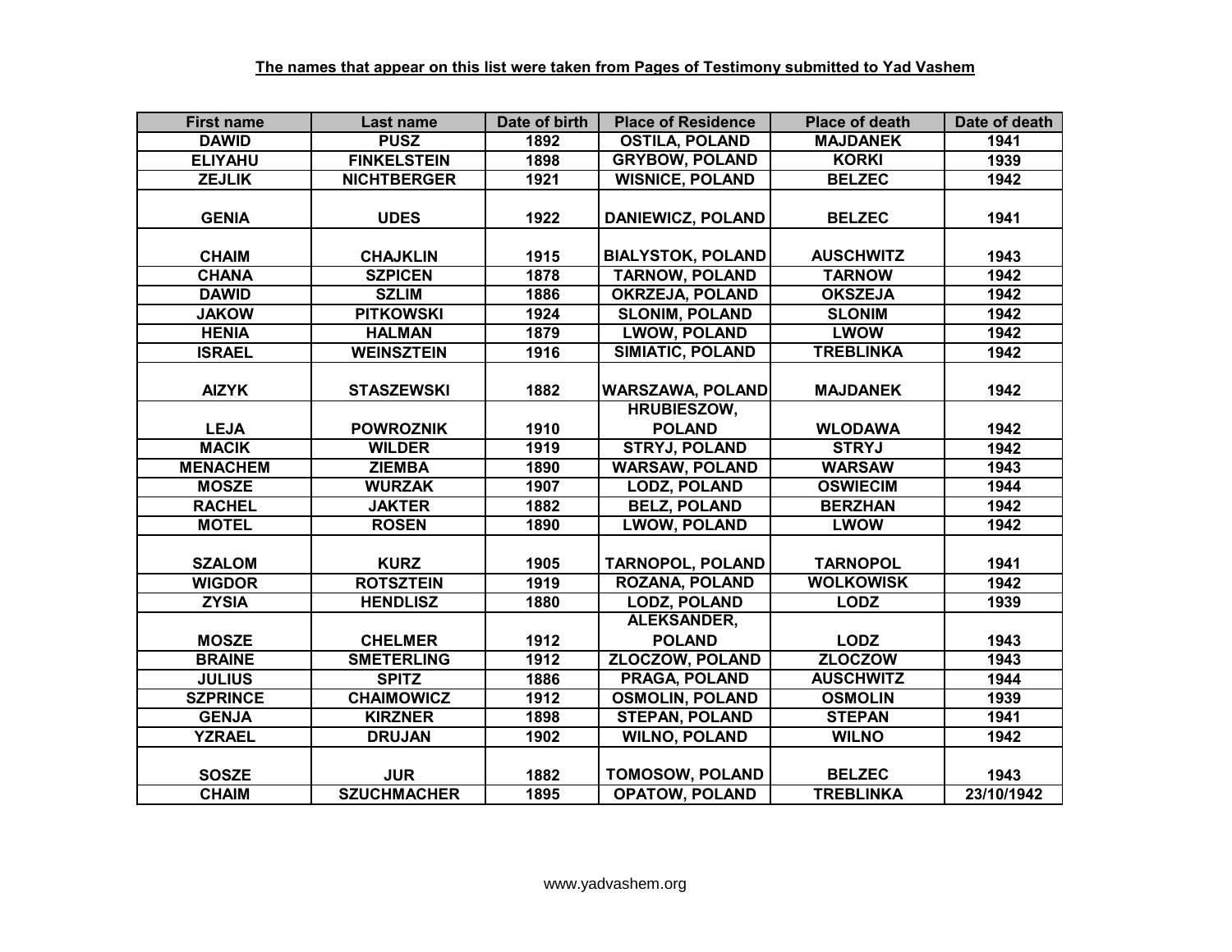**The names that appear on this list were taken from Pages of Testimony submitted to Yad Vashem**

| First name | Last name | Date of birth | Place of Residence | Place of death | Date of death |
|---|---|---|---|---|---|
| DAWID | PUSZ | 1892 | OSTILA, POLAND | MAJDANEK | 1941 |
| ELIYAHU | FINKELSTEIN | 1898 | GRYBOW, POLAND | KORKI | 1939 |
| ZEJLIK | NICHTBERGER | 1921 | WISNICE, POLAND | BELZEC | 1942 |
| GENIA | UDES | 1922 | DANIEWICZ, POLAND | BELZEC | 1941 |
| CHAIM | CHAJKLIN | 1915 | BIALYSTOK, POLAND | AUSCHWITZ | 1943 |
| CHANA | SZPICEN | 1878 | TARNOW, POLAND | TARNOW | 1942 |
| DAWID | SZLIM | 1886 | OKRZEJA, POLAND | OKSZEJA | 1942 |
| JAKOW | PITKOWSKI | 1924 | SLONIM, POLAND | SLONIM | 1942 |
| HENIA | HALMAN | 1879 | LWOW, POLAND | LWOW | 1942 |
| ISRAEL | WEINSZTEIN | 1916 | SIMIATIC, POLAND | TREBLINKA | 1942 |
| AIZYK | STASZEWSKI | 1882 | WARSZAWA, POLAND | MAJDANEK | 1942 |
| LEJA | POWROZNIK | 1910 | HRUBIESZOW, POLAND | WLODAWA | 1942 |
| MACIK | WILDER | 1919 | STRYJ, POLAND | STRYJ | 1942 |
| MENACHEM | ZIEMBA | 1890 | WARSAW, POLAND | WARSAW | 1943 |
| MOSZE | WURZAK | 1907 | LODZ, POLAND | OSWIECIM | 1944 |
| RACHEL | JAKTER | 1882 | BELZ, POLAND | BERZHAN | 1942 |
| MOTEL | ROSEN | 1890 | LWOW, POLAND | LWOW | 1942 |
| SZALOM | KURZ | 1905 | TARNOPOL, POLAND | TARNOPOL | 1941 |
| WIGDOR | ROTSZTEIN | 1919 | ROZANA, POLAND | WOLKOWISK | 1942 |
| ZYSIA | HENDLISZ | 1880 | LODZ, POLAND | LODZ | 1939 |
| MOSZE | CHELMER | 1912 | ALEKSANDER, POLAND | LODZ | 1943 |
| BRAINE | SMETERLING | 1912 | ZLOCZOW, POLAND | ZLOCZOW | 1943 |
| JULIUS | SPITZ | 1886 | PRAGA, POLAND | AUSCHWITZ | 1944 |
| SZPRINCE | CHAIMOWICZ | 1912 | OSMOLIN, POLAND | OSMOLIN | 1939 |
| GENJA | KIRZNER | 1898 | STEPAN, POLAND | STEPAN | 1941 |
| YZRAEL | DRUJAN | 1902 | WILNO, POLAND | WILNO | 1942 |
| SOSZE | JUR | 1882 | TOMOSOW, POLAND | BELZEC | 1943 |
| CHAIM | SZUCHMACHER | 1895 | OPATOW, POLAND | TREBLINKA | 23/10/1942 |

www.yadvashem.org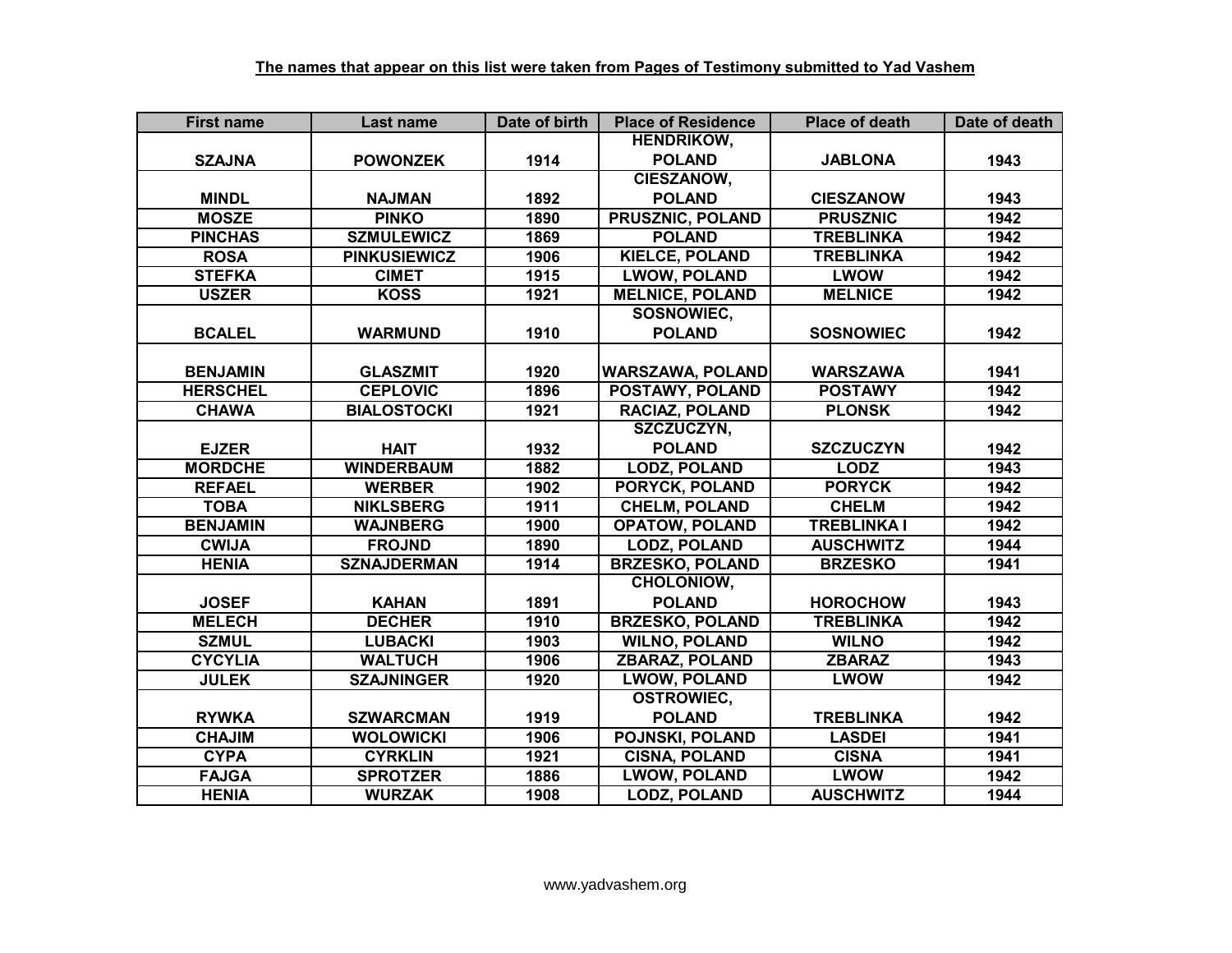**The names that appear on this list were taken from Pages of Testimony submitted to Yad Vashem**

| First name | Last name | Date of birth | Place of Residence | Place of death | Date of death |
|---|---|---|---|---|---|
| SZAJNA | POWONZEK | 1914 | HENDRIKOW, POLAND | JABLONA | 1943 |
| MINDL | NAJMAN | 1892 | CIESZANOW, POLAND | CIESZANOW | 1943 |
| MOSZE | PINKO | 1890 | PRUSZNIC, POLAND | PRUSZNIC | 1942 |
| PINCHAS | SZMULEWICZ | 1869 | POLAND | TREBLINKA | 1942 |
| ROSA | PINKUSIEWICZ | 1906 | KIELCE, POLAND | TREBLINKA | 1942 |
| STEFKA | CIMET | 1915 | LWOW, POLAND | LWOW | 1942 |
| USZER | KOSS | 1921 | MELNICE, POLAND | MELNICE | 1942 |
| BCALEL | WARMUND | 1910 | SOSNOWIEC, POLAND | SOSNOWIEC | 1942 |
| BENJAMIN | GLASZMIT | 1920 | WARSZAWA, POLAND | WARSZAWA | 1941 |
| HERSCHEL | CEPLOVIC | 1896 | POSTAWY, POLAND | POSTAWY | 1942 |
| CHAWA | BIALOSTOCKI | 1921 | RACIAZ, POLAND | PLONSK | 1942 |
| EJZER | HAIT | 1932 | SZCZUCZYN, POLAND | SZCZUCZYN | 1942 |
| MORDCHE | WINDERBAUM | 1882 | LODZ, POLAND | LODZ | 1943 |
| REFAEL | WERBER | 1902 | PORYCK, POLAND | PORYCK | 1942 |
| TOBA | NIKLSBERG | 1911 | CHELM, POLAND | CHELM | 1942 |
| BENJAMIN | WAJNBERG | 1900 | OPATOW, POLAND | TREBLINKA I | 1942 |
| CWIJA | FROJND | 1890 | LODZ, POLAND | AUSCHWITZ | 1944 |
| HENIA | SZNAJDERMAN | 1914 | BRZESKO, POLAND | BRZESKO | 1941 |
| JOSEF | KAHAN | 1891 | CHOLONIOW, POLAND | HOROCHOW | 1943 |
| MELECH | DECHER | 1910 | BRZESKO, POLAND | TREBLINKA | 1942 |
| SZMUL | LUBACKI | 1903 | WILNO, POLAND | WILNO | 1942 |
| CYCYLIA | WALTUCH | 1906 | ZBARAZ, POLAND | ZBARAZ | 1943 |
| JULEK | SZAJNINGER | 1920 | LWOW, POLAND | LWOW | 1942 |
| RYWKA | SZWARCMAN | 1919 | OSTROWIEC, POLAND | TREBLINKA | 1942 |
| CHAJIM | WOLOWICKI | 1906 | POJNSKI, POLAND | LASDEI | 1941 |
| CYPA | CYRKLIN | 1921 | CISNA, POLAND | CISNA | 1941 |
| FAJGA | SPROTZER | 1886 | LWOW, POLAND | LWOW | 1942 |
| HENIA | WURZAK | 1908 | LODZ, POLAND | AUSCHWITZ | 1944 |

www.yadvashem.org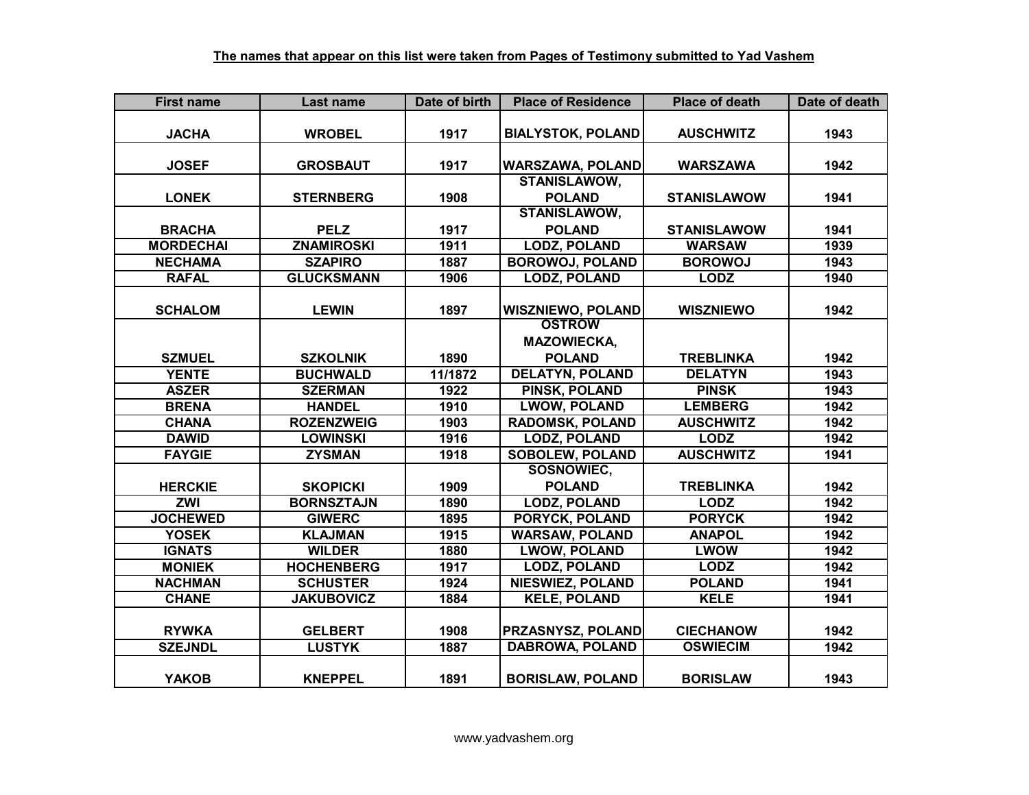**The names that appear on this list were taken from Pages of Testimony submitted to Yad Vashem**

| First name | Last name | Date of birth | Place of Residence | Place of death | Date of death |
|---|---|---|---|---|---|
| JACHA | WROBEL | 1917 | BIALYSTOK, POLAND | AUSCHWITZ | 1943 |
| JOSEF | GROSBAUT | 1917 | WARSZAWA, POLAND | WARSZAWA | 1942 |
| LONEK | STERNBERG | 1908 | STANISLAWOW, POLAND | STANISLAWOW | 1941 |
| BRACHA | PELZ | 1917 | STANISLAWOW, POLAND | STANISLAWOW | 1941 |
| MORDECHAI | ZNAMIROSKI | 1911 | LODZ, POLAND | WARSAW | 1939 |
| NECHAMA | SZAPIRO | 1887 | BOROWOJ, POLAND | BOROWOJ | 1943 |
| RAFAL | GLUCKSMANN | 1906 | LODZ, POLAND | LODZ | 1940 |
| SCHALOM | LEWIN | 1897 | WISZNIEWO, POLAND | WISZNIEWO | 1942 |
| SZMUEL | SZKOLNIK | 1890 | OSTROW MAZOWIECKA, POLAND | TREBLINKA | 1942 |
| YENTE | BUCHWALD | 11/1872 | DELATYN, POLAND | DELATYN | 1943 |
| ASZER | SZERMAN | 1922 | PINSK, POLAND | PINSK | 1943 |
| BRENA | HANDEL | 1910 | LWOW, POLAND | LEMBERG | 1942 |
| CHANA | ROZENZWEIG | 1903 | RADOMSK, POLAND | AUSCHWITZ | 1942 |
| DAWID | LOWINSKI | 1916 | LODZ, POLAND | LODZ | 1942 |
| FAYGIE | ZYSMAN | 1918 | SOBOLEW, POLAND | AUSCHWITZ | 1941 |
| HERCKIE | SKOPICKI | 1909 | SOSNOWIEC, POLAND | TREBLINKA | 1942 |
| ZWI | BORNSZTAJN | 1890 | LODZ, POLAND | LODZ | 1942 |
| JOCHEWED | GIWERC | 1895 | PORYCK, POLAND | PORYCK | 1942 |
| YOSEK | KLAJMAN | 1915 | WARSAW, POLAND | ANAPOL | 1942 |
| IGNATS | WILDER | 1880 | LWOW, POLAND | LWOW | 1942 |
| MONIEK | HOCHENBERG | 1917 | LODZ, POLAND | LODZ | 1942 |
| NACHMAN | SCHUSTER | 1924 | NIESWIEZ, POLAND | POLAND | 1941 |
| CHANE | JAKUBOVICZ | 1884 | KELE, POLAND | KELE | 1941 |
| RYWKA | GELBERT | 1908 | PRZASNYSZ, POLAND | CIECHANOW | 1942 |
| SZEJNDL | LUSTYK | 1887 | DABROWA, POLAND | OSWIECIM | 1942 |
| YAKOB | KNEPPEL | 1891 | BORISLAW, POLAND | BORISLAW | 1943 |

www.yadvashem.org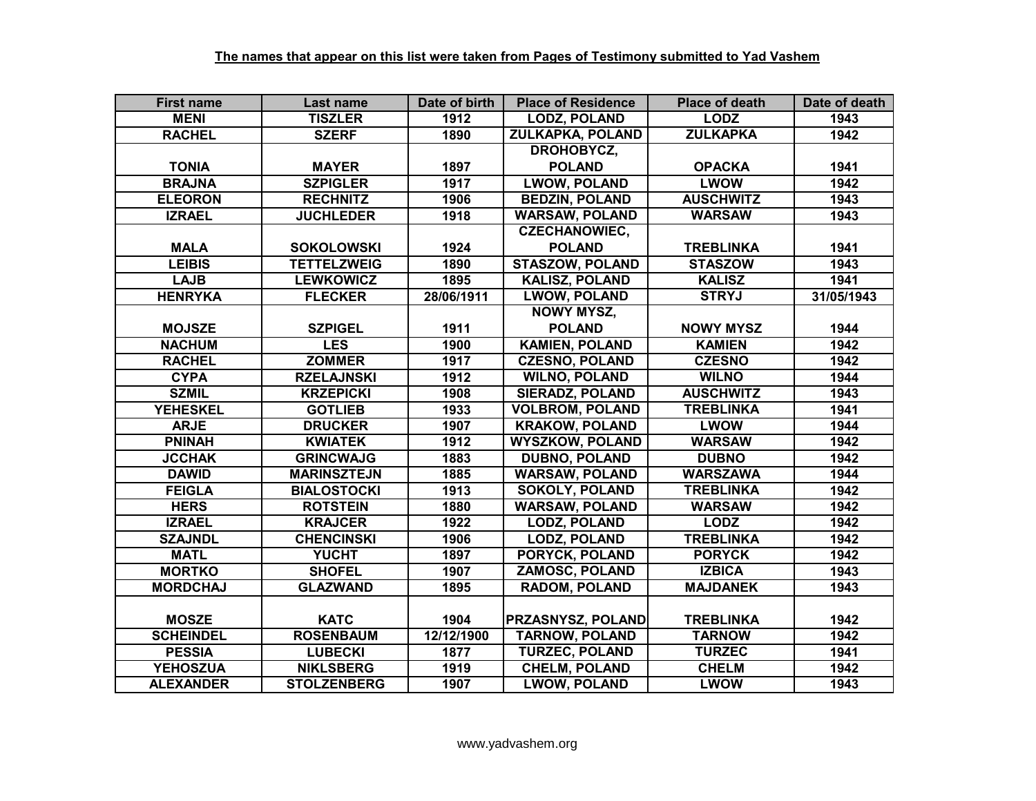**The names that appear on this list were taken from Pages of Testimony submitted to Yad Vashem**

| First name | Last name | Date of birth | Place of Residence | Place of death | Date of death |
|---|---|---|---|---|---|
| MENI | TISZLER | 1912 | LODZ, POLAND | LODZ | 1943 |
| RACHEL | SZERF | 1890 | ZULKAPKA, POLAND | ZULKAPKA | 1942 |
| TONIA | MAYER | 1897 | DROHOBYCZ, POLAND | OPACKA | 1941 |
| BRAJNA | SZPIGLER | 1917 | LWOW, POLAND | LWOW | 1942 |
| ELEORON | RECHNITZ | 1906 | BEDZIN, POLAND | AUSCHWITZ | 1943 |
| IZRAEL | JUCHLEDER | 1918 | WARSAW, POLAND | WARSAW | 1943 |
| MALA | SOKOLOWSKI | 1924 | CZECHANOWIEC, POLAND | TREBLINKA | 1941 |
| LEIBIS | TETTELZWEIG | 1890 | STASZOW, POLAND | STASZOW | 1943 |
| LAJB | LEWKOWICZ | 1895 | KALISZ, POLAND | KALISZ | 1941 |
| HENRYKA | FLECKER | 28/06/1911 | LWOW, POLAND | STRYJ | 31/05/1943 |
| MOJSZE | SZPIGEL | 1911 | NOWY MYSZ, POLAND | NOWY MYSZ | 1944 |
| NACHUM | LES | 1900 | KAMIEN, POLAND | KAMIEN | 1942 |
| RACHEL | ZOMMER | 1917 | CZESNO, POLAND | CZESNO | 1942 |
| CYPA | RZELAJNSKI | 1912 | WILNO, POLAND | WILNO | 1944 |
| SZMIL | KRZEPICKI | 1908 | SIERADZ, POLAND | AUSCHWITZ | 1943 |
| YEHESKEL | GOTLIEB | 1933 | VOLBROM, POLAND | TREBLINKA | 1941 |
| ARJE | DRUCKER | 1907 | KRAKOW, POLAND | LWOW | 1944 |
| PNINAH | KWIATEK | 1912 | WYSZKOW, POLAND | WARSAW | 1942 |
| JCCHAK | GRINCWAJG | 1883 | DUBNO, POLAND | DUBNO | 1942 |
| DAWID | MARINSZTEJN | 1885 | WARSAW, POLAND | WARSZAWA | 1944 |
| FEIGLA | BIALOSTOCKI | 1913 | SOKOLY, POLAND | TREBLINKA | 1942 |
| HERS | ROTSTEIN | 1880 | WARSAW, POLAND | WARSAW | 1942 |
| IZRAEL | KRAJCER | 1922 | LODZ, POLAND | LODZ | 1942 |
| SZAJNDL | CHENCINSKI | 1906 | LODZ, POLAND | TREBLINKA | 1942 |
| MATL | YUCHT | 1897 | PORYCK, POLAND | PORYCK | 1942 |
| MORTKO | SHOFEL | 1907 | ZAMOSC, POLAND | IZBICA | 1943 |
| MORDCHAJ | GLAZWAND | 1895 | RADOM, POLAND | MAJDANEK | 1943 |
| MOSZE | KATC | 1904 | PRZASNYSZ, POLAND | TREBLINKA | 1942 |
| SCHEINDEL | ROSENBAUM | 12/12/1900 | TARNOW, POLAND | TARNOW | 1942 |
| PESSIA | LUBECKI | 1877 | TURZEC, POLAND | TURZEC | 1941 |
| YEHOSZUA | NIKLSBERG | 1919 | CHELM, POLAND | CHELM | 1942 |
| ALEXANDER | STOLZENBERG | 1907 | LWOW, POLAND | LWOW | 1943 |

www.yadvashem.org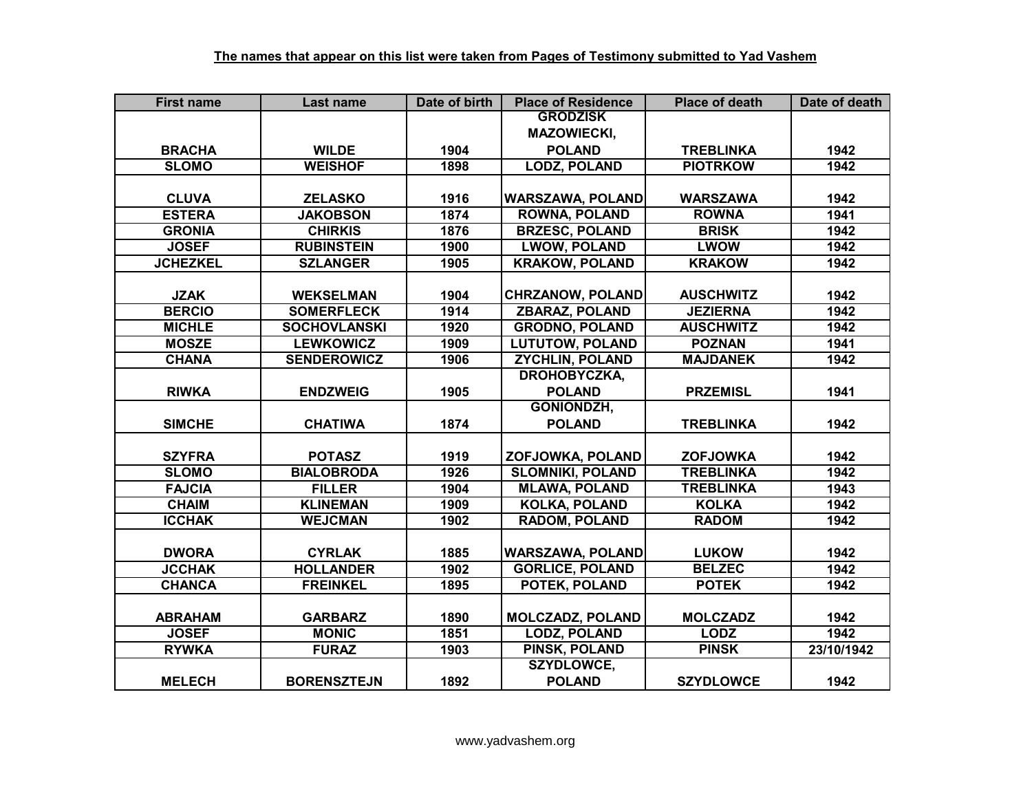**The names that appear on this list were taken from Pages of Testimony submitted to Yad Vashem**

| First name | Last name | Date of birth | Place of Residence | Place of death | Date of death |
|---|---|---|---|---|---|
| BRACHA | WILDE | 1904 | GRODZISK MAZOWIECKI, POLAND | TREBLINKA | 1942 |
| SLOMO | WEISHOF | 1898 | LODZ, POLAND | PIOTRKOW | 1942 |
| CLUVA | ZELASKO | 1916 | WARSZAWA, POLAND | WARSZAWA | 1942 |
| ESTERA | JAKOBSON | 1874 | ROWNA, POLAND | ROWNA | 1941 |
| GRONIA | CHIRKIS | 1876 | BRZESC, POLAND | BRISK | 1942 |
| JOSEF | RUBINSTEIN | 1900 | LWOW, POLAND | LWOW | 1942 |
| JCHEZKEL | SZLANGER | 1905 | KRAKOW, POLAND | KRAKOW | 1942 |
| JZAK | WEKSELMAN | 1904 | CHRZANOW, POLAND | AUSCHWITZ | 1942 |
| BERCIO | SOMERFLECK | 1914 | ZBARAZ, POLAND | JEZIERNA | 1942 |
| MICHLE | SOCHOVLANSKI | 1920 | GRODNO, POLAND | AUSCHWITZ | 1942 |
| MOSZE | LEWKOWICZ | 1909 | LUTUTOW, POLAND | POZNAN | 1941 |
| CHANA | SENDEROWICZ | 1906 | ZYCHLIN, POLAND | MAJDANEK | 1942 |
| RIWKA | ENDZWEIG | 1905 | DROHOBYCZKA, POLAND | PRZEMISL | 1941 |
| SIMCHE | CHATIWA | 1874 | GONIONDZH, POLAND | TREBLINKA | 1942 |
| SZYFRA | POTASZ | 1919 | ZOFJOWKA, POLAND | ZOFJOWKA | 1942 |
| SLOMO | BIALOBRODA | 1926 | SLOMNIKI, POLAND | TREBLINKA | 1942 |
| FAJCIA | FILLER | 1904 | MLAWA, POLAND | TREBLINKA | 1943 |
| CHAIM | KLINEMAN | 1909 | KOLKA, POLAND | KOLKA | 1942 |
| ICCHAK | WEJCMAN | 1902 | RADOM, POLAND | RADOM | 1942 |
| DWORA | CYRLAK | 1885 | WARSZAWA, POLAND | LUKOW | 1942 |
| JCCHAK | HOLLANDER | 1902 | GORLICE, POLAND | BELZEC | 1942 |
| CHANCA | FREINKEL | 1895 | POTEK, POLAND | POTEK | 1942 |
| ABRAHAM | GARBARZ | 1890 | MOLCZADZ, POLAND | MOLCZADZ | 1942 |
| JOSEF | MONIC | 1851 | LODZ, POLAND | LODZ | 1942 |
| RYWKA | FURAZ | 1903 | PINSK, POLAND | PINSK | 23/10/1942 |
| MELECH | BORENSZTEJN | 1892 | SZYDLOWCE, POLAND | SZYDLOWCE | 1942 |

www.yadvashem.org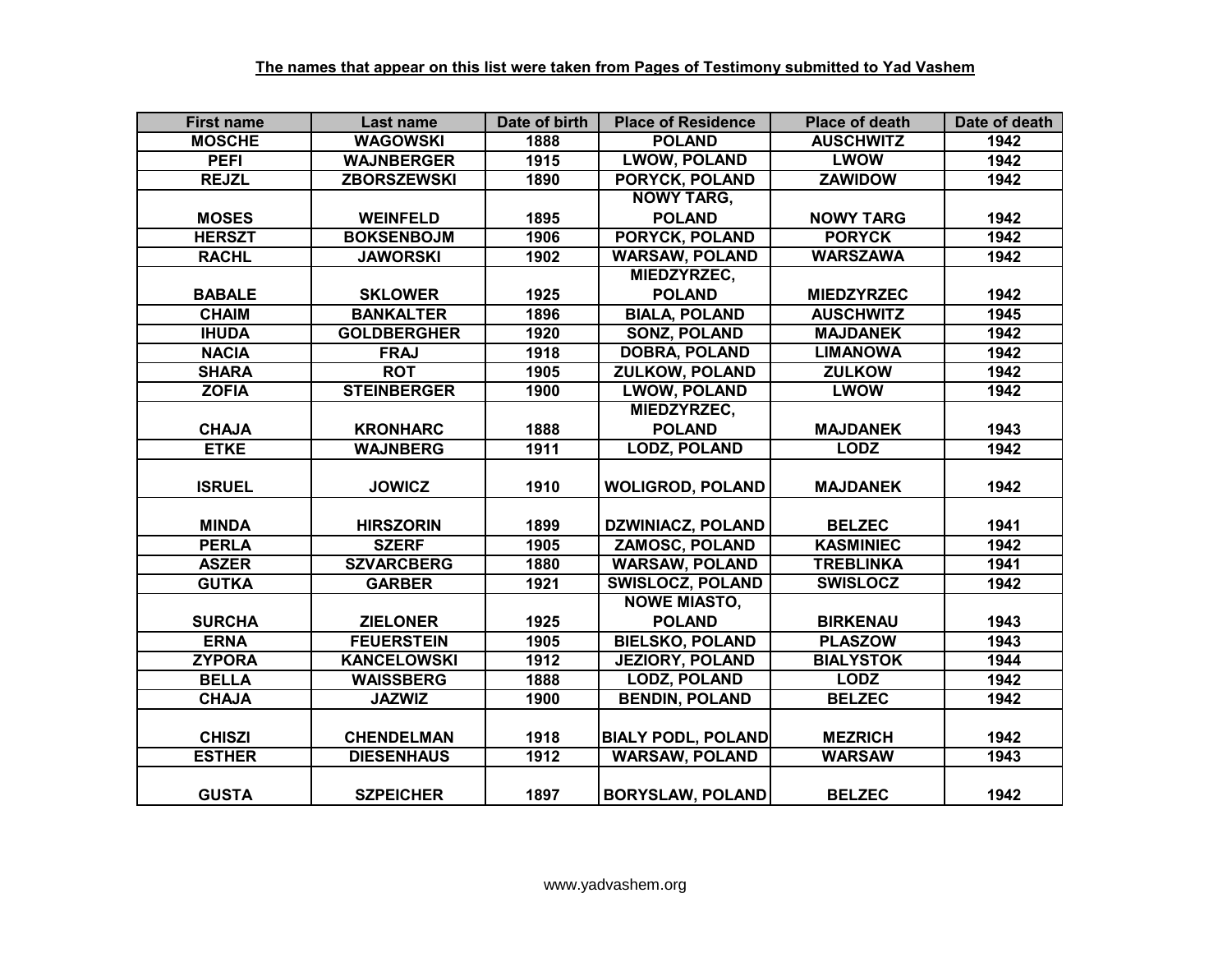**The names that appear on this list were taken from Pages of Testimony submitted to Yad Vashem**

| First name | Last name | Date of birth | Place of Residence | Place of death | Date of death |
|---|---|---|---|---|---|
| MOSCHE | WAGOWSKI | 1888 | POLAND | AUSCHWITZ | 1942 |
| PEFI | WAJNBERGER | 1915 | LWOW, POLAND | LWOW | 1942 |
| REJZL | ZBORSZEWSKI | 1890 | PORYCK, POLAND | ZAWIDOW | 1942 |
| MOSES | WEINFELD | 1895 | NOWY TARG, POLAND | NOWY TARG | 1942 |
| HERSZT | BOKSENBOJM | 1906 | PORYCK, POLAND | PORYCK | 1942 |
| RACHL | JAWORSKI | 1902 | WARSAW, POLAND | WARSZAWA | 1942 |
| BABALE | SKLOWER | 1925 | MIEDZYRZEC, POLAND | MIEDZYRZEC | 1942 |
| CHAIM | BANKALTER | 1896 | BIALA, POLAND | AUSCHWITZ | 1945 |
| IHUDA | GOLDBERGHER | 1920 | SONZ, POLAND | MAJDANEK | 1942 |
| NACIA | FRAJ | 1918 | DOBRA, POLAND | LIMANOWA | 1942 |
| SHARA | ROT | 1905 | ZULKOW, POLAND | ZULKOW | 1942 |
| ZOFIA | STEINBERGER | 1900 | LWOW, POLAND | LWOW | 1942 |
| CHAJA | KRONHARC | 1888 | MIEDZYRZEC, POLAND | MAJDANEK | 1943 |
| ETKE | WAJNBERG | 1911 | LODZ, POLAND | LODZ | 1942 |
| ISRUEL | JOWICZ | 1910 | WOLIGROD, POLAND | MAJDANEK | 1942 |
| MINDA | HIRSZORIN | 1899 | DZWINIACZ, POLAND | BELZEC | 1941 |
| PERLA | SZERF | 1905 | ZAMOSC, POLAND | KASMINIEC | 1942 |
| ASZER | SZVARCBERG | 1880 | WARSAW, POLAND | TREBLINKA | 1941 |
| GUTKA | GARBER | 1921 | SWISLOCZ, POLAND | SWISLOCZ | 1942 |
| SURCHA | ZIELONER | 1925 | NOWE MIASTO, POLAND | BIRKENAU | 1943 |
| ERNA | FEUERSTEIN | 1905 | BIELSKO, POLAND | PLASZOW | 1943 |
| ZYPORA | KANCELOWSKI | 1912 | JEZIORY, POLAND | BIALYSTOK | 1944 |
| BELLA | WAISSBERG | 1888 | LODZ, POLAND | LODZ | 1942 |
| CHAJA | JAZWIZ | 1900 | BENDIN, POLAND | BELZEC | 1942 |
| CHISZI | CHENDELMAN | 1918 | BIALY PODL, POLAND | MEZRICH | 1942 |
| ESTHER | DIESENHAUS | 1912 | WARSAW, POLAND | WARSAW | 1943 |
| GUSTA | SZPEICHER | 1897 | BORYSLAW, POLAND | BELZEC | 1942 |

www.yadvashem.org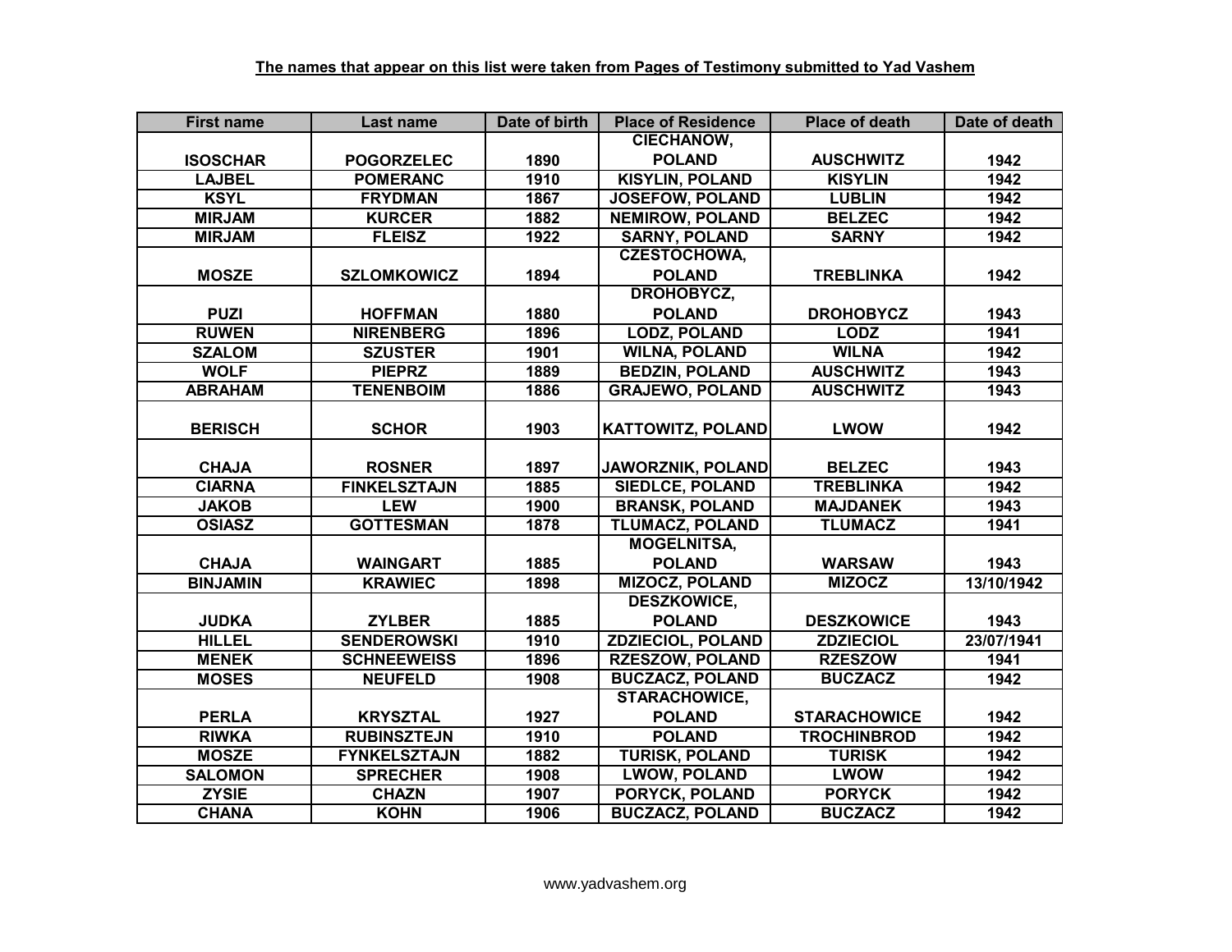**The names that appear on this list were taken from Pages of Testimony submitted to Yad Vashem**

| First name | Last name | Date of birth | Place of Residence | Place of death | Date of death |
|---|---|---|---|---|---|
| ISOSCHAR | POGORZELEC | 1890 | CIECHANOW, POLAND | AUSCHWITZ | 1942 |
| LAJBEL | POMERANC | 1910 | KISYLIN, POLAND | KISYLIN | 1942 |
| KSYL | FRYDMAN | 1867 | JOSEFOW, POLAND | LUBLIN | 1942 |
| MIRJAM | KURCER | 1882 | NEMIROW, POLAND | BELZEC | 1942 |
| MIRJAM | FLEISZ | 1922 | SARNY, POLAND | SARNY | 1942 |
| MOSZE | SZLOMKOWICZ | 1894 | CZESTOCHOWA, POLAND | TREBLINKA | 1942 |
| PUZI | HOFFMAN | 1880 | DROHOBYCZ, POLAND | DROHOBYCZ | 1943 |
| RUWEN | NIRENBERG | 1896 | LODZ, POLAND | LODZ | 1941 |
| SZALOM | SZUSTER | 1901 | WILNA, POLAND | WILNA | 1942 |
| WOLF | PIEPRZ | 1889 | BEDZIN, POLAND | AUSCHWITZ | 1943 |
| ABRAHAM | TENENBOIM | 1886 | GRAJEWO, POLAND | AUSCHWITZ | 1943 |
| BERISCH | SCHOR | 1903 | KATTOWITZ, POLAND | LWOW | 1942 |
| CHAJA | ROSNER | 1897 | JAWORZNIK, POLAND | BELZEC | 1943 |
| CIARNA | FINKELSZTAJN | 1885 | SIEDLCE, POLAND | TREBLINKA | 1942 |
| JAKOB | LEW | 1900 | BRANSK, POLAND | MAJDANEK | 1943 |
| OSIASZ | GOTTESMAN | 1878 | TLUMACZ, POLAND | TLUMACZ | 1941 |
| CHAJA | WAINGART | 1885 | MOGELNITSA, POLAND | WARSAW | 1943 |
| BINJAMIN | KRAWIEC | 1898 | MIZOCZ, POLAND | MIZOCZ | 13/10/1942 |
| JUDKA | ZYLBER | 1885 | DESZKOWICE, POLAND | DESZKOWICE | 1943 |
| HILLEL | SENDEROWSKI | 1910 | ZDZIECIOL, POLAND | ZDZIECIOL | 23/07/1941 |
| MENEK | SCHNEEWEISS | 1896 | RZESZOW, POLAND | RZESZOW | 1941 |
| MOSES | NEUFELD | 1908 | BUCZACZ, POLAND | BUCZACZ | 1942 |
| PERLA | KRYSZTAL | 1927 | STARACHOWICE, POLAND | STARACHOWICE | 1942 |
| RIWKA | RUBINSZTEJN | 1910 | POLAND | TROCHINBROD | 1942 |
| MOSZE | FYNKELSZTAJN | 1882 | TURISK, POLAND | TURISK | 1942 |
| SALOMON | SPRECHER | 1908 | LWOW, POLAND | LWOW | 1942 |
| ZYSIE | CHAZN | 1907 | PORYCK, POLAND | PORYCK | 1942 |
| CHANA | KOHN | 1906 | BUCZACZ, POLAND | BUCZACZ | 1942 |

www.yadvashem.org